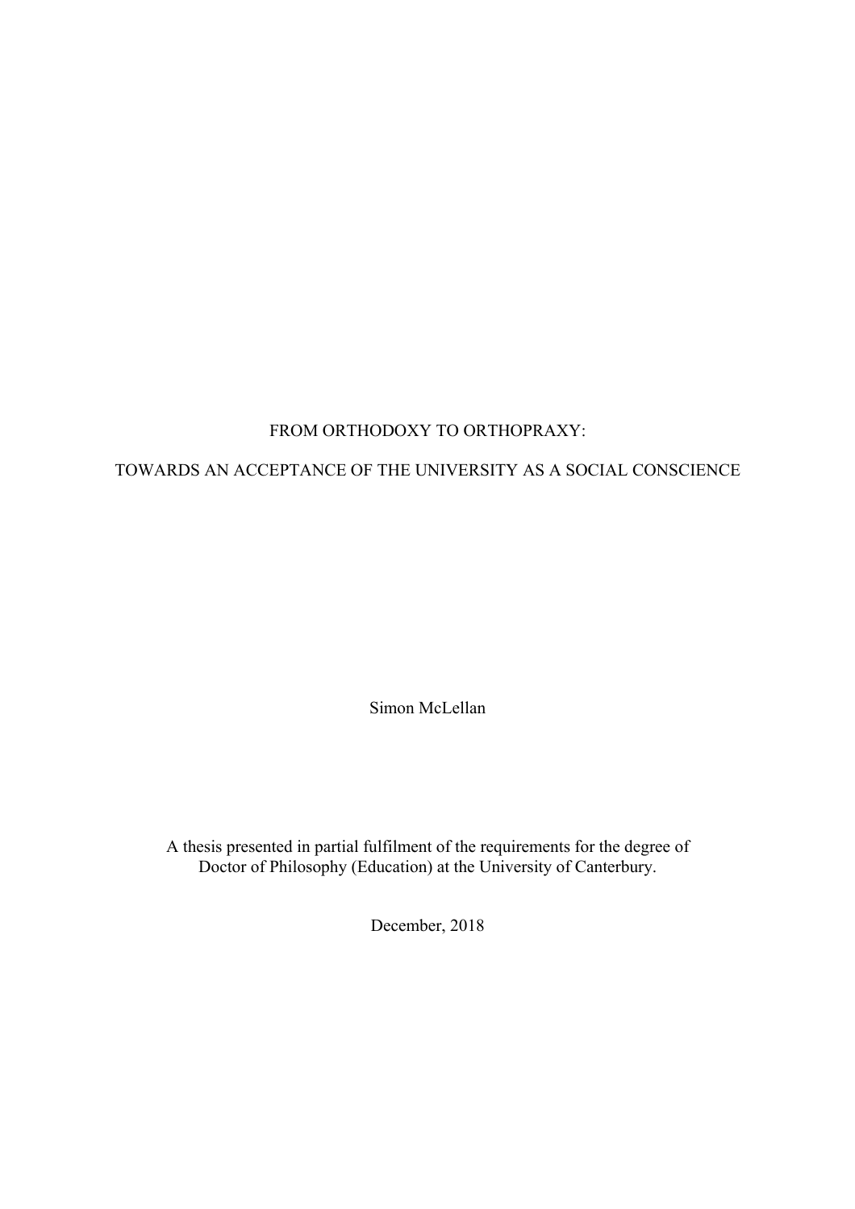# FROM ORTHODOXY TO ORTHOPRAXY:

# TOWARDS AN ACCEPTANCE OF THE UNIVERSITY AS A SOCIAL CONSCIENCE

Simon McLellan

A thesis presented in partial fulfilment of the requirements for the degree of Doctor of Philosophy (Education) at the University of Canterbury.

December, 2018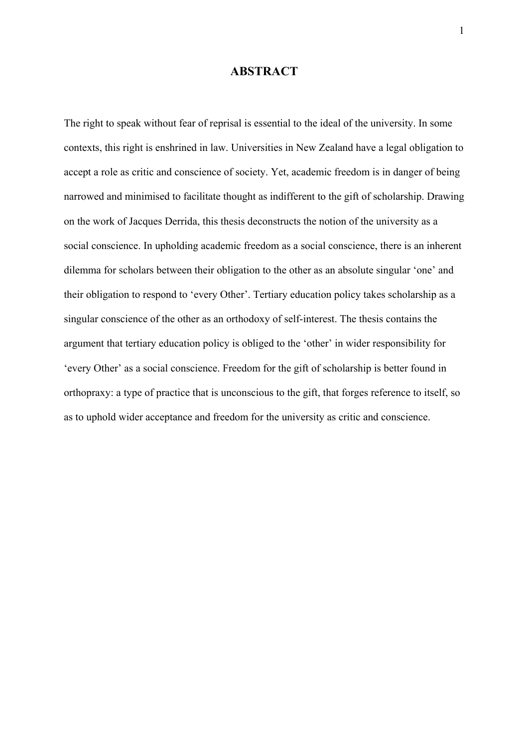# ABSTRACT

The right to speak without fear of reprisal is essential to the ideal of the university. In some contexts, this right is enshrined in law. Universities in New Zealand have a legal obligation to accept a role as critic and conscience of society. Yet, academic freedom is in danger of being narrowed and minimised to facilitate thought as indifferent to the gift of scholarship. Drawing on the work of Jacques Derrida, this thesis deconstructs the notion of the university as a social conscience. In upholding academic freedom as a social conscience, there is an inherent dilemma for scholars between their obligation to the other as an absolute singular 'one' and their obligation to respond to 'every Other'. Tertiary education policy takes scholarship as a singular conscience of the other as an orthodoxy of self-interest. The thesis contains the argument that tertiary education policy is obliged to the 'other' in wider responsibility for 'every Other' as a social conscience. Freedom for the gift of scholarship is better found in orthopraxy: a type of practice that is unconscious to the gift, that forges reference to itself, so as to uphold wider acceptance and freedom for the university as critic and conscience.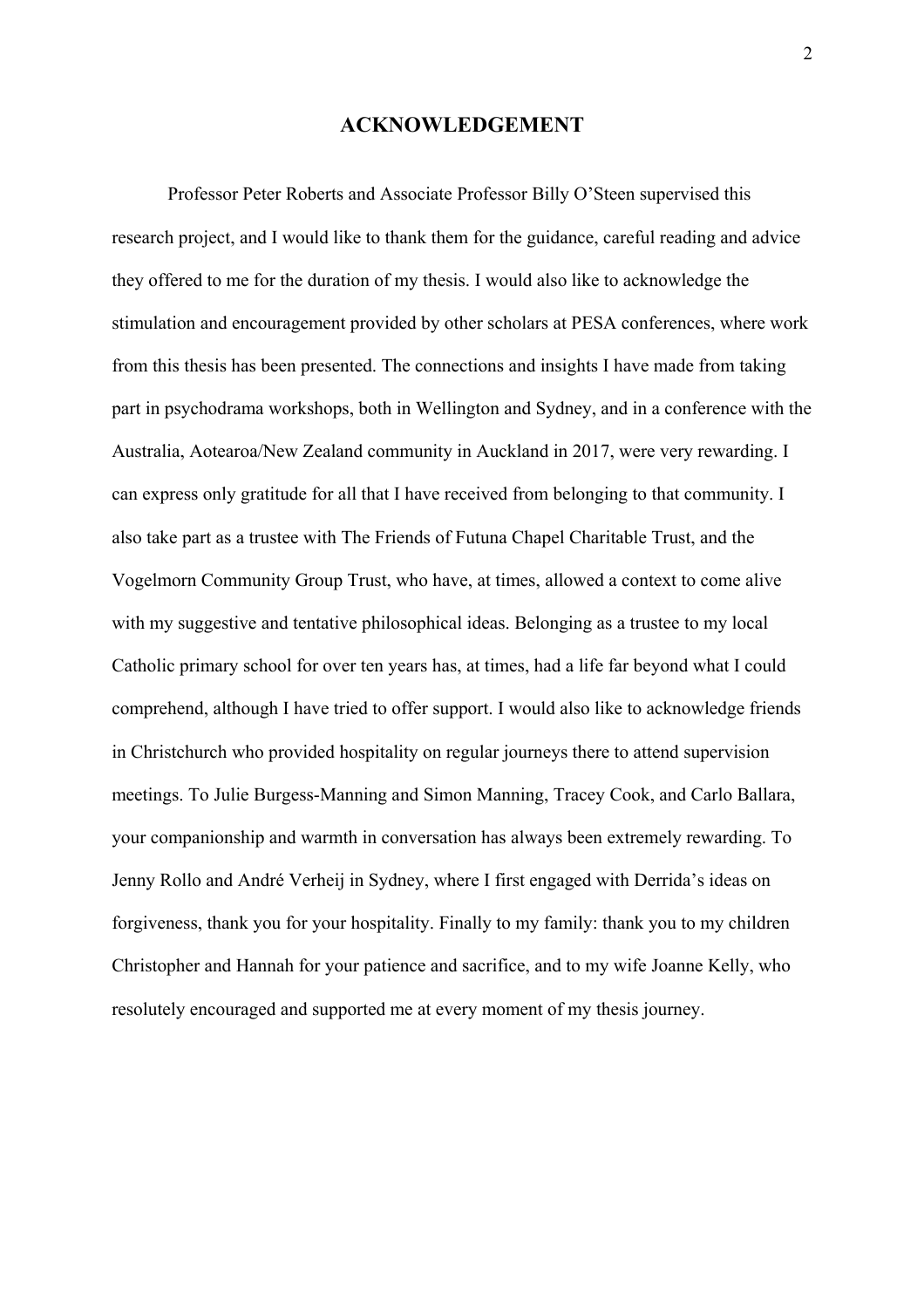# ACKNOWLEDGEMENT

Professor Peter Roberts and Associate Professor Billy O'Steen supervised this research project, and I would like to thank them for the guidance, careful reading and advice they offered to me for the duration of my thesis. I would also like to acknowledge the stimulation and encouragement provided by other scholars at PESA conferences, where work from this thesis has been presented. The connections and insights I have made from taking part in psychodrama workshops, both in Wellington and Sydney, and in a conference with the Australia, Aotearoa/New Zealand community in Auckland in 2017, were very rewarding. I can express only gratitude for all that I have received from belonging to that community. I also take part as a trustee with The Friends of Futuna Chapel Charitable Trust, and the Vogelmorn Community Group Trust, who have, at times, allowed a context to come alive with my suggestive and tentative philosophical ideas. Belonging as a trustee to my local Catholic primary school for over ten years has, at times, had a life far beyond what I could comprehend, although I have tried to offer support. I would also like to acknowledge friends in Christchurch who provided hospitality on regular journeys there to attend supervision meetings. To Julie Burgess-Manning and Simon Manning, Tracey Cook, and Carlo Ballara, your companionship and warmth in conversation has always been extremely rewarding. To Jenny Rollo and André Verheij in Sydney, where I first engaged with Derrida's ideas on forgiveness, thank you for your hospitality. Finally to my family: thank you to my children Christopher and Hannah for your patience and sacrifice, and to my wife Joanne Kelly, who resolutely encouraged and supported me at every moment of my thesis journey.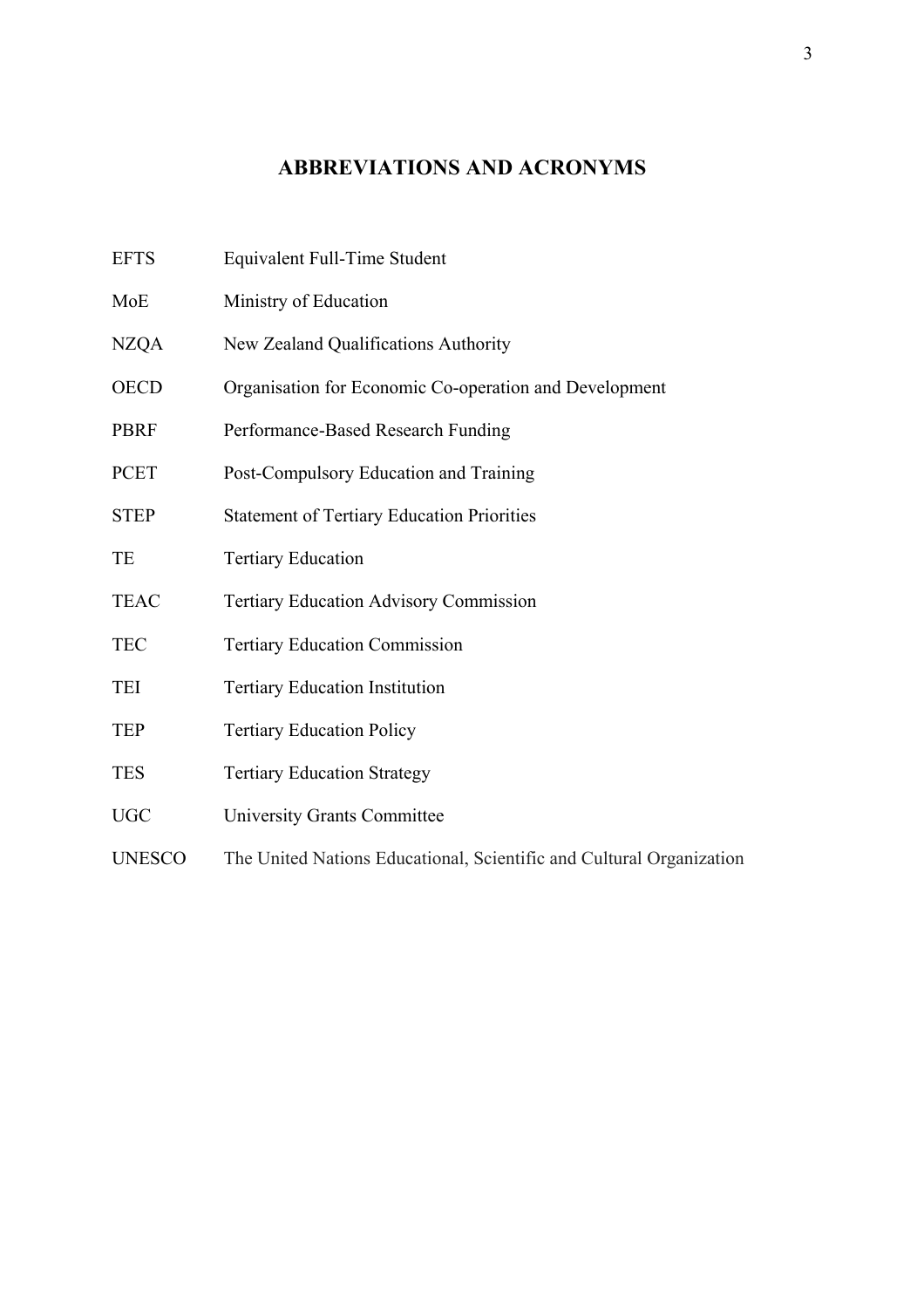# ABBREVIATIONS AND ACRONYMS

| | |
|---|---|
| EFTS | Equivalent Full-Time Student |
| MoE | Ministry of Education |
| NZQA | New Zealand Qualifications Authority |
| OECD | Organisation for Economic Co-operation and Development |
| PBRF | Performance-Based Research Funding |
| PCET | Post-Compulsory Education and Training |
| STEP | Statement of Tertiary Education Priorities |
| TE | Tertiary Education |
| TEAC | Tertiary Education Advisory Commission |
| TEC | Tertiary Education Commission |
| TEI | Tertiary Education Institution |
| TEP | Tertiary Education Policy |
| TES | Tertiary Education Strategy |
| UGC | University Grants Committee |
| UNESCO | The United Nations Educational, Scientific and Cultural Organization |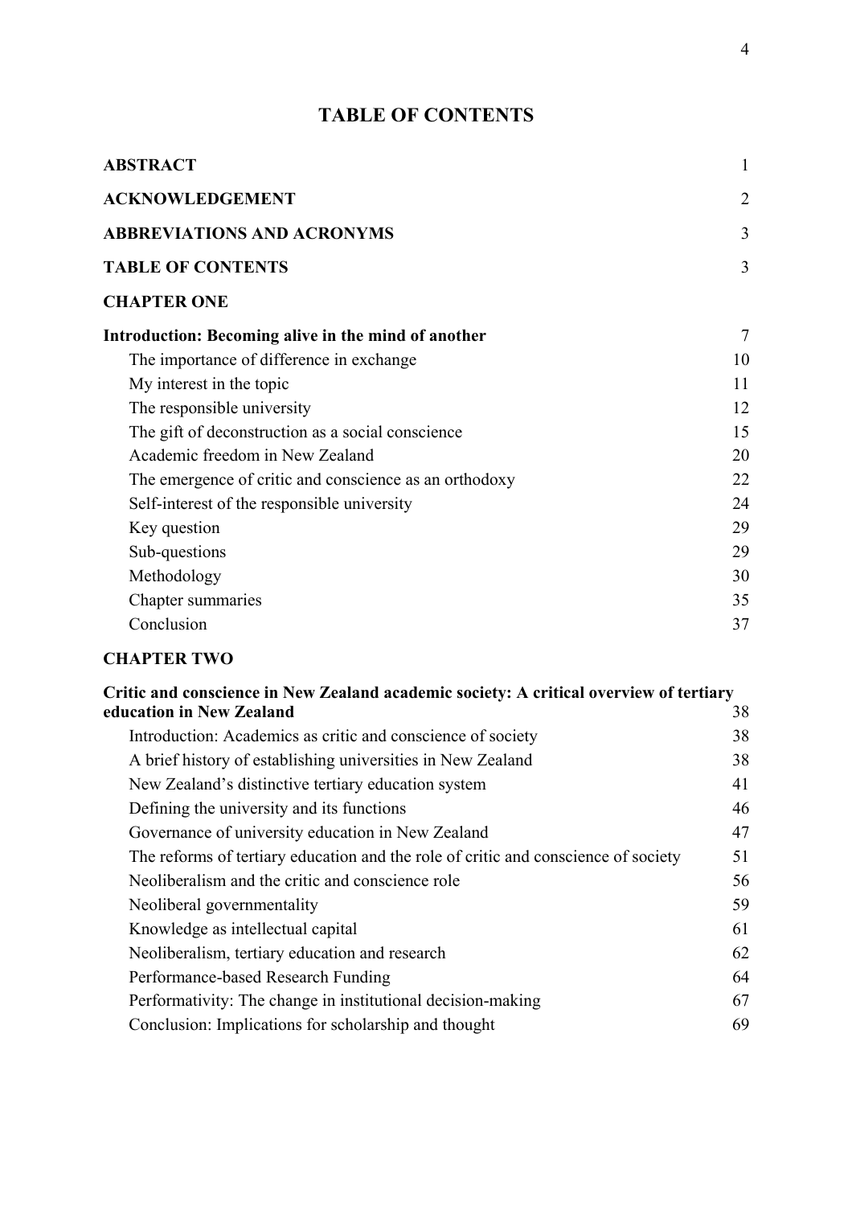# TABLE OF CONTENTS

| | |
|---|---|
| **ABSTRACT** | 1 |
| **ACKNOWLEDGEMENT** | 2 |
| **ABBREVIATIONS AND ACRONYMS** | 3 |
| **TABLE OF CONTENTS** | 3 |
| **CHAPTER ONE** | |
| **Introduction: Becoming alive in the mind of another** | 7 |
| The importance of difference in exchange | 10 |
| My interest in the topic | 11 |
| The responsible university | 12 |
| The gift of deconstruction as a social conscience | 15 |
| Academic freedom in New Zealand | 20 |
| The emergence of critic and conscience as an orthodoxy | 22 |
| Self-interest of the responsible university | 24 |
| Key question | 29 |
| Sub-questions | 29 |
| Methodology | 30 |
| Chapter summaries | 35 |
| Conclusion | 37 |
| **CHAPTER TWO** | |
| **Critic and conscience in New Zealand academic society: A critical overview of tertiary education in New Zealand** | 38 |
| Introduction: Academics as critic and conscience of society | 38 |
| A brief history of establishing universities in New Zealand | 38 |
| New Zealand's distinctive tertiary education system | 41 |
| Defining the university and its functions | 46 |
| Governance of university education in New Zealand | 47 |
| The reforms of tertiary education and the role of critic and conscience of society | 51 |
| Neoliberalism and the critic and conscience role | 56 |
| Neoliberal governmentality | 59 |
| Knowledge as intellectual capital | 61 |
| Neoliberalism, tertiary education and research | 62 |
| Performance-based Research Funding | 64 |
| Performativity: The change in institutional decision-making | 67 |
| Conclusion: Implications for scholarship and thought | 69 |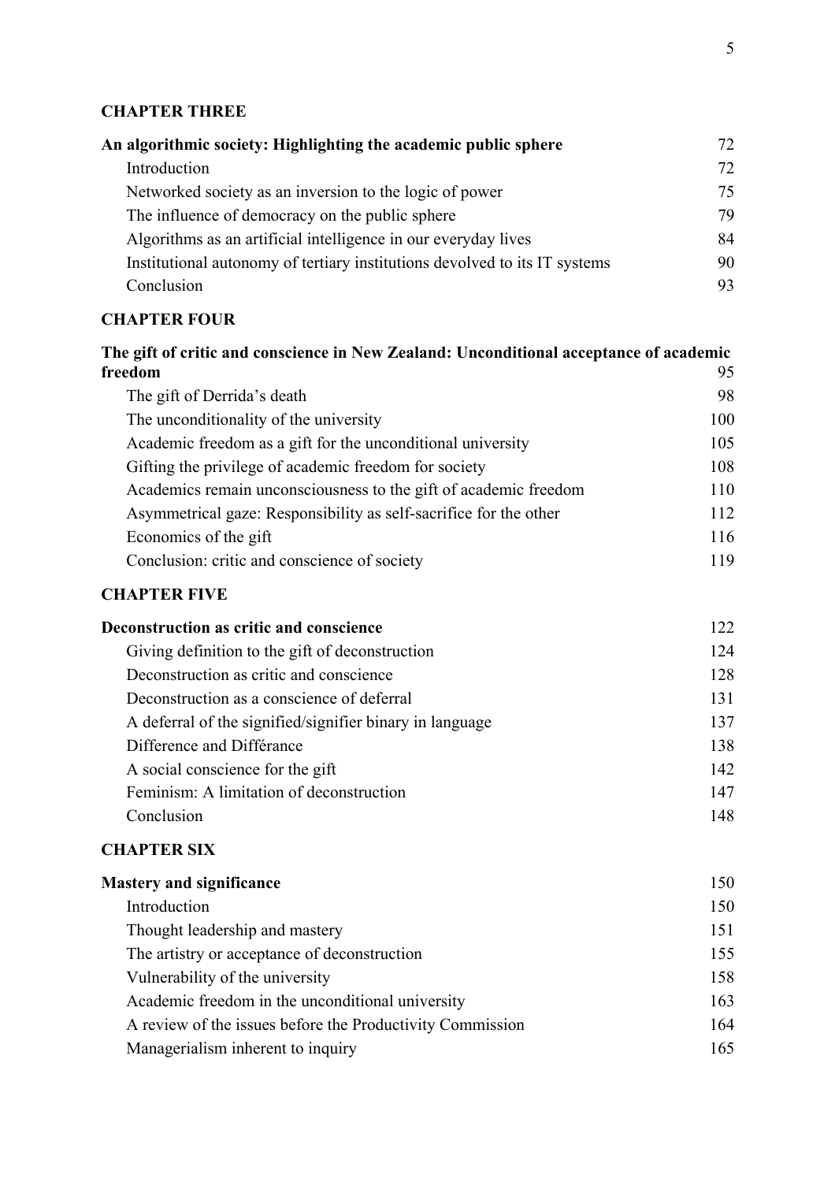**CHAPTER THREE**

| | |
|---|---|
| **An algorithmic society: Highlighting the academic public sphere** | 72 |
| Introduction | 72 |
| Networked society as an inversion to the logic of power | 75 |
| The influence of democracy on the public sphere | 79 |
| Algorithms as an artificial intelligence in our everyday lives | 84 |
| Institutional autonomy of tertiary institutions devolved to its IT systems | 90 |
| Conclusion | 93 |

**CHAPTER FOUR**

| | |
|---|---|
| **The gift of critic and conscience in New Zealand: Unconditional acceptance of academic freedom** | 95 |
| The gift of Derrida's death | 98 |
| The unconditionality of the university | 100 |
| Academic freedom as a gift for the unconditional university | 105 |
| Gifting the privilege of academic freedom for society | 108 |
| Academics remain unconsciousness to the gift of academic freedom | 110 |
| Asymmetrical gaze: Responsibility as self-sacrifice for the other | 112 |
| Economics of the gift | 116 |
| Conclusion: critic and conscience of society | 119 |

**CHAPTER FIVE**

| | |
|---|---|
| **Deconstruction as critic and conscience** | 122 |
| Giving definition to the gift of deconstruction | 124 |
| Deconstruction as critic and conscience | 128 |
| Deconstruction as a conscience of deferral | 131 |
| A deferral of the signified/signifier binary in language | 137 |
| Difference and Différance | 138 |
| A social conscience for the gift | 142 |
| Feminism: A limitation of deconstruction | 147 |
| Conclusion | 148 |

**CHAPTER SIX**

| | |
|---|---|
| **Mastery and significance** | 150 |
| Introduction | 150 |
| Thought leadership and mastery | 151 |
| The artistry or acceptance of deconstruction | 155 |
| Vulnerability of the university | 158 |
| Academic freedom in the unconditional university | 163 |
| A review of the issues before the Productivity Commission | 164 |
| Managerialism inherent to inquiry | 165 |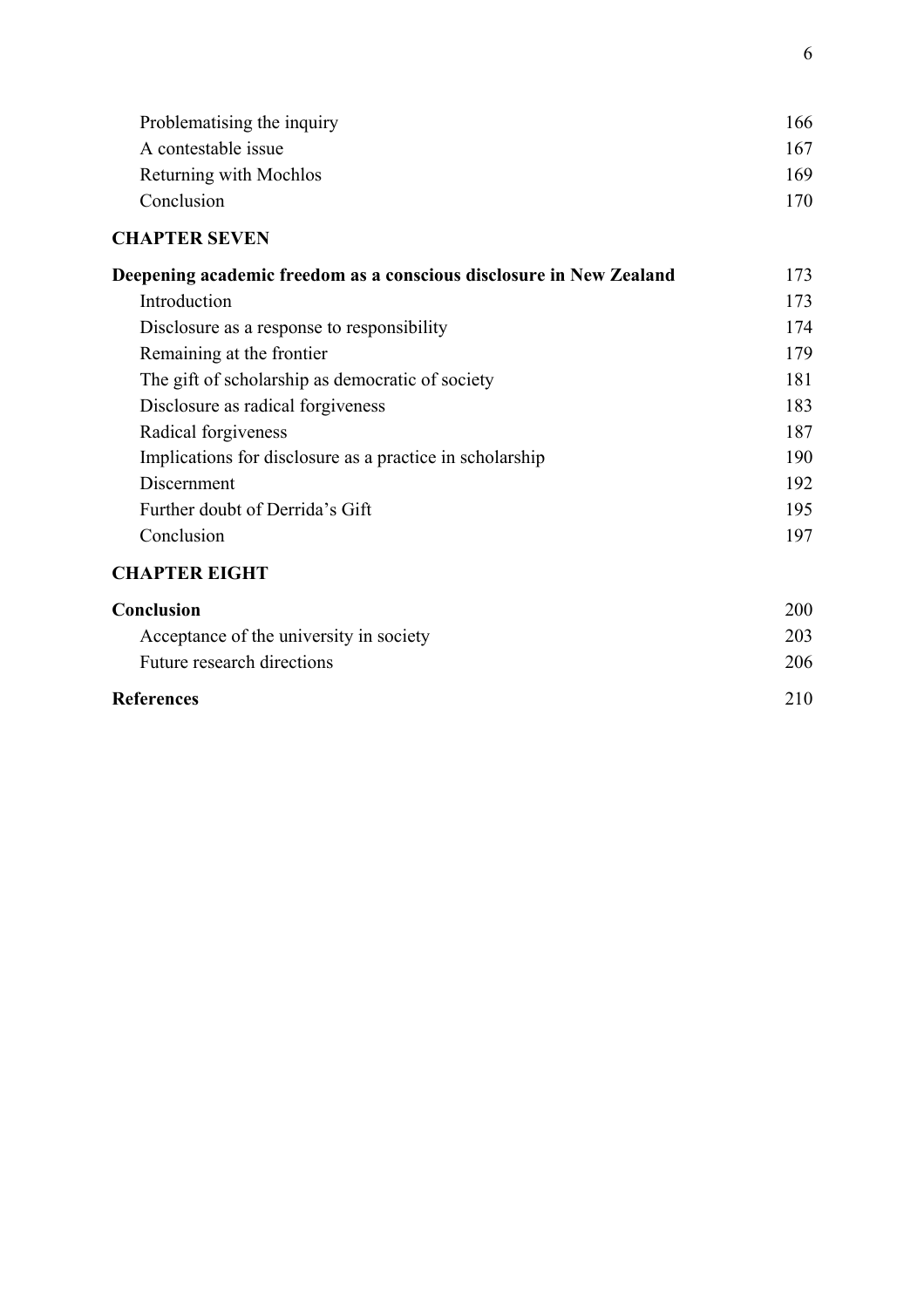Problematising the inquiry 166
A contestable issue 167
Returning with Mochlos 169
Conclusion 170

**CHAPTER SEVEN**

**Deepening academic freedom as a conscious disclosure in New Zealand** 173
Introduction 173
Disclosure as a response to responsibility 174
Remaining at the frontier 179
The gift of scholarship as democratic of society 181
Disclosure as radical forgiveness 183
Radical forgiveness 187
Implications for disclosure as a practice in scholarship 190
Discernment 192
Further doubt of Derrida's Gift 195
Conclusion 197

**CHAPTER EIGHT**

**Conclusion** 200
Acceptance of the university in society 203
Future research directions 206

**References** 210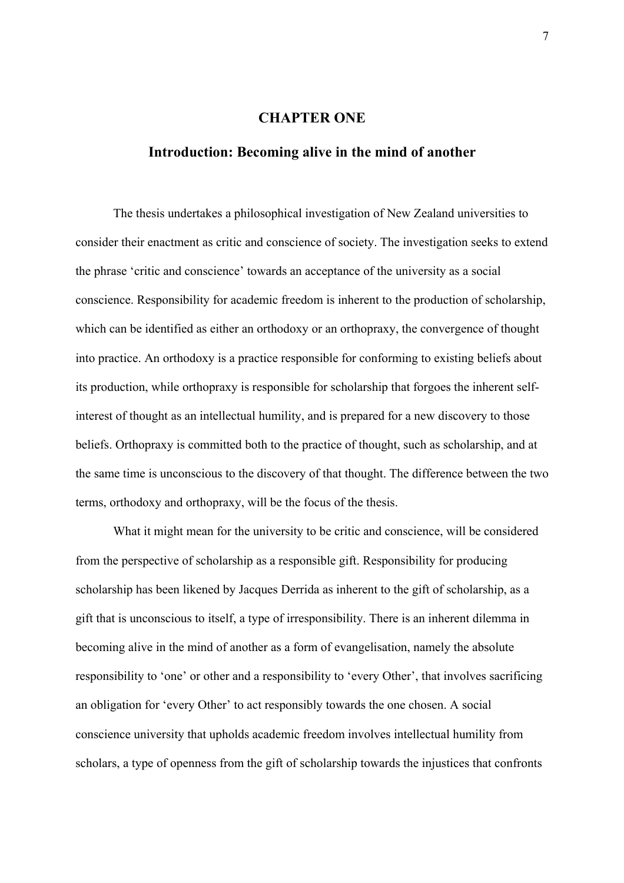# CHAPTER ONE

## Introduction: Becoming alive in the mind of another

The thesis undertakes a philosophical investigation of New Zealand universities to consider their enactment as critic and conscience of society. The investigation seeks to extend the phrase 'critic and conscience' towards an acceptance of the university as a social conscience. Responsibility for academic freedom is inherent to the production of scholarship, which can be identified as either an orthodoxy or an orthopraxy, the convergence of thought into practice. An orthodoxy is a practice responsible for conforming to existing beliefs about its production, while orthopraxy is responsible for scholarship that forgoes the inherent self-interest of thought as an intellectual humility, and is prepared for a new discovery to those beliefs. Orthopraxy is committed both to the practice of thought, such as scholarship, and at the same time is unconscious to the discovery of that thought. The difference between the two terms, orthodoxy and orthopraxy, will be the focus of the thesis.

What it might mean for the university to be critic and conscience, will be considered from the perspective of scholarship as a responsible gift. Responsibility for producing scholarship has been likened by Jacques Derrida as inherent to the gift of scholarship, as a gift that is unconscious to itself, a type of irresponsibility. There is an inherent dilemma in becoming alive in the mind of another as a form of evangelisation, namely the absolute responsibility to 'one' or other and a responsibility to 'every Other', that involves sacrificing an obligation for 'every Other' to act responsibly towards the one chosen. A social conscience university that upholds academic freedom involves intellectual humility from scholars, a type of openness from the gift of scholarship towards the injustices that confronts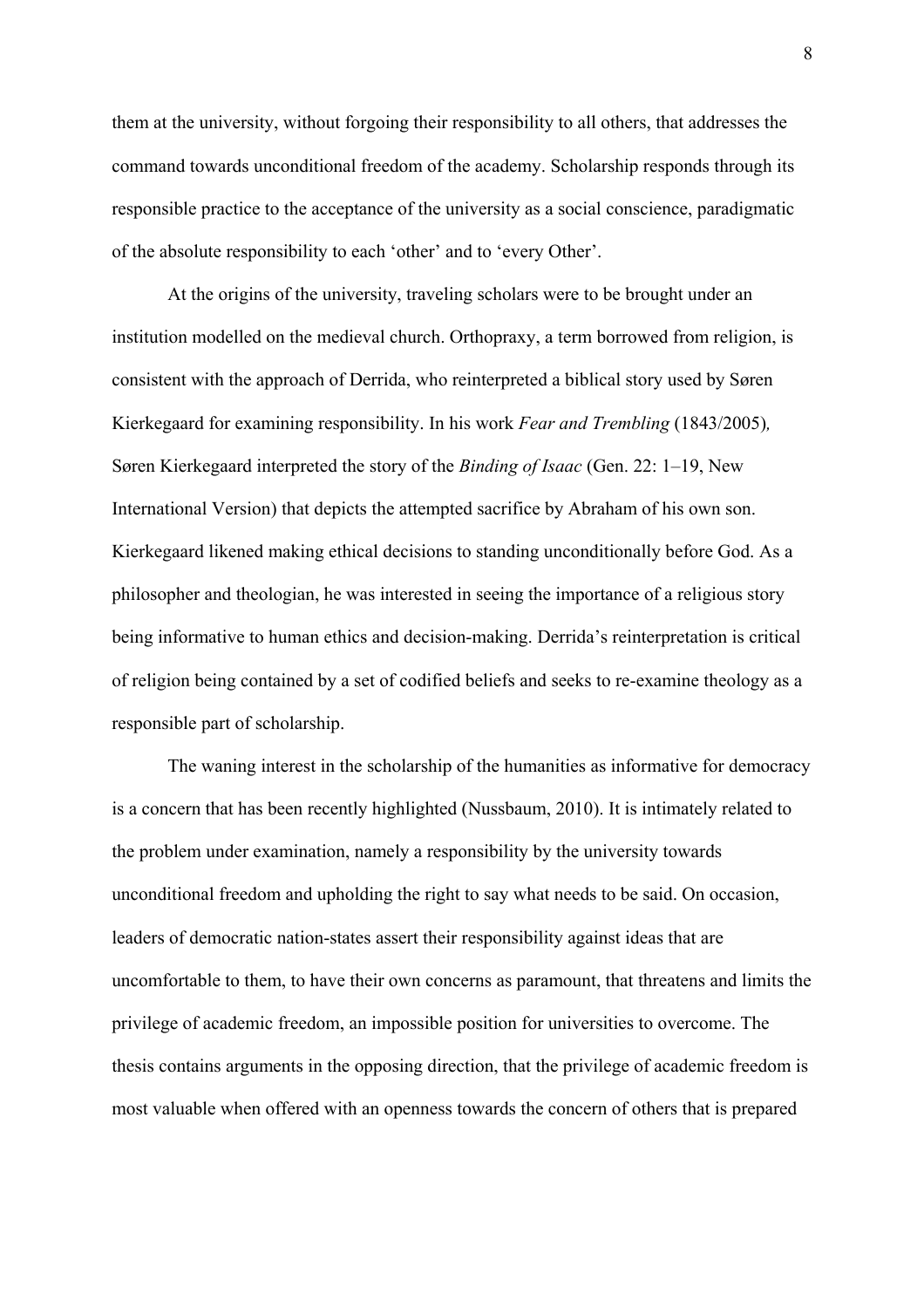them at the university, without forgoing their responsibility to all others, that addresses the command towards unconditional freedom of the academy. Scholarship responds through its responsible practice to the acceptance of the university as a social conscience, paradigmatic of the absolute responsibility to each 'other' and to 'every Other'.

At the origins of the university, traveling scholars were to be brought under an institution modelled on the medieval church. Orthopraxy, a term borrowed from religion, is consistent with the approach of Derrida, who reinterpreted a biblical story used by Søren Kierkegaard for examining responsibility. In his work *Fear and Trembling* (1843/2005), Søren Kierkegaard interpreted the story of the *Binding of Isaac* (Gen. 22: 1–19, New International Version) that depicts the attempted sacrifice by Abraham of his own son. Kierkegaard likened making ethical decisions to standing unconditionally before God. As a philosopher and theologian, he was interested in seeing the importance of a religious story being informative to human ethics and decision-making. Derrida's reinterpretation is critical of religion being contained by a set of codified beliefs and seeks to re-examine theology as a responsible part of scholarship.

The waning interest in the scholarship of the humanities as informative for democracy is a concern that has been recently highlighted (Nussbaum, 2010). It is intimately related to the problem under examination, namely a responsibility by the university towards unconditional freedom and upholding the right to say what needs to be said. On occasion, leaders of democratic nation-states assert their responsibility against ideas that are uncomfortable to them, to have their own concerns as paramount, that threatens and limits the privilege of academic freedom, an impossible position for universities to overcome. The thesis contains arguments in the opposing direction, that the privilege of academic freedom is most valuable when offered with an openness towards the concern of others that is prepared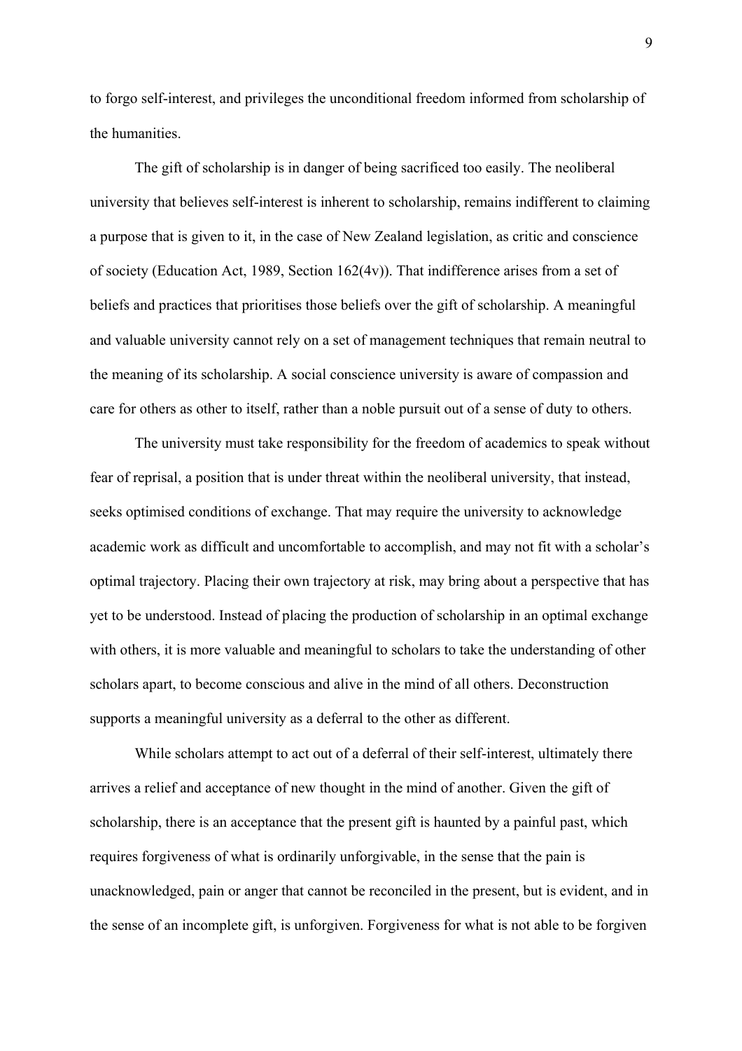to forgo self-interest, and privileges the unconditional freedom informed from scholarship of the humanities.

The gift of scholarship is in danger of being sacrificed too easily. The neoliberal university that believes self-interest is inherent to scholarship, remains indifferent to claiming a purpose that is given to it, in the case of New Zealand legislation, as critic and conscience of society (Education Act, 1989, Section 162(4v)). That indifference arises from a set of beliefs and practices that prioritises those beliefs over the gift of scholarship. A meaningful and valuable university cannot rely on a set of management techniques that remain neutral to the meaning of its scholarship. A social conscience university is aware of compassion and care for others as other to itself, rather than a noble pursuit out of a sense of duty to others.

The university must take responsibility for the freedom of academics to speak without fear of reprisal, a position that is under threat within the neoliberal university, that instead, seeks optimised conditions of exchange. That may require the university to acknowledge academic work as difficult and uncomfortable to accomplish, and may not fit with a scholar's optimal trajectory. Placing their own trajectory at risk, may bring about a perspective that has yet to be understood. Instead of placing the production of scholarship in an optimal exchange with others, it is more valuable and meaningful to scholars to take the understanding of other scholars apart, to become conscious and alive in the mind of all others. Deconstruction supports a meaningful university as a deferral to the other as different.

While scholars attempt to act out of a deferral of their self-interest, ultimately there arrives a relief and acceptance of new thought in the mind of another. Given the gift of scholarship, there is an acceptance that the present gift is haunted by a painful past, which requires forgiveness of what is ordinarily unforgivable, in the sense that the pain is unacknowledged, pain or anger that cannot be reconciled in the present, but is evident, and in the sense of an incomplete gift, is unforgiven. Forgiveness for what is not able to be forgiven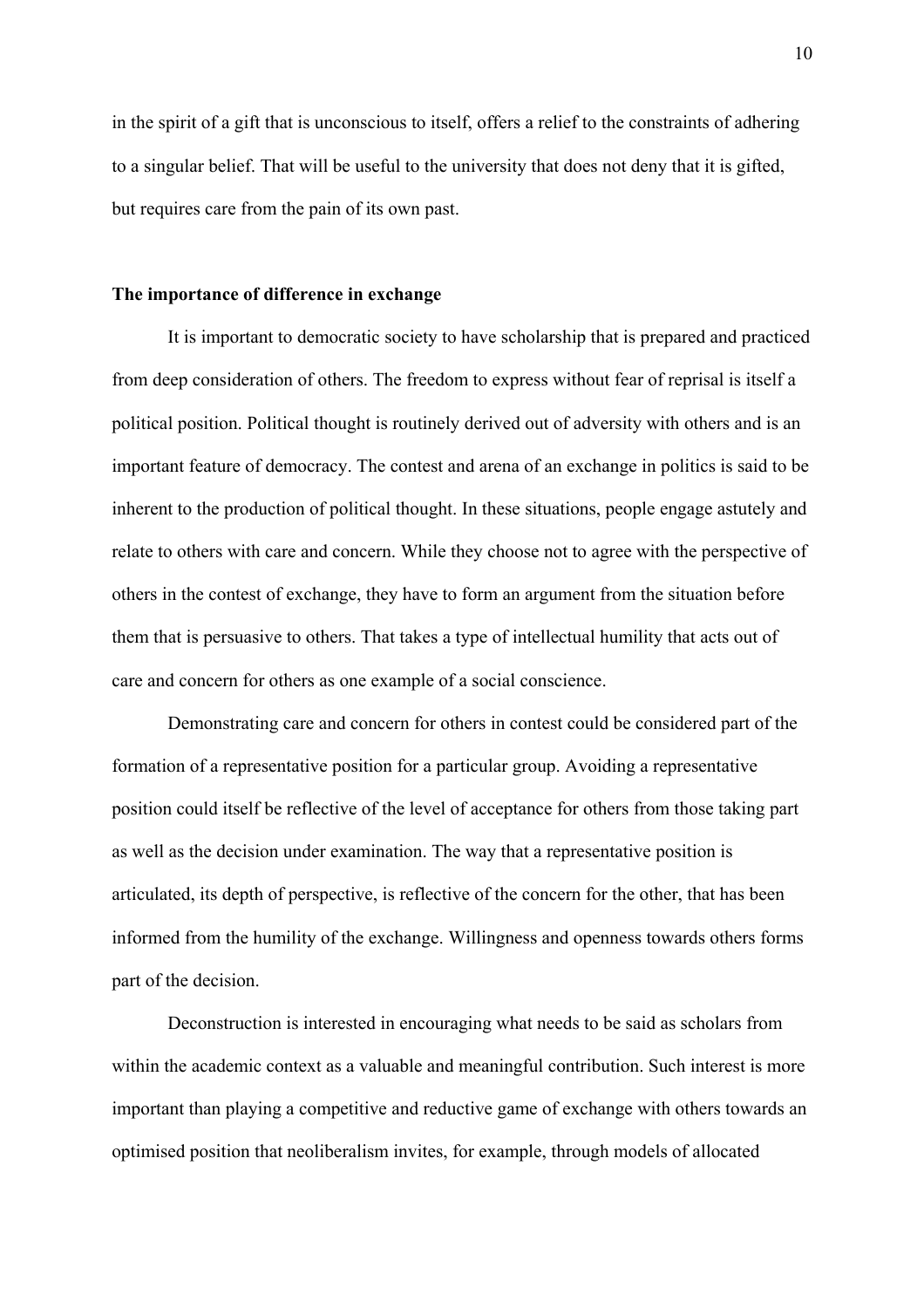in the spirit of a gift that is unconscious to itself, offers a relief to the constraints of adhering to a singular belief. That will be useful to the university that does not deny that it is gifted, but requires care from the pain of its own past.

**The importance of difference in exchange**

It is important to democratic society to have scholarship that is prepared and practiced from deep consideration of others. The freedom to express without fear of reprisal is itself a political position. Political thought is routinely derived out of adversity with others and is an important feature of democracy. The contest and arena of an exchange in politics is said to be inherent to the production of political thought. In these situations, people engage astutely and relate to others with care and concern. While they choose not to agree with the perspective of others in the contest of exchange, they have to form an argument from the situation before them that is persuasive to others. That takes a type of intellectual humility that acts out of care and concern for others as one example of a social conscience.

Demonstrating care and concern for others in contest could be considered part of the formation of a representative position for a particular group. Avoiding a representative position could itself be reflective of the level of acceptance for others from those taking part as well as the decision under examination. The way that a representative position is articulated, its depth of perspective, is reflective of the concern for the other, that has been informed from the humility of the exchange. Willingness and openness towards others forms part of the decision.

Deconstruction is interested in encouraging what needs to be said as scholars from within the academic context as a valuable and meaningful contribution. Such interest is more important than playing a competitive and reductive game of exchange with others towards an optimised position that neoliberalism invites, for example, through models of allocated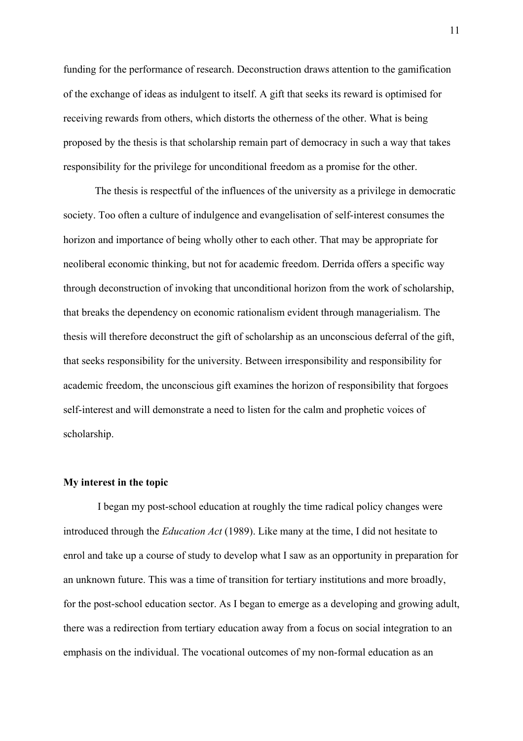funding for the performance of research. Deconstruction draws attention to the gamification of the exchange of ideas as indulgent to itself. A gift that seeks its reward is optimised for receiving rewards from others, which distorts the otherness of the other. What is being proposed by the thesis is that scholarship remain part of democracy in such a way that takes responsibility for the privilege for unconditional freedom as a promise for the other.

The thesis is respectful of the influences of the university as a privilege in democratic society. Too often a culture of indulgence and evangelisation of self-interest consumes the horizon and importance of being wholly other to each other. That may be appropriate for neoliberal economic thinking, but not for academic freedom. Derrida offers a specific way through deconstruction of invoking that unconditional horizon from the work of scholarship, that breaks the dependency on economic rationalism evident through managerialism. The thesis will therefore deconstruct the gift of scholarship as an unconscious deferral of the gift, that seeks responsibility for the university. Between irresponsibility and responsibility for academic freedom, the unconscious gift examines the horizon of responsibility that forgoes self-interest and will demonstrate a need to listen for the calm and prophetic voices of scholarship.

### My interest in the topic

I began my post-school education at roughly the time radical policy changes were introduced through the *Education Act* (1989). Like many at the time, I did not hesitate to enrol and take up a course of study to develop what I saw as an opportunity in preparation for an unknown future. This was a time of transition for tertiary institutions and more broadly, for the post-school education sector. As I began to emerge as a developing and growing adult, there was a redirection from tertiary education away from a focus on social integration to an emphasis on the individual. The vocational outcomes of my non-formal education as an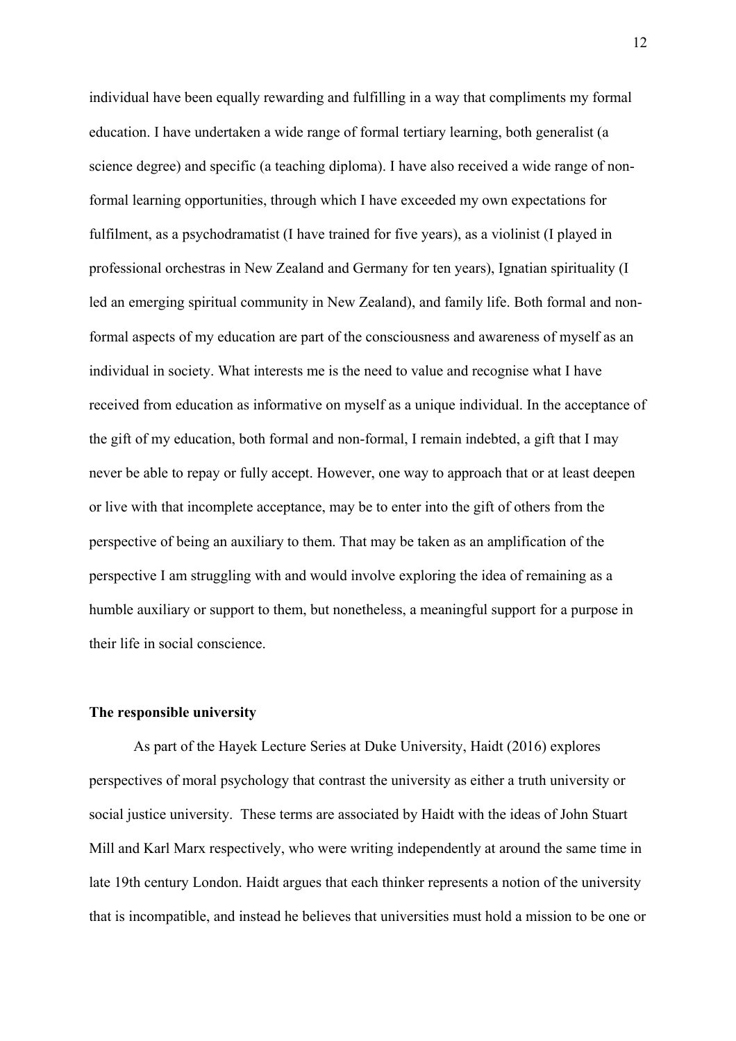individual have been equally rewarding and fulfilling in a way that compliments my formal education. I have undertaken a wide range of formal tertiary learning, both generalist (a science degree) and specific (a teaching diploma). I have also received a wide range of non-formal learning opportunities, through which I have exceeded my own expectations for fulfilment, as a psychodramatist (I have trained for five years), as a violinist (I played in professional orchestras in New Zealand and Germany for ten years), Ignatian spirituality (I led an emerging spiritual community in New Zealand), and family life. Both formal and non-formal aspects of my education are part of the consciousness and awareness of myself as an individual in society. What interests me is the need to value and recognise what I have received from education as informative on myself as a unique individual. In the acceptance of the gift of my education, both formal and non-formal, I remain indebted, a gift that I may never be able to repay or fully accept. However, one way to approach that or at least deepen or live with that incomplete acceptance, may be to enter into the gift of others from the perspective of being an auxiliary to them. That may be taken as an amplification of the perspective I am struggling with and would involve exploring the idea of remaining as a humble auxiliary or support to them, but nonetheless, a meaningful support for a purpose in their life in social conscience.

**The responsible university**

As part of the Hayek Lecture Series at Duke University, Haidt (2016) explores perspectives of moral psychology that contrast the university as either a truth university or social justice university. These terms are associated by Haidt with the ideas of John Stuart Mill and Karl Marx respectively, who were writing independently at around the same time in late 19th century London. Haidt argues that each thinker represents a notion of the university that is incompatible, and instead he believes that universities must hold a mission to be one or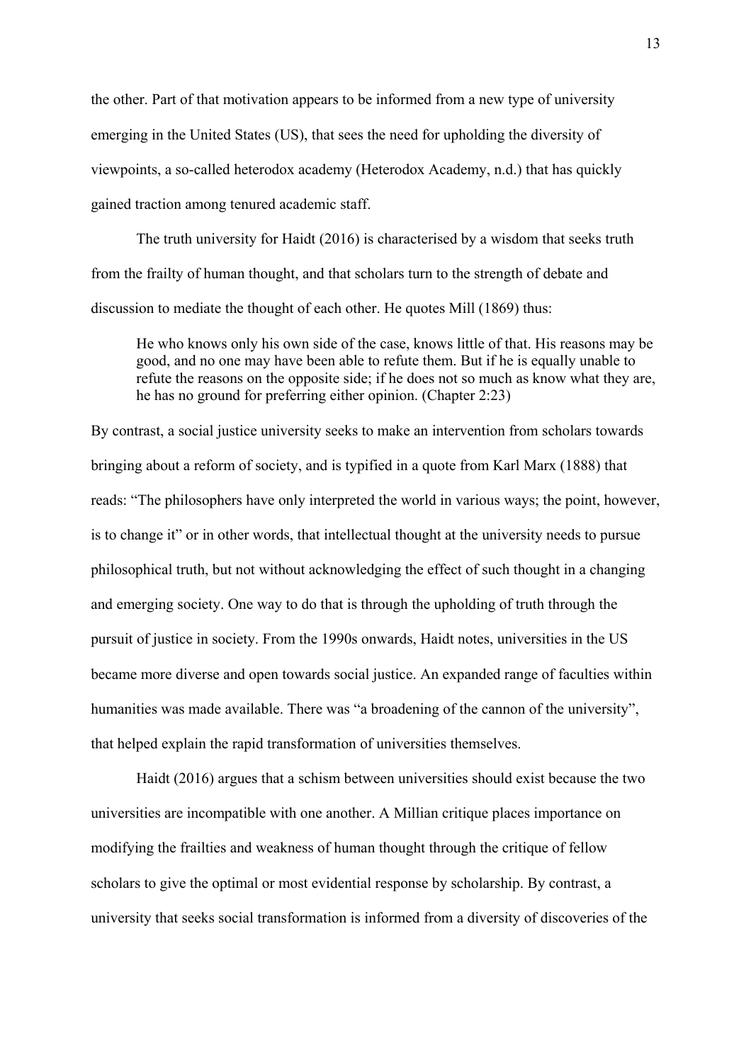the other. Part of that motivation appears to be informed from a new type of university emerging in the United States (US), that sees the need for upholding the diversity of viewpoints, a so-called heterodox academy (Heterodox Academy, n.d.) that has quickly gained traction among tenured academic staff.

The truth university for Haidt (2016) is characterised by a wisdom that seeks truth from the frailty of human thought, and that scholars turn to the strength of debate and discussion to mediate the thought of each other. He quotes Mill (1869) thus:

> He who knows only his own side of the case, knows little of that. His reasons may be good, and no one may have been able to refute them. But if he is equally unable to refute the reasons on the opposite side; if he does not so much as know what they are, he has no ground for preferring either opinion. (Chapter 2:23)

By contrast, a social justice university seeks to make an intervention from scholars towards bringing about a reform of society, and is typified in a quote from Karl Marx (1888) that reads: "The philosophers have only interpreted the world in various ways; the point, however, is to change it" or in other words, that intellectual thought at the university needs to pursue philosophical truth, but not without acknowledging the effect of such thought in a changing and emerging society. One way to do that is through the upholding of truth through the pursuit of justice in society. From the 1990s onwards, Haidt notes, universities in the US became more diverse and open towards social justice. An expanded range of faculties within humanities was made available. There was "a broadening of the cannon of the university", that helped explain the rapid transformation of universities themselves.

Haidt (2016) argues that a schism between universities should exist because the two universities are incompatible with one another. A Millian critique places importance on modifying the frailties and weakness of human thought through the critique of fellow scholars to give the optimal or most evidential response by scholarship. By contrast, a university that seeks social transformation is informed from a diversity of discoveries of the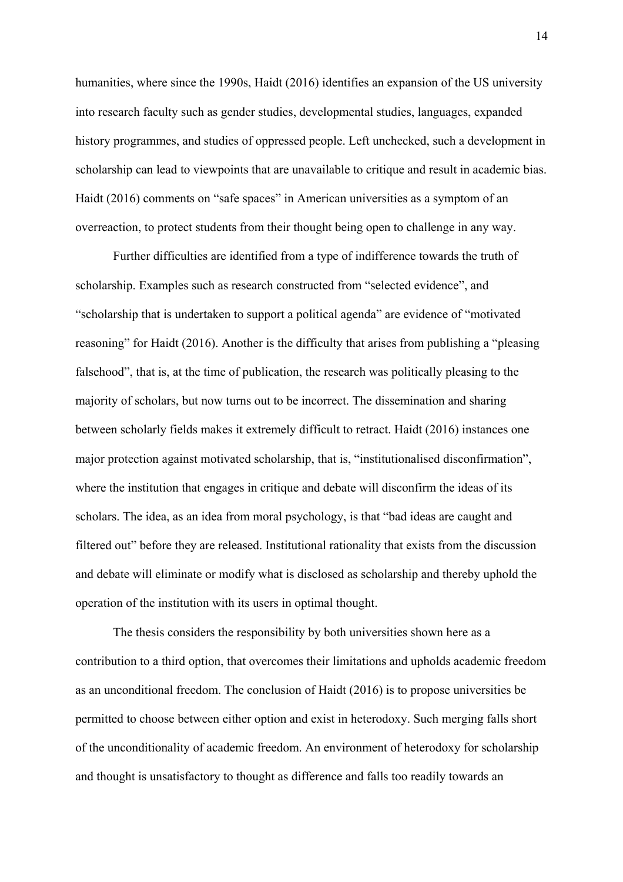humanities, where since the 1990s, Haidt (2016) identifies an expansion of the US university into research faculty such as gender studies, developmental studies, languages, expanded history programmes, and studies of oppressed people. Left unchecked, such a development in scholarship can lead to viewpoints that are unavailable to critique and result in academic bias. Haidt (2016) comments on "safe spaces" in American universities as a symptom of an overreaction, to protect students from their thought being open to challenge in any way.

Further difficulties are identified from a type of indifference towards the truth of scholarship. Examples such as research constructed from "selected evidence", and "scholarship that is undertaken to support a political agenda" are evidence of "motivated reasoning" for Haidt (2016). Another is the difficulty that arises from publishing a "pleasing falsehood", that is, at the time of publication, the research was politically pleasing to the majority of scholars, but now turns out to be incorrect. The dissemination and sharing between scholarly fields makes it extremely difficult to retract. Haidt (2016) instances one major protection against motivated scholarship, that is, "institutionalised disconfirmation", where the institution that engages in critique and debate will disconfirm the ideas of its scholars. The idea, as an idea from moral psychology, is that "bad ideas are caught and filtered out" before they are released. Institutional rationality that exists from the discussion and debate will eliminate or modify what is disclosed as scholarship and thereby uphold the operation of the institution with its users in optimal thought.

The thesis considers the responsibility by both universities shown here as a contribution to a third option, that overcomes their limitations and upholds academic freedom as an unconditional freedom. The conclusion of Haidt (2016) is to propose universities be permitted to choose between either option and exist in heterodoxy. Such merging falls short of the unconditionality of academic freedom. An environment of heterodoxy for scholarship and thought is unsatisfactory to thought as difference and falls too readily towards an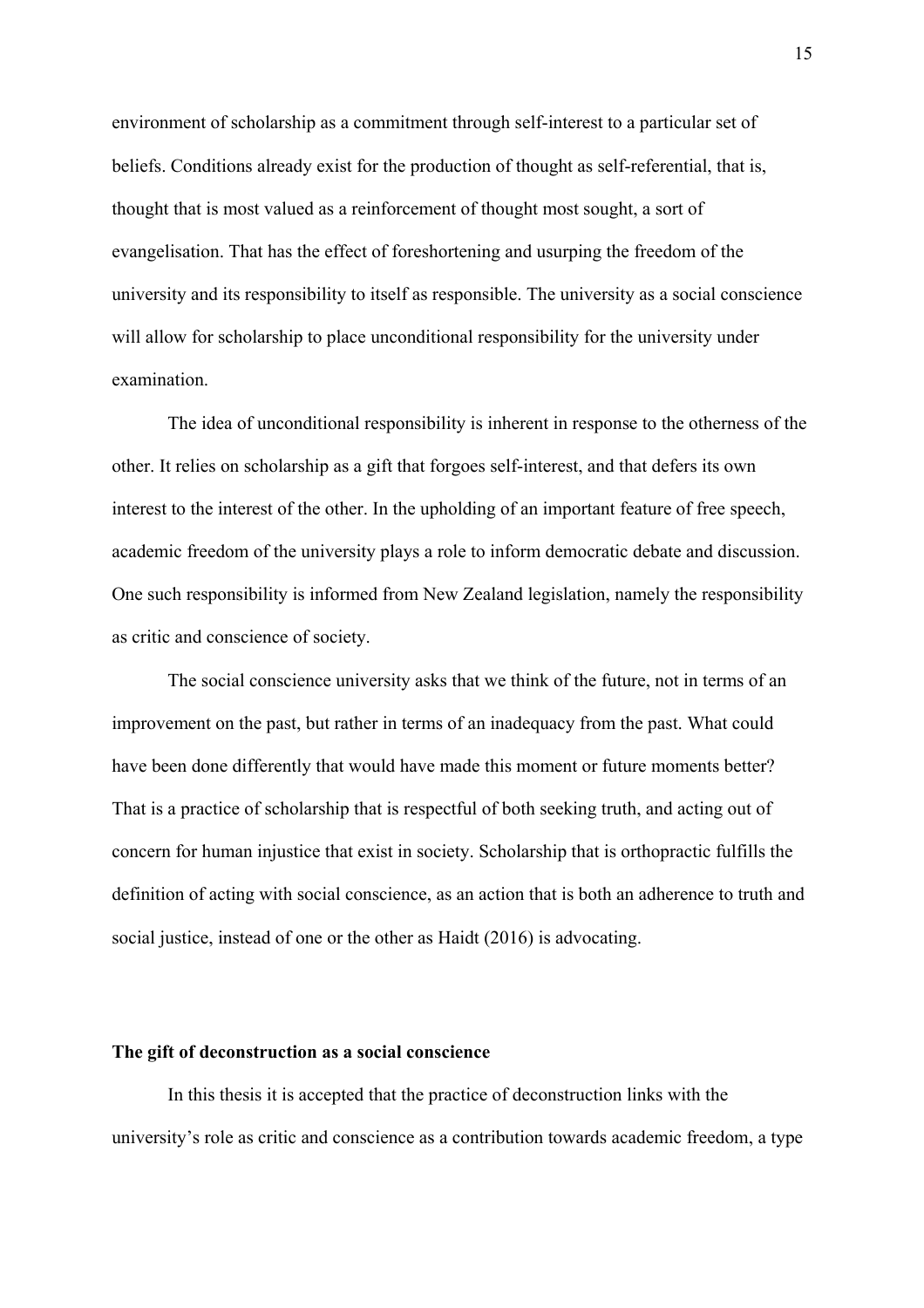environment of scholarship as a commitment through self-interest to a particular set of beliefs. Conditions already exist for the production of thought as self-referential, that is, thought that is most valued as a reinforcement of thought most sought, a sort of evangelisation. That has the effect of foreshortening and usurping the freedom of the university and its responsibility to itself as responsible. The university as a social conscience will allow for scholarship to place unconditional responsibility for the university under examination.

The idea of unconditional responsibility is inherent in response to the otherness of the other. It relies on scholarship as a gift that forgoes self-interest, and that defers its own interest to the interest of the other. In the upholding of an important feature of free speech, academic freedom of the university plays a role to inform democratic debate and discussion. One such responsibility is informed from New Zealand legislation, namely the responsibility as critic and conscience of society.

The social conscience university asks that we think of the future, not in terms of an improvement on the past, but rather in terms of an inadequacy from the past. What could have been done differently that would have made this moment or future moments better? That is a practice of scholarship that is respectful of both seeking truth, and acting out of concern for human injustice that exist in society. Scholarship that is orthopractic fulfills the definition of acting with social conscience, as an action that is both an adherence to truth and social justice, instead of one or the other as Haidt (2016) is advocating.

### The gift of deconstruction as a social conscience

In this thesis it is accepted that the practice of deconstruction links with the university's role as critic and conscience as a contribution towards academic freedom, a type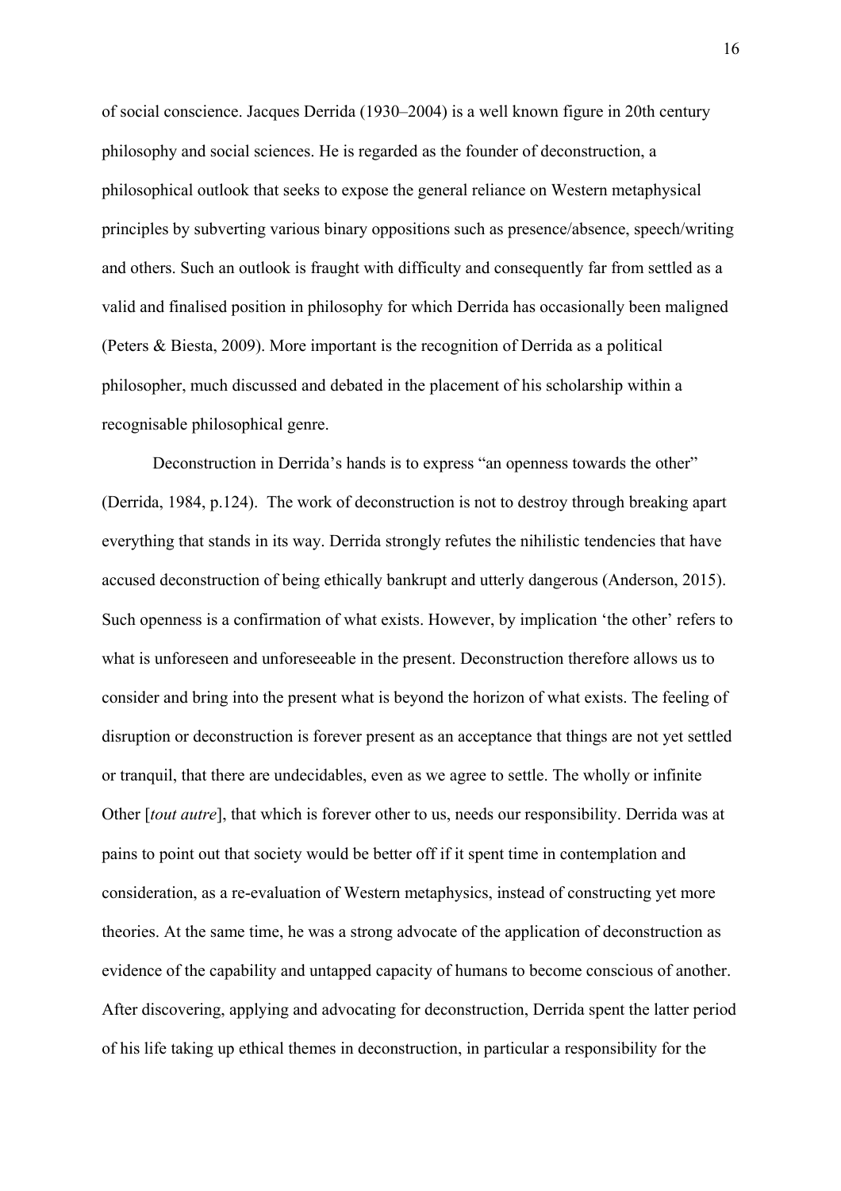of social conscience. Jacques Derrida (1930–2004) is a well known figure in 20th century philosophy and social sciences. He is regarded as the founder of deconstruction, a philosophical outlook that seeks to expose the general reliance on Western metaphysical principles by subverting various binary oppositions such as presence/absence, speech/writing and others. Such an outlook is fraught with difficulty and consequently far from settled as a valid and finalised position in philosophy for which Derrida has occasionally been maligned (Peters & Biesta, 2009). More important is the recognition of Derrida as a political philosopher, much discussed and debated in the placement of his scholarship within a recognisable philosophical genre.

Deconstruction in Derrida's hands is to express "an openness towards the other" (Derrida, 1984, p.124). The work of deconstruction is not to destroy through breaking apart everything that stands in its way. Derrida strongly refutes the nihilistic tendencies that have accused deconstruction of being ethically bankrupt and utterly dangerous (Anderson, 2015). Such openness is a confirmation of what exists. However, by implication 'the other' refers to what is unforeseen and unforeseeable in the present. Deconstruction therefore allows us to consider and bring into the present what is beyond the horizon of what exists. The feeling of disruption or deconstruction is forever present as an acceptance that things are not yet settled or tranquil, that there are undecidables, even as we agree to settle. The wholly or infinite Other [*tout autre*], that which is forever other to us, needs our responsibility. Derrida was at pains to point out that society would be better off if it spent time in contemplation and consideration, as a re-evaluation of Western metaphysics, instead of constructing yet more theories. At the same time, he was a strong advocate of the application of deconstruction as evidence of the capability and untapped capacity of humans to become conscious of another. After discovering, applying and advocating for deconstruction, Derrida spent the latter period of his life taking up ethical themes in deconstruction, in particular a responsibility for the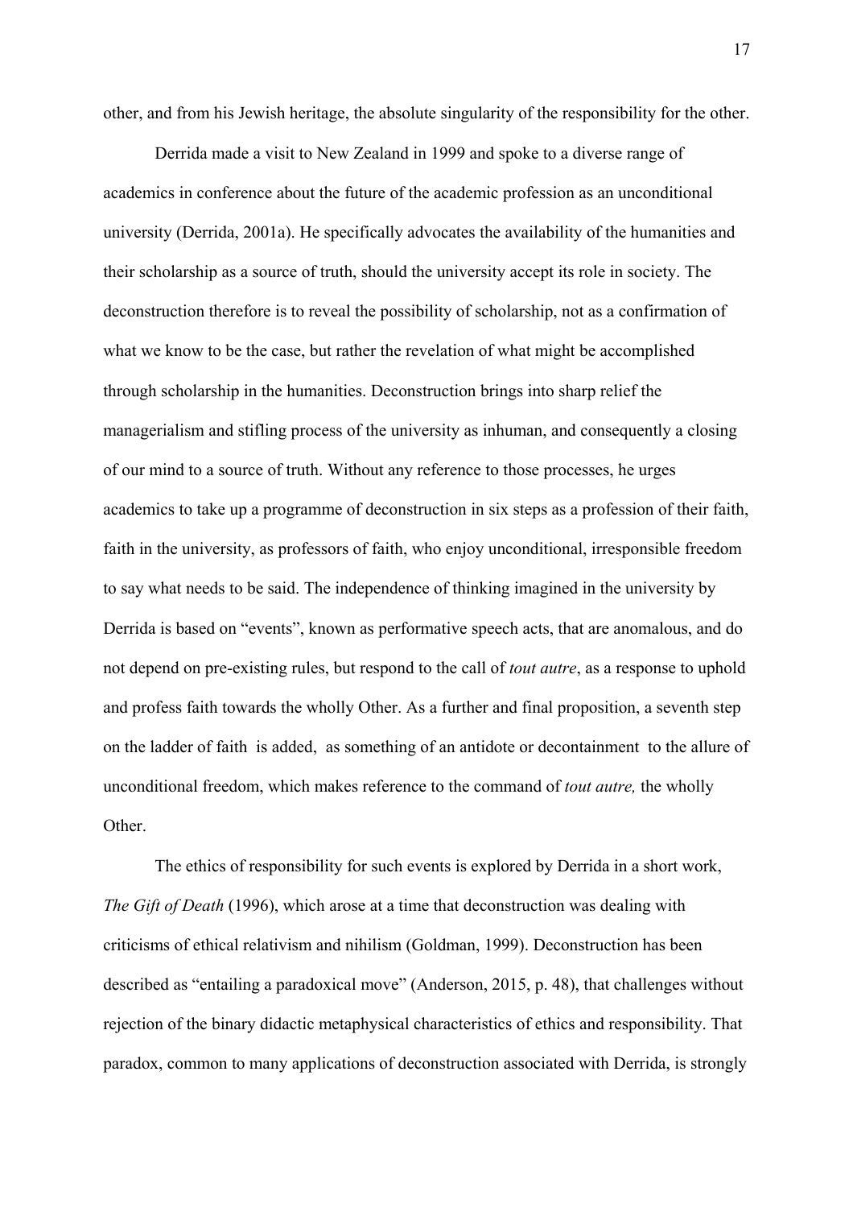other, and from his Jewish heritage, the absolute singularity of the responsibility for the other.

Derrida made a visit to New Zealand in 1999 and spoke to a diverse range of academics in conference about the future of the academic profession as an unconditional university (Derrida, 2001a). He specifically advocates the availability of the humanities and their scholarship as a source of truth, should the university accept its role in society. The deconstruction therefore is to reveal the possibility of scholarship, not as a confirmation of what we know to be the case, but rather the revelation of what might be accomplished through scholarship in the humanities. Deconstruction brings into sharp relief the managerialism and stifling process of the university as inhuman, and consequently a closing of our mind to a source of truth. Without any reference to those processes, he urges academics to take up a programme of deconstruction in six steps as a profession of their faith, faith in the university, as professors of faith, who enjoy unconditional, irresponsible freedom to say what needs to be said. The independence of thinking imagined in the university by Derrida is based on "events", known as performative speech acts, that are anomalous, and do not depend on pre-existing rules, but respond to the call of *tout autre*, as a response to uphold and profess faith towards the wholly Other. As a further and final proposition, a seventh step on the ladder of faith is added, as something of an antidote or decontainment to the allure of unconditional freedom, which makes reference to the command of *tout autre,* the wholly Other.

The ethics of responsibility for such events is explored by Derrida in a short work, *The Gift of Death* (1996), which arose at a time that deconstruction was dealing with criticisms of ethical relativism and nihilism (Goldman, 1999). Deconstruction has been described as "entailing a paradoxical move" (Anderson, 2015, p. 48), that challenges without rejection of the binary didactic metaphysical characteristics of ethics and responsibility. That paradox, common to many applications of deconstruction associated with Derrida, is strongly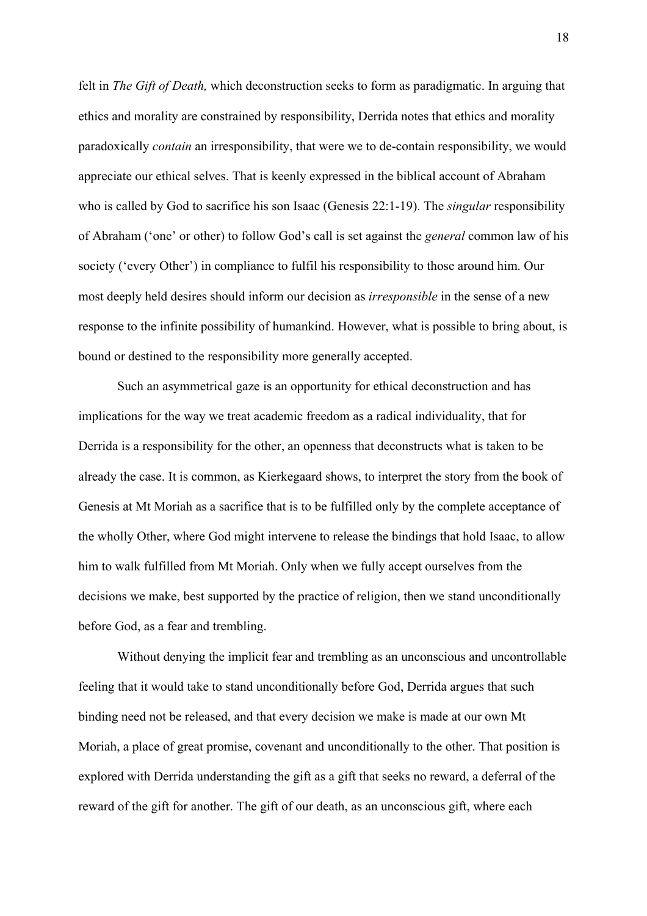felt in *The Gift of Death,* which deconstruction seeks to form as paradigmatic. In arguing that ethics and morality are constrained by responsibility, Derrida notes that ethics and morality paradoxically *contain* an irresponsibility, that were we to de-contain responsibility, we would appreciate our ethical selves. That is keenly expressed in the biblical account of Abraham who is called by God to sacrifice his son Isaac (Genesis 22:1-19). The *singular* responsibility of Abraham ('one' or other) to follow God's call is set against the *general* common law of his society ('every Other') in compliance to fulfil his responsibility to those around him. Our most deeply held desires should inform our decision as *irresponsible* in the sense of a new response to the infinite possibility of humankind. However, what is possible to bring about, is bound or destined to the responsibility more generally accepted.

Such an asymmetrical gaze is an opportunity for ethical deconstruction and has implications for the way we treat academic freedom as a radical individuality, that for Derrida is a responsibility for the other, an openness that deconstructs what is taken to be already the case. It is common, as Kierkegaard shows, to interpret the story from the book of Genesis at Mt Moriah as a sacrifice that is to be fulfilled only by the complete acceptance of the wholly Other, where God might intervene to release the bindings that hold Isaac, to allow him to walk fulfilled from Mt Moriah. Only when we fully accept ourselves from the decisions we make, best supported by the practice of religion, then we stand unconditionally before God, as a fear and trembling.

Without denying the implicit fear and trembling as an unconscious and uncontrollable feeling that it would take to stand unconditionally before God, Derrida argues that such binding need not be released, and that every decision we make is made at our own Mt Moriah, a place of great promise, covenant and unconditionally to the other. That position is explored with Derrida understanding the gift as a gift that seeks no reward, a deferral of the reward of the gift for another. The gift of our death, as an unconscious gift, where each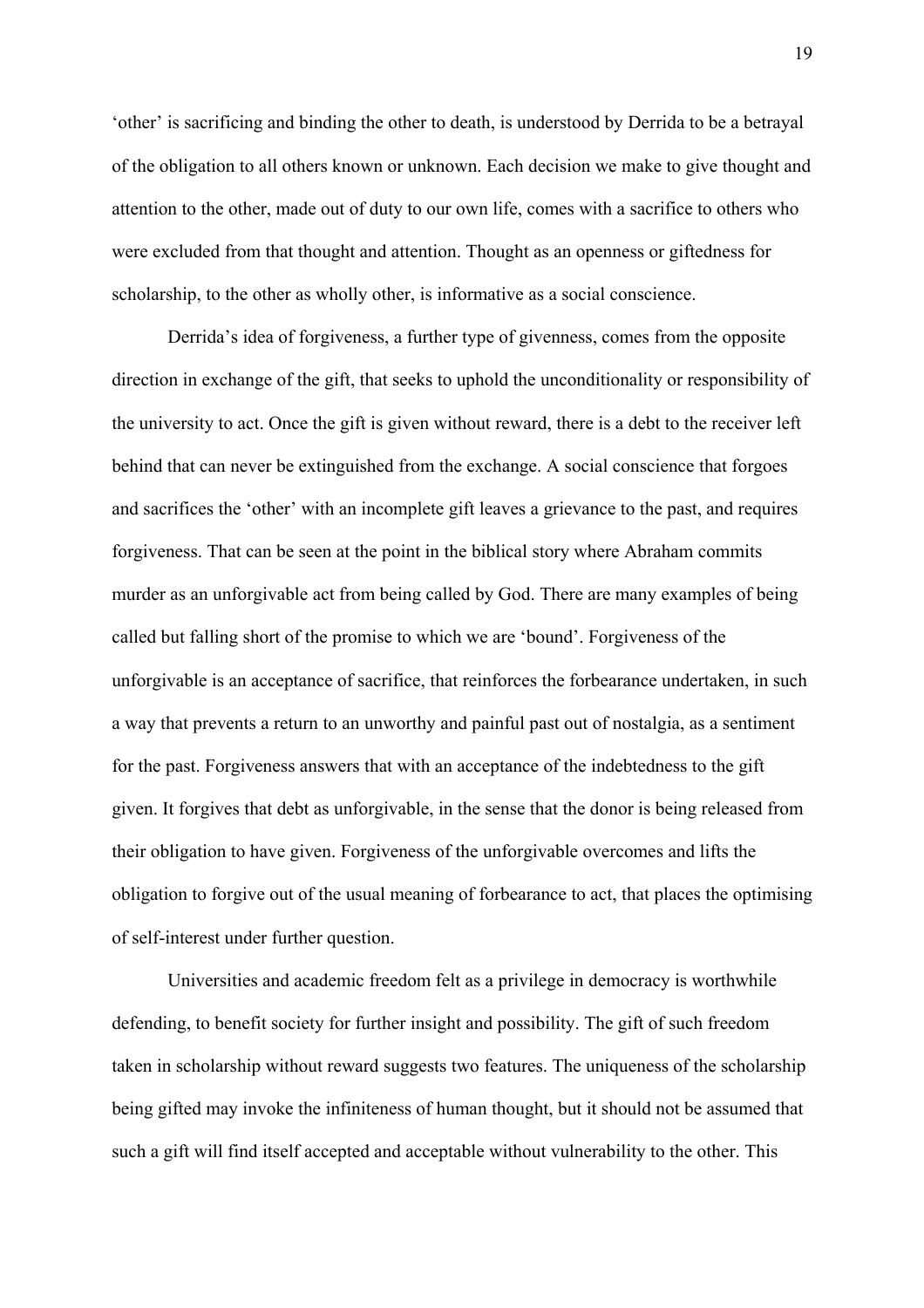'other' is sacrificing and binding the other to death, is understood by Derrida to be a betrayal of the obligation to all others known or unknown. Each decision we make to give thought and attention to the other, made out of duty to our own life, comes with a sacrifice to others who were excluded from that thought and attention. Thought as an openness or giftedness for scholarship, to the other as wholly other, is informative as a social conscience.

Derrida's idea of forgiveness, a further type of givenness, comes from the opposite direction in exchange of the gift, that seeks to uphold the unconditionality or responsibility of the university to act. Once the gift is given without reward, there is a debt to the receiver left behind that can never be extinguished from the exchange. A social conscience that forgoes and sacrifices the 'other' with an incomplete gift leaves a grievance to the past, and requires forgiveness. That can be seen at the point in the biblical story where Abraham commits murder as an unforgivable act from being called by God. There are many examples of being called but falling short of the promise to which we are 'bound'. Forgiveness of the unforgivable is an acceptance of sacrifice, that reinforces the forbearance undertaken, in such a way that prevents a return to an unworthy and painful past out of nostalgia, as a sentiment for the past. Forgiveness answers that with an acceptance of the indebtedness to the gift given. It forgives that debt as unforgivable, in the sense that the donor is being released from their obligation to have given. Forgiveness of the unforgivable overcomes and lifts the obligation to forgive out of the usual meaning of forbearance to act, that places the optimising of self-interest under further question.

Universities and academic freedom felt as a privilege in democracy is worthwhile defending, to benefit society for further insight and possibility. The gift of such freedom taken in scholarship without reward suggests two features. The uniqueness of the scholarship being gifted may invoke the infiniteness of human thought, but it should not be assumed that such a gift will find itself accepted and acceptable without vulnerability to the other. This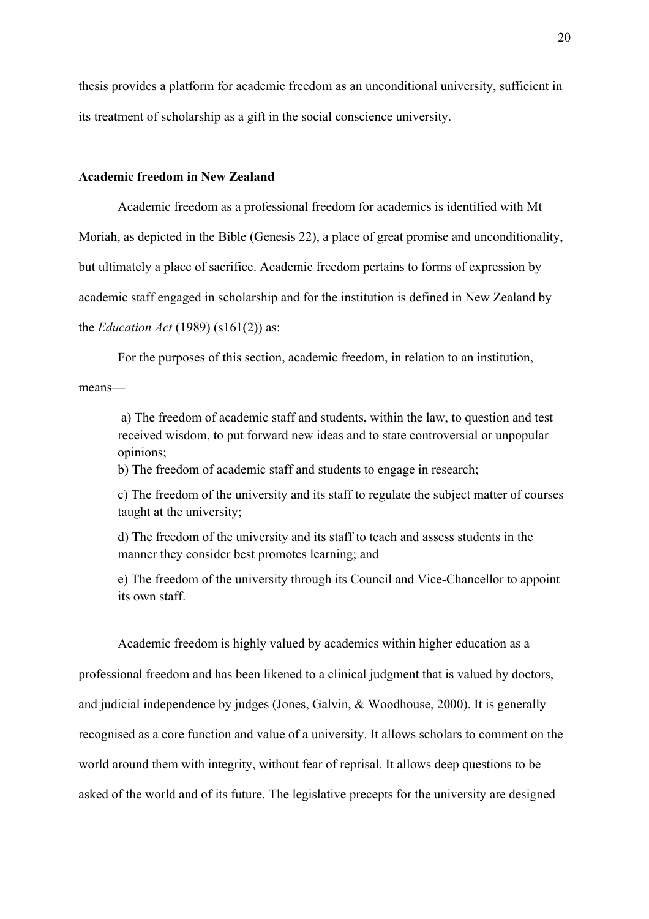thesis provides a platform for academic freedom as an unconditional university, sufficient in its treatment of scholarship as a gift in the social conscience university.

### Academic freedom in New Zealand

Academic freedom as a professional freedom for academics is identified with Mt Moriah, as depicted in the Bible (Genesis 22), a place of great promise and unconditionality, but ultimately a place of sacrifice. Academic freedom pertains to forms of expression by academic staff engaged in scholarship and for the institution is defined in New Zealand by the *Education Act* (1989) (s161(2)) as:

For the purposes of this section, academic freedom, in relation to an institution, means—

> a) The freedom of academic staff and students, within the law, to question and test received wisdom, to put forward new ideas and to state controversial or unpopular opinions;
>
> b) The freedom of academic staff and students to engage in research;
>
> c) The freedom of the university and its staff to regulate the subject matter of courses taught at the university;
>
> d) The freedom of the university and its staff to teach and assess students in the manner they consider best promotes learning; and
>
> e) The freedom of the university through its Council and Vice-Chancellor to appoint its own staff.

Academic freedom is highly valued by academics within higher education as a professional freedom and has been likened to a clinical judgment that is valued by doctors, and judicial independence by judges (Jones, Galvin, & Woodhouse, 2000). It is generally recognised as a core function and value of a university. It allows scholars to comment on the world around them with integrity, without fear of reprisal. It allows deep questions to be asked of the world and of its future. The legislative precepts for the university are designed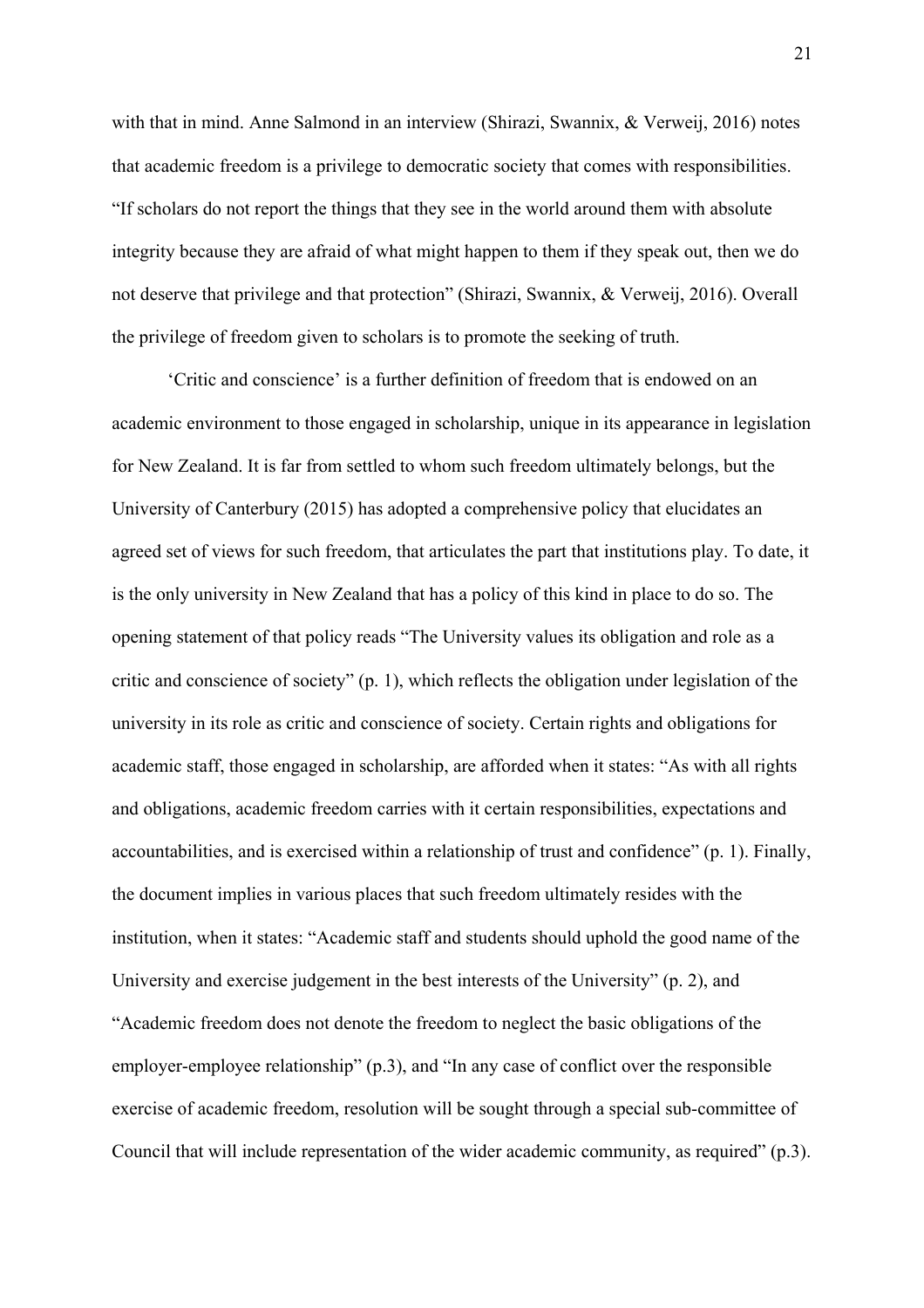with that in mind. Anne Salmond in an interview (Shirazi, Swannix, & Verweij, 2016) notes that academic freedom is a privilege to democratic society that comes with responsibilities. "If scholars do not report the things that they see in the world around them with absolute integrity because they are afraid of what might happen to them if they speak out, then we do not deserve that privilege and that protection" (Shirazi, Swannix, & Verweij, 2016). Overall the privilege of freedom given to scholars is to promote the seeking of truth.

'Critic and conscience' is a further definition of freedom that is endowed on an academic environment to those engaged in scholarship, unique in its appearance in legislation for New Zealand. It is far from settled to whom such freedom ultimately belongs, but the University of Canterbury (2015) has adopted a comprehensive policy that elucidates an agreed set of views for such freedom, that articulates the part that institutions play. To date, it is the only university in New Zealand that has a policy of this kind in place to do so. The opening statement of that policy reads "The University values its obligation and role as a critic and conscience of society" (p. 1), which reflects the obligation under legislation of the university in its role as critic and conscience of society. Certain rights and obligations for academic staff, those engaged in scholarship, are afforded when it states: "As with all rights and obligations, academic freedom carries with it certain responsibilities, expectations and accountabilities, and is exercised within a relationship of trust and confidence" (p. 1). Finally, the document implies in various places that such freedom ultimately resides with the institution, when it states: "Academic staff and students should uphold the good name of the University and exercise judgement in the best interests of the University" (p. 2), and "Academic freedom does not denote the freedom to neglect the basic obligations of the employer-employee relationship" (p.3), and "In any case of conflict over the responsible exercise of academic freedom, resolution will be sought through a special sub-committee of Council that will include representation of the wider academic community, as required" (p.3).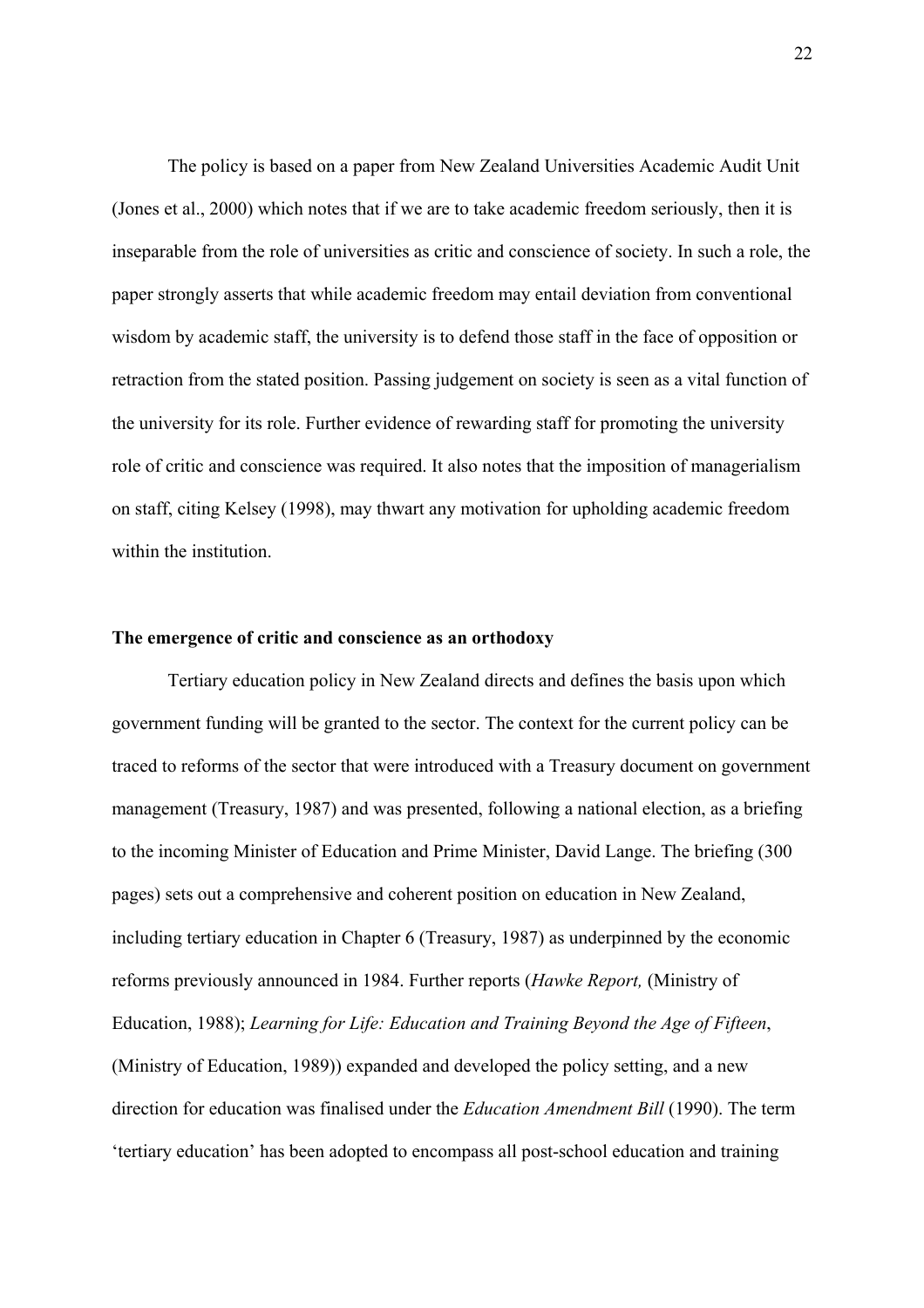The policy is based on a paper from New Zealand Universities Academic Audit Unit (Jones et al., 2000) which notes that if we are to take academic freedom seriously, then it is inseparable from the role of universities as critic and conscience of society. In such a role, the paper strongly asserts that while academic freedom may entail deviation from conventional wisdom by academic staff, the university is to defend those staff in the face of opposition or retraction from the stated position. Passing judgement on society is seen as a vital function of the university for its role. Further evidence of rewarding staff for promoting the university role of critic and conscience was required. It also notes that the imposition of managerialism on staff, citing Kelsey (1998), may thwart any motivation for upholding academic freedom within the institution.

**The emergence of critic and conscience as an orthodoxy**

Tertiary education policy in New Zealand directs and defines the basis upon which government funding will be granted to the sector. The context for the current policy can be traced to reforms of the sector that were introduced with a Treasury document on government management (Treasury, 1987) and was presented, following a national election, as a briefing to the incoming Minister of Education and Prime Minister, David Lange. The briefing (300 pages) sets out a comprehensive and coherent position on education in New Zealand, including tertiary education in Chapter 6 (Treasury, 1987) as underpinned by the economic reforms previously announced in 1984. Further reports (*Hawke Report,* (Ministry of Education, 1988); *Learning for Life: Education and Training Beyond the Age of Fifteen*, (Ministry of Education, 1989)) expanded and developed the policy setting, and a new direction for education was finalised under the *Education Amendment Bill* (1990). The term 'tertiary education' has been adopted to encompass all post-school education and training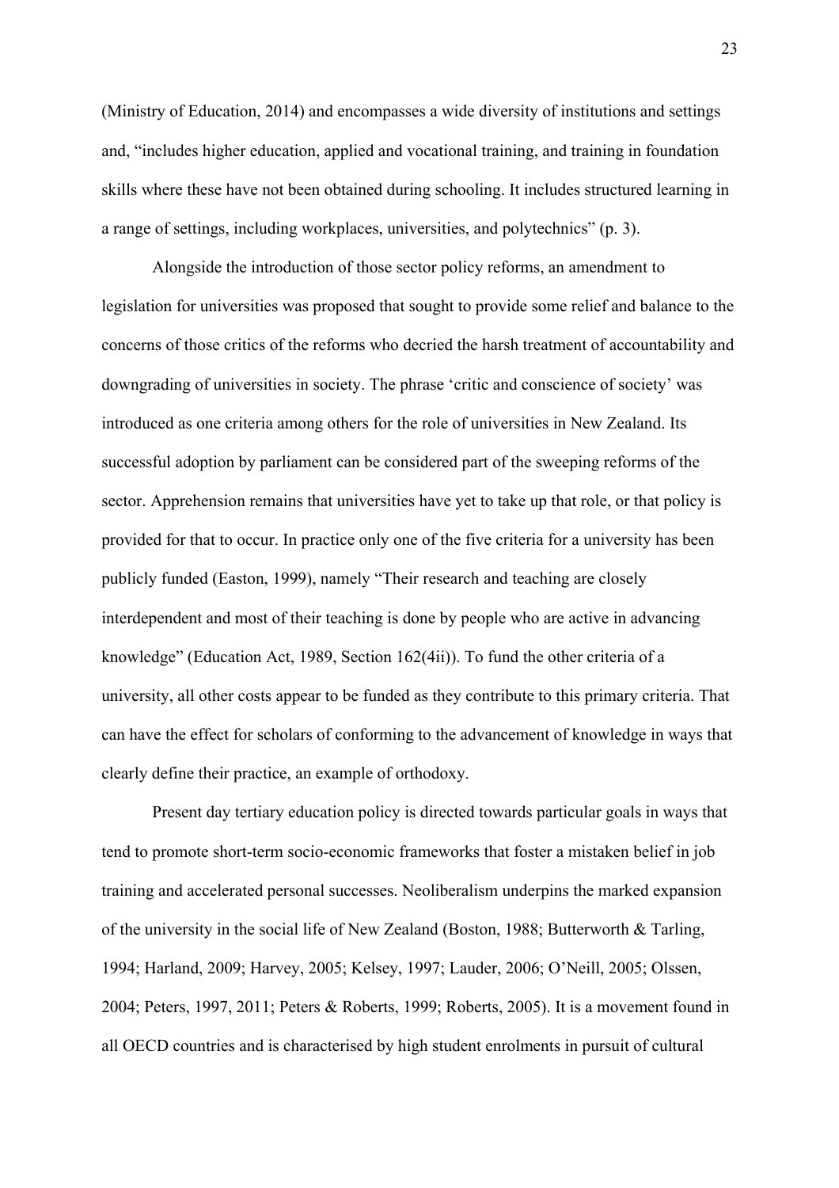(Ministry of Education, 2014) and encompasses a wide diversity of institutions and settings and, "includes higher education, applied and vocational training, and training in foundation skills where these have not been obtained during schooling. It includes structured learning in a range of settings, including workplaces, universities, and polytechnics" (p. 3).

Alongside the introduction of those sector policy reforms, an amendment to legislation for universities was proposed that sought to provide some relief and balance to the concerns of those critics of the reforms who decried the harsh treatment of accountability and downgrading of universities in society. The phrase 'critic and conscience of society' was introduced as one criteria among others for the role of universities in New Zealand. Its successful adoption by parliament can be considered part of the sweeping reforms of the sector. Apprehension remains that universities have yet to take up that role, or that policy is provided for that to occur. In practice only one of the five criteria for a university has been publicly funded (Easton, 1999), namely "Their research and teaching are closely interdependent and most of their teaching is done by people who are active in advancing knowledge" (Education Act, 1989, Section 162(4ii)). To fund the other criteria of a university, all other costs appear to be funded as they contribute to this primary criteria. That can have the effect for scholars of conforming to the advancement of knowledge in ways that clearly define their practice, an example of orthodoxy.

Present day tertiary education policy is directed towards particular goals in ways that tend to promote short-term socio-economic frameworks that foster a mistaken belief in job training and accelerated personal successes. Neoliberalism underpins the marked expansion of the university in the social life of New Zealand (Boston, 1988; Butterworth & Tarling, 1994; Harland, 2009; Harvey, 2005; Kelsey, 1997; Lauder, 2006; O'Neill, 2005; Olssen, 2004; Peters, 1997, 2011; Peters & Roberts, 1999; Roberts, 2005). It is a movement found in all OECD countries and is characterised by high student enrolments in pursuit of cultural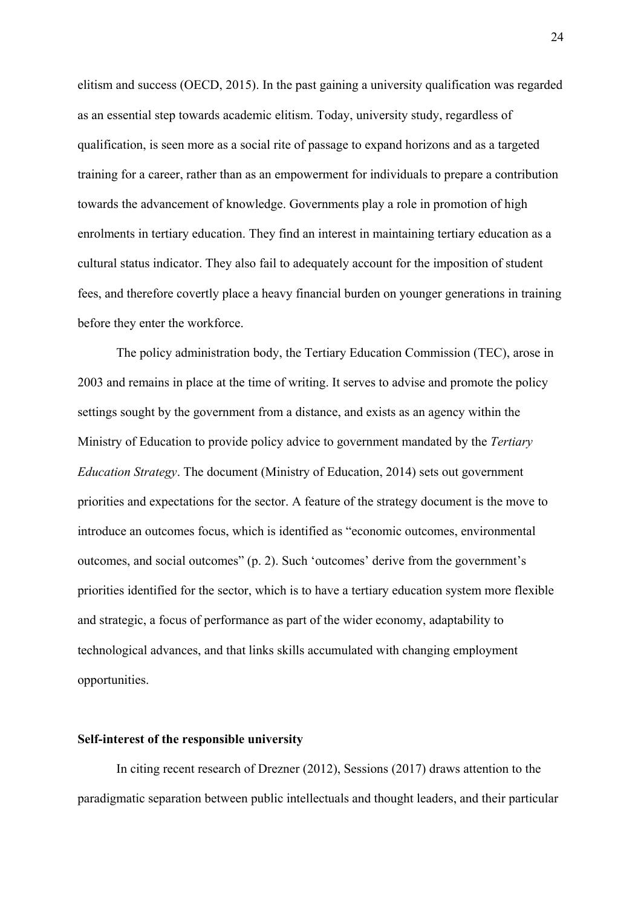elitism and success (OECD, 2015). In the past gaining a university qualification was regarded as an essential step towards academic elitism. Today, university study, regardless of qualification, is seen more as a social rite of passage to expand horizons and as a targeted training for a career, rather than as an empowerment for individuals to prepare a contribution towards the advancement of knowledge. Governments play a role in promotion of high enrolments in tertiary education. They find an interest in maintaining tertiary education as a cultural status indicator. They also fail to adequately account for the imposition of student fees, and therefore covertly place a heavy financial burden on younger generations in training before they enter the workforce.

The policy administration body, the Tertiary Education Commission (TEC), arose in 2003 and remains in place at the time of writing. It serves to advise and promote the policy settings sought by the government from a distance, and exists as an agency within the Ministry of Education to provide policy advice to government mandated by the *Tertiary Education Strategy*. The document (Ministry of Education, 2014) sets out government priorities and expectations for the sector. A feature of the strategy document is the move to introduce an outcomes focus, which is identified as "economic outcomes, environmental outcomes, and social outcomes" (p. 2). Such 'outcomes' derive from the government's priorities identified for the sector, which is to have a tertiary education system more flexible and strategic, a focus of performance as part of the wider economy, adaptability to technological advances, and that links skills accumulated with changing employment opportunities.

**Self-interest of the responsible university**

In citing recent research of Drezner (2012), Sessions (2017) draws attention to the paradigmatic separation between public intellectuals and thought leaders, and their particular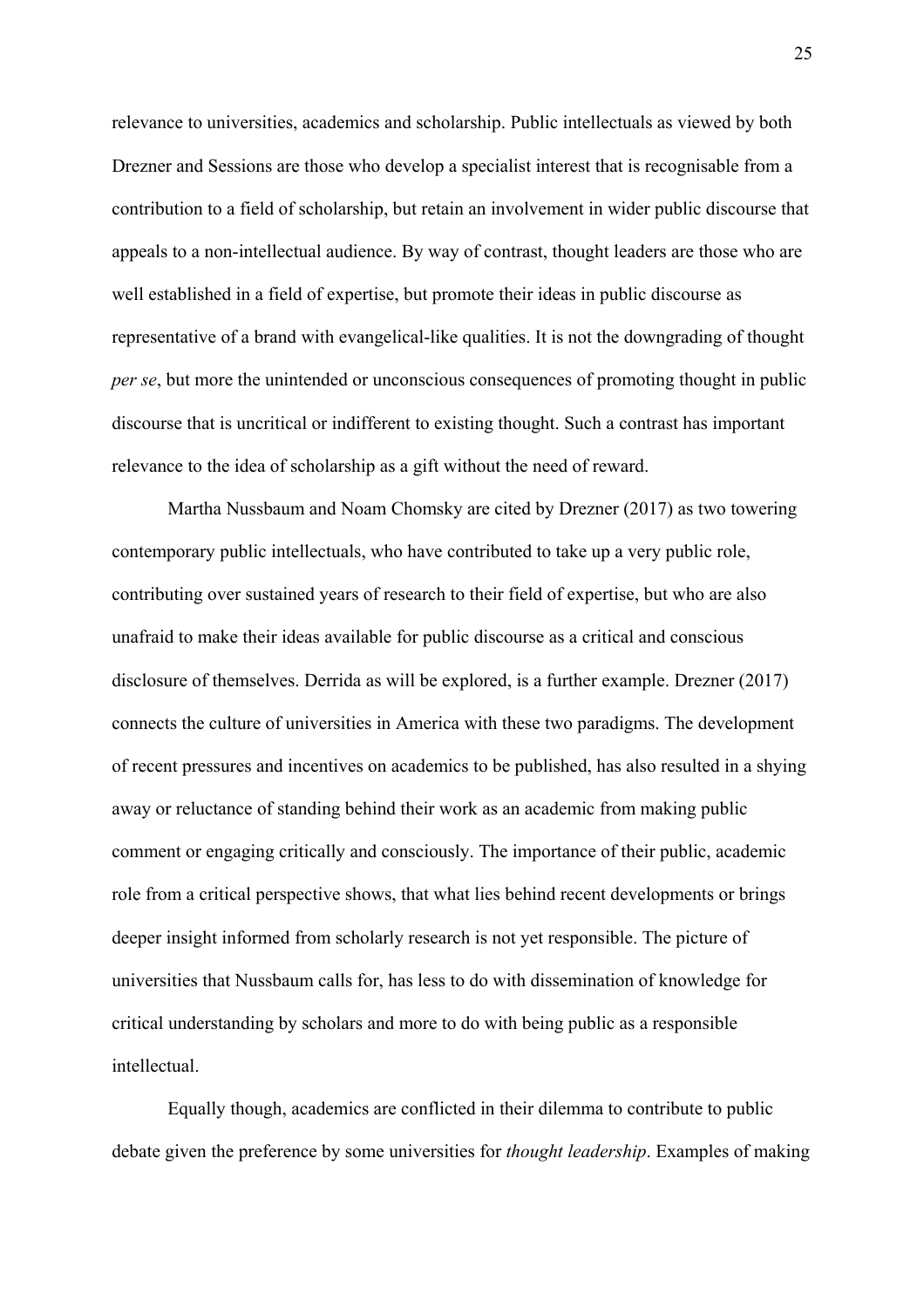relevance to universities, academics and scholarship. Public intellectuals as viewed by both Drezner and Sessions are those who develop a specialist interest that is recognisable from a contribution to a field of scholarship, but retain an involvement in wider public discourse that appeals to a non-intellectual audience. By way of contrast, thought leaders are those who are well established in a field of expertise, but promote their ideas in public discourse as representative of a brand with evangelical-like qualities. It is not the downgrading of thought *per se*, but more the unintended or unconscious consequences of promoting thought in public discourse that is uncritical or indifferent to existing thought. Such a contrast has important relevance to the idea of scholarship as a gift without the need of reward.

Martha Nussbaum and Noam Chomsky are cited by Drezner (2017) as two towering contemporary public intellectuals, who have contributed to take up a very public role, contributing over sustained years of research to their field of expertise, but who are also unafraid to make their ideas available for public discourse as a critical and conscious disclosure of themselves. Derrida as will be explored, is a further example. Drezner (2017) connects the culture of universities in America with these two paradigms. The development of recent pressures and incentives on academics to be published, has also resulted in a shying away or reluctance of standing behind their work as an academic from making public comment or engaging critically and consciously. The importance of their public, academic role from a critical perspective shows, that what lies behind recent developments or brings deeper insight informed from scholarly research is not yet responsible. The picture of universities that Nussbaum calls for, has less to do with dissemination of knowledge for critical understanding by scholars and more to do with being public as a responsible intellectual.

Equally though, academics are conflicted in their dilemma to contribute to public debate given the preference by some universities for *thought leadership*. Examples of making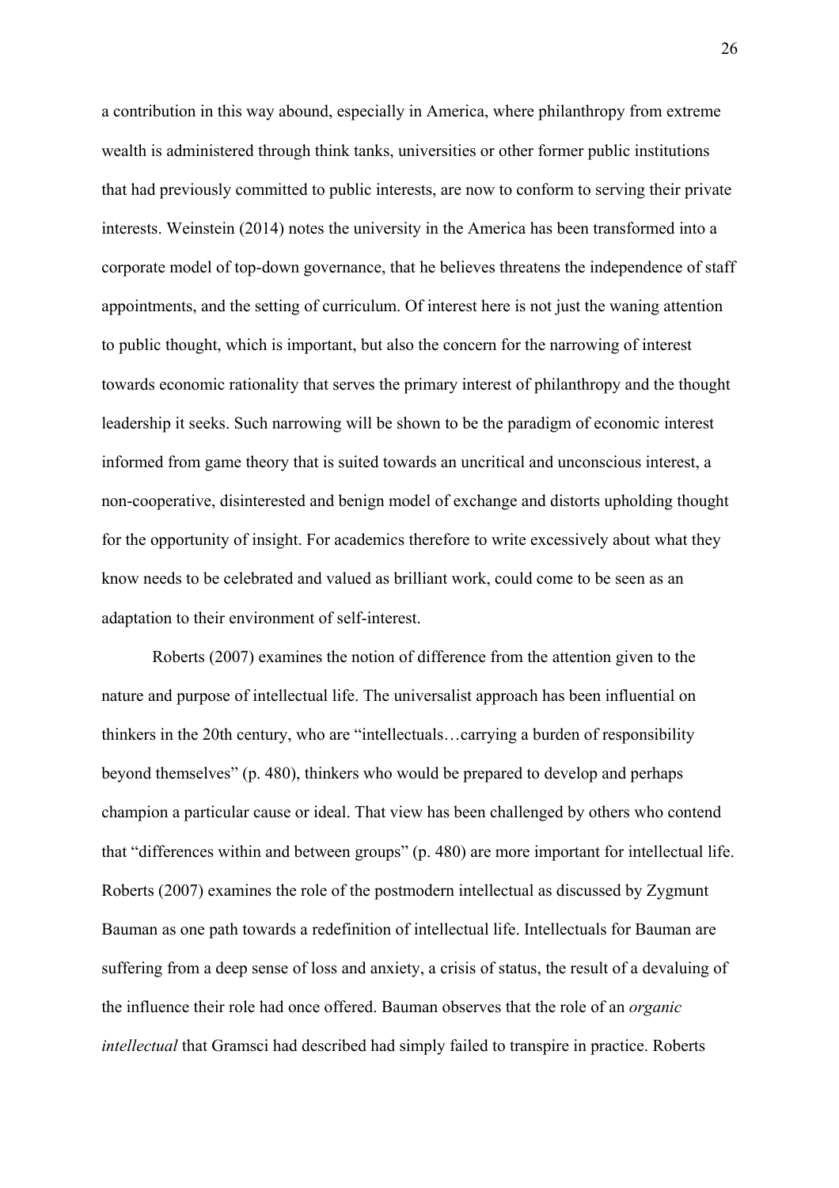a contribution in this way abound, especially in America, where philanthropy from extreme wealth is administered through think tanks, universities or other former public institutions that had previously committed to public interests, are now to conform to serving their private interests. Weinstein (2014) notes the university in the America has been transformed into a corporate model of top-down governance, that he believes threatens the independence of staff appointments, and the setting of curriculum. Of interest here is not just the waning attention to public thought, which is important, but also the concern for the narrowing of interest towards economic rationality that serves the primary interest of philanthropy and the thought leadership it seeks. Such narrowing will be shown to be the paradigm of economic interest informed from game theory that is suited towards an uncritical and unconscious interest, a non-cooperative, disinterested and benign model of exchange and distorts upholding thought for the opportunity of insight. For academics therefore to write excessively about what they know needs to be celebrated and valued as brilliant work, could come to be seen as an adaptation to their environment of self-interest.

Roberts (2007) examines the notion of difference from the attention given to the nature and purpose of intellectual life. The universalist approach has been influential on thinkers in the 20th century, who are "intellectuals…carrying a burden of responsibility beyond themselves" (p. 480), thinkers who would be prepared to develop and perhaps champion a particular cause or ideal. That view has been challenged by others who contend that "differences within and between groups" (p. 480) are more important for intellectual life. Roberts (2007) examines the role of the postmodern intellectual as discussed by Zygmunt Bauman as one path towards a redefinition of intellectual life. Intellectuals for Bauman are suffering from a deep sense of loss and anxiety, a crisis of status, the result of a devaluing of the influence their role had once offered. Bauman observes that the role of an *organic intellectual* that Gramsci had described had simply failed to transpire in practice. Roberts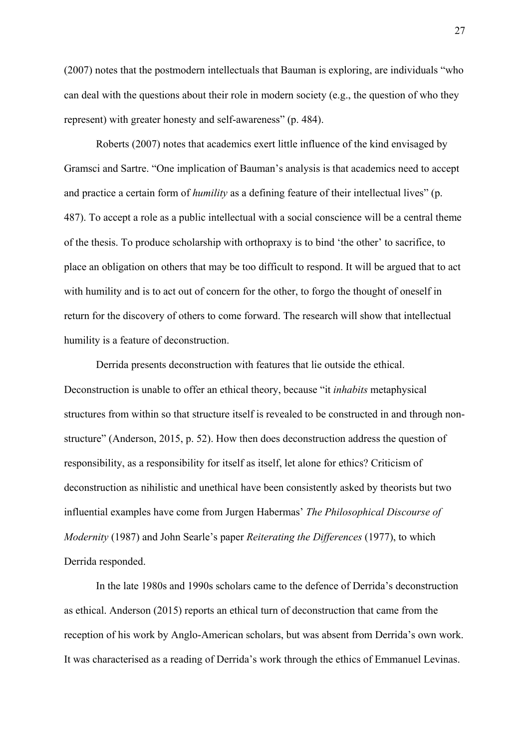(2007) notes that the postmodern intellectuals that Bauman is exploring, are individuals "who can deal with the questions about their role in modern society (e.g., the question of who they represent) with greater honesty and self-awareness" (p. 484).

Roberts (2007) notes that academics exert little influence of the kind envisaged by Gramsci and Sartre. "One implication of Bauman's analysis is that academics need to accept and practice a certain form of *humility* as a defining feature of their intellectual lives" (p. 487). To accept a role as a public intellectual with a social conscience will be a central theme of the thesis. To produce scholarship with orthopraxy is to bind 'the other' to sacrifice, to place an obligation on others that may be too difficult to respond. It will be argued that to act with humility and is to act out of concern for the other, to forgo the thought of oneself in return for the discovery of others to come forward. The research will show that intellectual humility is a feature of deconstruction.

Derrida presents deconstruction with features that lie outside the ethical. Deconstruction is unable to offer an ethical theory, because "it *inhabits* metaphysical structures from within so that structure itself is revealed to be constructed in and through non-structure" (Anderson, 2015, p. 52). How then does deconstruction address the question of responsibility, as a responsibility for itself as itself, let alone for ethics? Criticism of deconstruction as nihilistic and unethical have been consistently asked by theorists but two influential examples have come from Jurgen Habermas' *The Philosophical Discourse of Modernity* (1987) and John Searle's paper *Reiterating the Differences* (1977), to which Derrida responded.

In the late 1980s and 1990s scholars came to the defence of Derrida's deconstruction as ethical. Anderson (2015) reports an ethical turn of deconstruction that came from the reception of his work by Anglo-American scholars, but was absent from Derrida's own work. It was characterised as a reading of Derrida's work through the ethics of Emmanuel Levinas.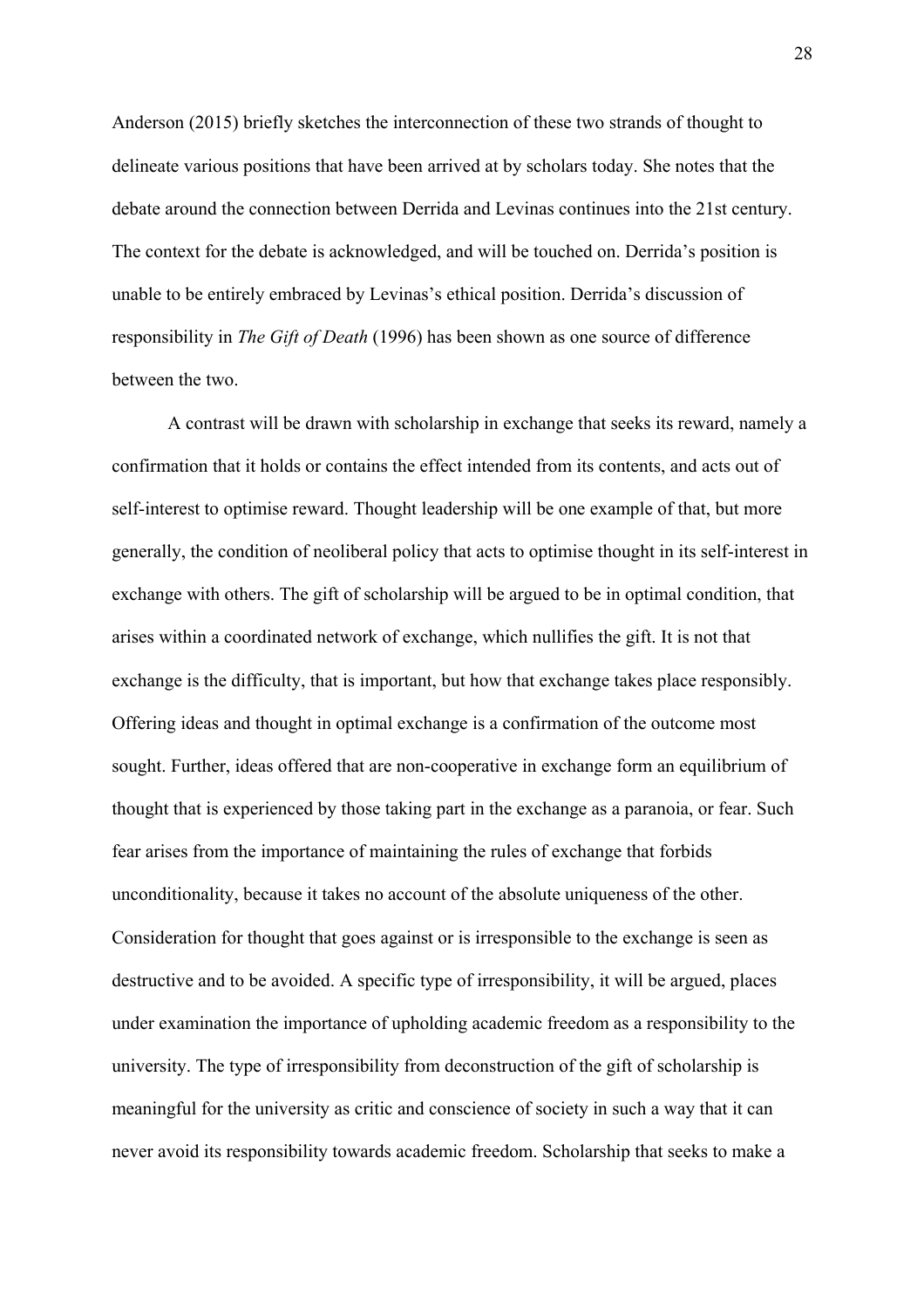Anderson (2015) briefly sketches the interconnection of these two strands of thought to delineate various positions that have been arrived at by scholars today. She notes that the debate around the connection between Derrida and Levinas continues into the 21st century. The context for the debate is acknowledged, and will be touched on. Derrida's position is unable to be entirely embraced by Levinas's ethical position. Derrida's discussion of responsibility in *The Gift of Death* (1996) has been shown as one source of difference between the two.

A contrast will be drawn with scholarship in exchange that seeks its reward, namely a confirmation that it holds or contains the effect intended from its contents, and acts out of self-interest to optimise reward. Thought leadership will be one example of that, but more generally, the condition of neoliberal policy that acts to optimise thought in its self-interest in exchange with others. The gift of scholarship will be argued to be in optimal condition, that arises within a coordinated network of exchange, which nullifies the gift. It is not that exchange is the difficulty, that is important, but how that exchange takes place responsibly. Offering ideas and thought in optimal exchange is a confirmation of the outcome most sought. Further, ideas offered that are non-cooperative in exchange form an equilibrium of thought that is experienced by those taking part in the exchange as a paranoia, or fear. Such fear arises from the importance of maintaining the rules of exchange that forbids unconditionality, because it takes no account of the absolute uniqueness of the other. Consideration for thought that goes against or is irresponsible to the exchange is seen as destructive and to be avoided. A specific type of irresponsibility, it will be argued, places under examination the importance of upholding academic freedom as a responsibility to the university. The type of irresponsibility from deconstruction of the gift of scholarship is meaningful for the university as critic and conscience of society in such a way that it can never avoid its responsibility towards academic freedom. Scholarship that seeks to make a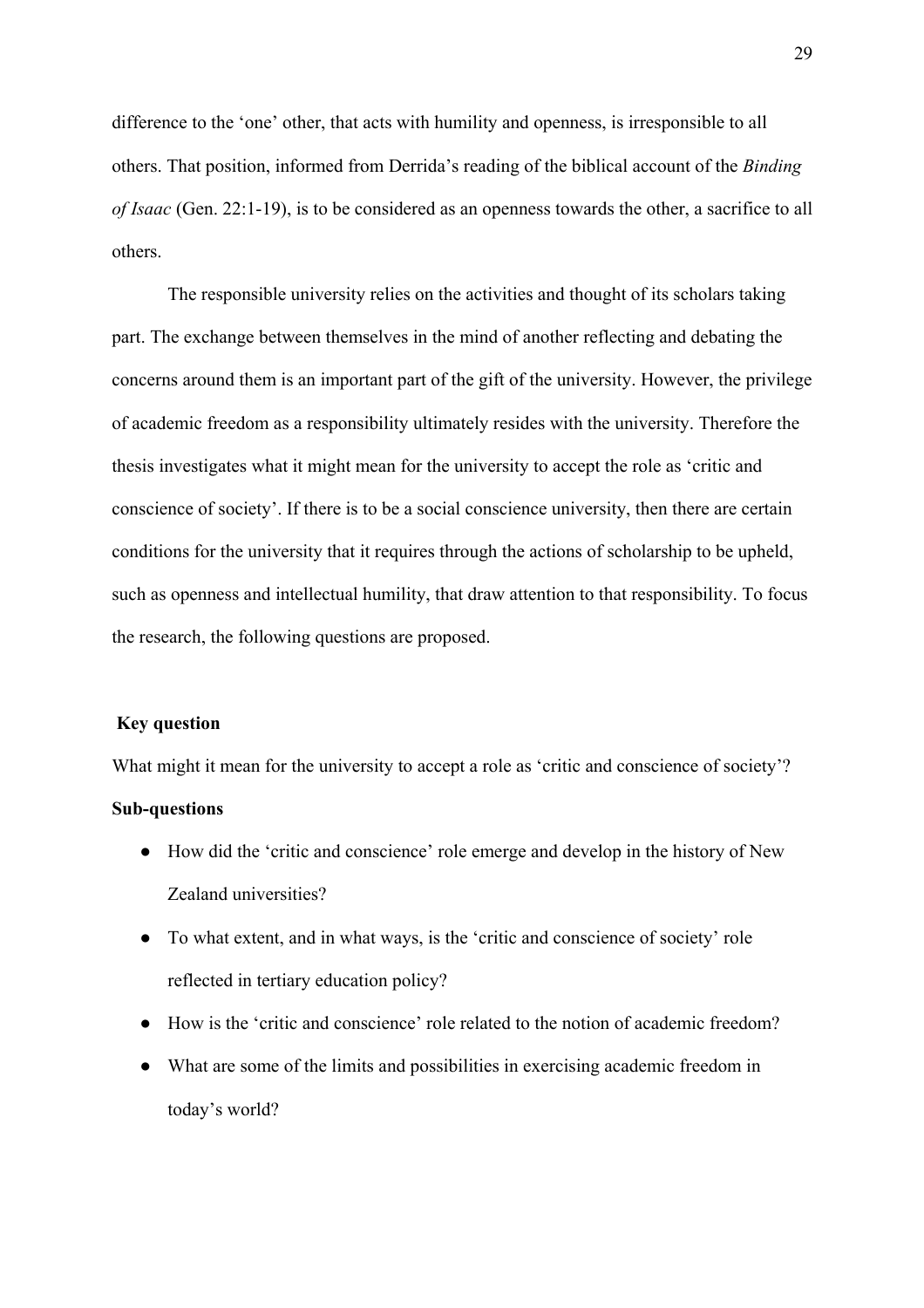difference to the 'one' other, that acts with humility and openness, is irresponsible to all others. That position, informed from Derrida's reading of the biblical account of the *Binding of Isaac* (Gen. 22:1-19), is to be considered as an openness towards the other, a sacrifice to all others.

The responsible university relies on the activities and thought of its scholars taking part. The exchange between themselves in the mind of another reflecting and debating the concerns around them is an important part of the gift of the university. However, the privilege of academic freedom as a responsibility ultimately resides with the university. Therefore the thesis investigates what it might mean for the university to accept the role as 'critic and conscience of society'. If there is to be a social conscience university, then there are certain conditions for the university that it requires through the actions of scholarship to be upheld, such as openness and intellectual humility, that draw attention to that responsibility. To focus the research, the following questions are proposed.

**Key question**

What might it mean for the university to accept a role as 'critic and conscience of society'?

**Sub-questions**

- How did the 'critic and conscience' role emerge and develop in the history of New Zealand universities?
- To what extent, and in what ways, is the 'critic and conscience of society' role reflected in tertiary education policy?
- How is the 'critic and conscience' role related to the notion of academic freedom?
- What are some of the limits and possibilities in exercising academic freedom in today's world?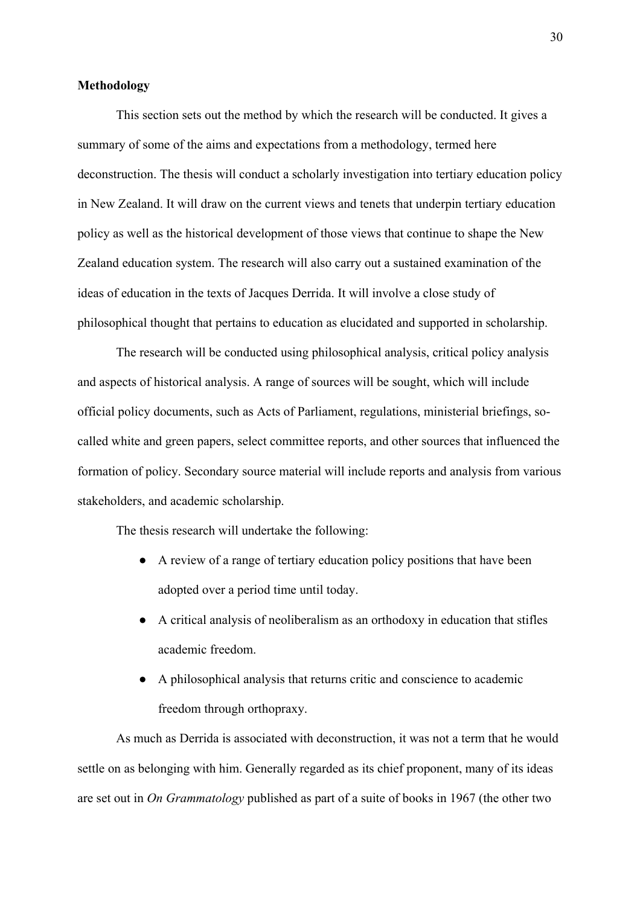**Methodology**

This section sets out the method by which the research will be conducted. It gives a summary of some of the aims and expectations from a methodology, termed here deconstruction. The thesis will conduct a scholarly investigation into tertiary education policy in New Zealand. It will draw on the current views and tenets that underpin tertiary education policy as well as the historical development of those views that continue to shape the New Zealand education system. The research will also carry out a sustained examination of the ideas of education in the texts of Jacques Derrida. It will involve a close study of philosophical thought that pertains to education as elucidated and supported in scholarship.

The research will be conducted using philosophical analysis, critical policy analysis and aspects of historical analysis. A range of sources will be sought, which will include official policy documents, such as Acts of Parliament, regulations, ministerial briefings, so-called white and green papers, select committee reports, and other sources that influenced the formation of policy. Secondary source material will include reports and analysis from various stakeholders, and academic scholarship.

The thesis research will undertake the following:

- A review of a range of tertiary education policy positions that have been adopted over a period time until today.
- A critical analysis of neoliberalism as an orthodoxy in education that stifles academic freedom.
- A philosophical analysis that returns critic and conscience to academic freedom through orthopraxy.

As much as Derrida is associated with deconstruction, it was not a term that he would settle on as belonging with him. Generally regarded as its chief proponent, many of its ideas are set out in *On Grammatology* published as part of a suite of books in 1967 (the other two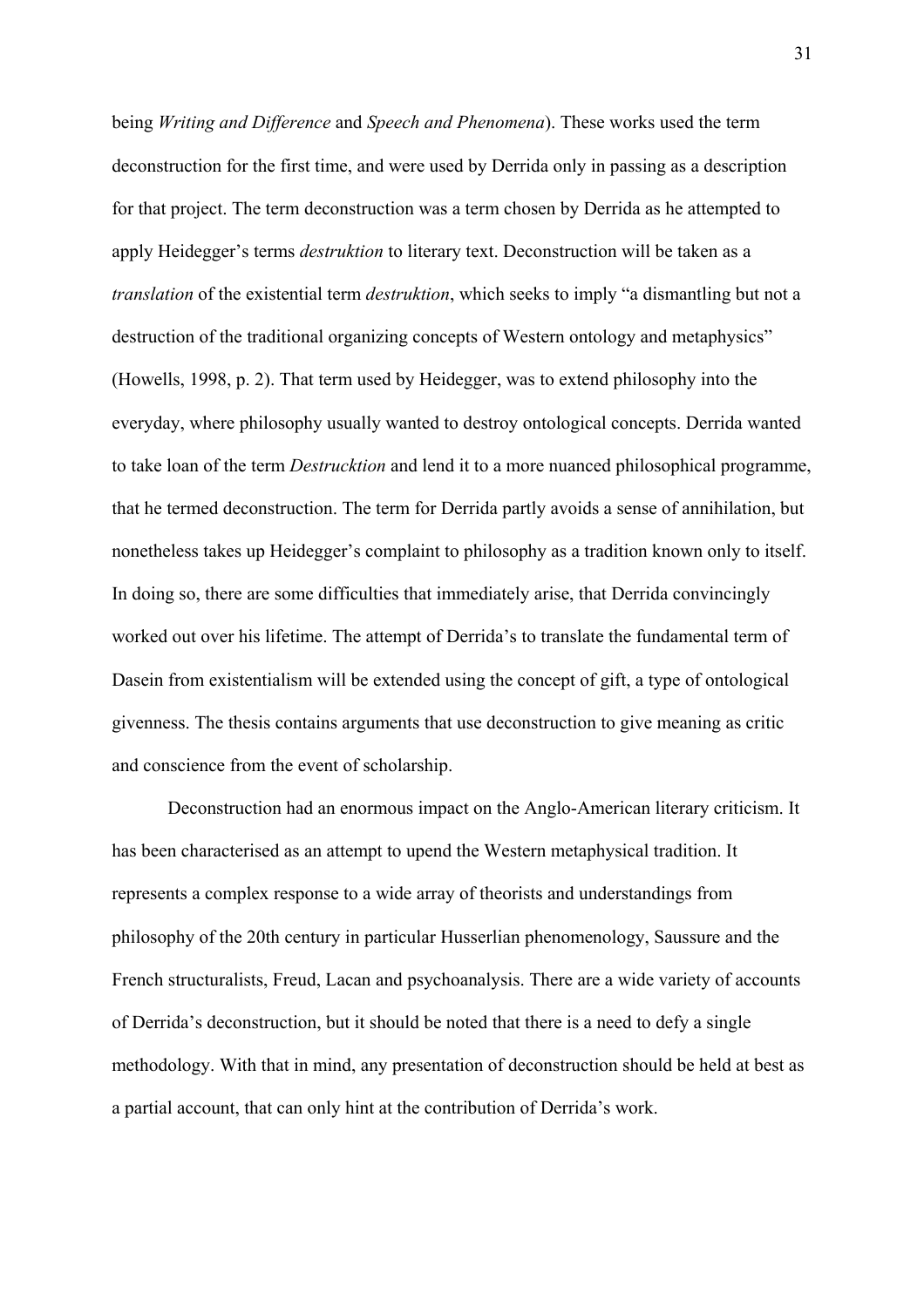being *Writing and Difference* and *Speech and Phenomena*). These works used the term deconstruction for the first time, and were used by Derrida only in passing as a description for that project. The term deconstruction was a term chosen by Derrida as he attempted to apply Heidegger's terms *destruktion* to literary text. Deconstruction will be taken as a *translation* of the existential term *destruktion*, which seeks to imply "a dismantling but not a destruction of the traditional organizing concepts of Western ontology and metaphysics" (Howells, 1998, p. 2). That term used by Heidegger, was to extend philosophy into the everyday, where philosophy usually wanted to destroy ontological concepts. Derrida wanted to take loan of the term *Destrucktion* and lend it to a more nuanced philosophical programme, that he termed deconstruction. The term for Derrida partly avoids a sense of annihilation, but nonetheless takes up Heidegger's complaint to philosophy as a tradition known only to itself. In doing so, there are some difficulties that immediately arise, that Derrida convincingly worked out over his lifetime. The attempt of Derrida's to translate the fundamental term of Dasein from existentialism will be extended using the concept of gift, a type of ontological givenness. The thesis contains arguments that use deconstruction to give meaning as critic and conscience from the event of scholarship.

Deconstruction had an enormous impact on the Anglo-American literary criticism. It has been characterised as an attempt to upend the Western metaphysical tradition. It represents a complex response to a wide array of theorists and understandings from philosophy of the 20th century in particular Husserlian phenomenology, Saussure and the French structuralists, Freud, Lacan and psychoanalysis. There are a wide variety of accounts of Derrida's deconstruction, but it should be noted that there is a need to defy a single methodology. With that in mind, any presentation of deconstruction should be held at best as a partial account, that can only hint at the contribution of Derrida's work.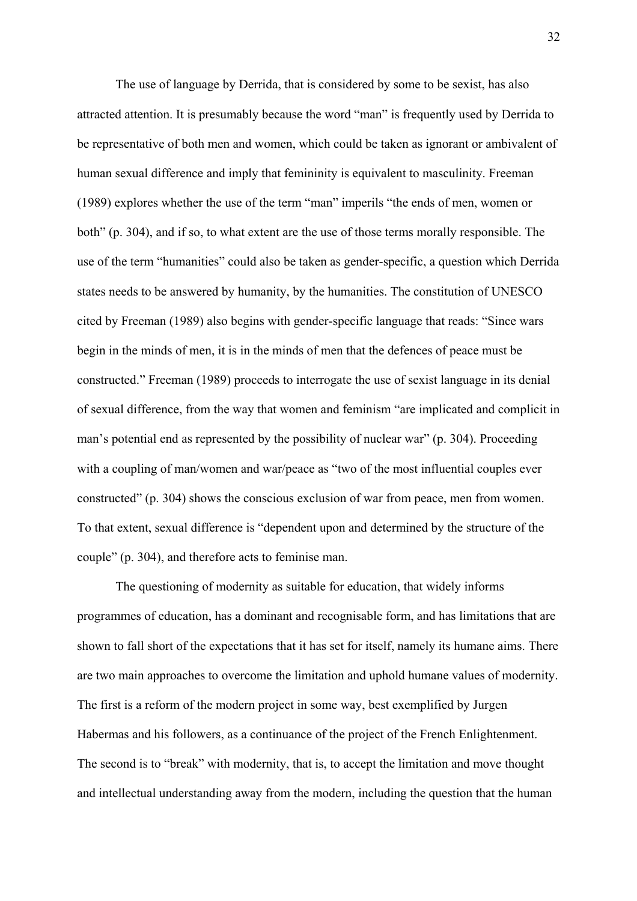The use of language by Derrida, that is considered by some to be sexist, has also attracted attention. It is presumably because the word "man" is frequently used by Derrida to be representative of both men and women, which could be taken as ignorant or ambivalent of human sexual difference and imply that femininity is equivalent to masculinity. Freeman (1989) explores whether the use of the term "man" imperils "the ends of men, women or both" (p. 304), and if so, to what extent are the use of those terms morally responsible. The use of the term "humanities" could also be taken as gender-specific, a question which Derrida states needs to be answered by humanity, by the humanities. The constitution of UNESCO cited by Freeman (1989) also begins with gender-specific language that reads: "Since wars begin in the minds of men, it is in the minds of men that the defences of peace must be constructed." Freeman (1989) proceeds to interrogate the use of sexist language in its denial of sexual difference, from the way that women and feminism "are implicated and complicit in man's potential end as represented by the possibility of nuclear war" (p. 304). Proceeding with a coupling of man/women and war/peace as "two of the most influential couples ever constructed" (p. 304) shows the conscious exclusion of war from peace, men from women. To that extent, sexual difference is "dependent upon and determined by the structure of the couple" (p. 304), and therefore acts to feminise man.

The questioning of modernity as suitable for education, that widely informs programmes of education, has a dominant and recognisable form, and has limitations that are shown to fall short of the expectations that it has set for itself, namely its humane aims. There are two main approaches to overcome the limitation and uphold humane values of modernity. The first is a reform of the modern project in some way, best exemplified by Jurgen Habermas and his followers, as a continuance of the project of the French Enlightenment. The second is to "break" with modernity, that is, to accept the limitation and move thought and intellectual understanding away from the modern, including the question that the human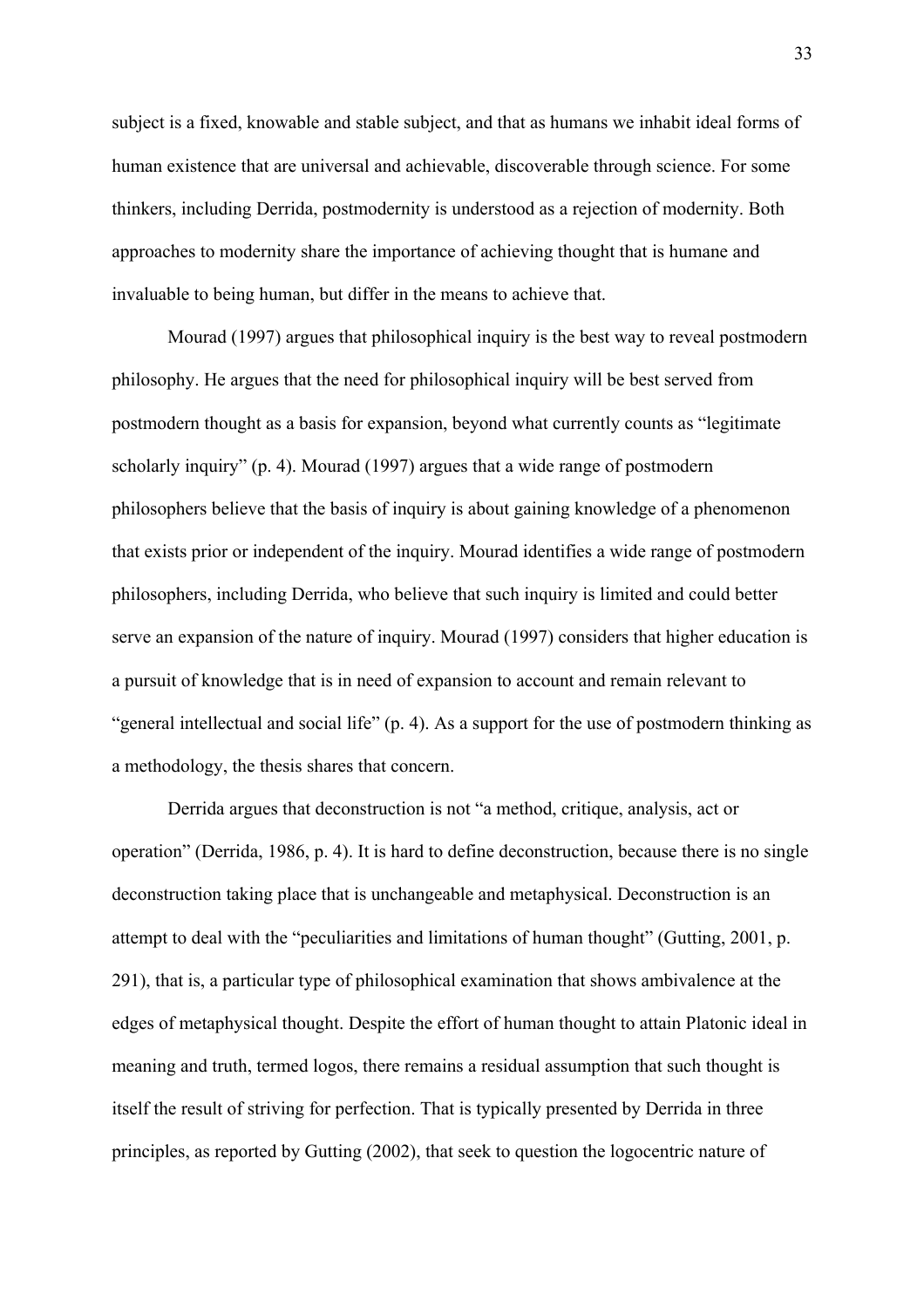subject is a fixed, knowable and stable subject, and that as humans we inhabit ideal forms of human existence that are universal and achievable, discoverable through science. For some thinkers, including Derrida, postmodernity is understood as a rejection of modernity. Both approaches to modernity share the importance of achieving thought that is humane and invaluable to being human, but differ in the means to achieve that.

Mourad (1997) argues that philosophical inquiry is the best way to reveal postmodern philosophy. He argues that the need for philosophical inquiry will be best served from postmodern thought as a basis for expansion, beyond what currently counts as "legitimate scholarly inquiry" (p. 4). Mourad (1997) argues that a wide range of postmodern philosophers believe that the basis of inquiry is about gaining knowledge of a phenomenon that exists prior or independent of the inquiry. Mourad identifies a wide range of postmodern philosophers, including Derrida, who believe that such inquiry is limited and could better serve an expansion of the nature of inquiry. Mourad (1997) considers that higher education is a pursuit of knowledge that is in need of expansion to account and remain relevant to "general intellectual and social life" (p. 4). As a support for the use of postmodern thinking as a methodology, the thesis shares that concern.

Derrida argues that deconstruction is not "a method, critique, analysis, act or operation" (Derrida, 1986, p. 4). It is hard to define deconstruction, because there is no single deconstruction taking place that is unchangeable and metaphysical. Deconstruction is an attempt to deal with the "peculiarities and limitations of human thought" (Gutting, 2001, p. 291), that is, a particular type of philosophical examination that shows ambivalence at the edges of metaphysical thought. Despite the effort of human thought to attain Platonic ideal in meaning and truth, termed logos, there remains a residual assumption that such thought is itself the result of striving for perfection. That is typically presented by Derrida in three principles, as reported by Gutting (2002), that seek to question the logocentric nature of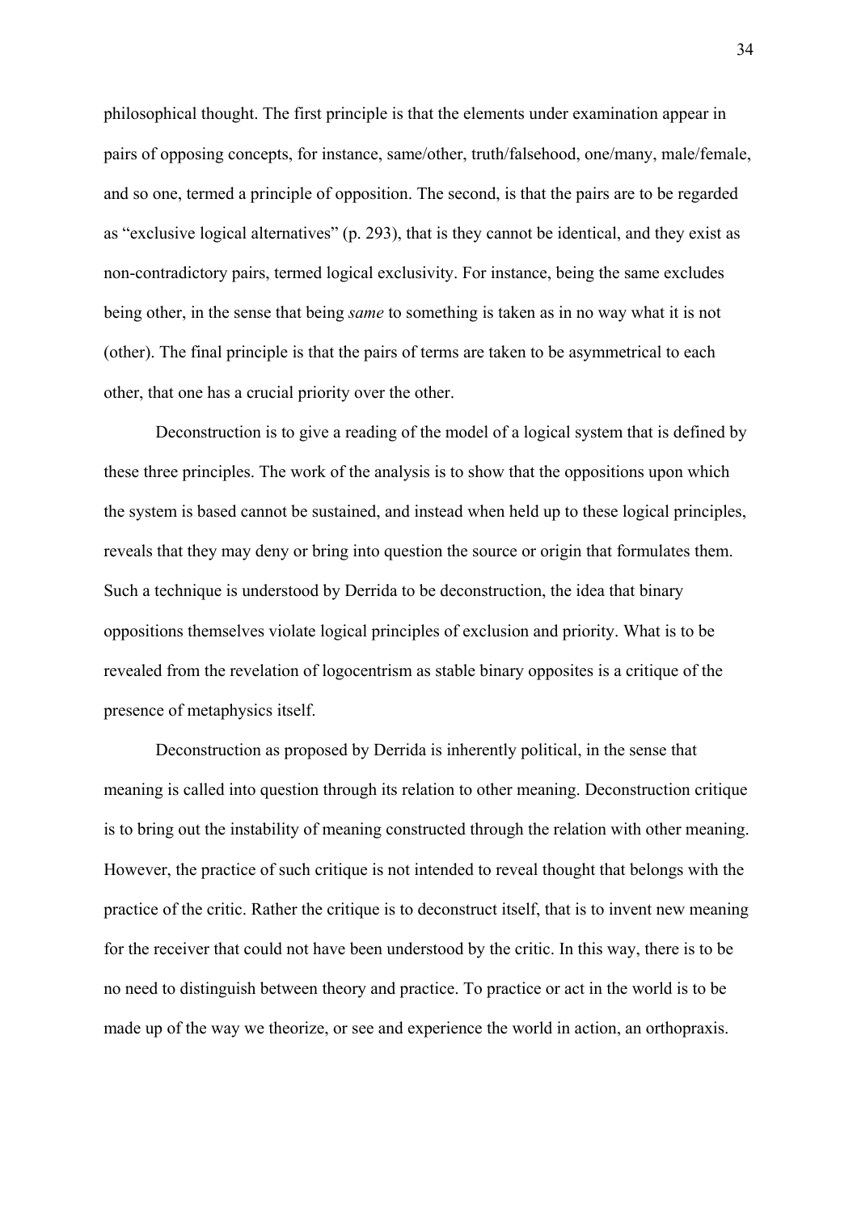philosophical thought. The first principle is that the elements under examination appear in pairs of opposing concepts, for instance, same/other, truth/falsehood, one/many, male/female, and so one, termed a principle of opposition. The second, is that the pairs are to be regarded as "exclusive logical alternatives" (p. 293), that is they cannot be identical, and they exist as non-contradictory pairs, termed logical exclusivity. For instance, being the same excludes being other, in the sense that being *same* to something is taken as in no way what it is not (other). The final principle is that the pairs of terms are taken to be asymmetrical to each other, that one has a crucial priority over the other.

Deconstruction is to give a reading of the model of a logical system that is defined by these three principles. The work of the analysis is to show that the oppositions upon which the system is based cannot be sustained, and instead when held up to these logical principles, reveals that they may deny or bring into question the source or origin that formulates them. Such a technique is understood by Derrida to be deconstruction, the idea that binary oppositions themselves violate logical principles of exclusion and priority. What is to be revealed from the revelation of logocentrism as stable binary opposites is a critique of the presence of metaphysics itself.

Deconstruction as proposed by Derrida is inherently political, in the sense that meaning is called into question through its relation to other meaning. Deconstruction critique is to bring out the instability of meaning constructed through the relation with other meaning. However, the practice of such critique is not intended to reveal thought that belongs with the practice of the critic. Rather the critique is to deconstruct itself, that is to invent new meaning for the receiver that could not have been understood by the critic. In this way, there is to be no need to distinguish between theory and practice. To practice or act in the world is to be made up of the way we theorize, or see and experience the world in action, an orthopraxis.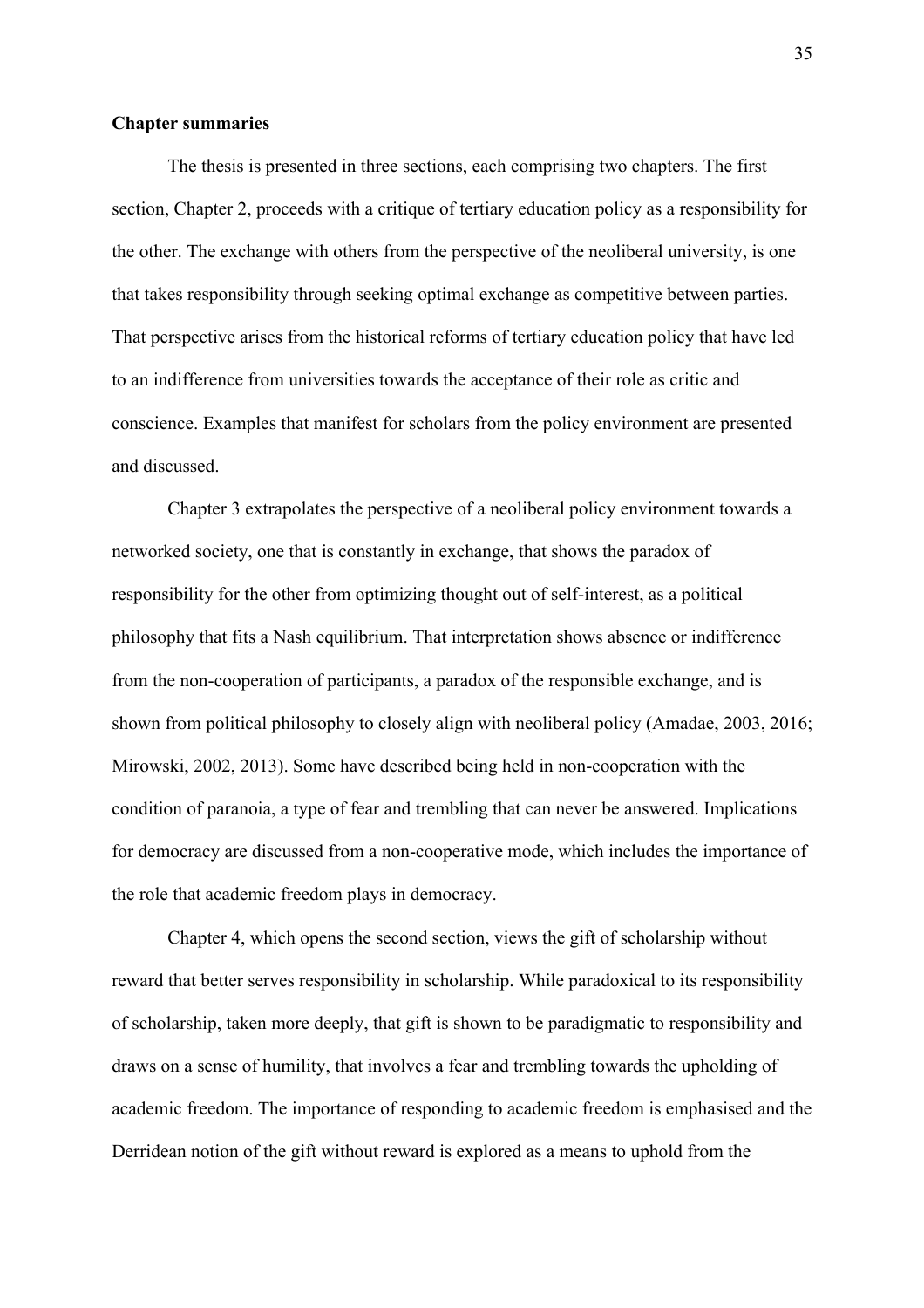**Chapter summaries**

The thesis is presented in three sections, each comprising two chapters. The first section, Chapter 2, proceeds with a critique of tertiary education policy as a responsibility for the other. The exchange with others from the perspective of the neoliberal university, is one that takes responsibility through seeking optimal exchange as competitive between parties. That perspective arises from the historical reforms of tertiary education policy that have led to an indifference from universities towards the acceptance of their role as critic and conscience. Examples that manifest for scholars from the policy environment are presented and discussed.

Chapter 3 extrapolates the perspective of a neoliberal policy environment towards a networked society, one that is constantly in exchange, that shows the paradox of responsibility for the other from optimizing thought out of self-interest, as a political philosophy that fits a Nash equilibrium. That interpretation shows absence or indifference from the non-cooperation of participants, a paradox of the responsible exchange, and is shown from political philosophy to closely align with neoliberal policy (Amadae, 2003, 2016; Mirowski, 2002, 2013). Some have described being held in non-cooperation with the condition of paranoia, a type of fear and trembling that can never be answered. Implications for democracy are discussed from a non-cooperative mode, which includes the importance of the role that academic freedom plays in democracy.

Chapter 4, which opens the second section, views the gift of scholarship without reward that better serves responsibility in scholarship. While paradoxical to its responsibility of scholarship, taken more deeply, that gift is shown to be paradigmatic to responsibility and draws on a sense of humility, that involves a fear and trembling towards the upholding of academic freedom. The importance of responding to academic freedom is emphasised and the Derridean notion of the gift without reward is explored as a means to uphold from the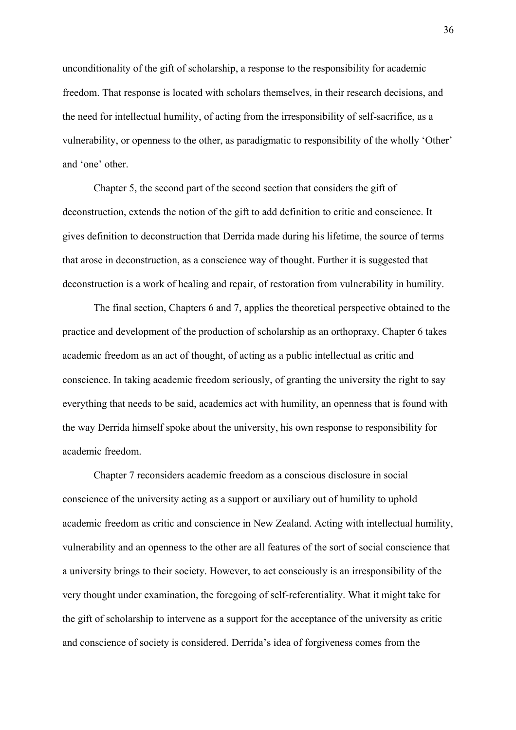unconditionality of the gift of scholarship, a response to the responsibility for academic freedom. That response is located with scholars themselves, in their research decisions, and the need for intellectual humility, of acting from the irresponsibility of self-sacrifice, as a vulnerability, or openness to the other, as paradigmatic to responsibility of the wholly 'Other' and 'one' other.

Chapter 5, the second part of the second section that considers the gift of deconstruction, extends the notion of the gift to add definition to critic and conscience. It gives definition to deconstruction that Derrida made during his lifetime, the source of terms that arose in deconstruction, as a conscience way of thought. Further it is suggested that deconstruction is a work of healing and repair, of restoration from vulnerability in humility.

The final section, Chapters 6 and 7, applies the theoretical perspective obtained to the practice and development of the production of scholarship as an orthopraxy. Chapter 6 takes academic freedom as an act of thought, of acting as a public intellectual as critic and conscience. In taking academic freedom seriously, of granting the university the right to say everything that needs to be said, academics act with humility, an openness that is found with the way Derrida himself spoke about the university, his own response to responsibility for academic freedom.

Chapter 7 reconsiders academic freedom as a conscious disclosure in social conscience of the university acting as a support or auxiliary out of humility to uphold academic freedom as critic and conscience in New Zealand. Acting with intellectual humility, vulnerability and an openness to the other are all features of the sort of social conscience that a university brings to their society. However, to act consciously is an irresponsibility of the very thought under examination, the foregoing of self-referentiality. What it might take for the gift of scholarship to intervene as a support for the acceptance of the university as critic and conscience of society is considered. Derrida's idea of forgiveness comes from the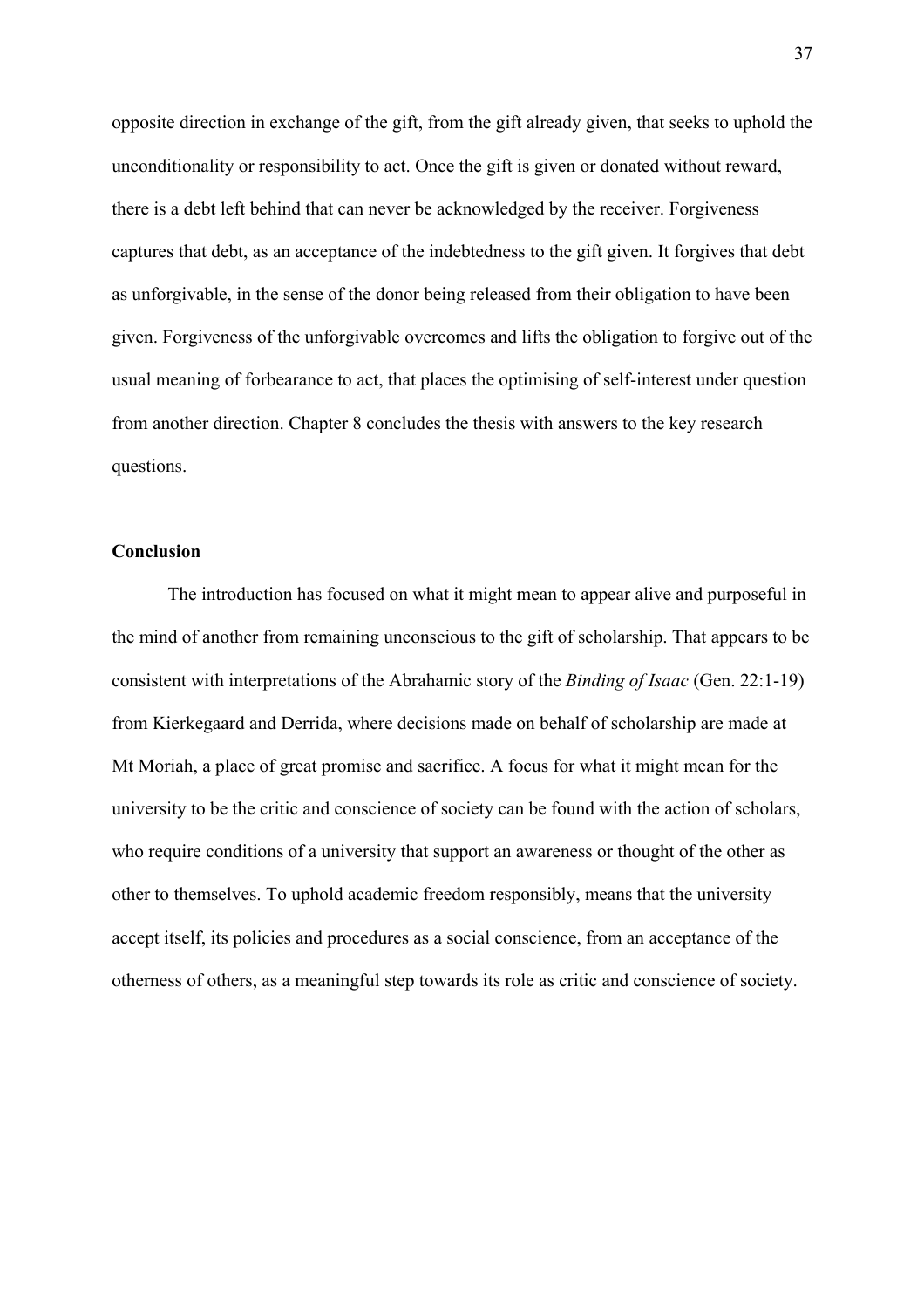opposite direction in exchange of the gift, from the gift already given, that seeks to uphold the unconditionality or responsibility to act. Once the gift is given or donated without reward, there is a debt left behind that can never be acknowledged by the receiver. Forgiveness captures that debt, as an acceptance of the indebtedness to the gift given. It forgives that debt as unforgivable, in the sense of the donor being released from their obligation to have been given. Forgiveness of the unforgivable overcomes and lifts the obligation to forgive out of the usual meaning of forbearance to act, that places the optimising of self-interest under question from another direction. Chapter 8 concludes the thesis with answers to the key research questions.

**Conclusion**

The introduction has focused on what it might mean to appear alive and purposeful in the mind of another from remaining unconscious to the gift of scholarship. That appears to be consistent with interpretations of the Abrahamic story of the *Binding of Isaac* (Gen. 22:1-19) from Kierkegaard and Derrida, where decisions made on behalf of scholarship are made at Mt Moriah, a place of great promise and sacrifice. A focus for what it might mean for the university to be the critic and conscience of society can be found with the action of scholars, who require conditions of a university that support an awareness or thought of the other as other to themselves. To uphold academic freedom responsibly, means that the university accept itself, its policies and procedures as a social conscience, from an acceptance of the otherness of others, as a meaningful step towards its role as critic and conscience of society.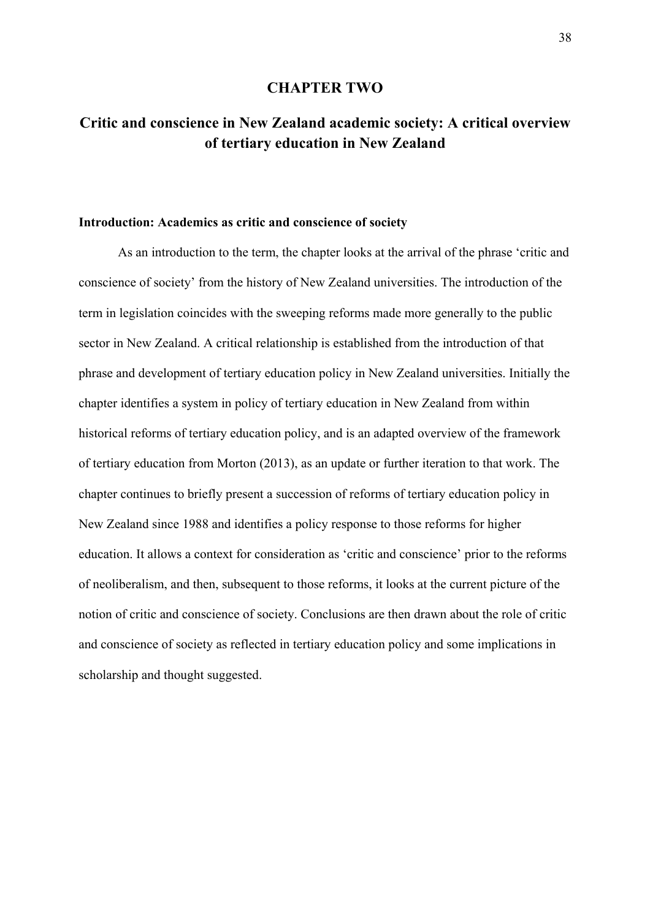# CHAPTER TWO

## Critic and conscience in New Zealand academic society: A critical overview of tertiary education in New Zealand

### Introduction: Academics as critic and conscience of society

As an introduction to the term, the chapter looks at the arrival of the phrase 'critic and conscience of society' from the history of New Zealand universities. The introduction of the term in legislation coincides with the sweeping reforms made more generally to the public sector in New Zealand. A critical relationship is established from the introduction of that phrase and development of tertiary education policy in New Zealand universities. Initially the chapter identifies a system in policy of tertiary education in New Zealand from within historical reforms of tertiary education policy, and is an adapted overview of the framework of tertiary education from Morton (2013), as an update or further iteration to that work. The chapter continues to briefly present a succession of reforms of tertiary education policy in New Zealand since 1988 and identifies a policy response to those reforms for higher education. It allows a context for consideration as 'critic and conscience' prior to the reforms of neoliberalism, and then, subsequent to those reforms, it looks at the current picture of the notion of critic and conscience of society. Conclusions are then drawn about the role of critic and conscience of society as reflected in tertiary education policy and some implications in scholarship and thought suggested.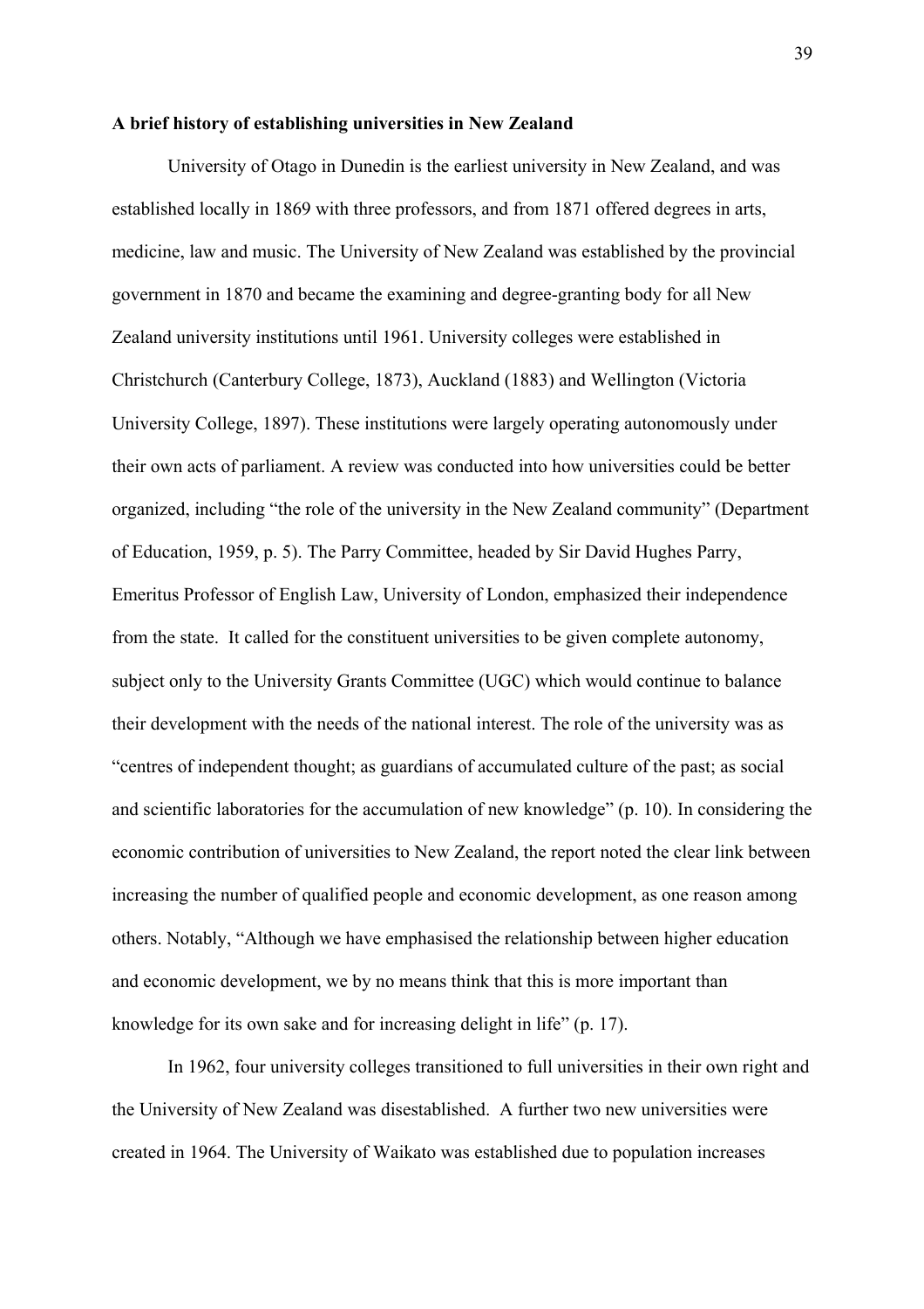**A brief history of establishing universities in New Zealand**

University of Otago in Dunedin is the earliest university in New Zealand, and was established locally in 1869 with three professors, and from 1871 offered degrees in arts, medicine, law and music. The University of New Zealand was established by the provincial government in 1870 and became the examining and degree-granting body for all New Zealand university institutions until 1961. University colleges were established in Christchurch (Canterbury College, 1873), Auckland (1883) and Wellington (Victoria University College, 1897). These institutions were largely operating autonomously under their own acts of parliament. A review was conducted into how universities could be better organized, including "the role of the university in the New Zealand community" (Department of Education, 1959, p. 5). The Parry Committee, headed by Sir David Hughes Parry, Emeritus Professor of English Law, University of London, emphasized their independence from the state. It called for the constituent universities to be given complete autonomy, subject only to the University Grants Committee (UGC) which would continue to balance their development with the needs of the national interest. The role of the university was as "centres of independent thought; as guardians of accumulated culture of the past; as social and scientific laboratories for the accumulation of new knowledge" (p. 10). In considering the economic contribution of universities to New Zealand, the report noted the clear link between increasing the number of qualified people and economic development, as one reason among others. Notably, "Although we have emphasised the relationship between higher education and economic development, we by no means think that this is more important than knowledge for its own sake and for increasing delight in life" (p. 17).

In 1962, four university colleges transitioned to full universities in their own right and the University of New Zealand was disestablished. A further two new universities were created in 1964. The University of Waikato was established due to population increases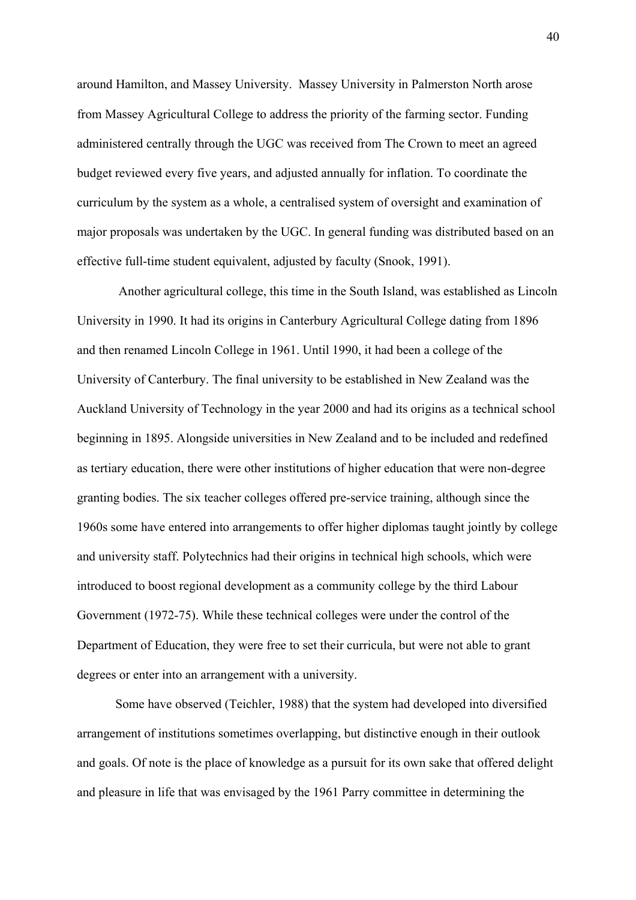around Hamilton, and Massey University. Massey University in Palmerston North arose from Massey Agricultural College to address the priority of the farming sector. Funding administered centrally through the UGC was received from The Crown to meet an agreed budget reviewed every five years, and adjusted annually for inflation. To coordinate the curriculum by the system as a whole, a centralised system of oversight and examination of major proposals was undertaken by the UGC. In general funding was distributed based on an effective full-time student equivalent, adjusted by faculty (Snook, 1991).

Another agricultural college, this time in the South Island, was established as Lincoln University in 1990. It had its origins in Canterbury Agricultural College dating from 1896 and then renamed Lincoln College in 1961. Until 1990, it had been a college of the University of Canterbury. The final university to be established in New Zealand was the Auckland University of Technology in the year 2000 and had its origins as a technical school beginning in 1895. Alongside universities in New Zealand and to be included and redefined as tertiary education, there were other institutions of higher education that were non-degree granting bodies. The six teacher colleges offered pre-service training, although since the 1960s some have entered into arrangements to offer higher diplomas taught jointly by college and university staff. Polytechnics had their origins in technical high schools, which were introduced to boost regional development as a community college by the third Labour Government (1972-75). While these technical colleges were under the control of the Department of Education, they were free to set their curricula, but were not able to grant degrees or enter into an arrangement with a university.

Some have observed (Teichler, 1988) that the system had developed into diversified arrangement of institutions sometimes overlapping, but distinctive enough in their outlook and goals. Of note is the place of knowledge as a pursuit for its own sake that offered delight and pleasure in life that was envisaged by the 1961 Parry committee in determining the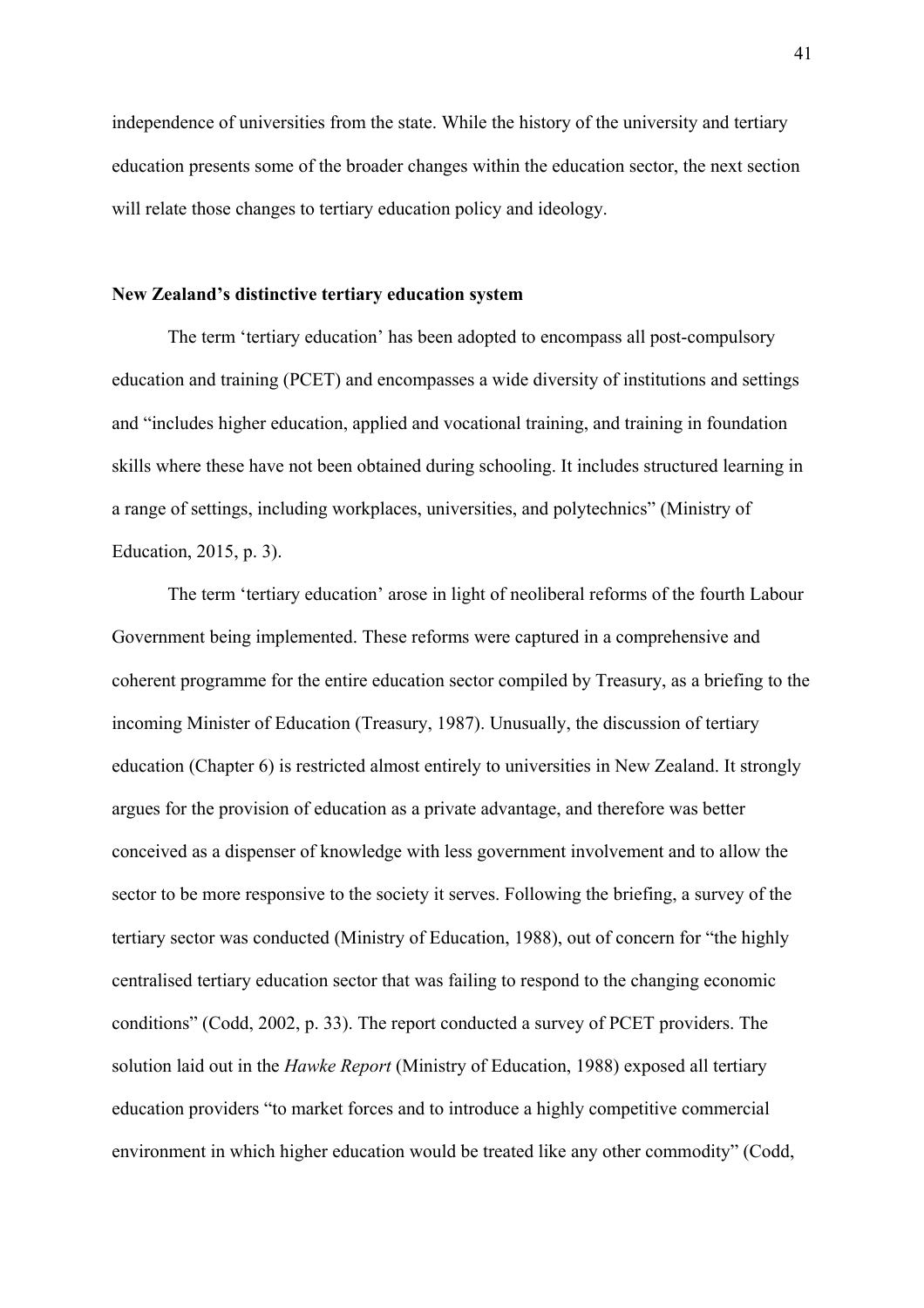independence of universities from the state. While the history of the university and tertiary education presents some of the broader changes within the education sector, the next section will relate those changes to tertiary education policy and ideology.

**New Zealand's distinctive tertiary education system**

The term 'tertiary education' has been adopted to encompass all post-compulsory education and training (PCET) and encompasses a wide diversity of institutions and settings and "includes higher education, applied and vocational training, and training in foundation skills where these have not been obtained during schooling. It includes structured learning in a range of settings, including workplaces, universities, and polytechnics" (Ministry of Education, 2015, p. 3).

The term 'tertiary education' arose in light of neoliberal reforms of the fourth Labour Government being implemented. These reforms were captured in a comprehensive and coherent programme for the entire education sector compiled by Treasury, as a briefing to the incoming Minister of Education (Treasury, 1987). Unusually, the discussion of tertiary education (Chapter 6) is restricted almost entirely to universities in New Zealand. It strongly argues for the provision of education as a private advantage, and therefore was better conceived as a dispenser of knowledge with less government involvement and to allow the sector to be more responsive to the society it serves. Following the briefing, a survey of the tertiary sector was conducted (Ministry of Education, 1988), out of concern for "the highly centralised tertiary education sector that was failing to respond to the changing economic conditions" (Codd, 2002, p. 33). The report conducted a survey of PCET providers. The solution laid out in the *Hawke Report* (Ministry of Education, 1988) exposed all tertiary education providers "to market forces and to introduce a highly competitive commercial environment in which higher education would be treated like any other commodity" (Codd,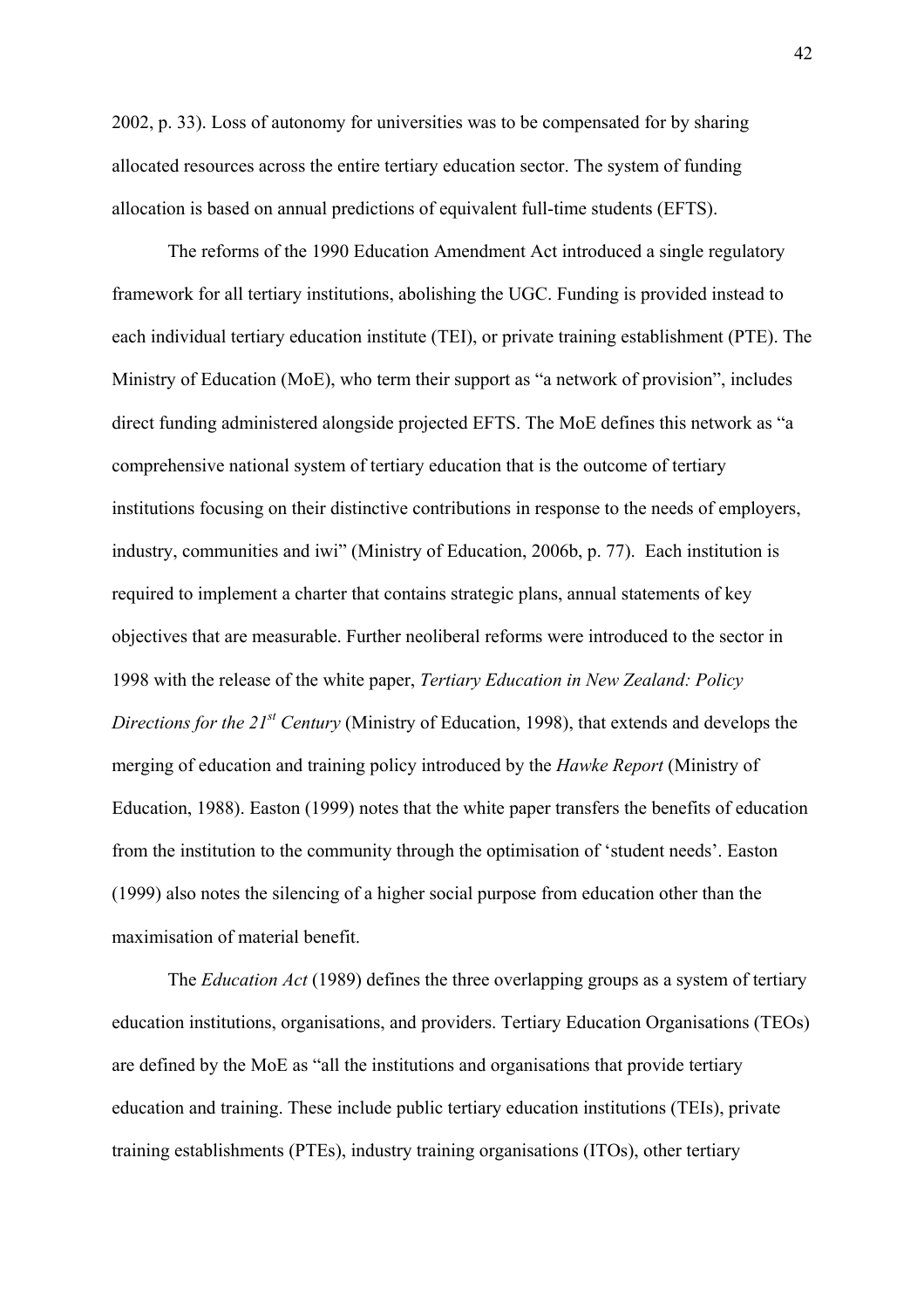2002, p. 33). Loss of autonomy for universities was to be compensated for by sharing allocated resources across the entire tertiary education sector. The system of funding allocation is based on annual predictions of equivalent full-time students (EFTS).

The reforms of the 1990 Education Amendment Act introduced a single regulatory framework for all tertiary institutions, abolishing the UGC. Funding is provided instead to each individual tertiary education institute (TEI), or private training establishment (PTE). The Ministry of Education (MoE), who term their support as "a network of provision", includes direct funding administered alongside projected EFTS. The MoE defines this network as "a comprehensive national system of tertiary education that is the outcome of tertiary institutions focusing on their distinctive contributions in response to the needs of employers, industry, communities and iwi" (Ministry of Education, 2006b, p. 77). Each institution is required to implement a charter that contains strategic plans, annual statements of key objectives that are measurable. Further neoliberal reforms were introduced to the sector in 1998 with the release of the white paper, *Tertiary Education in New Zealand: Policy Directions for the 21st Century* (Ministry of Education, 1998), that extends and develops the merging of education and training policy introduced by the *Hawke Report* (Ministry of Education, 1988). Easton (1999) notes that the white paper transfers the benefits of education from the institution to the community through the optimisation of 'student needs'. Easton (1999) also notes the silencing of a higher social purpose from education other than the maximisation of material benefit.

The *Education Act* (1989) defines the three overlapping groups as a system of tertiary education institutions, organisations, and providers. Tertiary Education Organisations (TEOs) are defined by the MoE as "all the institutions and organisations that provide tertiary education and training. These include public tertiary education institutions (TEIs), private training establishments (PTEs), industry training organisations (ITOs), other tertiary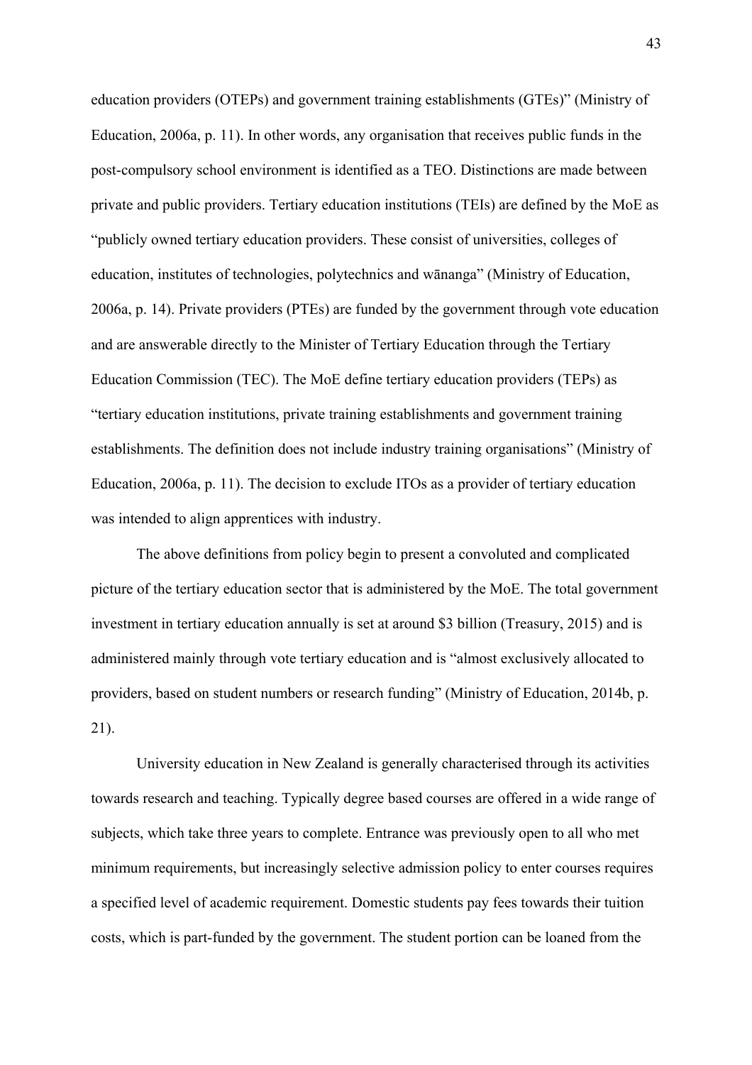education providers (OTEPs) and government training establishments (GTEs)" (Ministry of Education, 2006a, p. 11). In other words, any organisation that receives public funds in the post-compulsory school environment is identified as a TEO. Distinctions are made between private and public providers. Tertiary education institutions (TEIs) are defined by the MoE as "publicly owned tertiary education providers. These consist of universities, colleges of education, institutes of technologies, polytechnics and wānanga" (Ministry of Education, 2006a, p. 14). Private providers (PTEs) are funded by the government through vote education and are answerable directly to the Minister of Tertiary Education through the Tertiary Education Commission (TEC). The MoE define tertiary education providers (TEPs) as "tertiary education institutions, private training establishments and government training establishments. The definition does not include industry training organisations" (Ministry of Education, 2006a, p. 11). The decision to exclude ITOs as a provider of tertiary education was intended to align apprentices with industry.

The above definitions from policy begin to present a convoluted and complicated picture of the tertiary education sector that is administered by the MoE. The total government investment in tertiary education annually is set at around $3 billion (Treasury, 2015) and is administered mainly through vote tertiary education and is "almost exclusively allocated to providers, based on student numbers or research funding" (Ministry of Education, 2014b, p. 21).

University education in New Zealand is generally characterised through its activities towards research and teaching. Typically degree based courses are offered in a wide range of subjects, which take three years to complete. Entrance was previously open to all who met minimum requirements, but increasingly selective admission policy to enter courses requires a specified level of academic requirement. Domestic students pay fees towards their tuition costs, which is part-funded by the government. The student portion can be loaned from the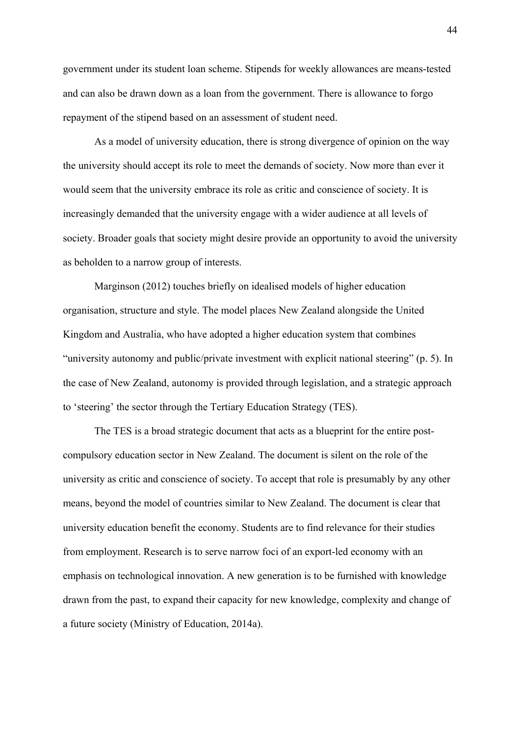government under its student loan scheme. Stipends for weekly allowances are means-tested and can also be drawn down as a loan from the government. There is allowance to forgo repayment of the stipend based on an assessment of student need.

As a model of university education, there is strong divergence of opinion on the way the university should accept its role to meet the demands of society. Now more than ever it would seem that the university embrace its role as critic and conscience of society. It is increasingly demanded that the university engage with a wider audience at all levels of society. Broader goals that society might desire provide an opportunity to avoid the university as beholden to a narrow group of interests.

Marginson (2012) touches briefly on idealised models of higher education organisation, structure and style. The model places New Zealand alongside the United Kingdom and Australia, who have adopted a higher education system that combines "university autonomy and public/private investment with explicit national steering" (p. 5). In the case of New Zealand, autonomy is provided through legislation, and a strategic approach to 'steering' the sector through the Tertiary Education Strategy (TES).

The TES is a broad strategic document that acts as a blueprint for the entire post-compulsory education sector in New Zealand. The document is silent on the role of the university as critic and conscience of society. To accept that role is presumably by any other means, beyond the model of countries similar to New Zealand. The document is clear that university education benefit the economy. Students are to find relevance for their studies from employment. Research is to serve narrow foci of an export-led economy with an emphasis on technological innovation. A new generation is to be furnished with knowledge drawn from the past, to expand their capacity for new knowledge, complexity and change of a future society (Ministry of Education, 2014a).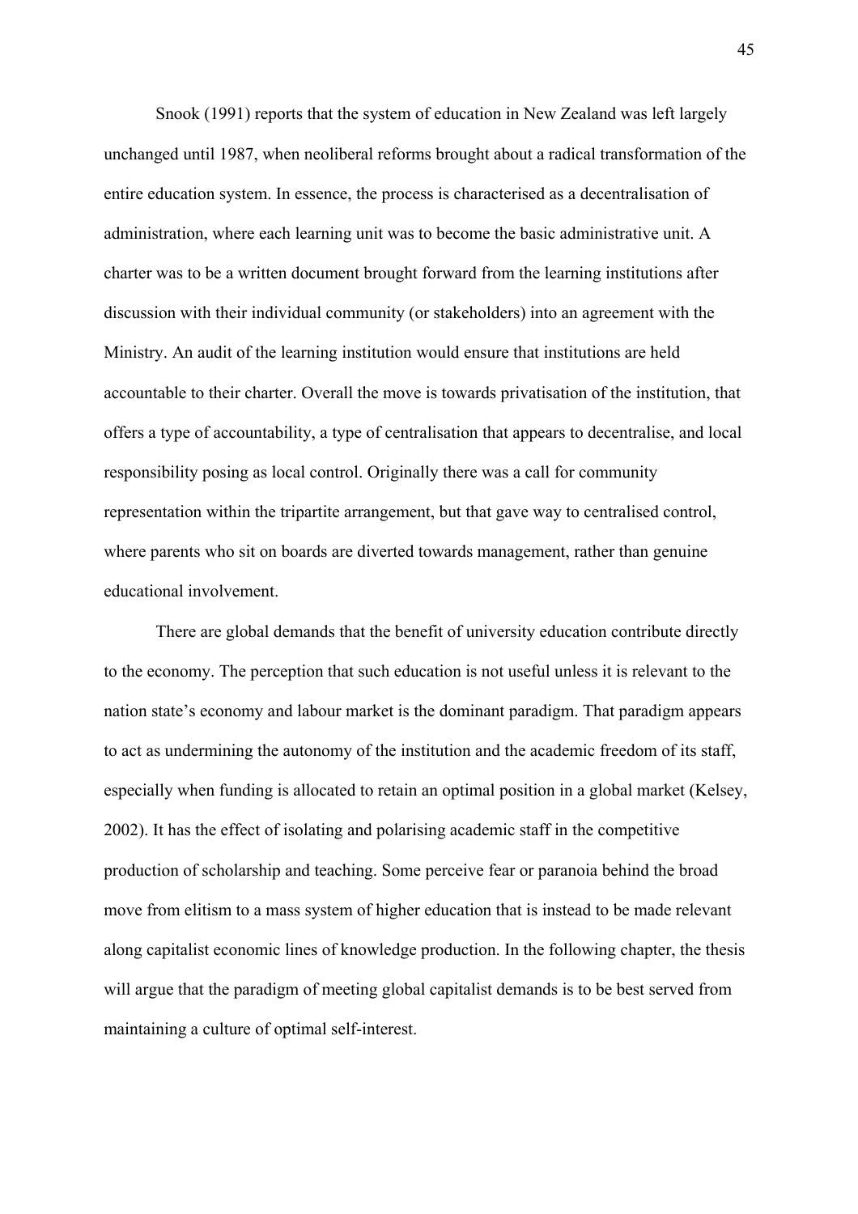Snook (1991) reports that the system of education in New Zealand was left largely unchanged until 1987, when neoliberal reforms brought about a radical transformation of the entire education system. In essence, the process is characterised as a decentralisation of administration, where each learning unit was to become the basic administrative unit. A charter was to be a written document brought forward from the learning institutions after discussion with their individual community (or stakeholders) into an agreement with the Ministry. An audit of the learning institution would ensure that institutions are held accountable to their charter. Overall the move is towards privatisation of the institution, that offers a type of accountability, a type of centralisation that appears to decentralise, and local responsibility posing as local control. Originally there was a call for community representation within the tripartite arrangement, but that gave way to centralised control, where parents who sit on boards are diverted towards management, rather than genuine educational involvement.

There are global demands that the benefit of university education contribute directly to the economy. The perception that such education is not useful unless it is relevant to the nation state's economy and labour market is the dominant paradigm. That paradigm appears to act as undermining the autonomy of the institution and the academic freedom of its staff, especially when funding is allocated to retain an optimal position in a global market (Kelsey, 2002). It has the effect of isolating and polarising academic staff in the competitive production of scholarship and teaching. Some perceive fear or paranoia behind the broad move from elitism to a mass system of higher education that is instead to be made relevant along capitalist economic lines of knowledge production. In the following chapter, the thesis will argue that the paradigm of meeting global capitalist demands is to be best served from maintaining a culture of optimal self-interest.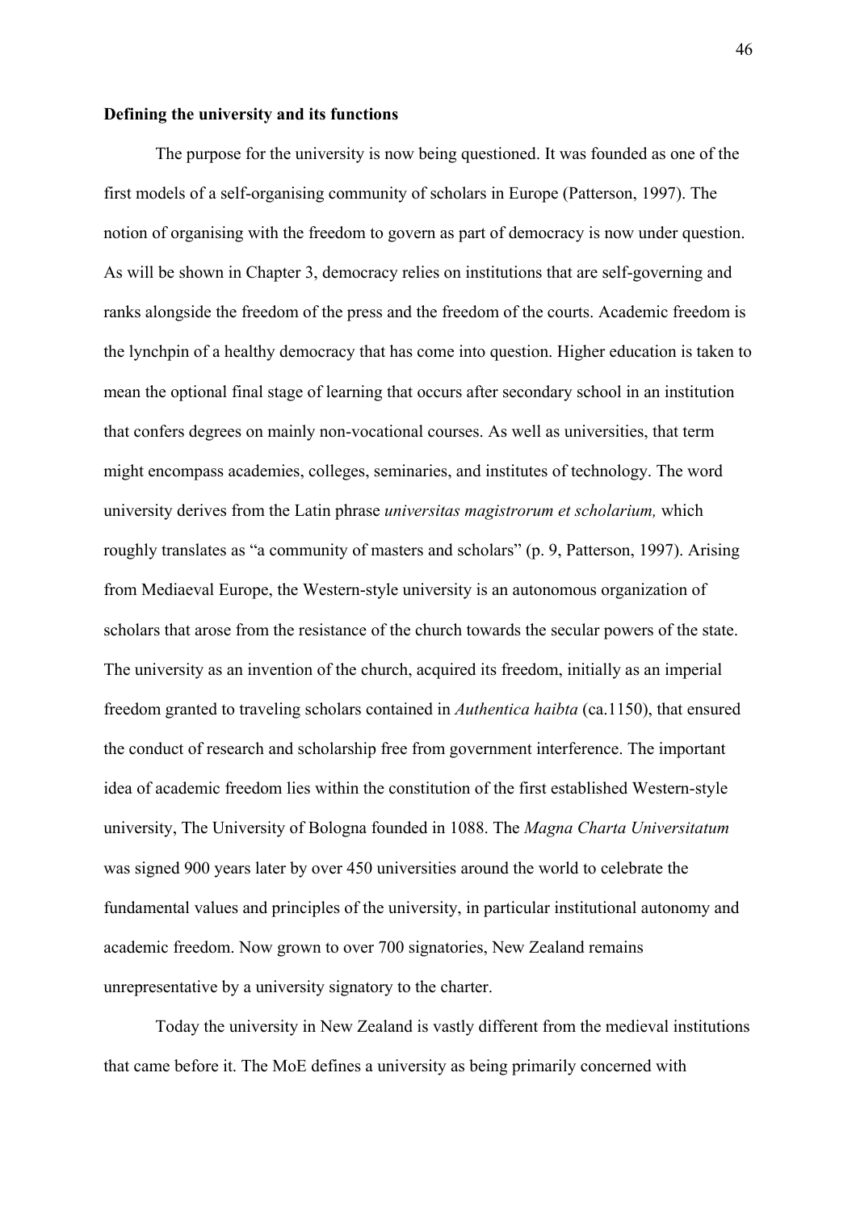**Defining the university and its functions**

The purpose for the university is now being questioned. It was founded as one of the first models of a self-organising community of scholars in Europe (Patterson, 1997). The notion of organising with the freedom to govern as part of democracy is now under question. As will be shown in Chapter 3, democracy relies on institutions that are self-governing and ranks alongside the freedom of the press and the freedom of the courts. Academic freedom is the lynchpin of a healthy democracy that has come into question. Higher education is taken to mean the optional final stage of learning that occurs after secondary school in an institution that confers degrees on mainly non-vocational courses. As well as universities, that term might encompass academies, colleges, seminaries, and institutes of technology. The word university derives from the Latin phrase *universitas magistrorum et scholarium,* which roughly translates as "a community of masters and scholars" (p. 9, Patterson, 1997). Arising from Mediaeval Europe, the Western-style university is an autonomous organization of scholars that arose from the resistance of the church towards the secular powers of the state. The university as an invention of the church, acquired its freedom, initially as an imperial freedom granted to traveling scholars contained in *Authentica haibta* (ca.1150), that ensured the conduct of research and scholarship free from government interference. The important idea of academic freedom lies within the constitution of the first established Western-style university, The University of Bologna founded in 1088. The *Magna Charta Universitatum* was signed 900 years later by over 450 universities around the world to celebrate the fundamental values and principles of the university, in particular institutional autonomy and academic freedom. Now grown to over 700 signatories, New Zealand remains unrepresentative by a university signatory to the charter.

Today the university in New Zealand is vastly different from the medieval institutions that came before it. The MoE defines a university as being primarily concerned with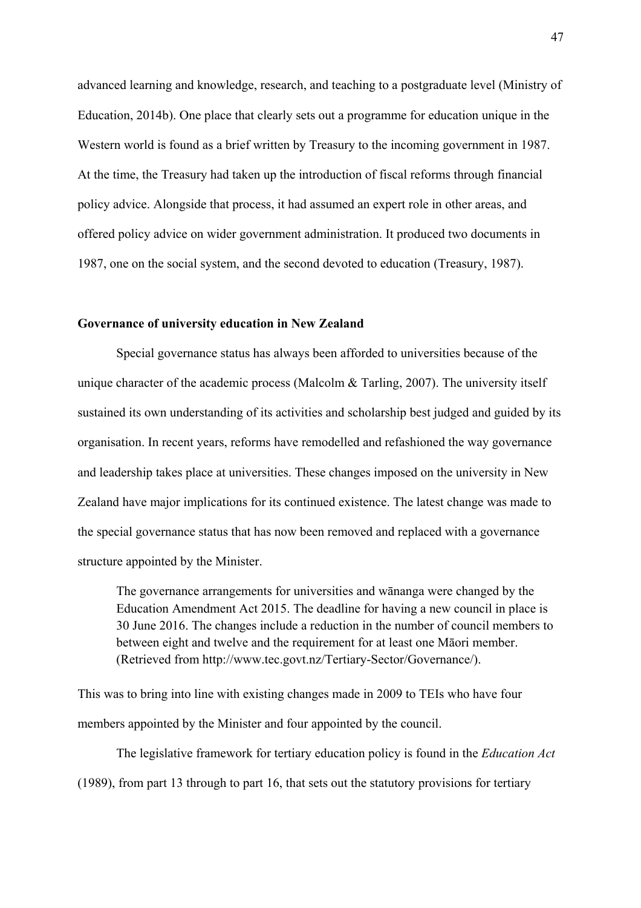advanced learning and knowledge, research, and teaching to a postgraduate level (Ministry of Education, 2014b). One place that clearly sets out a programme for education unique in the Western world is found as a brief written by Treasury to the incoming government in 1987. At the time, the Treasury had taken up the introduction of fiscal reforms through financial policy advice. Alongside that process, it had assumed an expert role in other areas, and offered policy advice on wider government administration. It produced two documents in 1987, one on the social system, and the second devoted to education (Treasury, 1987).

**Governance of university education in New Zealand**

Special governance status has always been afforded to universities because of the unique character of the academic process (Malcolm & Tarling, 2007). The university itself sustained its own understanding of its activities and scholarship best judged and guided by its organisation. In recent years, reforms have remodelled and refashioned the way governance and leadership takes place at universities. These changes imposed on the university in New Zealand have major implications for its continued existence. The latest change was made to the special governance status that has now been removed and replaced with a governance structure appointed by the Minister.

> The governance arrangements for universities and wānanga were changed by the Education Amendment Act 2015. The deadline for having a new council in place is 30 June 2016. The changes include a reduction in the number of council members to between eight and twelve and the requirement for at least one Māori member. (Retrieved from http://www.tec.govt.nz/Tertiary-Sector/Governance/).

This was to bring into line with existing changes made in 2009 to TEIs who have four members appointed by the Minister and four appointed by the council.

The legislative framework for tertiary education policy is found in the *Education Act* (1989), from part 13 through to part 16, that sets out the statutory provisions for tertiary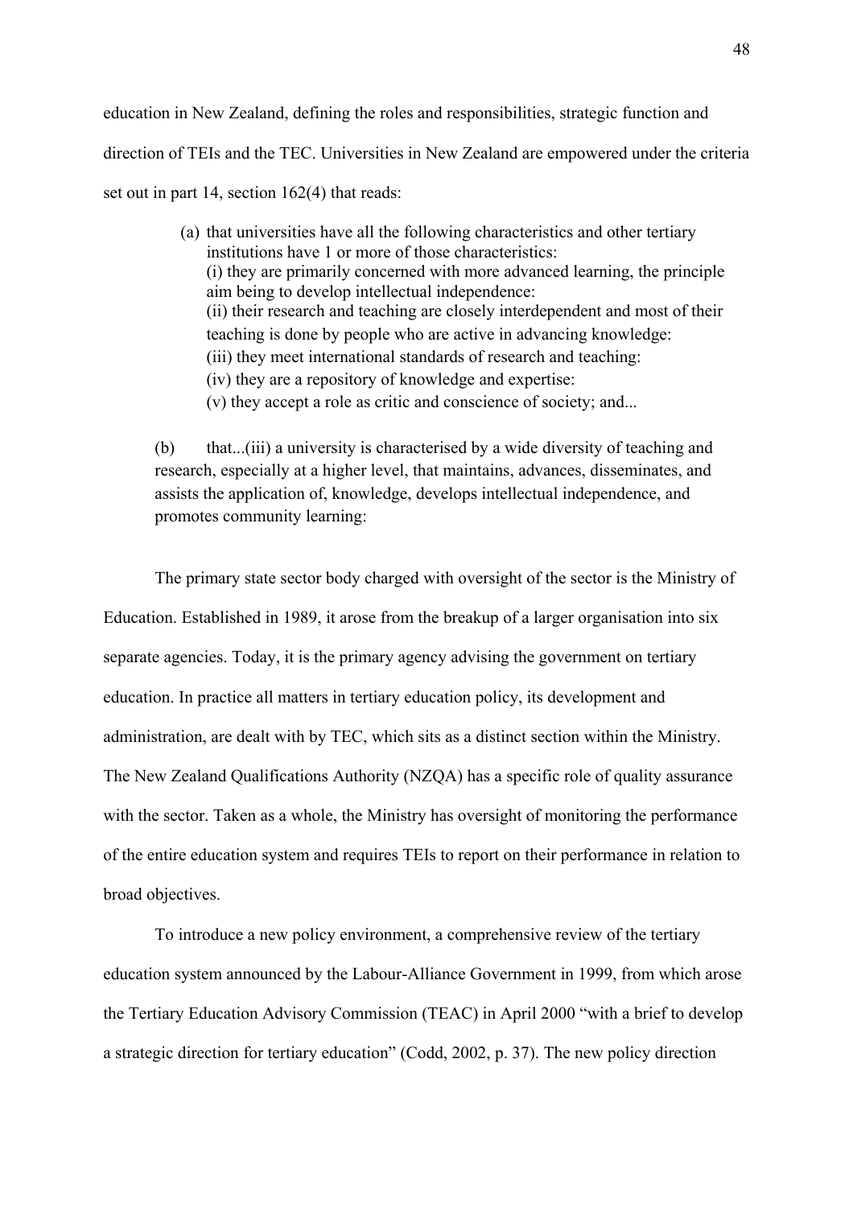education in New Zealand, defining the roles and responsibilities, strategic function and direction of TEIs and the TEC. Universities in New Zealand are empowered under the criteria set out in part 14, section 162(4) that reads:

> (a) that universities have all the following characteristics and other tertiary institutions have 1 or more of those characteristics:
> (i) they are primarily concerned with more advanced learning, the principle aim being to develop intellectual independence:
> (ii) their research and teaching are closely interdependent and most of their teaching is done by people who are active in advancing knowledge:
> (iii) they meet international standards of research and teaching:
> (iv) they are a repository of knowledge and expertise:
> (v) they accept a role as critic and conscience of society; and...
>
> (b) that...(iii) a university is characterised by a wide diversity of teaching and research, especially at a higher level, that maintains, advances, disseminates, and assists the application of, knowledge, develops intellectual independence, and promotes community learning:

The primary state sector body charged with oversight of the sector is the Ministry of Education. Established in 1989, it arose from the breakup of a larger organisation into six separate agencies. Today, it is the primary agency advising the government on tertiary education. In practice all matters in tertiary education policy, its development and administration, are dealt with by TEC, which sits as a distinct section within the Ministry. The New Zealand Qualifications Authority (NZQA) has a specific role of quality assurance with the sector. Taken as a whole, the Ministry has oversight of monitoring the performance of the entire education system and requires TEIs to report on their performance in relation to broad objectives.

To introduce a new policy environment, a comprehensive review of the tertiary education system announced by the Labour-Alliance Government in 1999, from which arose the Tertiary Education Advisory Commission (TEAC) in April 2000 "with a brief to develop a strategic direction for tertiary education" (Codd, 2002, p. 37). The new policy direction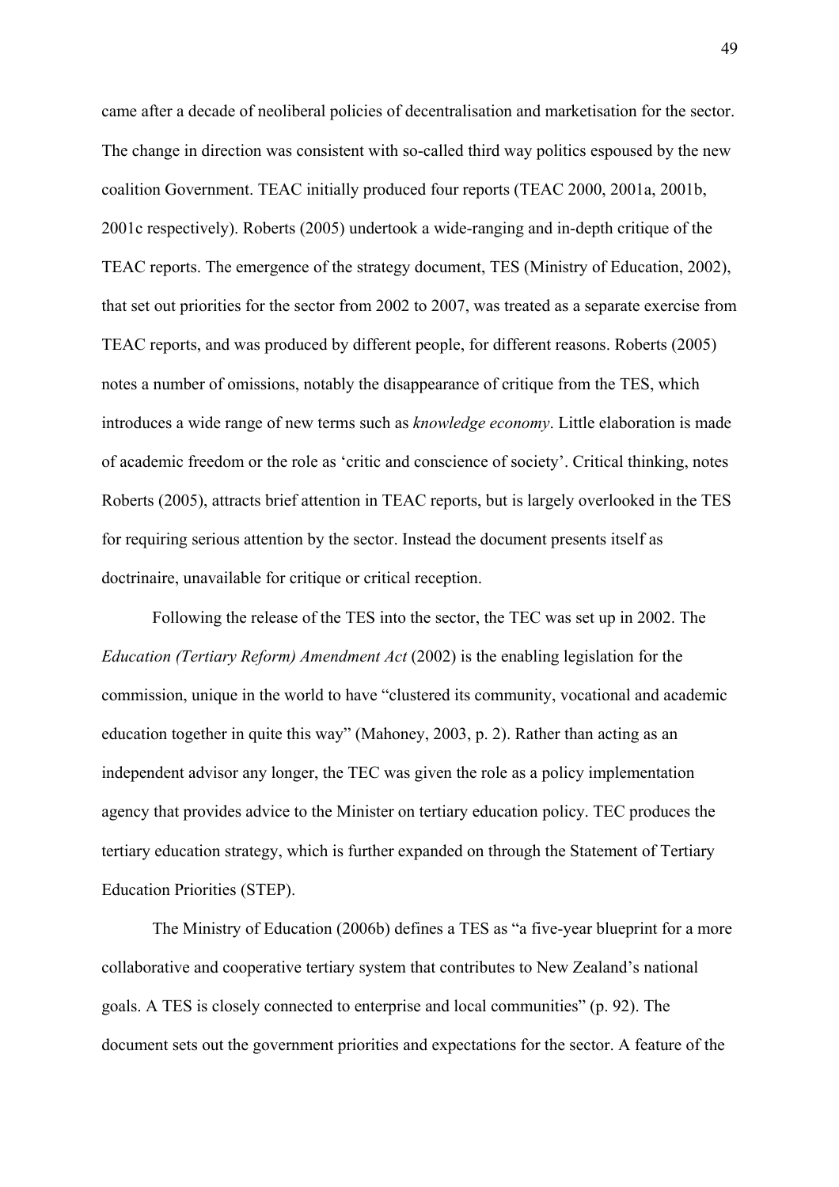came after a decade of neoliberal policies of decentralisation and marketisation for the sector. The change in direction was consistent with so-called third way politics espoused by the new coalition Government. TEAC initially produced four reports (TEAC 2000, 2001a, 2001b, 2001c respectively). Roberts (2005) undertook a wide-ranging and in-depth critique of the TEAC reports. The emergence of the strategy document, TES (Ministry of Education, 2002), that set out priorities for the sector from 2002 to 2007, was treated as a separate exercise from TEAC reports, and was produced by different people, for different reasons. Roberts (2005) notes a number of omissions, notably the disappearance of critique from the TES, which introduces a wide range of new terms such as *knowledge economy*. Little elaboration is made of academic freedom or the role as 'critic and conscience of society'. Critical thinking, notes Roberts (2005), attracts brief attention in TEAC reports, but is largely overlooked in the TES for requiring serious attention by the sector. Instead the document presents itself as doctrinaire, unavailable for critique or critical reception.

Following the release of the TES into the sector, the TEC was set up in 2002. The *Education (Tertiary Reform) Amendment Act* (2002) is the enabling legislation for the commission, unique in the world to have "clustered its community, vocational and academic education together in quite this way" (Mahoney, 2003, p. 2). Rather than acting as an independent advisor any longer, the TEC was given the role as a policy implementation agency that provides advice to the Minister on tertiary education policy. TEC produces the tertiary education strategy, which is further expanded on through the Statement of Tertiary Education Priorities (STEP).

The Ministry of Education (2006b) defines a TES as "a five-year blueprint for a more collaborative and cooperative tertiary system that contributes to New Zealand's national goals. A TES is closely connected to enterprise and local communities" (p. 92). The document sets out the government priorities and expectations for the sector. A feature of the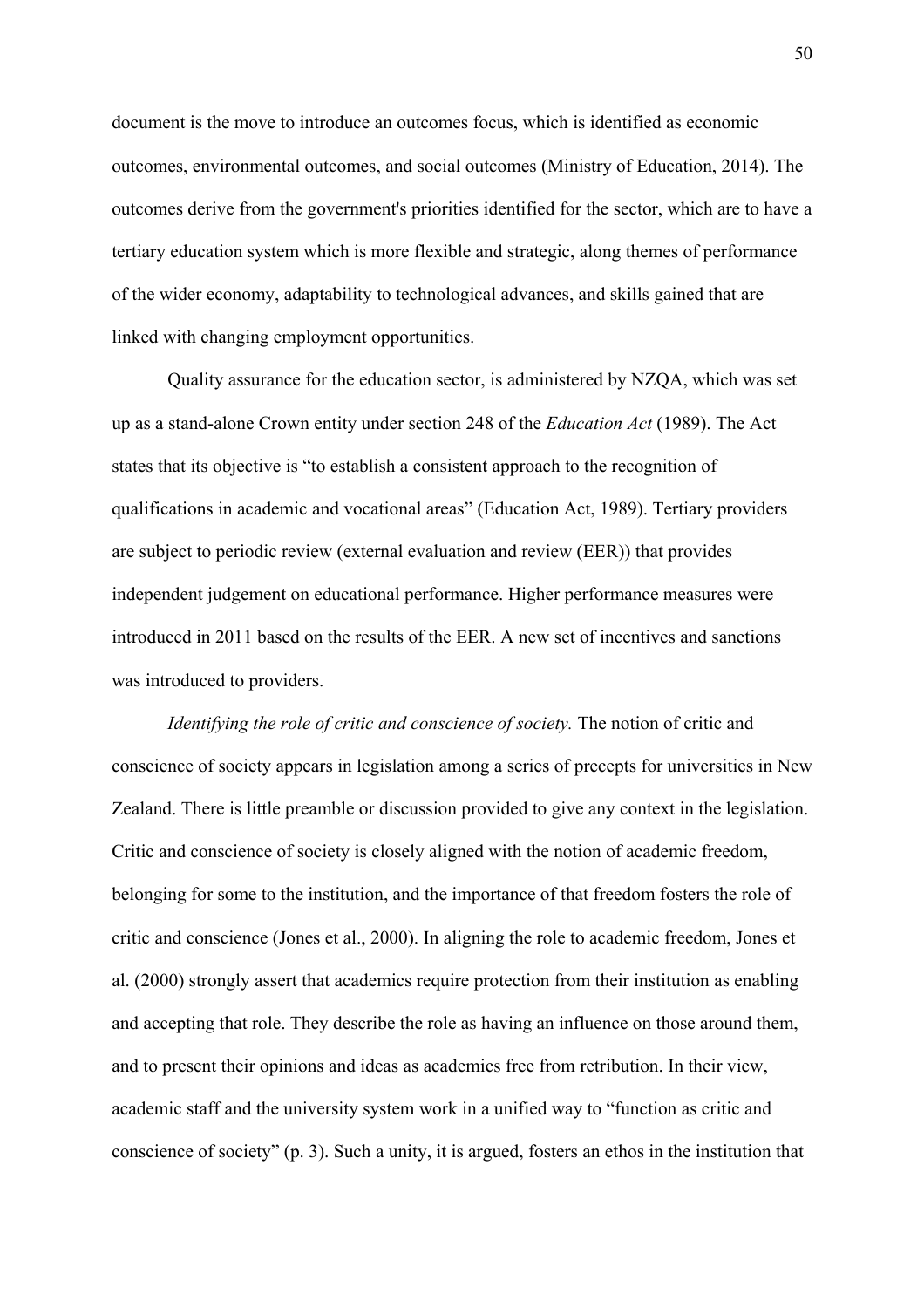document is the move to introduce an outcomes focus, which is identified as economic outcomes, environmental outcomes, and social outcomes (Ministry of Education, 2014). The outcomes derive from the government's priorities identified for the sector, which are to have a tertiary education system which is more flexible and strategic, along themes of performance of the wider economy, adaptability to technological advances, and skills gained that are linked with changing employment opportunities.

Quality assurance for the education sector, is administered by NZQA, which was set up as a stand-alone Crown entity under section 248 of the *Education Act* (1989). The Act states that its objective is "to establish a consistent approach to the recognition of qualifications in academic and vocational areas" (Education Act, 1989). Tertiary providers are subject to periodic review (external evaluation and review (EER)) that provides independent judgement on educational performance. Higher performance measures were introduced in 2011 based on the results of the EER. A new set of incentives and sanctions was introduced to providers.

*Identifying the role of critic and conscience of society.* The notion of critic and conscience of society appears in legislation among a series of precepts for universities in New Zealand. There is little preamble or discussion provided to give any context in the legislation. Critic and conscience of society is closely aligned with the notion of academic freedom, belonging for some to the institution, and the importance of that freedom fosters the role of critic and conscience (Jones et al., 2000). In aligning the role to academic freedom, Jones et al. (2000) strongly assert that academics require protection from their institution as enabling and accepting that role. They describe the role as having an influence on those around them, and to present their opinions and ideas as academics free from retribution. In their view, academic staff and the university system work in a unified way to "function as critic and conscience of society" (p. 3). Such a unity, it is argued, fosters an ethos in the institution that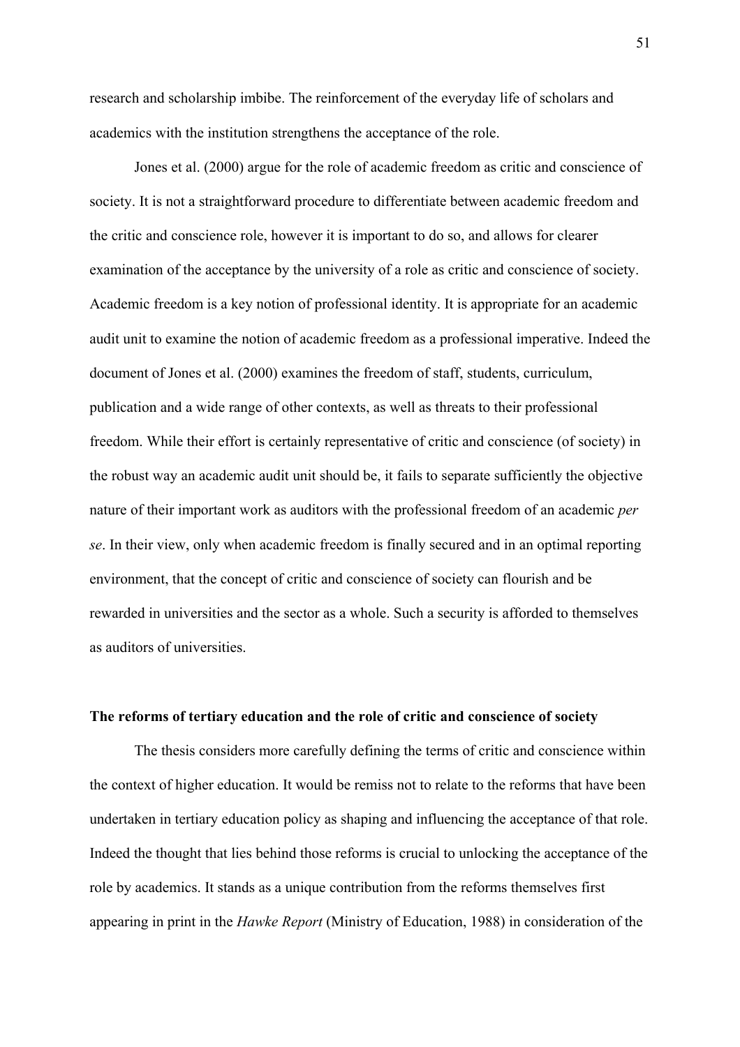research and scholarship imbibe. The reinforcement of the everyday life of scholars and academics with the institution strengthens the acceptance of the role.

Jones et al. (2000) argue for the role of academic freedom as critic and conscience of society. It is not a straightforward procedure to differentiate between academic freedom and the critic and conscience role, however it is important to do so, and allows for clearer examination of the acceptance by the university of a role as critic and conscience of society. Academic freedom is a key notion of professional identity. It is appropriate for an academic audit unit to examine the notion of academic freedom as a professional imperative. Indeed the document of Jones et al. (2000) examines the freedom of staff, students, curriculum, publication and a wide range of other contexts, as well as threats to their professional freedom. While their effort is certainly representative of critic and conscience (of society) in the robust way an academic audit unit should be, it fails to separate sufficiently the objective nature of their important work as auditors with the professional freedom of an academic *per se*. In their view, only when academic freedom is finally secured and in an optimal reporting environment, that the concept of critic and conscience of society can flourish and be rewarded in universities and the sector as a whole. Such a security is afforded to themselves as auditors of universities.

**The reforms of tertiary education and the role of critic and conscience of society**

The thesis considers more carefully defining the terms of critic and conscience within the context of higher education. It would be remiss not to relate to the reforms that have been undertaken in tertiary education policy as shaping and influencing the acceptance of that role. Indeed the thought that lies behind those reforms is crucial to unlocking the acceptance of the role by academics. It stands as a unique contribution from the reforms themselves first appearing in print in the *Hawke Report* (Ministry of Education, 1988) in consideration of the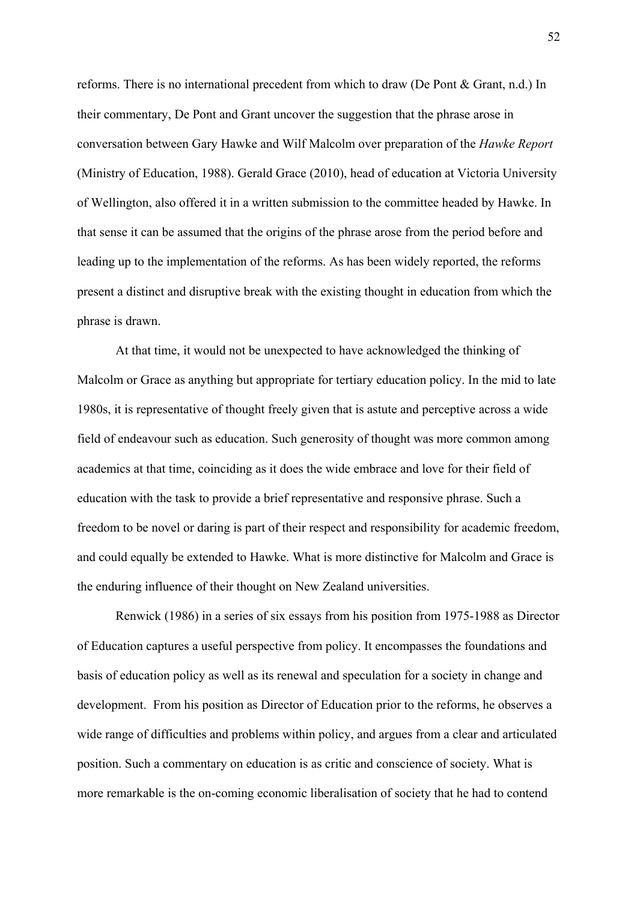reforms. There is no international precedent from which to draw (De Pont & Grant, n.d.) In their commentary, De Pont and Grant uncover the suggestion that the phrase arose in conversation between Gary Hawke and Wilf Malcolm over preparation of the *Hawke Report* (Ministry of Education, 1988). Gerald Grace (2010), head of education at Victoria University of Wellington, also offered it in a written submission to the committee headed by Hawke. In that sense it can be assumed that the origins of the phrase arose from the period before and leading up to the implementation of the reforms. As has been widely reported, the reforms present a distinct and disruptive break with the existing thought in education from which the phrase is drawn.

At that time, it would not be unexpected to have acknowledged the thinking of Malcolm or Grace as anything but appropriate for tertiary education policy. In the mid to late 1980s, it is representative of thought freely given that is astute and perceptive across a wide field of endeavour such as education. Such generosity of thought was more common among academics at that time, coinciding as it does the wide embrace and love for their field of education with the task to provide a brief representative and responsive phrase. Such a freedom to be novel or daring is part of their respect and responsibility for academic freedom, and could equally be extended to Hawke. What is more distinctive for Malcolm and Grace is the enduring influence of their thought on New Zealand universities.

Renwick (1986) in a series of six essays from his position from 1975-1988 as Director of Education captures a useful perspective from policy. It encompasses the foundations and basis of education policy as well as its renewal and speculation for a society in change and development. From his position as Director of Education prior to the reforms, he observes a wide range of difficulties and problems within policy, and argues from a clear and articulated position. Such a commentary on education is as critic and conscience of society. What is more remarkable is the on-coming economic liberalisation of society that he had to contend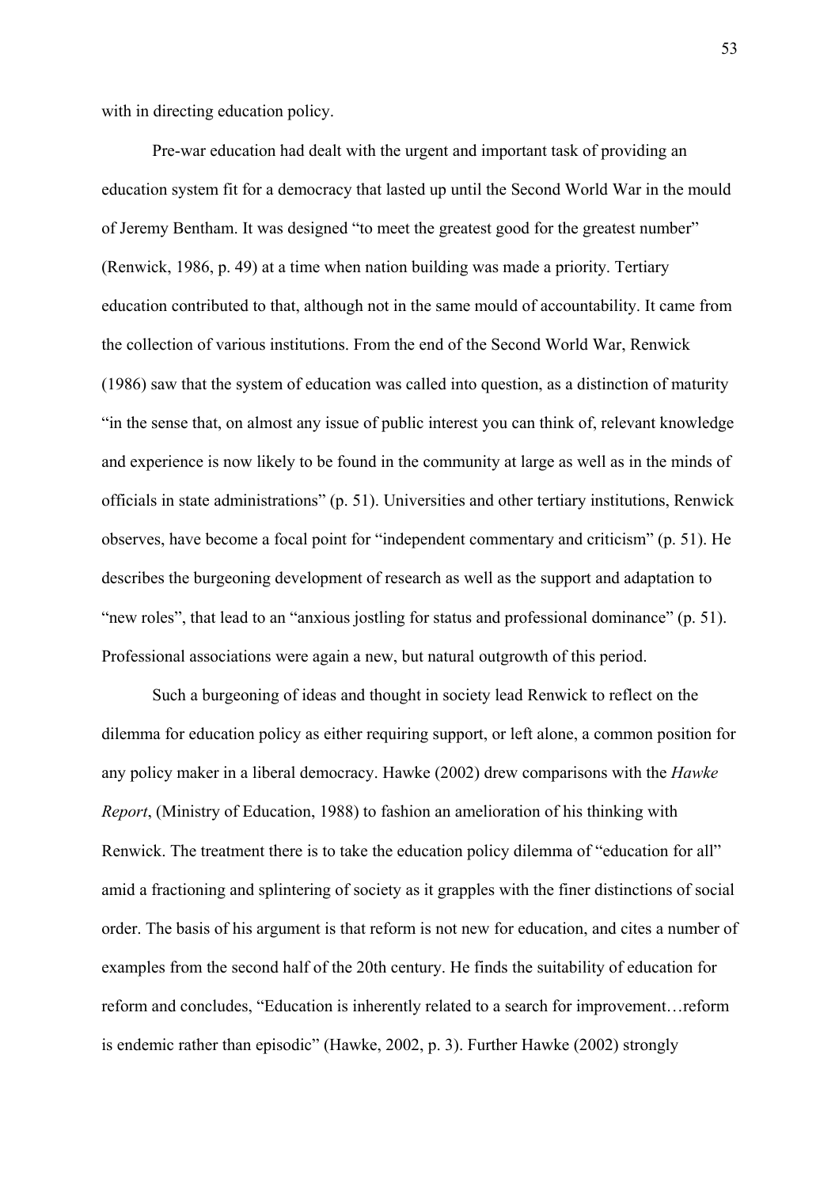with in directing education policy.

Pre-war education had dealt with the urgent and important task of providing an education system fit for a democracy that lasted up until the Second World War in the mould of Jeremy Bentham. It was designed "to meet the greatest good for the greatest number" (Renwick, 1986, p. 49) at a time when nation building was made a priority. Tertiary education contributed to that, although not in the same mould of accountability. It came from the collection of various institutions. From the end of the Second World War, Renwick (1986) saw that the system of education was called into question, as a distinction of maturity "in the sense that, on almost any issue of public interest you can think of, relevant knowledge and experience is now likely to be found in the community at large as well as in the minds of officials in state administrations" (p. 51). Universities and other tertiary institutions, Renwick observes, have become a focal point for "independent commentary and criticism" (p. 51). He describes the burgeoning development of research as well as the support and adaptation to "new roles", that lead to an "anxious jostling for status and professional dominance" (p. 51). Professional associations were again a new, but natural outgrowth of this period.

Such a burgeoning of ideas and thought in society lead Renwick to reflect on the dilemma for education policy as either requiring support, or left alone, a common position for any policy maker in a liberal democracy. Hawke (2002) drew comparisons with the *Hawke Report*, (Ministry of Education, 1988) to fashion an amelioration of his thinking with Renwick. The treatment there is to take the education policy dilemma of "education for all" amid a fractioning and splintering of society as it grapples with the finer distinctions of social order. The basis of his argument is that reform is not new for education, and cites a number of examples from the second half of the 20th century. He finds the suitability of education for reform and concludes, "Education is inherently related to a search for improvement…reform is endemic rather than episodic" (Hawke, 2002, p. 3). Further Hawke (2002) strongly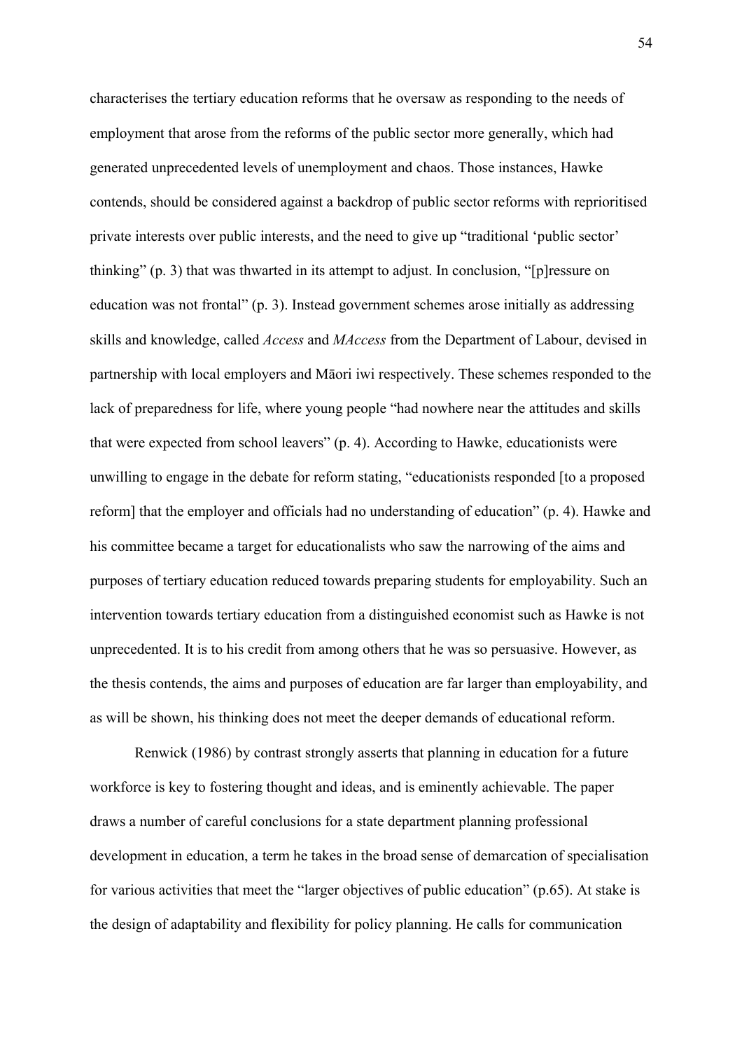characterises the tertiary education reforms that he oversaw as responding to the needs of employment that arose from the reforms of the public sector more generally, which had generated unprecedented levels of unemployment and chaos. Those instances, Hawke contends, should be considered against a backdrop of public sector reforms with reprioritised private interests over public interests, and the need to give up "traditional 'public sector' thinking" (p. 3) that was thwarted in its attempt to adjust. In conclusion, "[p]ressure on education was not frontal" (p. 3). Instead government schemes arose initially as addressing skills and knowledge, called *Access* and *MAccess* from the Department of Labour, devised in partnership with local employers and Māori iwi respectively. These schemes responded to the lack of preparedness for life, where young people "had nowhere near the attitudes and skills that were expected from school leavers" (p. 4). According to Hawke, educationists were unwilling to engage in the debate for reform stating, "educationists responded [to a proposed reform] that the employer and officials had no understanding of education" (p. 4). Hawke and his committee became a target for educationalists who saw the narrowing of the aims and purposes of tertiary education reduced towards preparing students for employability. Such an intervention towards tertiary education from a distinguished economist such as Hawke is not unprecedented. It is to his credit from among others that he was so persuasive. However, as the thesis contends, the aims and purposes of education are far larger than employability, and as will be shown, his thinking does not meet the deeper demands of educational reform.

Renwick (1986) by contrast strongly asserts that planning in education for a future workforce is key to fostering thought and ideas, and is eminently achievable. The paper draws a number of careful conclusions for a state department planning professional development in education, a term he takes in the broad sense of demarcation of specialisation for various activities that meet the "larger objectives of public education" (p.65). At stake is the design of adaptability and flexibility for policy planning. He calls for communication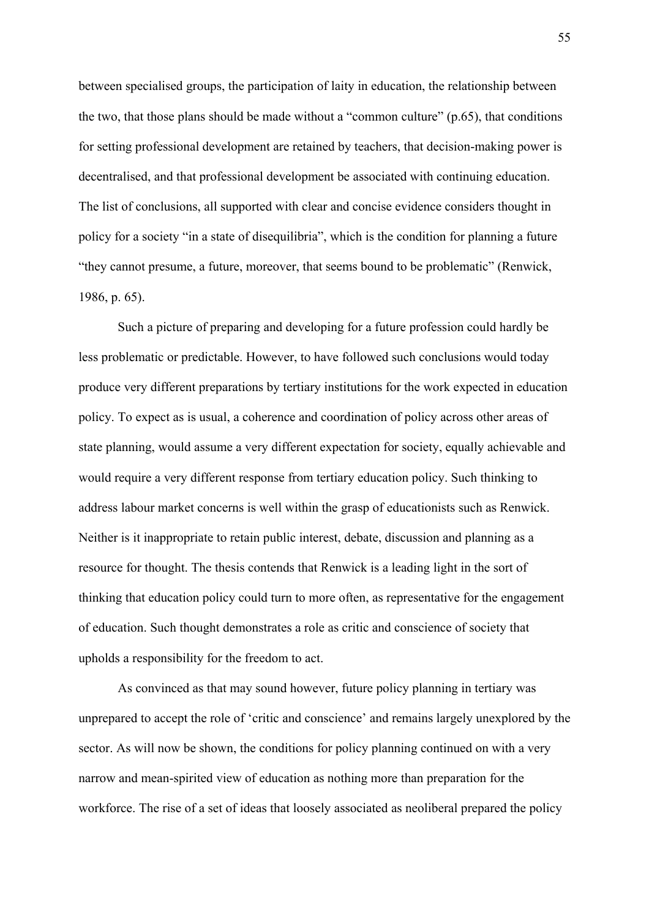between specialised groups, the participation of laity in education, the relationship between the two, that those plans should be made without a "common culture" (p.65), that conditions for setting professional development are retained by teachers, that decision-making power is decentralised, and that professional development be associated with continuing education. The list of conclusions, all supported with clear and concise evidence considers thought in policy for a society "in a state of disequilibria", which is the condition for planning a future "they cannot presume, a future, moreover, that seems bound to be problematic" (Renwick, 1986, p. 65).

Such a picture of preparing and developing for a future profession could hardly be less problematic or predictable. However, to have followed such conclusions would today produce very different preparations by tertiary institutions for the work expected in education policy. To expect as is usual, a coherence and coordination of policy across other areas of state planning, would assume a very different expectation for society, equally achievable and would require a very different response from tertiary education policy. Such thinking to address labour market concerns is well within the grasp of educationists such as Renwick. Neither is it inappropriate to retain public interest, debate, discussion and planning as a resource for thought. The thesis contends that Renwick is a leading light in the sort of thinking that education policy could turn to more often, as representative for the engagement of education. Such thought demonstrates a role as critic and conscience of society that upholds a responsibility for the freedom to act.

As convinced as that may sound however, future policy planning in tertiary was unprepared to accept the role of 'critic and conscience' and remains largely unexplored by the sector. As will now be shown, the conditions for policy planning continued on with a very narrow and mean-spirited view of education as nothing more than preparation for the workforce. The rise of a set of ideas that loosely associated as neoliberal prepared the policy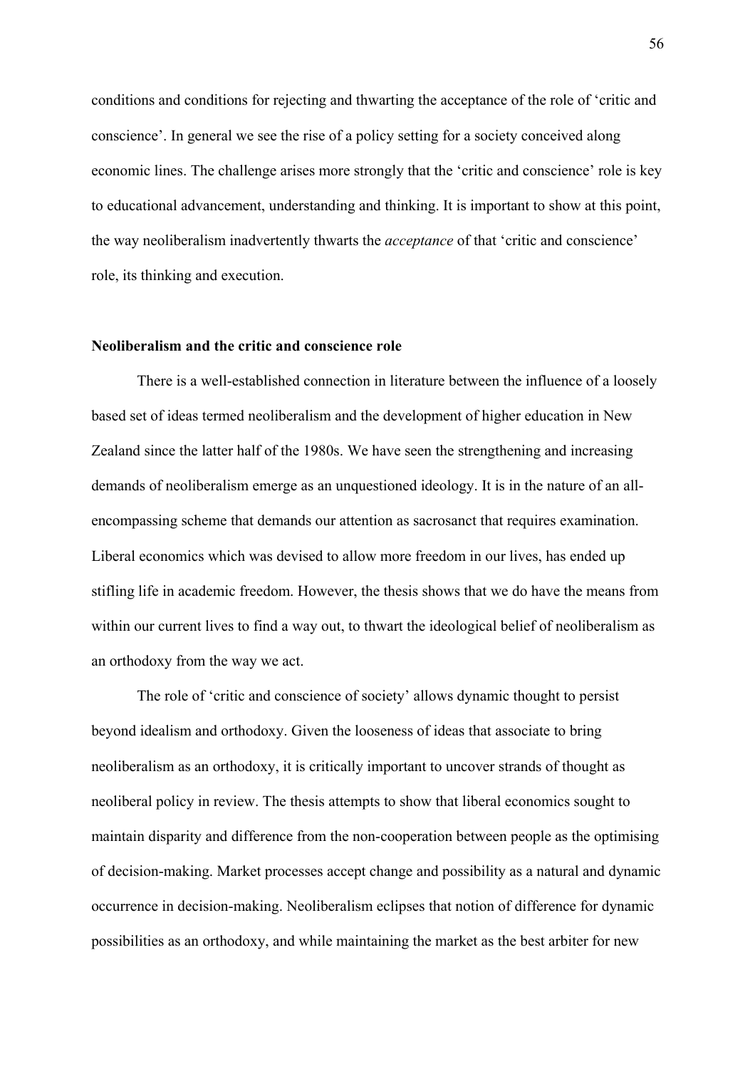conditions and conditions for rejecting and thwarting the acceptance of the role of 'critic and conscience'. In general we see the rise of a policy setting for a society conceived along economic lines. The challenge arises more strongly that the 'critic and conscience' role is key to educational advancement, understanding and thinking. It is important to show at this point, the way neoliberalism inadvertently thwarts the *acceptance* of that 'critic and conscience' role, its thinking and execution.

**Neoliberalism and the critic and conscience role**

There is a well-established connection in literature between the influence of a loosely based set of ideas termed neoliberalism and the development of higher education in New Zealand since the latter half of the 1980s. We have seen the strengthening and increasing demands of neoliberalism emerge as an unquestioned ideology. It is in the nature of an all-encompassing scheme that demands our attention as sacrosanct that requires examination. Liberal economics which was devised to allow more freedom in our lives, has ended up stifling life in academic freedom. However, the thesis shows that we do have the means from within our current lives to find a way out, to thwart the ideological belief of neoliberalism as an orthodoxy from the way we act.

The role of 'critic and conscience of society' allows dynamic thought to persist beyond idealism and orthodoxy. Given the looseness of ideas that associate to bring neoliberalism as an orthodoxy, it is critically important to uncover strands of thought as neoliberal policy in review. The thesis attempts to show that liberal economics sought to maintain disparity and difference from the non-cooperation between people as the optimising of decision-making. Market processes accept change and possibility as a natural and dynamic occurrence in decision-making. Neoliberalism eclipses that notion of difference for dynamic possibilities as an orthodoxy, and while maintaining the market as the best arbiter for new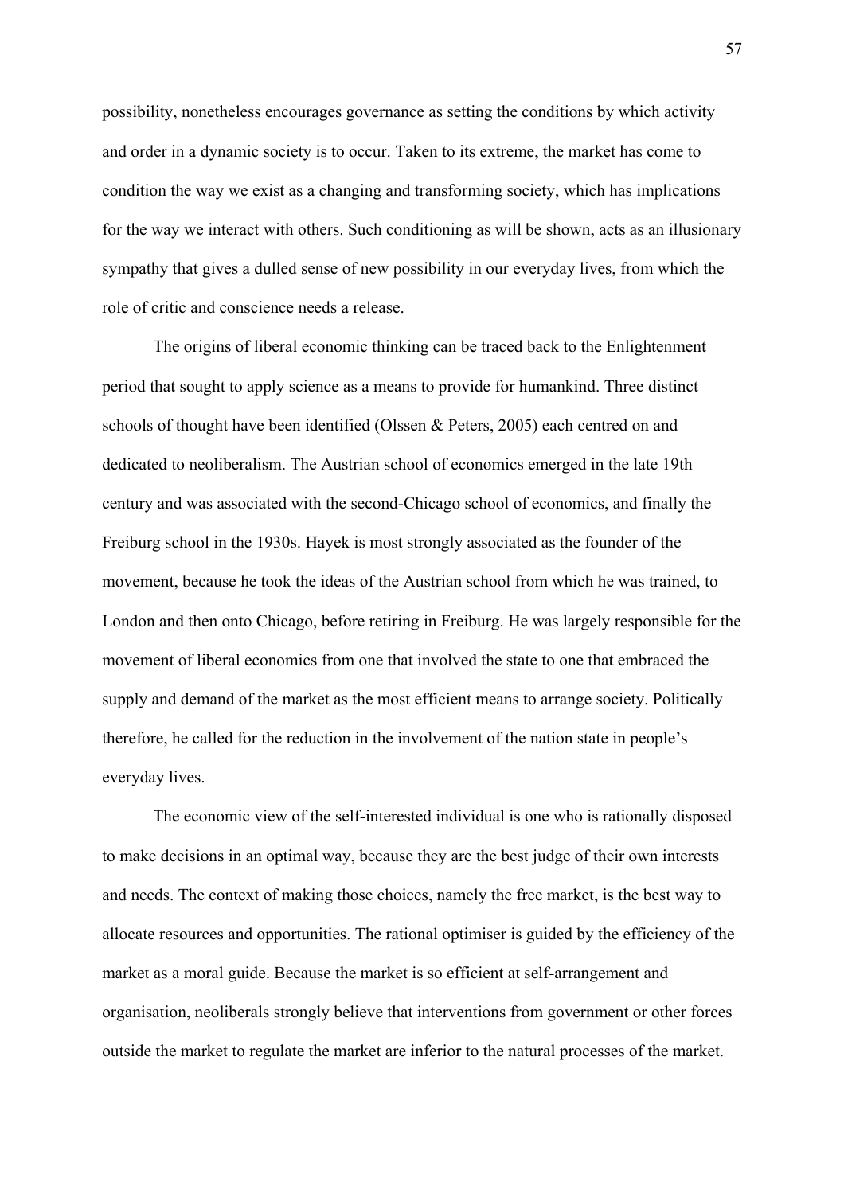possibility, nonetheless encourages governance as setting the conditions by which activity and order in a dynamic society is to occur. Taken to its extreme, the market has come to condition the way we exist as a changing and transforming society, which has implications for the way we interact with others. Such conditioning as will be shown, acts as an illusionary sympathy that gives a dulled sense of new possibility in our everyday lives, from which the role of critic and conscience needs a release.

The origins of liberal economic thinking can be traced back to the Enlightenment period that sought to apply science as a means to provide for humankind. Three distinct schools of thought have been identified (Olssen & Peters, 2005) each centred on and dedicated to neoliberalism. The Austrian school of economics emerged in the late 19th century and was associated with the second-Chicago school of economics, and finally the Freiburg school in the 1930s. Hayek is most strongly associated as the founder of the movement, because he took the ideas of the Austrian school from which he was trained, to London and then onto Chicago, before retiring in Freiburg. He was largely responsible for the movement of liberal economics from one that involved the state to one that embraced the supply and demand of the market as the most efficient means to arrange society. Politically therefore, he called for the reduction in the involvement of the nation state in people's everyday lives.

The economic view of the self-interested individual is one who is rationally disposed to make decisions in an optimal way, because they are the best judge of their own interests and needs. The context of making those choices, namely the free market, is the best way to allocate resources and opportunities. The rational optimiser is guided by the efficiency of the market as a moral guide. Because the market is so efficient at self-arrangement and organisation, neoliberals strongly believe that interventions from government or other forces outside the market to regulate the market are inferior to the natural processes of the market.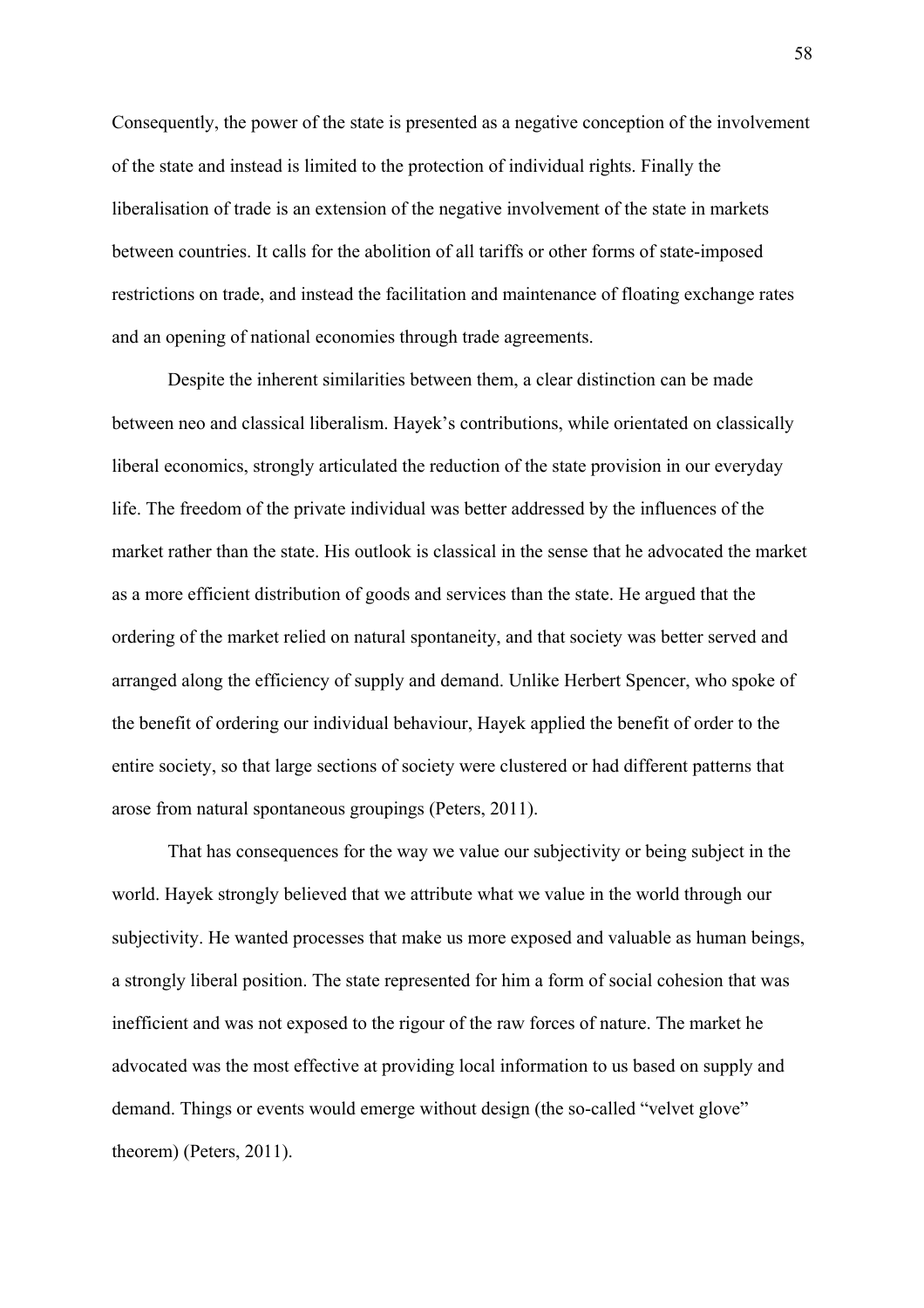Consequently, the power of the state is presented as a negative conception of the involvement of the state and instead is limited to the protection of individual rights. Finally the liberalisation of trade is an extension of the negative involvement of the state in markets between countries. It calls for the abolition of all tariffs or other forms of state-imposed restrictions on trade, and instead the facilitation and maintenance of floating exchange rates and an opening of national economies through trade agreements.

Despite the inherent similarities between them, a clear distinction can be made between neo and classical liberalism. Hayek's contributions, while orientated on classically liberal economics, strongly articulated the reduction of the state provision in our everyday life. The freedom of the private individual was better addressed by the influences of the market rather than the state. His outlook is classical in the sense that he advocated the market as a more efficient distribution of goods and services than the state. He argued that the ordering of the market relied on natural spontaneity, and that society was better served and arranged along the efficiency of supply and demand. Unlike Herbert Spencer, who spoke of the benefit of ordering our individual behaviour, Hayek applied the benefit of order to the entire society, so that large sections of society were clustered or had different patterns that arose from natural spontaneous groupings (Peters, 2011).

That has consequences for the way we value our subjectivity or being subject in the world. Hayek strongly believed that we attribute what we value in the world through our subjectivity. He wanted processes that make us more exposed and valuable as human beings, a strongly liberal position. The state represented for him a form of social cohesion that was inefficient and was not exposed to the rigour of the raw forces of nature. The market he advocated was the most effective at providing local information to us based on supply and demand. Things or events would emerge without design (the so-called "velvet glove" theorem) (Peters, 2011).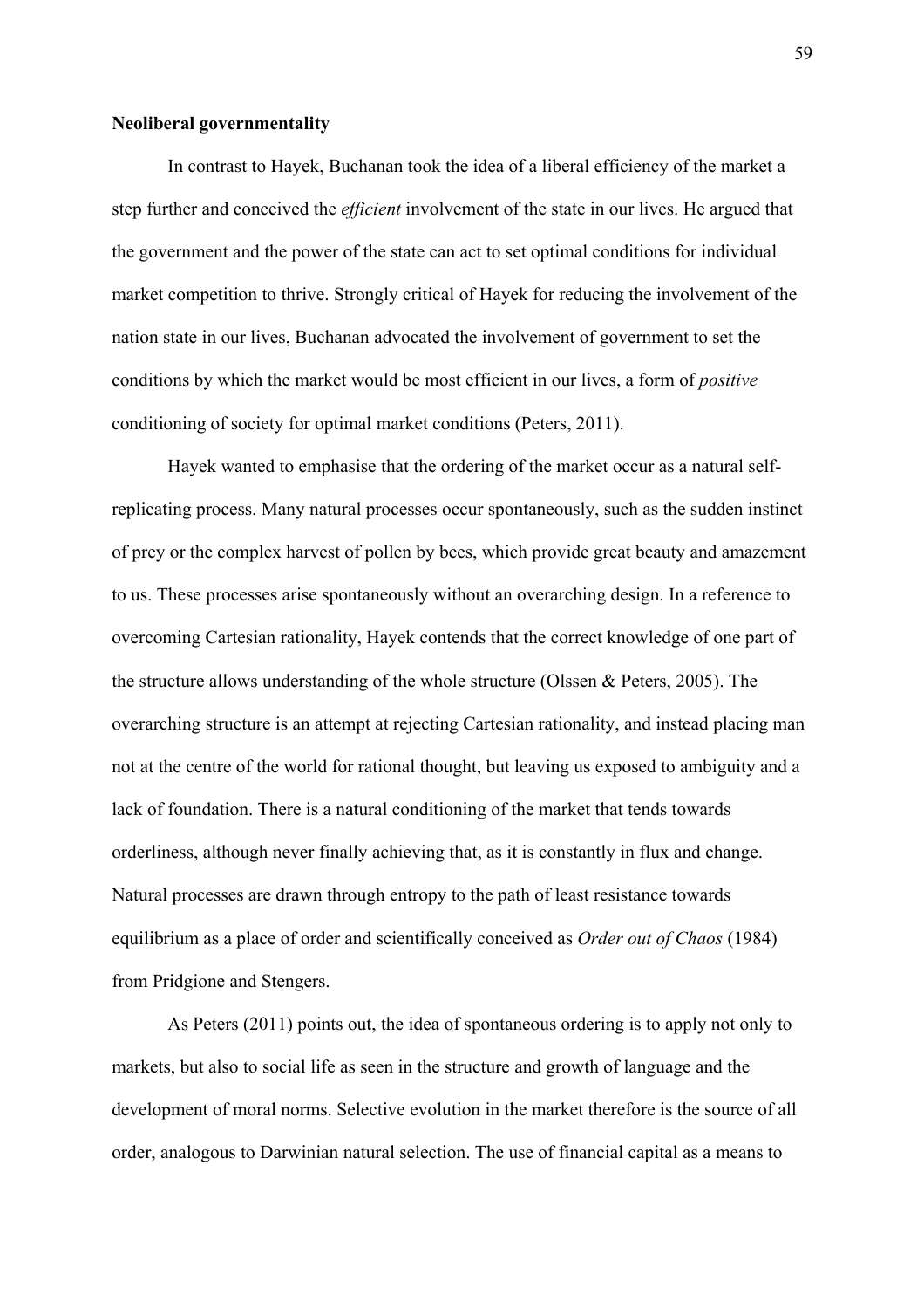**Neoliberal governmentality**

In contrast to Hayek, Buchanan took the idea of a liberal efficiency of the market a step further and conceived the *efficient* involvement of the state in our lives. He argued that the government and the power of the state can act to set optimal conditions for individual market competition to thrive. Strongly critical of Hayek for reducing the involvement of the nation state in our lives, Buchanan advocated the involvement of government to set the conditions by which the market would be most efficient in our lives, a form of *positive* conditioning of society for optimal market conditions (Peters, 2011).

Hayek wanted to emphasise that the ordering of the market occur as a natural self-replicating process. Many natural processes occur spontaneously, such as the sudden instinct of prey or the complex harvest of pollen by bees, which provide great beauty and amazement to us. These processes arise spontaneously without an overarching design. In a reference to overcoming Cartesian rationality, Hayek contends that the correct knowledge of one part of the structure allows understanding of the whole structure (Olssen & Peters, 2005). The overarching structure is an attempt at rejecting Cartesian rationality, and instead placing man not at the centre of the world for rational thought, but leaving us exposed to ambiguity and a lack of foundation. There is a natural conditioning of the market that tends towards orderliness, although never finally achieving that, as it is constantly in flux and change. Natural processes are drawn through entropy to the path of least resistance towards equilibrium as a place of order and scientifically conceived as *Order out of Chaos* (1984) from Pridgione and Stengers.

As Peters (2011) points out, the idea of spontaneous ordering is to apply not only to markets, but also to social life as seen in the structure and growth of language and the development of moral norms. Selective evolution in the market therefore is the source of all order, analogous to Darwinian natural selection. The use of financial capital as a means to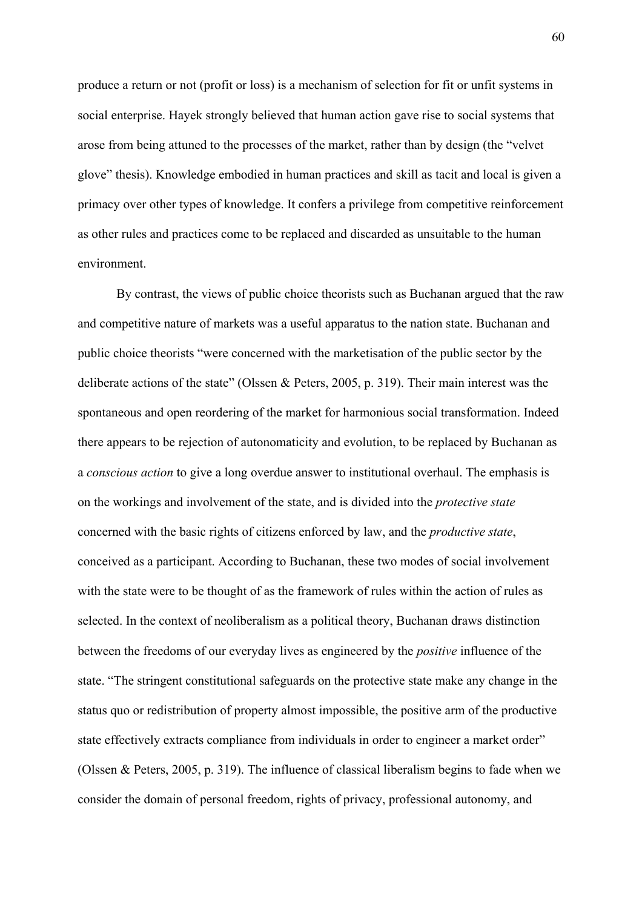produce a return or not (profit or loss) is a mechanism of selection for fit or unfit systems in social enterprise. Hayek strongly believed that human action gave rise to social systems that arose from being attuned to the processes of the market, rather than by design (the "velvet glove" thesis). Knowledge embodied in human practices and skill as tacit and local is given a primacy over other types of knowledge. It confers a privilege from competitive reinforcement as other rules and practices come to be replaced and discarded as unsuitable to the human environment.

By contrast, the views of public choice theorists such as Buchanan argued that the raw and competitive nature of markets was a useful apparatus to the nation state. Buchanan and public choice theorists "were concerned with the marketisation of the public sector by the deliberate actions of the state" (Olssen & Peters, 2005, p. 319). Their main interest was the spontaneous and open reordering of the market for harmonious social transformation. Indeed there appears to be rejection of autonomaticity and evolution, to be replaced by Buchanan as a *conscious action* to give a long overdue answer to institutional overhaul. The emphasis is on the workings and involvement of the state, and is divided into the *protective state* concerned with the basic rights of citizens enforced by law, and the *productive state*, conceived as a participant. According to Buchanan, these two modes of social involvement with the state were to be thought of as the framework of rules within the action of rules as selected. In the context of neoliberalism as a political theory, Buchanan draws distinction between the freedoms of our everyday lives as engineered by the *positive* influence of the state. "The stringent constitutional safeguards on the protective state make any change in the status quo or redistribution of property almost impossible, the positive arm of the productive state effectively extracts compliance from individuals in order to engineer a market order" (Olssen & Peters, 2005, p. 319). The influence of classical liberalism begins to fade when we consider the domain of personal freedom, rights of privacy, professional autonomy, and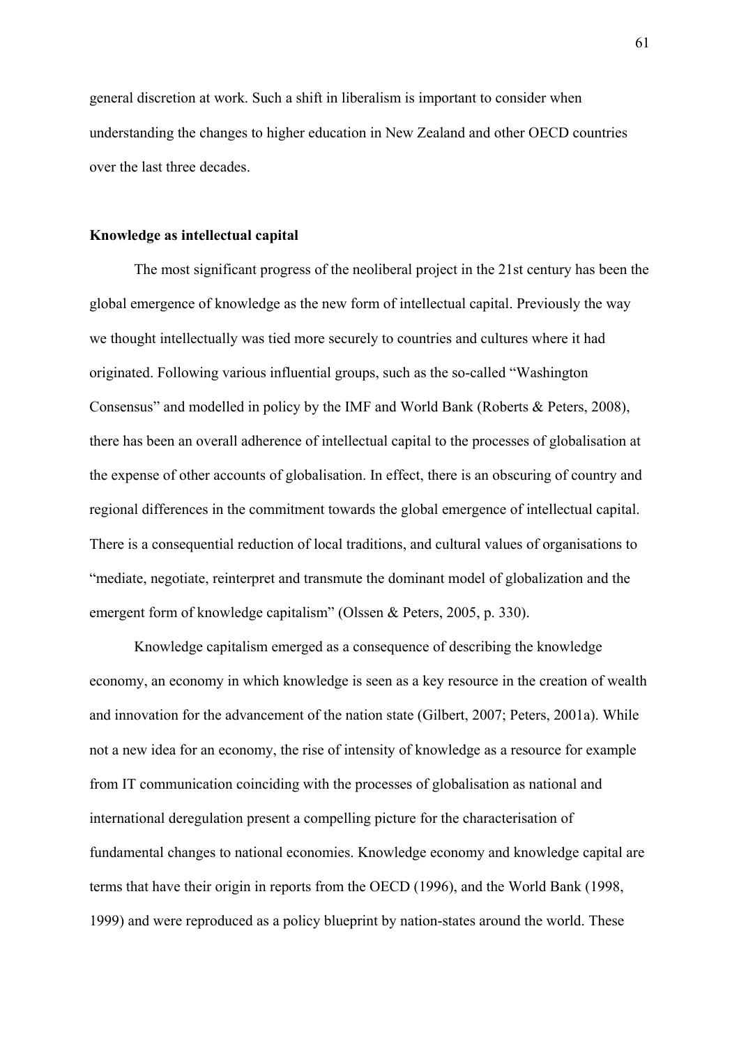general discretion at work. Such a shift in liberalism is important to consider when understanding the changes to higher education in New Zealand and other OECD countries over the last three decades.

**Knowledge as intellectual capital**

The most significant progress of the neoliberal project in the 21st century has been the global emergence of knowledge as the new form of intellectual capital. Previously the way we thought intellectually was tied more securely to countries and cultures where it had originated. Following various influential groups, such as the so-called "Washington Consensus" and modelled in policy by the IMF and World Bank (Roberts & Peters, 2008), there has been an overall adherence of intellectual capital to the processes of globalisation at the expense of other accounts of globalisation. In effect, there is an obscuring of country and regional differences in the commitment towards the global emergence of intellectual capital. There is a consequential reduction of local traditions, and cultural values of organisations to "mediate, negotiate, reinterpret and transmute the dominant model of globalization and the emergent form of knowledge capitalism" (Olssen & Peters, 2005, p. 330).

Knowledge capitalism emerged as a consequence of describing the knowledge economy, an economy in which knowledge is seen as a key resource in the creation of wealth and innovation for the advancement of the nation state (Gilbert, 2007; Peters, 2001a). While not a new idea for an economy, the rise of intensity of knowledge as a resource for example from IT communication coinciding with the processes of globalisation as national and international deregulation present a compelling picture for the characterisation of fundamental changes to national economies. Knowledge economy and knowledge capital are terms that have their origin in reports from the OECD (1996), and the World Bank (1998, 1999) and were reproduced as a policy blueprint by nation-states around the world. These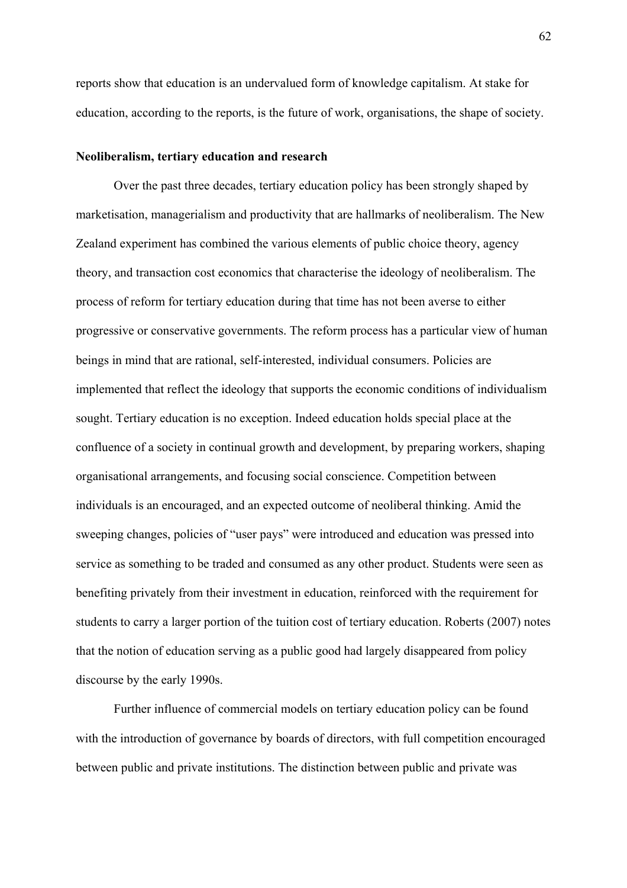reports show that education is an undervalued form of knowledge capitalism. At stake for education, according to the reports, is the future of work, organisations, the shape of society.

**Neoliberalism, tertiary education and research**

Over the past three decades, tertiary education policy has been strongly shaped by marketisation, managerialism and productivity that are hallmarks of neoliberalism. The New Zealand experiment has combined the various elements of public choice theory, agency theory, and transaction cost economics that characterise the ideology of neoliberalism. The process of reform for tertiary education during that time has not been averse to either progressive or conservative governments. The reform process has a particular view of human beings in mind that are rational, self-interested, individual consumers. Policies are implemented that reflect the ideology that supports the economic conditions of individualism sought. Tertiary education is no exception. Indeed education holds special place at the confluence of a society in continual growth and development, by preparing workers, shaping organisational arrangements, and focusing social conscience. Competition between individuals is an encouraged, and an expected outcome of neoliberal thinking. Amid the sweeping changes, policies of "user pays" were introduced and education was pressed into service as something to be traded and consumed as any other product. Students were seen as benefiting privately from their investment in education, reinforced with the requirement for students to carry a larger portion of the tuition cost of tertiary education. Roberts (2007) notes that the notion of education serving as a public good had largely disappeared from policy discourse by the early 1990s.

Further influence of commercial models on tertiary education policy can be found with the introduction of governance by boards of directors, with full competition encouraged between public and private institutions. The distinction between public and private was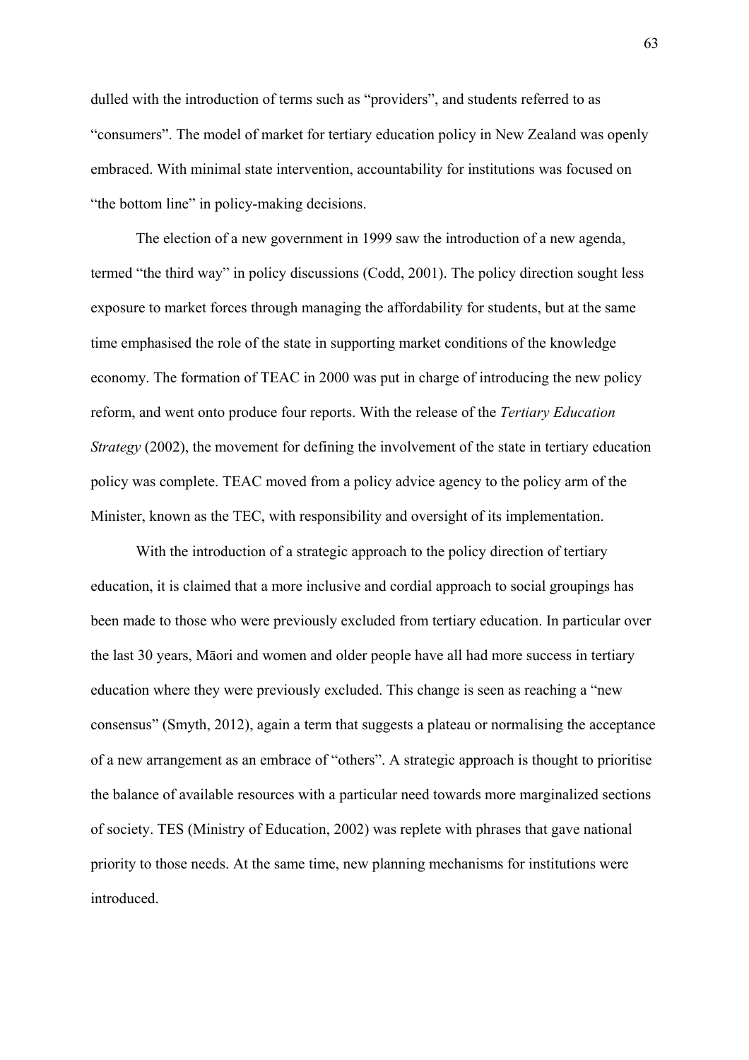dulled with the introduction of terms such as “providers”, and students referred to as “consumers”. The model of market for tertiary education policy in New Zealand was openly embraced. With minimal state intervention, accountability for institutions was focused on “the bottom line” in policy-making decisions.

The election of a new government in 1999 saw the introduction of a new agenda, termed “the third way” in policy discussions (Codd, 2001). The policy direction sought less exposure to market forces through managing the affordability for students, but at the same time emphasised the role of the state in supporting market conditions of the knowledge economy. The formation of TEAC in 2000 was put in charge of introducing the new policy reform, and went onto produce four reports. With the release of the *Tertiary Education Strategy* (2002), the movement for defining the involvement of the state in tertiary education policy was complete. TEAC moved from a policy advice agency to the policy arm of the Minister, known as the TEC, with responsibility and oversight of its implementation.

With the introduction of a strategic approach to the policy direction of tertiary education, it is claimed that a more inclusive and cordial approach to social groupings has been made to those who were previously excluded from tertiary education. In particular over the last 30 years, Māori and women and older people have all had more success in tertiary education where they were previously excluded. This change is seen as reaching a “new consensus” (Smyth, 2012), again a term that suggests a plateau or normalising the acceptance of a new arrangement as an embrace of “others”. A strategic approach is thought to prioritise the balance of available resources with a particular need towards more marginalized sections of society. TES (Ministry of Education, 2002) was replete with phrases that gave national priority to those needs. At the same time, new planning mechanisms for institutions were introduced.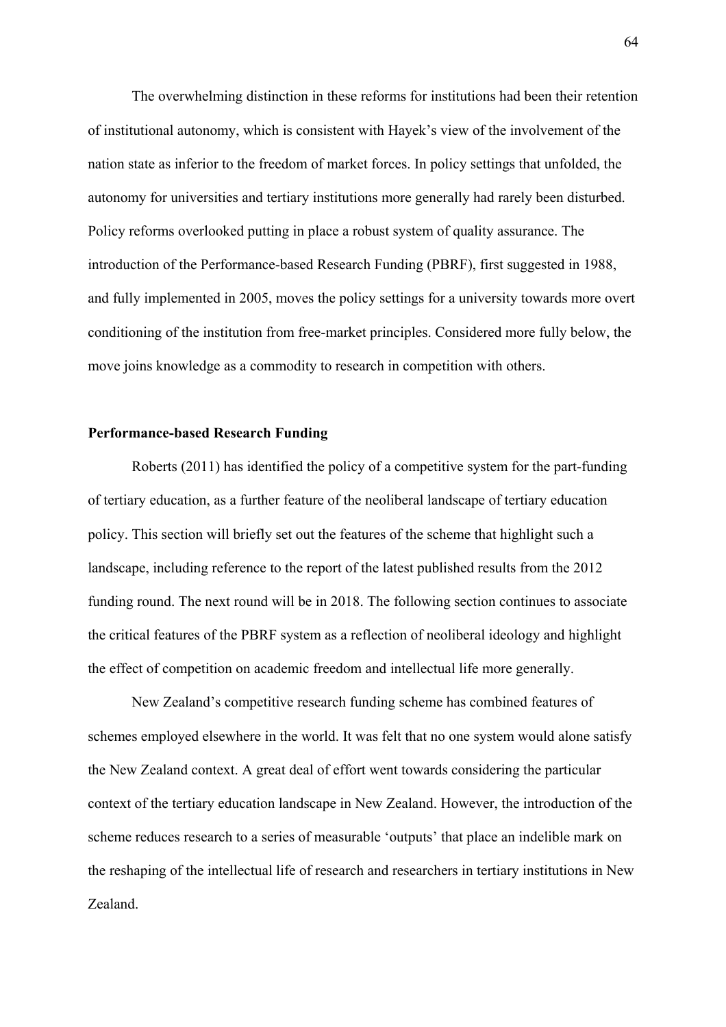The overwhelming distinction in these reforms for institutions had been their retention of institutional autonomy, which is consistent with Hayek's view of the involvement of the nation state as inferior to the freedom of market forces. In policy settings that unfolded, the autonomy for universities and tertiary institutions more generally had rarely been disturbed. Policy reforms overlooked putting in place a robust system of quality assurance. The introduction of the Performance-based Research Funding (PBRF), first suggested in 1988, and fully implemented in 2005, moves the policy settings for a university towards more overt conditioning of the institution from free-market principles. Considered more fully below, the move joins knowledge as a commodity to research in competition with others.

**Performance-based Research Funding**

Roberts (2011) has identified the policy of a competitive system for the part-funding of tertiary education, as a further feature of the neoliberal landscape of tertiary education policy. This section will briefly set out the features of the scheme that highlight such a landscape, including reference to the report of the latest published results from the 2012 funding round. The next round will be in 2018. The following section continues to associate the critical features of the PBRF system as a reflection of neoliberal ideology and highlight the effect of competition on academic freedom and intellectual life more generally.

New Zealand's competitive research funding scheme has combined features of schemes employed elsewhere in the world. It was felt that no one system would alone satisfy the New Zealand context. A great deal of effort went towards considering the particular context of the tertiary education landscape in New Zealand. However, the introduction of the scheme reduces research to a series of measurable 'outputs' that place an indelible mark on the reshaping of the intellectual life of research and researchers in tertiary institutions in New Zealand.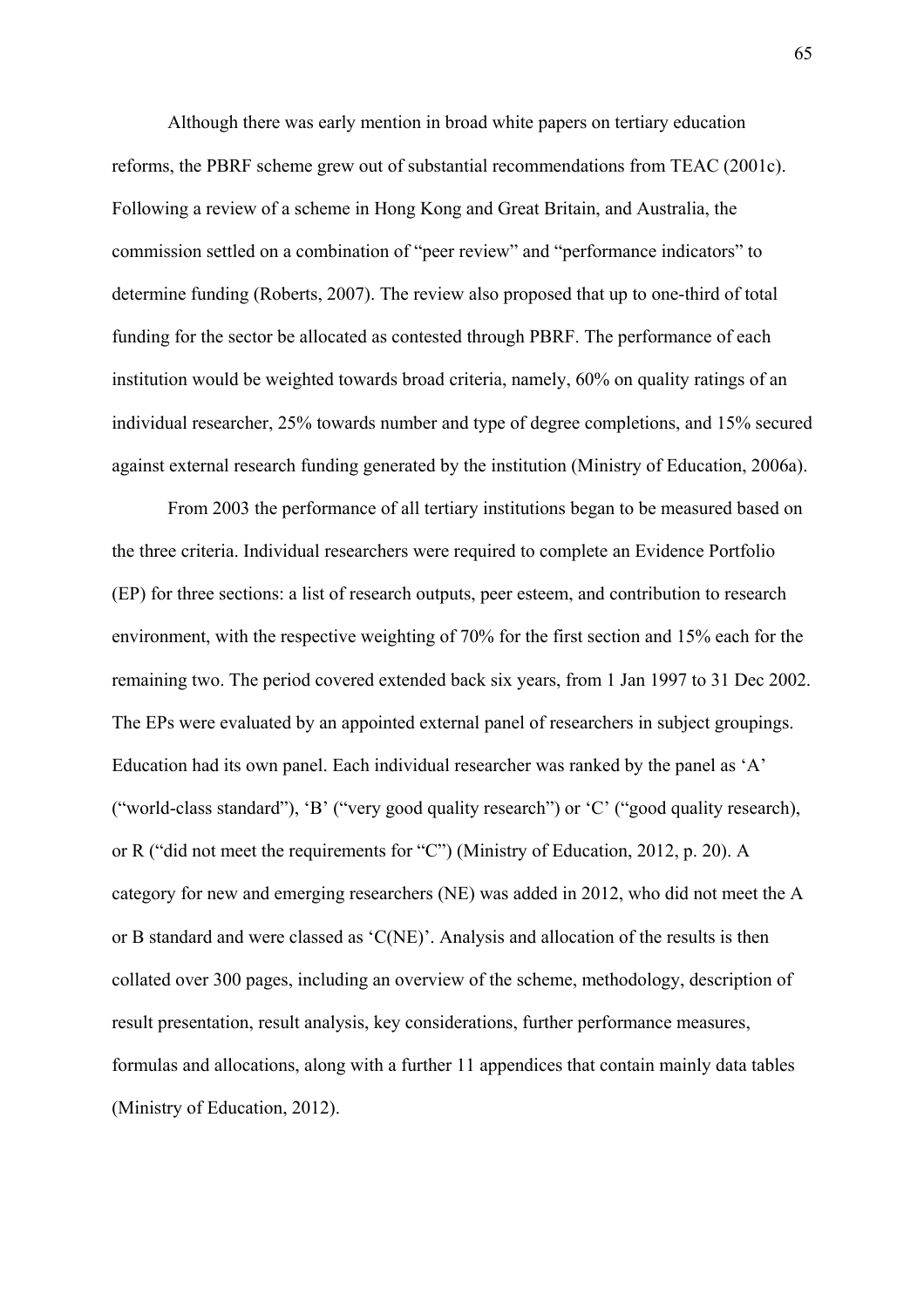Although there was early mention in broad white papers on tertiary education reforms, the PBRF scheme grew out of substantial recommendations from TEAC (2001c). Following a review of a scheme in Hong Kong and Great Britain, and Australia, the commission settled on a combination of "peer review" and "performance indicators" to determine funding (Roberts, 2007). The review also proposed that up to one-third of total funding for the sector be allocated as contested through PBRF. The performance of each institution would be weighted towards broad criteria, namely, 60% on quality ratings of an individual researcher, 25% towards number and type of degree completions, and 15% secured against external research funding generated by the institution (Ministry of Education, 2006a).

From 2003 the performance of all tertiary institutions began to be measured based on the three criteria. Individual researchers were required to complete an Evidence Portfolio (EP) for three sections: a list of research outputs, peer esteem, and contribution to research environment, with the respective weighting of 70% for the first section and 15% each for the remaining two. The period covered extended back six years, from 1 Jan 1997 to 31 Dec 2002. The EPs were evaluated by an appointed external panel of researchers in subject groupings. Education had its own panel. Each individual researcher was ranked by the panel as 'A' ("world-class standard"), 'B' ("very good quality research") or 'C' ("good quality research), or R ("did not meet the requirements for "C") (Ministry of Education, 2012, p. 20). A category for new and emerging researchers (NE) was added in 2012, who did not meet the A or B standard and were classed as 'C(NE)'. Analysis and allocation of the results is then collated over 300 pages, including an overview of the scheme, methodology, description of result presentation, result analysis, key considerations, further performance measures, formulas and allocations, along with a further 11 appendices that contain mainly data tables (Ministry of Education, 2012).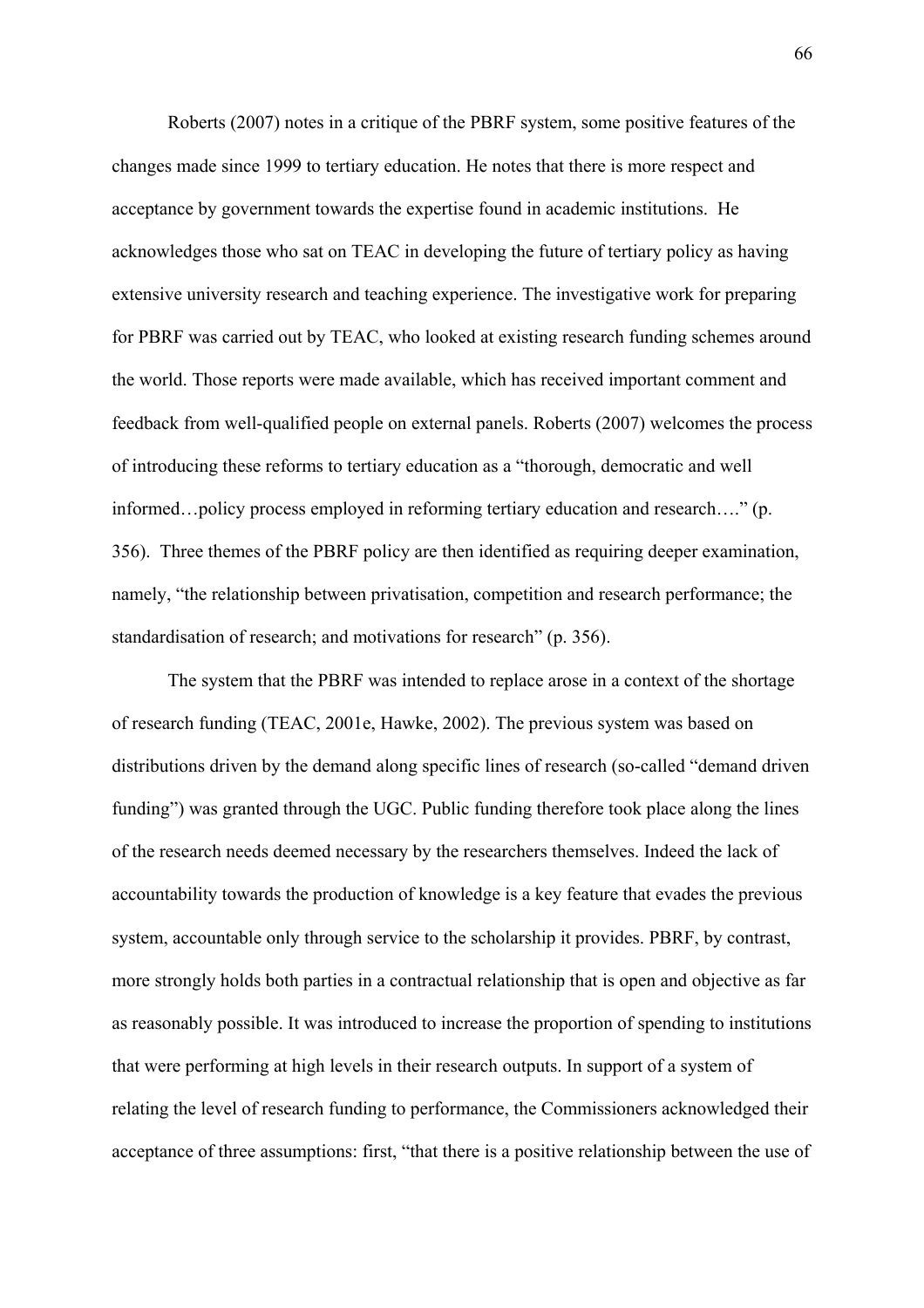Roberts (2007) notes in a critique of the PBRF system, some positive features of the changes made since 1999 to tertiary education. He notes that there is more respect and acceptance by government towards the expertise found in academic institutions. He acknowledges those who sat on TEAC in developing the future of tertiary policy as having extensive university research and teaching experience. The investigative work for preparing for PBRF was carried out by TEAC, who looked at existing research funding schemes around the world. Those reports were made available, which has received important comment and feedback from well-qualified people on external panels. Roberts (2007) welcomes the process of introducing these reforms to tertiary education as a "thorough, democratic and well informed…policy process employed in reforming tertiary education and research…." (p. 356). Three themes of the PBRF policy are then identified as requiring deeper examination, namely, "the relationship between privatisation, competition and research performance; the standardisation of research; and motivations for research" (p. 356).

The system that the PBRF was intended to replace arose in a context of the shortage of research funding (TEAC, 2001e, Hawke, 2002). The previous system was based on distributions driven by the demand along specific lines of research (so-called "demand driven funding") was granted through the UGC. Public funding therefore took place along the lines of the research needs deemed necessary by the researchers themselves. Indeed the lack of accountability towards the production of knowledge is a key feature that evades the previous system, accountable only through service to the scholarship it provides. PBRF, by contrast, more strongly holds both parties in a contractual relationship that is open and objective as far as reasonably possible. It was introduced to increase the proportion of spending to institutions that were performing at high levels in their research outputs. In support of a system of relating the level of research funding to performance, the Commissioners acknowledged their acceptance of three assumptions: first, "that there is a positive relationship between the use of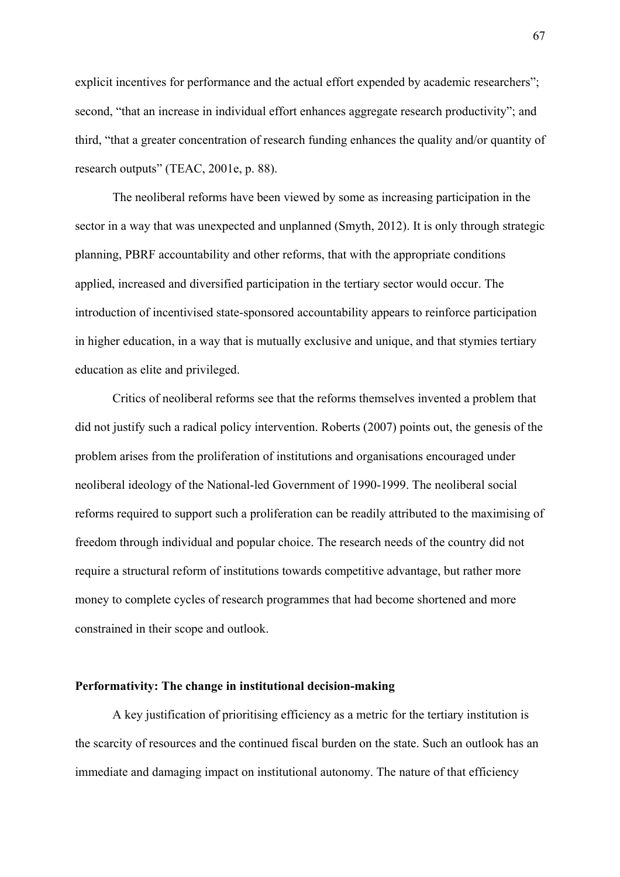explicit incentives for performance and the actual effort expended by academic researchers"; second, "that an increase in individual effort enhances aggregate research productivity"; and third, "that a greater concentration of research funding enhances the quality and/or quantity of research outputs" (TEAC, 2001e, p. 88).

The neoliberal reforms have been viewed by some as increasing participation in the sector in a way that was unexpected and unplanned (Smyth, 2012). It is only through strategic planning, PBRF accountability and other reforms, that with the appropriate conditions applied, increased and diversified participation in the tertiary sector would occur. The introduction of incentivised state-sponsored accountability appears to reinforce participation in higher education, in a way that is mutually exclusive and unique, and that stymies tertiary education as elite and privileged.

Critics of neoliberal reforms see that the reforms themselves invented a problem that did not justify such a radical policy intervention. Roberts (2007) points out, the genesis of the problem arises from the proliferation of institutions and organisations encouraged under neoliberal ideology of the National-led Government of 1990-1999. The neoliberal social reforms required to support such a proliferation can be readily attributed to the maximising of freedom through individual and popular choice. The research needs of the country did not require a structural reform of institutions towards competitive advantage, but rather more money to complete cycles of research programmes that had become shortened and more constrained in their scope and outlook.

**Performativity: The change in institutional decision-making**

A key justification of prioritising efficiency as a metric for the tertiary institution is the scarcity of resources and the continued fiscal burden on the state. Such an outlook has an immediate and damaging impact on institutional autonomy. The nature of that efficiency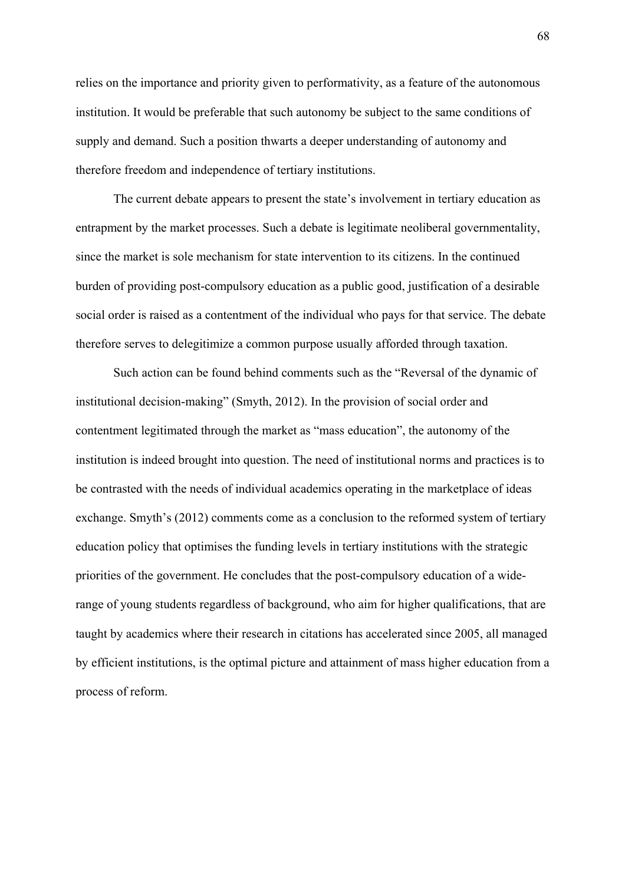relies on the importance and priority given to performativity, as a feature of the autonomous institution. It would be preferable that such autonomy be subject to the same conditions of supply and demand. Such a position thwarts a deeper understanding of autonomy and therefore freedom and independence of tertiary institutions.

The current debate appears to present the state's involvement in tertiary education as entrapment by the market processes. Such a debate is legitimate neoliberal governmentality, since the market is sole mechanism for state intervention to its citizens. In the continued burden of providing post-compulsory education as a public good, justification of a desirable social order is raised as a contentment of the individual who pays for that service. The debate therefore serves to delegitimize a common purpose usually afforded through taxation.

Such action can be found behind comments such as the "Reversal of the dynamic of institutional decision-making" (Smyth, 2012). In the provision of social order and contentment legitimated through the market as "mass education", the autonomy of the institution is indeed brought into question. The need of institutional norms and practices is to be contrasted with the needs of individual academics operating in the marketplace of ideas exchange. Smyth's (2012) comments come as a conclusion to the reformed system of tertiary education policy that optimises the funding levels in tertiary institutions with the strategic priorities of the government. He concludes that the post-compulsory education of a wide-range of young students regardless of background, who aim for higher qualifications, that are taught by academics where their research in citations has accelerated since 2005, all managed by efficient institutions, is the optimal picture and attainment of mass higher education from a process of reform.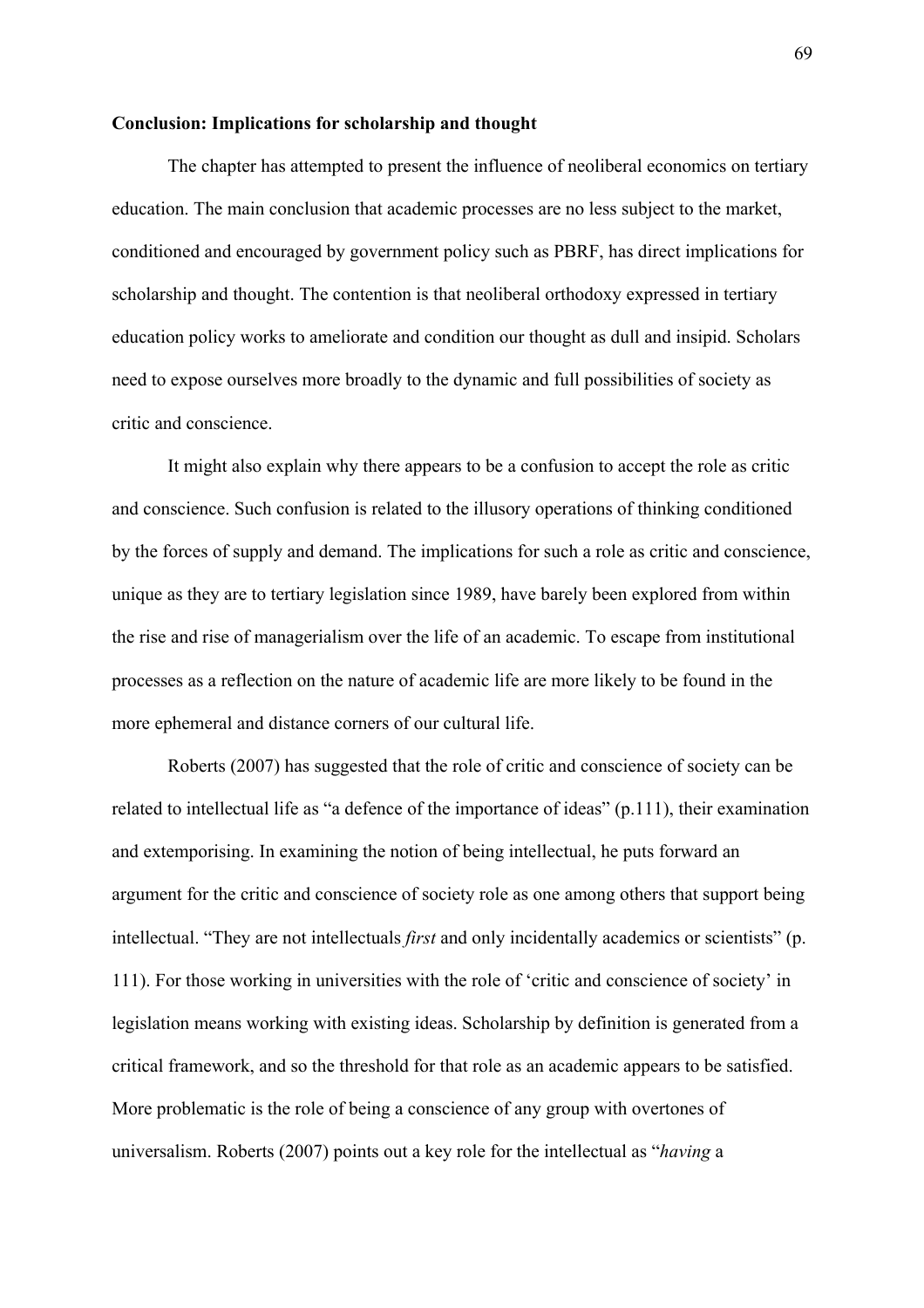**Conclusion: Implications for scholarship and thought**

The chapter has attempted to present the influence of neoliberal economics on tertiary education. The main conclusion that academic processes are no less subject to the market, conditioned and encouraged by government policy such as PBRF, has direct implications for scholarship and thought. The contention is that neoliberal orthodoxy expressed in tertiary education policy works to ameliorate and condition our thought as dull and insipid. Scholars need to expose ourselves more broadly to the dynamic and full possibilities of society as critic and conscience.

It might also explain why there appears to be a confusion to accept the role as critic and conscience. Such confusion is related to the illusory operations of thinking conditioned by the forces of supply and demand. The implications for such a role as critic and conscience, unique as they are to tertiary legislation since 1989, have barely been explored from within the rise and rise of managerialism over the life of an academic. To escape from institutional processes as a reflection on the nature of academic life are more likely to be found in the more ephemeral and distance corners of our cultural life.

Roberts (2007) has suggested that the role of critic and conscience of society can be related to intellectual life as "a defence of the importance of ideas" (p.111), their examination and extemporising. In examining the notion of being intellectual, he puts forward an argument for the critic and conscience of society role as one among others that support being intellectual. "They are not intellectuals *first* and only incidentally academics or scientists" (p. 111). For those working in universities with the role of 'critic and conscience of society' in legislation means working with existing ideas. Scholarship by definition is generated from a critical framework, and so the threshold for that role as an academic appears to be satisfied. More problematic is the role of being a conscience of any group with overtones of universalism. Roberts (2007) points out a key role for the intellectual as "*having* a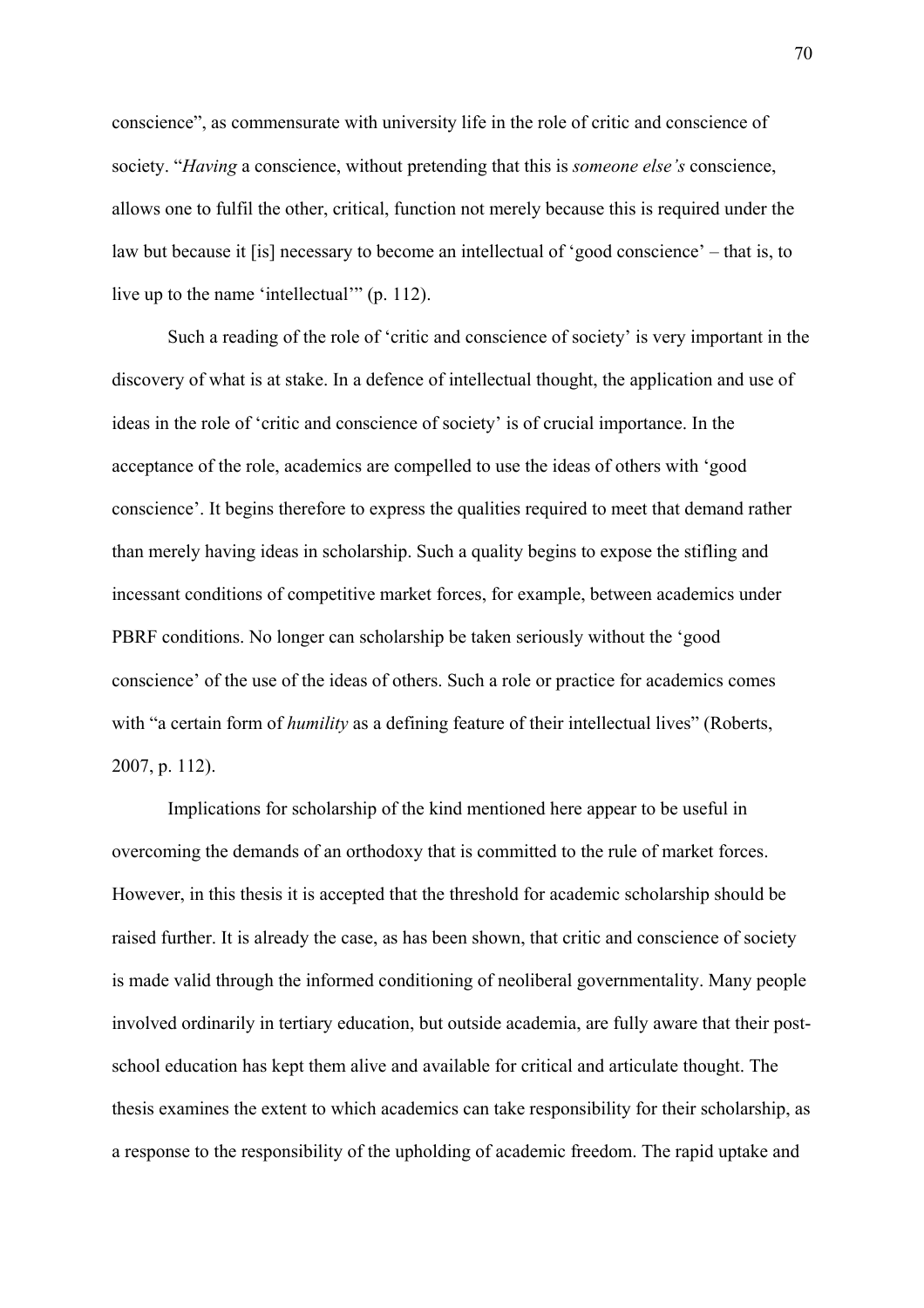conscience", as commensurate with university life in the role of critic and conscience of society. "*Having* a conscience, without pretending that this is *someone else's* conscience, allows one to fulfil the other, critical, function not merely because this is required under the law but because it [is] necessary to become an intellectual of 'good conscience' – that is, to live up to the name 'intellectual'" (p. 112).

Such a reading of the role of 'critic and conscience of society' is very important in the discovery of what is at stake. In a defence of intellectual thought, the application and use of ideas in the role of 'critic and conscience of society' is of crucial importance. In the acceptance of the role, academics are compelled to use the ideas of others with 'good conscience'. It begins therefore to express the qualities required to meet that demand rather than merely having ideas in scholarship. Such a quality begins to expose the stifling and incessant conditions of competitive market forces, for example, between academics under PBRF conditions. No longer can scholarship be taken seriously without the 'good conscience' of the use of the ideas of others. Such a role or practice for academics comes with "a certain form of *humility* as a defining feature of their intellectual lives" (Roberts, 2007, p. 112).

Implications for scholarship of the kind mentioned here appear to be useful in overcoming the demands of an orthodoxy that is committed to the rule of market forces. However, in this thesis it is accepted that the threshold for academic scholarship should be raised further. It is already the case, as has been shown, that critic and conscience of society is made valid through the informed conditioning of neoliberal governmentality. Many people involved ordinarily in tertiary education, but outside academia, are fully aware that their post-school education has kept them alive and available for critical and articulate thought. The thesis examines the extent to which academics can take responsibility for their scholarship, as a response to the responsibility of the upholding of academic freedom. The rapid uptake and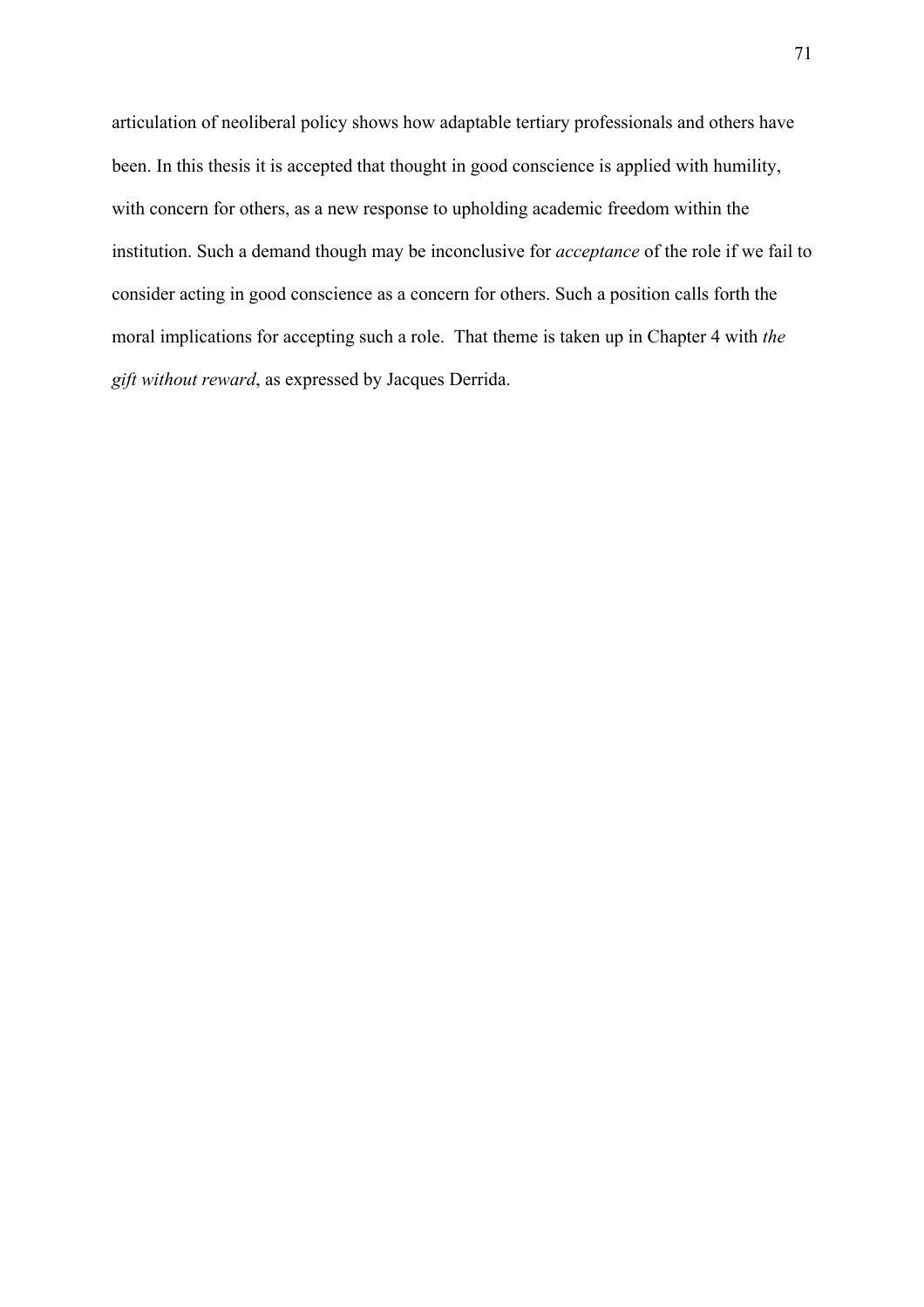articulation of neoliberal policy shows how adaptable tertiary professionals and others have been. In this thesis it is accepted that thought in good conscience is applied with humility, with concern for others, as a new response to upholding academic freedom within the institution. Such a demand though may be inconclusive for *acceptance* of the role if we fail to consider acting in good conscience as a concern for others. Such a position calls forth the moral implications for accepting such a role. That theme is taken up in Chapter 4 with *the gift without reward*, as expressed by Jacques Derrida.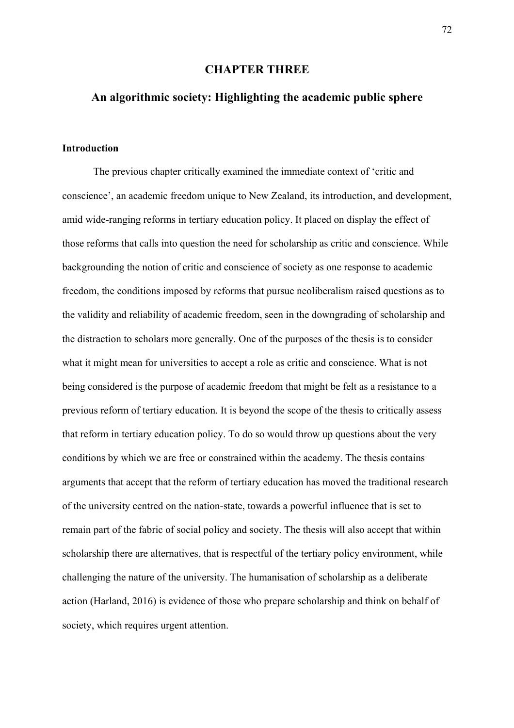# CHAPTER THREE

## An algorithmic society: Highlighting the academic public sphere

### Introduction

The previous chapter critically examined the immediate context of 'critic and conscience', an academic freedom unique to New Zealand, its introduction, and development, amid wide-ranging reforms in tertiary education policy. It placed on display the effect of those reforms that calls into question the need for scholarship as critic and conscience. While backgrounding the notion of critic and conscience of society as one response to academic freedom, the conditions imposed by reforms that pursue neoliberalism raised questions as to the validity and reliability of academic freedom, seen in the downgrading of scholarship and the distraction to scholars more generally. One of the purposes of the thesis is to consider what it might mean for universities to accept a role as critic and conscience. What is not being considered is the purpose of academic freedom that might be felt as a resistance to a previous reform of tertiary education. It is beyond the scope of the thesis to critically assess that reform in tertiary education policy. To do so would throw up questions about the very conditions by which we are free or constrained within the academy. The thesis contains arguments that accept that the reform of tertiary education has moved the traditional research of the university centred on the nation-state, towards a powerful influence that is set to remain part of the fabric of social policy and society. The thesis will also accept that within scholarship there are alternatives, that is respectful of the tertiary policy environment, while challenging the nature of the university. The humanisation of scholarship as a deliberate action (Harland, 2016) is evidence of those who prepare scholarship and think on behalf of society, which requires urgent attention.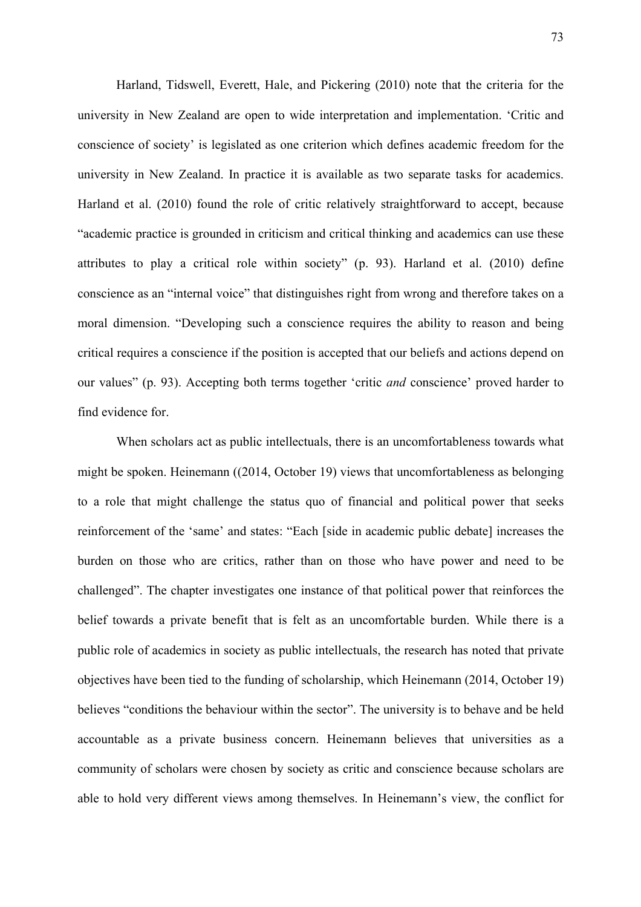Harland, Tidswell, Everett, Hale, and Pickering (2010) note that the criteria for the university in New Zealand are open to wide interpretation and implementation. 'Critic and conscience of society' is legislated as one criterion which defines academic freedom for the university in New Zealand. In practice it is available as two separate tasks for academics. Harland et al. (2010) found the role of critic relatively straightforward to accept, because "academic practice is grounded in criticism and critical thinking and academics can use these attributes to play a critical role within society" (p. 93). Harland et al. (2010) define conscience as an "internal voice" that distinguishes right from wrong and therefore takes on a moral dimension. "Developing such a conscience requires the ability to reason and being critical requires a conscience if the position is accepted that our beliefs and actions depend on our values" (p. 93). Accepting both terms together 'critic *and* conscience' proved harder to find evidence for.

When scholars act as public intellectuals, there is an uncomfortableness towards what might be spoken. Heinemann ((2014, October 19) views that uncomfortableness as belonging to a role that might challenge the status quo of financial and political power that seeks reinforcement of the 'same' and states: "Each [side in academic public debate] increases the burden on those who are critics, rather than on those who have power and need to be challenged". The chapter investigates one instance of that political power that reinforces the belief towards a private benefit that is felt as an uncomfortable burden. While there is a public role of academics in society as public intellectuals, the research has noted that private objectives have been tied to the funding of scholarship, which Heinemann (2014, October 19) believes "conditions the behaviour within the sector". The university is to behave and be held accountable as a private business concern. Heinemann believes that universities as a community of scholars were chosen by society as critic and conscience because scholars are able to hold very different views among themselves. In Heinemann's view, the conflict for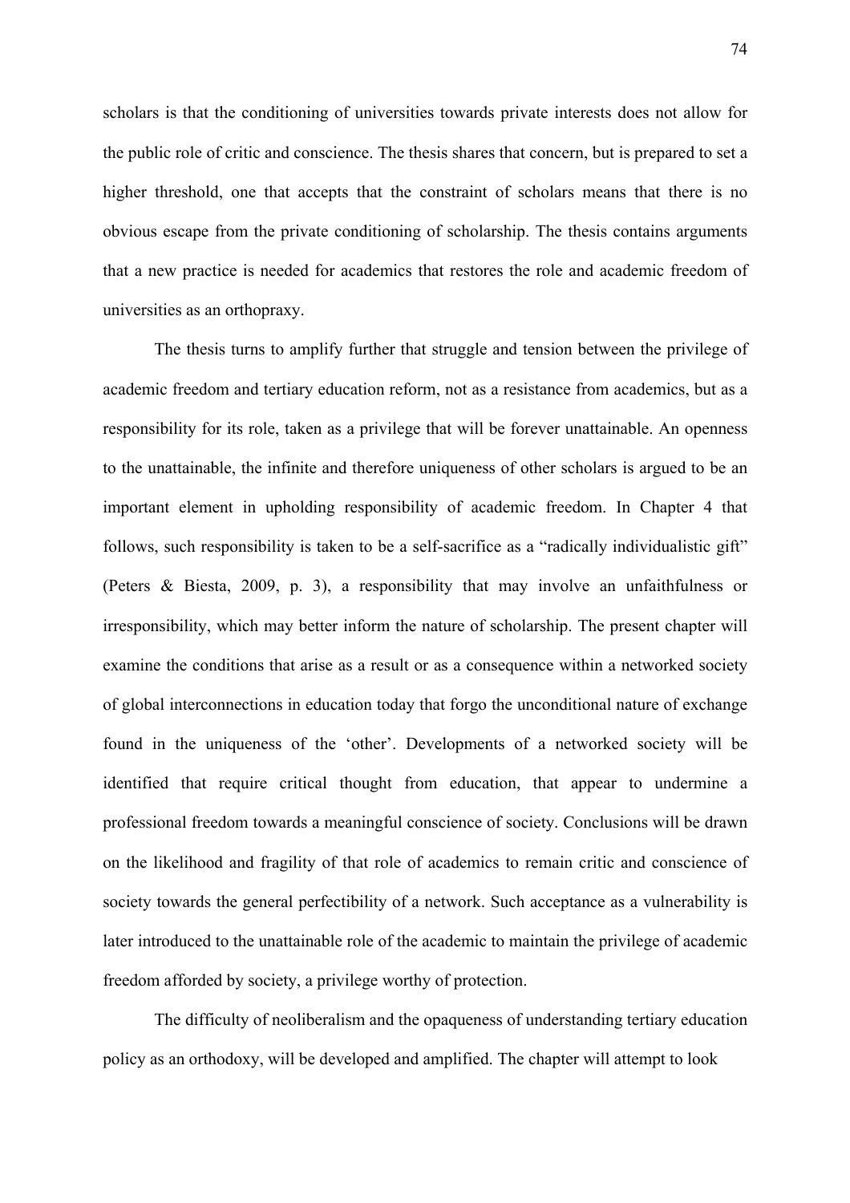scholars is that the conditioning of universities towards private interests does not allow for the public role of critic and conscience. The thesis shares that concern, but is prepared to set a higher threshold, one that accepts that the constraint of scholars means that there is no obvious escape from the private conditioning of scholarship. The thesis contains arguments that a new practice is needed for academics that restores the role and academic freedom of universities as an orthopraxy.

The thesis turns to amplify further that struggle and tension between the privilege of academic freedom and tertiary education reform, not as a resistance from academics, but as a responsibility for its role, taken as a privilege that will be forever unattainable. An openness to the unattainable, the infinite and therefore uniqueness of other scholars is argued to be an important element in upholding responsibility of academic freedom. In Chapter 4 that follows, such responsibility is taken to be a self-sacrifice as a "radically individualistic gift" (Peters & Biesta, 2009, p. 3), a responsibility that may involve an unfaithfulness or irresponsibility, which may better inform the nature of scholarship. The present chapter will examine the conditions that arise as a result or as a consequence within a networked society of global interconnections in education today that forgo the unconditional nature of exchange found in the uniqueness of the 'other'. Developments of a networked society will be identified that require critical thought from education, that appear to undermine a professional freedom towards a meaningful conscience of society. Conclusions will be drawn on the likelihood and fragility of that role of academics to remain critic and conscience of society towards the general perfectibility of a network. Such acceptance as a vulnerability is later introduced to the unattainable role of the academic to maintain the privilege of academic freedom afforded by society, a privilege worthy of protection.

The difficulty of neoliberalism and the opaqueness of understanding tertiary education policy as an orthodoxy, will be developed and amplified. The chapter will attempt to look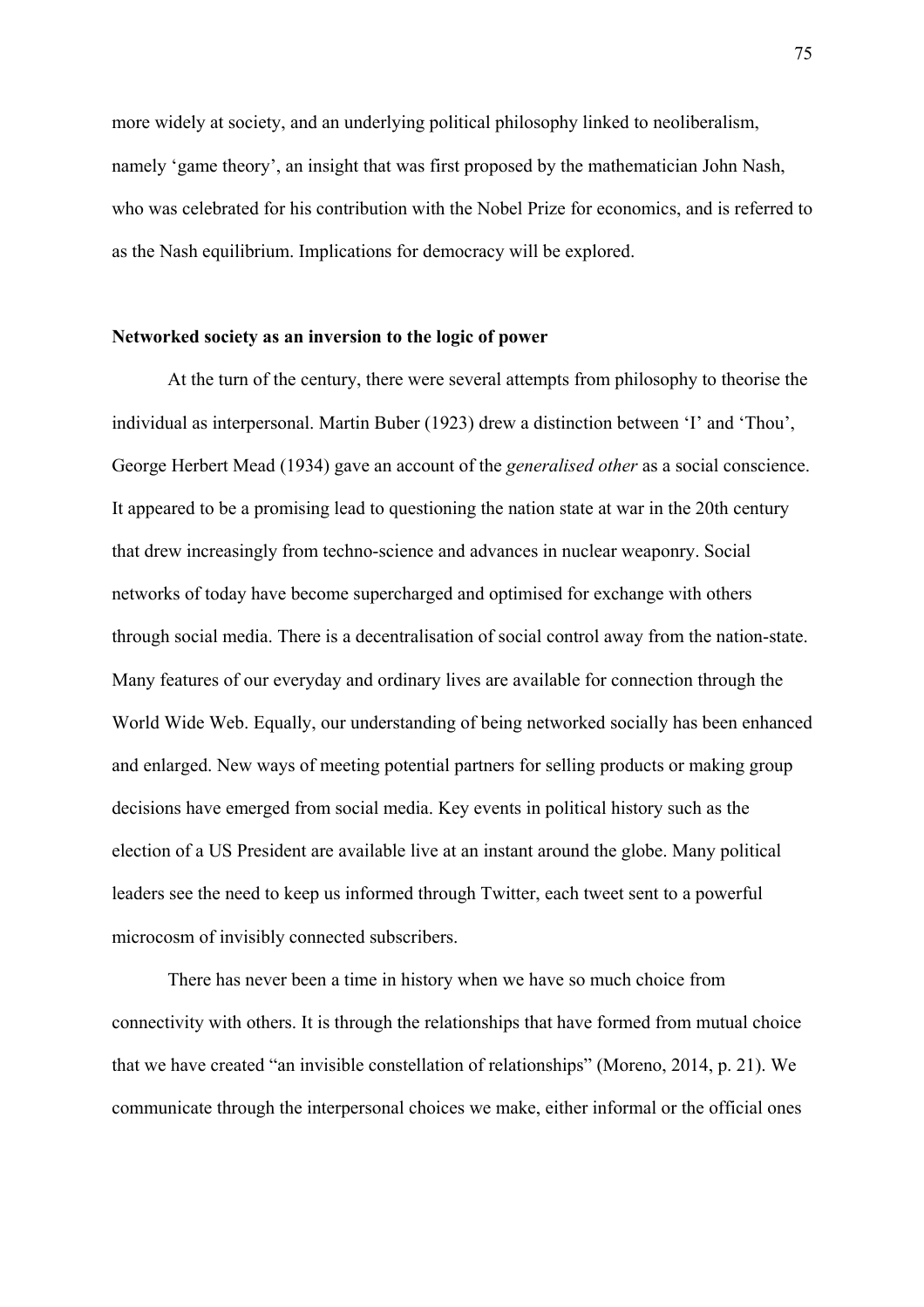more widely at society, and an underlying political philosophy linked to neoliberalism, namely 'game theory', an insight that was first proposed by the mathematician John Nash, who was celebrated for his contribution with the Nobel Prize for economics, and is referred to as the Nash equilibrium. Implications for democracy will be explored.

**Networked society as an inversion to the logic of power**

At the turn of the century, there were several attempts from philosophy to theorise the individual as interpersonal. Martin Buber (1923) drew a distinction between 'I' and 'Thou', George Herbert Mead (1934) gave an account of the *generalised other* as a social conscience. It appeared to be a promising lead to questioning the nation state at war in the 20th century that drew increasingly from techno-science and advances in nuclear weaponry. Social networks of today have become supercharged and optimised for exchange with others through social media. There is a decentralisation of social control away from the nation-state. Many features of our everyday and ordinary lives are available for connection through the World Wide Web. Equally, our understanding of being networked socially has been enhanced and enlarged. New ways of meeting potential partners for selling products or making group decisions have emerged from social media. Key events in political history such as the election of a US President are available live at an instant around the globe. Many political leaders see the need to keep us informed through Twitter, each tweet sent to a powerful microcosm of invisibly connected subscribers.

There has never been a time in history when we have so much choice from connectivity with others. It is through the relationships that have formed from mutual choice that we have created "an invisible constellation of relationships" (Moreno, 2014, p. 21). We communicate through the interpersonal choices we make, either informal or the official ones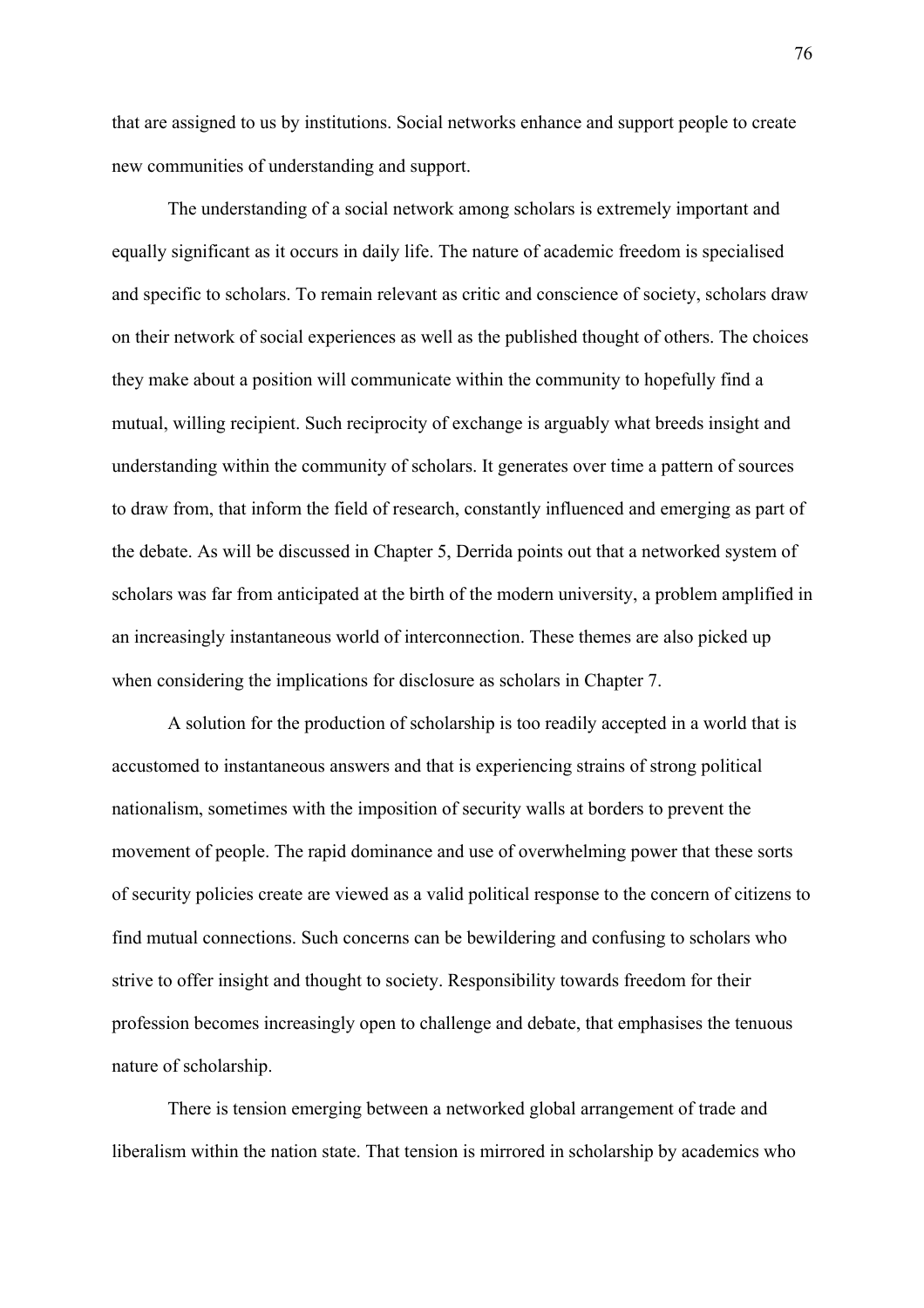that are assigned to us by institutions. Social networks enhance and support people to create new communities of understanding and support.

The understanding of a social network among scholars is extremely important and equally significant as it occurs in daily life. The nature of academic freedom is specialised and specific to scholars. To remain relevant as critic and conscience of society, scholars draw on their network of social experiences as well as the published thought of others. The choices they make about a position will communicate within the community to hopefully find a mutual, willing recipient. Such reciprocity of exchange is arguably what breeds insight and understanding within the community of scholars. It generates over time a pattern of sources to draw from, that inform the field of research, constantly influenced and emerging as part of the debate. As will be discussed in Chapter 5, Derrida points out that a networked system of scholars was far from anticipated at the birth of the modern university, a problem amplified in an increasingly instantaneous world of interconnection. These themes are also picked up when considering the implications for disclosure as scholars in Chapter 7.

A solution for the production of scholarship is too readily accepted in a world that is accustomed to instantaneous answers and that is experiencing strains of strong political nationalism, sometimes with the imposition of security walls at borders to prevent the movement of people. The rapid dominance and use of overwhelming power that these sorts of security policies create are viewed as a valid political response to the concern of citizens to find mutual connections. Such concerns can be bewildering and confusing to scholars who strive to offer insight and thought to society. Responsibility towards freedom for their profession becomes increasingly open to challenge and debate, that emphasises the tenuous nature of scholarship.

There is tension emerging between a networked global arrangement of trade and liberalism within the nation state. That tension is mirrored in scholarship by academics who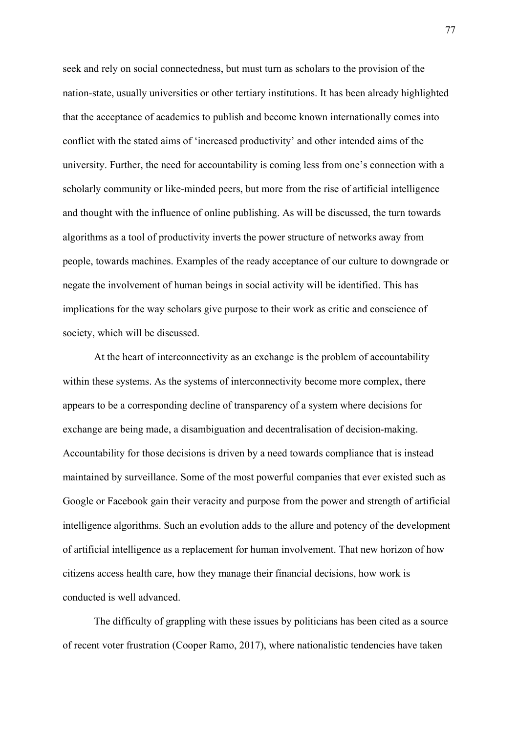seek and rely on social connectedness, but must turn as scholars to the provision of the nation-state, usually universities or other tertiary institutions. It has been already highlighted that the acceptance of academics to publish and become known internationally comes into conflict with the stated aims of 'increased productivity' and other intended aims of the university. Further, the need for accountability is coming less from one's connection with a scholarly community or like-minded peers, but more from the rise of artificial intelligence and thought with the influence of online publishing. As will be discussed, the turn towards algorithms as a tool of productivity inverts the power structure of networks away from people, towards machines. Examples of the ready acceptance of our culture to downgrade or negate the involvement of human beings in social activity will be identified. This has implications for the way scholars give purpose to their work as critic and conscience of society, which will be discussed.

At the heart of interconnectivity as an exchange is the problem of accountability within these systems. As the systems of interconnectivity become more complex, there appears to be a corresponding decline of transparency of a system where decisions for exchange are being made, a disambiguation and decentralisation of decision-making. Accountability for those decisions is driven by a need towards compliance that is instead maintained by surveillance. Some of the most powerful companies that ever existed such as Google or Facebook gain their veracity and purpose from the power and strength of artificial intelligence algorithms. Such an evolution adds to the allure and potency of the development of artificial intelligence as a replacement for human involvement. That new horizon of how citizens access health care, how they manage their financial decisions, how work is conducted is well advanced.

The difficulty of grappling with these issues by politicians has been cited as a source of recent voter frustration (Cooper Ramo, 2017), where nationalistic tendencies have taken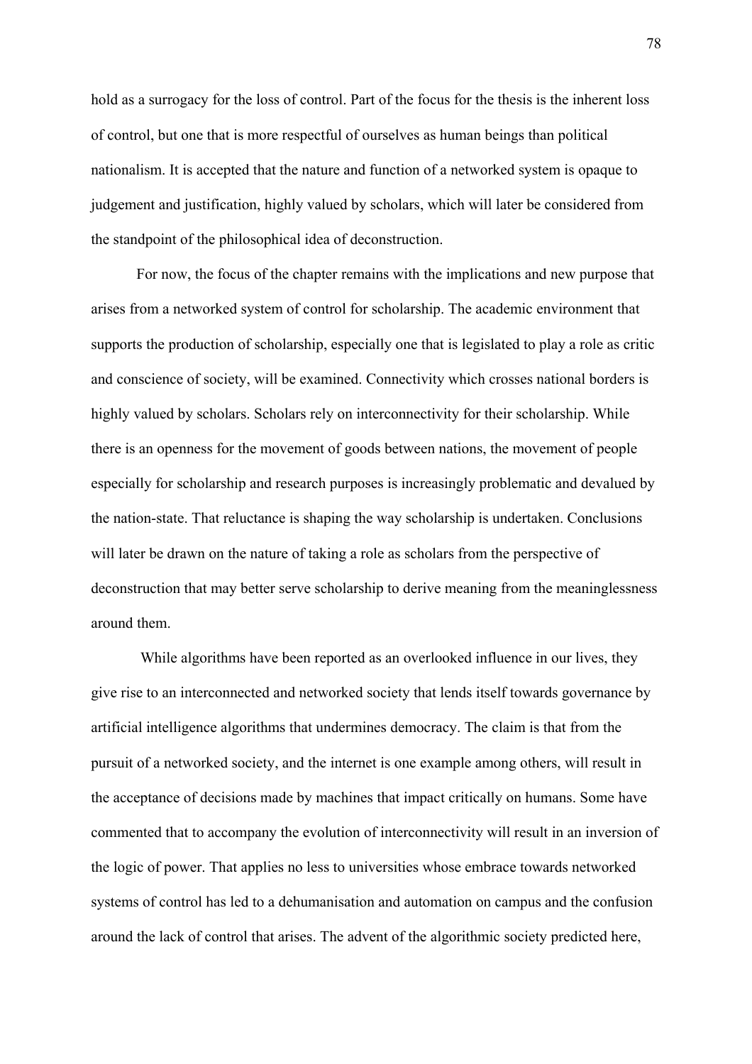hold as a surrogacy for the loss of control. Part of the focus for the thesis is the inherent loss of control, but one that is more respectful of ourselves as human beings than political nationalism. It is accepted that the nature and function of a networked system is opaque to judgement and justification, highly valued by scholars, which will later be considered from the standpoint of the philosophical idea of deconstruction.

For now, the focus of the chapter remains with the implications and new purpose that arises from a networked system of control for scholarship. The academic environment that supports the production of scholarship, especially one that is legislated to play a role as critic and conscience of society, will be examined. Connectivity which crosses national borders is highly valued by scholars. Scholars rely on interconnectivity for their scholarship. While there is an openness for the movement of goods between nations, the movement of people especially for scholarship and research purposes is increasingly problematic and devalued by the nation-state. That reluctance is shaping the way scholarship is undertaken. Conclusions will later be drawn on the nature of taking a role as scholars from the perspective of deconstruction that may better serve scholarship to derive meaning from the meaninglessness around them.

While algorithms have been reported as an overlooked influence in our lives, they give rise to an interconnected and networked society that lends itself towards governance by artificial intelligence algorithms that undermines democracy. The claim is that from the pursuit of a networked society, and the internet is one example among others, will result in the acceptance of decisions made by machines that impact critically on humans. Some have commented that to accompany the evolution of interconnectivity will result in an inversion of the logic of power. That applies no less to universities whose embrace towards networked systems of control has led to a dehumanisation and automation on campus and the confusion around the lack of control that arises. The advent of the algorithmic society predicted here,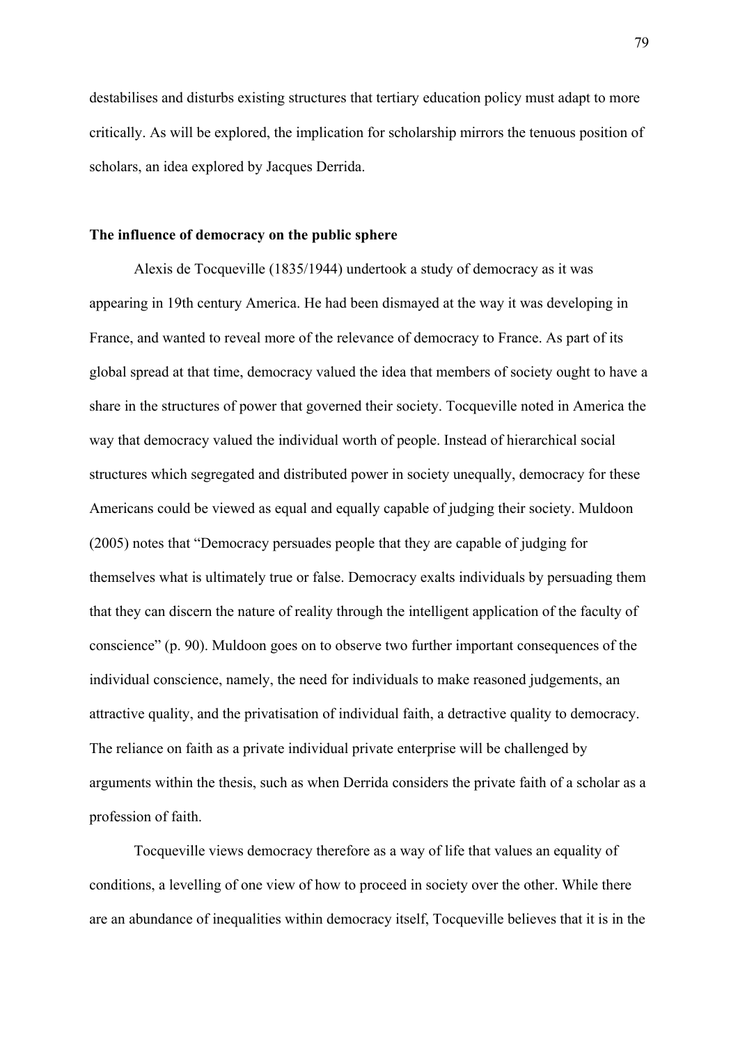destabilises and disturbs existing structures that tertiary education policy must adapt to more critically. As will be explored, the implication for scholarship mirrors the tenuous position of scholars, an idea explored by Jacques Derrida.

**The influence of democracy on the public sphere**

Alexis de Tocqueville (1835/1944) undertook a study of democracy as it was appearing in 19th century America. He had been dismayed at the way it was developing in France, and wanted to reveal more of the relevance of democracy to France. As part of its global spread at that time, democracy valued the idea that members of society ought to have a share in the structures of power that governed their society. Tocqueville noted in America the way that democracy valued the individual worth of people. Instead of hierarchical social structures which segregated and distributed power in society unequally, democracy for these Americans could be viewed as equal and equally capable of judging their society. Muldoon (2005) notes that "Democracy persuades people that they are capable of judging for themselves what is ultimately true or false. Democracy exalts individuals by persuading them that they can discern the nature of reality through the intelligent application of the faculty of conscience" (p. 90). Muldoon goes on to observe two further important consequences of the individual conscience, namely, the need for individuals to make reasoned judgements, an attractive quality, and the privatisation of individual faith, a detractive quality to democracy. The reliance on faith as a private individual private enterprise will be challenged by arguments within the thesis, such as when Derrida considers the private faith of a scholar as a profession of faith.

Tocqueville views democracy therefore as a way of life that values an equality of conditions, a levelling of one view of how to proceed in society over the other. While there are an abundance of inequalities within democracy itself, Tocqueville believes that it is in the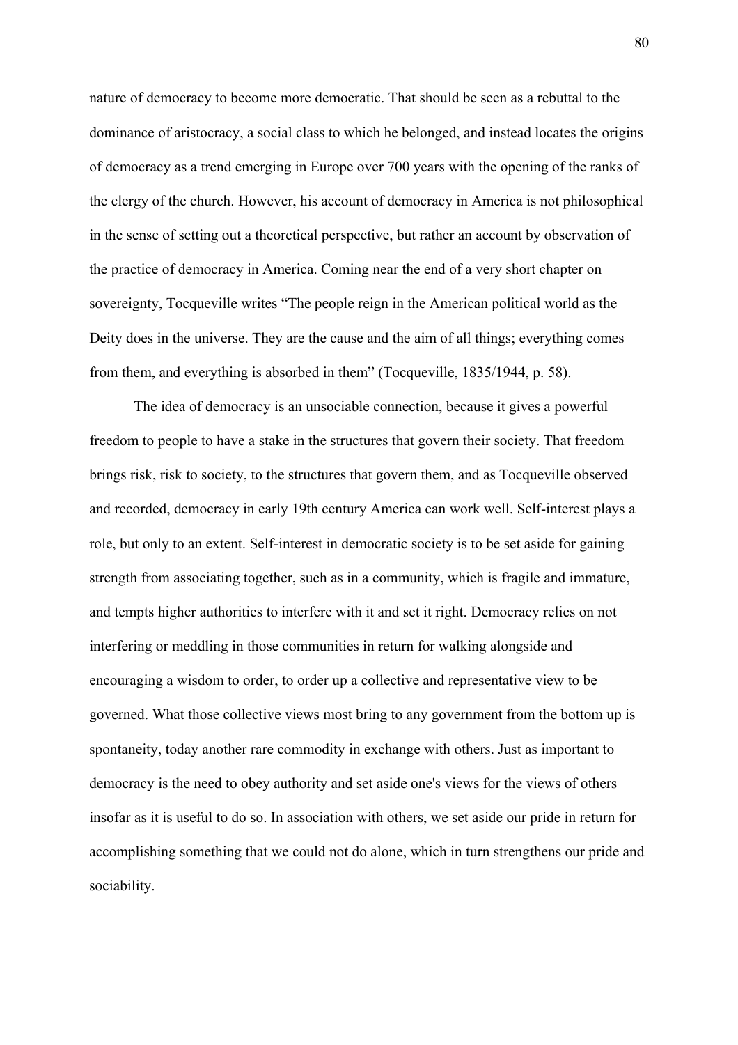nature of democracy to become more democratic. That should be seen as a rebuttal to the dominance of aristocracy, a social class to which he belonged, and instead locates the origins of democracy as a trend emerging in Europe over 700 years with the opening of the ranks of the clergy of the church. However, his account of democracy in America is not philosophical in the sense of setting out a theoretical perspective, but rather an account by observation of the practice of democracy in America. Coming near the end of a very short chapter on sovereignty, Tocqueville writes “The people reign in the American political world as the Deity does in the universe. They are the cause and the aim of all things; everything comes from them, and everything is absorbed in them” (Tocqueville, 1835/1944, p. 58).

The idea of democracy is an unsociable connection, because it gives a powerful freedom to people to have a stake in the structures that govern their society. That freedom brings risk, risk to society, to the structures that govern them, and as Tocqueville observed and recorded, democracy in early 19th century America can work well. Self-interest plays a role, but only to an extent. Self-interest in democratic society is to be set aside for gaining strength from associating together, such as in a community, which is fragile and immature, and tempts higher authorities to interfere with it and set it right. Democracy relies on not interfering or meddling in those communities in return for walking alongside and encouraging a wisdom to order, to order up a collective and representative view to be governed. What those collective views most bring to any government from the bottom up is spontaneity, today another rare commodity in exchange with others. Just as important to democracy is the need to obey authority and set aside one's views for the views of others insofar as it is useful to do so. In association with others, we set aside our pride in return for accomplishing something that we could not do alone, which in turn strengthens our pride and sociability.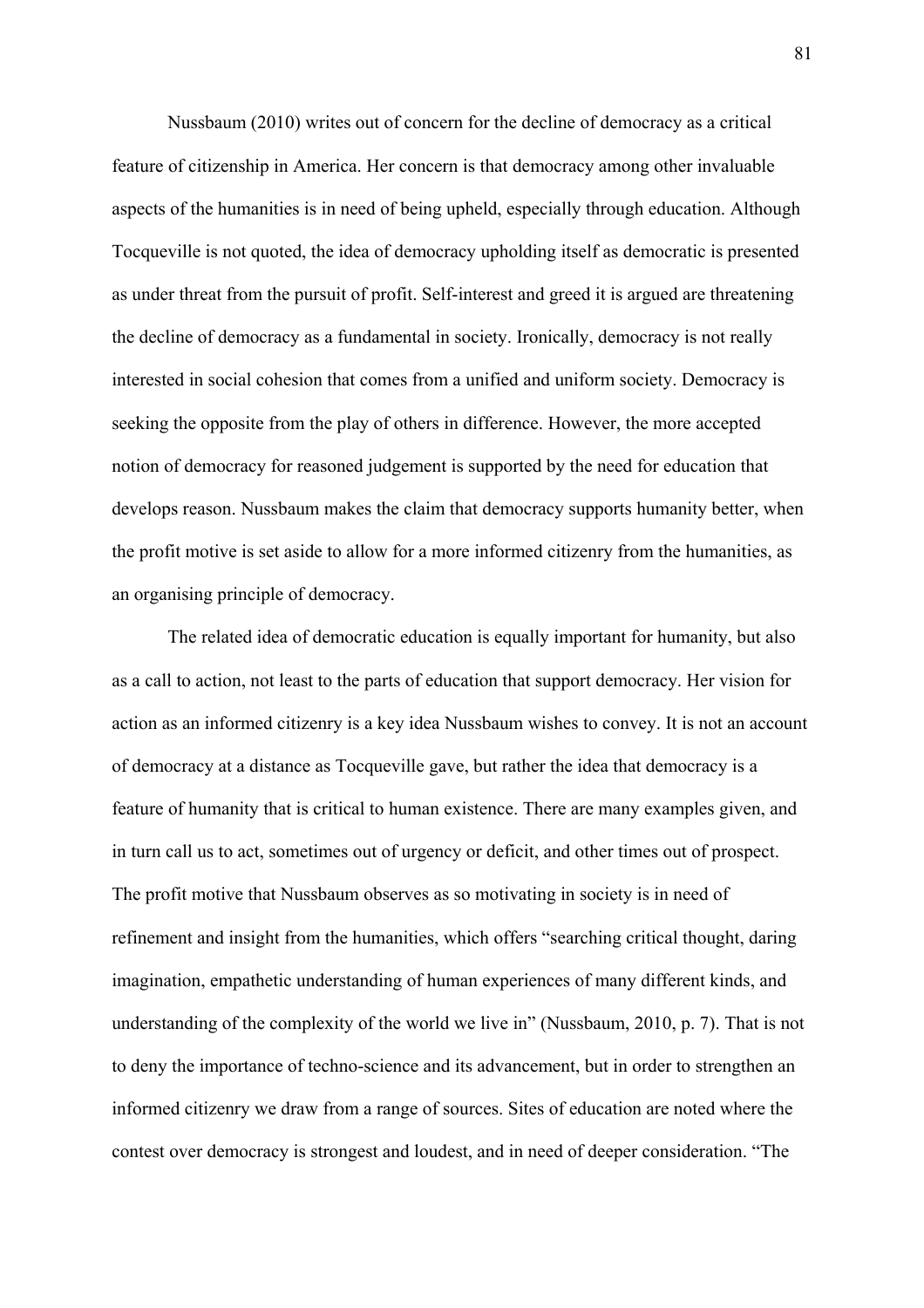Nussbaum (2010) writes out of concern for the decline of democracy as a critical feature of citizenship in America. Her concern is that democracy among other invaluable aspects of the humanities is in need of being upheld, especially through education. Although Tocqueville is not quoted, the idea of democracy upholding itself as democratic is presented as under threat from the pursuit of profit. Self-interest and greed it is argued are threatening the decline of democracy as a fundamental in society. Ironically, democracy is not really interested in social cohesion that comes from a unified and uniform society. Democracy is seeking the opposite from the play of others in difference. However, the more accepted notion of democracy for reasoned judgement is supported by the need for education that develops reason. Nussbaum makes the claim that democracy supports humanity better, when the profit motive is set aside to allow for a more informed citizenry from the humanities, as an organising principle of democracy.

The related idea of democratic education is equally important for humanity, but also as a call to action, not least to the parts of education that support democracy. Her vision for action as an informed citizenry is a key idea Nussbaum wishes to convey. It is not an account of democracy at a distance as Tocqueville gave, but rather the idea that democracy is a feature of humanity that is critical to human existence. There are many examples given, and in turn call us to act, sometimes out of urgency or deficit, and other times out of prospect. The profit motive that Nussbaum observes as so motivating in society is in need of refinement and insight from the humanities, which offers "searching critical thought, daring imagination, empathetic understanding of human experiences of many different kinds, and understanding of the complexity of the world we live in" (Nussbaum, 2010, p. 7). That is not to deny the importance of techno-science and its advancement, but in order to strengthen an informed citizenry we draw from a range of sources. Sites of education are noted where the contest over democracy is strongest and loudest, and in need of deeper consideration. "The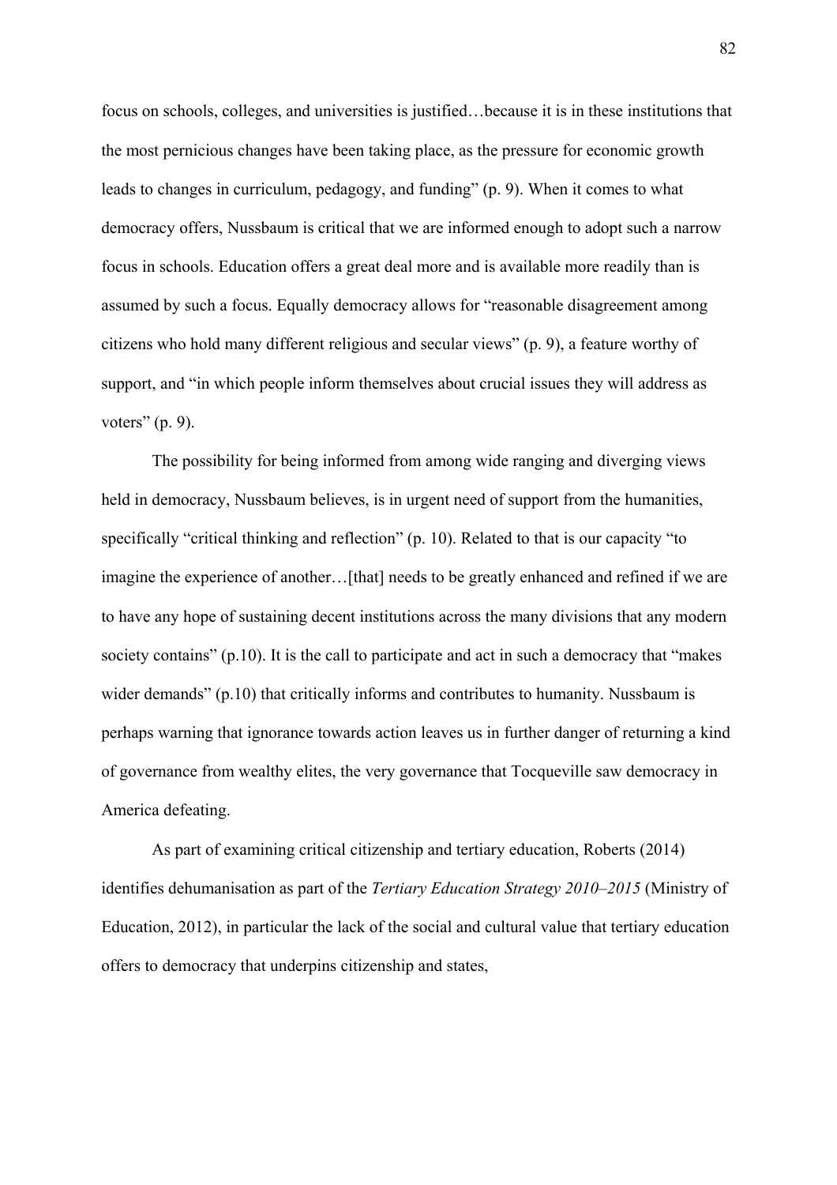focus on schools, colleges, and universities is justified…because it is in these institutions that the most pernicious changes have been taking place, as the pressure for economic growth leads to changes in curriculum, pedagogy, and funding" (p. 9). When it comes to what democracy offers, Nussbaum is critical that we are informed enough to adopt such a narrow focus in schools. Education offers a great deal more and is available more readily than is assumed by such a focus. Equally democracy allows for "reasonable disagreement among citizens who hold many different religious and secular views" (p. 9), a feature worthy of support, and "in which people inform themselves about crucial issues they will address as voters" (p. 9).

The possibility for being informed from among wide ranging and diverging views held in democracy, Nussbaum believes, is in urgent need of support from the humanities, specifically "critical thinking and reflection" (p. 10). Related to that is our capacity "to imagine the experience of another…[that] needs to be greatly enhanced and refined if we are to have any hope of sustaining decent institutions across the many divisions that any modern society contains" (p.10). It is the call to participate and act in such a democracy that "makes wider demands" (p.10) that critically informs and contributes to humanity. Nussbaum is perhaps warning that ignorance towards action leaves us in further danger of returning a kind of governance from wealthy elites, the very governance that Tocqueville saw democracy in America defeating.

As part of examining critical citizenship and tertiary education, Roberts (2014) identifies dehumanisation as part of the *Tertiary Education Strategy 2010–2015* (Ministry of Education, 2012), in particular the lack of the social and cultural value that tertiary education offers to democracy that underpins citizenship and states,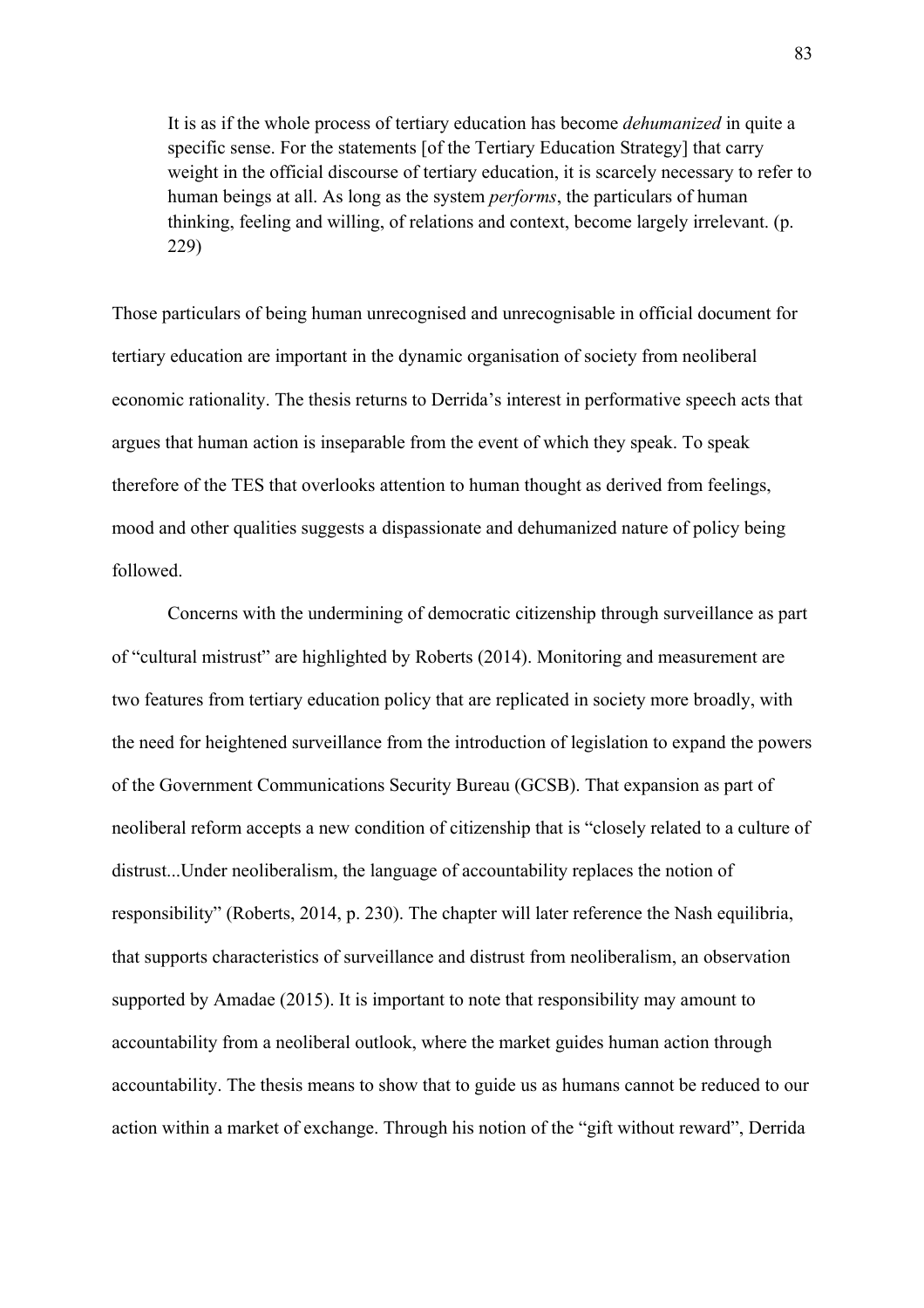> It is as if the whole process of tertiary education has become *dehumanized* in quite a specific sense. For the statements [of the Tertiary Education Strategy] that carry weight in the official discourse of tertiary education, it is scarcely necessary to refer to human beings at all. As long as the system *performs*, the particulars of human thinking, feeling and willing, of relations and context, become largely irrelevant. (p. 229)

Those particulars of being human unrecognised and unrecognisable in official document for tertiary education are important in the dynamic organisation of society from neoliberal economic rationality. The thesis returns to Derrida's interest in performative speech acts that argues that human action is inseparable from the event of which they speak. To speak therefore of the TES that overlooks attention to human thought as derived from feelings, mood and other qualities suggests a dispassionate and dehumanized nature of policy being followed.

Concerns with the undermining of democratic citizenship through surveillance as part of "cultural mistrust" are highlighted by Roberts (2014). Monitoring and measurement are two features from tertiary education policy that are replicated in society more broadly, with the need for heightened surveillance from the introduction of legislation to expand the powers of the Government Communications Security Bureau (GCSB). That expansion as part of neoliberal reform accepts a new condition of citizenship that is "closely related to a culture of distrust...Under neoliberalism, the language of accountability replaces the notion of responsibility" (Roberts, 2014, p. 230). The chapter will later reference the Nash equilibria, that supports characteristics of surveillance and distrust from neoliberalism, an observation supported by Amadae (2015). It is important to note that responsibility may amount to accountability from a neoliberal outlook, where the market guides human action through accountability. The thesis means to show that to guide us as humans cannot be reduced to our action within a market of exchange. Through his notion of the "gift without reward", Derrida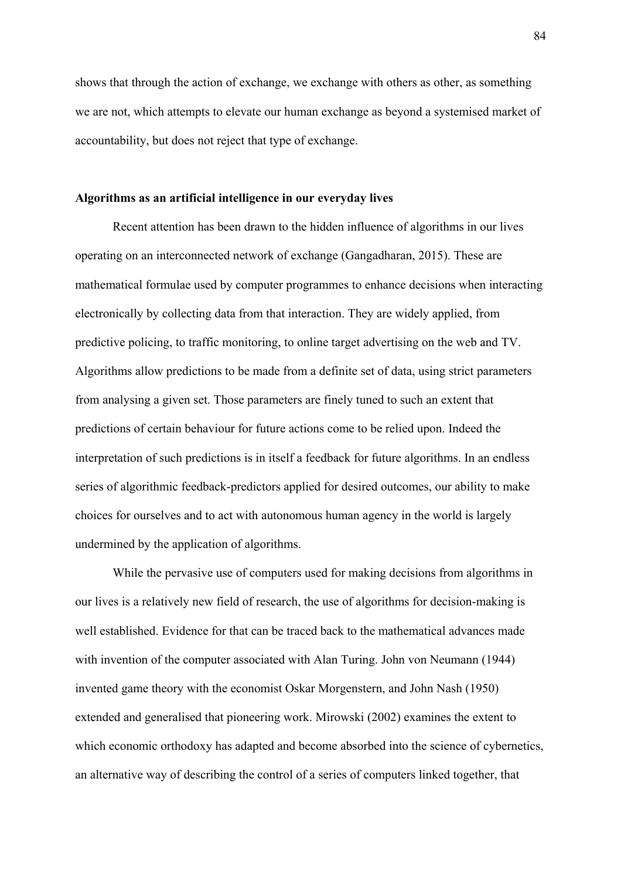shows that through the action of exchange, we exchange with others as other, as something we are not, which attempts to elevate our human exchange as beyond a systemised market of accountability, but does not reject that type of exchange.

**Algorithms as an artificial intelligence in our everyday lives**

Recent attention has been drawn to the hidden influence of algorithms in our lives operating on an interconnected network of exchange (Gangadharan, 2015). These are mathematical formulae used by computer programmes to enhance decisions when interacting electronically by collecting data from that interaction. They are widely applied, from predictive policing, to traffic monitoring, to online target advertising on the web and TV. Algorithms allow predictions to be made from a definite set of data, using strict parameters from analysing a given set. Those parameters are finely tuned to such an extent that predictions of certain behaviour for future actions come to be relied upon. Indeed the interpretation of such predictions is in itself a feedback for future algorithms. In an endless series of algorithmic feedback-predictors applied for desired outcomes, our ability to make choices for ourselves and to act with autonomous human agency in the world is largely undermined by the application of algorithms.

While the pervasive use of computers used for making decisions from algorithms in our lives is a relatively new field of research, the use of algorithms for decision-making is well established. Evidence for that can be traced back to the mathematical advances made with invention of the computer associated with Alan Turing. John von Neumann (1944) invented game theory with the economist Oskar Morgenstern, and John Nash (1950) extended and generalised that pioneering work. Mirowski (2002) examines the extent to which economic orthodoxy has adapted and become absorbed into the science of cybernetics, an alternative way of describing the control of a series of computers linked together, that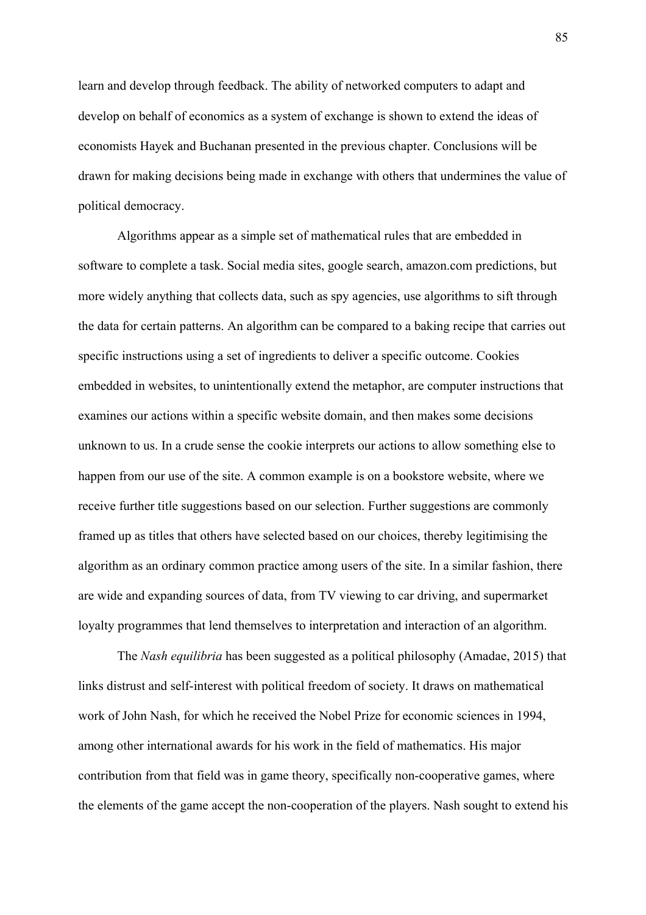learn and develop through feedback. The ability of networked computers to adapt and develop on behalf of economics as a system of exchange is shown to extend the ideas of economists Hayek and Buchanan presented in the previous chapter. Conclusions will be drawn for making decisions being made in exchange with others that undermines the value of political democracy.

Algorithms appear as a simple set of mathematical rules that are embedded in software to complete a task. Social media sites, google search, amazon.com predictions, but more widely anything that collects data, such as spy agencies, use algorithms to sift through the data for certain patterns. An algorithm can be compared to a baking recipe that carries out specific instructions using a set of ingredients to deliver a specific outcome. Cookies embedded in websites, to unintentionally extend the metaphor, are computer instructions that examines our actions within a specific website domain, and then makes some decisions unknown to us. In a crude sense the cookie interprets our actions to allow something else to happen from our use of the site. A common example is on a bookstore website, where we receive further title suggestions based on our selection. Further suggestions are commonly framed up as titles that others have selected based on our choices, thereby legitimising the algorithm as an ordinary common practice among users of the site. In a similar fashion, there are wide and expanding sources of data, from TV viewing to car driving, and supermarket loyalty programmes that lend themselves to interpretation and interaction of an algorithm.

The *Nash equilibria* has been suggested as a political philosophy (Amadae, 2015) that links distrust and self-interest with political freedom of society. It draws on mathematical work of John Nash, for which he received the Nobel Prize for economic sciences in 1994, among other international awards for his work in the field of mathematics. His major contribution from that field was in game theory, specifically non-cooperative games, where the elements of the game accept the non-cooperation of the players. Nash sought to extend his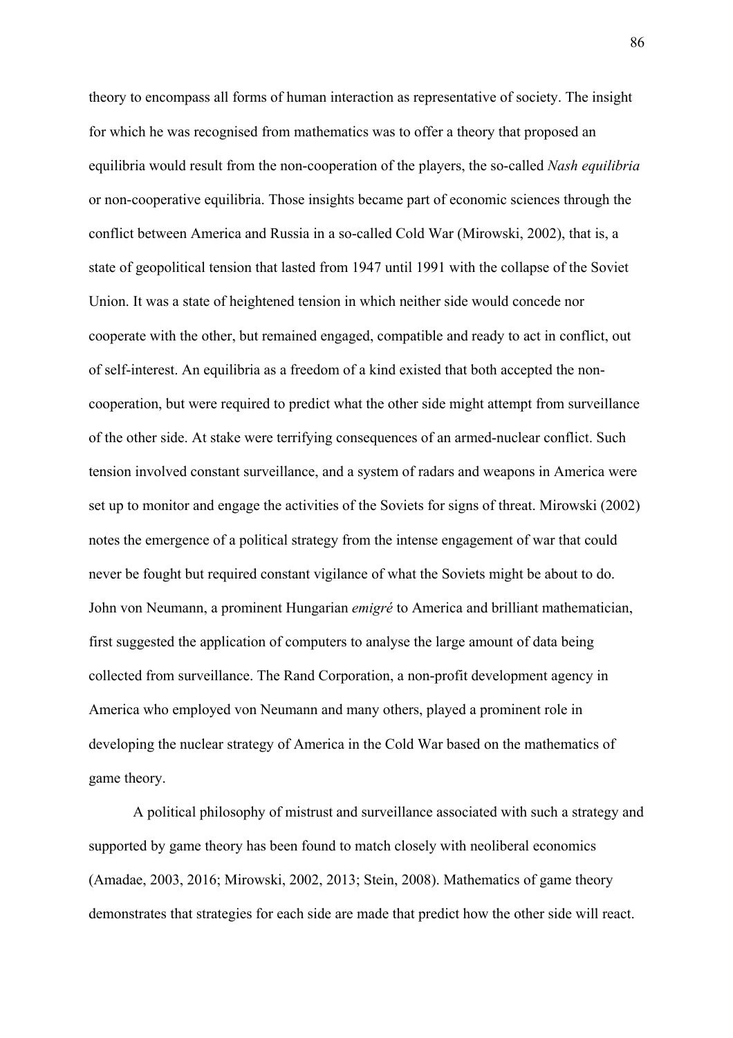theory to encompass all forms of human interaction as representative of society. The insight for which he was recognised from mathematics was to offer a theory that proposed an equilibria would result from the non-cooperation of the players, the so-called *Nash equilibria* or non-cooperative equilibria. Those insights became part of economic sciences through the conflict between America and Russia in a so-called Cold War (Mirowski, 2002), that is, a state of geopolitical tension that lasted from 1947 until 1991 with the collapse of the Soviet Union. It was a state of heightened tension in which neither side would concede nor cooperate with the other, but remained engaged, compatible and ready to act in conflict, out of self-interest. An equilibria as a freedom of a kind existed that both accepted the non-cooperation, but were required to predict what the other side might attempt from surveillance of the other side. At stake were terrifying consequences of an armed-nuclear conflict. Such tension involved constant surveillance, and a system of radars and weapons in America were set up to monitor and engage the activities of the Soviets for signs of threat. Mirowski (2002) notes the emergence of a political strategy from the intense engagement of war that could never be fought but required constant vigilance of what the Soviets might be about to do. John von Neumann, a prominent Hungarian *emigré* to America and brilliant mathematician, first suggested the application of computers to analyse the large amount of data being collected from surveillance. The Rand Corporation, a non-profit development agency in America who employed von Neumann and many others, played a prominent role in developing the nuclear strategy of America in the Cold War based on the mathematics of game theory.

A political philosophy of mistrust and surveillance associated with such a strategy and supported by game theory has been found to match closely with neoliberal economics (Amadae, 2003, 2016; Mirowski, 2002, 2013; Stein, 2008). Mathematics of game theory demonstrates that strategies for each side are made that predict how the other side will react.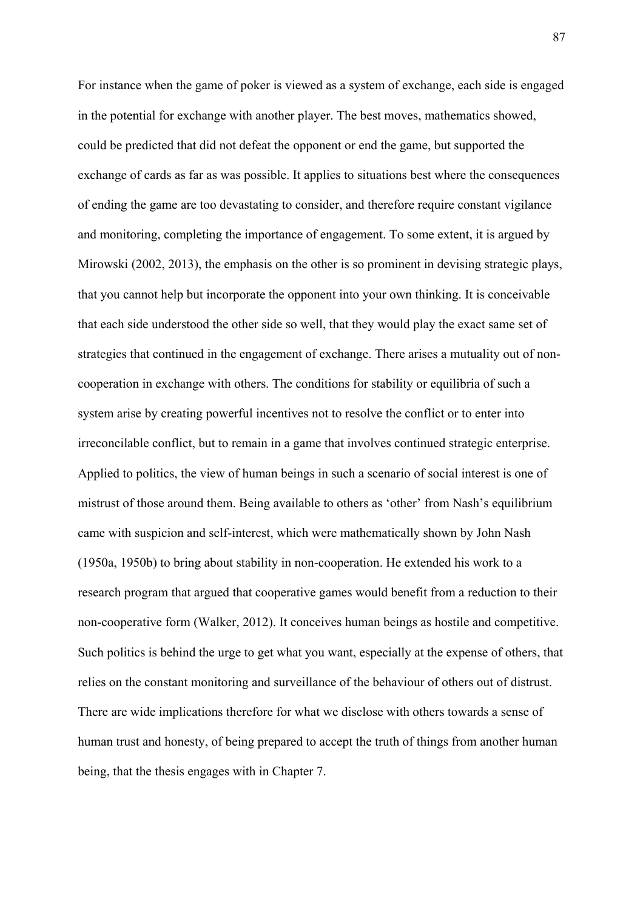For instance when the game of poker is viewed as a system of exchange, each side is engaged in the potential for exchange with another player. The best moves, mathematics showed, could be predicted that did not defeat the opponent or end the game, but supported the exchange of cards as far as was possible. It applies to situations best where the consequences of ending the game are too devastating to consider, and therefore require constant vigilance and monitoring, completing the importance of engagement. To some extent, it is argued by Mirowski (2002, 2013), the emphasis on the other is so prominent in devising strategic plays, that you cannot help but incorporate the opponent into your own thinking. It is conceivable that each side understood the other side so well, that they would play the exact same set of strategies that continued in the engagement of exchange. There arises a mutuality out of non-cooperation in exchange with others. The conditions for stability or equilibria of such a system arise by creating powerful incentives not to resolve the conflict or to enter into irreconcilable conflict, but to remain in a game that involves continued strategic enterprise. Applied to politics, the view of human beings in such a scenario of social interest is one of mistrust of those around them. Being available to others as 'other' from Nash's equilibrium came with suspicion and self-interest, which were mathematically shown by John Nash (1950a, 1950b) to bring about stability in non-cooperation. He extended his work to a research program that argued that cooperative games would benefit from a reduction to their non-cooperative form (Walker, 2012). It conceives human beings as hostile and competitive. Such politics is behind the urge to get what you want, especially at the expense of others, that relies on the constant monitoring and surveillance of the behaviour of others out of distrust. There are wide implications therefore for what we disclose with others towards a sense of human trust and honesty, of being prepared to accept the truth of things from another human being, that the thesis engages with in Chapter 7.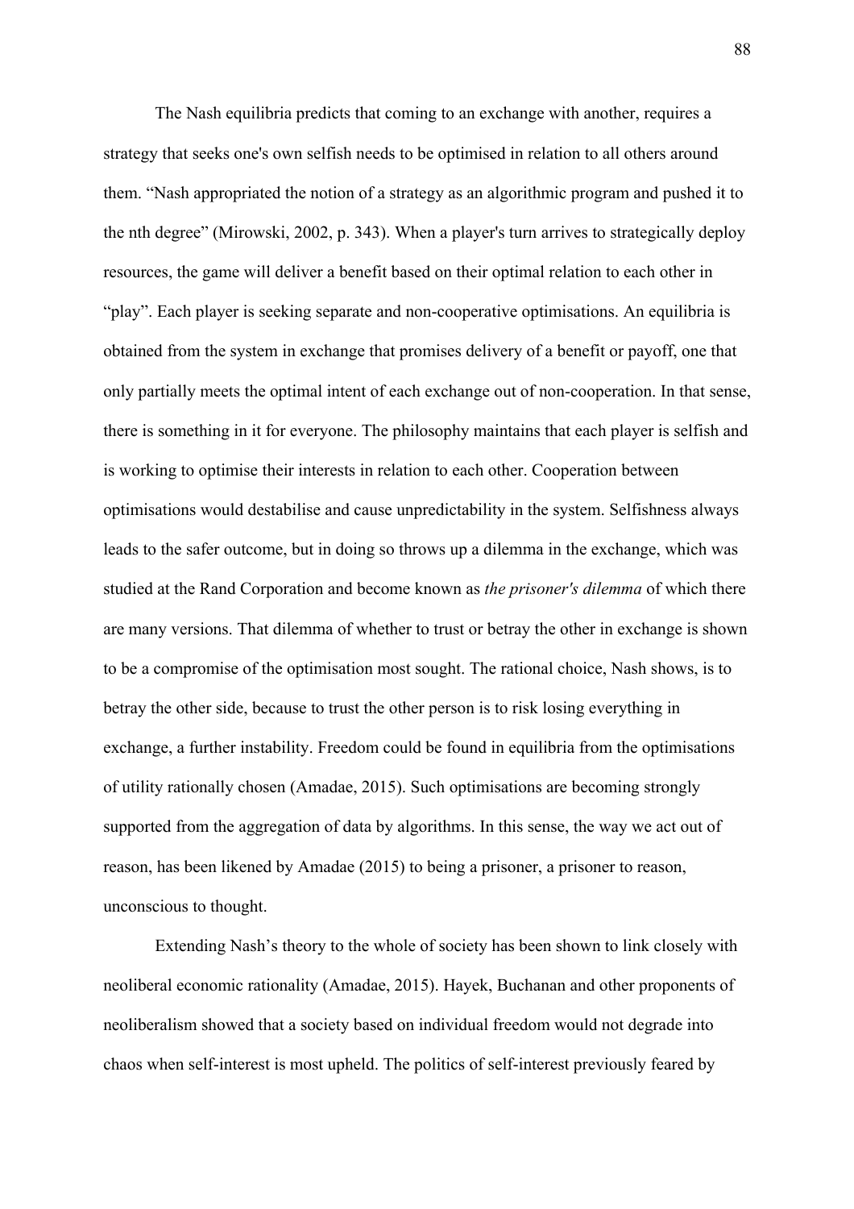The Nash equilibria predicts that coming to an exchange with another, requires a strategy that seeks one's own selfish needs to be optimised in relation to all others around them. "Nash appropriated the notion of a strategy as an algorithmic program and pushed it to the nth degree" (Mirowski, 2002, p. 343). When a player's turn arrives to strategically deploy resources, the game will deliver a benefit based on their optimal relation to each other in "play". Each player is seeking separate and non-cooperative optimisations. An equilibria is obtained from the system in exchange that promises delivery of a benefit or payoff, one that only partially meets the optimal intent of each exchange out of non-cooperation. In that sense, there is something in it for everyone. The philosophy maintains that each player is selfish and is working to optimise their interests in relation to each other. Cooperation between optimisations would destabilise and cause unpredictability in the system. Selfishness always leads to the safer outcome, but in doing so throws up a dilemma in the exchange, which was studied at the Rand Corporation and become known as *the prisoner's dilemma* of which there are many versions. That dilemma of whether to trust or betray the other in exchange is shown to be a compromise of the optimisation most sought. The rational choice, Nash shows, is to betray the other side, because to trust the other person is to risk losing everything in exchange, a further instability. Freedom could be found in equilibria from the optimisations of utility rationally chosen (Amadae, 2015). Such optimisations are becoming strongly supported from the aggregation of data by algorithms. In this sense, the way we act out of reason, has been likened by Amadae (2015) to being a prisoner, a prisoner to reason, unconscious to thought.

Extending Nash's theory to the whole of society has been shown to link closely with neoliberal economic rationality (Amadae, 2015). Hayek, Buchanan and other proponents of neoliberalism showed that a society based on individual freedom would not degrade into chaos when self-interest is most upheld. The politics of self-interest previously feared by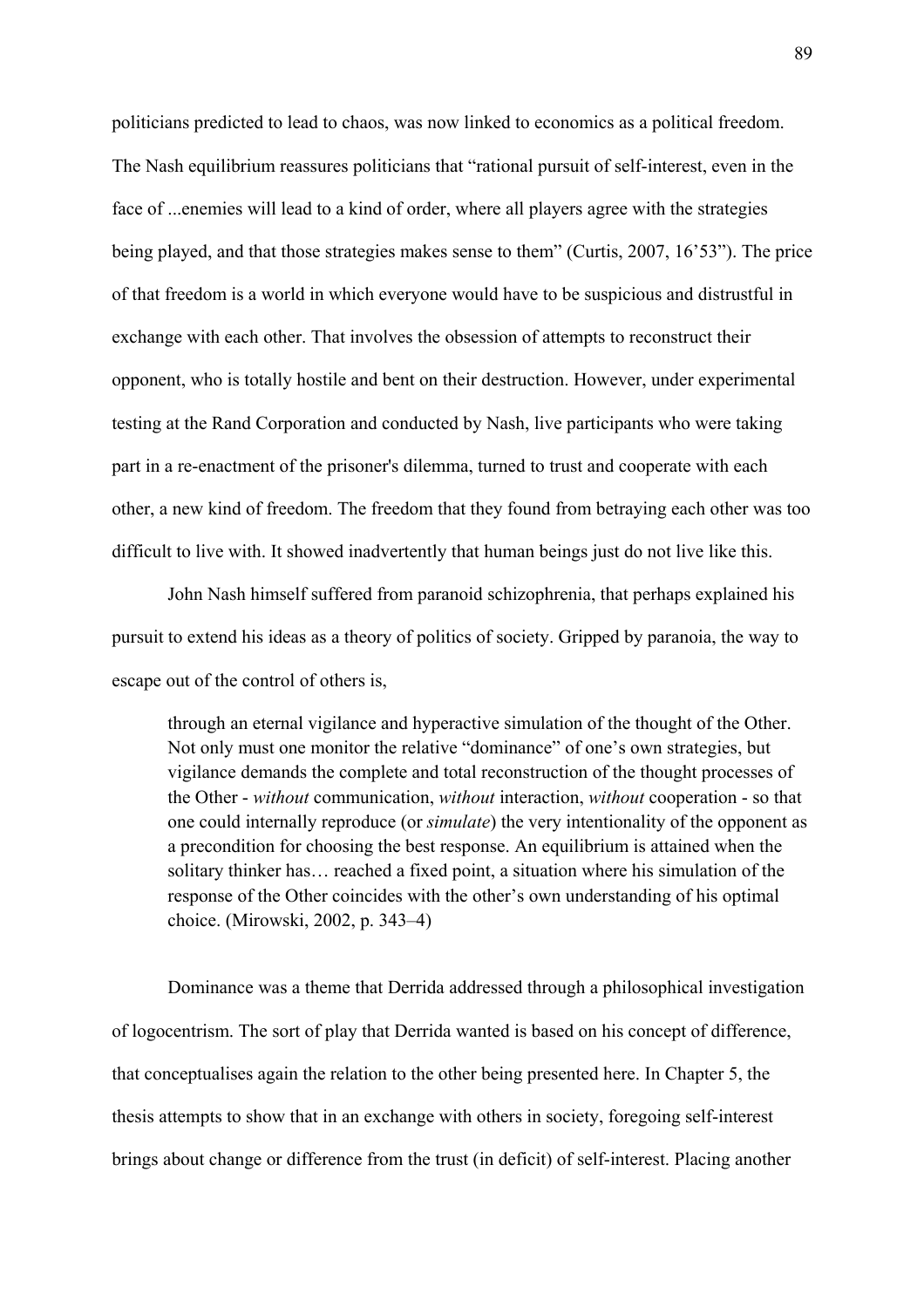politicians predicted to lead to chaos, was now linked to economics as a political freedom. The Nash equilibrium reassures politicians that "rational pursuit of self-interest, even in the face of ...enemies will lead to a kind of order, where all players agree with the strategies being played, and that those strategies makes sense to them" (Curtis, 2007, 16'53"). The price of that freedom is a world in which everyone would have to be suspicious and distrustful in exchange with each other. That involves the obsession of attempts to reconstruct their opponent, who is totally hostile and bent on their destruction. However, under experimental testing at the Rand Corporation and conducted by Nash, live participants who were taking part in a re-enactment of the prisoner's dilemma, turned to trust and cooperate with each other, a new kind of freedom. The freedom that they found from betraying each other was too difficult to live with. It showed inadvertently that human beings just do not live like this.

John Nash himself suffered from paranoid schizophrenia, that perhaps explained his pursuit to extend his ideas as a theory of politics of society. Gripped by paranoia, the way to escape out of the control of others is,

> through an eternal vigilance and hyperactive simulation of the thought of the Other. Not only must one monitor the relative "dominance" of one's own strategies, but vigilance demands the complete and total reconstruction of the thought processes of the Other - *without* communication, *without* interaction, *without* cooperation - so that one could internally reproduce (or *simulate*) the very intentionality of the opponent as a precondition for choosing the best response. An equilibrium is attained when the solitary thinker has… reached a fixed point, a situation where his simulation of the response of the Other coincides with the other's own understanding of his optimal choice. (Mirowski, 2002, p. 343–4)

Dominance was a theme that Derrida addressed through a philosophical investigation of logocentrism. The sort of play that Derrida wanted is based on his concept of difference, that conceptualises again the relation to the other being presented here. In Chapter 5, the thesis attempts to show that in an exchange with others in society, foregoing self-interest brings about change or difference from the trust (in deficit) of self-interest. Placing another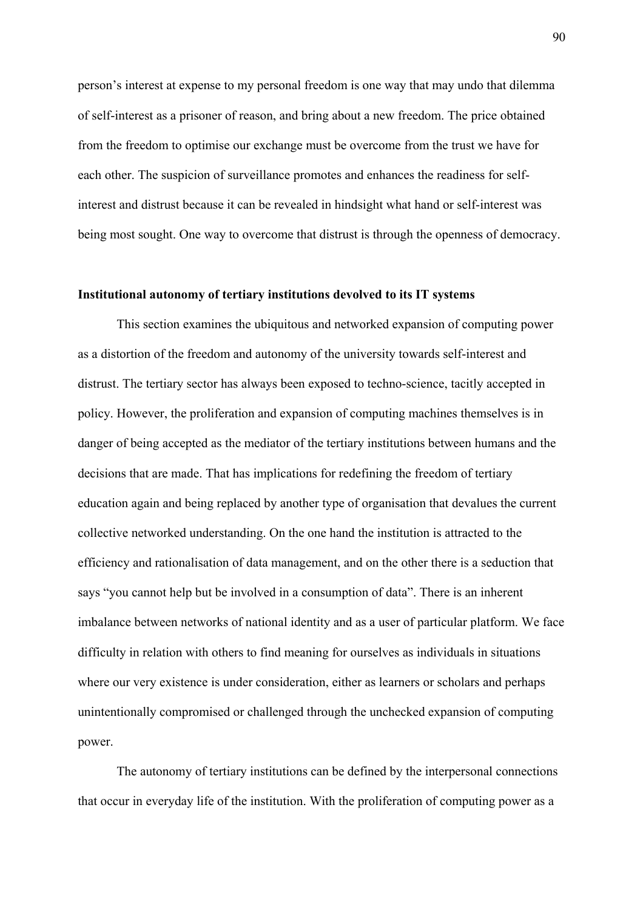person's interest at expense to my personal freedom is one way that may undo that dilemma of self-interest as a prisoner of reason, and bring about a new freedom. The price obtained from the freedom to optimise our exchange must be overcome from the trust we have for each other. The suspicion of surveillance promotes and enhances the readiness for self-interest and distrust because it can be revealed in hindsight what hand or self-interest was being most sought. One way to overcome that distrust is through the openness of democracy.

**Institutional autonomy of tertiary institutions devolved to its IT systems**

This section examines the ubiquitous and networked expansion of computing power as a distortion of the freedom and autonomy of the university towards self-interest and distrust. The tertiary sector has always been exposed to techno-science, tacitly accepted in policy. However, the proliferation and expansion of computing machines themselves is in danger of being accepted as the mediator of the tertiary institutions between humans and the decisions that are made. That has implications for redefining the freedom of tertiary education again and being replaced by another type of organisation that devalues the current collective networked understanding. On the one hand the institution is attracted to the efficiency and rationalisation of data management, and on the other there is a seduction that says "you cannot help but be involved in a consumption of data". There is an inherent imbalance between networks of national identity and as a user of particular platform. We face difficulty in relation with others to find meaning for ourselves as individuals in situations where our very existence is under consideration, either as learners or scholars and perhaps unintentionally compromised or challenged through the unchecked expansion of computing power.

The autonomy of tertiary institutions can be defined by the interpersonal connections that occur in everyday life of the institution. With the proliferation of computing power as a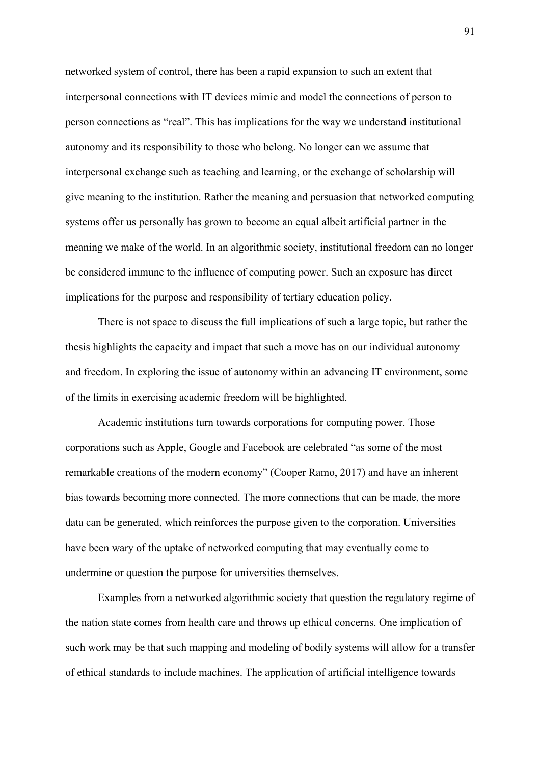networked system of control, there has been a rapid expansion to such an extent that interpersonal connections with IT devices mimic and model the connections of person to person connections as "real". This has implications for the way we understand institutional autonomy and its responsibility to those who belong. No longer can we assume that interpersonal exchange such as teaching and learning, or the exchange of scholarship will give meaning to the institution. Rather the meaning and persuasion that networked computing systems offer us personally has grown to become an equal albeit artificial partner in the meaning we make of the world. In an algorithmic society, institutional freedom can no longer be considered immune to the influence of computing power. Such an exposure has direct implications for the purpose and responsibility of tertiary education policy.

There is not space to discuss the full implications of such a large topic, but rather the thesis highlights the capacity and impact that such a move has on our individual autonomy and freedom. In exploring the issue of autonomy within an advancing IT environment, some of the limits in exercising academic freedom will be highlighted.

Academic institutions turn towards corporations for computing power. Those corporations such as Apple, Google and Facebook are celebrated "as some of the most remarkable creations of the modern economy" (Cooper Ramo, 2017) and have an inherent bias towards becoming more connected. The more connections that can be made, the more data can be generated, which reinforces the purpose given to the corporation. Universities have been wary of the uptake of networked computing that may eventually come to undermine or question the purpose for universities themselves.

Examples from a networked algorithmic society that question the regulatory regime of the nation state comes from health care and throws up ethical concerns. One implication of such work may be that such mapping and modeling of bodily systems will allow for a transfer of ethical standards to include machines. The application of artificial intelligence towards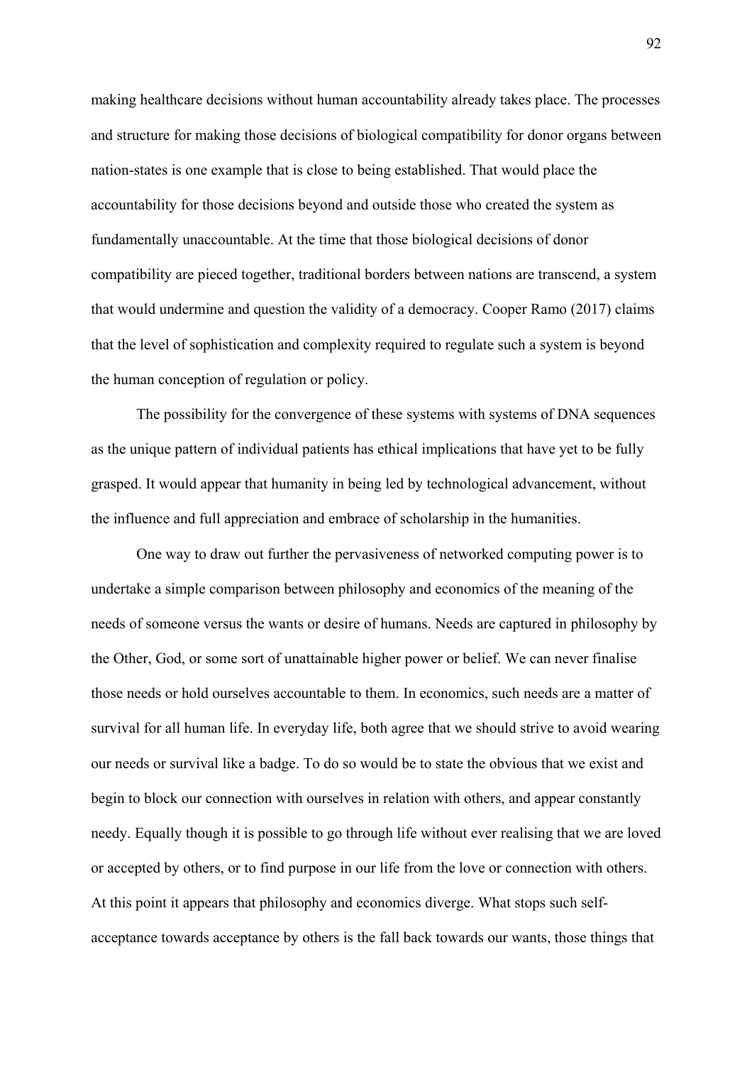making healthcare decisions without human accountability already takes place. The processes and structure for making those decisions of biological compatibility for donor organs between nation-states is one example that is close to being established. That would place the accountability for those decisions beyond and outside those who created the system as fundamentally unaccountable. At the time that those biological decisions of donor compatibility are pieced together, traditional borders between nations are transcend, a system that would undermine and question the validity of a democracy. Cooper Ramo (2017) claims that the level of sophistication and complexity required to regulate such a system is beyond the human conception of regulation or policy.

The possibility for the convergence of these systems with systems of DNA sequences as the unique pattern of individual patients has ethical implications that have yet to be fully grasped. It would appear that humanity in being led by technological advancement, without the influence and full appreciation and embrace of scholarship in the humanities.

One way to draw out further the pervasiveness of networked computing power is to undertake a simple comparison between philosophy and economics of the meaning of the needs of someone versus the wants or desire of humans. Needs are captured in philosophy by the Other, God, or some sort of unattainable higher power or belief. We can never finalise those needs or hold ourselves accountable to them. In economics, such needs are a matter of survival for all human life. In everyday life, both agree that we should strive to avoid wearing our needs or survival like a badge. To do so would be to state the obvious that we exist and begin to block our connection with ourselves in relation with others, and appear constantly needy. Equally though it is possible to go through life without ever realising that we are loved or accepted by others, or to find purpose in our life from the love or connection with others. At this point it appears that philosophy and economics diverge. What stops such self-acceptance towards acceptance by others is the fall back towards our wants, those things that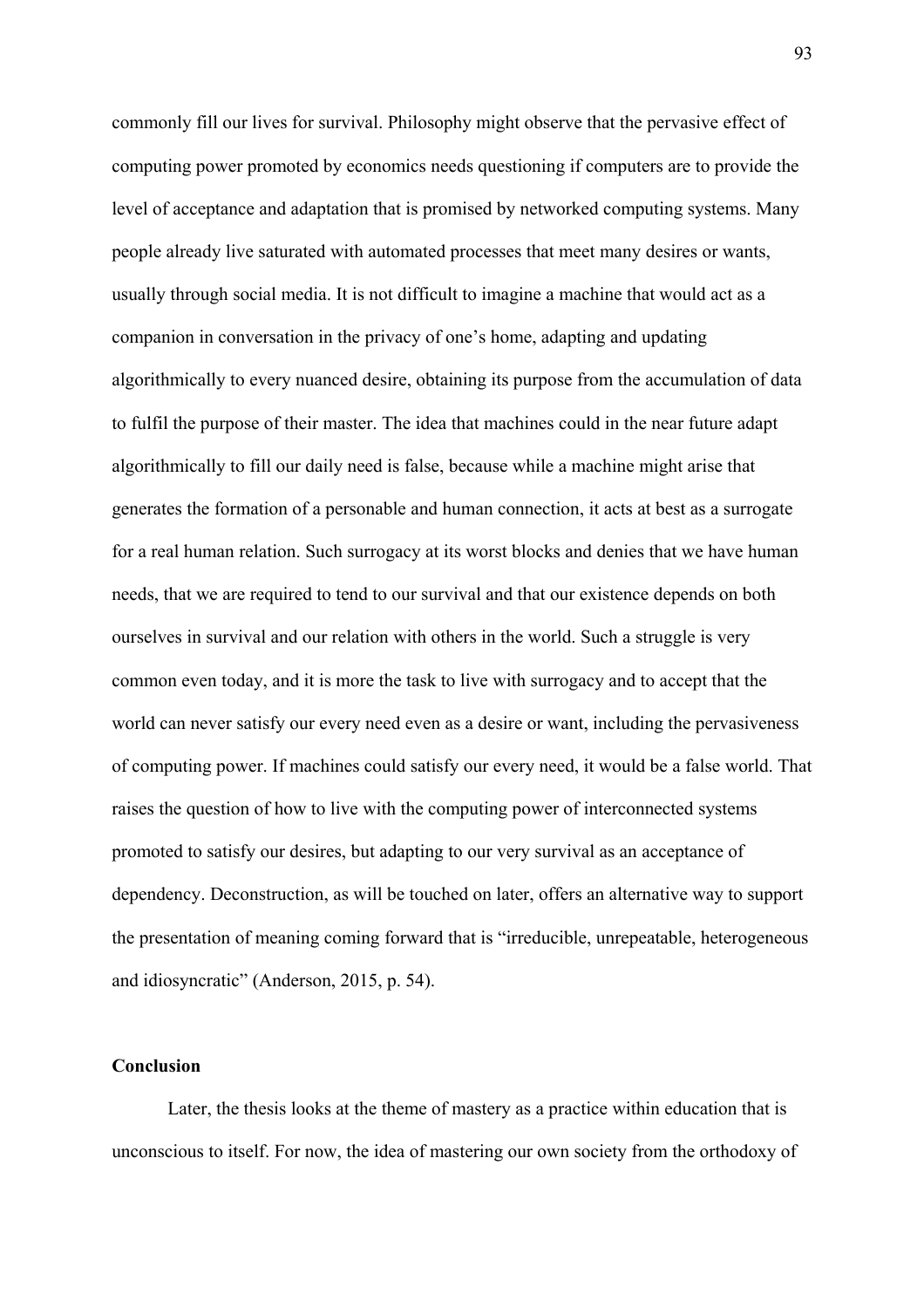commonly fill our lives for survival. Philosophy might observe that the pervasive effect of computing power promoted by economics needs questioning if computers are to provide the level of acceptance and adaptation that is promised by networked computing systems. Many people already live saturated with automated processes that meet many desires or wants, usually through social media. It is not difficult to imagine a machine that would act as a companion in conversation in the privacy of one's home, adapting and updating algorithmically to every nuanced desire, obtaining its purpose from the accumulation of data to fulfil the purpose of their master. The idea that machines could in the near future adapt algorithmically to fill our daily need is false, because while a machine might arise that generates the formation of a personable and human connection, it acts at best as a surrogate for a real human relation. Such surrogacy at its worst blocks and denies that we have human needs, that we are required to tend to our survival and that our existence depends on both ourselves in survival and our relation with others in the world. Such a struggle is very common even today, and it is more the task to live with surrogacy and to accept that the world can never satisfy our every need even as a desire or want, including the pervasiveness of computing power. If machines could satisfy our every need, it would be a false world. That raises the question of how to live with the computing power of interconnected systems promoted to satisfy our desires, but adapting to our very survival as an acceptance of dependency. Deconstruction, as will be touched on later, offers an alternative way to support the presentation of meaning coming forward that is "irreducible, unrepeatable, heterogeneous and idiosyncratic" (Anderson, 2015, p. 54).

## Conclusion

Later, the thesis looks at the theme of mastery as a practice within education that is unconscious to itself. For now, the idea of mastering our own society from the orthodoxy of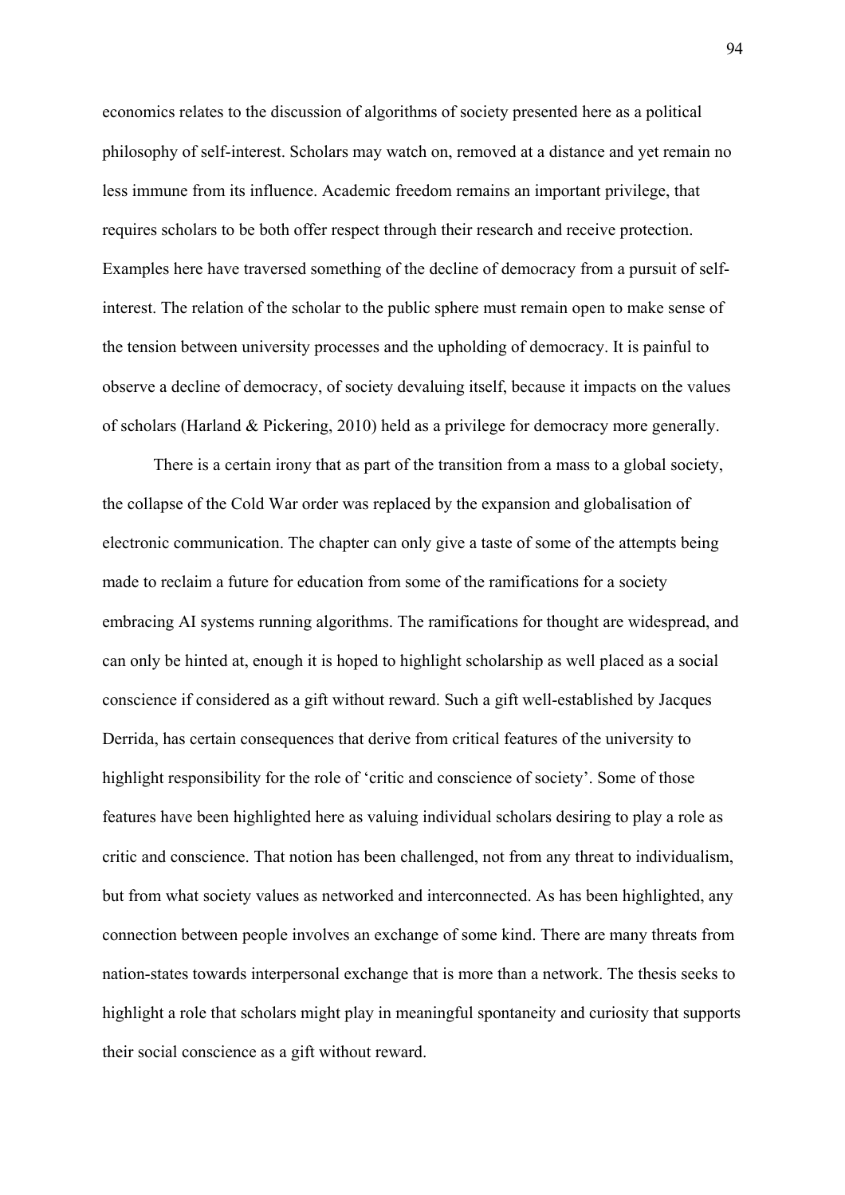economics relates to the discussion of algorithms of society presented here as a political philosophy of self-interest. Scholars may watch on, removed at a distance and yet remain no less immune from its influence. Academic freedom remains an important privilege, that requires scholars to be both offer respect through their research and receive protection. Examples here have traversed something of the decline of democracy from a pursuit of self-interest. The relation of the scholar to the public sphere must remain open to make sense of the tension between university processes and the upholding of democracy. It is painful to observe a decline of democracy, of society devaluing itself, because it impacts on the values of scholars (Harland & Pickering, 2010) held as a privilege for democracy more generally.

There is a certain irony that as part of the transition from a mass to a global society, the collapse of the Cold War order was replaced by the expansion and globalisation of electronic communication. The chapter can only give a taste of some of the attempts being made to reclaim a future for education from some of the ramifications for a society embracing AI systems running algorithms. The ramifications for thought are widespread, and can only be hinted at, enough it is hoped to highlight scholarship as well placed as a social conscience if considered as a gift without reward. Such a gift well-established by Jacques Derrida, has certain consequences that derive from critical features of the university to highlight responsibility for the role of 'critic and conscience of society'. Some of those features have been highlighted here as valuing individual scholars desiring to play a role as critic and conscience. That notion has been challenged, not from any threat to individualism, but from what society values as networked and interconnected. As has been highlighted, any connection between people involves an exchange of some kind. There are many threats from nation-states towards interpersonal exchange that is more than a network. The thesis seeks to highlight a role that scholars might play in meaningful spontaneity and curiosity that supports their social conscience as a gift without reward.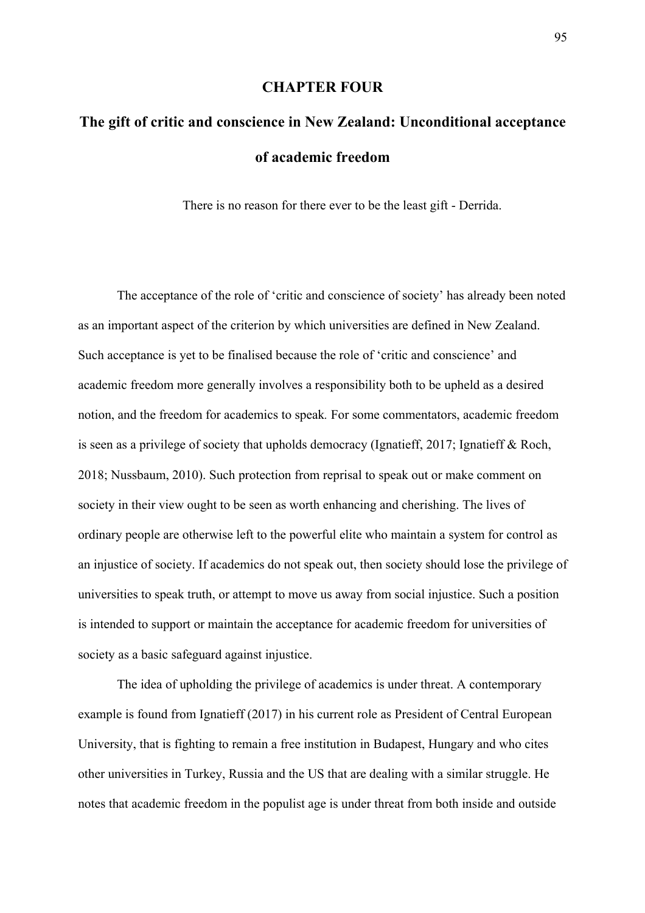# CHAPTER FOUR

# The gift of critic and conscience in New Zealand: Unconditional acceptance of academic freedom

There is no reason for there ever to be the least gift - Derrida.

The acceptance of the role of 'critic and conscience of society' has already been noted as an important aspect of the criterion by which universities are defined in New Zealand. Such acceptance is yet to be finalised because the role of 'critic and conscience' and academic freedom more generally involves a responsibility both to be upheld as a desired notion, and the freedom for academics to speak*.* For some commentators, academic freedom is seen as a privilege of society that upholds democracy (Ignatieff, 2017; Ignatieff & Roch, 2018; Nussbaum, 2010). Such protection from reprisal to speak out or make comment on society in their view ought to be seen as worth enhancing and cherishing. The lives of ordinary people are otherwise left to the powerful elite who maintain a system for control as an injustice of society. If academics do not speak out, then society should lose the privilege of universities to speak truth, or attempt to move us away from social injustice. Such a position is intended to support or maintain the acceptance for academic freedom for universities of society as a basic safeguard against injustice.

The idea of upholding the privilege of academics is under threat. A contemporary example is found from Ignatieff (2017) in his current role as President of Central European University, that is fighting to remain a free institution in Budapest, Hungary and who cites other universities in Turkey, Russia and the US that are dealing with a similar struggle. He notes that academic freedom in the populist age is under threat from both inside and outside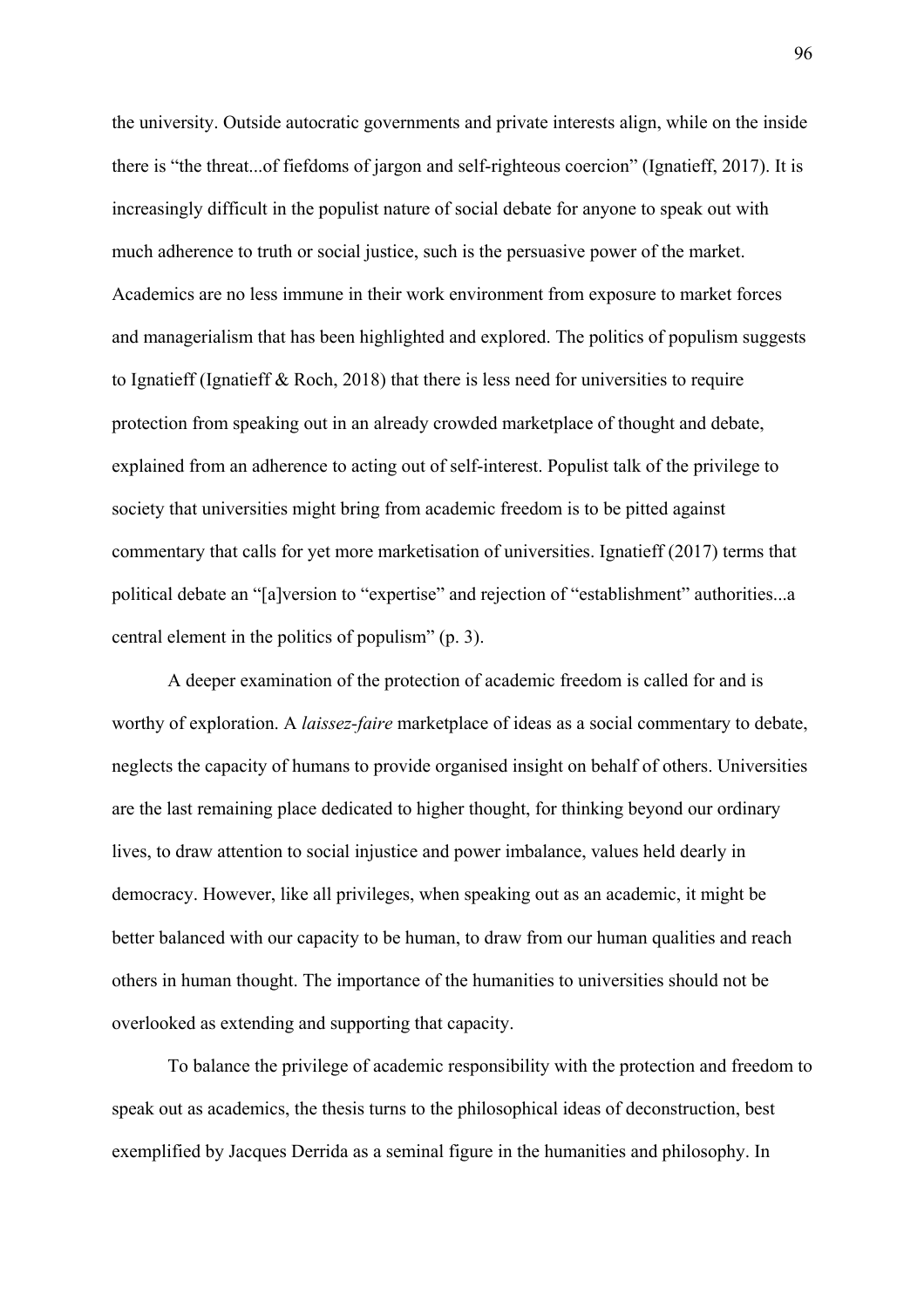the university. Outside autocratic governments and private interests align, while on the inside there is "the threat...of fiefdoms of jargon and self-righteous coercion" (Ignatieff, 2017). It is increasingly difficult in the populist nature of social debate for anyone to speak out with much adherence to truth or social justice, such is the persuasive power of the market. Academics are no less immune in their work environment from exposure to market forces and managerialism that has been highlighted and explored. The politics of populism suggests to Ignatieff (Ignatieff & Roch, 2018) that there is less need for universities to require protection from speaking out in an already crowded marketplace of thought and debate, explained from an adherence to acting out of self-interest. Populist talk of the privilege to society that universities might bring from academic freedom is to be pitted against commentary that calls for yet more marketisation of universities. Ignatieff (2017) terms that political debate an "[a]version to "expertise" and rejection of "establishment" authorities...a central element in the politics of populism" (p. 3).

A deeper examination of the protection of academic freedom is called for and is worthy of exploration. A *laissez-faire* marketplace of ideas as a social commentary to debate, neglects the capacity of humans to provide organised insight on behalf of others. Universities are the last remaining place dedicated to higher thought, for thinking beyond our ordinary lives, to draw attention to social injustice and power imbalance, values held dearly in democracy. However, like all privileges, when speaking out as an academic, it might be better balanced with our capacity to be human, to draw from our human qualities and reach others in human thought. The importance of the humanities to universities should not be overlooked as extending and supporting that capacity.

To balance the privilege of academic responsibility with the protection and freedom to speak out as academics, the thesis turns to the philosophical ideas of deconstruction, best exemplified by Jacques Derrida as a seminal figure in the humanities and philosophy. In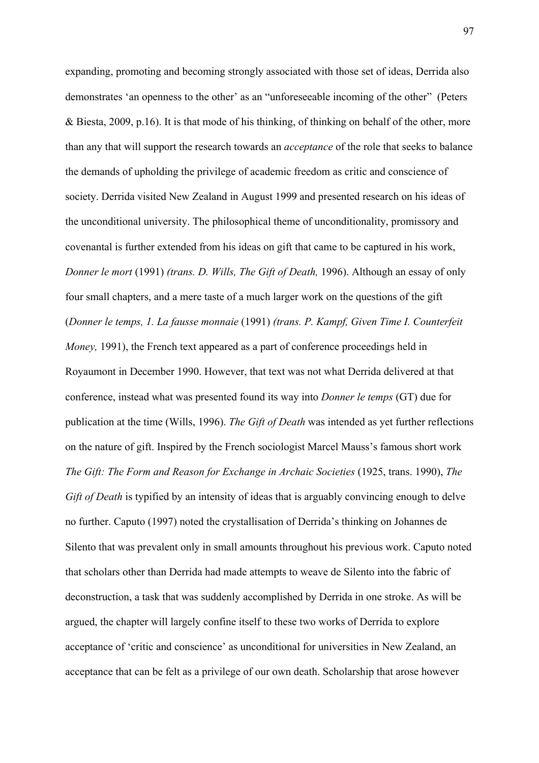expanding, promoting and becoming strongly associated with those set of ideas, Derrida also demonstrates 'an openness to the other' as an "unforeseeable incoming of the other" (Peters & Biesta, 2009, p.16). It is that mode of his thinking, of thinking on behalf of the other, more than any that will support the research towards an *acceptance* of the role that seeks to balance the demands of upholding the privilege of academic freedom as critic and conscience of society. Derrida visited New Zealand in August 1999 and presented research on his ideas of the unconditional university. The philosophical theme of unconditionality, promissory and covenantal is further extended from his ideas on gift that came to be captured in his work, *Donner le mort* (1991) *(trans. D. Wills, The Gift of Death,* 1996). Although an essay of only four small chapters, and a mere taste of a much larger work on the questions of the gift (*Donner le temps, 1. La fausse monnaie* (1991) *(trans. P. Kampf, Given Time I. Counterfeit Money,* 1991), the French text appeared as a part of conference proceedings held in Royaumont in December 1990. However, that text was not what Derrida delivered at that conference, instead what was presented found its way into *Donner le temps* (GT) due for publication at the time (Wills, 1996). *The Gift of Death* was intended as yet further reflections on the nature of gift. Inspired by the French sociologist Marcel Mauss's famous short work *The Gift: The Form and Reason for Exchange in Archaic Societies* (1925, trans. 1990), *The Gift of Death* is typified by an intensity of ideas that is arguably convincing enough to delve no further. Caputo (1997) noted the crystallisation of Derrida's thinking on Johannes de Silento that was prevalent only in small amounts throughout his previous work. Caputo noted that scholars other than Derrida had made attempts to weave de Silento into the fabric of deconstruction, a task that was suddenly accomplished by Derrida in one stroke. As will be argued, the chapter will largely confine itself to these two works of Derrida to explore acceptance of 'critic and conscience' as unconditional for universities in New Zealand, an acceptance that can be felt as a privilege of our own death. Scholarship that arose however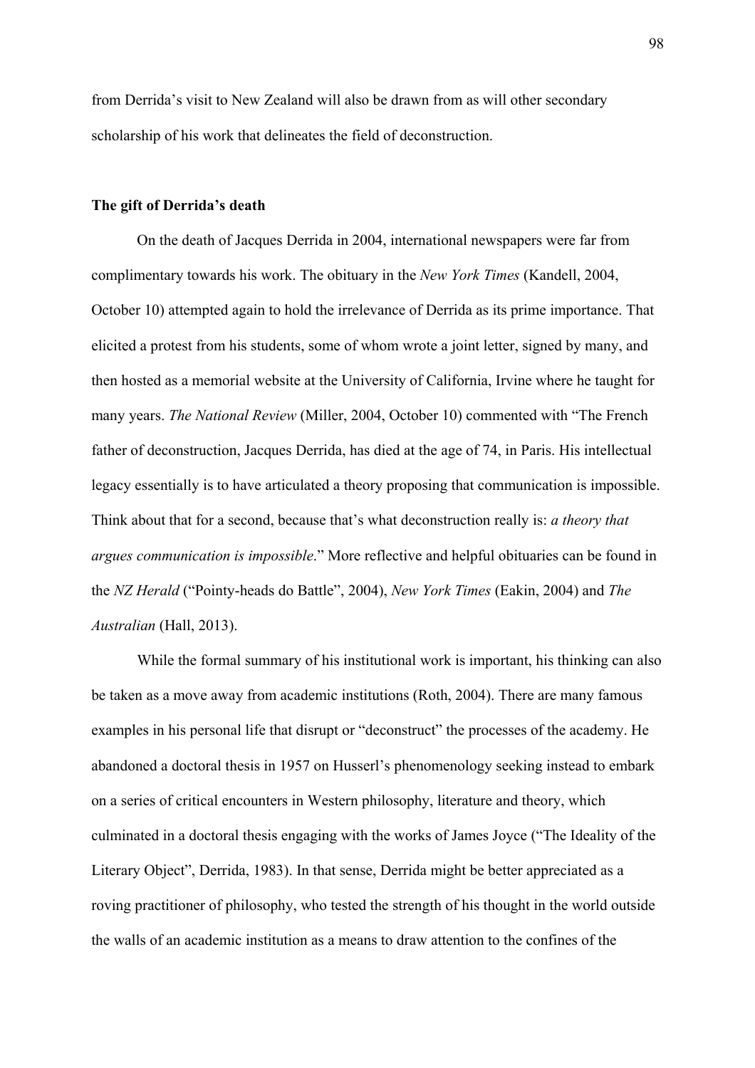from Derrida's visit to New Zealand will also be drawn from as will other secondary scholarship of his work that delineates the field of deconstruction.

### The gift of Derrida's death

On the death of Jacques Derrida in 2004, international newspapers were far from complimentary towards his work. The obituary in the *New York Times* (Kandell, 2004, October 10) attempted again to hold the irrelevance of Derrida as its prime importance. That elicited a protest from his students, some of whom wrote a joint letter, signed by many, and then hosted as a memorial website at the University of California, Irvine where he taught for many years. *The National Review* (Miller, 2004, October 10) commented with "The French father of deconstruction, Jacques Derrida, has died at the age of 74, in Paris. His intellectual legacy essentially is to have articulated a theory proposing that communication is impossible. Think about that for a second, because that's what deconstruction really is: *a theory that argues communication is impossible*." More reflective and helpful obituaries can be found in the *NZ Herald* ("Pointy-heads do Battle", 2004), *New York Times* (Eakin, 2004) and *The Australian* (Hall, 2013).

While the formal summary of his institutional work is important, his thinking can also be taken as a move away from academic institutions (Roth, 2004). There are many famous examples in his personal life that disrupt or "deconstruct" the processes of the academy. He abandoned a doctoral thesis in 1957 on Husserl's phenomenology seeking instead to embark on a series of critical encounters in Western philosophy, literature and theory, which culminated in a doctoral thesis engaging with the works of James Joyce ("The Ideality of the Literary Object", Derrida, 1983). In that sense, Derrida might be better appreciated as a roving practitioner of philosophy, who tested the strength of his thought in the world outside the walls of an academic institution as a means to draw attention to the confines of the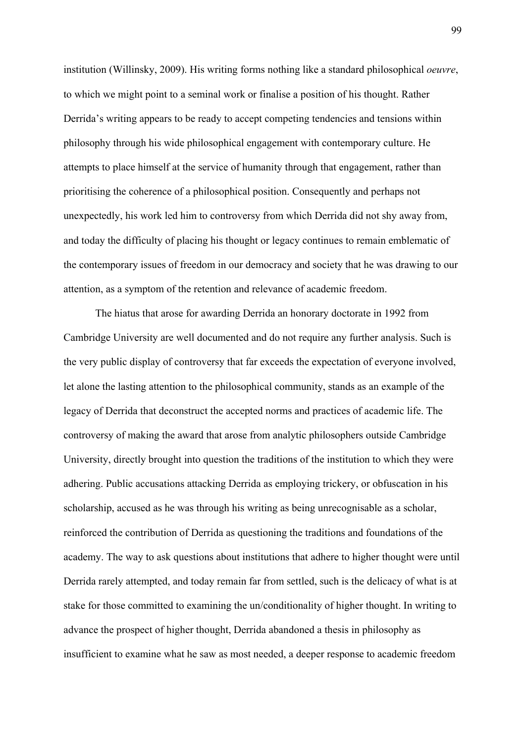institution (Willinsky, 2009). His writing forms nothing like a standard philosophical *oeuvre*, to which we might point to a seminal work or finalise a position of his thought. Rather Derrida's writing appears to be ready to accept competing tendencies and tensions within philosophy through his wide philosophical engagement with contemporary culture. He attempts to place himself at the service of humanity through that engagement, rather than prioritising the coherence of a philosophical position. Consequently and perhaps not unexpectedly, his work led him to controversy from which Derrida did not shy away from, and today the difficulty of placing his thought or legacy continues to remain emblematic of the contemporary issues of freedom in our democracy and society that he was drawing to our attention, as a symptom of the retention and relevance of academic freedom.

The hiatus that arose for awarding Derrida an honorary doctorate in 1992 from Cambridge University are well documented and do not require any further analysis. Such is the very public display of controversy that far exceeds the expectation of everyone involved, let alone the lasting attention to the philosophical community, stands as an example of the legacy of Derrida that deconstruct the accepted norms and practices of academic life. The controversy of making the award that arose from analytic philosophers outside Cambridge University, directly brought into question the traditions of the institution to which they were adhering. Public accusations attacking Derrida as employing trickery, or obfuscation in his scholarship, accused as he was through his writing as being unrecognisable as a scholar, reinforced the contribution of Derrida as questioning the traditions and foundations of the academy. The way to ask questions about institutions that adhere to higher thought were until Derrida rarely attempted, and today remain far from settled, such is the delicacy of what is at stake for those committed to examining the un/conditionality of higher thought. In writing to advance the prospect of higher thought, Derrida abandoned a thesis in philosophy as insufficient to examine what he saw as most needed, a deeper response to academic freedom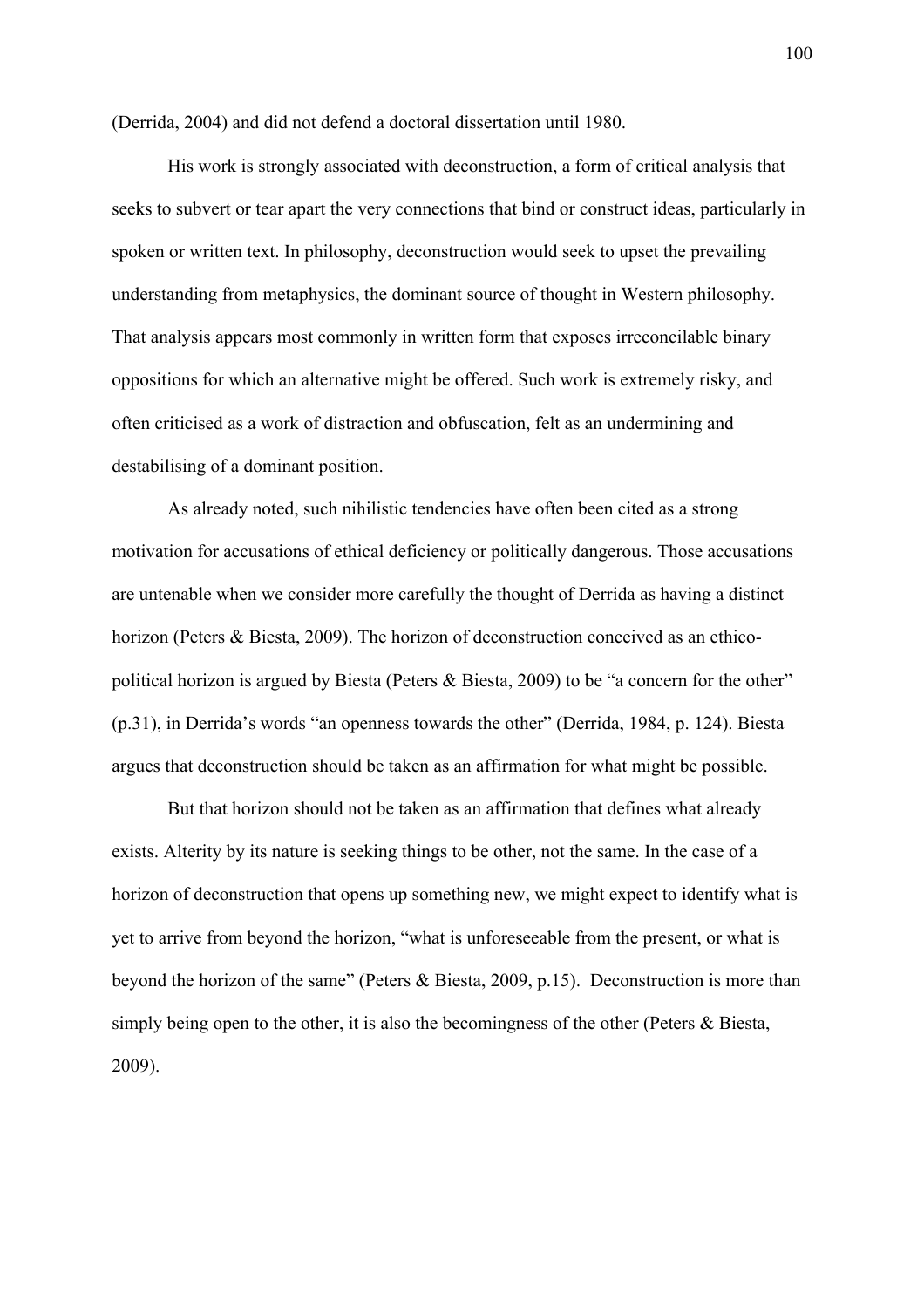(Derrida, 2004) and did not defend a doctoral dissertation until 1980.

His work is strongly associated with deconstruction, a form of critical analysis that seeks to subvert or tear apart the very connections that bind or construct ideas, particularly in spoken or written text. In philosophy, deconstruction would seek to upset the prevailing understanding from metaphysics, the dominant source of thought in Western philosophy. That analysis appears most commonly in written form that exposes irreconcilable binary oppositions for which an alternative might be offered. Such work is extremely risky, and often criticised as a work of distraction and obfuscation, felt as an undermining and destabilising of a dominant position.

As already noted, such nihilistic tendencies have often been cited as a strong motivation for accusations of ethical deficiency or politically dangerous. Those accusations are untenable when we consider more carefully the thought of Derrida as having a distinct horizon (Peters & Biesta, 2009). The horizon of deconstruction conceived as an ethico-political horizon is argued by Biesta (Peters & Biesta, 2009) to be "a concern for the other" (p.31), in Derrida's words "an openness towards the other" (Derrida, 1984, p. 124). Biesta argues that deconstruction should be taken as an affirmation for what might be possible.

But that horizon should not be taken as an affirmation that defines what already exists. Alterity by its nature is seeking things to be other, not the same. In the case of a horizon of deconstruction that opens up something new, we might expect to identify what is yet to arrive from beyond the horizon, "what is unforeseeable from the present, or what is beyond the horizon of the same" (Peters & Biesta, 2009, p.15). Deconstruction is more than simply being open to the other, it is also the becomingness of the other (Peters & Biesta, 2009).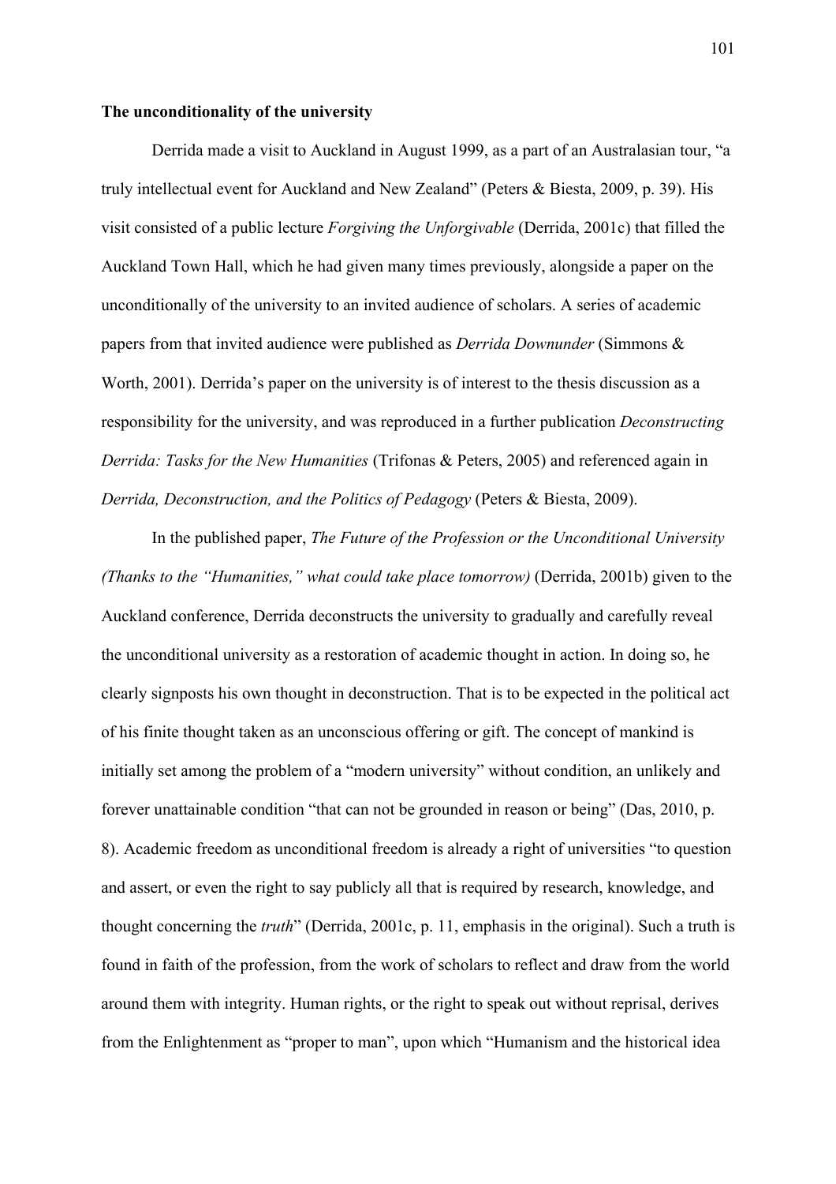**The unconditionality of the university**

Derrida made a visit to Auckland in August 1999, as a part of an Australasian tour, "a truly intellectual event for Auckland and New Zealand" (Peters & Biesta, 2009, p. 39). His visit consisted of a public lecture *Forgiving the Unforgivable* (Derrida, 2001c) that filled the Auckland Town Hall, which he had given many times previously, alongside a paper on the unconditionally of the university to an invited audience of scholars. A series of academic papers from that invited audience were published as *Derrida Downunder* (Simmons & Worth, 2001). Derrida's paper on the university is of interest to the thesis discussion as a responsibility for the university, and was reproduced in a further publication *Deconstructing Derrida: Tasks for the New Humanities* (Trifonas & Peters, 2005) and referenced again in *Derrida, Deconstruction, and the Politics of Pedagogy* (Peters & Biesta, 2009).

In the published paper, *The Future of the Profession or the Unconditional University (Thanks to the "Humanities," what could take place tomorrow)* (Derrida, 2001b) given to the Auckland conference, Derrida deconstructs the university to gradually and carefully reveal the unconditional university as a restoration of academic thought in action. In doing so, he clearly signposts his own thought in deconstruction. That is to be expected in the political act of his finite thought taken as an unconscious offering or gift. The concept of mankind is initially set among the problem of a "modern university" without condition, an unlikely and forever unattainable condition "that can not be grounded in reason or being" (Das, 2010, p. 8). Academic freedom as unconditional freedom is already a right of universities "to question and assert, or even the right to say publicly all that is required by research, knowledge, and thought concerning the *truth*" (Derrida, 2001c, p. 11, emphasis in the original). Such a truth is found in faith of the profession, from the work of scholars to reflect and draw from the world around them with integrity. Human rights, or the right to speak out without reprisal, derives from the Enlightenment as "proper to man", upon which "Humanism and the historical idea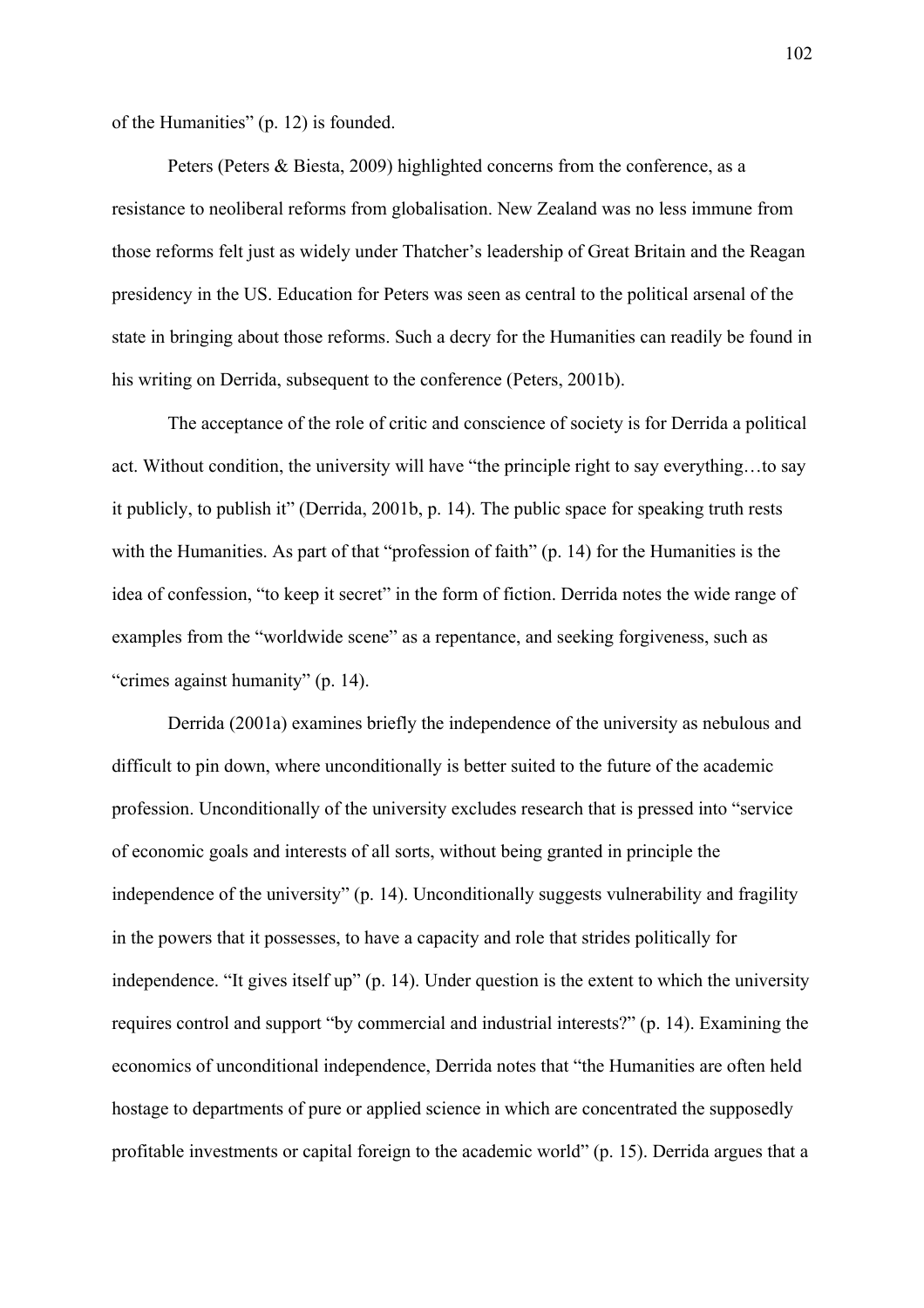of the Humanities" (p. 12) is founded.

Peters (Peters & Biesta, 2009) highlighted concerns from the conference, as a resistance to neoliberal reforms from globalisation. New Zealand was no less immune from those reforms felt just as widely under Thatcher's leadership of Great Britain and the Reagan presidency in the US. Education for Peters was seen as central to the political arsenal of the state in bringing about those reforms. Such a decry for the Humanities can readily be found in his writing on Derrida, subsequent to the conference (Peters, 2001b).

The acceptance of the role of critic and conscience of society is for Derrida a political act. Without condition, the university will have "the principle right to say everything…to say it publicly, to publish it" (Derrida, 2001b, p. 14). The public space for speaking truth rests with the Humanities. As part of that "profession of faith" (p. 14) for the Humanities is the idea of confession, "to keep it secret" in the form of fiction. Derrida notes the wide range of examples from the "worldwide scene" as a repentance, and seeking forgiveness, such as "crimes against humanity" (p. 14).

Derrida (2001a) examines briefly the independence of the university as nebulous and difficult to pin down, where unconditionally is better suited to the future of the academic profession. Unconditionally of the university excludes research that is pressed into "service of economic goals and interests of all sorts, without being granted in principle the independence of the university" (p. 14). Unconditionally suggests vulnerability and fragility in the powers that it possesses, to have a capacity and role that strides politically for independence. "It gives itself up" (p. 14). Under question is the extent to which the university requires control and support "by commercial and industrial interests?" (p. 14). Examining the economics of unconditional independence, Derrida notes that "the Humanities are often held hostage to departments of pure or applied science in which are concentrated the supposedly profitable investments or capital foreign to the academic world" (p. 15). Derrida argues that a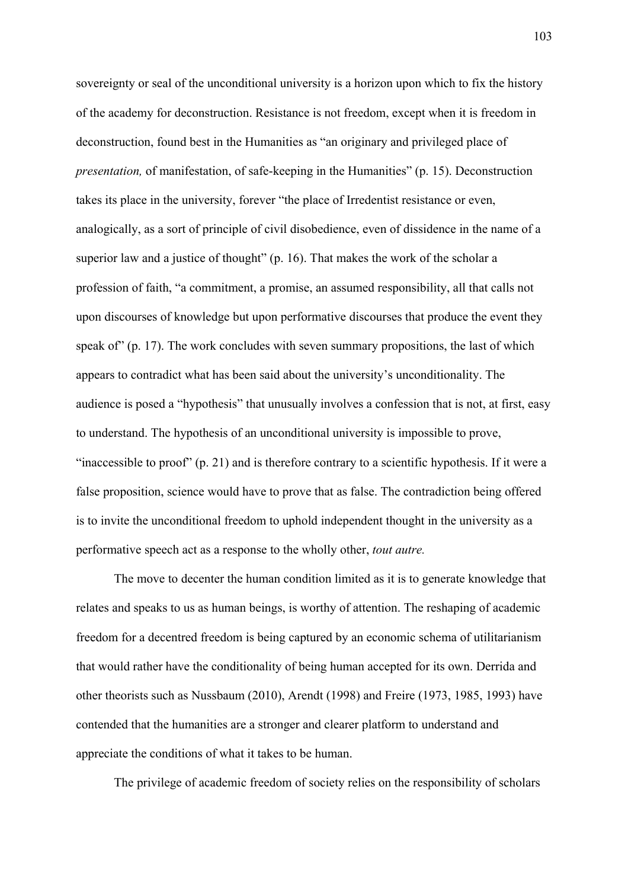sovereignty or seal of the unconditional university is a horizon upon which to fix the history of the academy for deconstruction. Resistance is not freedom, except when it is freedom in deconstruction, found best in the Humanities as "an originary and privileged place of *presentation,* of manifestation, of safe-keeping in the Humanities" (p. 15). Deconstruction takes its place in the university, forever "the place of Irredentist resistance or even, analogically, as a sort of principle of civil disobedience, even of dissidence in the name of a superior law and a justice of thought" (p. 16). That makes the work of the scholar a profession of faith, "a commitment, a promise, an assumed responsibility, all that calls not upon discourses of knowledge but upon performative discourses that produce the event they speak of" (p. 17). The work concludes with seven summary propositions, the last of which appears to contradict what has been said about the university's unconditionality. The audience is posed a "hypothesis" that unusually involves a confession that is not, at first, easy to understand. The hypothesis of an unconditional university is impossible to prove, "inaccessible to proof" (p. 21) and is therefore contrary to a scientific hypothesis. If it were a false proposition, science would have to prove that as false. The contradiction being offered is to invite the unconditional freedom to uphold independent thought in the university as a performative speech act as a response to the wholly other, *tout autre.*

The move to decenter the human condition limited as it is to generate knowledge that relates and speaks to us as human beings, is worthy of attention. The reshaping of academic freedom for a decentred freedom is being captured by an economic schema of utilitarianism that would rather have the conditionality of being human accepted for its own. Derrida and other theorists such as Nussbaum (2010), Arendt (1998) and Freire (1973, 1985, 1993) have contended that the humanities are a stronger and clearer platform to understand and appreciate the conditions of what it takes to be human.

The privilege of academic freedom of society relies on the responsibility of scholars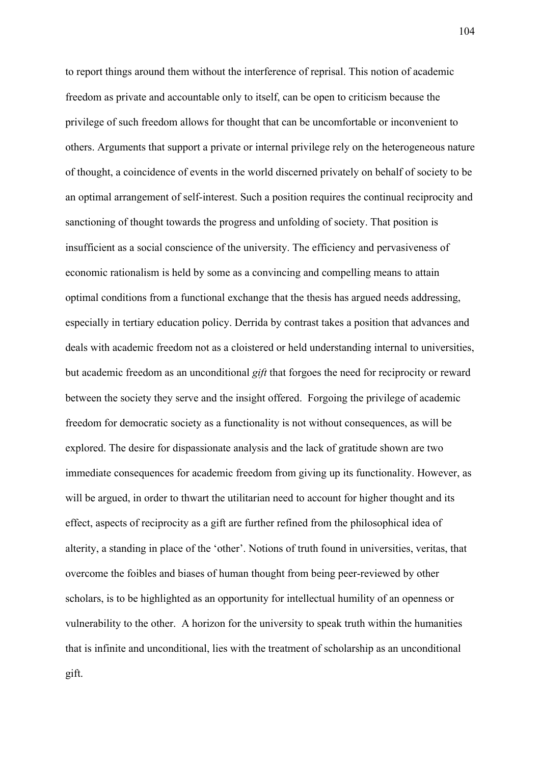to report things around them without the interference of reprisal. This notion of academic freedom as private and accountable only to itself, can be open to criticism because the privilege of such freedom allows for thought that can be uncomfortable or inconvenient to others. Arguments that support a private or internal privilege rely on the heterogeneous nature of thought, a coincidence of events in the world discerned privately on behalf of society to be an optimal arrangement of self-interest. Such a position requires the continual reciprocity and sanctioning of thought towards the progress and unfolding of society. That position is insufficient as a social conscience of the university. The efficiency and pervasiveness of economic rationalism is held by some as a convincing and compelling means to attain optimal conditions from a functional exchange that the thesis has argued needs addressing, especially in tertiary education policy. Derrida by contrast takes a position that advances and deals with academic freedom not as a cloistered or held understanding internal to universities, but academic freedom as an unconditional *gift* that forgoes the need for reciprocity or reward between the society they serve and the insight offered. Forgoing the privilege of academic freedom for democratic society as a functionality is not without consequences, as will be explored. The desire for dispassionate analysis and the lack of gratitude shown are two immediate consequences for academic freedom from giving up its functionality. However, as will be argued, in order to thwart the utilitarian need to account for higher thought and its effect, aspects of reciprocity as a gift are further refined from the philosophical idea of alterity, a standing in place of the 'other'. Notions of truth found in universities, veritas, that overcome the foibles and biases of human thought from being peer-reviewed by other scholars, is to be highlighted as an opportunity for intellectual humility of an openness or vulnerability to the other. A horizon for the university to speak truth within the humanities that is infinite and unconditional, lies with the treatment of scholarship as an unconditional gift.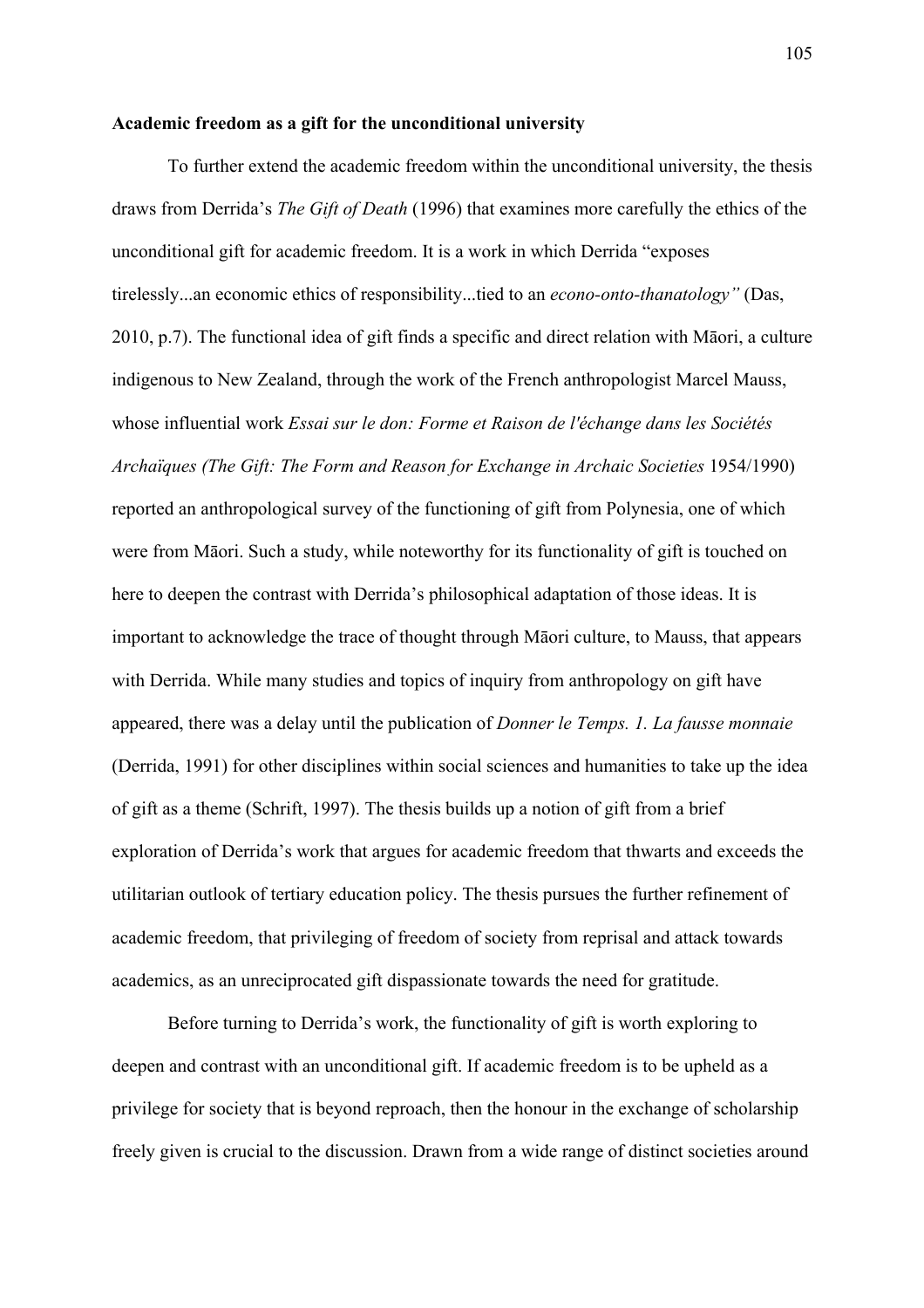**Academic freedom as a gift for the unconditional university**

To further extend the academic freedom within the unconditional university, the thesis draws from Derrida's *The Gift of Death* (1996) that examines more carefully the ethics of the unconditional gift for academic freedom. It is a work in which Derrida "exposes tirelessly...an economic ethics of responsibility...tied to an *econo-onto-thanatology"* (Das, 2010, p.7). The functional idea of gift finds a specific and direct relation with Māori, a culture indigenous to New Zealand, through the work of the French anthropologist Marcel Mauss, whose influential work *Essai sur le don: Forme et Raison de l'échange dans les Sociétés Archaïques (The Gift: The Form and Reason for Exchange in Archaic Societies* 1954/1990) reported an anthropological survey of the functioning of gift from Polynesia, one of which were from Māori. Such a study, while noteworthy for its functionality of gift is touched on here to deepen the contrast with Derrida's philosophical adaptation of those ideas. It is important to acknowledge the trace of thought through Māori culture, to Mauss, that appears with Derrida. While many studies and topics of inquiry from anthropology on gift have appeared, there was a delay until the publication of *Donner le Temps. 1. La fausse monnaie* (Derrida, 1991) for other disciplines within social sciences and humanities to take up the idea of gift as a theme (Schrift, 1997). The thesis builds up a notion of gift from a brief exploration of Derrida's work that argues for academic freedom that thwarts and exceeds the utilitarian outlook of tertiary education policy. The thesis pursues the further refinement of academic freedom, that privileging of freedom of society from reprisal and attack towards academics, as an unreciprocated gift dispassionate towards the need for gratitude.

Before turning to Derrida's work, the functionality of gift is worth exploring to deepen and contrast with an unconditional gift. If academic freedom is to be upheld as a privilege for society that is beyond reproach, then the honour in the exchange of scholarship freely given is crucial to the discussion. Drawn from a wide range of distinct societies around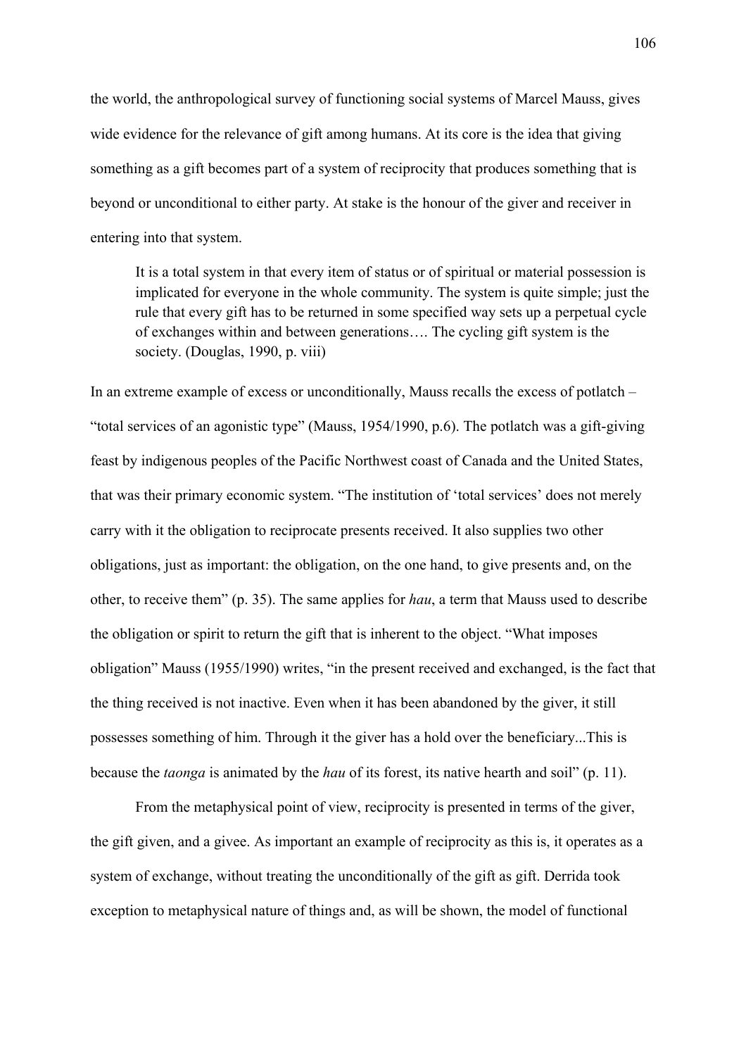the world, the anthropological survey of functioning social systems of Marcel Mauss, gives wide evidence for the relevance of gift among humans. At its core is the idea that giving something as a gift becomes part of a system of reciprocity that produces something that is beyond or unconditional to either party. At stake is the honour of the giver and receiver in entering into that system.

> It is a total system in that every item of status or of spiritual or material possession is implicated for everyone in the whole community. The system is quite simple; just the rule that every gift has to be returned in some specified way sets up a perpetual cycle of exchanges within and between generations…. The cycling gift system is the society. (Douglas, 1990, p. viii)

In an extreme example of excess or unconditionally, Mauss recalls the excess of potlatch – "total services of an agonistic type" (Mauss, 1954/1990, p.6). The potlatch was a gift-giving feast by indigenous peoples of the Pacific Northwest coast of Canada and the United States, that was their primary economic system. "The institution of 'total services' does not merely carry with it the obligation to reciprocate presents received. It also supplies two other obligations, just as important: the obligation, on the one hand, to give presents and, on the other, to receive them" (p. 35). The same applies for *hau*, a term that Mauss used to describe the obligation or spirit to return the gift that is inherent to the object. "What imposes obligation" Mauss (1955/1990) writes, "in the present received and exchanged, is the fact that the thing received is not inactive. Even when it has been abandoned by the giver, it still possesses something of him. Through it the giver has a hold over the beneficiary...This is because the *taonga* is animated by the *hau* of its forest, its native hearth and soil" (p. 11).

From the metaphysical point of view, reciprocity is presented in terms of the giver, the gift given, and a givee. As important an example of reciprocity as this is, it operates as a system of exchange, without treating the unconditionally of the gift as gift. Derrida took exception to metaphysical nature of things and, as will be shown, the model of functional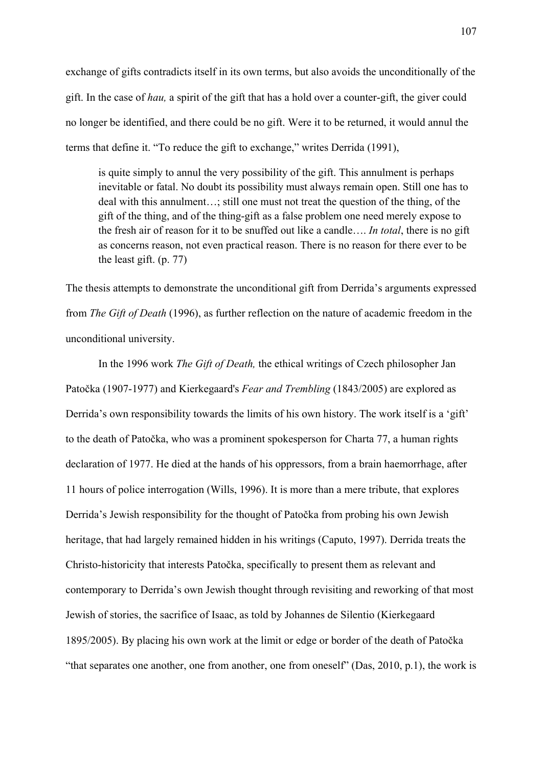exchange of gifts contradicts itself in its own terms, but also avoids the unconditionally of the gift. In the case of *hau,* a spirit of the gift that has a hold over a counter-gift, the giver could no longer be identified, and there could be no gift. Were it to be returned, it would annul the terms that define it. “To reduce the gift to exchange,” writes Derrida (1991),

> is quite simply to annul the very possibility of the gift. This annulment is perhaps inevitable or fatal. No doubt its possibility must always remain open. Still one has to deal with this annulment…; still one must not treat the question of the thing, of the gift of the thing, and of the thing-gift as a false problem one need merely expose to the fresh air of reason for it to be snuffed out like a candle…. *In total*, there is no gift as concerns reason, not even practical reason. There is no reason for there ever to be the least gift. (p. 77)

The thesis attempts to demonstrate the unconditional gift from Derrida’s arguments expressed from *The Gift of Death* (1996), as further reflection on the nature of academic freedom in the unconditional university.

In the 1996 work *The Gift of Death,* the ethical writings of Czech philosopher Jan Patočka (1907-1977) and Kierkegaard's *Fear and Trembling* (1843/2005) are explored as Derrida’s own responsibility towards the limits of his own history. The work itself is a ‘gift’ to the death of Patočka, who was a prominent spokesperson for Charta 77, a human rights declaration of 1977. He died at the hands of his oppressors, from a brain haemorrhage, after 11 hours of police interrogation (Wills, 1996). It is more than a mere tribute, that explores Derrida’s Jewish responsibility for the thought of Patočka from probing his own Jewish heritage, that had largely remained hidden in his writings (Caputo, 1997). Derrida treats the Christo-historicity that interests Patočka, specifically to present them as relevant and contemporary to Derrida’s own Jewish thought through revisiting and reworking of that most Jewish of stories, the sacrifice of Isaac, as told by Johannes de Silentio (Kierkegaard 1895/2005). By placing his own work at the limit or edge or border of the death of Patočka “that separates one another, one from another, one from oneself” (Das, 2010, p.1), the work is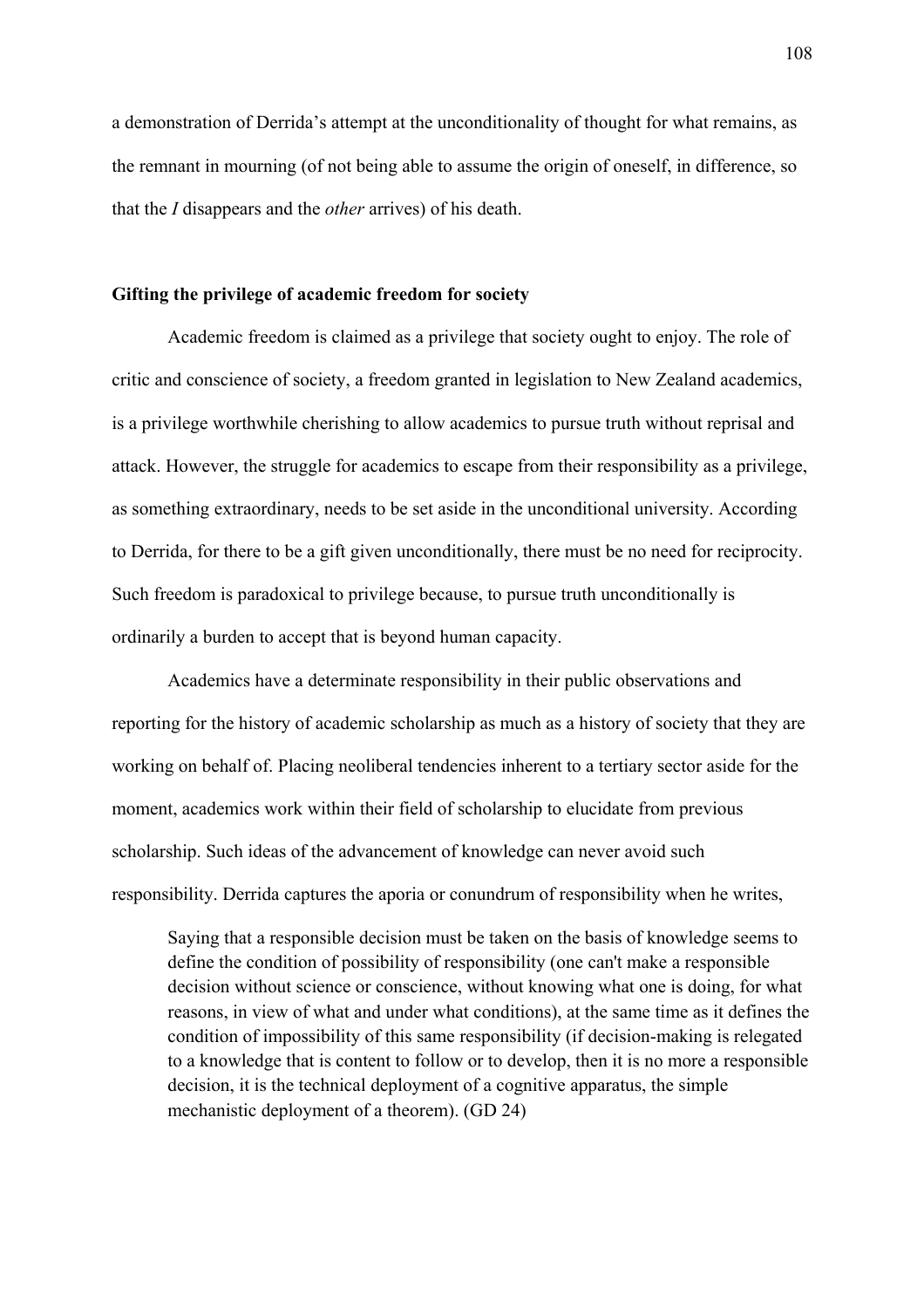a demonstration of Derrida's attempt at the unconditionality of thought for what remains, as the remnant in mourning (of not being able to assume the origin of oneself, in difference, so that the *I* disappears and the *other* arrives) of his death.

### Gifting the privilege of academic freedom for society

Academic freedom is claimed as a privilege that society ought to enjoy. The role of critic and conscience of society, a freedom granted in legislation to New Zealand academics, is a privilege worthwhile cherishing to allow academics to pursue truth without reprisal and attack. However, the struggle for academics to escape from their responsibility as a privilege, as something extraordinary, needs to be set aside in the unconditional university. According to Derrida, for there to be a gift given unconditionally, there must be no need for reciprocity. Such freedom is paradoxical to privilege because, to pursue truth unconditionally is ordinarily a burden to accept that is beyond human capacity.

Academics have a determinate responsibility in their public observations and reporting for the history of academic scholarship as much as a history of society that they are working on behalf of. Placing neoliberal tendencies inherent to a tertiary sector aside for the moment, academics work within their field of scholarship to elucidate from previous scholarship. Such ideas of the advancement of knowledge can never avoid such responsibility. Derrida captures the aporia or conundrum of responsibility when he writes,

> Saying that a responsible decision must be taken on the basis of knowledge seems to define the condition of possibility of responsibility (one can't make a responsible decision without science or conscience, without knowing what one is doing, for what reasons, in view of what and under what conditions), at the same time as it defines the condition of impossibility of this same responsibility (if decision-making is relegated to a knowledge that is content to follow or to develop, then it is no more a responsible decision, it is the technical deployment of a cognitive apparatus, the simple mechanistic deployment of a theorem). (GD 24)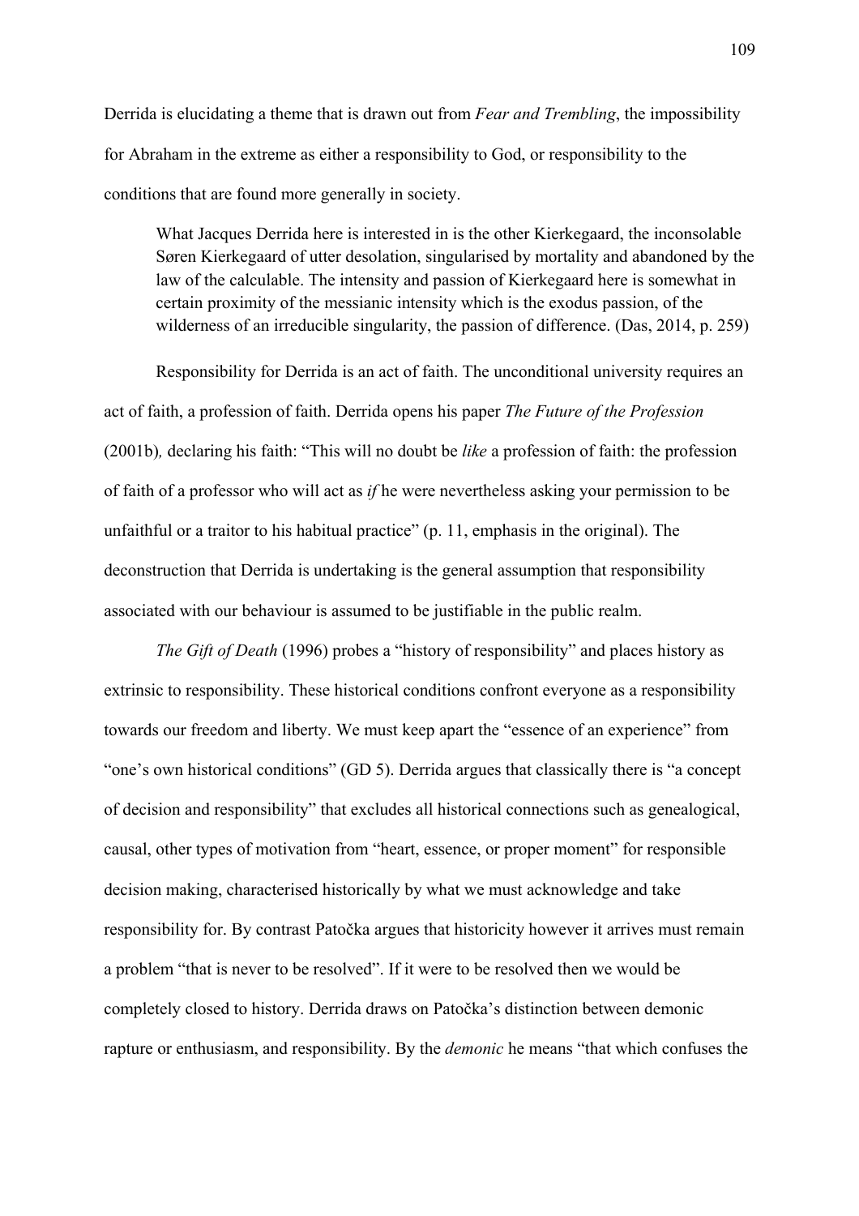Derrida is elucidating a theme that is drawn out from *Fear and Trembling*, the impossibility for Abraham in the extreme as either a responsibility to God, or responsibility to the conditions that are found more generally in society.

> What Jacques Derrida here is interested in is the other Kierkegaard, the inconsolable Søren Kierkegaard of utter desolation, singularised by mortality and abandoned by the law of the calculable. The intensity and passion of Kierkegaard here is somewhat in certain proximity of the messianic intensity which is the exodus passion, of the wilderness of an irreducible singularity, the passion of difference. (Das, 2014, p. 259)

Responsibility for Derrida is an act of faith. The unconditional university requires an act of faith, a profession of faith. Derrida opens his paper *The Future of the Profession* (2001b)*,* declaring his faith: "This will no doubt be *like* a profession of faith: the profession of faith of a professor who will act as *if* he were nevertheless asking your permission to be unfaithful or a traitor to his habitual practice" (p. 11, emphasis in the original). The deconstruction that Derrida is undertaking is the general assumption that responsibility associated with our behaviour is assumed to be justifiable in the public realm.

*The Gift of Death* (1996) probes a "history of responsibility" and places history as extrinsic to responsibility. These historical conditions confront everyone as a responsibility towards our freedom and liberty. We must keep apart the "essence of an experience" from "one's own historical conditions" (GD 5). Derrida argues that classically there is "a concept of decision and responsibility" that excludes all historical connections such as genealogical, causal, other types of motivation from "heart, essence, or proper moment" for responsible decision making, characterised historically by what we must acknowledge and take responsibility for. By contrast Patočka argues that historicity however it arrives must remain a problem "that is never to be resolved". If it were to be resolved then we would be completely closed to history. Derrida draws on Patočka's distinction between demonic rapture or enthusiasm, and responsibility. By the *demonic* he means "that which confuses the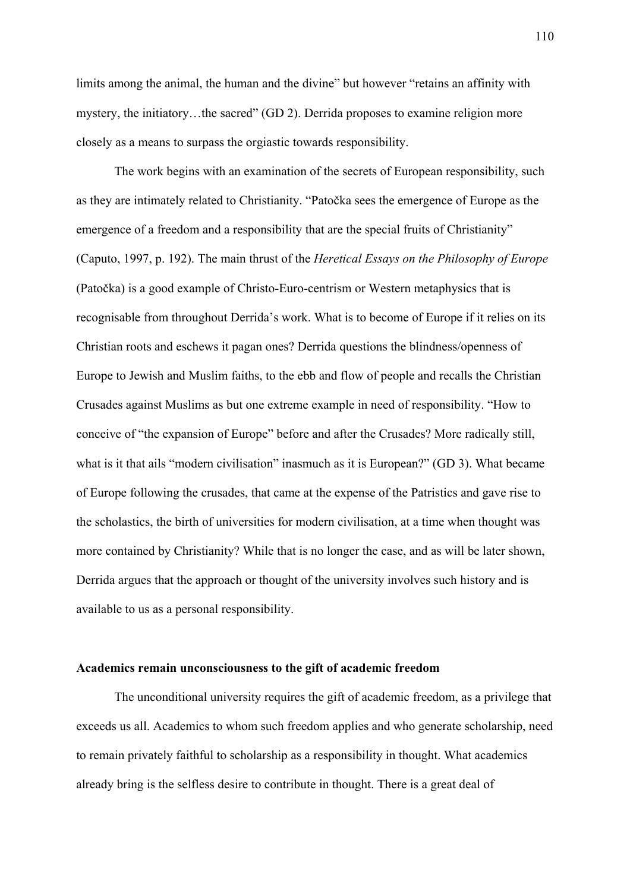limits among the animal, the human and the divine" but however "retains an affinity with mystery, the initiatory…the sacred" (GD 2). Derrida proposes to examine religion more closely as a means to surpass the orgiastic towards responsibility.

The work begins with an examination of the secrets of European responsibility, such as they are intimately related to Christianity. "Patočka sees the emergence of Europe as the emergence of a freedom and a responsibility that are the special fruits of Christianity" (Caputo, 1997, p. 192). The main thrust of the *Heretical Essays on the Philosophy of Europe* (Patočka) is a good example of Christo-Euro-centrism or Western metaphysics that is recognisable from throughout Derrida's work. What is to become of Europe if it relies on its Christian roots and eschews it pagan ones? Derrida questions the blindness/openness of Europe to Jewish and Muslim faiths, to the ebb and flow of people and recalls the Christian Crusades against Muslims as but one extreme example in need of responsibility. "How to conceive of "the expansion of Europe" before and after the Crusades? More radically still, what is it that ails "modern civilisation" inasmuch as it is European?" (GD 3). What became of Europe following the crusades, that came at the expense of the Patristics and gave rise to the scholastics, the birth of universities for modern civilisation, at a time when thought was more contained by Christianity? While that is no longer the case, and as will be later shown, Derrida argues that the approach or thought of the university involves such history and is available to us as a personal responsibility.

**Academics remain unconsciousness to the gift of academic freedom**

The unconditional university requires the gift of academic freedom, as a privilege that exceeds us all. Academics to whom such freedom applies and who generate scholarship, need to remain privately faithful to scholarship as a responsibility in thought. What academics already bring is the selfless desire to contribute in thought. There is a great deal of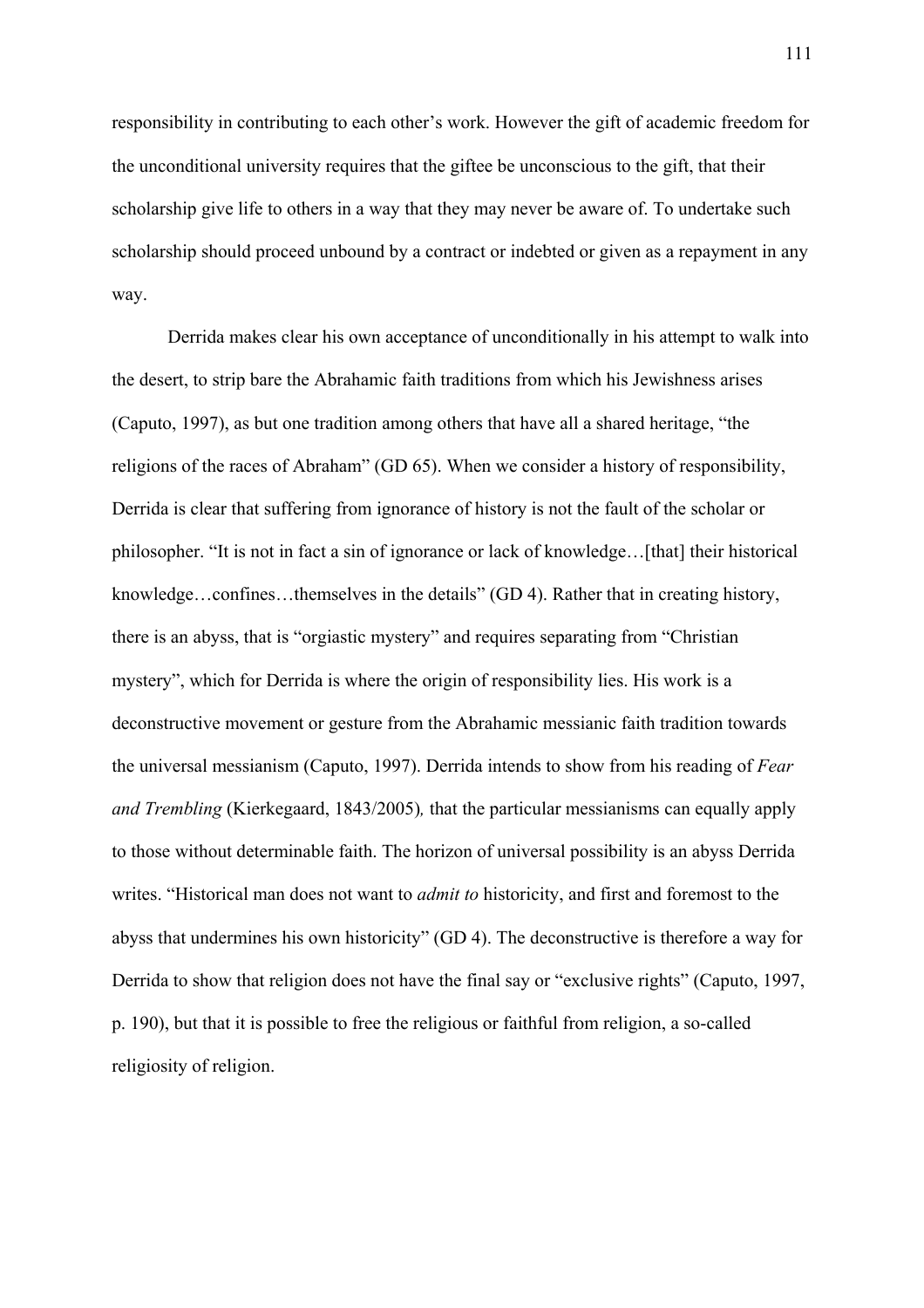responsibility in contributing to each other's work. However the gift of academic freedom for the unconditional university requires that the giftee be unconscious to the gift, that their scholarship give life to others in a way that they may never be aware of. To undertake such scholarship should proceed unbound by a contract or indebted or given as a repayment in any way.

Derrida makes clear his own acceptance of unconditionally in his attempt to walk into the desert, to strip bare the Abrahamic faith traditions from which his Jewishness arises (Caputo, 1997), as but one tradition among others that have all a shared heritage, "the religions of the races of Abraham" (GD 65). When we consider a history of responsibility, Derrida is clear that suffering from ignorance of history is not the fault of the scholar or philosopher. "It is not in fact a sin of ignorance or lack of knowledge…[that] their historical knowledge…confines…themselves in the details" (GD 4). Rather that in creating history, there is an abyss, that is "orgiastic mystery" and requires separating from "Christian mystery", which for Derrida is where the origin of responsibility lies. His work is a deconstructive movement or gesture from the Abrahamic messianic faith tradition towards the universal messianism (Caputo, 1997). Derrida intends to show from his reading of *Fear and Trembling* (Kierkegaard, 1843/2005)*,* that the particular messianisms can equally apply to those without determinable faith. The horizon of universal possibility is an abyss Derrida writes. "Historical man does not want to *admit to* historicity, and first and foremost to the abyss that undermines his own historicity" (GD 4). The deconstructive is therefore a way for Derrida to show that religion does not have the final say or "exclusive rights" (Caputo, 1997, p. 190), but that it is possible to free the religious or faithful from religion, a so-called religiosity of religion.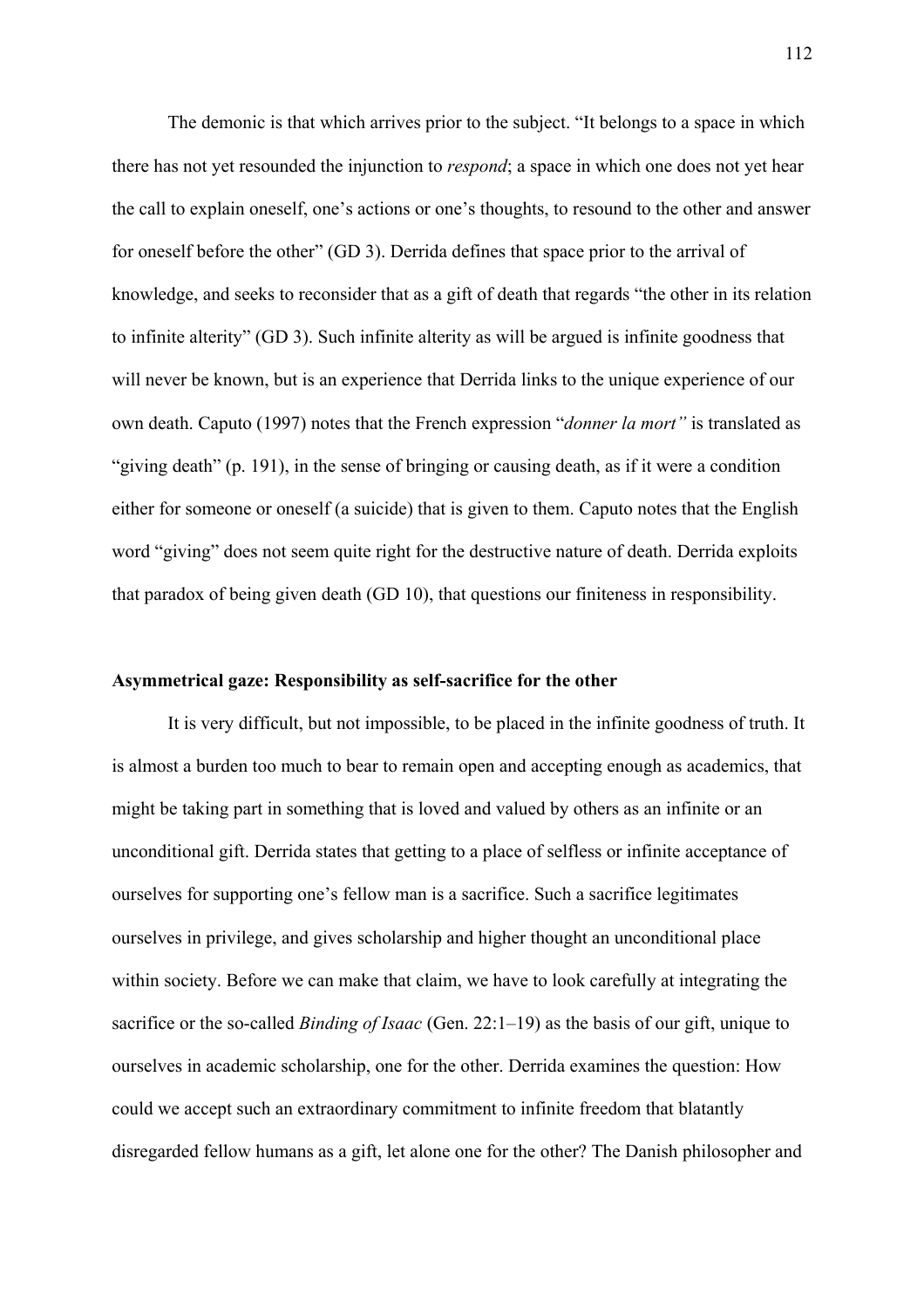The demonic is that which arrives prior to the subject. "It belongs to a space in which there has not yet resounded the injunction to *respond*; a space in which one does not yet hear the call to explain oneself, one's actions or one's thoughts, to resound to the other and answer for oneself before the other" (GD 3). Derrida defines that space prior to the arrival of knowledge, and seeks to reconsider that as a gift of death that regards "the other in its relation to infinite alterity" (GD 3). Such infinite alterity as will be argued is infinite goodness that will never be known, but is an experience that Derrida links to the unique experience of our own death. Caputo (1997) notes that the French expression "*donner la mort"* is translated as "giving death" (p. 191), in the sense of bringing or causing death, as if it were a condition either for someone or oneself (a suicide) that is given to them. Caputo notes that the English word "giving" does not seem quite right for the destructive nature of death. Derrida exploits that paradox of being given death (GD 10), that questions our finiteness in responsibility.

**Asymmetrical gaze: Responsibility as self-sacrifice for the other**

It is very difficult, but not impossible, to be placed in the infinite goodness of truth. It is almost a burden too much to bear to remain open and accepting enough as academics, that might be taking part in something that is loved and valued by others as an infinite or an unconditional gift. Derrida states that getting to a place of selfless or infinite acceptance of ourselves for supporting one's fellow man is a sacrifice. Such a sacrifice legitimates ourselves in privilege, and gives scholarship and higher thought an unconditional place within society. Before we can make that claim, we have to look carefully at integrating the sacrifice or the so-called *Binding of Isaac* (Gen. 22:1–19) as the basis of our gift, unique to ourselves in academic scholarship, one for the other. Derrida examines the question: How could we accept such an extraordinary commitment to infinite freedom that blatantly disregarded fellow humans as a gift, let alone one for the other? The Danish philosopher and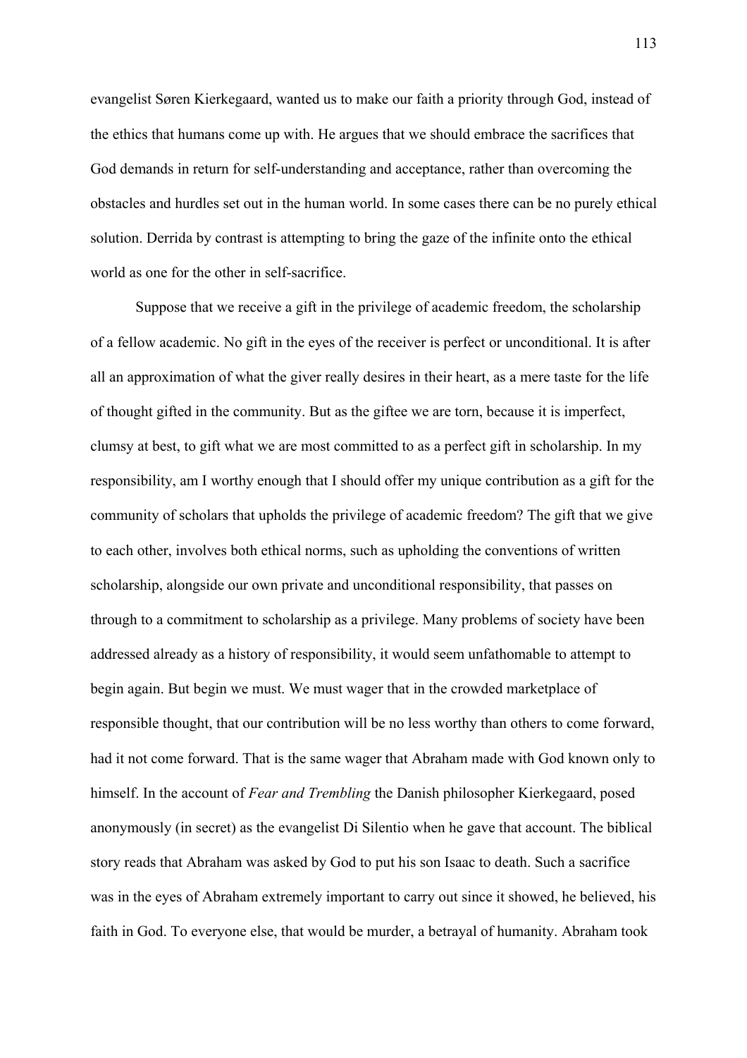evangelist Søren Kierkegaard, wanted us to make our faith a priority through God, instead of the ethics that humans come up with. He argues that we should embrace the sacrifices that God demands in return for self-understanding and acceptance, rather than overcoming the obstacles and hurdles set out in the human world. In some cases there can be no purely ethical solution. Derrida by contrast is attempting to bring the gaze of the infinite onto the ethical world as one for the other in self-sacrifice.

Suppose that we receive a gift in the privilege of academic freedom, the scholarship of a fellow academic. No gift in the eyes of the receiver is perfect or unconditional. It is after all an approximation of what the giver really desires in their heart, as a mere taste for the life of thought gifted in the community. But as the giftee we are torn, because it is imperfect, clumsy at best, to gift what we are most committed to as a perfect gift in scholarship. In my responsibility, am I worthy enough that I should offer my unique contribution as a gift for the community of scholars that upholds the privilege of academic freedom? The gift that we give to each other, involves both ethical norms, such as upholding the conventions of written scholarship, alongside our own private and unconditional responsibility, that passes on through to a commitment to scholarship as a privilege. Many problems of society have been addressed already as a history of responsibility, it would seem unfathomable to attempt to begin again. But begin we must. We must wager that in the crowded marketplace of responsible thought, that our contribution will be no less worthy than others to come forward, had it not come forward. That is the same wager that Abraham made with God known only to himself. In the account of *Fear and Trembling* the Danish philosopher Kierkegaard, posed anonymously (in secret) as the evangelist Di Silentio when he gave that account. The biblical story reads that Abraham was asked by God to put his son Isaac to death. Such a sacrifice was in the eyes of Abraham extremely important to carry out since it showed, he believed, his faith in God. To everyone else, that would be murder, a betrayal of humanity. Abraham took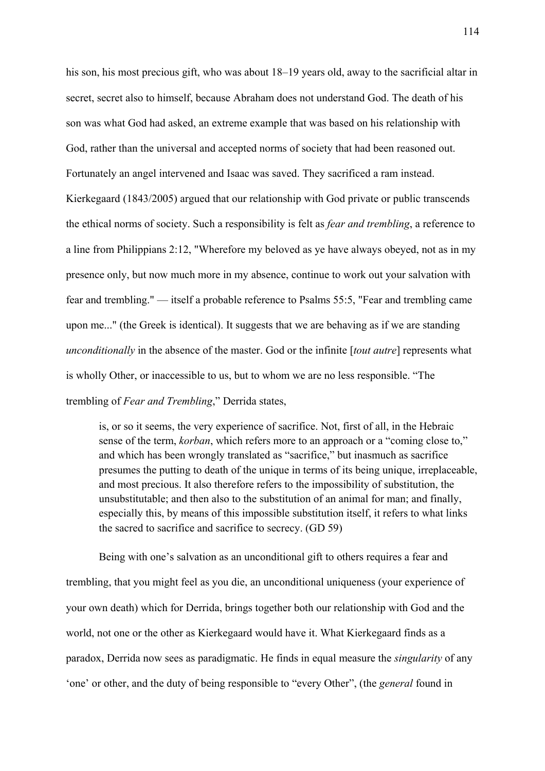his son, his most precious gift, who was about 18–19 years old, away to the sacrificial altar in secret, secret also to himself, because Abraham does not understand God. The death of his son was what God had asked, an extreme example that was based on his relationship with God, rather than the universal and accepted norms of society that had been reasoned out. Fortunately an angel intervened and Isaac was saved. They sacrificed a ram instead. Kierkegaard (1843/2005) argued that our relationship with God private or public transcends the ethical norms of society. Such a responsibility is felt as *fear and trembling*, a reference to a line from Philippians 2:12, "Wherefore my beloved as ye have always obeyed, not as in my presence only, but now much more in my absence, continue to work out your salvation with fear and trembling." — itself a probable reference to Psalms 55:5, "Fear and trembling came upon me..." (the Greek is identical). It suggests that we are behaving as if we are standing *unconditionally* in the absence of the master. God or the infinite [*tout autre*] represents what is wholly Other, or inaccessible to us, but to whom we are no less responsible. "The trembling of *Fear and Trembling*," Derrida states,

> is, or so it seems, the very experience of sacrifice. Not, first of all, in the Hebraic sense of the term, *korban*, which refers more to an approach or a "coming close to," and which has been wrongly translated as "sacrifice," but inasmuch as sacrifice presumes the putting to death of the unique in terms of its being unique, irreplaceable, and most precious. It also therefore refers to the impossibility of substitution, the unsubstitutable; and then also to the substitution of an animal for man; and finally, especially this, by means of this impossible substitution itself, it refers to what links the sacred to sacrifice and sacrifice to secrecy. (GD 59)

Being with one's salvation as an unconditional gift to others requires a fear and trembling, that you might feel as you die, an unconditional uniqueness (your experience of your own death) which for Derrida, brings together both our relationship with God and the world, not one or the other as Kierkegaard would have it. What Kierkegaard finds as a paradox, Derrida now sees as paradigmatic. He finds in equal measure the *singularity* of any 'one' or other, and the duty of being responsible to "every Other", (the *general* found in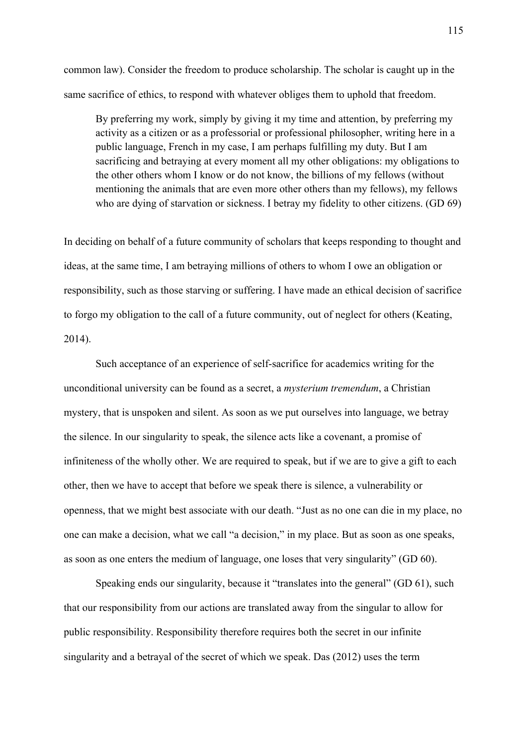common law). Consider the freedom to produce scholarship. The scholar is caught up in the same sacrifice of ethics, to respond with whatever obliges them to uphold that freedom.

> By preferring my work, simply by giving it my time and attention, by preferring my activity as a citizen or as a professorial or professional philosopher, writing here in a public language, French in my case, I am perhaps fulfilling my duty. But I am sacrificing and betraying at every moment all my other obligations: my obligations to the other others whom I know or do not know, the billions of my fellows (without mentioning the animals that are even more other others than my fellows), my fellows who are dying of starvation or sickness. I betray my fidelity to other citizens. (GD 69)

In deciding on behalf of a future community of scholars that keeps responding to thought and ideas, at the same time, I am betraying millions of others to whom I owe an obligation or responsibility, such as those starving or suffering. I have made an ethical decision of sacrifice to forgo my obligation to the call of a future community, out of neglect for others (Keating, 2014).

Such acceptance of an experience of self-sacrifice for academics writing for the unconditional university can be found as a secret, a *mysterium tremendum*, a Christian mystery, that is unspoken and silent. As soon as we put ourselves into language, we betray the silence. In our singularity to speak, the silence acts like a covenant, a promise of infiniteness of the wholly other. We are required to speak, but if we are to give a gift to each other, then we have to accept that before we speak there is silence, a vulnerability or openness, that we might best associate with our death. "Just as no one can die in my place, no one can make a decision, what we call "a decision," in my place. But as soon as one speaks, as soon as one enters the medium of language, one loses that very singularity" (GD 60).

Speaking ends our singularity, because it "translates into the general" (GD 61), such that our responsibility from our actions are translated away from the singular to allow for public responsibility. Responsibility therefore requires both the secret in our infinite singularity and a betrayal of the secret of which we speak. Das (2012) uses the term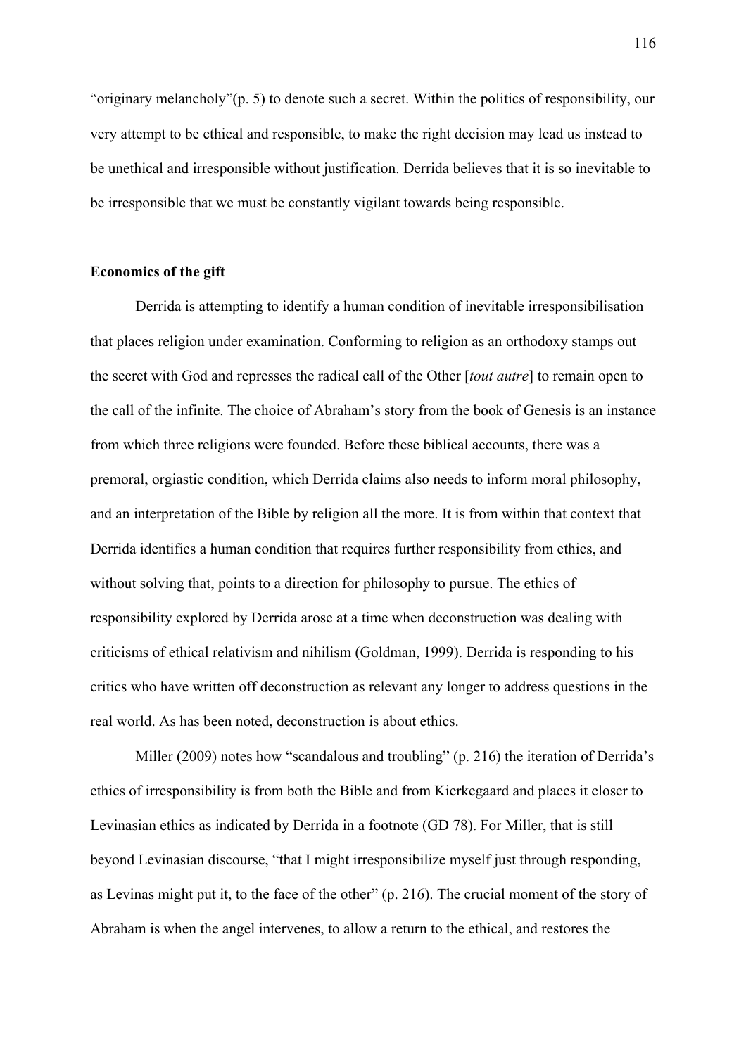"originary melancholy"(p. 5) to denote such a secret. Within the politics of responsibility, our very attempt to be ethical and responsible, to make the right decision may lead us instead to be unethical and irresponsible without justification. Derrida believes that it is so inevitable to be irresponsible that we must be constantly vigilant towards being responsible.

### Economics of the gift

Derrida is attempting to identify a human condition of inevitable irresponsibilisation that places religion under examination. Conforming to religion as an orthodoxy stamps out the secret with God and represses the radical call of the Other [*tout autre*] to remain open to the call of the infinite. The choice of Abraham's story from the book of Genesis is an instance from which three religions were founded. Before these biblical accounts, there was a premoral, orgiastic condition, which Derrida claims also needs to inform moral philosophy, and an interpretation of the Bible by religion all the more. It is from within that context that Derrida identifies a human condition that requires further responsibility from ethics, and without solving that, points to a direction for philosophy to pursue. The ethics of responsibility explored by Derrida arose at a time when deconstruction was dealing with criticisms of ethical relativism and nihilism (Goldman, 1999). Derrida is responding to his critics who have written off deconstruction as relevant any longer to address questions in the real world. As has been noted, deconstruction is about ethics.

Miller (2009) notes how "scandalous and troubling" (p. 216) the iteration of Derrida's ethics of irresponsibility is from both the Bible and from Kierkegaard and places it closer to Levinasian ethics as indicated by Derrida in a footnote (GD 78). For Miller, that is still beyond Levinasian discourse, "that I might irresponsibilize myself just through responding, as Levinas might put it, to the face of the other" (p. 216). The crucial moment of the story of Abraham is when the angel intervenes, to allow a return to the ethical, and restores the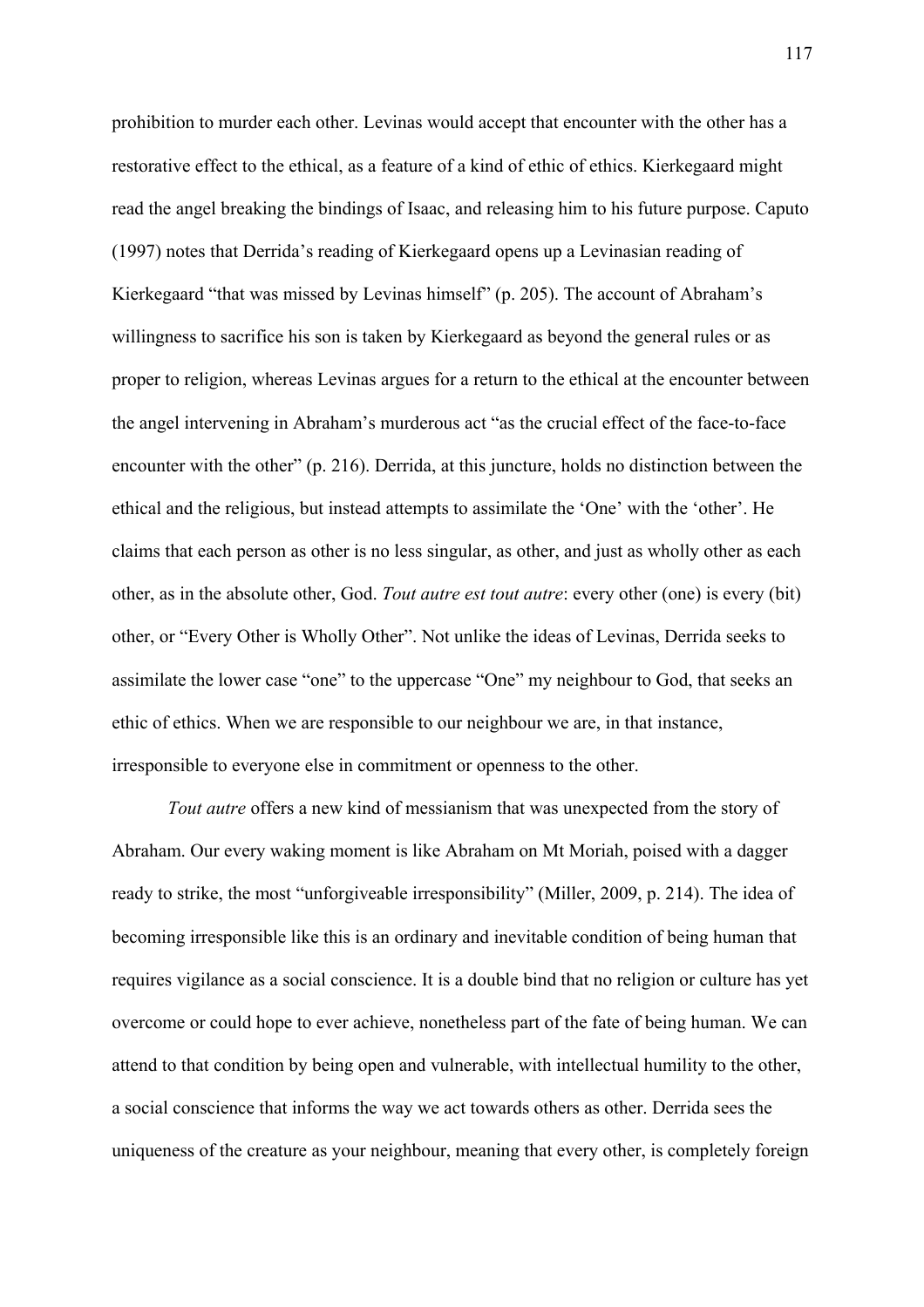prohibition to murder each other. Levinas would accept that encounter with the other has a restorative effect to the ethical, as a feature of a kind of ethic of ethics. Kierkegaard might read the angel breaking the bindings of Isaac, and releasing him to his future purpose. Caputo (1997) notes that Derrida's reading of Kierkegaard opens up a Levinasian reading of Kierkegaard "that was missed by Levinas himself" (p. 205). The account of Abraham's willingness to sacrifice his son is taken by Kierkegaard as beyond the general rules or as proper to religion, whereas Levinas argues for a return to the ethical at the encounter between the angel intervening in Abraham's murderous act "as the crucial effect of the face-to-face encounter with the other" (p. 216). Derrida, at this juncture, holds no distinction between the ethical and the religious, but instead attempts to assimilate the 'One' with the 'other'. He claims that each person as other is no less singular, as other, and just as wholly other as each other, as in the absolute other, God. *Tout autre est tout autre*: every other (one) is every (bit) other, or "Every Other is Wholly Other". Not unlike the ideas of Levinas, Derrida seeks to assimilate the lower case "one" to the uppercase "One" my neighbour to God, that seeks an ethic of ethics. When we are responsible to our neighbour we are, in that instance, irresponsible to everyone else in commitment or openness to the other.

*Tout autre* offers a new kind of messianism that was unexpected from the story of Abraham. Our every waking moment is like Abraham on Mt Moriah, poised with a dagger ready to strike, the most "unforgiveable irresponsibility" (Miller, 2009, p. 214). The idea of becoming irresponsible like this is an ordinary and inevitable condition of being human that requires vigilance as a social conscience. It is a double bind that no religion or culture has yet overcome or could hope to ever achieve, nonetheless part of the fate of being human. We can attend to that condition by being open and vulnerable, with intellectual humility to the other, a social conscience that informs the way we act towards others as other. Derrida sees the uniqueness of the creature as your neighbour, meaning that every other, is completely foreign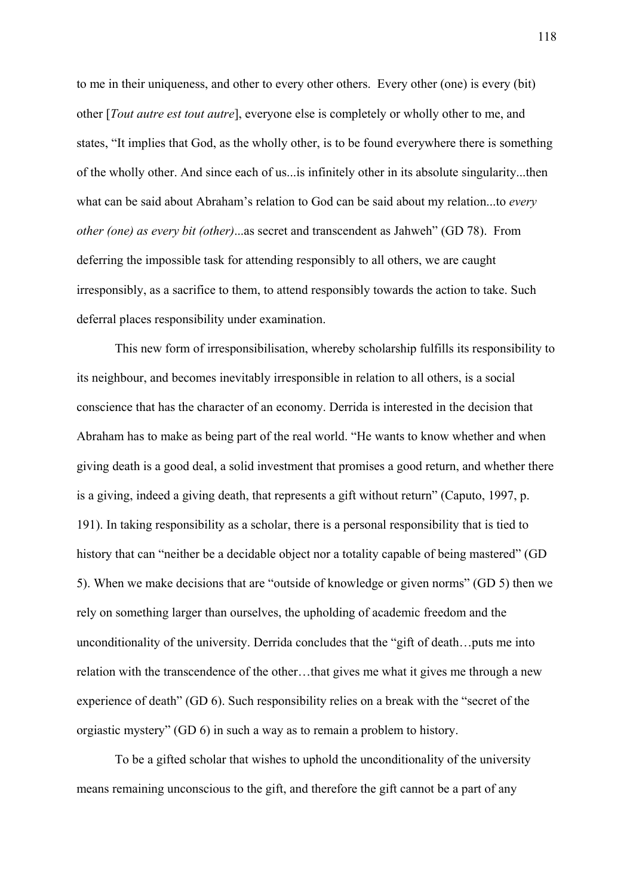to me in their uniqueness, and other to every other others. Every other (one) is every (bit) other [*Tout autre est tout autre*], everyone else is completely or wholly other to me, and states, “It implies that God, as the wholly other, is to be found everywhere there is something of the wholly other. And since each of us...is infinitely other in its absolute singularity...then what can be said about Abraham’s relation to God can be said about my relation...to *every other (one) as every bit (other)*...as secret and transcendent as Jahweh” (GD 78). From deferring the impossible task for attending responsibly to all others, we are caught irresponsibly, as a sacrifice to them, to attend responsibly towards the action to take. Such deferral places responsibility under examination.

This new form of irresponsibilisation, whereby scholarship fulfills its responsibility to its neighbour, and becomes inevitably irresponsible in relation to all others, is a social conscience that has the character of an economy. Derrida is interested in the decision that Abraham has to make as being part of the real world. “He wants to know whether and when giving death is a good deal, a solid investment that promises a good return, and whether there is a giving, indeed a giving death, that represents a gift without return” (Caputo, 1997, p. 191). In taking responsibility as a scholar, there is a personal responsibility that is tied to history that can “neither be a decidable object nor a totality capable of being mastered” (GD 5). When we make decisions that are “outside of knowledge or given norms” (GD 5) then we rely on something larger than ourselves, the upholding of academic freedom and the unconditionality of the university. Derrida concludes that the “gift of death…puts me into relation with the transcendence of the other…that gives me what it gives me through a new experience of death” (GD 6). Such responsibility relies on a break with the “secret of the orgiastic mystery” (GD 6) in such a way as to remain a problem to history.

To be a gifted scholar that wishes to uphold the unconditionality of the university means remaining unconscious to the gift, and therefore the gift cannot be a part of any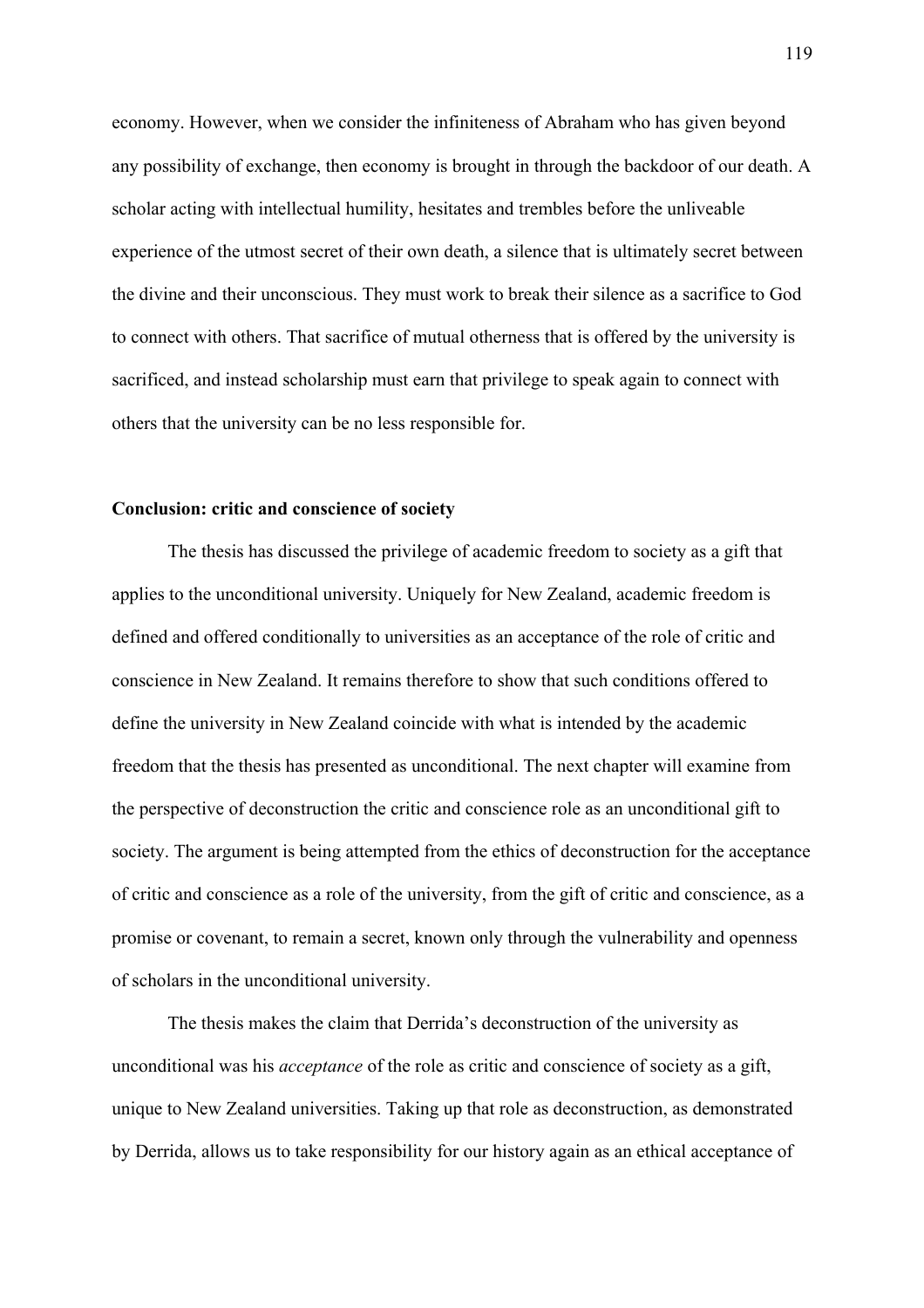economy. However, when we consider the infiniteness of Abraham who has given beyond any possibility of exchange, then economy is brought in through the backdoor of our death. A scholar acting with intellectual humility, hesitates and trembles before the unliveable experience of the utmost secret of their own death, a silence that is ultimately secret between the divine and their unconscious. They must work to break their silence as a sacrifice to God to connect with others. That sacrifice of mutual otherness that is offered by the university is sacrificed, and instead scholarship must earn that privilege to speak again to connect with others that the university can be no less responsible for.

**Conclusion: critic and conscience of society**

The thesis has discussed the privilege of academic freedom to society as a gift that applies to the unconditional university. Uniquely for New Zealand, academic freedom is defined and offered conditionally to universities as an acceptance of the role of critic and conscience in New Zealand. It remains therefore to show that such conditions offered to define the university in New Zealand coincide with what is intended by the academic freedom that the thesis has presented as unconditional. The next chapter will examine from the perspective of deconstruction the critic and conscience role as an unconditional gift to society. The argument is being attempted from the ethics of deconstruction for the acceptance of critic and conscience as a role of the university, from the gift of critic and conscience, as a promise or covenant, to remain a secret, known only through the vulnerability and openness of scholars in the unconditional university.

The thesis makes the claim that Derrida's deconstruction of the university as unconditional was his *acceptance* of the role as critic and conscience of society as a gift, unique to New Zealand universities. Taking up that role as deconstruction, as demonstrated by Derrida, allows us to take responsibility for our history again as an ethical acceptance of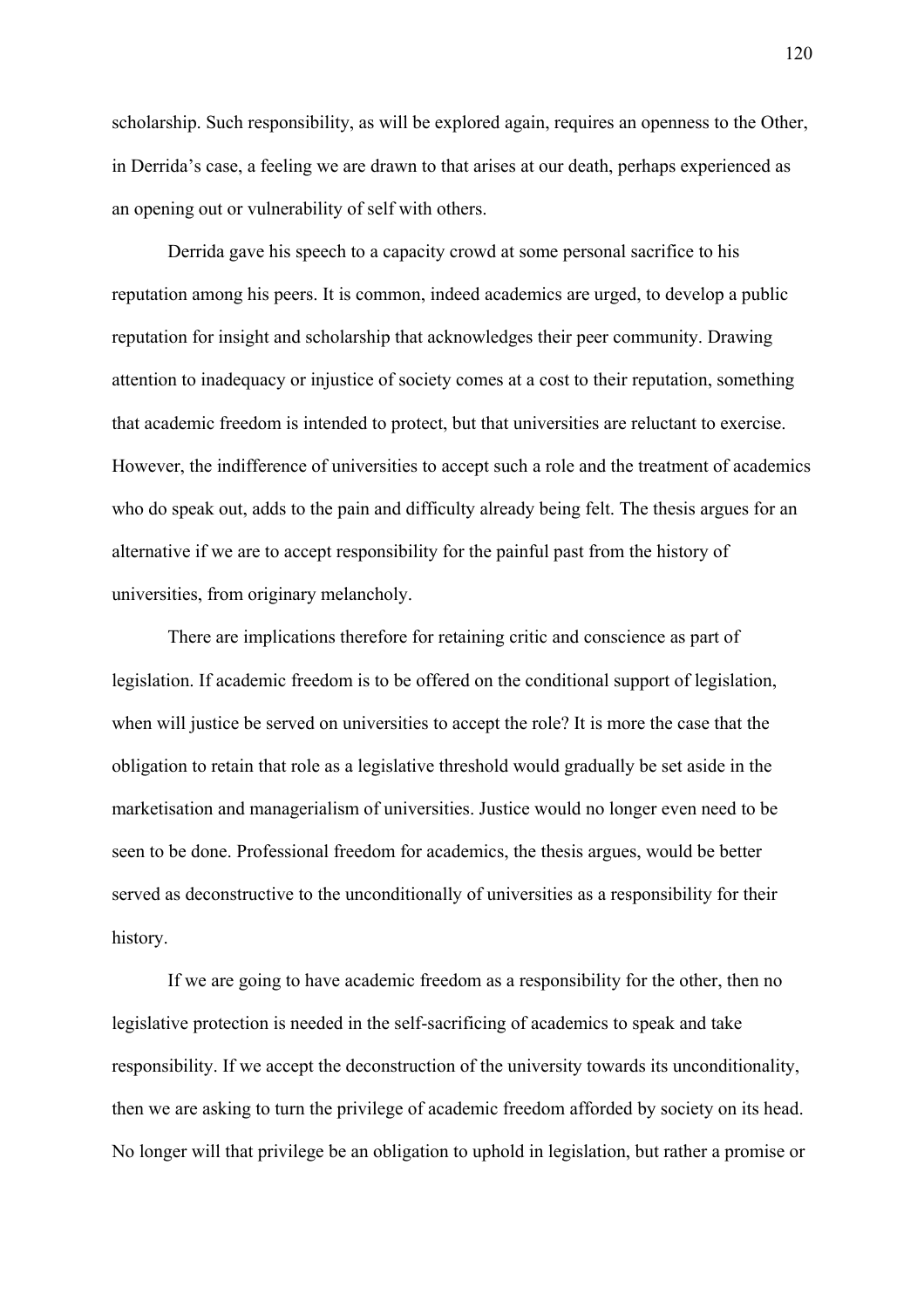scholarship. Such responsibility, as will be explored again, requires an openness to the Other, in Derrida's case, a feeling we are drawn to that arises at our death, perhaps experienced as an opening out or vulnerability of self with others.

Derrida gave his speech to a capacity crowd at some personal sacrifice to his reputation among his peers. It is common, indeed academics are urged, to develop a public reputation for insight and scholarship that acknowledges their peer community. Drawing attention to inadequacy or injustice of society comes at a cost to their reputation, something that academic freedom is intended to protect, but that universities are reluctant to exercise. However, the indifference of universities to accept such a role and the treatment of academics who do speak out, adds to the pain and difficulty already being felt. The thesis argues for an alternative if we are to accept responsibility for the painful past from the history of universities, from originary melancholy.

There are implications therefore for retaining critic and conscience as part of legislation. If academic freedom is to be offered on the conditional support of legislation, when will justice be served on universities to accept the role? It is more the case that the obligation to retain that role as a legislative threshold would gradually be set aside in the marketisation and managerialism of universities. Justice would no longer even need to be seen to be done. Professional freedom for academics, the thesis argues, would be better served as deconstructive to the unconditionally of universities as a responsibility for their history.

If we are going to have academic freedom as a responsibility for the other, then no legislative protection is needed in the self-sacrificing of academics to speak and take responsibility. If we accept the deconstruction of the university towards its unconditionality, then we are asking to turn the privilege of academic freedom afforded by society on its head. No longer will that privilege be an obligation to uphold in legislation, but rather a promise or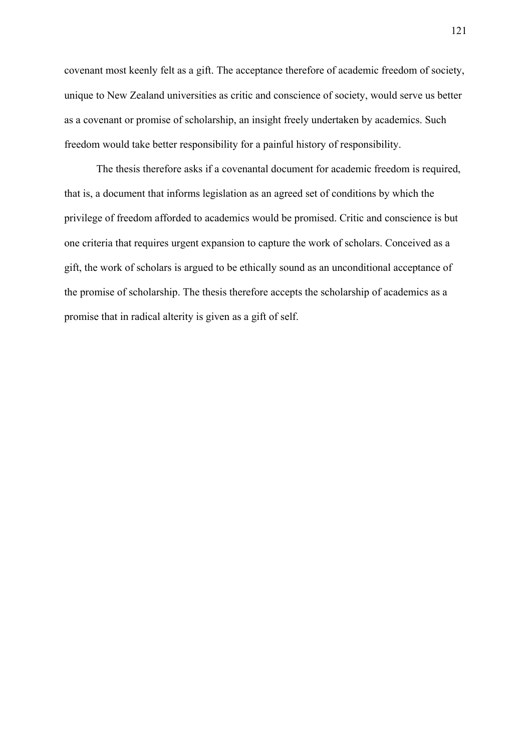covenant most keenly felt as a gift. The acceptance therefore of academic freedom of society, unique to New Zealand universities as critic and conscience of society, would serve us better as a covenant or promise of scholarship, an insight freely undertaken by academics. Such freedom would take better responsibility for a painful history of responsibility.

The thesis therefore asks if a covenantal document for academic freedom is required, that is, a document that informs legislation as an agreed set of conditions by which the privilege of freedom afforded to academics would be promised. Critic and conscience is but one criteria that requires urgent expansion to capture the work of scholars. Conceived as a gift, the work of scholars is argued to be ethically sound as an unconditional acceptance of the promise of scholarship. The thesis therefore accepts the scholarship of academics as a promise that in radical alterity is given as a gift of self.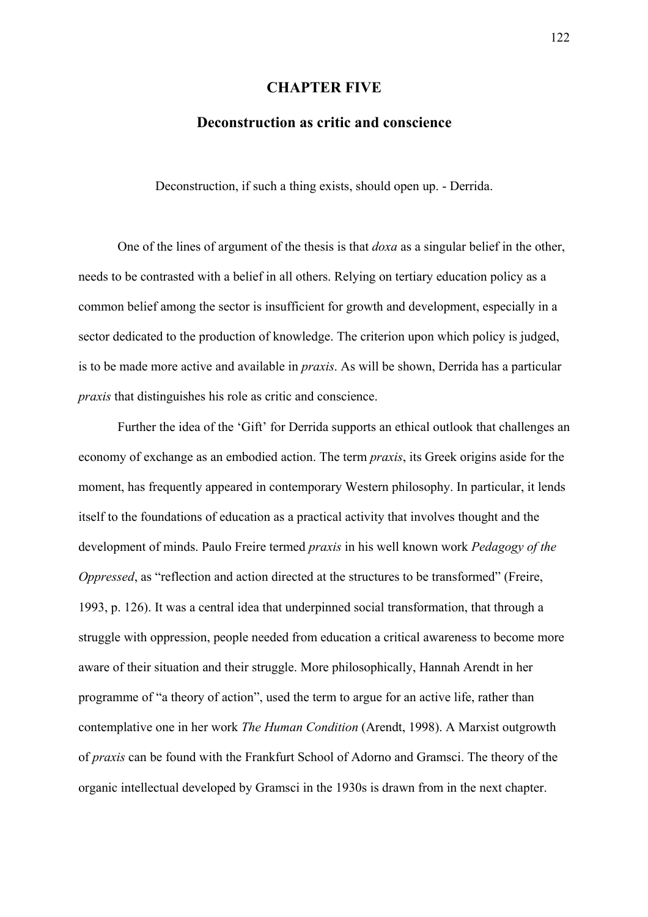# CHAPTER FIVE

## Deconstruction as critic and conscience

Deconstruction, if such a thing exists, should open up. - Derrida.

One of the lines of argument of the thesis is that *doxa* as a singular belief in the other, needs to be contrasted with a belief in all others. Relying on tertiary education policy as a common belief among the sector is insufficient for growth and development, especially in a sector dedicated to the production of knowledge. The criterion upon which policy is judged, is to be made more active and available in *praxis*. As will be shown, Derrida has a particular *praxis* that distinguishes his role as critic and conscience.

Further the idea of the 'Gift' for Derrida supports an ethical outlook that challenges an economy of exchange as an embodied action. The term *praxis*, its Greek origins aside for the moment, has frequently appeared in contemporary Western philosophy. In particular, it lends itself to the foundations of education as a practical activity that involves thought and the development of minds. Paulo Freire termed *praxis* in his well known work *Pedagogy of the Oppressed*, as "reflection and action directed at the structures to be transformed" (Freire, 1993, p. 126). It was a central idea that underpinned social transformation, that through a struggle with oppression, people needed from education a critical awareness to become more aware of their situation and their struggle. More philosophically, Hannah Arendt in her programme of "a theory of action", used the term to argue for an active life, rather than contemplative one in her work *The Human Condition* (Arendt, 1998). A Marxist outgrowth of *praxis* can be found with the Frankfurt School of Adorno and Gramsci. The theory of the organic intellectual developed by Gramsci in the 1930s is drawn from in the next chapter.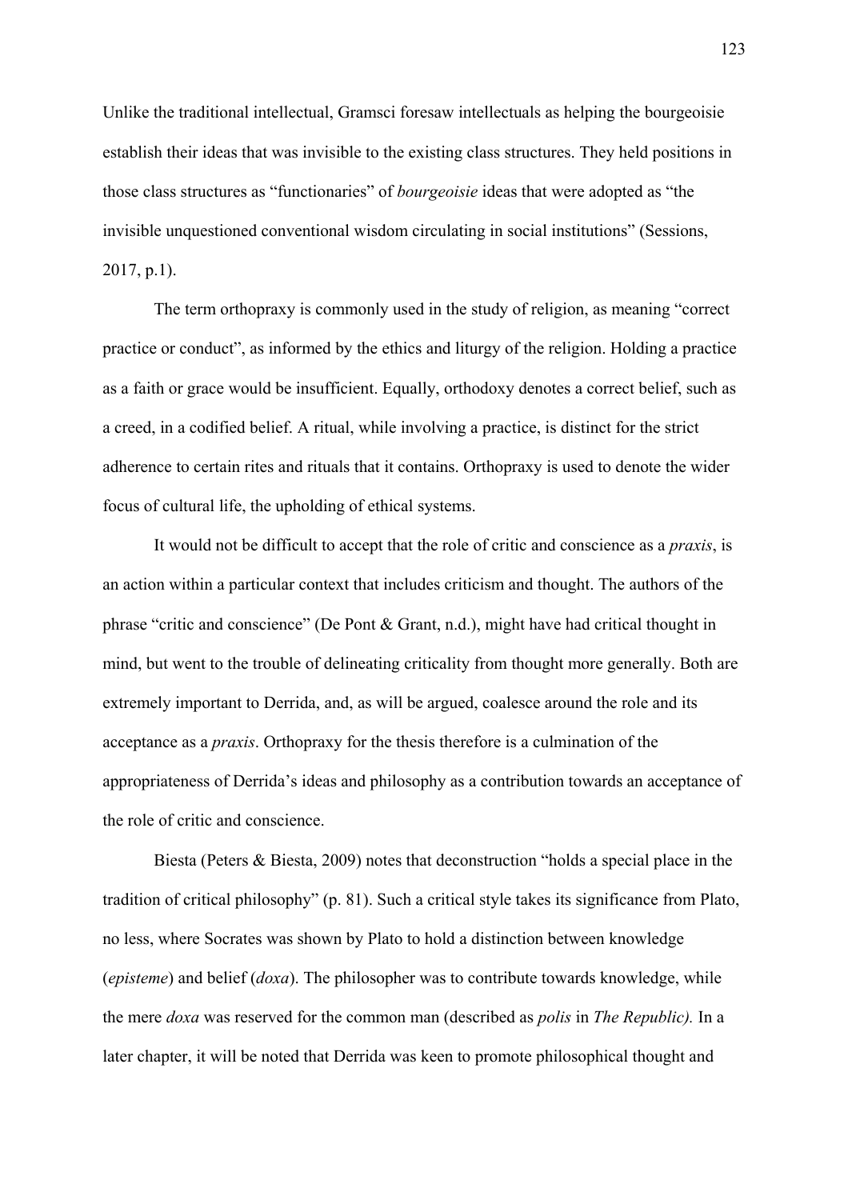Unlike the traditional intellectual, Gramsci foresaw intellectuals as helping the bourgeoisie establish their ideas that was invisible to the existing class structures. They held positions in those class structures as "functionaries" of *bourgeoisie* ideas that were adopted as "the invisible unquestioned conventional wisdom circulating in social institutions" (Sessions, 2017, p.1).

The term orthopraxy is commonly used in the study of religion, as meaning "correct practice or conduct", as informed by the ethics and liturgy of the religion. Holding a practice as a faith or grace would be insufficient. Equally, orthodoxy denotes a correct belief, such as a creed, in a codified belief. A ritual, while involving a practice, is distinct for the strict adherence to certain rites and rituals that it contains. Orthopraxy is used to denote the wider focus of cultural life, the upholding of ethical systems.

It would not be difficult to accept that the role of critic and conscience as a *praxis*, is an action within a particular context that includes criticism and thought. The authors of the phrase "critic and conscience" (De Pont & Grant, n.d.), might have had critical thought in mind, but went to the trouble of delineating criticality from thought more generally. Both are extremely important to Derrida, and, as will be argued, coalesce around the role and its acceptance as a *praxis*. Orthopraxy for the thesis therefore is a culmination of the appropriateness of Derrida's ideas and philosophy as a contribution towards an acceptance of the role of critic and conscience.

Biesta (Peters & Biesta, 2009) notes that deconstruction "holds a special place in the tradition of critical philosophy" (p. 81). Such a critical style takes its significance from Plato, no less, where Socrates was shown by Plato to hold a distinction between knowledge (*episteme*) and belief (*doxa*). The philosopher was to contribute towards knowledge, while the mere *doxa* was reserved for the common man (described as *polis* in *The Republic).* In a later chapter, it will be noted that Derrida was keen to promote philosophical thought and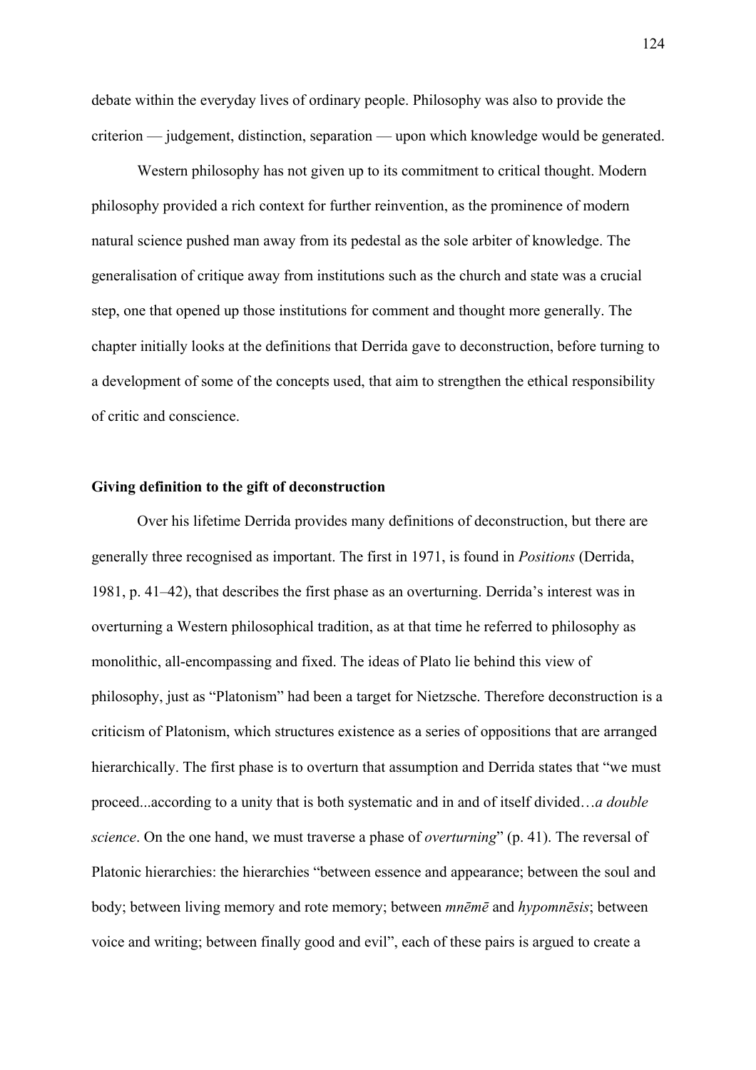debate within the everyday lives of ordinary people. Philosophy was also to provide the criterion — judgement, distinction, separation — upon which knowledge would be generated.

Western philosophy has not given up to its commitment to critical thought. Modern philosophy provided a rich context for further reinvention, as the prominence of modern natural science pushed man away from its pedestal as the sole arbiter of knowledge. The generalisation of critique away from institutions such as the church and state was a crucial step, one that opened up those institutions for comment and thought more generally. The chapter initially looks at the definitions that Derrida gave to deconstruction, before turning to a development of some of the concepts used, that aim to strengthen the ethical responsibility of critic and conscience.

### Giving definition to the gift of deconstruction

Over his lifetime Derrida provides many definitions of deconstruction, but there are generally three recognised as important. The first in 1971, is found in *Positions* (Derrida, 1981, p. 41–42), that describes the first phase as an overturning. Derrida's interest was in overturning a Western philosophical tradition, as at that time he referred to philosophy as monolithic, all-encompassing and fixed. The ideas of Plato lie behind this view of philosophy, just as "Platonism" had been a target for Nietzsche. Therefore deconstruction is a criticism of Platonism, which structures existence as a series of oppositions that are arranged hierarchically. The first phase is to overturn that assumption and Derrida states that "we must proceed...according to a unity that is both systematic and in and of itself divided…*a double science*. On the one hand, we must traverse a phase of *overturning*" (p. 41). The reversal of Platonic hierarchies: the hierarchies "between essence and appearance; between the soul and body; between living memory and rote memory; between *mnēmē* and *hypomnēsis*; between voice and writing; between finally good and evil", each of these pairs is argued to create a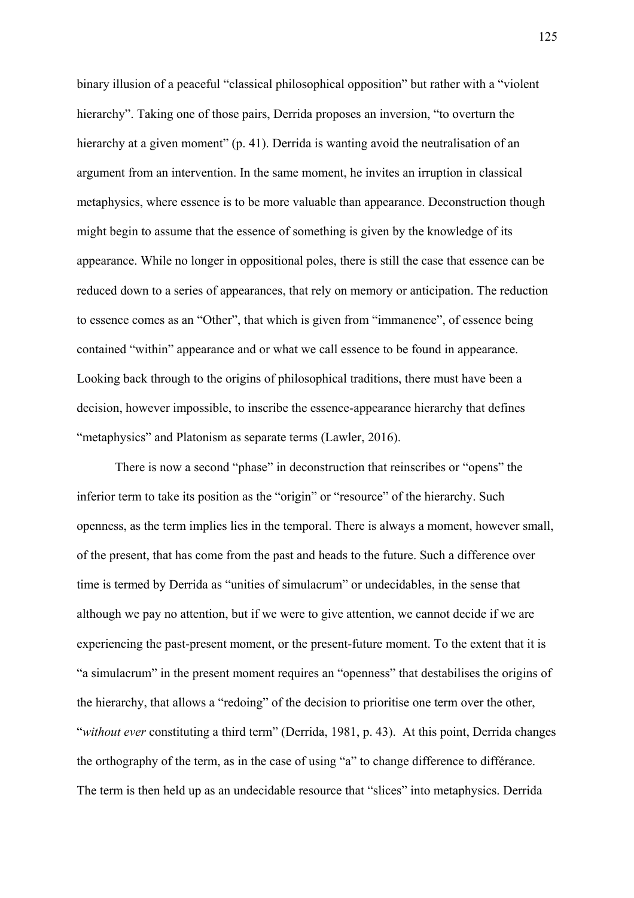binary illusion of a peaceful "classical philosophical opposition" but rather with a "violent hierarchy". Taking one of those pairs, Derrida proposes an inversion, "to overturn the hierarchy at a given moment" (p. 41). Derrida is wanting avoid the neutralisation of an argument from an intervention. In the same moment, he invites an irruption in classical metaphysics, where essence is to be more valuable than appearance. Deconstruction though might begin to assume that the essence of something is given by the knowledge of its appearance. While no longer in oppositional poles, there is still the case that essence can be reduced down to a series of appearances, that rely on memory or anticipation. The reduction to essence comes as an "Other", that which is given from "immanence", of essence being contained "within" appearance and or what we call essence to be found in appearance. Looking back through to the origins of philosophical traditions, there must have been a decision, however impossible, to inscribe the essence-appearance hierarchy that defines "metaphysics" and Platonism as separate terms (Lawler, 2016).

There is now a second "phase" in deconstruction that reinscribes or "opens" the inferior term to take its position as the "origin" or "resource" of the hierarchy. Such openness, as the term implies lies in the temporal. There is always a moment, however small, of the present, that has come from the past and heads to the future. Such a difference over time is termed by Derrida as "unities of simulacrum" or undecidables, in the sense that although we pay no attention, but if we were to give attention, we cannot decide if we are experiencing the past-present moment, or the present-future moment. To the extent that it is "a simulacrum" in the present moment requires an "openness" that destabilises the origins of the hierarchy, that allows a "redoing" of the decision to prioritise one term over the other, "*without ever* constituting a third term" (Derrida, 1981, p. 43). At this point, Derrida changes the orthography of the term, as in the case of using "a" to change difference to différance. The term is then held up as an undecidable resource that "slices" into metaphysics. Derrida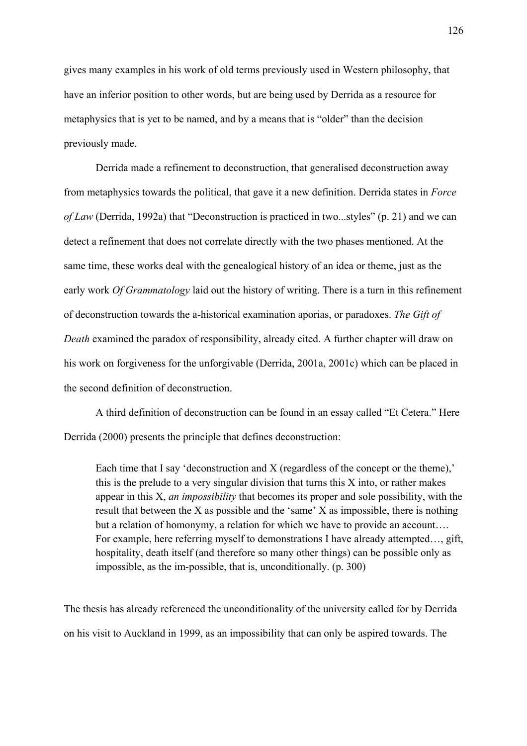gives many examples in his work of old terms previously used in Western philosophy, that have an inferior position to other words, but are being used by Derrida as a resource for metaphysics that is yet to be named, and by a means that is "older" than the decision previously made.

Derrida made a refinement to deconstruction, that generalised deconstruction away from metaphysics towards the political, that gave it a new definition. Derrida states in *Force of Law* (Derrida, 1992a) that "Deconstruction is practiced in two...styles" (p. 21) and we can detect a refinement that does not correlate directly with the two phases mentioned. At the same time, these works deal with the genealogical history of an idea or theme, just as the early work *Of Grammatology* laid out the history of writing. There is a turn in this refinement of deconstruction towards the a-historical examination aporias, or paradoxes. *The Gift of Death* examined the paradox of responsibility, already cited. A further chapter will draw on his work on forgiveness for the unforgivable (Derrida, 2001a, 2001c) which can be placed in the second definition of deconstruction.

A third definition of deconstruction can be found in an essay called "Et Cetera." Here Derrida (2000) presents the principle that defines deconstruction:

> Each time that I say 'deconstruction and X (regardless of the concept or the theme),' this is the prelude to a very singular division that turns this X into, or rather makes appear in this X, *an impossibility* that becomes its proper and sole possibility, with the result that between the X as possible and the 'same' X as impossible, there is nothing but a relation of homonymy, a relation for which we have to provide an account…. For example, here referring myself to demonstrations I have already attempted…, gift, hospitality, death itself (and therefore so many other things) can be possible only as impossible, as the im-possible, that is, unconditionally. (p. 300)

The thesis has already referenced the unconditionality of the university called for by Derrida on his visit to Auckland in 1999, as an impossibility that can only be aspired towards. The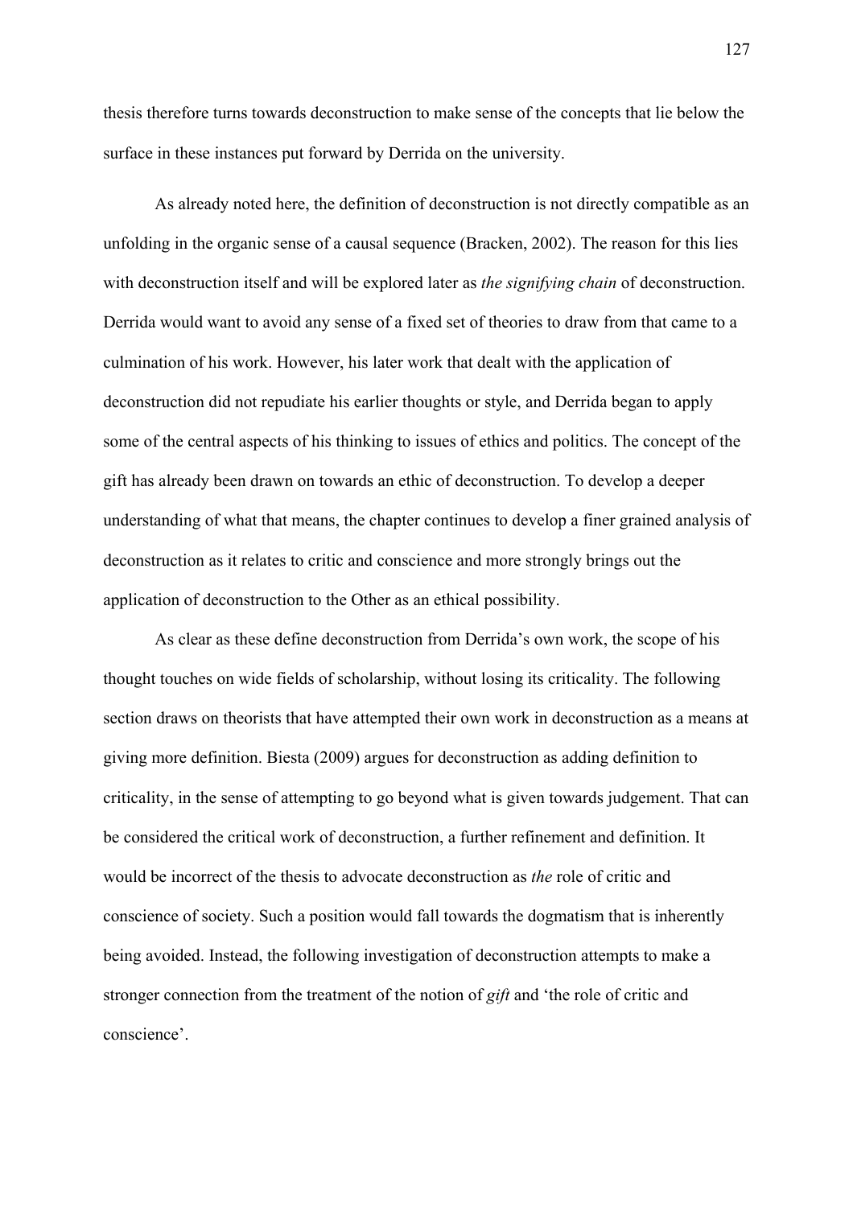thesis therefore turns towards deconstruction to make sense of the concepts that lie below the surface in these instances put forward by Derrida on the university.

As already noted here, the definition of deconstruction is not directly compatible as an unfolding in the organic sense of a causal sequence (Bracken, 2002). The reason for this lies with deconstruction itself and will be explored later as *the signifying chain* of deconstruction. Derrida would want to avoid any sense of a fixed set of theories to draw from that came to a culmination of his work. However, his later work that dealt with the application of deconstruction did not repudiate his earlier thoughts or style, and Derrida began to apply some of the central aspects of his thinking to issues of ethics and politics. The concept of the gift has already been drawn on towards an ethic of deconstruction. To develop a deeper understanding of what that means, the chapter continues to develop a finer grained analysis of deconstruction as it relates to critic and conscience and more strongly brings out the application of deconstruction to the Other as an ethical possibility.

As clear as these define deconstruction from Derrida's own work, the scope of his thought touches on wide fields of scholarship, without losing its criticality. The following section draws on theorists that have attempted their own work in deconstruction as a means at giving more definition. Biesta (2009) argues for deconstruction as adding definition to criticality, in the sense of attempting to go beyond what is given towards judgement. That can be considered the critical work of deconstruction, a further refinement and definition. It would be incorrect of the thesis to advocate deconstruction as *the* role of critic and conscience of society. Such a position would fall towards the dogmatism that is inherently being avoided. Instead, the following investigation of deconstruction attempts to make a stronger connection from the treatment of the notion of *gift* and 'the role of critic and conscience'.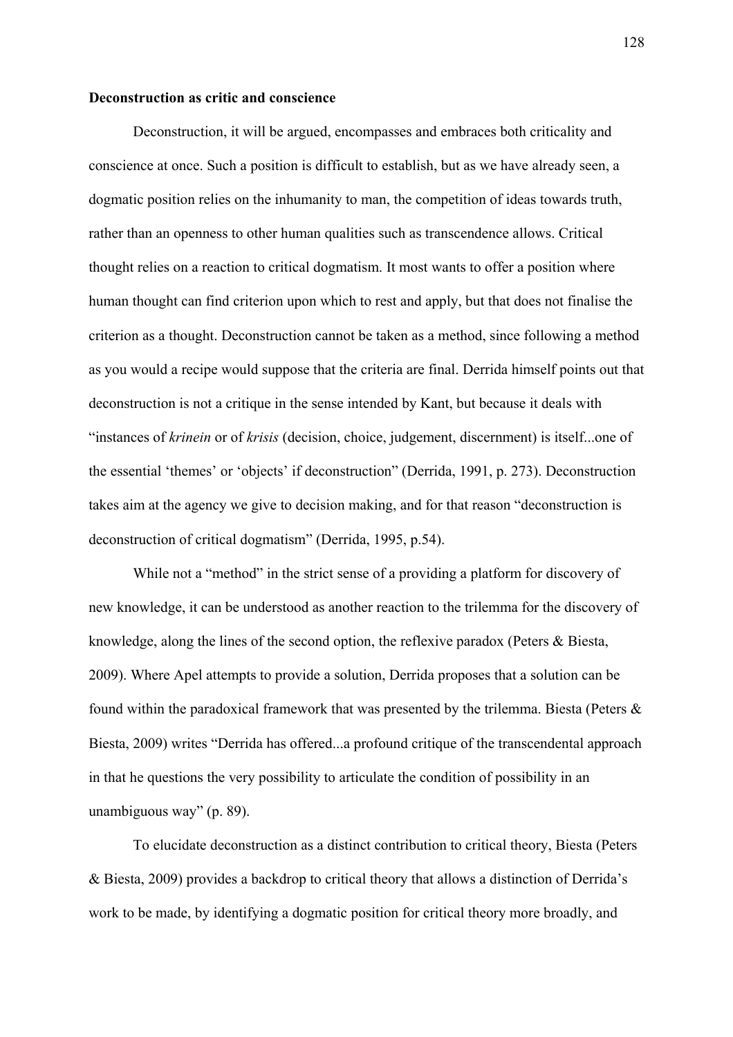**Deconstruction as critic and conscience**

Deconstruction, it will be argued, encompasses and embraces both criticality and conscience at once. Such a position is difficult to establish, but as we have already seen, a dogmatic position relies on the inhumanity to man, the competition of ideas towards truth, rather than an openness to other human qualities such as transcendence allows. Critical thought relies on a reaction to critical dogmatism. It most wants to offer a position where human thought can find criterion upon which to rest and apply, but that does not finalise the criterion as a thought. Deconstruction cannot be taken as a method, since following a method as you would a recipe would suppose that the criteria are final. Derrida himself points out that deconstruction is not a critique in the sense intended by Kant, but because it deals with "instances of *krinein* or of *krisis* (decision, choice, judgement, discernment) is itself...one of the essential 'themes' or 'objects' if deconstruction" (Derrida, 1991, p. 273). Deconstruction takes aim at the agency we give to decision making, and for that reason "deconstruction is deconstruction of critical dogmatism" (Derrida, 1995, p.54).

While not a "method" in the strict sense of a providing a platform for discovery of new knowledge, it can be understood as another reaction to the trilemma for the discovery of knowledge, along the lines of the second option, the reflexive paradox (Peters & Biesta, 2009). Where Apel attempts to provide a solution, Derrida proposes that a solution can be found within the paradoxical framework that was presented by the trilemma. Biesta (Peters & Biesta, 2009) writes "Derrida has offered...a profound critique of the transcendental approach in that he questions the very possibility to articulate the condition of possibility in an unambiguous way" (p. 89).

To elucidate deconstruction as a distinct contribution to critical theory, Biesta (Peters & Biesta, 2009) provides a backdrop to critical theory that allows a distinction of Derrida's work to be made, by identifying a dogmatic position for critical theory more broadly, and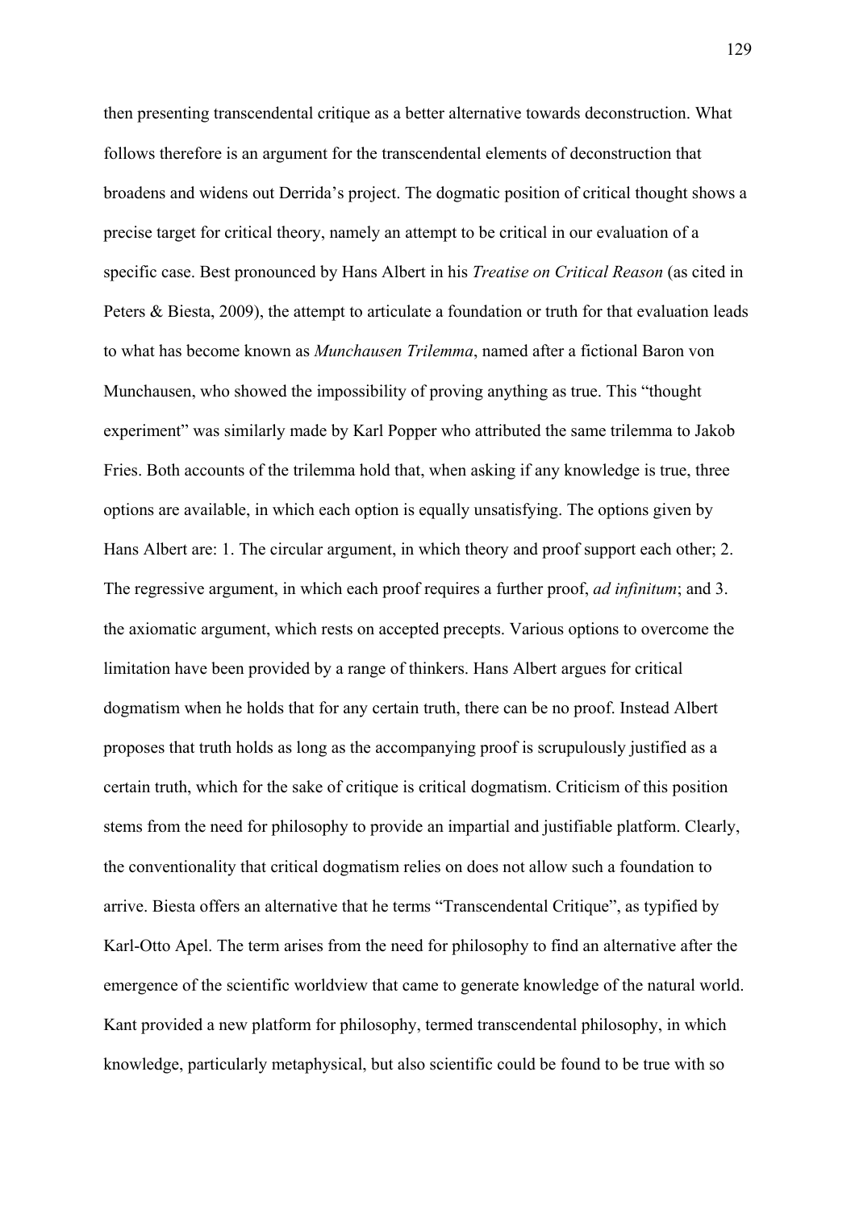then presenting transcendental critique as a better alternative towards deconstruction. What follows therefore is an argument for the transcendental elements of deconstruction that broadens and widens out Derrida's project. The dogmatic position of critical thought shows a precise target for critical theory, namely an attempt to be critical in our evaluation of a specific case. Best pronounced by Hans Albert in his *Treatise on Critical Reason* (as cited in Peters & Biesta, 2009), the attempt to articulate a foundation or truth for that evaluation leads to what has become known as *Munchausen Trilemma*, named after a fictional Baron von Munchausen, who showed the impossibility of proving anything as true. This "thought experiment" was similarly made by Karl Popper who attributed the same trilemma to Jakob Fries. Both accounts of the trilemma hold that, when asking if any knowledge is true, three options are available, in which each option is equally unsatisfying. The options given by Hans Albert are: 1. The circular argument, in which theory and proof support each other; 2. The regressive argument, in which each proof requires a further proof, *ad infinitum*; and 3. the axiomatic argument, which rests on accepted precepts. Various options to overcome the limitation have been provided by a range of thinkers. Hans Albert argues for critical dogmatism when he holds that for any certain truth, there can be no proof. Instead Albert proposes that truth holds as long as the accompanying proof is scrupulously justified as a certain truth, which for the sake of critique is critical dogmatism. Criticism of this position stems from the need for philosophy to provide an impartial and justifiable platform. Clearly, the conventionality that critical dogmatism relies on does not allow such a foundation to arrive. Biesta offers an alternative that he terms "Transcendental Critique", as typified by Karl-Otto Apel. The term arises from the need for philosophy to find an alternative after the emergence of the scientific worldview that came to generate knowledge of the natural world. Kant provided a new platform for philosophy, termed transcendental philosophy, in which knowledge, particularly metaphysical, but also scientific could be found to be true with so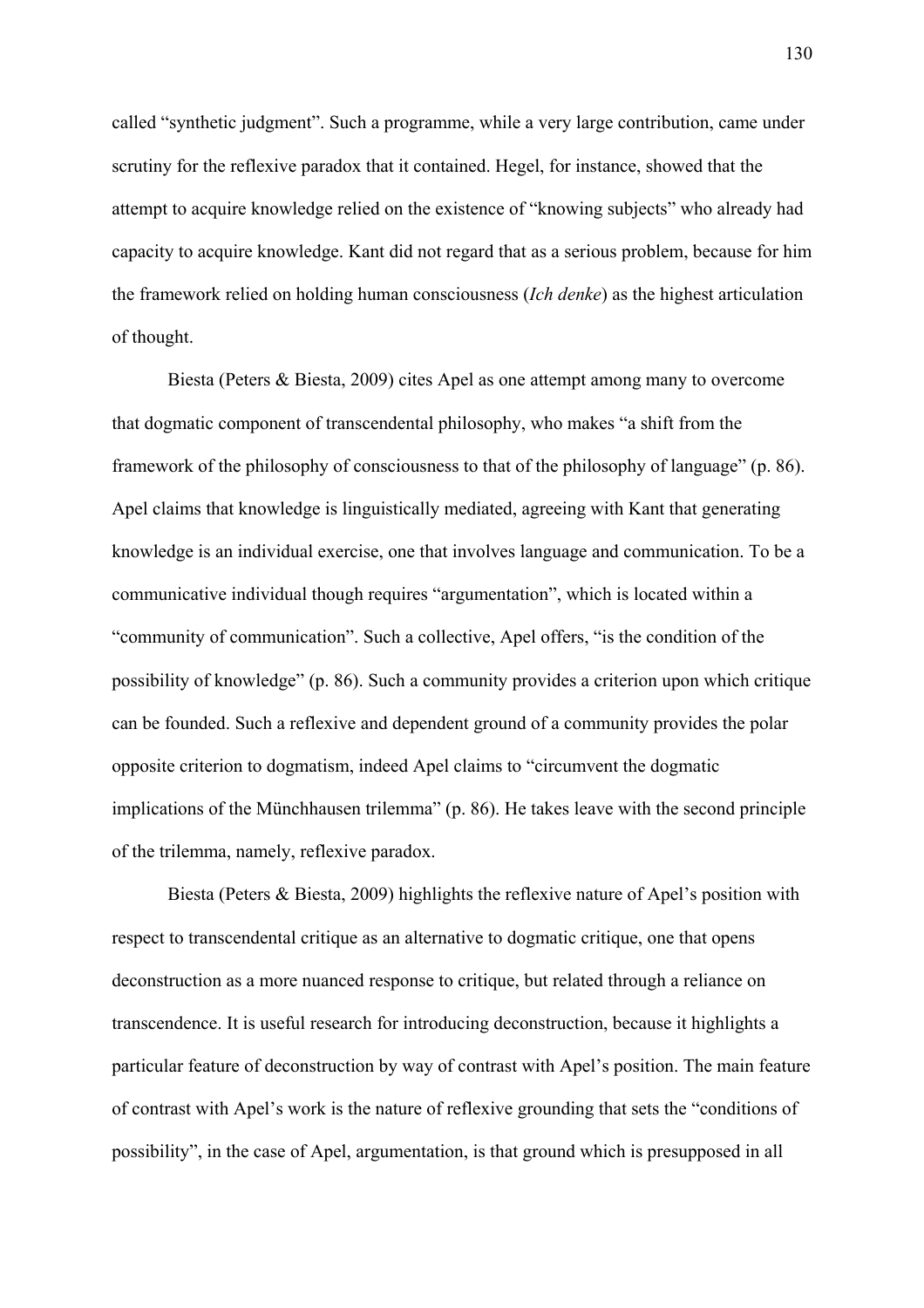called "synthetic judgment". Such a programme, while a very large contribution, came under scrutiny for the reflexive paradox that it contained. Hegel, for instance, showed that the attempt to acquire knowledge relied on the existence of "knowing subjects" who already had capacity to acquire knowledge. Kant did not regard that as a serious problem, because for him the framework relied on holding human consciousness (*Ich denke*) as the highest articulation of thought.

Biesta (Peters & Biesta, 2009) cites Apel as one attempt among many to overcome that dogmatic component of transcendental philosophy, who makes "a shift from the framework of the philosophy of consciousness to that of the philosophy of language" (p. 86). Apel claims that knowledge is linguistically mediated, agreeing with Kant that generating knowledge is an individual exercise, one that involves language and communication. To be a communicative individual though requires "argumentation", which is located within a "community of communication". Such a collective, Apel offers, "is the condition of the possibility of knowledge" (p. 86). Such a community provides a criterion upon which critique can be founded. Such a reflexive and dependent ground of a community provides the polar opposite criterion to dogmatism, indeed Apel claims to "circumvent the dogmatic implications of the Münchhausen trilemma" (p. 86). He takes leave with the second principle of the trilemma, namely, reflexive paradox.

Biesta (Peters & Biesta, 2009) highlights the reflexive nature of Apel's position with respect to transcendental critique as an alternative to dogmatic critique, one that opens deconstruction as a more nuanced response to critique, but related through a reliance on transcendence. It is useful research for introducing deconstruction, because it highlights a particular feature of deconstruction by way of contrast with Apel's position. The main feature of contrast with Apel's work is the nature of reflexive grounding that sets the "conditions of possibility", in the case of Apel, argumentation, is that ground which is presupposed in all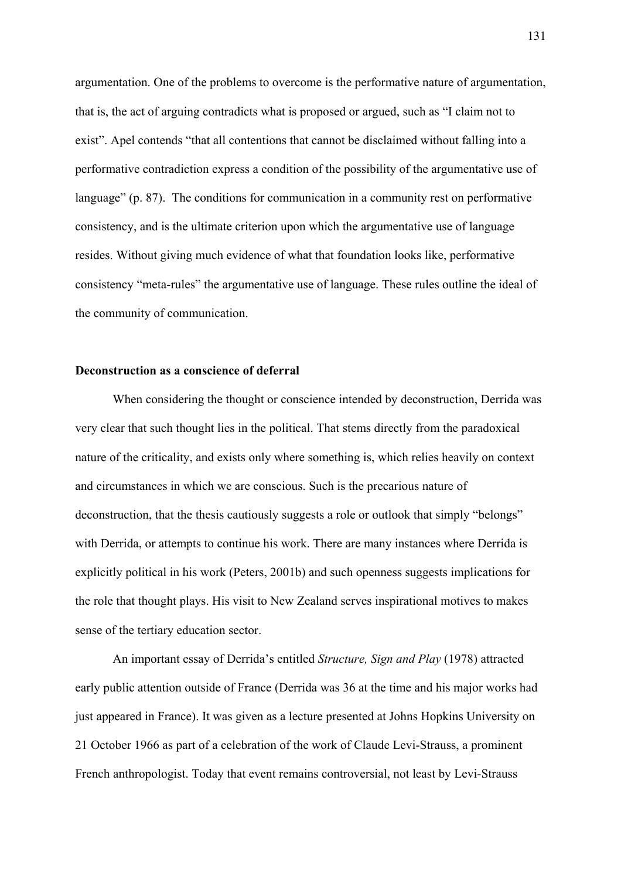argumentation. One of the problems to overcome is the performative nature of argumentation, that is, the act of arguing contradicts what is proposed or argued, such as "I claim not to exist". Apel contends "that all contentions that cannot be disclaimed without falling into a performative contradiction express a condition of the possibility of the argumentative use of language" (p. 87). The conditions for communication in a community rest on performative consistency, and is the ultimate criterion upon which the argumentative use of language resides. Without giving much evidence of what that foundation looks like, performative consistency "meta-rules" the argumentative use of language. These rules outline the ideal of the community of communication.

**Deconstruction as a conscience of deferral**

When considering the thought or conscience intended by deconstruction, Derrida was very clear that such thought lies in the political. That stems directly from the paradoxical nature of the criticality, and exists only where something is, which relies heavily on context and circumstances in which we are conscious. Such is the precarious nature of deconstruction, that the thesis cautiously suggests a role or outlook that simply "belongs" with Derrida, or attempts to continue his work. There are many instances where Derrida is explicitly political in his work (Peters, 2001b) and such openness suggests implications for the role that thought plays. His visit to New Zealand serves inspirational motives to makes sense of the tertiary education sector.

An important essay of Derrida's entitled *Structure, Sign and Play* (1978) attracted early public attention outside of France (Derrida was 36 at the time and his major works had just appeared in France). It was given as a lecture presented at Johns Hopkins University on 21 October 1966 as part of a celebration of the work of Claude Levi-Strauss, a prominent French anthropologist. Today that event remains controversial, not least by Levi-Strauss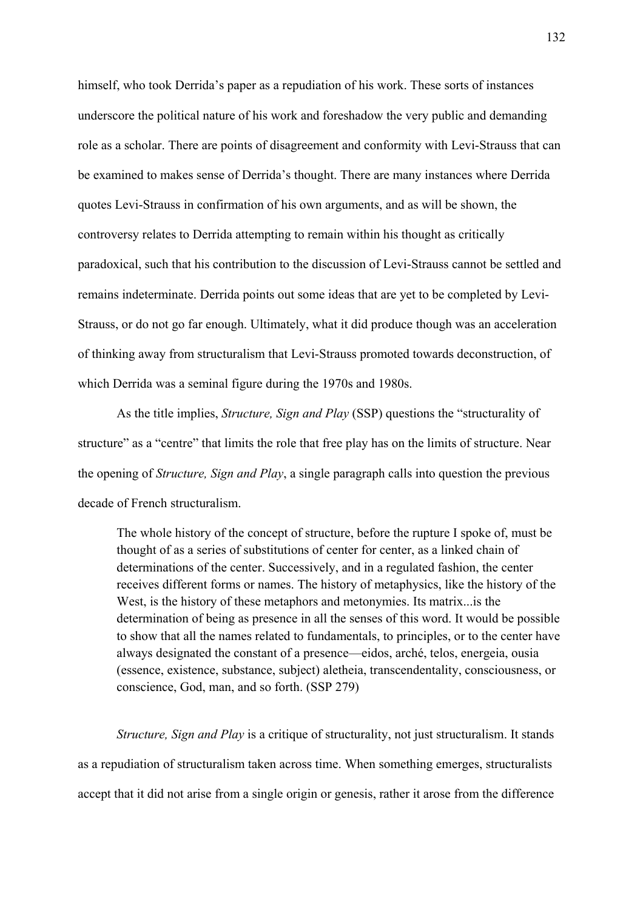himself, who took Derrida's paper as a repudiation of his work. These sorts of instances underscore the political nature of his work and foreshadow the very public and demanding role as a scholar. There are points of disagreement and conformity with Levi-Strauss that can be examined to makes sense of Derrida's thought. There are many instances where Derrida quotes Levi-Strauss in confirmation of his own arguments, and as will be shown, the controversy relates to Derrida attempting to remain within his thought as critically paradoxical, such that his contribution to the discussion of Levi-Strauss cannot be settled and remains indeterminate. Derrida points out some ideas that are yet to be completed by Levi-Strauss, or do not go far enough. Ultimately, what it did produce though was an acceleration of thinking away from structuralism that Levi-Strauss promoted towards deconstruction, of which Derrida was a seminal figure during the 1970s and 1980s.

As the title implies, *Structure, Sign and Play* (SSP) questions the "structurality of structure" as a "centre" that limits the role that free play has on the limits of structure. Near the opening of *Structure, Sign and Play*, a single paragraph calls into question the previous decade of French structuralism.

> The whole history of the concept of structure, before the rupture I spoke of, must be thought of as a series of substitutions of center for center, as a linked chain of determinations of the center. Successively, and in a regulated fashion, the center receives different forms or names. The history of metaphysics, like the history of the West, is the history of these metaphors and metonymies. Its matrix...is the determination of being as presence in all the senses of this word. It would be possible to show that all the names related to fundamentals, to principles, or to the center have always designated the constant of a presence—eidos, arché, telos, energeia, ousia (essence, existence, substance, subject) aletheia, transcendentality, consciousness, or conscience, God, man, and so forth. (SSP 279)

*Structure, Sign and Play* is a critique of structurality, not just structuralism. It stands as a repudiation of structuralism taken across time. When something emerges, structuralists accept that it did not arise from a single origin or genesis, rather it arose from the difference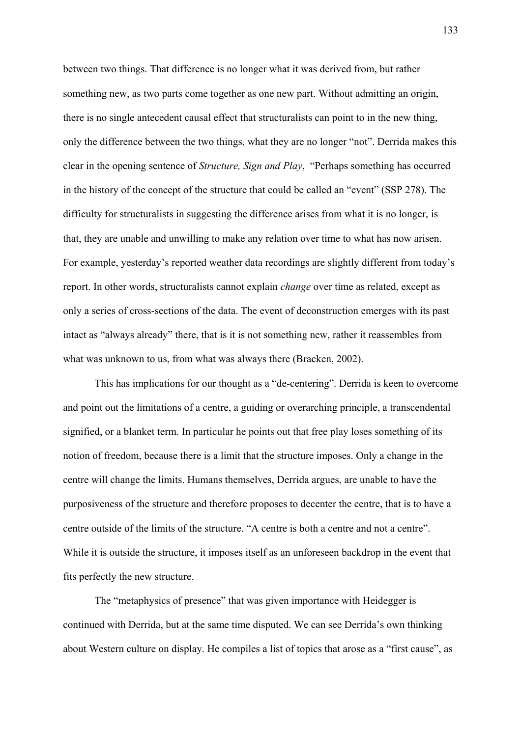between two things. That difference is no longer what it was derived from, but rather something new, as two parts come together as one new part. Without admitting an origin, there is no single antecedent causal effect that structuralists can point to in the new thing, only the difference between the two things, what they are no longer "not". Derrida makes this clear in the opening sentence of *Structure, Sign and Play*, "Perhaps something has occurred in the history of the concept of the structure that could be called an "event" (SSP 278). The difficulty for structuralists in suggesting the difference arises from what it is no longer, is that, they are unable and unwilling to make any relation over time to what has now arisen. For example, yesterday's reported weather data recordings are slightly different from today's report. In other words, structuralists cannot explain *change* over time as related, except as only a series of cross-sections of the data. The event of deconstruction emerges with its past intact as "always already" there, that is it is not something new, rather it reassembles from what was unknown to us, from what was always there (Bracken, 2002).

This has implications for our thought as a "de-centering". Derrida is keen to overcome and point out the limitations of a centre, a guiding or overarching principle, a transcendental signified, or a blanket term. In particular he points out that free play loses something of its notion of freedom, because there is a limit that the structure imposes. Only a change in the centre will change the limits. Humans themselves, Derrida argues, are unable to have the purposiveness of the structure and therefore proposes to decenter the centre, that is to have a centre outside of the limits of the structure. "A centre is both a centre and not a centre". While it is outside the structure, it imposes itself as an unforeseen backdrop in the event that fits perfectly the new structure.

The "metaphysics of presence" that was given importance with Heidegger is continued with Derrida, but at the same time disputed. We can see Derrida's own thinking about Western culture on display. He compiles a list of topics that arose as a "first cause", as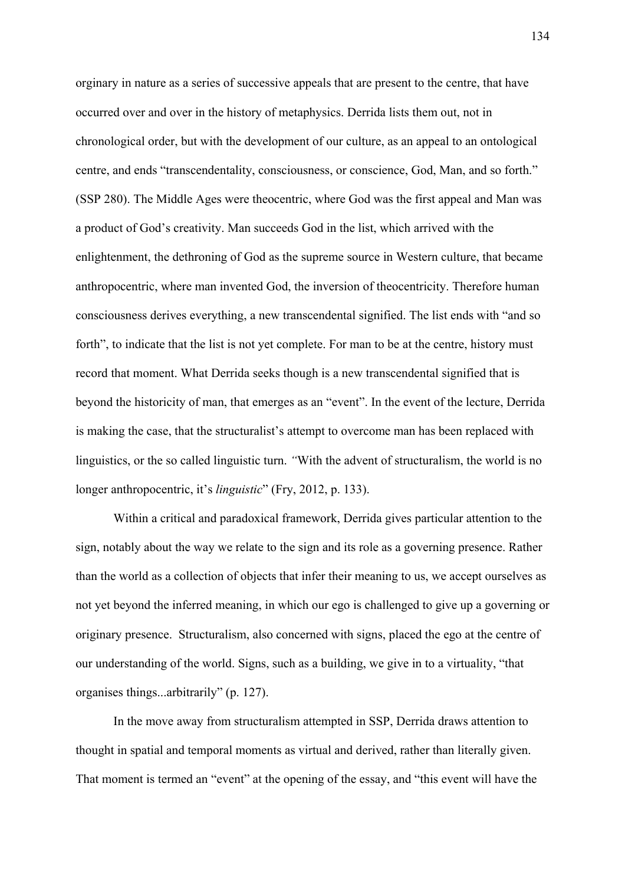orginary in nature as a series of successive appeals that are present to the centre, that have occurred over and over in the history of metaphysics. Derrida lists them out, not in chronological order, but with the development of our culture, as an appeal to an ontological centre, and ends "transcendentality, consciousness, or conscience, God, Man, and so forth." (SSP 280). The Middle Ages were theocentric, where God was the first appeal and Man was a product of God's creativity. Man succeeds God in the list, which arrived with the enlightenment, the dethroning of God as the supreme source in Western culture, that became anthropocentric, where man invented God, the inversion of theocentricity. Therefore human consciousness derives everything, a new transcendental signified. The list ends with "and so forth", to indicate that the list is not yet complete. For man to be at the centre, history must record that moment. What Derrida seeks though is a new transcendental signified that is beyond the historicity of man, that emerges as an "event". In the event of the lecture, Derrida is making the case, that the structuralist's attempt to overcome man has been replaced with linguistics, or the so called linguistic turn. "With the advent of structuralism, the world is no longer anthropocentric, it's *linguistic*" (Fry, 2012, p. 133).

Within a critical and paradoxical framework, Derrida gives particular attention to the sign, notably about the way we relate to the sign and its role as a governing presence. Rather than the world as a collection of objects that infer their meaning to us, we accept ourselves as not yet beyond the inferred meaning, in which our ego is challenged to give up a governing or originary presence. Structuralism, also concerned with signs, placed the ego at the centre of our understanding of the world. Signs, such as a building, we give in to a virtuality, "that organises things...arbitrarily" (p. 127).

In the move away from structuralism attempted in SSP, Derrida draws attention to thought in spatial and temporal moments as virtual and derived, rather than literally given. That moment is termed an "event" at the opening of the essay, and "this event will have the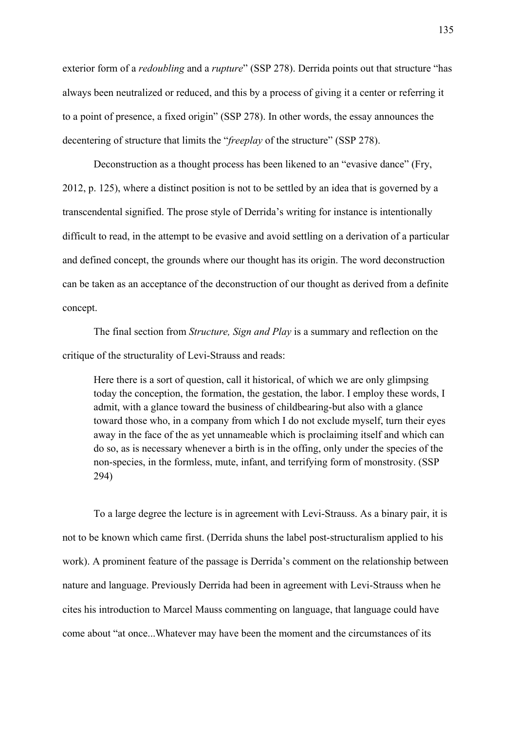exterior form of a *redoubling* and a *rupture*" (SSP 278). Derrida points out that structure "has always been neutralized or reduced, and this by a process of giving it a center or referring it to a point of presence, a fixed origin" (SSP 278). In other words, the essay announces the decentering of structure that limits the "*freeplay* of the structure" (SSP 278).

Deconstruction as a thought process has been likened to an "evasive dance" (Fry, 2012, p. 125), where a distinct position is not to be settled by an idea that is governed by a transcendental signified. The prose style of Derrida's writing for instance is intentionally difficult to read, in the attempt to be evasive and avoid settling on a derivation of a particular and defined concept, the grounds where our thought has its origin. The word deconstruction can be taken as an acceptance of the deconstruction of our thought as derived from a definite concept.

The final section from *Structure, Sign and Play* is a summary and reflection on the critique of the structurality of Levi-Strauss and reads:

> Here there is a sort of question, call it historical, of which we are only glimpsing today the conception, the formation, the gestation, the labor. I employ these words, I admit, with a glance toward the business of childbearing-but also with a glance toward those who, in a company from which I do not exclude myself, turn their eyes away in the face of the as yet unnameable which is proclaiming itself and which can do so, as is necessary whenever a birth is in the offing, only under the species of the non-species, in the formless, mute, infant, and terrifying form of monstrosity. (SSP 294)

To a large degree the lecture is in agreement with Levi-Strauss. As a binary pair, it is not to be known which came first. (Derrida shuns the label post-structuralism applied to his work). A prominent feature of the passage is Derrida's comment on the relationship between nature and language. Previously Derrida had been in agreement with Levi-Strauss when he cites his introduction to Marcel Mauss commenting on language, that language could have come about "at once...Whatever may have been the moment and the circumstances of its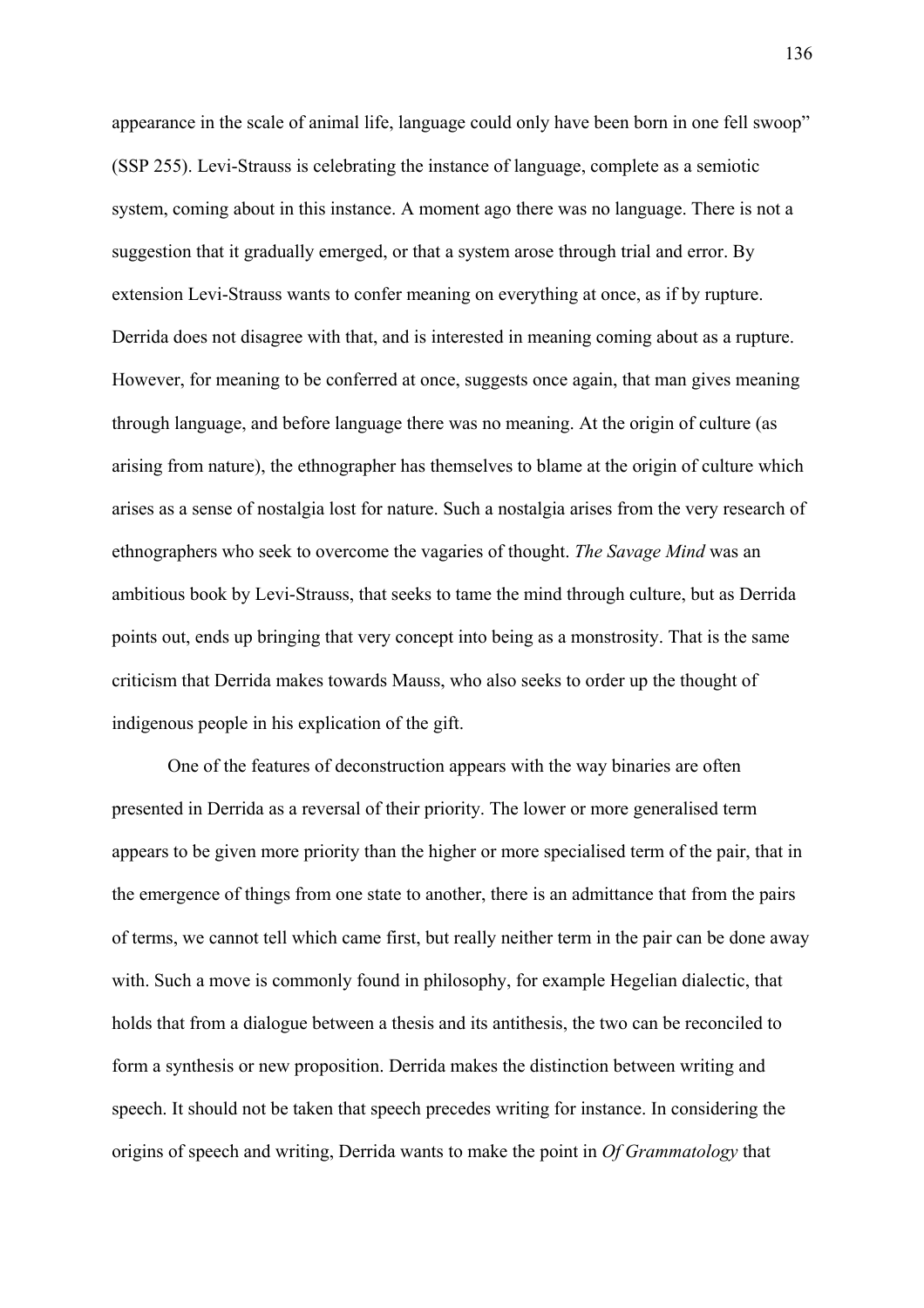appearance in the scale of animal life, language could only have been born in one fell swoop" (SSP 255). Levi-Strauss is celebrating the instance of language, complete as a semiotic system, coming about in this instance. A moment ago there was no language. There is not a suggestion that it gradually emerged, or that a system arose through trial and error. By extension Levi-Strauss wants to confer meaning on everything at once, as if by rupture. Derrida does not disagree with that, and is interested in meaning coming about as a rupture. However, for meaning to be conferred at once, suggests once again, that man gives meaning through language, and before language there was no meaning. At the origin of culture (as arising from nature), the ethnographer has themselves to blame at the origin of culture which arises as a sense of nostalgia lost for nature. Such a nostalgia arises from the very research of ethnographers who seek to overcome the vagaries of thought. *The Savage Mind* was an ambitious book by Levi-Strauss, that seeks to tame the mind through culture, but as Derrida points out, ends up bringing that very concept into being as a monstrosity. That is the same criticism that Derrida makes towards Mauss, who also seeks to order up the thought of indigenous people in his explication of the gift.

One of the features of deconstruction appears with the way binaries are often presented in Derrida as a reversal of their priority. The lower or more generalised term appears to be given more priority than the higher or more specialised term of the pair, that in the emergence of things from one state to another, there is an admittance that from the pairs of terms, we cannot tell which came first, but really neither term in the pair can be done away with. Such a move is commonly found in philosophy, for example Hegelian dialectic, that holds that from a dialogue between a thesis and its antithesis, the two can be reconciled to form a synthesis or new proposition. Derrida makes the distinction between writing and speech. It should not be taken that speech precedes writing for instance. In considering the origins of speech and writing, Derrida wants to make the point in *Of Grammatology* that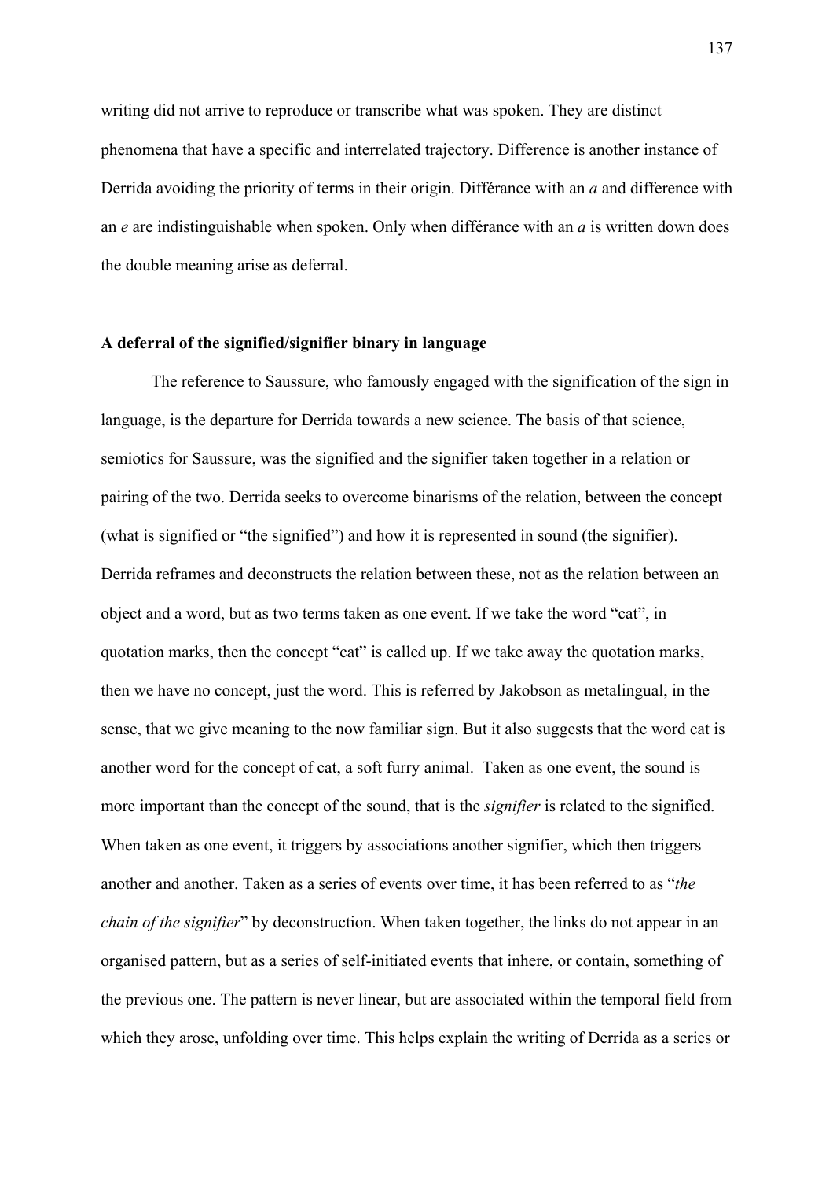writing did not arrive to reproduce or transcribe what was spoken. They are distinct phenomena that have a specific and interrelated trajectory. Difference is another instance of Derrida avoiding the priority of terms in their origin. Différance with an *a* and difference with an *e* are indistinguishable when spoken. Only when différance with an *a* is written down does the double meaning arise as deferral.

**A deferral of the signified/signifier binary in language**

The reference to Saussure, who famously engaged with the signification of the sign in language, is the departure for Derrida towards a new science. The basis of that science, semiotics for Saussure, was the signified and the signifier taken together in a relation or pairing of the two. Derrida seeks to overcome binarisms of the relation, between the concept (what is signified or "the signified") and how it is represented in sound (the signifier). Derrida reframes and deconstructs the relation between these, not as the relation between an object and a word, but as two terms taken as one event. If we take the word "cat", in quotation marks, then the concept "cat" is called up. If we take away the quotation marks, then we have no concept, just the word. This is referred by Jakobson as metalingual, in the sense, that we give meaning to the now familiar sign. But it also suggests that the word cat is another word for the concept of cat, a soft furry animal. Taken as one event, the sound is more important than the concept of the sound, that is the *signifier* is related to the signified. When taken as one event, it triggers by associations another signifier, which then triggers another and another. Taken as a series of events over time, it has been referred to as "*the chain of the signifier*" by deconstruction. When taken together, the links do not appear in an organised pattern, but as a series of self-initiated events that inhere, or contain, something of the previous one. The pattern is never linear, but are associated within the temporal field from which they arose, unfolding over time. This helps explain the writing of Derrida as a series or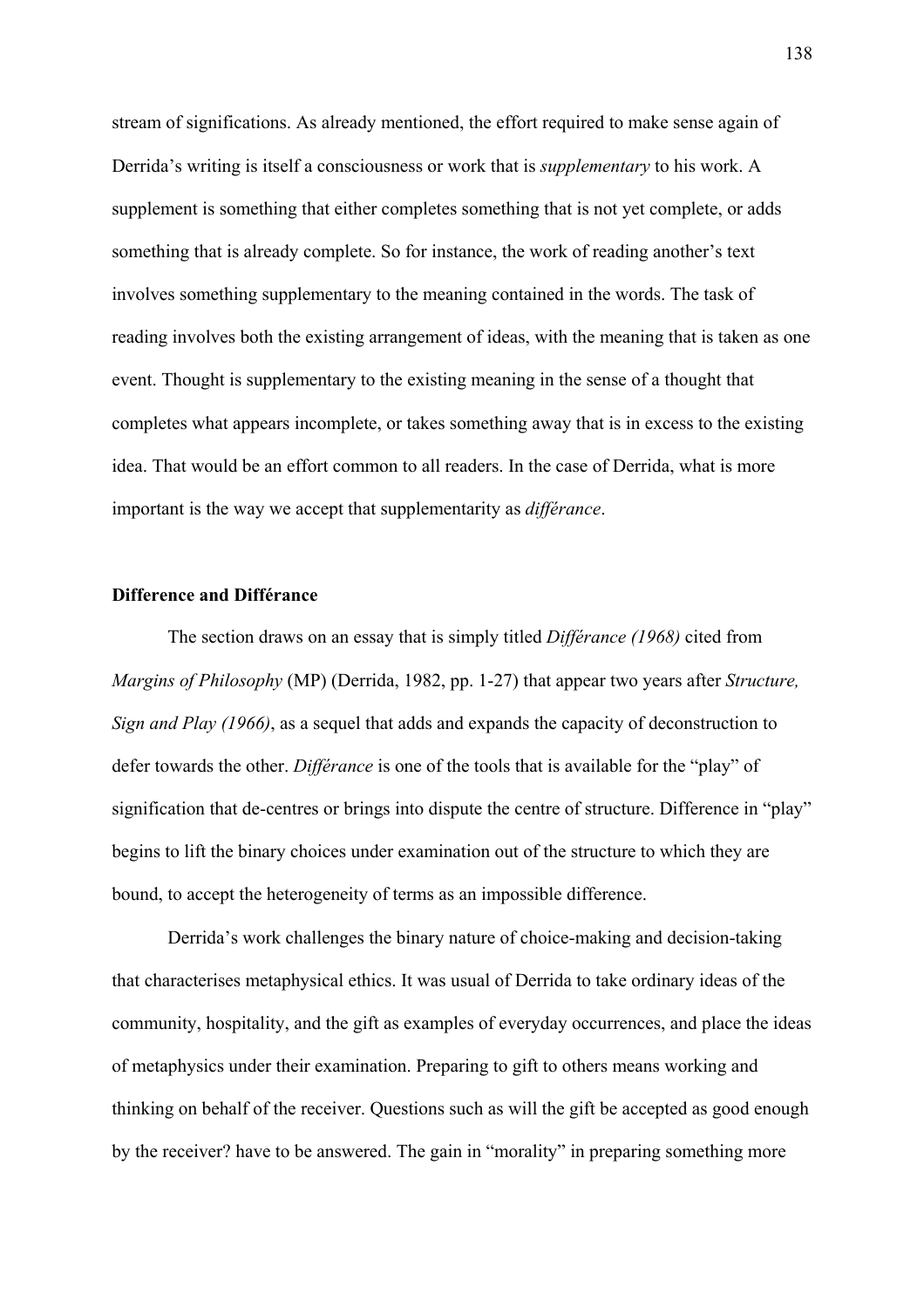stream of significations. As already mentioned, the effort required to make sense again of Derrida's writing is itself a consciousness or work that is *supplementary* to his work. A supplement is something that either completes something that is not yet complete, or adds something that is already complete. So for instance, the work of reading another's text involves something supplementary to the meaning contained in the words. The task of reading involves both the existing arrangement of ideas, with the meaning that is taken as one event. Thought is supplementary to the existing meaning in the sense of a thought that completes what appears incomplete, or takes something away that is in excess to the existing idea. That would be an effort common to all readers. In the case of Derrida, what is more important is the way we accept that supplementarity as *différance*.

**Difference and Différance**

The section draws on an essay that is simply titled *Différance (1968)* cited from *Margins of Philosophy* (MP) (Derrida, 1982, pp. 1-27) that appear two years after *Structure, Sign and Play (1966)*, as a sequel that adds and expands the capacity of deconstruction to defer towards the other. *Différance* is one of the tools that is available for the "play" of signification that de-centres or brings into dispute the centre of structure. Difference in "play" begins to lift the binary choices under examination out of the structure to which they are bound, to accept the heterogeneity of terms as an impossible difference.

Derrida's work challenges the binary nature of choice-making and decision-taking that characterises metaphysical ethics. It was usual of Derrida to take ordinary ideas of the community, hospitality, and the gift as examples of everyday occurrences, and place the ideas of metaphysics under their examination. Preparing to gift to others means working and thinking on behalf of the receiver. Questions such as will the gift be accepted as good enough by the receiver? have to be answered. The gain in "morality" in preparing something more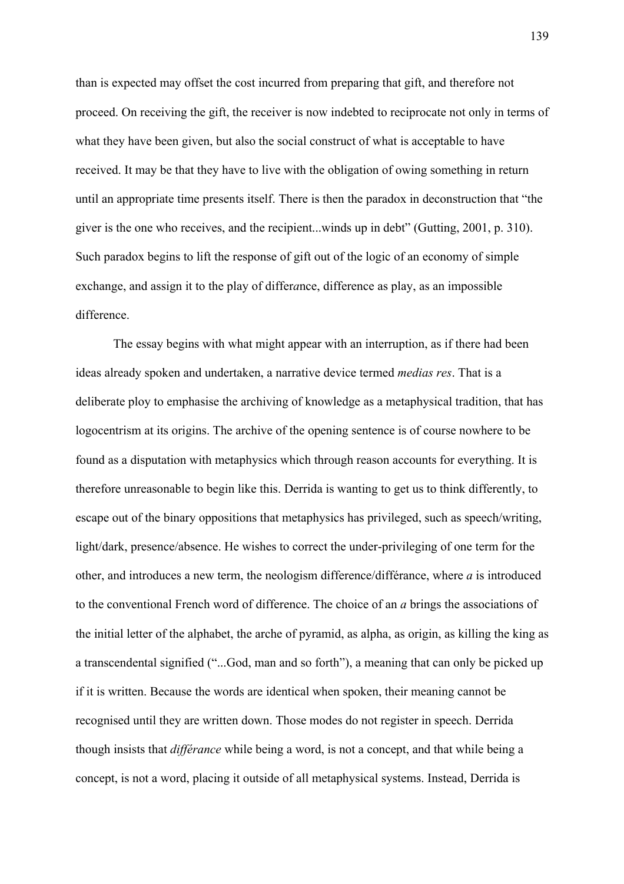than is expected may offset the cost incurred from preparing that gift, and therefore not proceed. On receiving the gift, the receiver is now indebted to reciprocate not only in terms of what they have been given, but also the social construct of what is acceptable to have received. It may be that they have to live with the obligation of owing something in return until an appropriate time presents itself. There is then the paradox in deconstruction that "the giver is the one who receives, and the recipient...winds up in debt" (Gutting, 2001, p. 310). Such paradox begins to lift the response of gift out of the logic of an economy of simple exchange, and assign it to the play of differ*a*nce, difference as play, as an impossible difference.

The essay begins with what might appear with an interruption, as if there had been ideas already spoken and undertaken, a narrative device termed *medias res*. That is a deliberate ploy to emphasise the archiving of knowledge as a metaphysical tradition, that has logocentrism at its origins. The archive of the opening sentence is of course nowhere to be found as a disputation with metaphysics which through reason accounts for everything. It is therefore unreasonable to begin like this. Derrida is wanting to get us to think differently, to escape out of the binary oppositions that metaphysics has privileged, such as speech/writing, light/dark, presence/absence. He wishes to correct the under-privileging of one term for the other, and introduces a new term, the neologism difference/différance, where *a* is introduced to the conventional French word of difference. The choice of an *a* brings the associations of the initial letter of the alphabet, the arche of pyramid, as alpha, as origin, as killing the king as a transcendental signified ("...God, man and so forth"), a meaning that can only be picked up if it is written. Because the words are identical when spoken, their meaning cannot be recognised until they are written down. Those modes do not register in speech. Derrida though insists that *différance* while being a word, is not a concept, and that while being a concept, is not a word, placing it outside of all metaphysical systems. Instead, Derrida is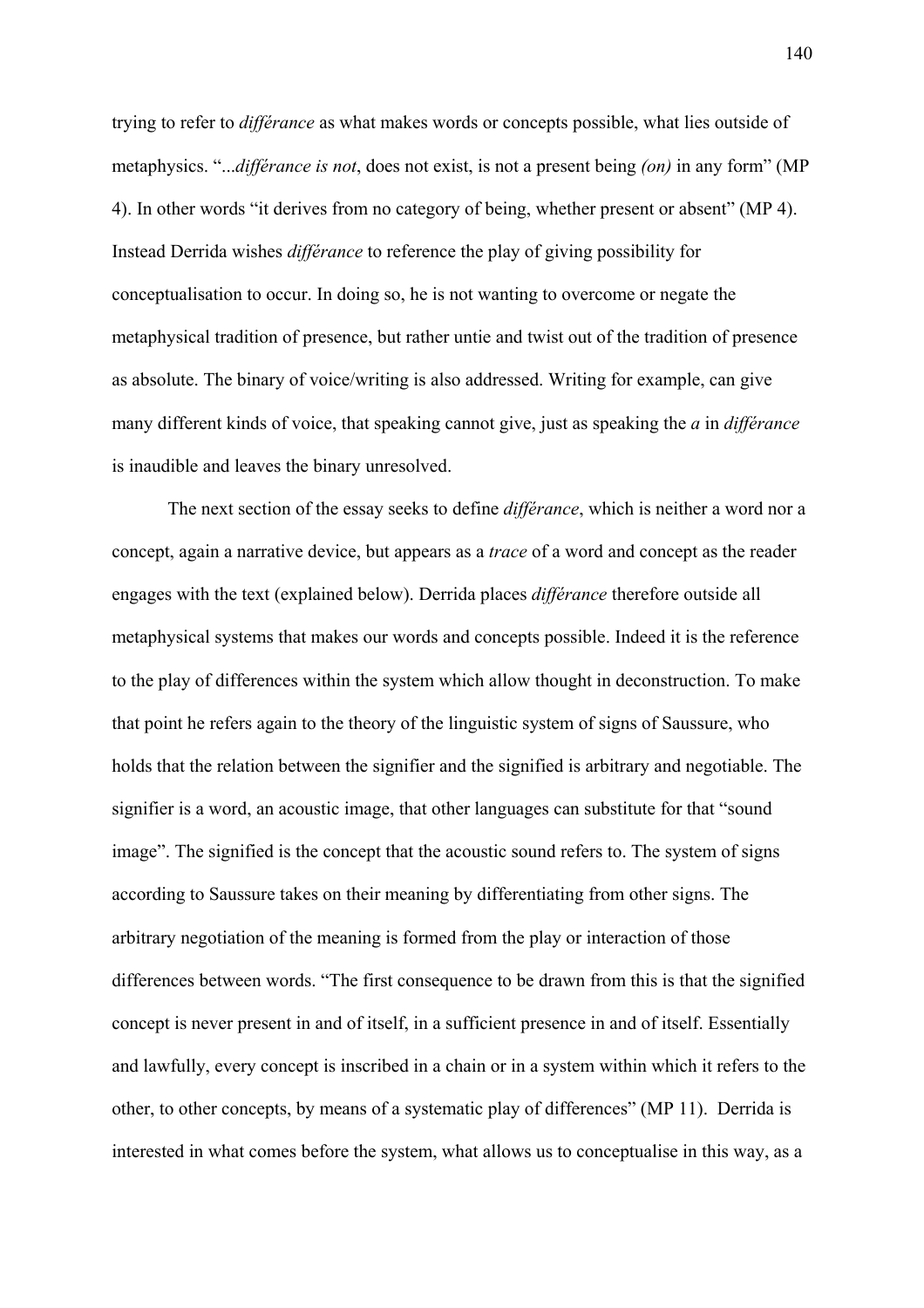trying to refer to *différance* as what makes words or concepts possible, what lies outside of metaphysics. "...*différance is not*, does not exist, is not a present being *(on)* in any form" (MP 4). In other words "it derives from no category of being, whether present or absent" (MP 4). Instead Derrida wishes *différance* to reference the play of giving possibility for conceptualisation to occur. In doing so, he is not wanting to overcome or negate the metaphysical tradition of presence, but rather untie and twist out of the tradition of presence as absolute. The binary of voice/writing is also addressed. Writing for example, can give many different kinds of voice, that speaking cannot give, just as speaking the *a* in *différance* is inaudible and leaves the binary unresolved.

The next section of the essay seeks to define *différance*, which is neither a word nor a concept, again a narrative device, but appears as a *trace* of a word and concept as the reader engages with the text (explained below). Derrida places *différance* therefore outside all metaphysical systems that makes our words and concepts possible. Indeed it is the reference to the play of differences within the system which allow thought in deconstruction. To make that point he refers again to the theory of the linguistic system of signs of Saussure, who holds that the relation between the signifier and the signified is arbitrary and negotiable. The signifier is a word, an acoustic image, that other languages can substitute for that "sound image". The signified is the concept that the acoustic sound refers to. The system of signs according to Saussure takes on their meaning by differentiating from other signs. The arbitrary negotiation of the meaning is formed from the play or interaction of those differences between words. "The first consequence to be drawn from this is that the signified concept is never present in and of itself, in a sufficient presence in and of itself. Essentially and lawfully, every concept is inscribed in a chain or in a system within which it refers to the other, to other concepts, by means of a systematic play of differences" (MP 11). Derrida is interested in what comes before the system, what allows us to conceptualise in this way, as a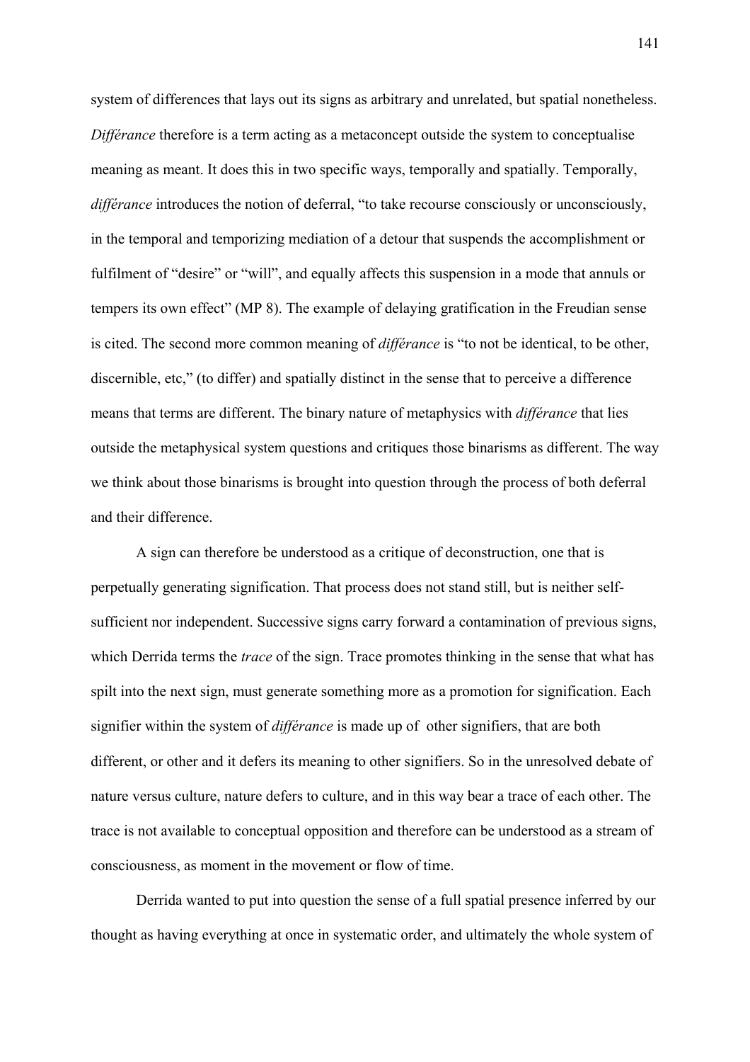system of differences that lays out its signs as arbitrary and unrelated, but spatial nonetheless. *Différance* therefore is a term acting as a metaconcept outside the system to conceptualise meaning as meant. It does this in two specific ways, temporally and spatially. Temporally, *différance* introduces the notion of deferral, "to take recourse consciously or unconsciously, in the temporal and temporizing mediation of a detour that suspends the accomplishment or fulfilment of "desire" or "will", and equally affects this suspension in a mode that annuls or tempers its own effect" (MP 8). The example of delaying gratification in the Freudian sense is cited. The second more common meaning of *différance* is "to not be identical, to be other, discernible, etc," (to differ) and spatially distinct in the sense that to perceive a difference means that terms are different. The binary nature of metaphysics with *différance* that lies outside the metaphysical system questions and critiques those binarisms as different. The way we think about those binarisms is brought into question through the process of both deferral and their difference.

A sign can therefore be understood as a critique of deconstruction, one that is perpetually generating signification. That process does not stand still, but is neither self-sufficient nor independent. Successive signs carry forward a contamination of previous signs, which Derrida terms the *trace* of the sign. Trace promotes thinking in the sense that what has spilt into the next sign, must generate something more as a promotion for signification. Each signifier within the system of *différance* is made up of other signifiers, that are both different, or other and it defers its meaning to other signifiers. So in the unresolved debate of nature versus culture, nature defers to culture, and in this way bear a trace of each other. The trace is not available to conceptual opposition and therefore can be understood as a stream of consciousness, as moment in the movement or flow of time.

Derrida wanted to put into question the sense of a full spatial presence inferred by our thought as having everything at once in systematic order, and ultimately the whole system of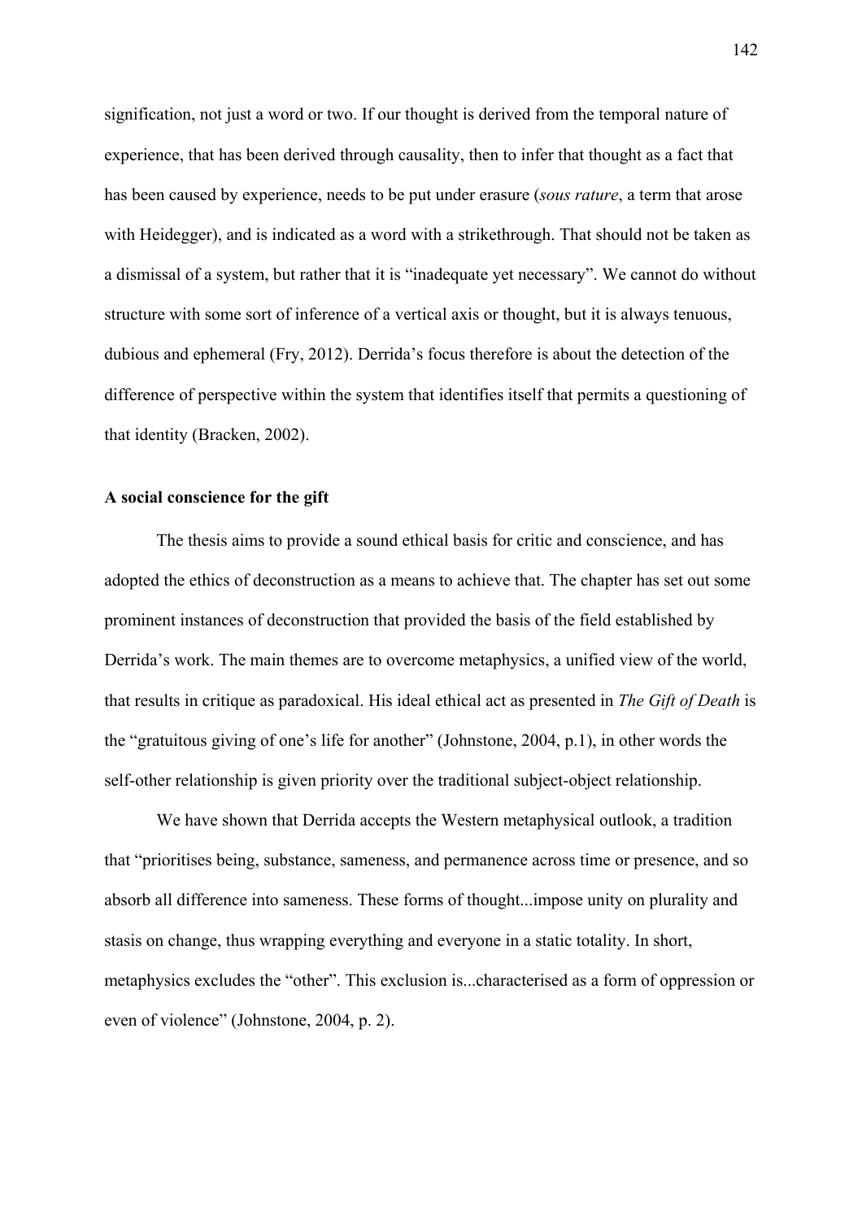signification, not just a word or two. If our thought is derived from the temporal nature of experience, that has been derived through causality, then to infer that thought as a fact that has been caused by experience, needs to be put under erasure (*sous rature*, a term that arose with Heidegger), and is indicated as a word with a strikethrough. That should not be taken as a dismissal of a system, but rather that it is "inadequate yet necessary". We cannot do without structure with some sort of inference of a vertical axis or thought, but it is always tenuous, dubious and ephemeral (Fry, 2012). Derrida's focus therefore is about the detection of the difference of perspective within the system that identifies itself that permits a questioning of that identity (Bracken, 2002).

**A social conscience for the gift**

The thesis aims to provide a sound ethical basis for critic and conscience, and has adopted the ethics of deconstruction as a means to achieve that. The chapter has set out some prominent instances of deconstruction that provided the basis of the field established by Derrida's work. The main themes are to overcome metaphysics, a unified view of the world, that results in critique as paradoxical. His ideal ethical act as presented in *The Gift of Death* is the "gratuitous giving of one's life for another" (Johnstone, 2004, p.1), in other words the self-other relationship is given priority over the traditional subject-object relationship.

We have shown that Derrida accepts the Western metaphysical outlook, a tradition that "prioritises being, substance, sameness, and permanence across time or presence, and so absorb all difference into sameness. These forms of thought...impose unity on plurality and stasis on change, thus wrapping everything and everyone in a static totality. In short, metaphysics excludes the "other". This exclusion is...characterised as a form of oppression or even of violence" (Johnstone, 2004, p. 2).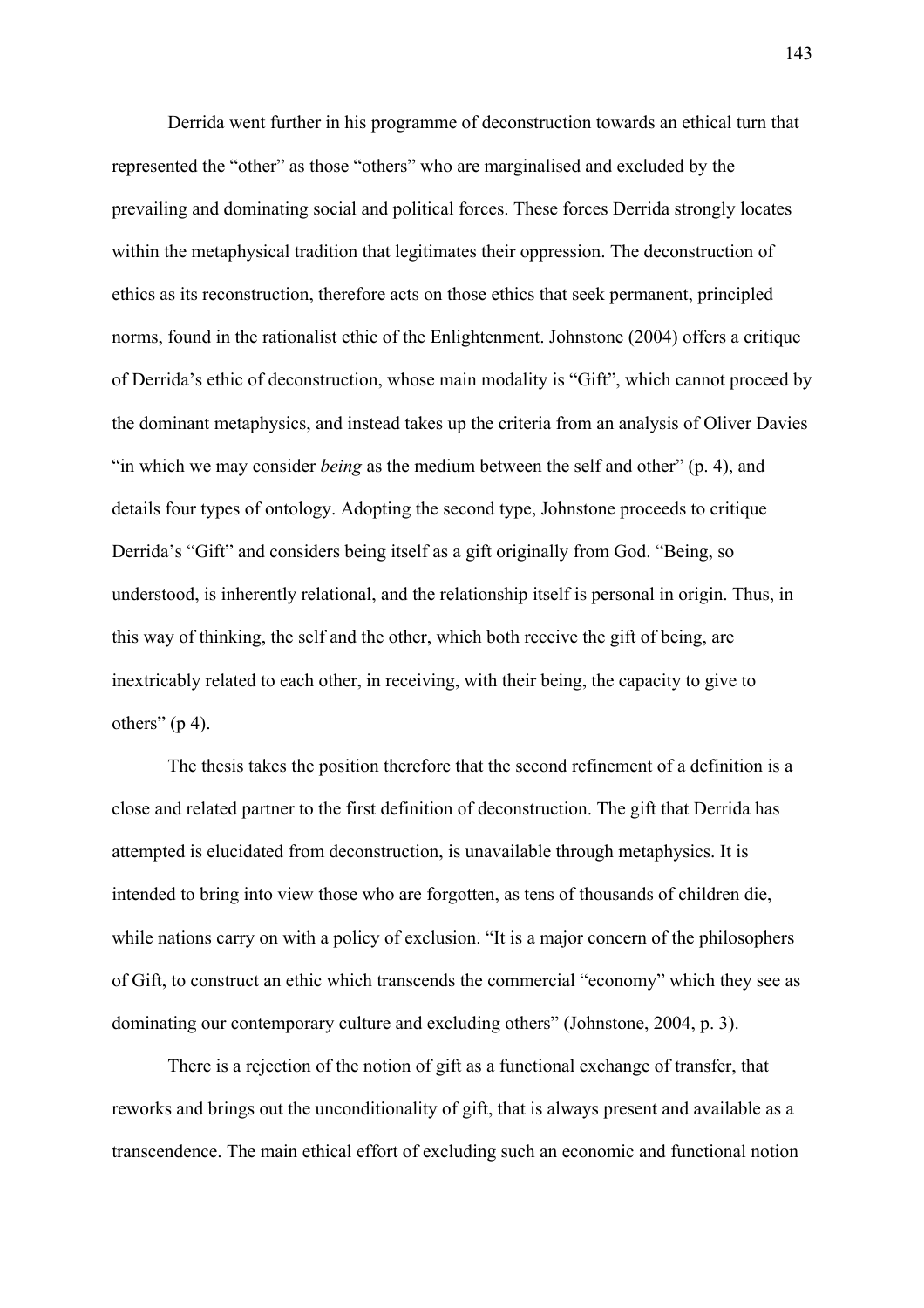Derrida went further in his programme of deconstruction towards an ethical turn that represented the "other" as those "others" who are marginalised and excluded by the prevailing and dominating social and political forces. These forces Derrida strongly locates within the metaphysical tradition that legitimates their oppression. The deconstruction of ethics as its reconstruction, therefore acts on those ethics that seek permanent, principled norms, found in the rationalist ethic of the Enlightenment. Johnstone (2004) offers a critique of Derrida's ethic of deconstruction, whose main modality is "Gift", which cannot proceed by the dominant metaphysics, and instead takes up the criteria from an analysis of Oliver Davies "in which we may consider *being* as the medium between the self and other" (p. 4), and details four types of ontology. Adopting the second type, Johnstone proceeds to critique Derrida's "Gift" and considers being itself as a gift originally from God. "Being, so understood, is inherently relational, and the relationship itself is personal in origin. Thus, in this way of thinking, the self and the other, which both receive the gift of being, are inextricably related to each other, in receiving, with their being, the capacity to give to others" (p 4).

The thesis takes the position therefore that the second refinement of a definition is a close and related partner to the first definition of deconstruction. The gift that Derrida has attempted is elucidated from deconstruction, is unavailable through metaphysics. It is intended to bring into view those who are forgotten, as tens of thousands of children die, while nations carry on with a policy of exclusion. "It is a major concern of the philosophers of Gift, to construct an ethic which transcends the commercial "economy" which they see as dominating our contemporary culture and excluding others" (Johnstone, 2004, p. 3).

There is a rejection of the notion of gift as a functional exchange of transfer, that reworks and brings out the unconditionality of gift, that is always present and available as a transcendence. The main ethical effort of excluding such an economic and functional notion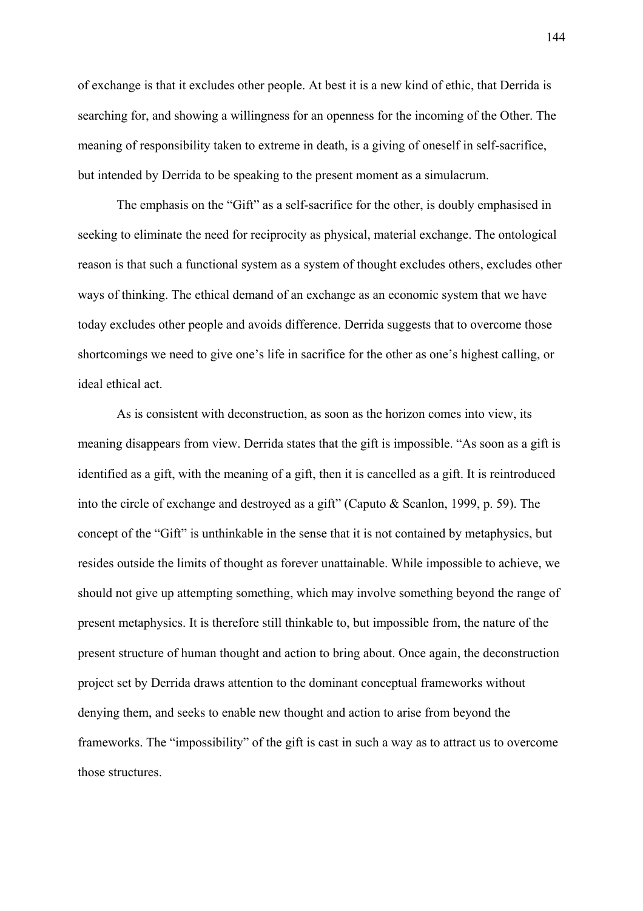of exchange is that it excludes other people. At best it is a new kind of ethic, that Derrida is searching for, and showing a willingness for an openness for the incoming of the Other. The meaning of responsibility taken to extreme in death, is a giving of oneself in self-sacrifice, but intended by Derrida to be speaking to the present moment as a simulacrum.

The emphasis on the "Gift" as a self-sacrifice for the other, is doubly emphasised in seeking to eliminate the need for reciprocity as physical, material exchange. The ontological reason is that such a functional system as a system of thought excludes others, excludes other ways of thinking. The ethical demand of an exchange as an economic system that we have today excludes other people and avoids difference. Derrida suggests that to overcome those shortcomings we need to give one's life in sacrifice for the other as one's highest calling, or ideal ethical act.

As is consistent with deconstruction, as soon as the horizon comes into view, its meaning disappears from view. Derrida states that the gift is impossible. "As soon as a gift is identified as a gift, with the meaning of a gift, then it is cancelled as a gift. It is reintroduced into the circle of exchange and destroyed as a gift" (Caputo & Scanlon, 1999, p. 59). The concept of the "Gift" is unthinkable in the sense that it is not contained by metaphysics, but resides outside the limits of thought as forever unattainable. While impossible to achieve, we should not give up attempting something, which may involve something beyond the range of present metaphysics. It is therefore still thinkable to, but impossible from, the nature of the present structure of human thought and action to bring about. Once again, the deconstruction project set by Derrida draws attention to the dominant conceptual frameworks without denying them, and seeks to enable new thought and action to arise from beyond the frameworks. The "impossibility" of the gift is cast in such a way as to attract us to overcome those structures.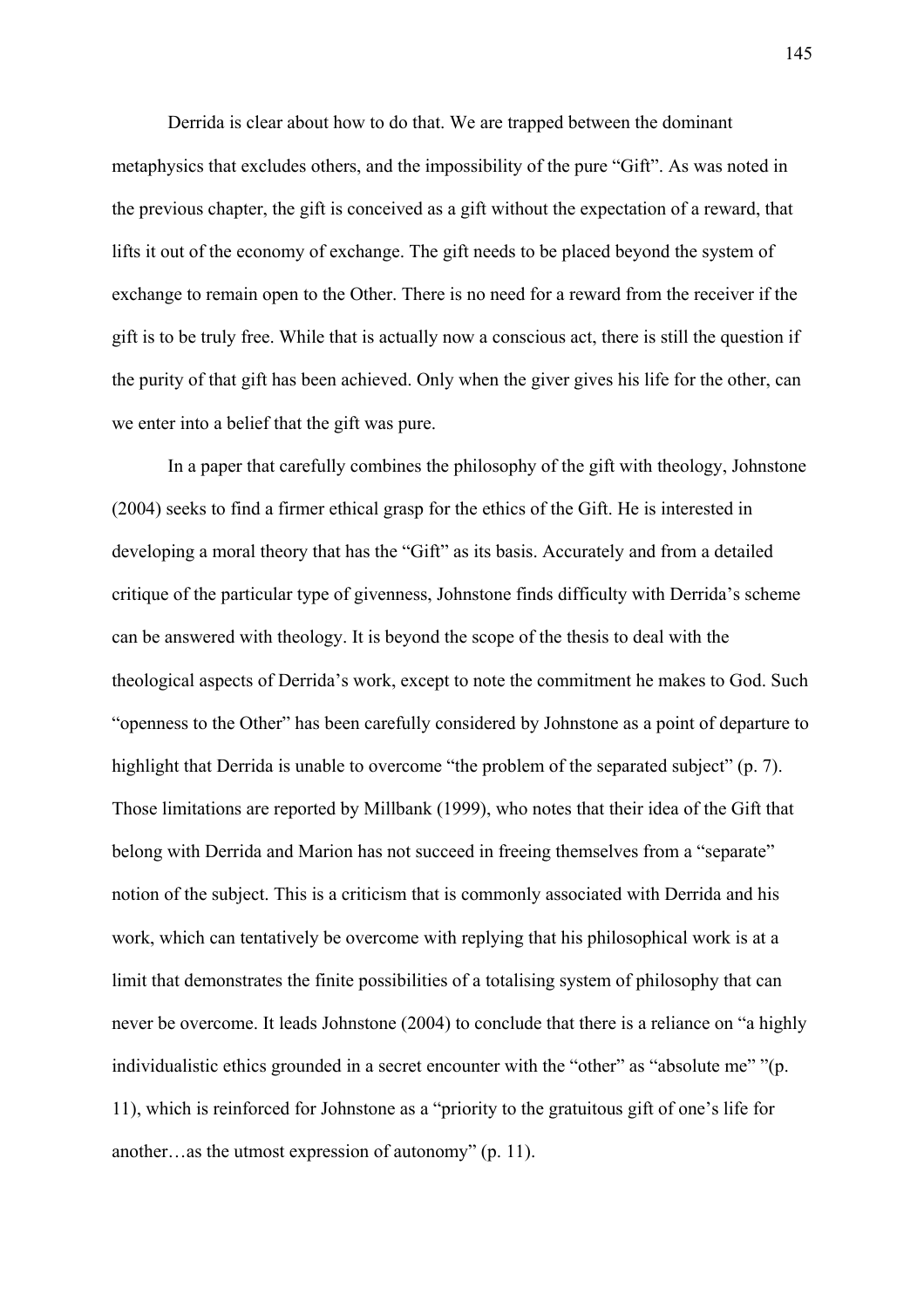Derrida is clear about how to do that. We are trapped between the dominant metaphysics that excludes others, and the impossibility of the pure "Gift". As was noted in the previous chapter, the gift is conceived as a gift without the expectation of a reward, that lifts it out of the economy of exchange. The gift needs to be placed beyond the system of exchange to remain open to the Other. There is no need for a reward from the receiver if the gift is to be truly free. While that is actually now a conscious act, there is still the question if the purity of that gift has been achieved. Only when the giver gives his life for the other, can we enter into a belief that the gift was pure.

In a paper that carefully combines the philosophy of the gift with theology, Johnstone (2004) seeks to find a firmer ethical grasp for the ethics of the Gift. He is interested in developing a moral theory that has the "Gift" as its basis. Accurately and from a detailed critique of the particular type of givenness, Johnstone finds difficulty with Derrida's scheme can be answered with theology. It is beyond the scope of the thesis to deal with the theological aspects of Derrida's work, except to note the commitment he makes to God. Such "openness to the Other" has been carefully considered by Johnstone as a point of departure to highlight that Derrida is unable to overcome "the problem of the separated subject" (p. 7). Those limitations are reported by Millbank (1999), who notes that their idea of the Gift that belong with Derrida and Marion has not succeed in freeing themselves from a "separate" notion of the subject. This is a criticism that is commonly associated with Derrida and his work, which can tentatively be overcome with replying that his philosophical work is at a limit that demonstrates the finite possibilities of a totalising system of philosophy that can never be overcome. It leads Johnstone (2004) to conclude that there is a reliance on "a highly individualistic ethics grounded in a secret encounter with the "other" as "absolute me" "(p. 11), which is reinforced for Johnstone as a "priority to the gratuitous gift of one's life for another…as the utmost expression of autonomy" (p. 11).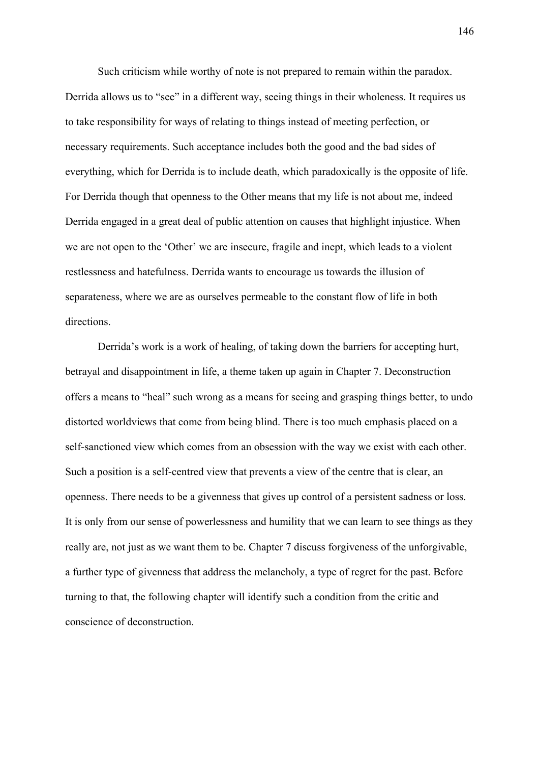Such criticism while worthy of note is not prepared to remain within the paradox. Derrida allows us to "see" in a different way, seeing things in their wholeness. It requires us to take responsibility for ways of relating to things instead of meeting perfection, or necessary requirements. Such acceptance includes both the good and the bad sides of everything, which for Derrida is to include death, which paradoxically is the opposite of life. For Derrida though that openness to the Other means that my life is not about me, indeed Derrida engaged in a great deal of public attention on causes that highlight injustice. When we are not open to the 'Other' we are insecure, fragile and inept, which leads to a violent restlessness and hatefulness. Derrida wants to encourage us towards the illusion of separateness, where we are as ourselves permeable to the constant flow of life in both directions.

Derrida's work is a work of healing, of taking down the barriers for accepting hurt, betrayal and disappointment in life, a theme taken up again in Chapter 7. Deconstruction offers a means to "heal" such wrong as a means for seeing and grasping things better, to undo distorted worldviews that come from being blind. There is too much emphasis placed on a self-sanctioned view which comes from an obsession with the way we exist with each other. Such a position is a self-centred view that prevents a view of the centre that is clear, an openness. There needs to be a givenness that gives up control of a persistent sadness or loss. It is only from our sense of powerlessness and humility that we can learn to see things as they really are, not just as we want them to be. Chapter 7 discuss forgiveness of the unforgivable, a further type of givenness that address the melancholy, a type of regret for the past. Before turning to that, the following chapter will identify such a condition from the critic and conscience of deconstruction.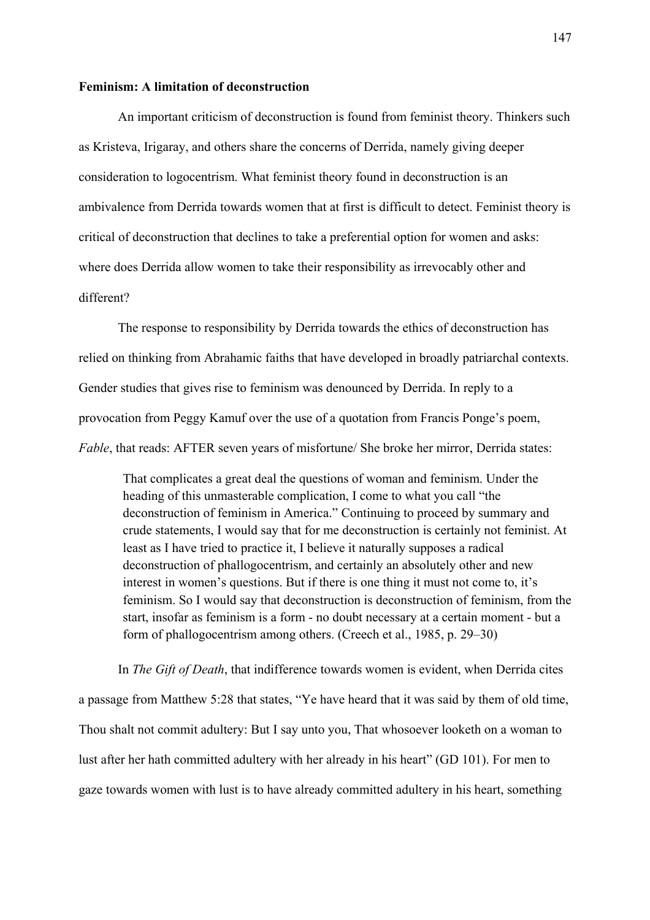**Feminism: A limitation of deconstruction**

An important criticism of deconstruction is found from feminist theory. Thinkers such as Kristeva, Irigaray, and others share the concerns of Derrida, namely giving deeper consideration to logocentrism. What feminist theory found in deconstruction is an ambivalence from Derrida towards women that at first is difficult to detect. Feminist theory is critical of deconstruction that declines to take a preferential option for women and asks: where does Derrida allow women to take their responsibility as irrevocably other and different?

The response to responsibility by Derrida towards the ethics of deconstruction has relied on thinking from Abrahamic faiths that have developed in broadly patriarchal contexts. Gender studies that gives rise to feminism was denounced by Derrida. In reply to a provocation from Peggy Kamuf over the use of a quotation from Francis Ponge's poem, *Fable*, that reads: AFTER seven years of misfortune/ She broke her mirror, Derrida states:

> That complicates a great deal the questions of woman and feminism. Under the heading of this unmasterable complication, I come to what you call "the deconstruction of feminism in America." Continuing to proceed by summary and crude statements, I would say that for me deconstruction is certainly not feminist. At least as I have tried to practice it, I believe it naturally supposes a radical deconstruction of phallogocentrism, and certainly an absolutely other and new interest in women's questions. But if there is one thing it must not come to, it's feminism. So I would say that deconstruction is deconstruction of feminism, from the start, insofar as feminism is a form - no doubt necessary at a certain moment - but a form of phallogocentrism among others. (Creech et al., 1985, p. 29–30)

In *The Gift of Death*, that indifference towards women is evident, when Derrida cites a passage from Matthew 5:28 that states, "Ye have heard that it was said by them of old time, Thou shalt not commit adultery: But I say unto you, That whosoever looketh on a woman to lust after her hath committed adultery with her already in his heart" (GD 101). For men to gaze towards women with lust is to have already committed adultery in his heart, something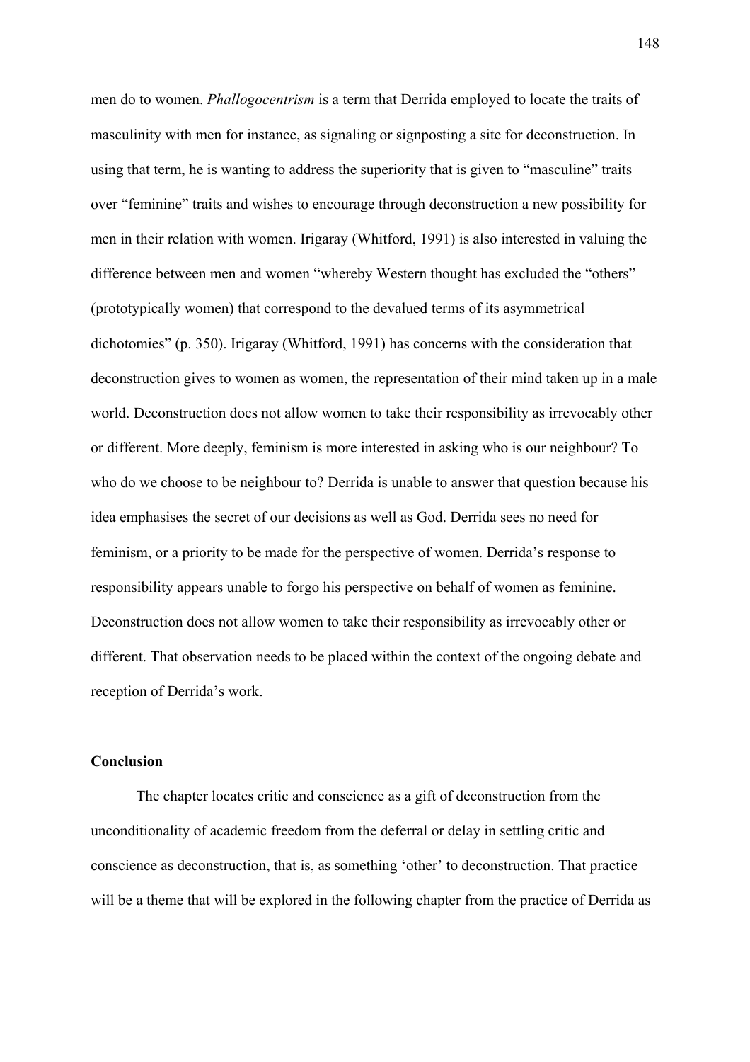men do to women. *Phallogocentrism* is a term that Derrida employed to locate the traits of masculinity with men for instance, as signaling or signposting a site for deconstruction. In using that term, he is wanting to address the superiority that is given to "masculine" traits over "feminine" traits and wishes to encourage through deconstruction a new possibility for men in their relation with women. Irigaray (Whitford, 1991) is also interested in valuing the difference between men and women "whereby Western thought has excluded the "others" (prototypically women) that correspond to the devalued terms of its asymmetrical dichotomies" (p. 350). Irigaray (Whitford, 1991) has concerns with the consideration that deconstruction gives to women as women, the representation of their mind taken up in a male world. Deconstruction does not allow women to take their responsibility as irrevocably other or different. More deeply, feminism is more interested in asking who is our neighbour? To who do we choose to be neighbour to? Derrida is unable to answer that question because his idea emphasises the secret of our decisions as well as God. Derrida sees no need for feminism, or a priority to be made for the perspective of women. Derrida's response to responsibility appears unable to forgo his perspective on behalf of women as feminine. Deconstruction does not allow women to take their responsibility as irrevocably other or different. That observation needs to be placed within the context of the ongoing debate and reception of Derrida's work.

**Conclusion**

The chapter locates critic and conscience as a gift of deconstruction from the unconditionality of academic freedom from the deferral or delay in settling critic and conscience as deconstruction, that is, as something 'other' to deconstruction. That practice will be a theme that will be explored in the following chapter from the practice of Derrida as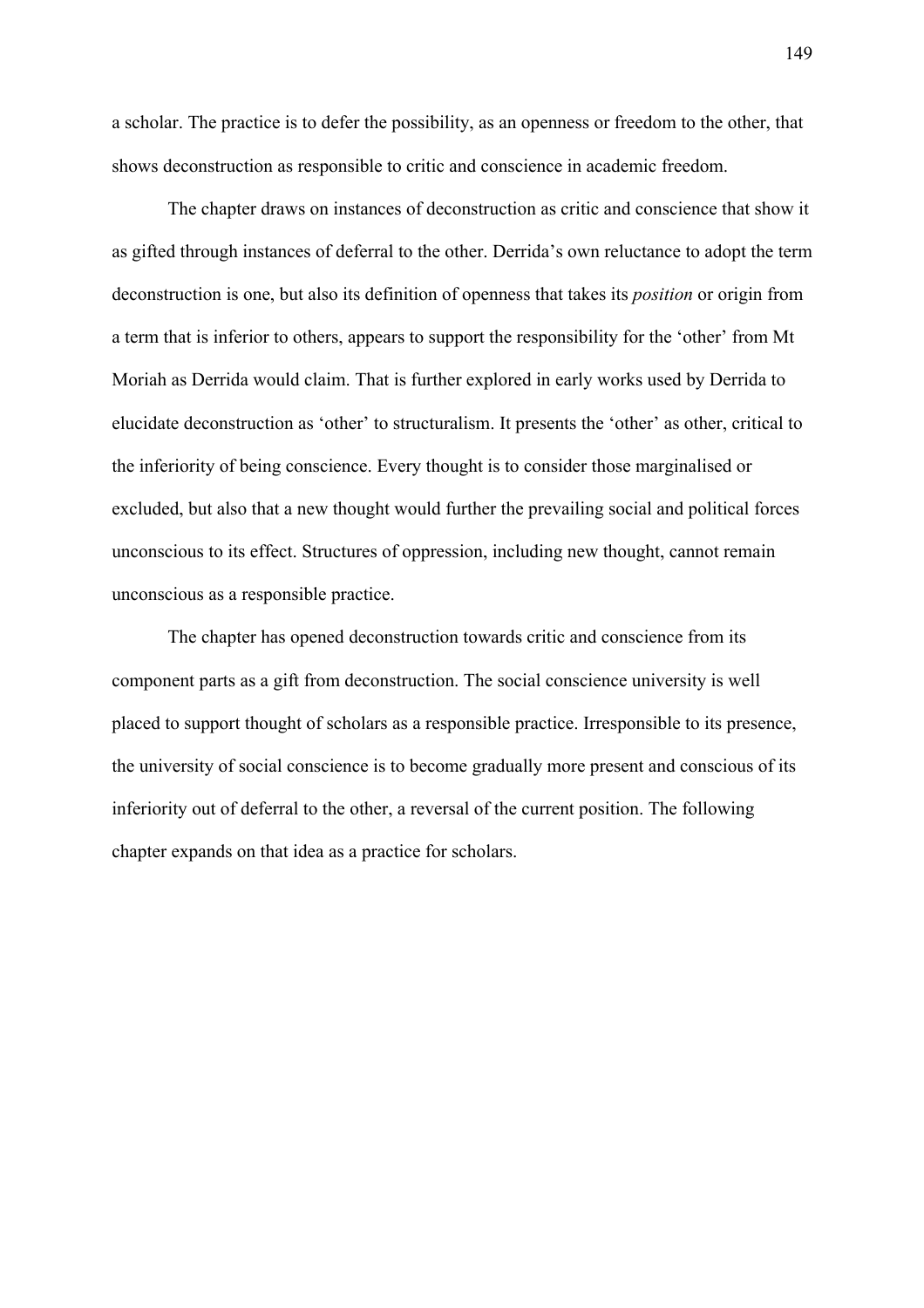a scholar. The practice is to defer the possibility, as an openness or freedom to the other, that shows deconstruction as responsible to critic and conscience in academic freedom.

The chapter draws on instances of deconstruction as critic and conscience that show it as gifted through instances of deferral to the other. Derrida's own reluctance to adopt the term deconstruction is one, but also its definition of openness that takes its *position* or origin from a term that is inferior to others, appears to support the responsibility for the 'other' from Mt Moriah as Derrida would claim. That is further explored in early works used by Derrida to elucidate deconstruction as 'other' to structuralism. It presents the 'other' as other, critical to the inferiority of being conscience. Every thought is to consider those marginalised or excluded, but also that a new thought would further the prevailing social and political forces unconscious to its effect. Structures of oppression, including new thought, cannot remain unconscious as a responsible practice.

The chapter has opened deconstruction towards critic and conscience from its component parts as a gift from deconstruction. The social conscience university is well placed to support thought of scholars as a responsible practice. Irresponsible to its presence, the university of social conscience is to become gradually more present and conscious of its inferiority out of deferral to the other, a reversal of the current position. The following chapter expands on that idea as a practice for scholars.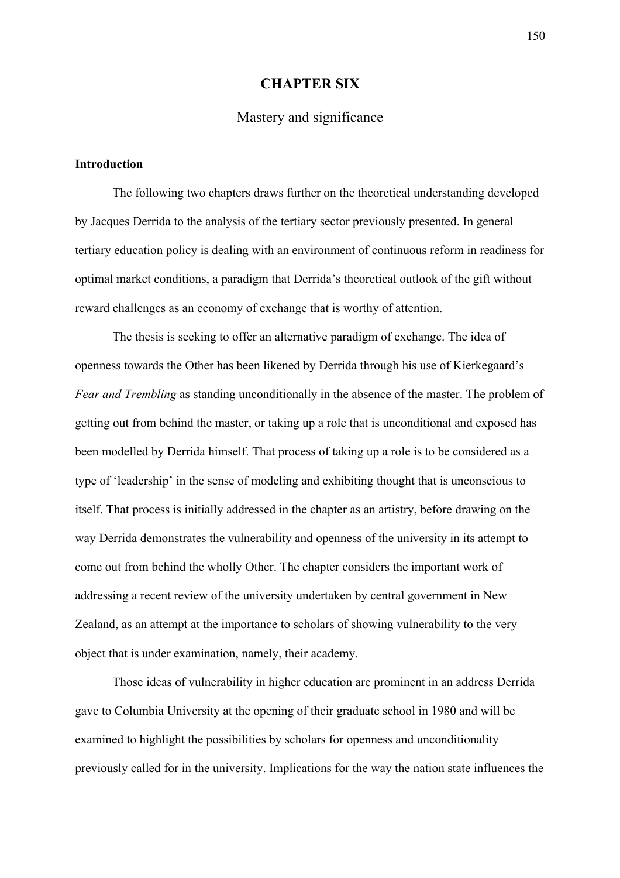# CHAPTER SIX

## Mastery and significance

### Introduction

The following two chapters draws further on the theoretical understanding developed by Jacques Derrida to the analysis of the tertiary sector previously presented. In general tertiary education policy is dealing with an environment of continuous reform in readiness for optimal market conditions, a paradigm that Derrida's theoretical outlook of the gift without reward challenges as an economy of exchange that is worthy of attention.

The thesis is seeking to offer an alternative paradigm of exchange. The idea of openness towards the Other has been likened by Derrida through his use of Kierkegaard's *Fear and Trembling* as standing unconditionally in the absence of the master. The problem of getting out from behind the master, or taking up a role that is unconditional and exposed has been modelled by Derrida himself. That process of taking up a role is to be considered as a type of 'leadership' in the sense of modeling and exhibiting thought that is unconscious to itself. That process is initially addressed in the chapter as an artistry, before drawing on the way Derrida demonstrates the vulnerability and openness of the university in its attempt to come out from behind the wholly Other. The chapter considers the important work of addressing a recent review of the university undertaken by central government in New Zealand, as an attempt at the importance to scholars of showing vulnerability to the very object that is under examination, namely, their academy.

Those ideas of vulnerability in higher education are prominent in an address Derrida gave to Columbia University at the opening of their graduate school in 1980 and will be examined to highlight the possibilities by scholars for openness and unconditionality previously called for in the university. Implications for the way the nation state influences the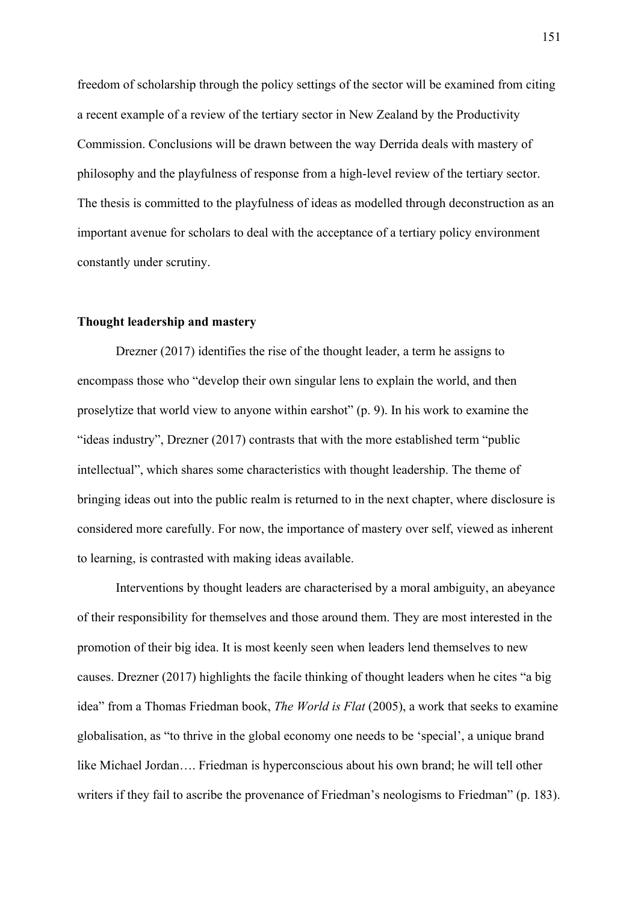freedom of scholarship through the policy settings of the sector will be examined from citing a recent example of a review of the tertiary sector in New Zealand by the Productivity Commission. Conclusions will be drawn between the way Derrida deals with mastery of philosophy and the playfulness of response from a high-level review of the tertiary sector. The thesis is committed to the playfulness of ideas as modelled through deconstruction as an important avenue for scholars to deal with the acceptance of a tertiary policy environment constantly under scrutiny.

**Thought leadership and mastery**

Drezner (2017) identifies the rise of the thought leader, a term he assigns to encompass those who "develop their own singular lens to explain the world, and then proselytize that world view to anyone within earshot" (p. 9). In his work to examine the "ideas industry", Drezner (2017) contrasts that with the more established term "public intellectual", which shares some characteristics with thought leadership. The theme of bringing ideas out into the public realm is returned to in the next chapter, where disclosure is considered more carefully. For now, the importance of mastery over self, viewed as inherent to learning, is contrasted with making ideas available.

Interventions by thought leaders are characterised by a moral ambiguity, an abeyance of their responsibility for themselves and those around them. They are most interested in the promotion of their big idea. It is most keenly seen when leaders lend themselves to new causes. Drezner (2017) highlights the facile thinking of thought leaders when he cites "a big idea" from a Thomas Friedman book, *The World is Flat* (2005), a work that seeks to examine globalisation, as "to thrive in the global economy one needs to be 'special', a unique brand like Michael Jordan…. Friedman is hyperconscious about his own brand; he will tell other writers if they fail to ascribe the provenance of Friedman's neologisms to Friedman" (p. 183).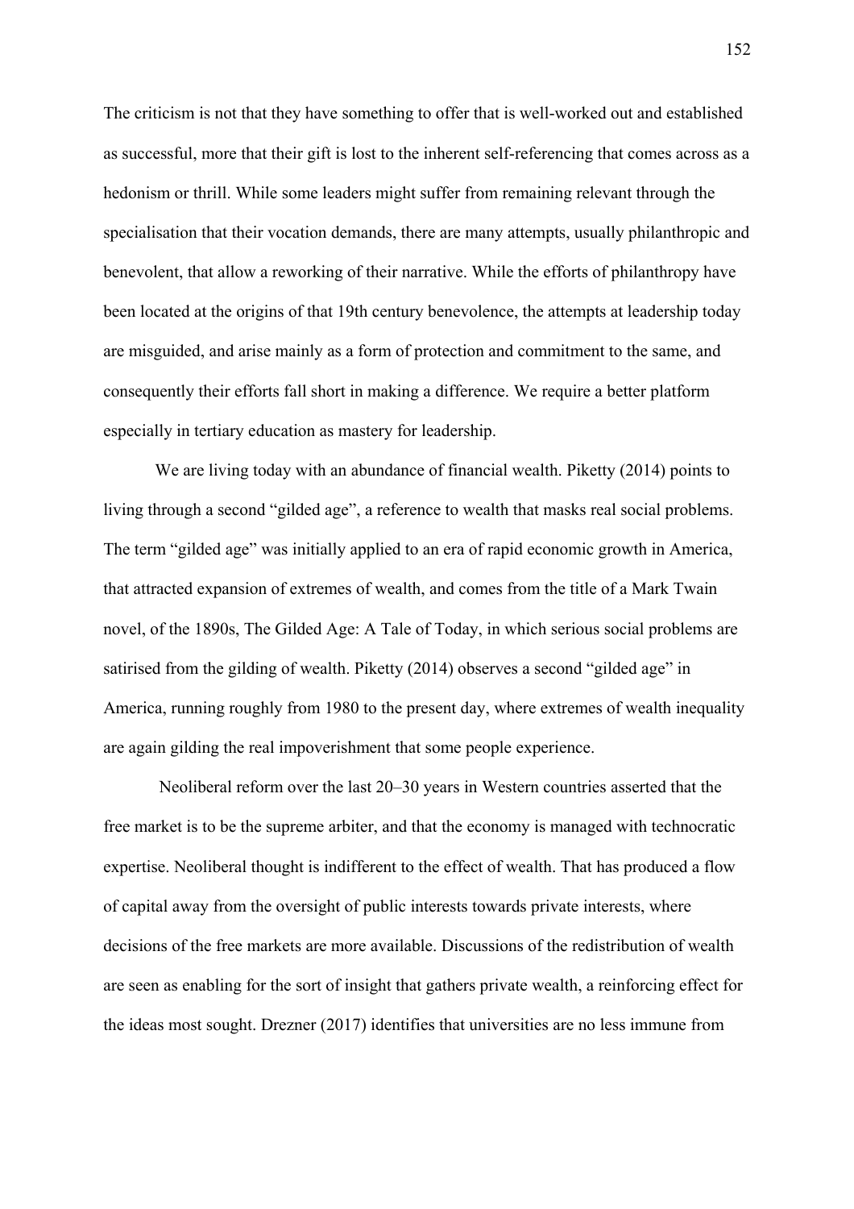The criticism is not that they have something to offer that is well-worked out and established as successful, more that their gift is lost to the inherent self-referencing that comes across as a hedonism or thrill. While some leaders might suffer from remaining relevant through the specialisation that their vocation demands, there are many attempts, usually philanthropic and benevolent, that allow a reworking of their narrative. While the efforts of philanthropy have been located at the origins of that 19th century benevolence, the attempts at leadership today are misguided, and arise mainly as a form of protection and commitment to the same, and consequently their efforts fall short in making a difference. We require a better platform especially in tertiary education as mastery for leadership.

We are living today with an abundance of financial wealth. Piketty (2014) points to living through a second "gilded age", a reference to wealth that masks real social problems. The term "gilded age" was initially applied to an era of rapid economic growth in America, that attracted expansion of extremes of wealth, and comes from the title of a Mark Twain novel, of the 1890s, The Gilded Age: A Tale of Today, in which serious social problems are satirised from the gilding of wealth. Piketty (2014) observes a second "gilded age" in America, running roughly from 1980 to the present day, where extremes of wealth inequality are again gilding the real impoverishment that some people experience.

Neoliberal reform over the last 20–30 years in Western countries asserted that the free market is to be the supreme arbiter, and that the economy is managed with technocratic expertise. Neoliberal thought is indifferent to the effect of wealth. That has produced a flow of capital away from the oversight of public interests towards private interests, where decisions of the free markets are more available. Discussions of the redistribution of wealth are seen as enabling for the sort of insight that gathers private wealth, a reinforcing effect for the ideas most sought. Drezner (2017) identifies that universities are no less immune from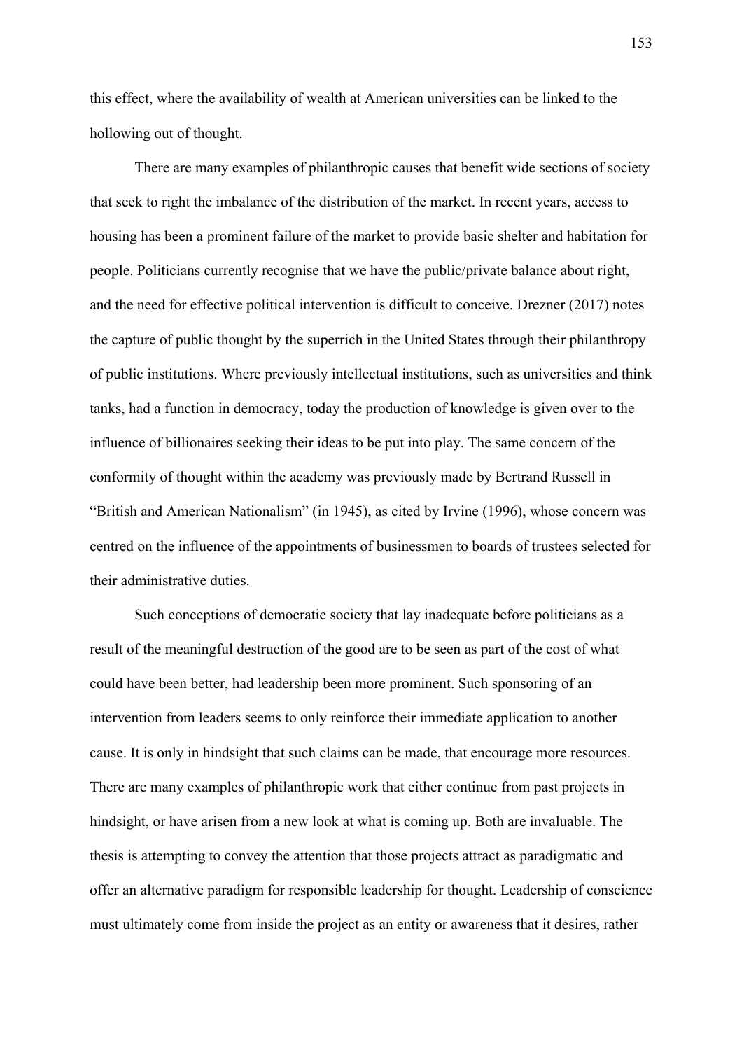this effect, where the availability of wealth at American universities can be linked to the hollowing out of thought.

There are many examples of philanthropic causes that benefit wide sections of society that seek to right the imbalance of the distribution of the market. In recent years, access to housing has been a prominent failure of the market to provide basic shelter and habitation for people. Politicians currently recognise that we have the public/private balance about right, and the need for effective political intervention is difficult to conceive. Drezner (2017) notes the capture of public thought by the superrich in the United States through their philanthropy of public institutions. Where previously intellectual institutions, such as universities and think tanks, had a function in democracy, today the production of knowledge is given over to the influence of billionaires seeking their ideas to be put into play. The same concern of the conformity of thought within the academy was previously made by Bertrand Russell in "British and American Nationalism" (in 1945), as cited by Irvine (1996), whose concern was centred on the influence of the appointments of businessmen to boards of trustees selected for their administrative duties.

Such conceptions of democratic society that lay inadequate before politicians as a result of the meaningful destruction of the good are to be seen as part of the cost of what could have been better, had leadership been more prominent. Such sponsoring of an intervention from leaders seems to only reinforce their immediate application to another cause. It is only in hindsight that such claims can be made, that encourage more resources. There are many examples of philanthropic work that either continue from past projects in hindsight, or have arisen from a new look at what is coming up. Both are invaluable. The thesis is attempting to convey the attention that those projects attract as paradigmatic and offer an alternative paradigm for responsible leadership for thought. Leadership of conscience must ultimately come from inside the project as an entity or awareness that it desires, rather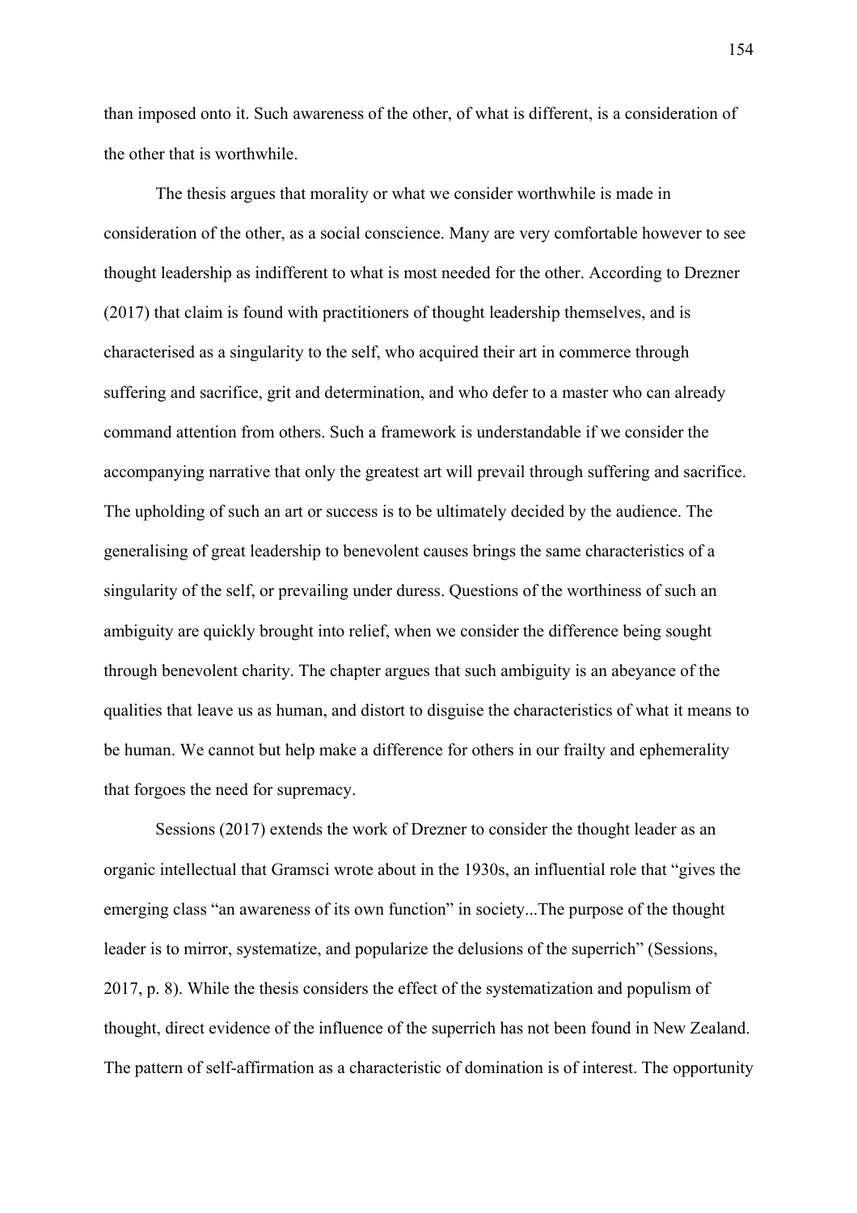than imposed onto it. Such awareness of the other, of what is different, is a consideration of the other that is worthwhile.

The thesis argues that morality or what we consider worthwhile is made in consideration of the other, as a social conscience. Many are very comfortable however to see thought leadership as indifferent to what is most needed for the other. According to Drezner (2017) that claim is found with practitioners of thought leadership themselves, and is characterised as a singularity to the self, who acquired their art in commerce through suffering and sacrifice, grit and determination, and who defer to a master who can already command attention from others. Such a framework is understandable if we consider the accompanying narrative that only the greatest art will prevail through suffering and sacrifice. The upholding of such an art or success is to be ultimately decided by the audience. The generalising of great leadership to benevolent causes brings the same characteristics of a singularity of the self, or prevailing under duress. Questions of the worthiness of such an ambiguity are quickly brought into relief, when we consider the difference being sought through benevolent charity. The chapter argues that such ambiguity is an abeyance of the qualities that leave us as human, and distort to disguise the characteristics of what it means to be human. We cannot but help make a difference for others in our frailty and ephemerality that forgoes the need for supremacy.

Sessions (2017) extends the work of Drezner to consider the thought leader as an organic intellectual that Gramsci wrote about in the 1930s, an influential role that "gives the emerging class "an awareness of its own function" in society...The purpose of the thought leader is to mirror, systematize, and popularize the delusions of the superrich" (Sessions, 2017, p. 8). While the thesis considers the effect of the systematization and populism of thought, direct evidence of the influence of the superrich has not been found in New Zealand. The pattern of self-affirmation as a characteristic of domination is of interest. The opportunity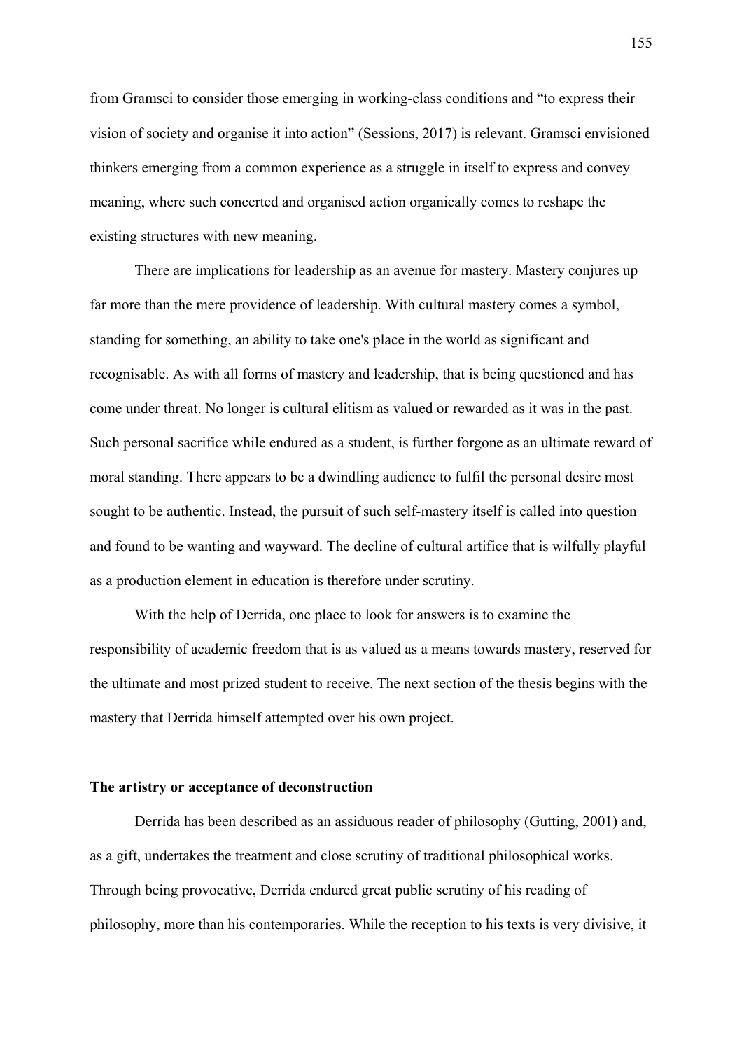from Gramsci to consider those emerging in working-class conditions and “to express their vision of society and organise it into action” (Sessions, 2017) is relevant. Gramsci envisioned thinkers emerging from a common experience as a struggle in itself to express and convey meaning, where such concerted and organised action organically comes to reshape the existing structures with new meaning.

There are implications for leadership as an avenue for mastery. Mastery conjures up far more than the mere providence of leadership. With cultural mastery comes a symbol, standing for something, an ability to take one's place in the world as significant and recognisable. As with all forms of mastery and leadership, that is being questioned and has come under threat. No longer is cultural elitism as valued or rewarded as it was in the past. Such personal sacrifice while endured as a student, is further forgone as an ultimate reward of moral standing. There appears to be a dwindling audience to fulfil the personal desire most sought to be authentic. Instead, the pursuit of such self-mastery itself is called into question and found to be wanting and wayward. The decline of cultural artifice that is wilfully playful as a production element in education is therefore under scrutiny.

With the help of Derrida, one place to look for answers is to examine the responsibility of academic freedom that is as valued as a means towards mastery, reserved for the ultimate and most prized student to receive. The next section of the thesis begins with the mastery that Derrida himself attempted over his own project.

### The artistry or acceptance of deconstruction

Derrida has been described as an assiduous reader of philosophy (Gutting, 2001) and, as a gift, undertakes the treatment and close scrutiny of traditional philosophical works. Through being provocative, Derrida endured great public scrutiny of his reading of philosophy, more than his contemporaries. While the reception to his texts is very divisive, it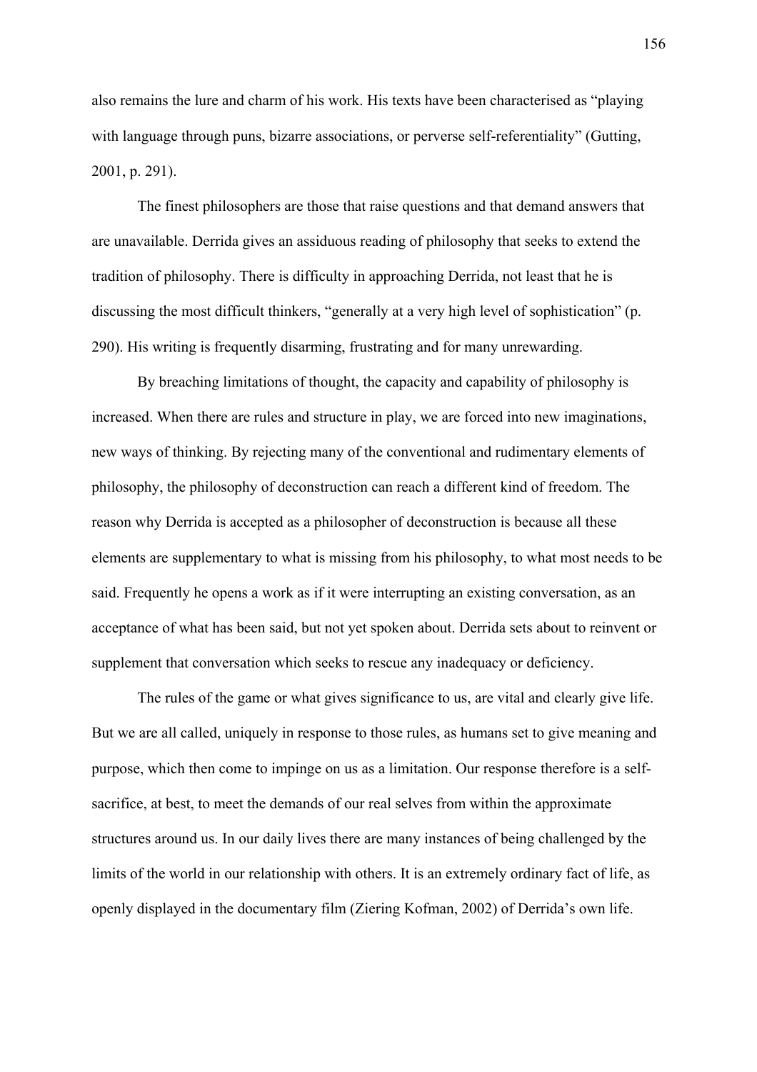also remains the lure and charm of his work. His texts have been characterised as "playing with language through puns, bizarre associations, or perverse self-referentiality" (Gutting, 2001, p. 291).

The finest philosophers are those that raise questions and that demand answers that are unavailable. Derrida gives an assiduous reading of philosophy that seeks to extend the tradition of philosophy. There is difficulty in approaching Derrida, not least that he is discussing the most difficult thinkers, "generally at a very high level of sophistication" (p. 290). His writing is frequently disarming, frustrating and for many unrewarding.

By breaching limitations of thought, the capacity and capability of philosophy is increased. When there are rules and structure in play, we are forced into new imaginations, new ways of thinking. By rejecting many of the conventional and rudimentary elements of philosophy, the philosophy of deconstruction can reach a different kind of freedom. The reason why Derrida is accepted as a philosopher of deconstruction is because all these elements are supplementary to what is missing from his philosophy, to what most needs to be said. Frequently he opens a work as if it were interrupting an existing conversation, as an acceptance of what has been said, but not yet spoken about. Derrida sets about to reinvent or supplement that conversation which seeks to rescue any inadequacy or deficiency.

The rules of the game or what gives significance to us, are vital and clearly give life. But we are all called, uniquely in response to those rules, as humans set to give meaning and purpose, which then come to impinge on us as a limitation. Our response therefore is a self-sacrifice, at best, to meet the demands of our real selves from within the approximate structures around us. In our daily lives there are many instances of being challenged by the limits of the world in our relationship with others. It is an extremely ordinary fact of life, as openly displayed in the documentary film (Ziering Kofman, 2002) of Derrida's own life.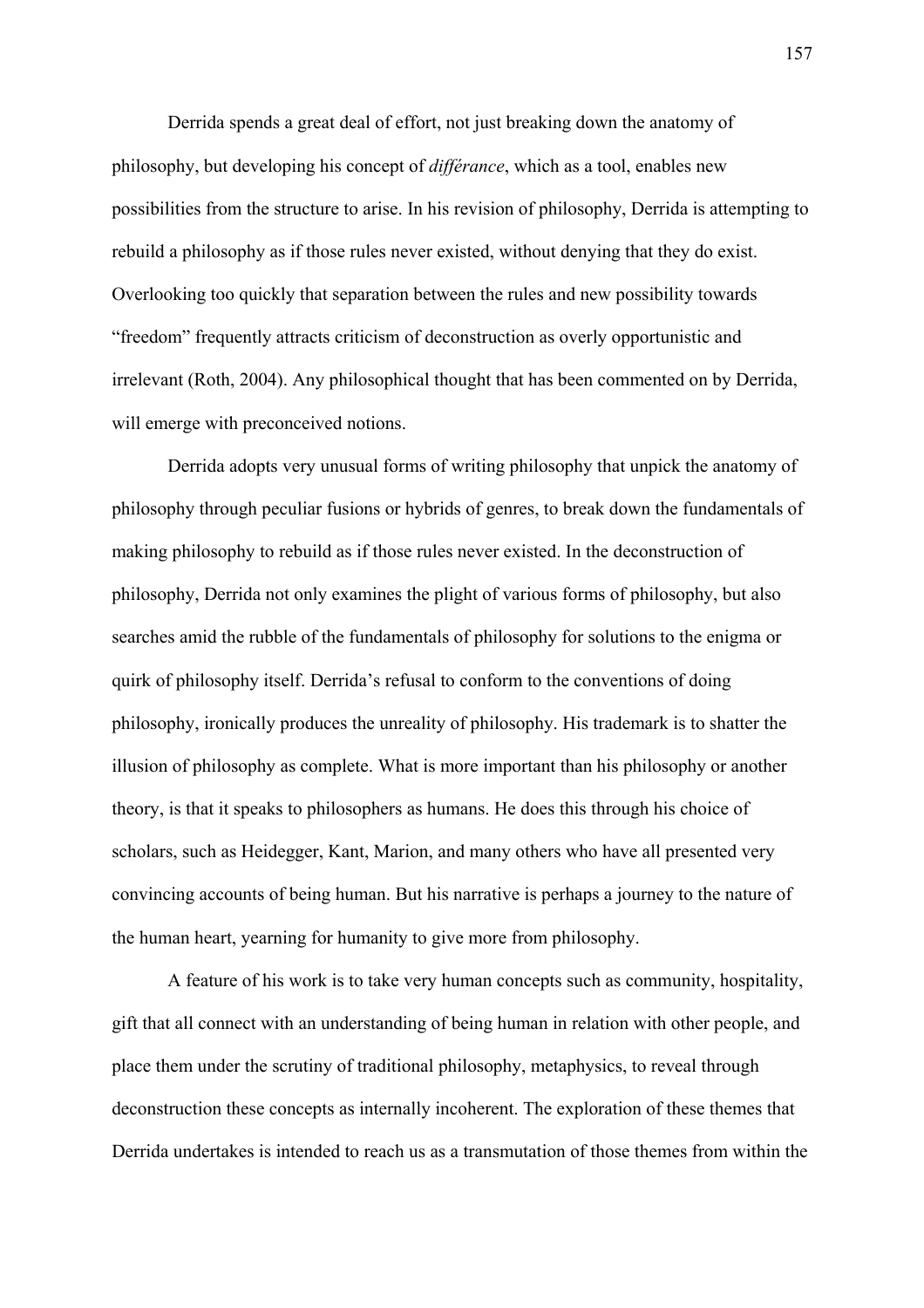Derrida spends a great deal of effort, not just breaking down the anatomy of philosophy, but developing his concept of *différance*, which as a tool, enables new possibilities from the structure to arise. In his revision of philosophy, Derrida is attempting to rebuild a philosophy as if those rules never existed, without denying that they do exist. Overlooking too quickly that separation between the rules and new possibility towards "freedom" frequently attracts criticism of deconstruction as overly opportunistic and irrelevant (Roth, 2004). Any philosophical thought that has been commented on by Derrida, will emerge with preconceived notions.

Derrida adopts very unusual forms of writing philosophy that unpick the anatomy of philosophy through peculiar fusions or hybrids of genres, to break down the fundamentals of making philosophy to rebuild as if those rules never existed. In the deconstruction of philosophy, Derrida not only examines the plight of various forms of philosophy, but also searches amid the rubble of the fundamentals of philosophy for solutions to the enigma or quirk of philosophy itself. Derrida's refusal to conform to the conventions of doing philosophy, ironically produces the unreality of philosophy. His trademark is to shatter the illusion of philosophy as complete. What is more important than his philosophy or another theory, is that it speaks to philosophers as humans. He does this through his choice of scholars, such as Heidegger, Kant, Marion, and many others who have all presented very convincing accounts of being human. But his narrative is perhaps a journey to the nature of the human heart, yearning for humanity to give more from philosophy.

A feature of his work is to take very human concepts such as community, hospitality, gift that all connect with an understanding of being human in relation with other people, and place them under the scrutiny of traditional philosophy, metaphysics, to reveal through deconstruction these concepts as internally incoherent. The exploration of these themes that Derrida undertakes is intended to reach us as a transmutation of those themes from within the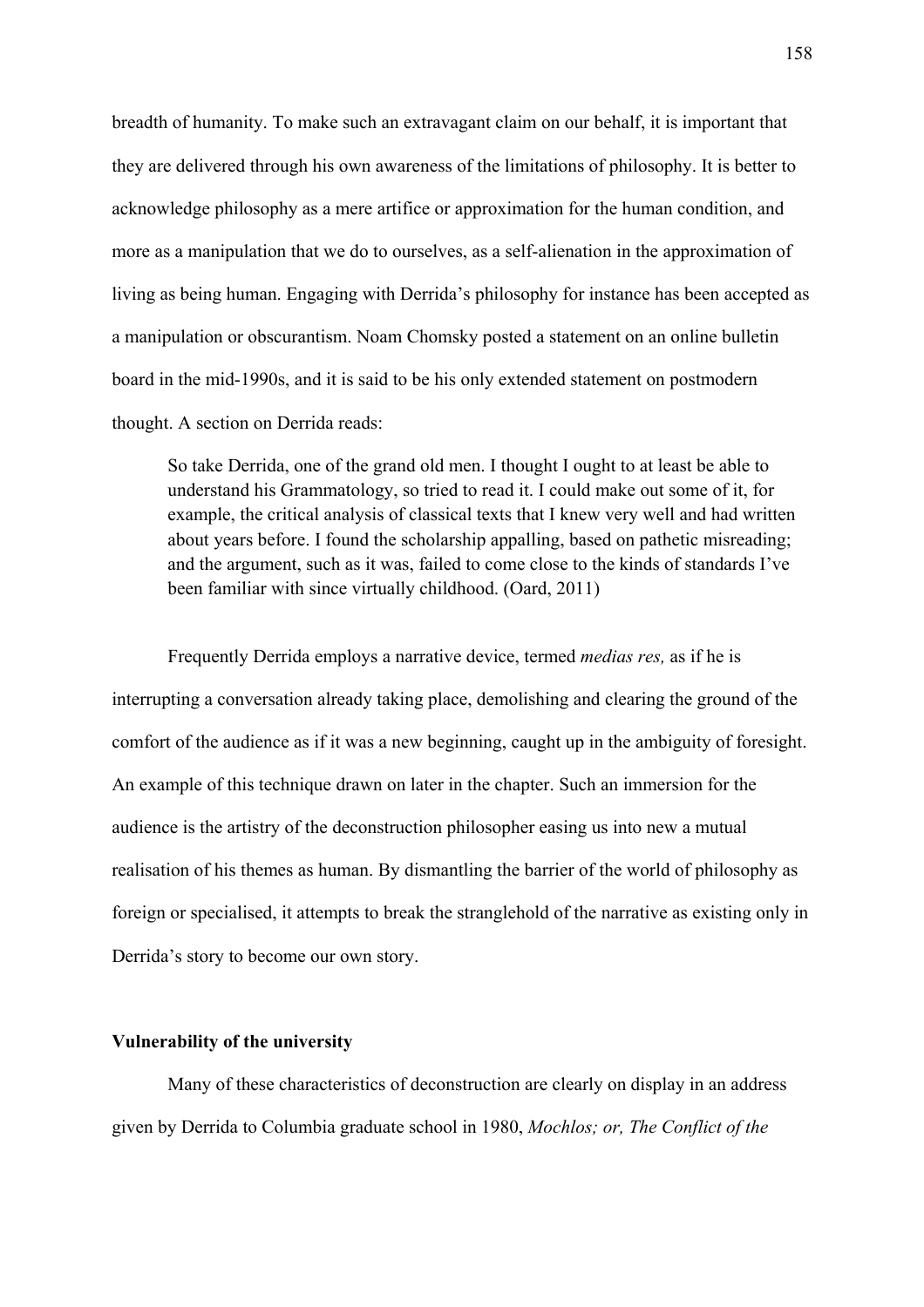breadth of humanity. To make such an extravagant claim on our behalf, it is important that they are delivered through his own awareness of the limitations of philosophy. It is better to acknowledge philosophy as a mere artifice or approximation for the human condition, and more as a manipulation that we do to ourselves, as a self-alienation in the approximation of living as being human. Engaging with Derrida's philosophy for instance has been accepted as a manipulation or obscurantism. Noam Chomsky posted a statement on an online bulletin board in the mid-1990s, and it is said to be his only extended statement on postmodern thought. A section on Derrida reads:

> So take Derrida, one of the grand old men. I thought I ought to at least be able to understand his Grammatology, so tried to read it. I could make out some of it, for example, the critical analysis of classical texts that I knew very well and had written about years before. I found the scholarship appalling, based on pathetic misreading; and the argument, such as it was, failed to come close to the kinds of standards I've been familiar with since virtually childhood. (Oard, 2011)

Frequently Derrida employs a narrative device, termed *medias res,* as if he is interrupting a conversation already taking place, demolishing and clearing the ground of the comfort of the audience as if it was a new beginning, caught up in the ambiguity of foresight. An example of this technique drawn on later in the chapter. Such an immersion for the audience is the artistry of the deconstruction philosopher easing us into new a mutual realisation of his themes as human. By dismantling the barrier of the world of philosophy as foreign or specialised, it attempts to break the stranglehold of the narrative as existing only in Derrida's story to become our own story.

### Vulnerability of the university

Many of these characteristics of deconstruction are clearly on display in an address given by Derrida to Columbia graduate school in 1980, *Mochlos; or, The Conflict of the*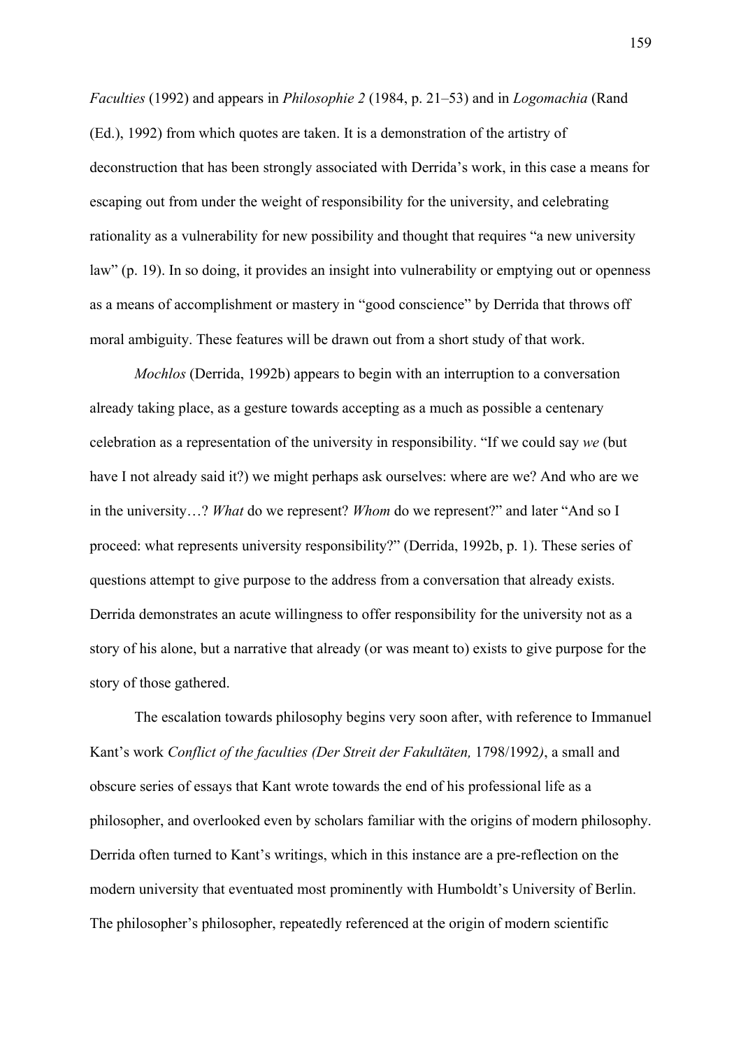*Faculties* (1992) and appears in *Philosophie 2* (1984, p. 21–53) and in *Logomachia* (Rand (Ed.), 1992) from which quotes are taken. It is a demonstration of the artistry of deconstruction that has been strongly associated with Derrida's work, in this case a means for escaping out from under the weight of responsibility for the university, and celebrating rationality as a vulnerability for new possibility and thought that requires "a new university law" (p. 19). In so doing, it provides an insight into vulnerability or emptying out or openness as a means of accomplishment or mastery in "good conscience" by Derrida that throws off moral ambiguity. These features will be drawn out from a short study of that work.

*Mochlos* (Derrida, 1992b) appears to begin with an interruption to a conversation already taking place, as a gesture towards accepting as a much as possible a centenary celebration as a representation of the university in responsibility. "If we could say *we* (but have I not already said it?) we might perhaps ask ourselves: where are we? And who are we in the university…? *What* do we represent? *Whom* do we represent?" and later "And so I proceed: what represents university responsibility?" (Derrida, 1992b, p. 1). These series of questions attempt to give purpose to the address from a conversation that already exists. Derrida demonstrates an acute willingness to offer responsibility for the university not as a story of his alone, but a narrative that already (or was meant to) exists to give purpose for the story of those gathered.

The escalation towards philosophy begins very soon after, with reference to Immanuel Kant's work *Conflict of the faculties (Der Streit der Fakultäten,* 1798/1992*)*, a small and obscure series of essays that Kant wrote towards the end of his professional life as a philosopher, and overlooked even by scholars familiar with the origins of modern philosophy. Derrida often turned to Kant's writings, which in this instance are a pre-reflection on the modern university that eventuated most prominently with Humboldt's University of Berlin. The philosopher's philosopher, repeatedly referenced at the origin of modern scientific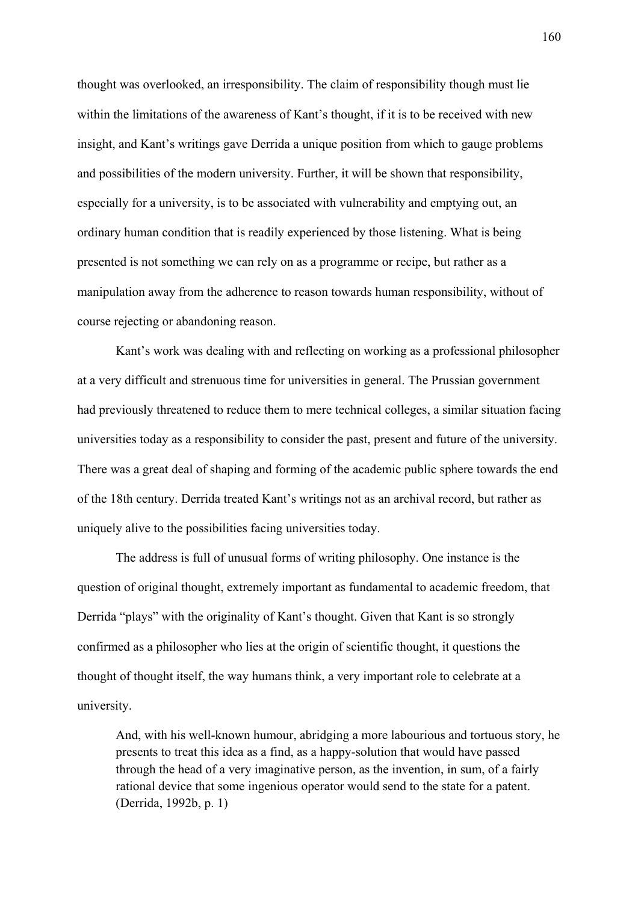thought was overlooked, an irresponsibility. The claim of responsibility though must lie within the limitations of the awareness of Kant's thought, if it is to be received with new insight, and Kant's writings gave Derrida a unique position from which to gauge problems and possibilities of the modern university. Further, it will be shown that responsibility, especially for a university, is to be associated with vulnerability and emptying out, an ordinary human condition that is readily experienced by those listening. What is being presented is not something we can rely on as a programme or recipe, but rather as a manipulation away from the adherence to reason towards human responsibility, without of course rejecting or abandoning reason.

Kant's work was dealing with and reflecting on working as a professional philosopher at a very difficult and strenuous time for universities in general. The Prussian government had previously threatened to reduce them to mere technical colleges, a similar situation facing universities today as a responsibility to consider the past, present and future of the university. There was a great deal of shaping and forming of the academic public sphere towards the end of the 18th century. Derrida treated Kant's writings not as an archival record, but rather as uniquely alive to the possibilities facing universities today.

The address is full of unusual forms of writing philosophy. One instance is the question of original thought, extremely important as fundamental to academic freedom, that Derrida "plays" with the originality of Kant's thought. Given that Kant is so strongly confirmed as a philosopher who lies at the origin of scientific thought, it questions the thought of thought itself, the way humans think, a very important role to celebrate at a university.

> And, with his well-known humour, abridging a more labourious and tortuous story, he presents to treat this idea as a find, as a happy-solution that would have passed through the head of a very imaginative person, as the invention, in sum, of a fairly rational device that some ingenious operator would send to the state for a patent. (Derrida, 1992b, p. 1)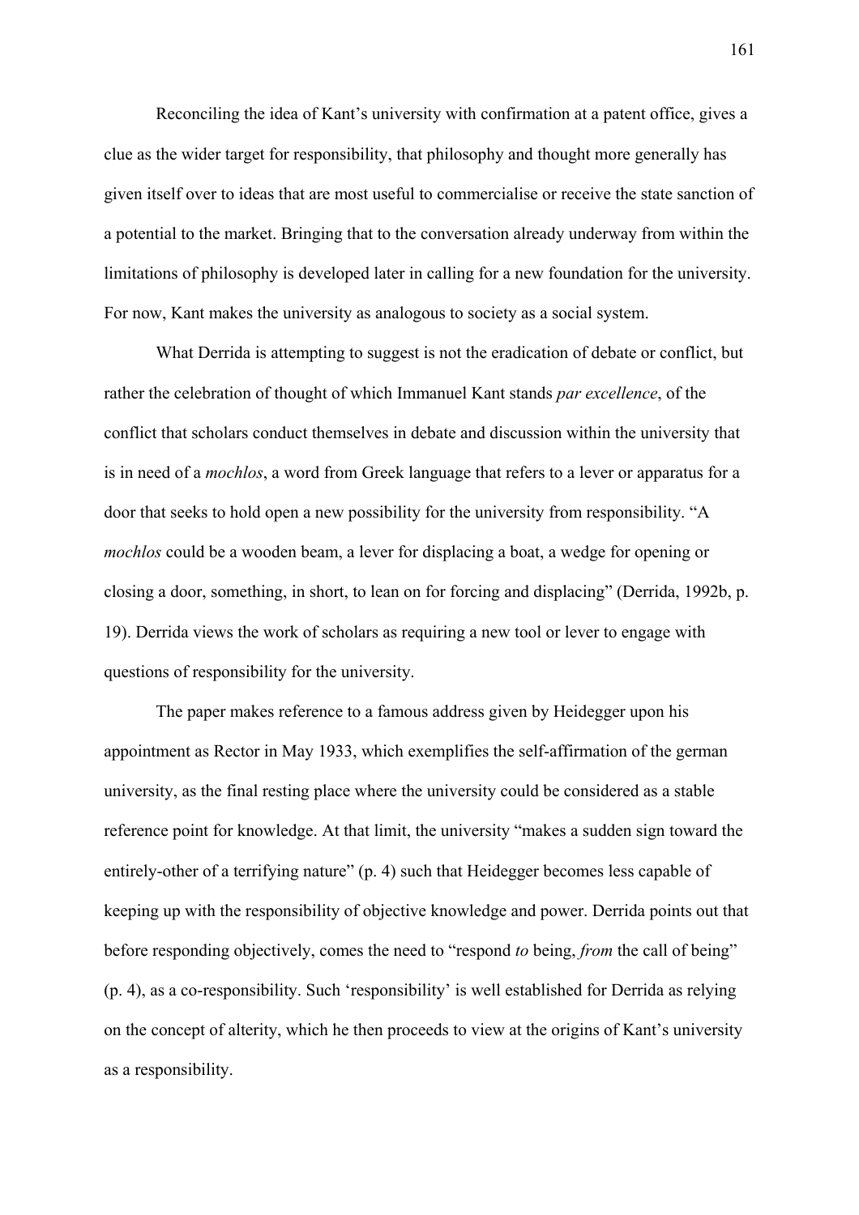Reconciling the idea of Kant's university with confirmation at a patent office, gives a clue as the wider target for responsibility, that philosophy and thought more generally has given itself over to ideas that are most useful to commercialise or receive the state sanction of a potential to the market. Bringing that to the conversation already underway from within the limitations of philosophy is developed later in calling for a new foundation for the university. For now, Kant makes the university as analogous to society as a social system.

What Derrida is attempting to suggest is not the eradication of debate or conflict, but rather the celebration of thought of which Immanuel Kant stands *par excellence*, of the conflict that scholars conduct themselves in debate and discussion within the university that is in need of a *mochlos*, a word from Greek language that refers to a lever or apparatus for a door that seeks to hold open a new possibility for the university from responsibility. "A *mochlos* could be a wooden beam, a lever for displacing a boat, a wedge for opening or closing a door, something, in short, to lean on for forcing and displacing" (Derrida, 1992b, p. 19). Derrida views the work of scholars as requiring a new tool or lever to engage with questions of responsibility for the university.

The paper makes reference to a famous address given by Heidegger upon his appointment as Rector in May 1933, which exemplifies the self-affirmation of the german university, as the final resting place where the university could be considered as a stable reference point for knowledge. At that limit, the university "makes a sudden sign toward the entirely-other of a terrifying nature" (p. 4) such that Heidegger becomes less capable of keeping up with the responsibility of objective knowledge and power. Derrida points out that before responding objectively, comes the need to "respond *to* being, *from* the call of being" (p. 4), as a co-responsibility. Such 'responsibility' is well established for Derrida as relying on the concept of alterity, which he then proceeds to view at the origins of Kant's university as a responsibility.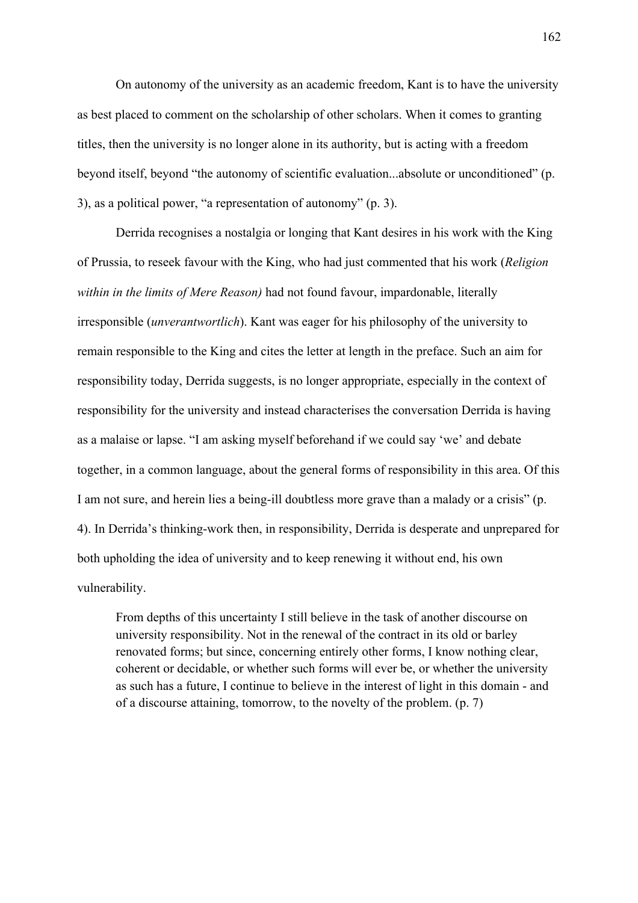On autonomy of the university as an academic freedom, Kant is to have the university as best placed to comment on the scholarship of other scholars. When it comes to granting titles, then the university is no longer alone in its authority, but is acting with a freedom beyond itself, beyond "the autonomy of scientific evaluation...absolute or unconditioned" (p. 3), as a political power, "a representation of autonomy" (p. 3).

Derrida recognises a nostalgia or longing that Kant desires in his work with the King of Prussia, to reseek favour with the King, who had just commented that his work (*Religion within in the limits of Mere Reason)* had not found favour, impardonable, literally irresponsible (*unverantwortlich*). Kant was eager for his philosophy of the university to remain responsible to the King and cites the letter at length in the preface. Such an aim for responsibility today, Derrida suggests, is no longer appropriate, especially in the context of responsibility for the university and instead characterises the conversation Derrida is having as a malaise or lapse. "I am asking myself beforehand if we could say 'we' and debate together, in a common language, about the general forms of responsibility in this area. Of this I am not sure, and herein lies a being-ill doubtless more grave than a malady or a crisis" (p. 4). In Derrida's thinking-work then, in responsibility, Derrida is desperate and unprepared for both upholding the idea of university and to keep renewing it without end, his own vulnerability.

> From depths of this uncertainty I still believe in the task of another discourse on university responsibility. Not in the renewal of the contract in its old or barley renovated forms; but since, concerning entirely other forms, I know nothing clear, coherent or decidable, or whether such forms will ever be, or whether the university as such has a future, I continue to believe in the interest of light in this domain - and of a discourse attaining, tomorrow, to the novelty of the problem. (p. 7)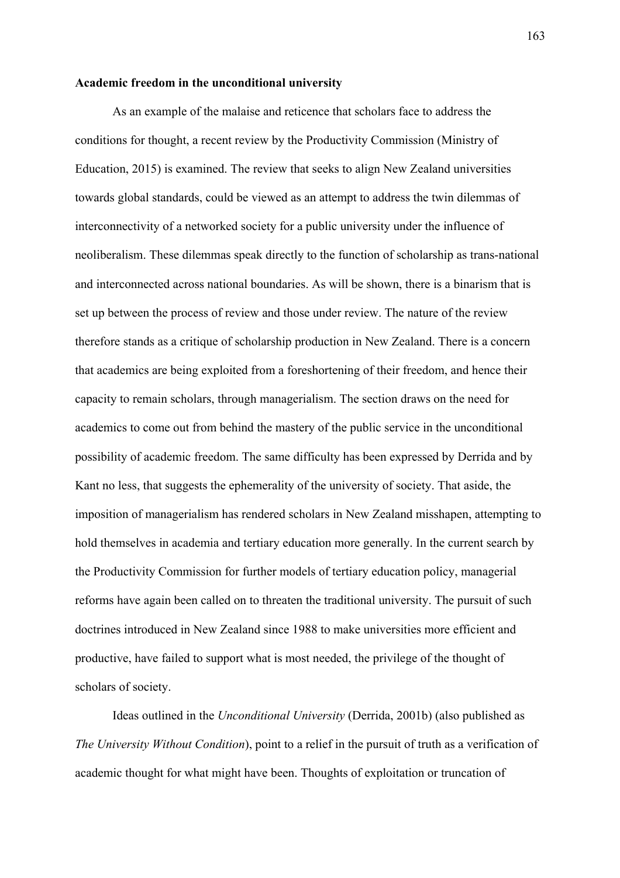**Academic freedom in the unconditional university**

As an example of the malaise and reticence that scholars face to address the conditions for thought, a recent review by the Productivity Commission (Ministry of Education, 2015) is examined. The review that seeks to align New Zealand universities towards global standards, could be viewed as an attempt to address the twin dilemmas of interconnectivity of a networked society for a public university under the influence of neoliberalism. These dilemmas speak directly to the function of scholarship as trans-national and interconnected across national boundaries. As will be shown, there is a binarism that is set up between the process of review and those under review. The nature of the review therefore stands as a critique of scholarship production in New Zealand. There is a concern that academics are being exploited from a foreshortening of their freedom, and hence their capacity to remain scholars, through managerialism. The section draws on the need for academics to come out from behind the mastery of the public service in the unconditional possibility of academic freedom. The same difficulty has been expressed by Derrida and by Kant no less, that suggests the ephemerality of the university of society. That aside, the imposition of managerialism has rendered scholars in New Zealand misshapen, attempting to hold themselves in academia and tertiary education more generally. In the current search by the Productivity Commission for further models of tertiary education policy, managerial reforms have again been called on to threaten the traditional university. The pursuit of such doctrines introduced in New Zealand since 1988 to make universities more efficient and productive, have failed to support what is most needed, the privilege of the thought of scholars of society.

Ideas outlined in the *Unconditional University* (Derrida, 2001b) (also published as *The University Without Condition*), point to a relief in the pursuit of truth as a verification of academic thought for what might have been. Thoughts of exploitation or truncation of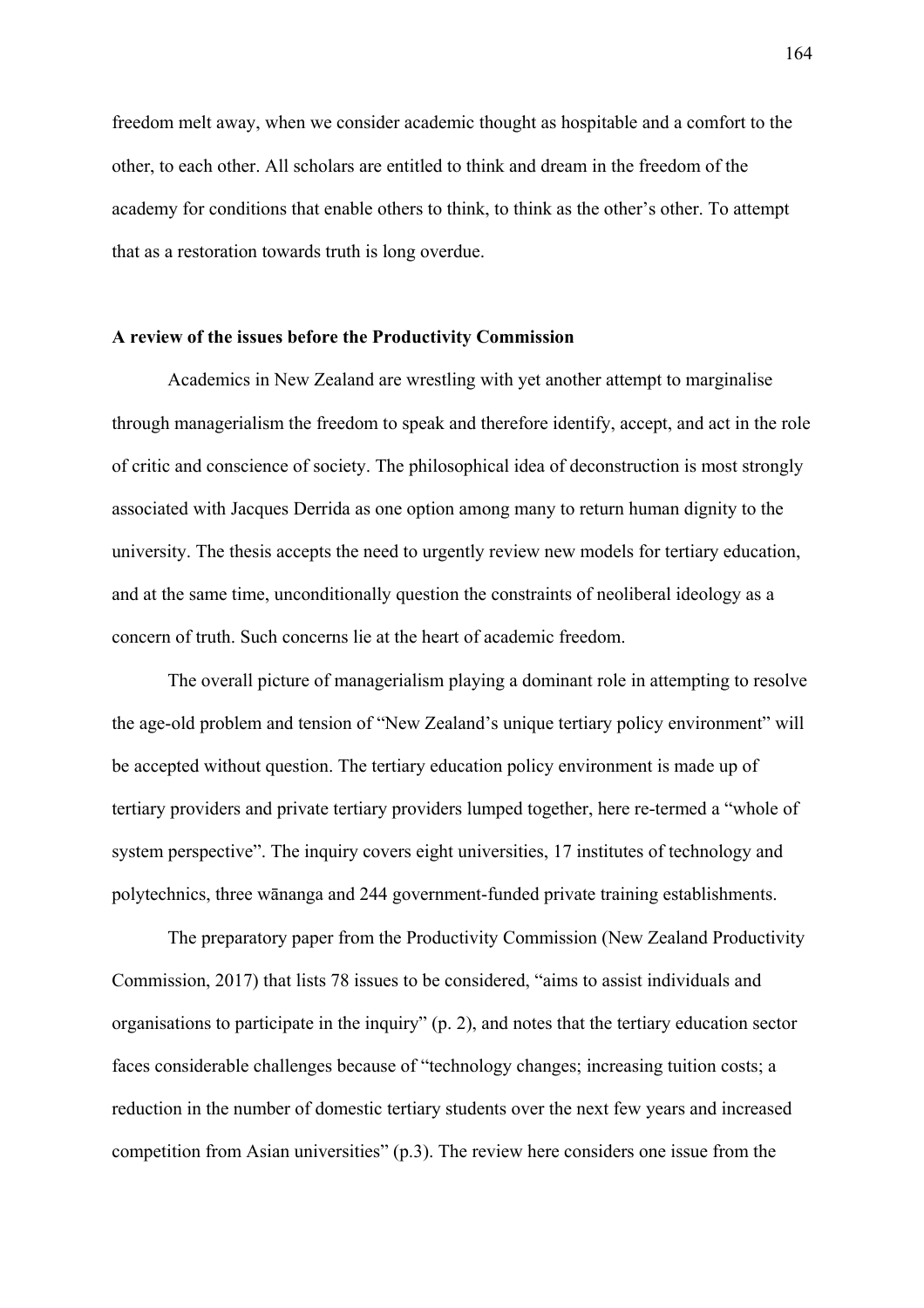freedom melt away, when we consider academic thought as hospitable and a comfort to the other, to each other. All scholars are entitled to think and dream in the freedom of the academy for conditions that enable others to think, to think as the other's other. To attempt that as a restoration towards truth is long overdue.

**A review of the issues before the Productivity Commission**

Academics in New Zealand are wrestling with yet another attempt to marginalise through managerialism the freedom to speak and therefore identify, accept, and act in the role of critic and conscience of society. The philosophical idea of deconstruction is most strongly associated with Jacques Derrida as one option among many to return human dignity to the university. The thesis accepts the need to urgently review new models for tertiary education, and at the same time, unconditionally question the constraints of neoliberal ideology as a concern of truth. Such concerns lie at the heart of academic freedom.

The overall picture of managerialism playing a dominant role in attempting to resolve the age-old problem and tension of "New Zealand's unique tertiary policy environment" will be accepted without question. The tertiary education policy environment is made up of tertiary providers and private tertiary providers lumped together, here re-termed a "whole of system perspective". The inquiry covers eight universities, 17 institutes of technology and polytechnics, three wānanga and 244 government-funded private training establishments.

The preparatory paper from the Productivity Commission (New Zealand Productivity Commission, 2017) that lists 78 issues to be considered, "aims to assist individuals and organisations to participate in the inquiry" (p. 2), and notes that the tertiary education sector faces considerable challenges because of "technology changes; increasing tuition costs; a reduction in the number of domestic tertiary students over the next few years and increased competition from Asian universities" (p.3). The review here considers one issue from the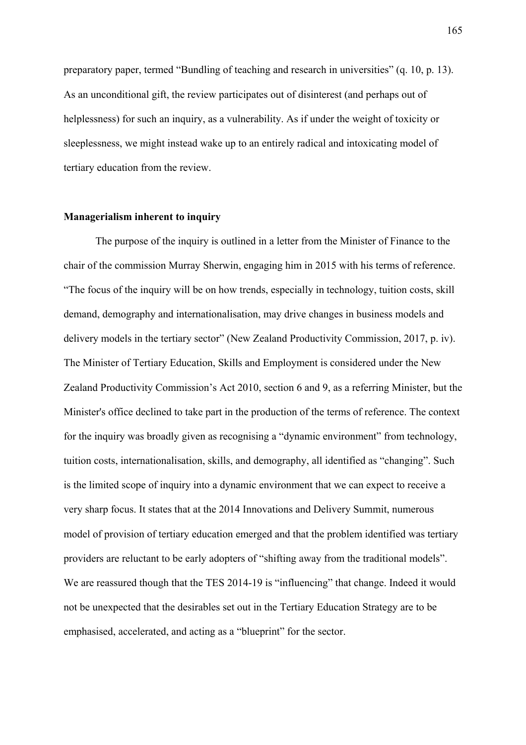preparatory paper, termed "Bundling of teaching and research in universities" (q. 10, p. 13). As an unconditional gift, the review participates out of disinterest (and perhaps out of helplessness) for such an inquiry, as a vulnerability. As if under the weight of toxicity or sleeplessness, we might instead wake up to an entirely radical and intoxicating model of tertiary education from the review.

**Managerialism inherent to inquiry**

The purpose of the inquiry is outlined in a letter from the Minister of Finance to the chair of the commission Murray Sherwin, engaging him in 2015 with his terms of reference. "The focus of the inquiry will be on how trends, especially in technology, tuition costs, skill demand, demography and internationalisation, may drive changes in business models and delivery models in the tertiary sector" (New Zealand Productivity Commission, 2017, p. iv). The Minister of Tertiary Education, Skills and Employment is considered under the New Zealand Productivity Commission's Act 2010, section 6 and 9, as a referring Minister, but the Minister's office declined to take part in the production of the terms of reference. The context for the inquiry was broadly given as recognising a "dynamic environment" from technology, tuition costs, internationalisation, skills, and demography, all identified as "changing". Such is the limited scope of inquiry into a dynamic environment that we can expect to receive a very sharp focus. It states that at the 2014 Innovations and Delivery Summit, numerous model of provision of tertiary education emerged and that the problem identified was tertiary providers are reluctant to be early adopters of "shifting away from the traditional models". We are reassured though that the TES 2014-19 is "influencing" that change. Indeed it would not be unexpected that the desirables set out in the Tertiary Education Strategy are to be emphasised, accelerated, and acting as a "blueprint" for the sector.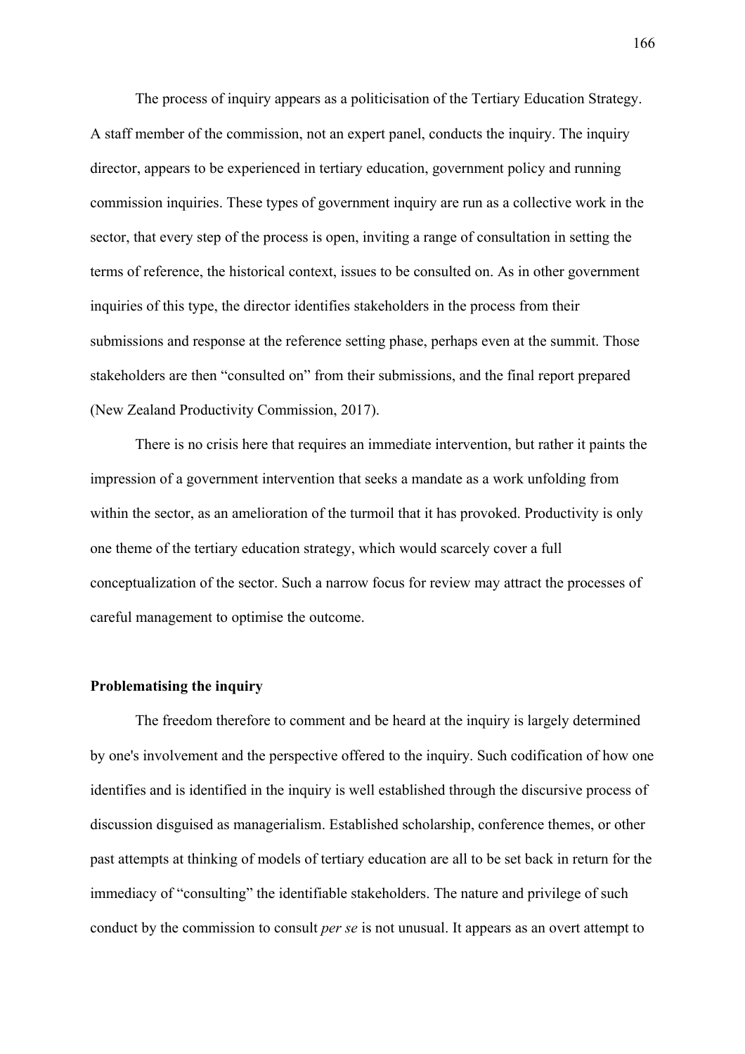The process of inquiry appears as a politicisation of the Tertiary Education Strategy. A staff member of the commission, not an expert panel, conducts the inquiry. The inquiry director, appears to be experienced in tertiary education, government policy and running commission inquiries. These types of government inquiry are run as a collective work in the sector, that every step of the process is open, inviting a range of consultation in setting the terms of reference, the historical context, issues to be consulted on. As in other government inquiries of this type, the director identifies stakeholders in the process from their submissions and response at the reference setting phase, perhaps even at the summit. Those stakeholders are then "consulted on" from their submissions, and the final report prepared (New Zealand Productivity Commission, 2017).

There is no crisis here that requires an immediate intervention, but rather it paints the impression of a government intervention that seeks a mandate as a work unfolding from within the sector, as an amelioration of the turmoil that it has provoked. Productivity is only one theme of the tertiary education strategy, which would scarcely cover a full conceptualization of the sector. Such a narrow focus for review may attract the processes of careful management to optimise the outcome.

**Problematising the inquiry**

The freedom therefore to comment and be heard at the inquiry is largely determined by one's involvement and the perspective offered to the inquiry. Such codification of how one identifies and is identified in the inquiry is well established through the discursive process of discussion disguised as managerialism. Established scholarship, conference themes, or other past attempts at thinking of models of tertiary education are all to be set back in return for the immediacy of "consulting" the identifiable stakeholders. The nature and privilege of such conduct by the commission to consult *per se* is not unusual. It appears as an overt attempt to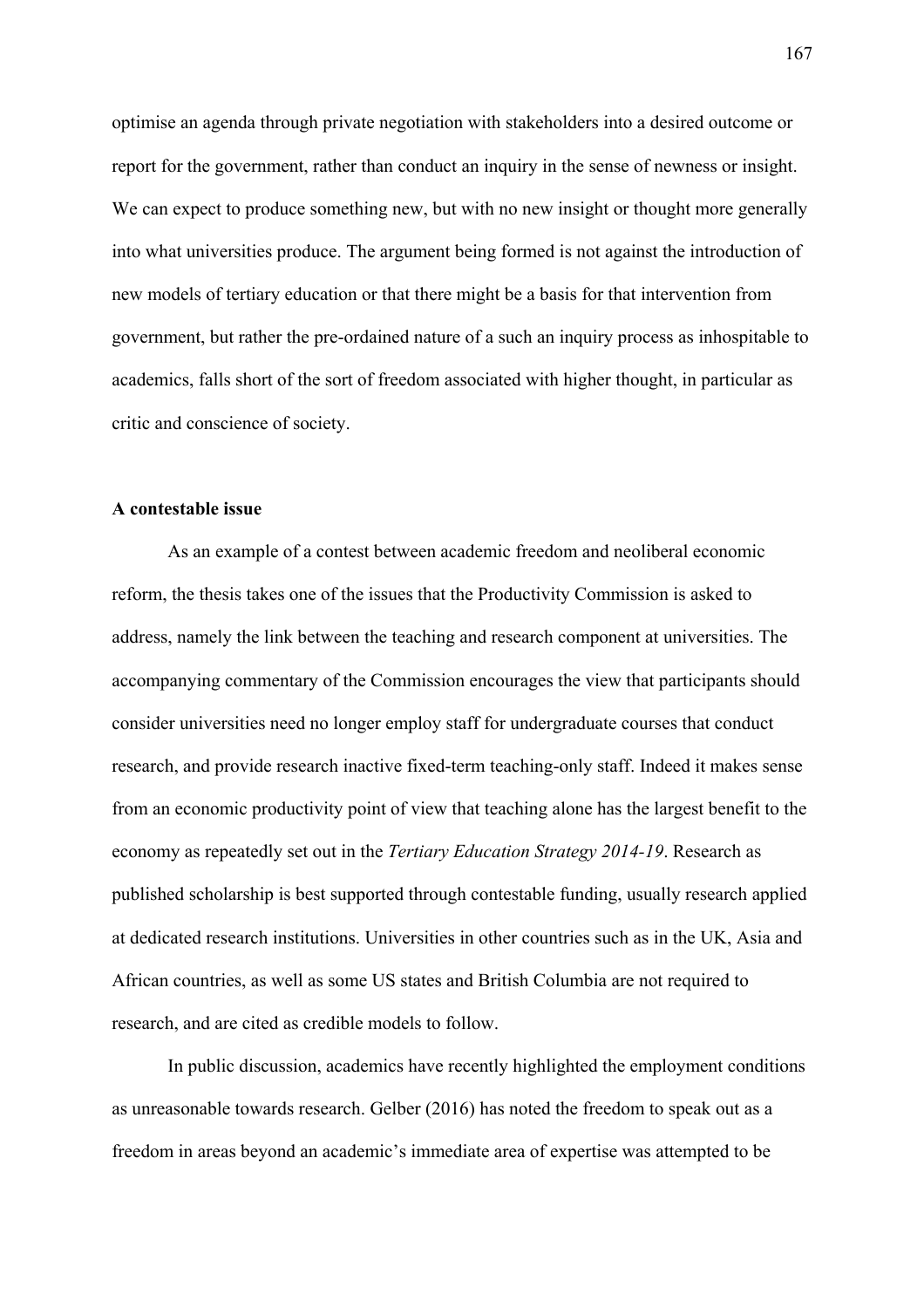optimise an agenda through private negotiation with stakeholders into a desired outcome or report for the government, rather than conduct an inquiry in the sense of newness or insight. We can expect to produce something new, but with no new insight or thought more generally into what universities produce. The argument being formed is not against the introduction of new models of tertiary education or that there might be a basis for that intervention from government, but rather the pre-ordained nature of a such an inquiry process as inhospitable to academics, falls short of the sort of freedom associated with higher thought, in particular as critic and conscience of society.

**A contestable issue**

As an example of a contest between academic freedom and neoliberal economic reform, the thesis takes one of the issues that the Productivity Commission is asked to address, namely the link between the teaching and research component at universities. The accompanying commentary of the Commission encourages the view that participants should consider universities need no longer employ staff for undergraduate courses that conduct research, and provide research inactive fixed-term teaching-only staff. Indeed it makes sense from an economic productivity point of view that teaching alone has the largest benefit to the economy as repeatedly set out in the *Tertiary Education Strategy 2014-19*. Research as published scholarship is best supported through contestable funding, usually research applied at dedicated research institutions. Universities in other countries such as in the UK, Asia and African countries, as well as some US states and British Columbia are not required to research, and are cited as credible models to follow.

In public discussion, academics have recently highlighted the employment conditions as unreasonable towards research. Gelber (2016) has noted the freedom to speak out as a freedom in areas beyond an academic's immediate area of expertise was attempted to be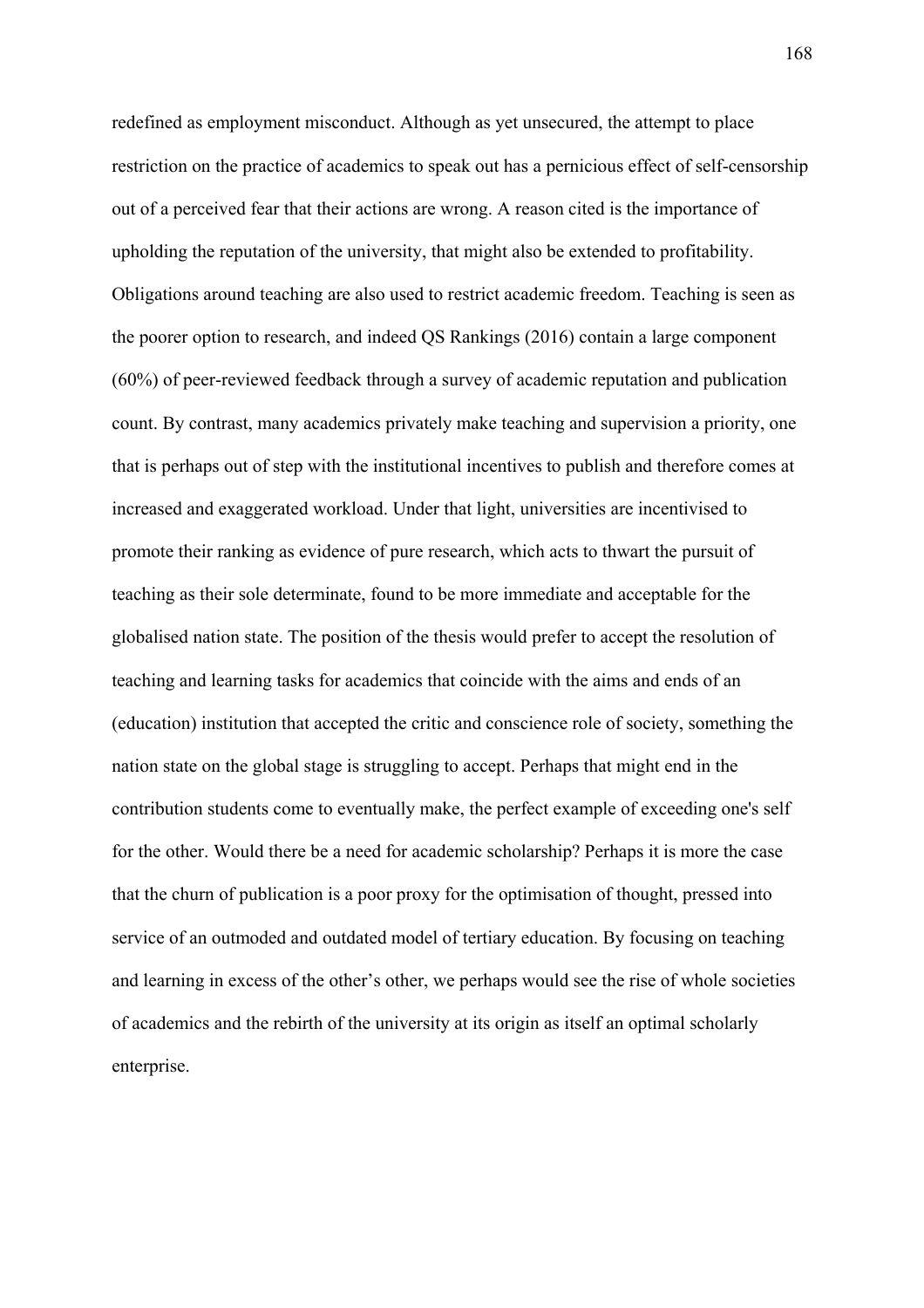redefined as employment misconduct. Although as yet unsecured, the attempt to place restriction on the practice of academics to speak out has a pernicious effect of self-censorship out of a perceived fear that their actions are wrong. A reason cited is the importance of upholding the reputation of the university, that might also be extended to profitability. Obligations around teaching are also used to restrict academic freedom. Teaching is seen as the poorer option to research, and indeed QS Rankings (2016) contain a large component (60%) of peer-reviewed feedback through a survey of academic reputation and publication count. By contrast, many academics privately make teaching and supervision a priority, one that is perhaps out of step with the institutional incentives to publish and therefore comes at increased and exaggerated workload. Under that light, universities are incentivised to promote their ranking as evidence of pure research, which acts to thwart the pursuit of teaching as their sole determinate, found to be more immediate and acceptable for the globalised nation state. The position of the thesis would prefer to accept the resolution of teaching and learning tasks for academics that coincide with the aims and ends of an (education) institution that accepted the critic and conscience role of society, something the nation state on the global stage is struggling to accept. Perhaps that might end in the contribution students come to eventually make, the perfect example of exceeding one's self for the other. Would there be a need for academic scholarship? Perhaps it is more the case that the churn of publication is a poor proxy for the optimisation of thought, pressed into service of an outmoded and outdated model of tertiary education. By focusing on teaching and learning in excess of the other's other, we perhaps would see the rise of whole societies of academics and the rebirth of the university at its origin as itself an optimal scholarly enterprise.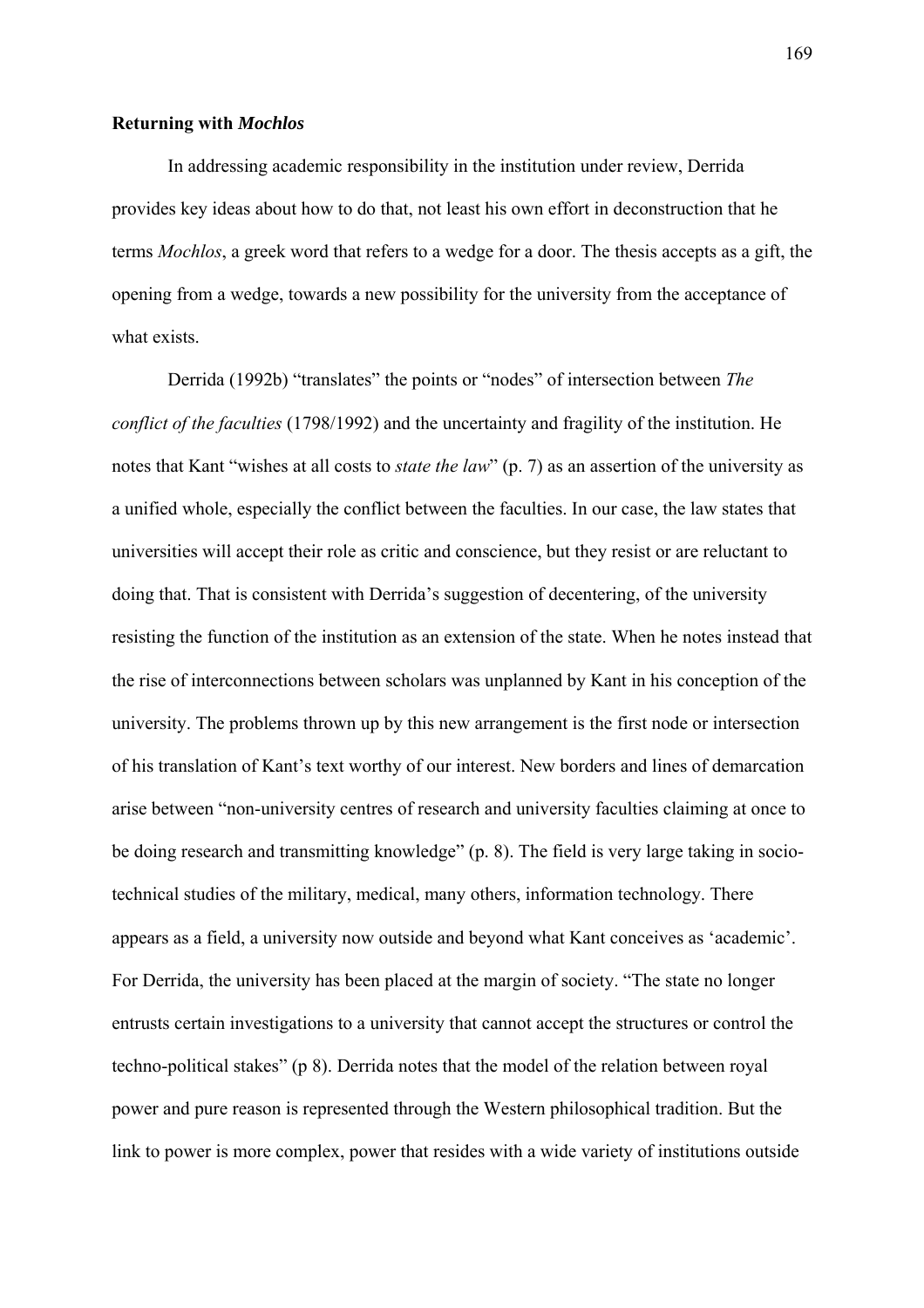### Returning with *Mochlos*

In addressing academic responsibility in the institution under review, Derrida provides key ideas about how to do that, not least his own effort in deconstruction that he terms *Mochlos*, a greek word that refers to a wedge for a door. The thesis accepts as a gift, the opening from a wedge, towards a new possibility for the university from the acceptance of what exists.

Derrida (1992b) "translates" the points or "nodes" of intersection between *The conflict of the faculties* (1798/1992) and the uncertainty and fragility of the institution. He notes that Kant "wishes at all costs to *state the law*" (p. 7) as an assertion of the university as a unified whole, especially the conflict between the faculties. In our case, the law states that universities will accept their role as critic and conscience, but they resist or are reluctant to doing that. That is consistent with Derrida's suggestion of decentering, of the university resisting the function of the institution as an extension of the state. When he notes instead that the rise of interconnections between scholars was unplanned by Kant in his conception of the university. The problems thrown up by this new arrangement is the first node or intersection of his translation of Kant's text worthy of our interest. New borders and lines of demarcation arise between "non-university centres of research and university faculties claiming at once to be doing research and transmitting knowledge" (p. 8). The field is very large taking in socio-technical studies of the military, medical, many others, information technology. There appears as a field, a university now outside and beyond what Kant conceives as 'academic'. For Derrida, the university has been placed at the margin of society. "The state no longer entrusts certain investigations to a university that cannot accept the structures or control the techno-political stakes" (p 8). Derrida notes that the model of the relation between royal power and pure reason is represented through the Western philosophical tradition. But the link to power is more complex, power that resides with a wide variety of institutions outside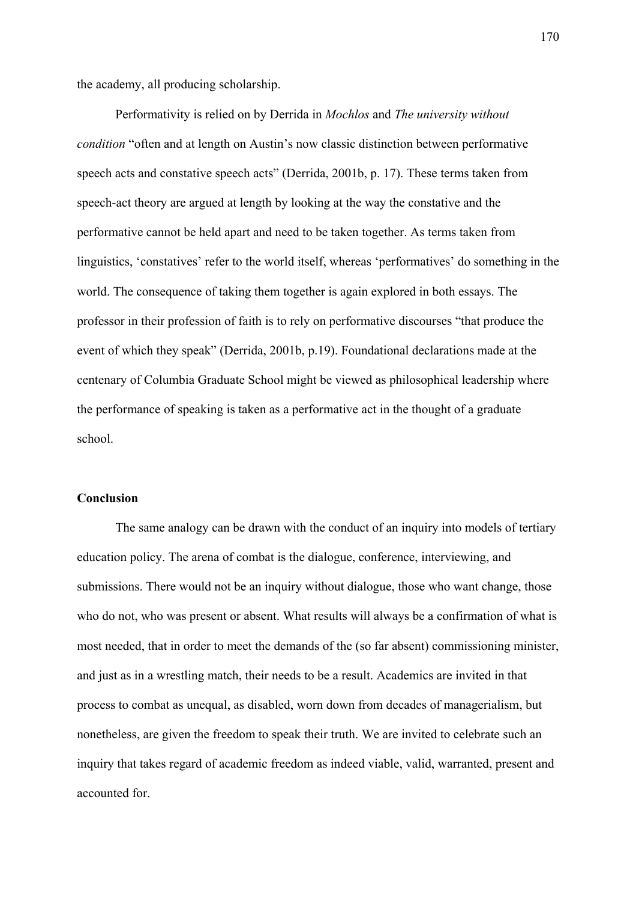the academy, all producing scholarship.

Performativity is relied on by Derrida in *Mochlos* and *The university without condition* "often and at length on Austin's now classic distinction between performative speech acts and constative speech acts" (Derrida, 2001b, p. 17). These terms taken from speech-act theory are argued at length by looking at the way the constative and the performative cannot be held apart and need to be taken together. As terms taken from linguistics, 'constatives' refer to the world itself, whereas 'performatives' do something in the world. The consequence of taking them together is again explored in both essays. The professor in their profession of faith is to rely on performative discourses "that produce the event of which they speak" (Derrida, 2001b, p.19). Foundational declarations made at the centenary of Columbia Graduate School might be viewed as philosophical leadership where the performance of speaking is taken as a performative act in the thought of a graduate school.

**Conclusion**

The same analogy can be drawn with the conduct of an inquiry into models of tertiary education policy. The arena of combat is the dialogue, conference, interviewing, and submissions. There would not be an inquiry without dialogue, those who want change, those who do not, who was present or absent. What results will always be a confirmation of what is most needed, that in order to meet the demands of the (so far absent) commissioning minister, and just as in a wrestling match, their needs to be a result. Academics are invited in that process to combat as unequal, as disabled, worn down from decades of managerialism, but nonetheless, are given the freedom to speak their truth. We are invited to celebrate such an inquiry that takes regard of academic freedom as indeed viable, valid, warranted, present and accounted for.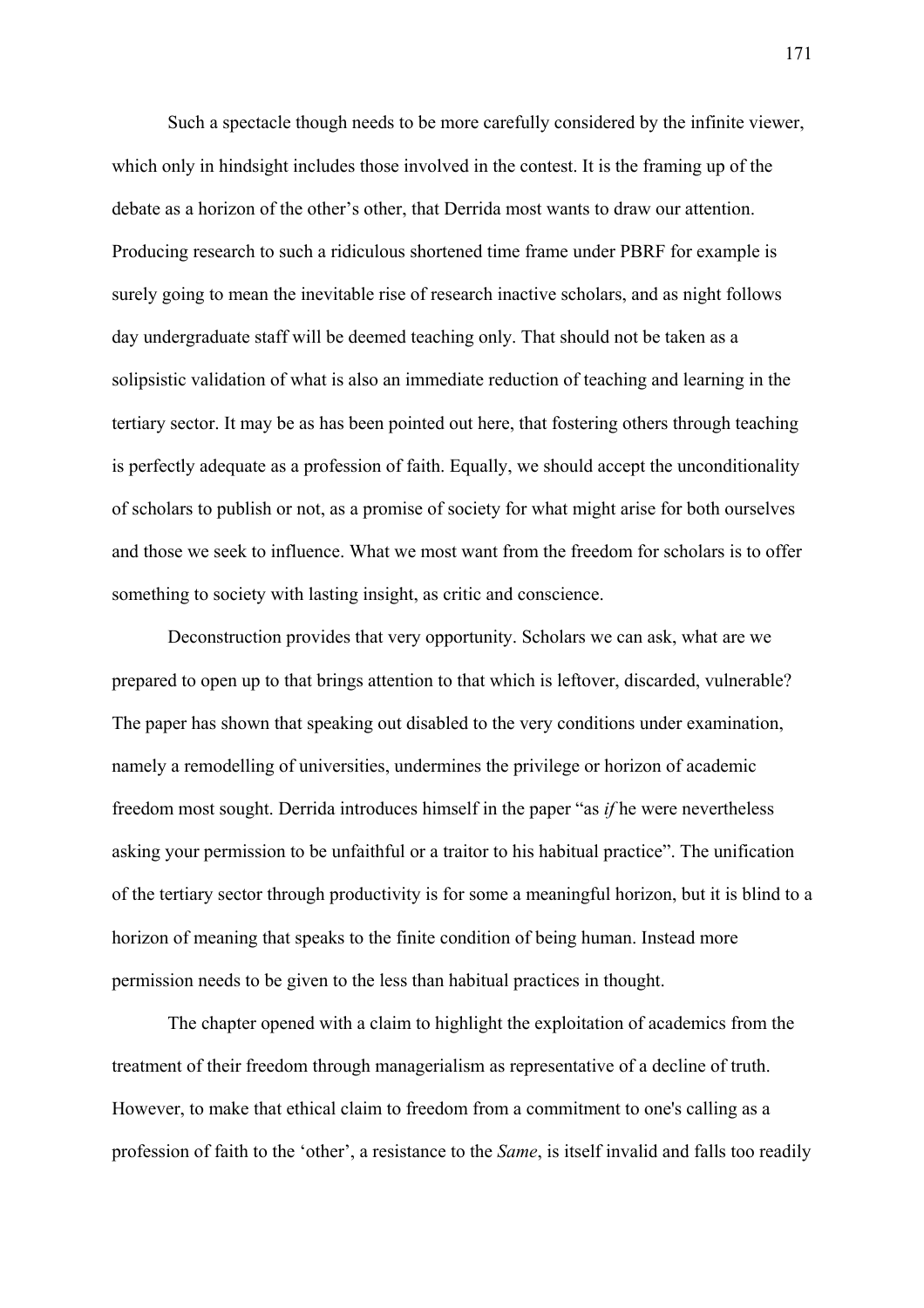Such a spectacle though needs to be more carefully considered by the infinite viewer, which only in hindsight includes those involved in the contest. It is the framing up of the debate as a horizon of the other's other, that Derrida most wants to draw our attention. Producing research to such a ridiculous shortened time frame under PBRF for example is surely going to mean the inevitable rise of research inactive scholars, and as night follows day undergraduate staff will be deemed teaching only. That should not be taken as a solipsistic validation of what is also an immediate reduction of teaching and learning in the tertiary sector. It may be as has been pointed out here, that fostering others through teaching is perfectly adequate as a profession of faith. Equally, we should accept the unconditionality of scholars to publish or not, as a promise of society for what might arise for both ourselves and those we seek to influence. What we most want from the freedom for scholars is to offer something to society with lasting insight, as critic and conscience.

Deconstruction provides that very opportunity. Scholars we can ask, what are we prepared to open up to that brings attention to that which is leftover, discarded, vulnerable? The paper has shown that speaking out disabled to the very conditions under examination, namely a remodelling of universities, undermines the privilege or horizon of academic freedom most sought. Derrida introduces himself in the paper "as *if* he were nevertheless asking your permission to be unfaithful or a traitor to his habitual practice". The unification of the tertiary sector through productivity is for some a meaningful horizon, but it is blind to a horizon of meaning that speaks to the finite condition of being human. Instead more permission needs to be given to the less than habitual practices in thought.

The chapter opened with a claim to highlight the exploitation of academics from the treatment of their freedom through managerialism as representative of a decline of truth. However, to make that ethical claim to freedom from a commitment to one's calling as a profession of faith to the 'other', a resistance to the *Same*, is itself invalid and falls too readily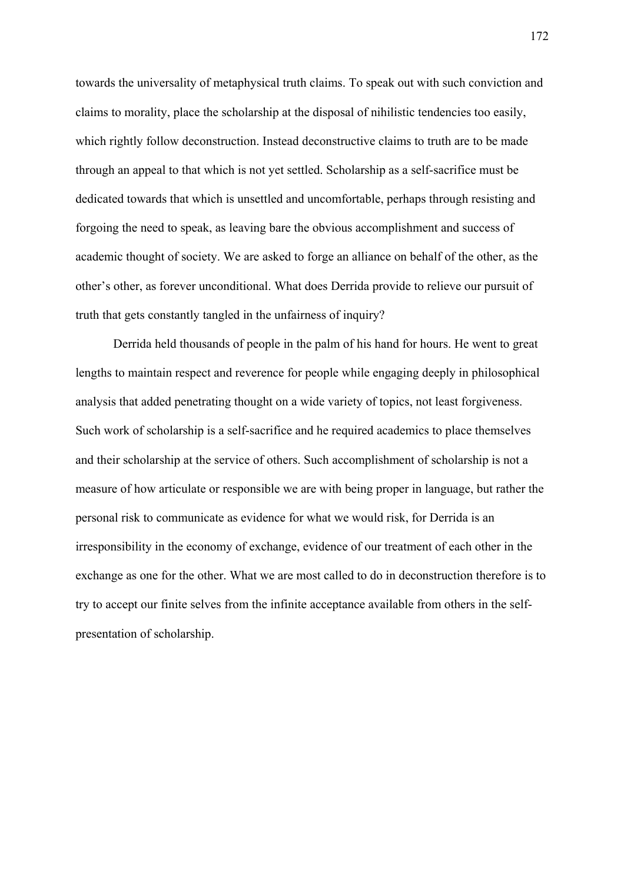towards the universality of metaphysical truth claims. To speak out with such conviction and claims to morality, place the scholarship at the disposal of nihilistic tendencies too easily, which rightly follow deconstruction. Instead deconstructive claims to truth are to be made through an appeal to that which is not yet settled. Scholarship as a self-sacrifice must be dedicated towards that which is unsettled and uncomfortable, perhaps through resisting and forgoing the need to speak, as leaving bare the obvious accomplishment and success of academic thought of society. We are asked to forge an alliance on behalf of the other, as the other's other, as forever unconditional. What does Derrida provide to relieve our pursuit of truth that gets constantly tangled in the unfairness of inquiry?

Derrida held thousands of people in the palm of his hand for hours. He went to great lengths to maintain respect and reverence for people while engaging deeply in philosophical analysis that added penetrating thought on a wide variety of topics, not least forgiveness. Such work of scholarship is a self-sacrifice and he required academics to place themselves and their scholarship at the service of others. Such accomplishment of scholarship is not a measure of how articulate or responsible we are with being proper in language, but rather the personal risk to communicate as evidence for what we would risk, for Derrida is an irresponsibility in the economy of exchange, evidence of our treatment of each other in the exchange as one for the other. What we are most called to do in deconstruction therefore is to try to accept our finite selves from the infinite acceptance available from others in the self-presentation of scholarship.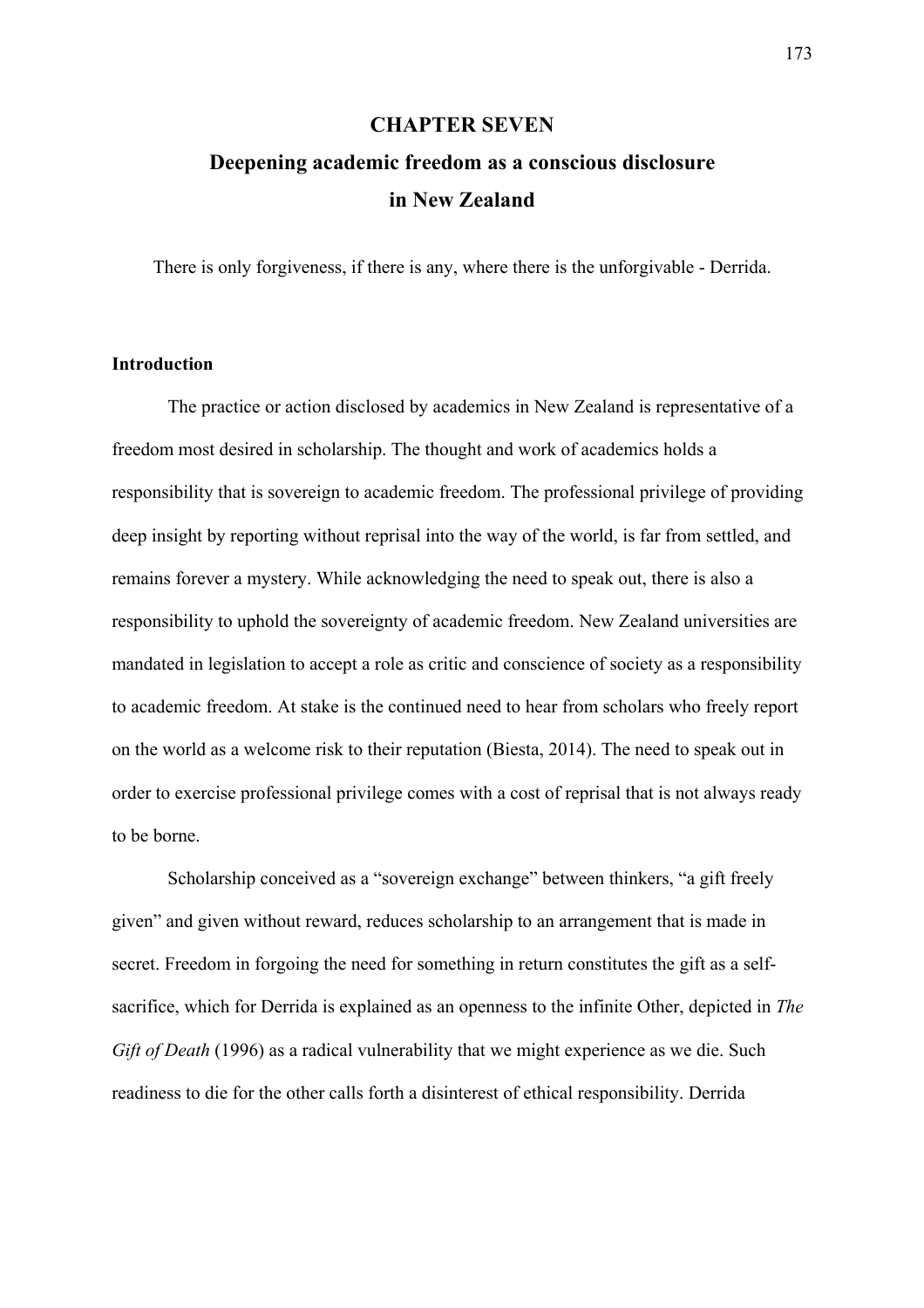# CHAPTER SEVEN

# Deepening academic freedom as a conscious disclosure in New Zealand

There is only forgiveness, if there is any, where there is the unforgivable - Derrida.

### Introduction

The practice or action disclosed by academics in New Zealand is representative of a freedom most desired in scholarship. The thought and work of academics holds a responsibility that is sovereign to academic freedom. The professional privilege of providing deep insight by reporting without reprisal into the way of the world, is far from settled, and remains forever a mystery. While acknowledging the need to speak out, there is also a responsibility to uphold the sovereignty of academic freedom. New Zealand universities are mandated in legislation to accept a role as critic and conscience of society as a responsibility to academic freedom. At stake is the continued need to hear from scholars who freely report on the world as a welcome risk to their reputation (Biesta, 2014). The need to speak out in order to exercise professional privilege comes with a cost of reprisal that is not always ready to be borne.

Scholarship conceived as a "sovereign exchange" between thinkers, "a gift freely given" and given without reward, reduces scholarship to an arrangement that is made in secret. Freedom in forgoing the need for something in return constitutes the gift as a self-sacrifice, which for Derrida is explained as an openness to the infinite Other, depicted in *The Gift of Death* (1996) as a radical vulnerability that we might experience as we die. Such readiness to die for the other calls forth a disinterest of ethical responsibility. Derrida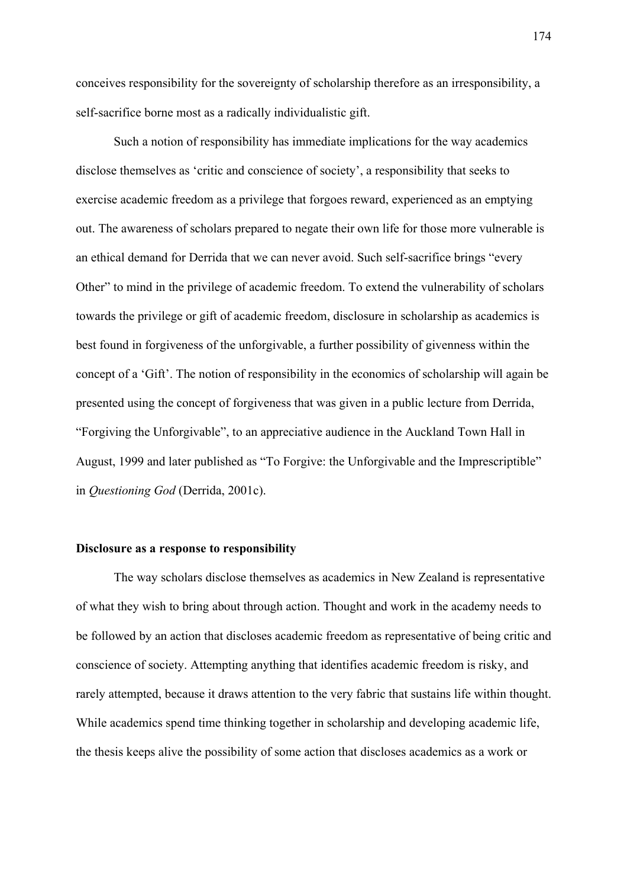conceives responsibility for the sovereignty of scholarship therefore as an irresponsibility, a self-sacrifice borne most as a radically individualistic gift.

Such a notion of responsibility has immediate implications for the way academics disclose themselves as 'critic and conscience of society', a responsibility that seeks to exercise academic freedom as a privilege that forgoes reward, experienced as an emptying out. The awareness of scholars prepared to negate their own life for those more vulnerable is an ethical demand for Derrida that we can never avoid. Such self-sacrifice brings "every Other" to mind in the privilege of academic freedom. To extend the vulnerability of scholars towards the privilege or gift of academic freedom, disclosure in scholarship as academics is best found in forgiveness of the unforgivable, a further possibility of givenness within the concept of a 'Gift'. The notion of responsibility in the economics of scholarship will again be presented using the concept of forgiveness that was given in a public lecture from Derrida, "Forgiving the Unforgivable", to an appreciative audience in the Auckland Town Hall in August, 1999 and later published as "To Forgive: the Unforgivable and the Imprescriptible" in *Questioning God* (Derrida, 2001c).

**Disclosure as a response to responsibility**

The way scholars disclose themselves as academics in New Zealand is representative of what they wish to bring about through action. Thought and work in the academy needs to be followed by an action that discloses academic freedom as representative of being critic and conscience of society. Attempting anything that identifies academic freedom is risky, and rarely attempted, because it draws attention to the very fabric that sustains life within thought. While academics spend time thinking together in scholarship and developing academic life, the thesis keeps alive the possibility of some action that discloses academics as a work or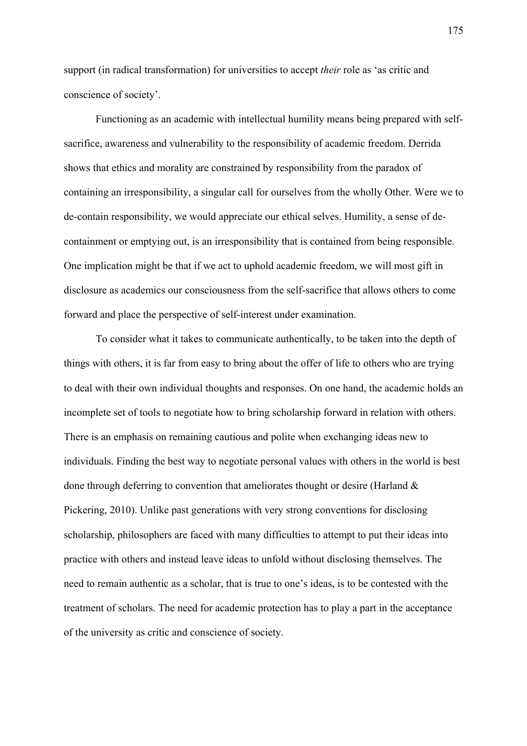support (in radical transformation) for universities to accept *their* role as 'as critic and conscience of society'.

Functioning as an academic with intellectual humility means being prepared with self-sacrifice, awareness and vulnerability to the responsibility of academic freedom. Derrida shows that ethics and morality are constrained by responsibility from the paradox of containing an irresponsibility, a singular call for ourselves from the wholly Other. Were we to de-contain responsibility, we would appreciate our ethical selves. Humility, a sense of de-containment or emptying out, is an irresponsibility that is contained from being responsible. One implication might be that if we act to uphold academic freedom, we will most gift in disclosure as academics our consciousness from the self-sacrifice that allows others to come forward and place the perspective of self-interest under examination.

To consider what it takes to communicate authentically, to be taken into the depth of things with others, it is far from easy to bring about the offer of life to others who are trying to deal with their own individual thoughts and responses. On one hand, the academic holds an incomplete set of tools to negotiate how to bring scholarship forward in relation with others. There is an emphasis on remaining cautious and polite when exchanging ideas new to individuals. Finding the best way to negotiate personal values with others in the world is best done through deferring to convention that ameliorates thought or desire (Harland & Pickering, 2010). Unlike past generations with very strong conventions for disclosing scholarship, philosophers are faced with many difficulties to attempt to put their ideas into practice with others and instead leave ideas to unfold without disclosing themselves. The need to remain authentic as a scholar, that is true to one's ideas, is to be contested with the treatment of scholars. The need for academic protection has to play a part in the acceptance of the university as critic and conscience of society.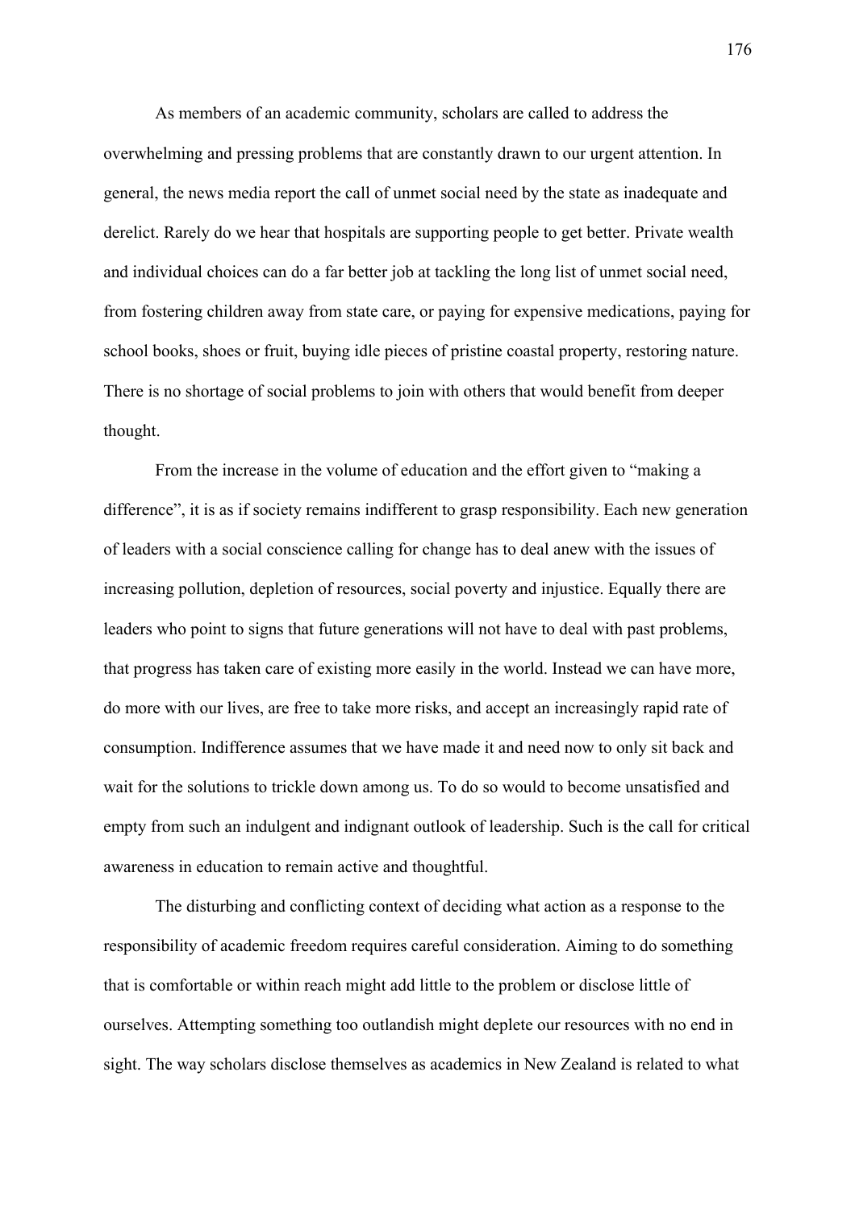As members of an academic community, scholars are called to address the overwhelming and pressing problems that are constantly drawn to our urgent attention. In general, the news media report the call of unmet social need by the state as inadequate and derelict. Rarely do we hear that hospitals are supporting people to get better. Private wealth and individual choices can do a far better job at tackling the long list of unmet social need, from fostering children away from state care, or paying for expensive medications, paying for school books, shoes or fruit, buying idle pieces of pristine coastal property, restoring nature. There is no shortage of social problems to join with others that would benefit from deeper thought.

From the increase in the volume of education and the effort given to “making a difference”, it is as if society remains indifferent to grasp responsibility. Each new generation of leaders with a social conscience calling for change has to deal anew with the issues of increasing pollution, depletion of resources, social poverty and injustice. Equally there are leaders who point to signs that future generations will not have to deal with past problems, that progress has taken care of existing more easily in the world. Instead we can have more, do more with our lives, are free to take more risks, and accept an increasingly rapid rate of consumption. Indifference assumes that we have made it and need now to only sit back and wait for the solutions to trickle down among us. To do so would to become unsatisfied and empty from such an indulgent and indignant outlook of leadership. Such is the call for critical awareness in education to remain active and thoughtful.

The disturbing and conflicting context of deciding what action as a response to the responsibility of academic freedom requires careful consideration. Aiming to do something that is comfortable or within reach might add little to the problem or disclose little of ourselves. Attempting something too outlandish might deplete our resources with no end in sight. The way scholars disclose themselves as academics in New Zealand is related to what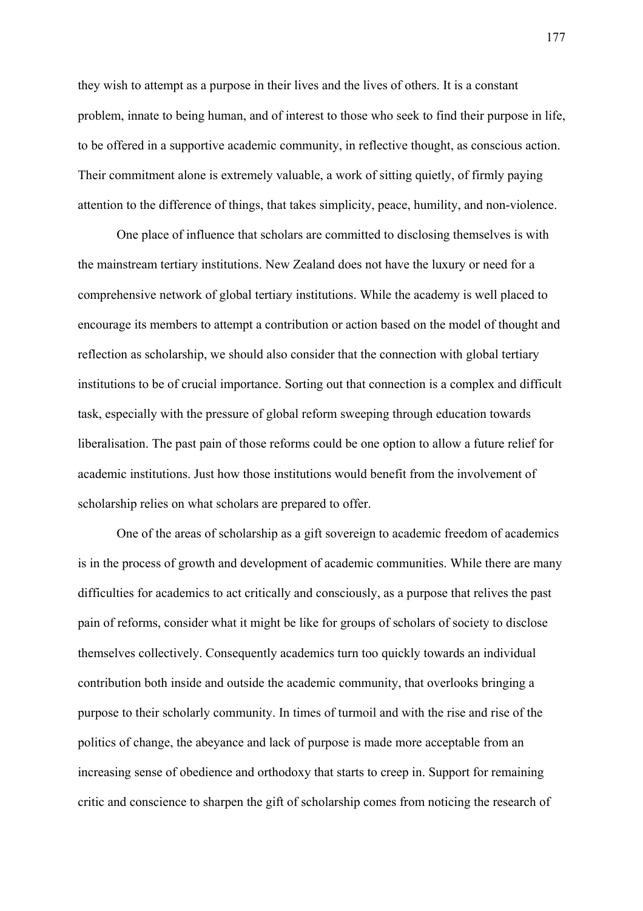they wish to attempt as a purpose in their lives and the lives of others. It is a constant problem, innate to being human, and of interest to those who seek to find their purpose in life, to be offered in a supportive academic community, in reflective thought, as conscious action. Their commitment alone is extremely valuable, a work of sitting quietly, of firmly paying attention to the difference of things, that takes simplicity, peace, humility, and non-violence.

One place of influence that scholars are committed to disclosing themselves is with the mainstream tertiary institutions. New Zealand does not have the luxury or need for a comprehensive network of global tertiary institutions. While the academy is well placed to encourage its members to attempt a contribution or action based on the model of thought and reflection as scholarship, we should also consider that the connection with global tertiary institutions to be of crucial importance. Sorting out that connection is a complex and difficult task, especially with the pressure of global reform sweeping through education towards liberalisation. The past pain of those reforms could be one option to allow a future relief for academic institutions. Just how those institutions would benefit from the involvement of scholarship relies on what scholars are prepared to offer.

One of the areas of scholarship as a gift sovereign to academic freedom of academics is in the process of growth and development of academic communities. While there are many difficulties for academics to act critically and consciously, as a purpose that relives the past pain of reforms, consider what it might be like for groups of scholars of society to disclose themselves collectively. Consequently academics turn too quickly towards an individual contribution both inside and outside the academic community, that overlooks bringing a purpose to their scholarly community. In times of turmoil and with the rise and rise of the politics of change, the abeyance and lack of purpose is made more acceptable from an increasing sense of obedience and orthodoxy that starts to creep in. Support for remaining critic and conscience to sharpen the gift of scholarship comes from noticing the research of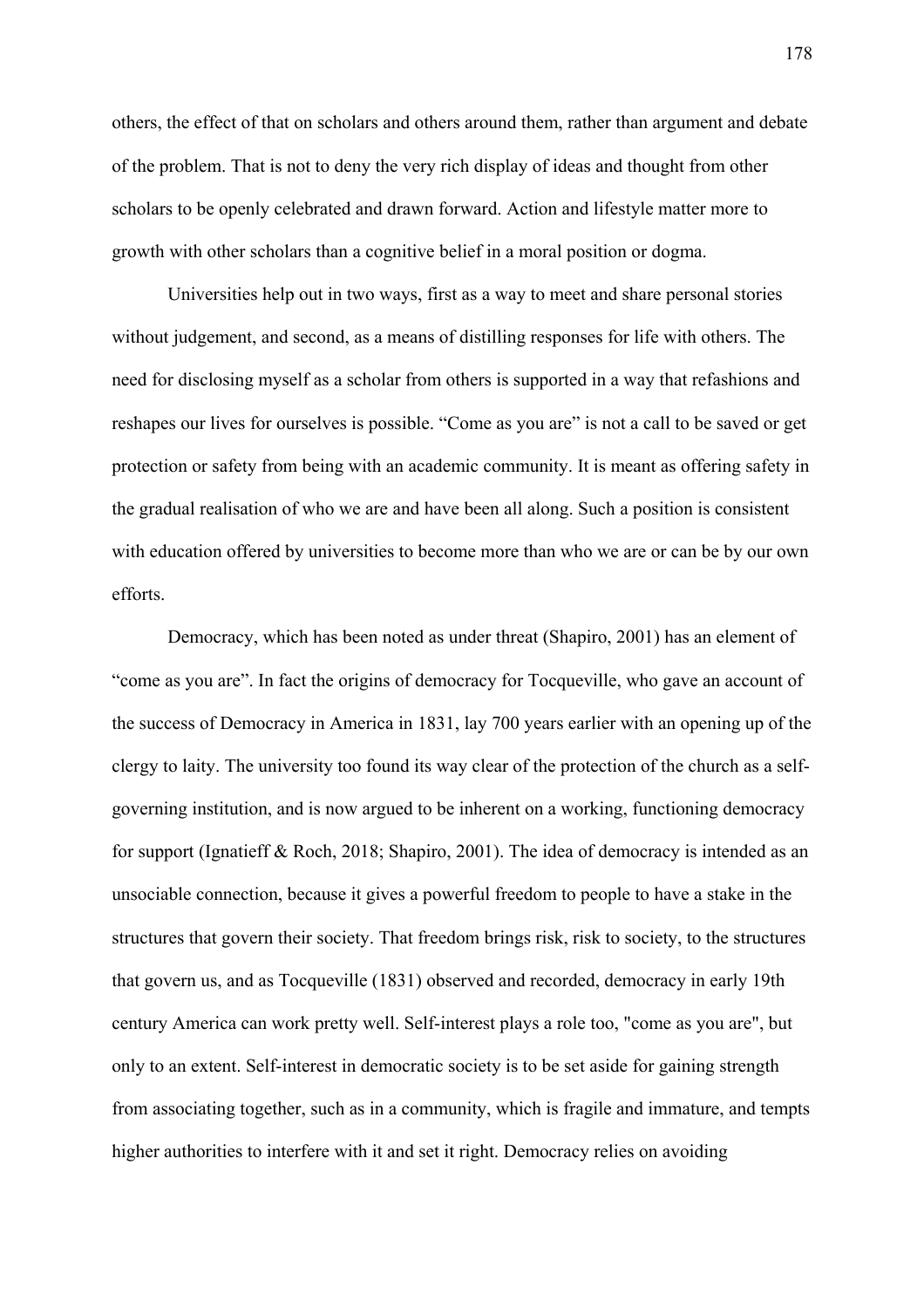others, the effect of that on scholars and others around them, rather than argument and debate of the problem. That is not to deny the very rich display of ideas and thought from other scholars to be openly celebrated and drawn forward. Action and lifestyle matter more to growth with other scholars than a cognitive belief in a moral position or dogma.

Universities help out in two ways, first as a way to meet and share personal stories without judgement, and second, as a means of distilling responses for life with others. The need for disclosing myself as a scholar from others is supported in a way that refashions and reshapes our lives for ourselves is possible. "Come as you are" is not a call to be saved or get protection or safety from being with an academic community. It is meant as offering safety in the gradual realisation of who we are and have been all along. Such a position is consistent with education offered by universities to become more than who we are or can be by our own efforts.

Democracy, which has been noted as under threat (Shapiro, 2001) has an element of "come as you are". In fact the origins of democracy for Tocqueville, who gave an account of the success of Democracy in America in 1831, lay 700 years earlier with an opening up of the clergy to laity. The university too found its way clear of the protection of the church as a self-governing institution, and is now argued to be inherent on a working, functioning democracy for support (Ignatieff & Roch, 2018; Shapiro, 2001). The idea of democracy is intended as an unsociable connection, because it gives a powerful freedom to people to have a stake in the structures that govern their society. That freedom brings risk, risk to society, to the structures that govern us, and as Tocqueville (1831) observed and recorded, democracy in early 19th century America can work pretty well. Self-interest plays a role too, "come as you are", but only to an extent. Self-interest in democratic society is to be set aside for gaining strength from associating together, such as in a community, which is fragile and immature, and tempts higher authorities to interfere with it and set it right. Democracy relies on avoiding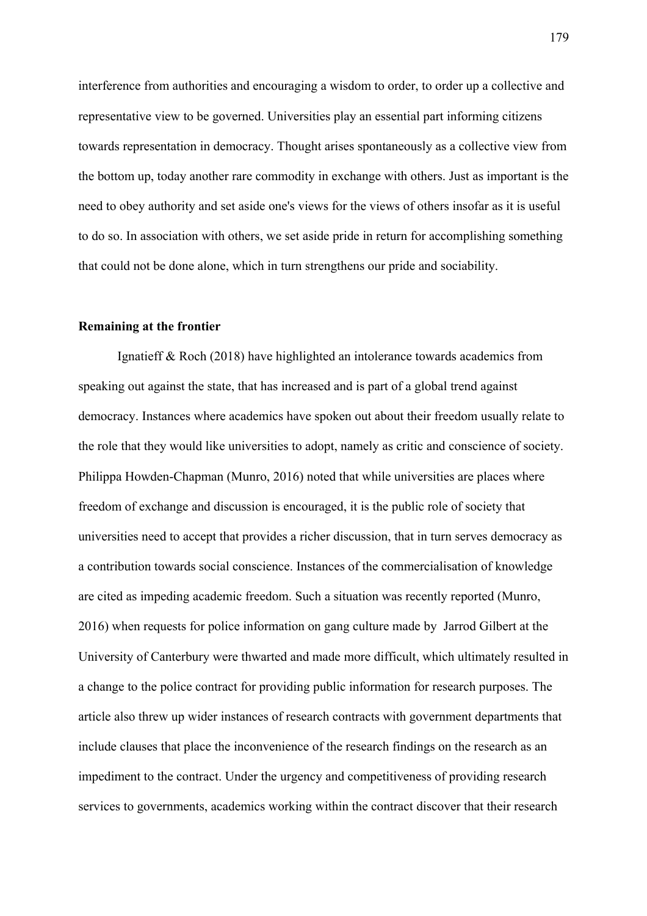interference from authorities and encouraging a wisdom to order, to order up a collective and representative view to be governed. Universities play an essential part informing citizens towards representation in democracy. Thought arises spontaneously as a collective view from the bottom up, today another rare commodity in exchange with others. Just as important is the need to obey authority and set aside one's views for the views of others insofar as it is useful to do so. In association with others, we set aside pride in return for accomplishing something that could not be done alone, which in turn strengthens our pride and sociability.

**Remaining at the frontier**

Ignatieff & Roch (2018) have highlighted an intolerance towards academics from speaking out against the state, that has increased and is part of a global trend against democracy. Instances where academics have spoken out about their freedom usually relate to the role that they would like universities to adopt, namely as critic and conscience of society. Philippa Howden-Chapman (Munro, 2016) noted that while universities are places where freedom of exchange and discussion is encouraged, it is the public role of society that universities need to accept that provides a richer discussion, that in turn serves democracy as a contribution towards social conscience. Instances of the commercialisation of knowledge are cited as impeding academic freedom. Such a situation was recently reported (Munro, 2016) when requests for police information on gang culture made by Jarrod Gilbert at the University of Canterbury were thwarted and made more difficult, which ultimately resulted in a change to the police contract for providing public information for research purposes. The article also threw up wider instances of research contracts with government departments that include clauses that place the inconvenience of the research findings on the research as an impediment to the contract. Under the urgency and competitiveness of providing research services to governments, academics working within the contract discover that their research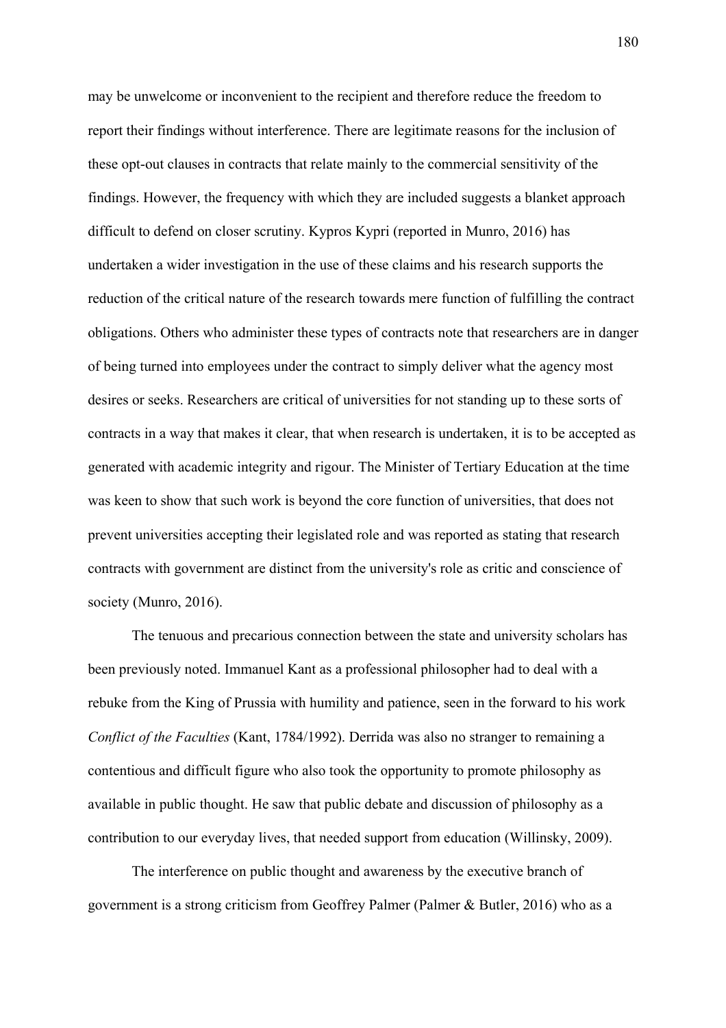may be unwelcome or inconvenient to the recipient and therefore reduce the freedom to report their findings without interference. There are legitimate reasons for the inclusion of these opt-out clauses in contracts that relate mainly to the commercial sensitivity of the findings. However, the frequency with which they are included suggests a blanket approach difficult to defend on closer scrutiny. Kypros Kypri (reported in Munro, 2016) has undertaken a wider investigation in the use of these claims and his research supports the reduction of the critical nature of the research towards mere function of fulfilling the contract obligations. Others who administer these types of contracts note that researchers are in danger of being turned into employees under the contract to simply deliver what the agency most desires or seeks. Researchers are critical of universities for not standing up to these sorts of contracts in a way that makes it clear, that when research is undertaken, it is to be accepted as generated with academic integrity and rigour. The Minister of Tertiary Education at the time was keen to show that such work is beyond the core function of universities, that does not prevent universities accepting their legislated role and was reported as stating that research contracts with government are distinct from the university's role as critic and conscience of society (Munro, 2016).

The tenuous and precarious connection between the state and university scholars has been previously noted. Immanuel Kant as a professional philosopher had to deal with a rebuke from the King of Prussia with humility and patience, seen in the forward to his work *Conflict of the Faculties* (Kant, 1784/1992). Derrida was also no stranger to remaining a contentious and difficult figure who also took the opportunity to promote philosophy as available in public thought. He saw that public debate and discussion of philosophy as a contribution to our everyday lives, that needed support from education (Willinsky, 2009).

The interference on public thought and awareness by the executive branch of government is a strong criticism from Geoffrey Palmer (Palmer & Butler, 2016) who as a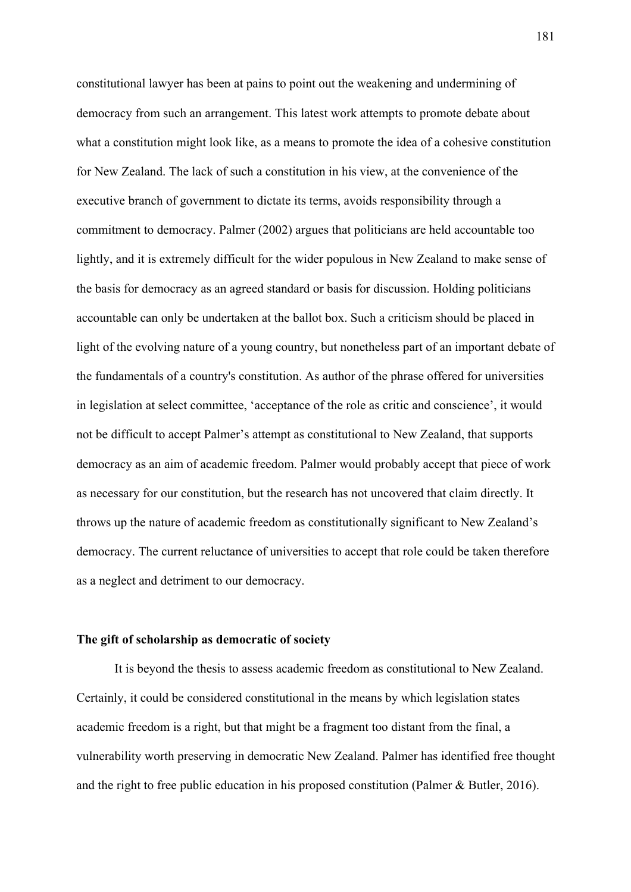constitutional lawyer has been at pains to point out the weakening and undermining of democracy from such an arrangement. This latest work attempts to promote debate about what a constitution might look like, as a means to promote the idea of a cohesive constitution for New Zealand. The lack of such a constitution in his view, at the convenience of the executive branch of government to dictate its terms, avoids responsibility through a commitment to democracy. Palmer (2002) argues that politicians are held accountable too lightly, and it is extremely difficult for the wider populous in New Zealand to make sense of the basis for democracy as an agreed standard or basis for discussion. Holding politicians accountable can only be undertaken at the ballot box. Such a criticism should be placed in light of the evolving nature of a young country, but nonetheless part of an important debate of the fundamentals of a country's constitution. As author of the phrase offered for universities in legislation at select committee, 'acceptance of the role as critic and conscience', it would not be difficult to accept Palmer's attempt as constitutional to New Zealand, that supports democracy as an aim of academic freedom. Palmer would probably accept that piece of work as necessary for our constitution, but the research has not uncovered that claim directly. It throws up the nature of academic freedom as constitutionally significant to New Zealand's democracy. The current reluctance of universities to accept that role could be taken therefore as a neglect and detriment to our democracy.

### The gift of scholarship as democratic of society

It is beyond the thesis to assess academic freedom as constitutional to New Zealand. Certainly, it could be considered constitutional in the means by which legislation states academic freedom is a right, but that might be a fragment too distant from the final, a vulnerability worth preserving in democratic New Zealand. Palmer has identified free thought and the right to free public education in his proposed constitution (Palmer & Butler, 2016).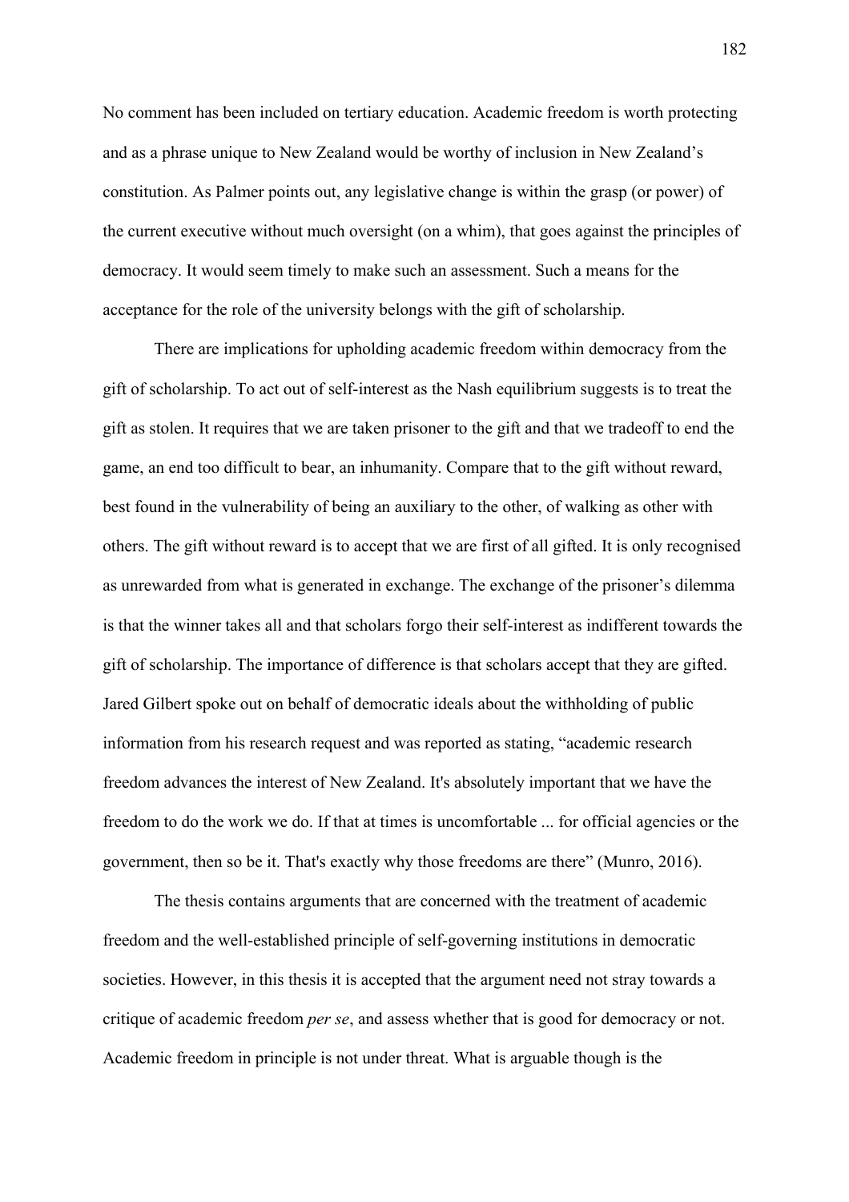No comment has been included on tertiary education. Academic freedom is worth protecting and as a phrase unique to New Zealand would be worthy of inclusion in New Zealand's constitution. As Palmer points out, any legislative change is within the grasp (or power) of the current executive without much oversight (on a whim), that goes against the principles of democracy. It would seem timely to make such an assessment. Such a means for the acceptance for the role of the university belongs with the gift of scholarship.

There are implications for upholding academic freedom within democracy from the gift of scholarship. To act out of self-interest as the Nash equilibrium suggests is to treat the gift as stolen. It requires that we are taken prisoner to the gift and that we tradeoff to end the game, an end too difficult to bear, an inhumanity. Compare that to the gift without reward, best found in the vulnerability of being an auxiliary to the other, of walking as other with others. The gift without reward is to accept that we are first of all gifted. It is only recognised as unrewarded from what is generated in exchange. The exchange of the prisoner's dilemma is that the winner takes all and that scholars forgo their self-interest as indifferent towards the gift of scholarship. The importance of difference is that scholars accept that they are gifted. Jared Gilbert spoke out on behalf of democratic ideals about the withholding of public information from his research request and was reported as stating, "academic research freedom advances the interest of New Zealand. It's absolutely important that we have the freedom to do the work we do. If that at times is uncomfortable ... for official agencies or the government, then so be it. That's exactly why those freedoms are there" (Munro, 2016).

The thesis contains arguments that are concerned with the treatment of academic freedom and the well-established principle of self-governing institutions in democratic societies. However, in this thesis it is accepted that the argument need not stray towards a critique of academic freedom *per se*, and assess whether that is good for democracy or not. Academic freedom in principle is not under threat. What is arguable though is the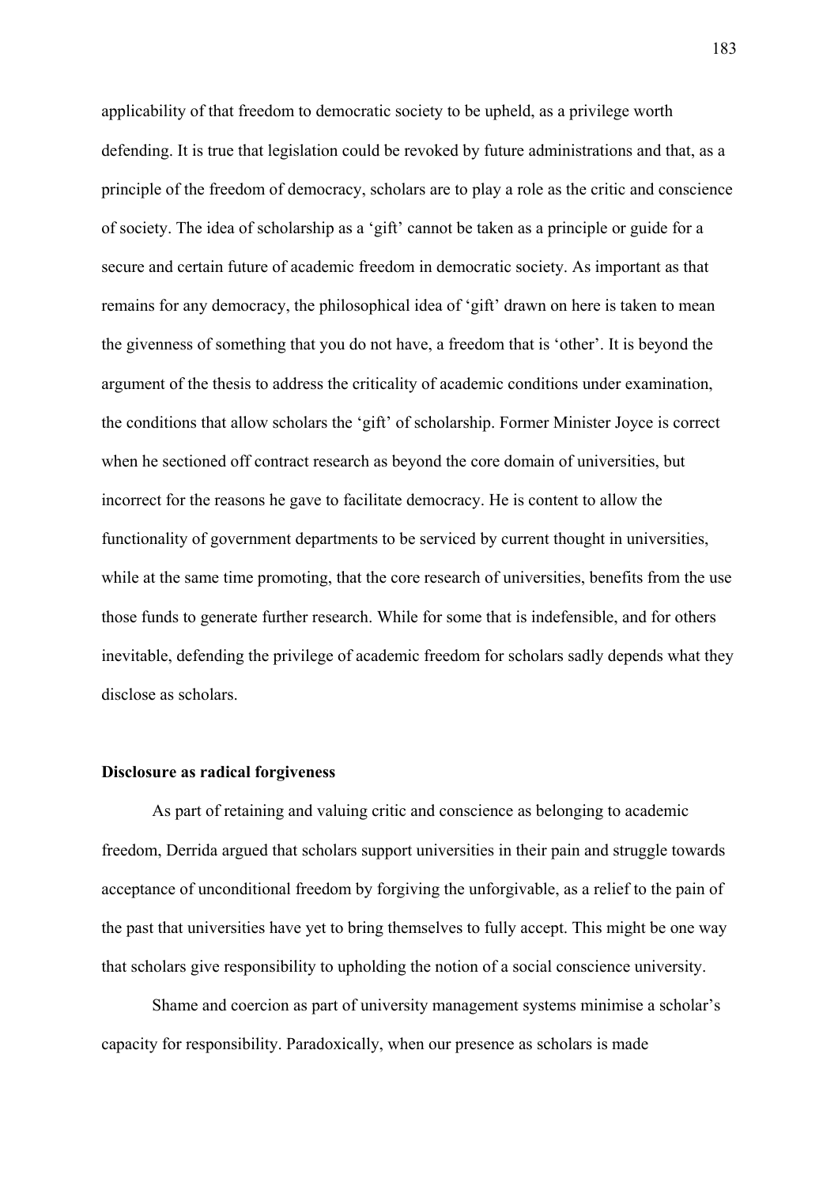applicability of that freedom to democratic society to be upheld, as a privilege worth defending. It is true that legislation could be revoked by future administrations and that, as a principle of the freedom of democracy, scholars are to play a role as the critic and conscience of society. The idea of scholarship as a 'gift' cannot be taken as a principle or guide for a secure and certain future of academic freedom in democratic society. As important as that remains for any democracy, the philosophical idea of 'gift' drawn on here is taken to mean the givenness of something that you do not have, a freedom that is 'other'. It is beyond the argument of the thesis to address the criticality of academic conditions under examination, the conditions that allow scholars the 'gift' of scholarship. Former Minister Joyce is correct when he sectioned off contract research as beyond the core domain of universities, but incorrect for the reasons he gave to facilitate democracy. He is content to allow the functionality of government departments to be serviced by current thought in universities, while at the same time promoting, that the core research of universities, benefits from the use those funds to generate further research. While for some that is indefensible, and for others inevitable, defending the privilege of academic freedom for scholars sadly depends what they disclose as scholars.

**Disclosure as radical forgiveness**

As part of retaining and valuing critic and conscience as belonging to academic freedom, Derrida argued that scholars support universities in their pain and struggle towards acceptance of unconditional freedom by forgiving the unforgivable, as a relief to the pain of the past that universities have yet to bring themselves to fully accept. This might be one way that scholars give responsibility to upholding the notion of a social conscience university.

Shame and coercion as part of university management systems minimise a scholar's capacity for responsibility. Paradoxically, when our presence as scholars is made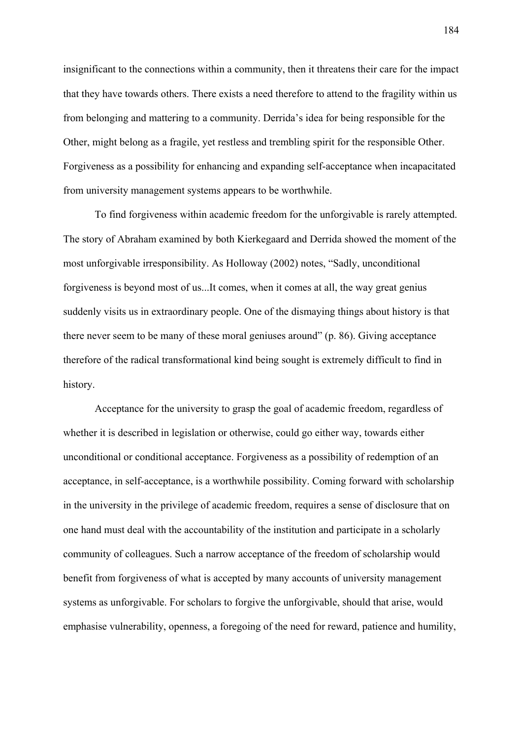insignificant to the connections within a community, then it threatens their care for the impact that they have towards others. There exists a need therefore to attend to the fragility within us from belonging and mattering to a community. Derrida's idea for being responsible for the Other, might belong as a fragile, yet restless and trembling spirit for the responsible Other. Forgiveness as a possibility for enhancing and expanding self-acceptance when incapacitated from university management systems appears to be worthwhile.

To find forgiveness within academic freedom for the unforgivable is rarely attempted. The story of Abraham examined by both Kierkegaard and Derrida showed the moment of the most unforgivable irresponsibility. As Holloway (2002) notes, "Sadly, unconditional forgiveness is beyond most of us...It comes, when it comes at all, the way great genius suddenly visits us in extraordinary people. One of the dismaying things about history is that there never seem to be many of these moral geniuses around" (p. 86). Giving acceptance therefore of the radical transformational kind being sought is extremely difficult to find in history.

Acceptance for the university to grasp the goal of academic freedom, regardless of whether it is described in legislation or otherwise, could go either way, towards either unconditional or conditional acceptance. Forgiveness as a possibility of redemption of an acceptance, in self-acceptance, is a worthwhile possibility. Coming forward with scholarship in the university in the privilege of academic freedom, requires a sense of disclosure that on one hand must deal with the accountability of the institution and participate in a scholarly community of colleagues. Such a narrow acceptance of the freedom of scholarship would benefit from forgiveness of what is accepted by many accounts of university management systems as unforgivable. For scholars to forgive the unforgivable, should that arise, would emphasise vulnerability, openness, a foregoing of the need for reward, patience and humility,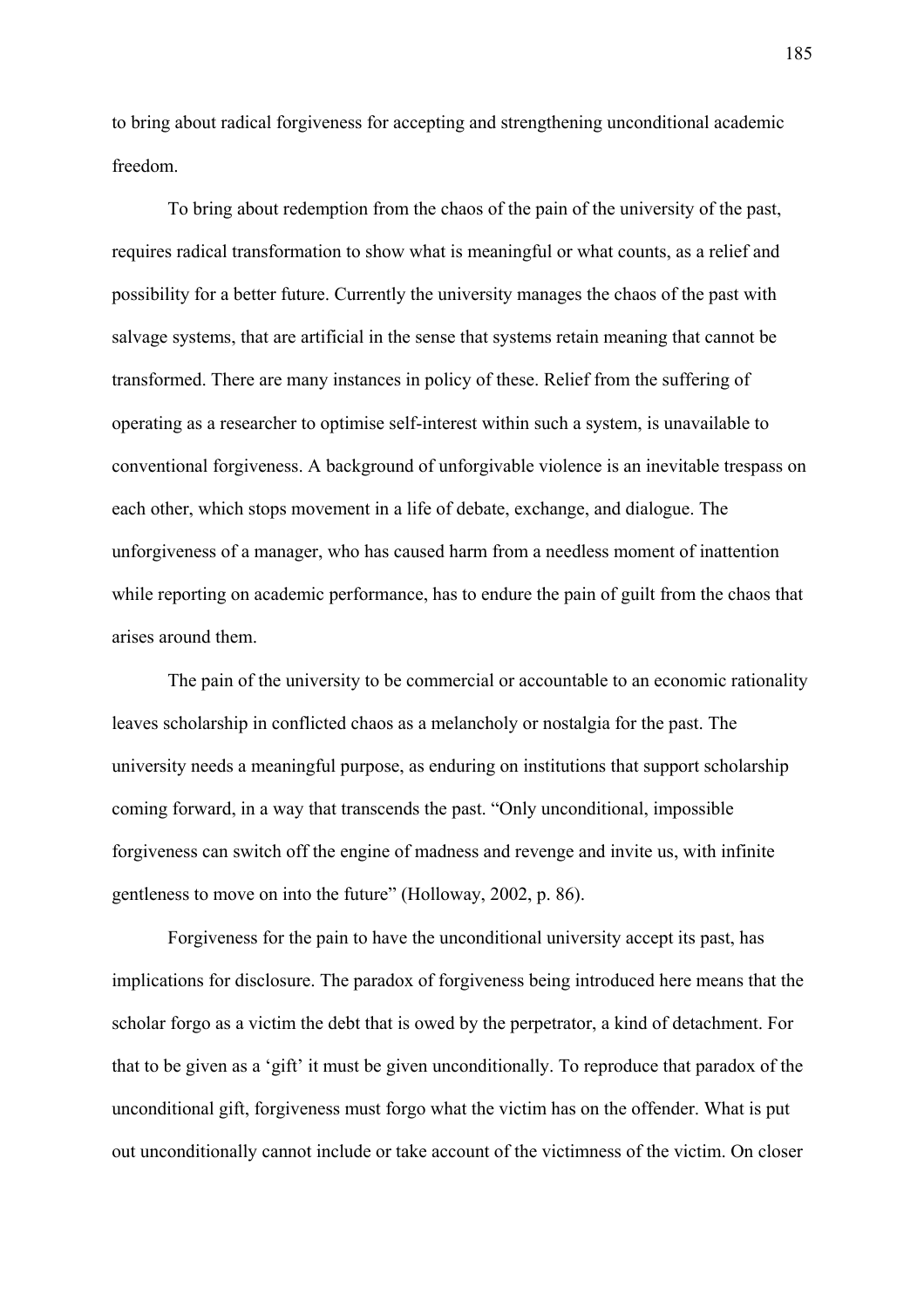to bring about radical forgiveness for accepting and strengthening unconditional academic freedom.

To bring about redemption from the chaos of the pain of the university of the past, requires radical transformation to show what is meaningful or what counts, as a relief and possibility for a better future. Currently the university manages the chaos of the past with salvage systems, that are artificial in the sense that systems retain meaning that cannot be transformed. There are many instances in policy of these. Relief from the suffering of operating as a researcher to optimise self-interest within such a system, is unavailable to conventional forgiveness. A background of unforgivable violence is an inevitable trespass on each other, which stops movement in a life of debate, exchange, and dialogue. The unforgiveness of a manager, who has caused harm from a needless moment of inattention while reporting on academic performance, has to endure the pain of guilt from the chaos that arises around them.

The pain of the university to be commercial or accountable to an economic rationality leaves scholarship in conflicted chaos as a melancholy or nostalgia for the past. The university needs a meaningful purpose, as enduring on institutions that support scholarship coming forward, in a way that transcends the past. "Only unconditional, impossible forgiveness can switch off the engine of madness and revenge and invite us, with infinite gentleness to move on into the future" (Holloway, 2002, p. 86).

Forgiveness for the pain to have the unconditional university accept its past, has implications for disclosure. The paradox of forgiveness being introduced here means that the scholar forgo as a victim the debt that is owed by the perpetrator, a kind of detachment. For that to be given as a 'gift' it must be given unconditionally. To reproduce that paradox of the unconditional gift, forgiveness must forgo what the victim has on the offender. What is put out unconditionally cannot include or take account of the victimness of the victim. On closer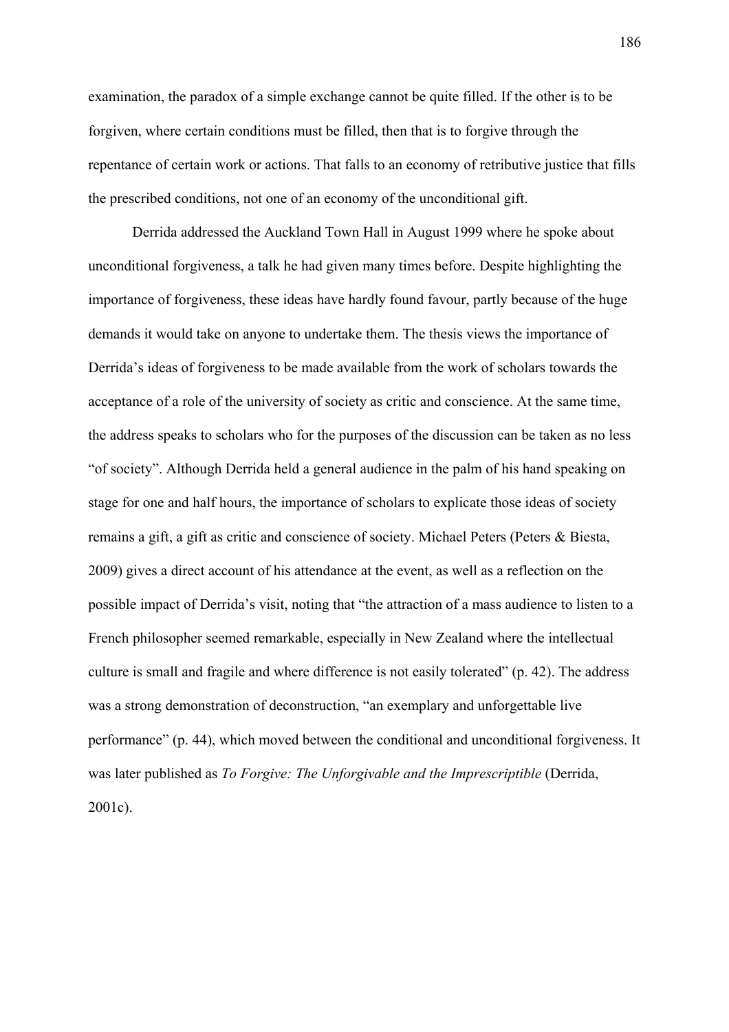examination, the paradox of a simple exchange cannot be quite filled. If the other is to be forgiven, where certain conditions must be filled, then that is to forgive through the repentance of certain work or actions. That falls to an economy of retributive justice that fills the prescribed conditions, not one of an economy of the unconditional gift.

Derrida addressed the Auckland Town Hall in August 1999 where he spoke about unconditional forgiveness, a talk he had given many times before. Despite highlighting the importance of forgiveness, these ideas have hardly found favour, partly because of the huge demands it would take on anyone to undertake them. The thesis views the importance of Derrida's ideas of forgiveness to be made available from the work of scholars towards the acceptance of a role of the university of society as critic and conscience. At the same time, the address speaks to scholars who for the purposes of the discussion can be taken as no less "of society". Although Derrida held a general audience in the palm of his hand speaking on stage for one and half hours, the importance of scholars to explicate those ideas of society remains a gift, a gift as critic and conscience of society. Michael Peters (Peters & Biesta, 2009) gives a direct account of his attendance at the event, as well as a reflection on the possible impact of Derrida's visit, noting that "the attraction of a mass audience to listen to a French philosopher seemed remarkable, especially in New Zealand where the intellectual culture is small and fragile and where difference is not easily tolerated" (p. 42). The address was a strong demonstration of deconstruction, "an exemplary and unforgettable live performance" (p. 44), which moved between the conditional and unconditional forgiveness. It was later published as *To Forgive: The Unforgivable and the Imprescriptible* (Derrida, 2001c).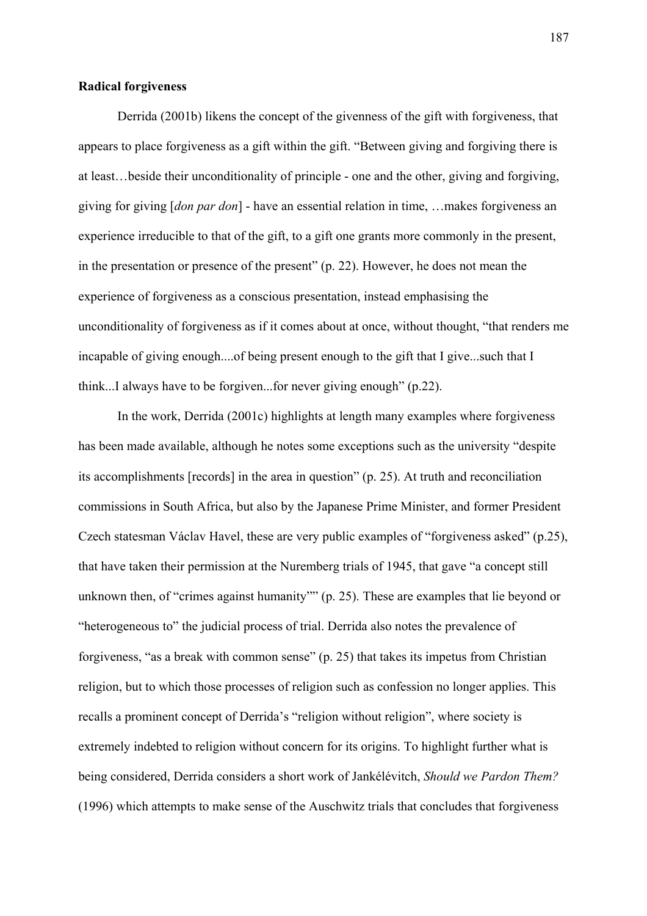**Radical forgiveness**

Derrida (2001b) likens the concept of the givenness of the gift with forgiveness, that appears to place forgiveness as a gift within the gift. "Between giving and forgiving there is at least…beside their unconditionality of principle - one and the other, giving and forgiving, giving for giving [*don par don*] - have an essential relation in time, …makes forgiveness an experience irreducible to that of the gift, to a gift one grants more commonly in the present, in the presentation or presence of the present" (p. 22). However, he does not mean the experience of forgiveness as a conscious presentation, instead emphasising the unconditionality of forgiveness as if it comes about at once, without thought, "that renders me incapable of giving enough....of being present enough to the gift that I give...such that I think...I always have to be forgiven...for never giving enough" (p.22).

In the work, Derrida (2001c) highlights at length many examples where forgiveness has been made available, although he notes some exceptions such as the university "despite its accomplishments [records] in the area in question" (p. 25). At truth and reconciliation commissions in South Africa, but also by the Japanese Prime Minister, and former President Czech statesman Václav Havel, these are very public examples of "forgiveness asked" (p.25), that have taken their permission at the Nuremberg trials of 1945, that gave "a concept still unknown then, of "crimes against humanity"" (p. 25). These are examples that lie beyond or "heterogeneous to" the judicial process of trial. Derrida also notes the prevalence of forgiveness, "as a break with common sense" (p. 25) that takes its impetus from Christian religion, but to which those processes of religion such as confession no longer applies. This recalls a prominent concept of Derrida's "religion without religion", where society is extremely indebted to religion without concern for its origins. To highlight further what is being considered, Derrida considers a short work of Jankélévitch, *Should we Pardon Them?* (1996) which attempts to make sense of the Auschwitz trials that concludes that forgiveness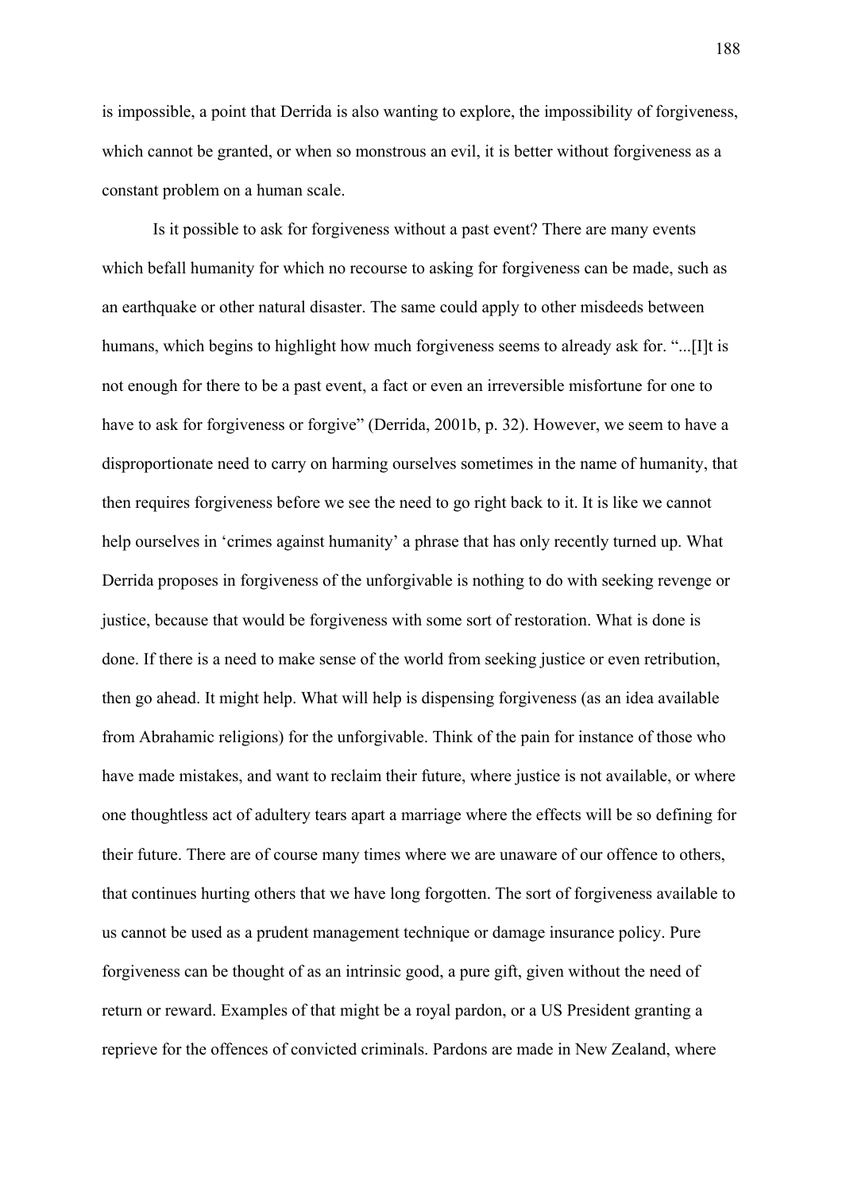is impossible, a point that Derrida is also wanting to explore, the impossibility of forgiveness, which cannot be granted, or when so monstrous an evil, it is better without forgiveness as a constant problem on a human scale.

Is it possible to ask for forgiveness without a past event? There are many events which befall humanity for which no recourse to asking for forgiveness can be made, such as an earthquake or other natural disaster. The same could apply to other misdeeds between humans, which begins to highlight how much forgiveness seems to already ask for. "...[I]t is not enough for there to be a past event, a fact or even an irreversible misfortune for one to have to ask for forgiveness or forgive" (Derrida, 2001b, p. 32). However, we seem to have a disproportionate need to carry on harming ourselves sometimes in the name of humanity, that then requires forgiveness before we see the need to go right back to it. It is like we cannot help ourselves in 'crimes against humanity' a phrase that has only recently turned up. What Derrida proposes in forgiveness of the unforgivable is nothing to do with seeking revenge or justice, because that would be forgiveness with some sort of restoration. What is done is done. If there is a need to make sense of the world from seeking justice or even retribution, then go ahead. It might help. What will help is dispensing forgiveness (as an idea available from Abrahamic religions) for the unforgivable. Think of the pain for instance of those who have made mistakes, and want to reclaim their future, where justice is not available, or where one thoughtless act of adultery tears apart a marriage where the effects will be so defining for their future. There are of course many times where we are unaware of our offence to others, that continues hurting others that we have long forgotten. The sort of forgiveness available to us cannot be used as a prudent management technique or damage insurance policy. Pure forgiveness can be thought of as an intrinsic good, a pure gift, given without the need of return or reward. Examples of that might be a royal pardon, or a US President granting a reprieve for the offences of convicted criminals. Pardons are made in New Zealand, where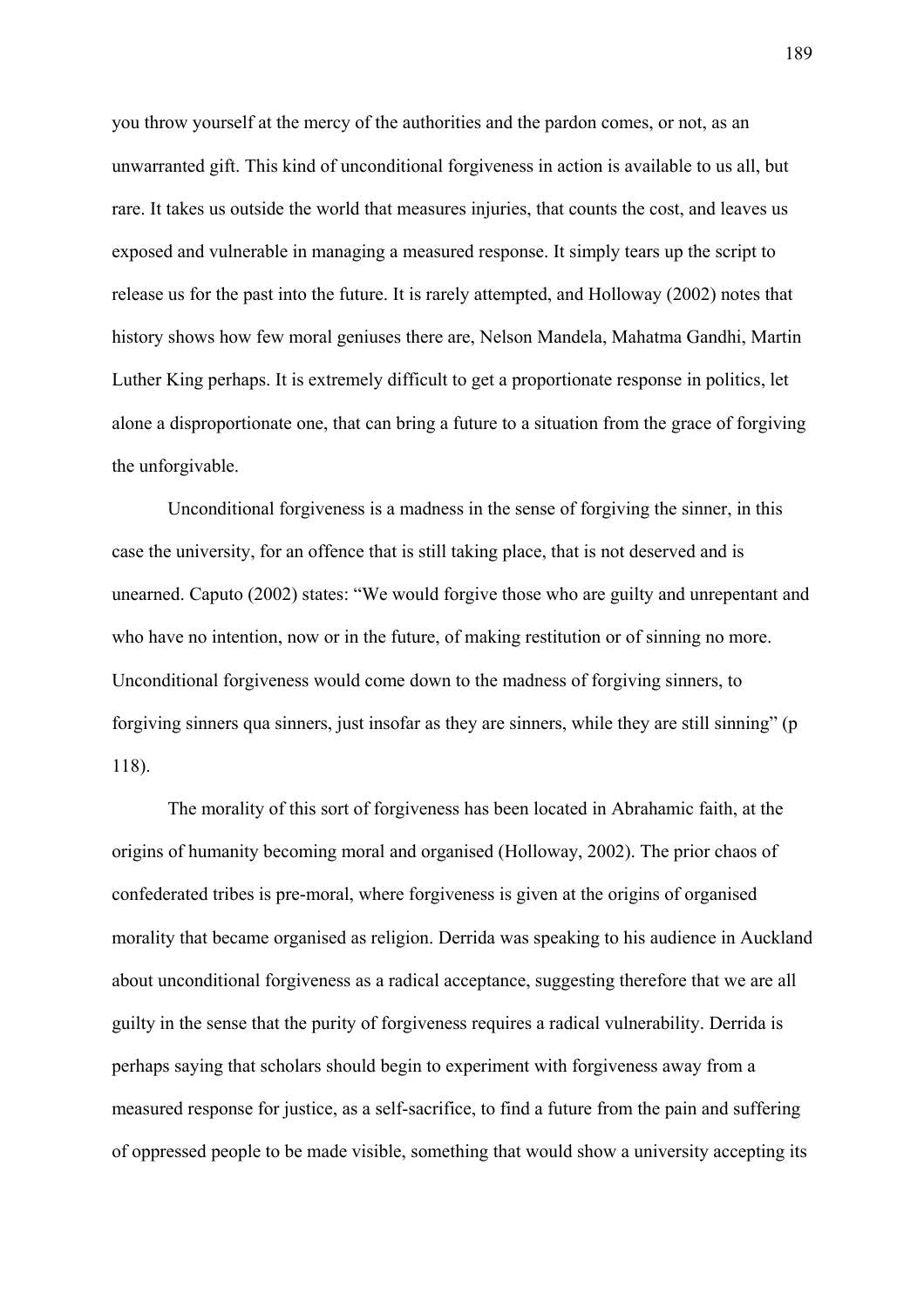you throw yourself at the mercy of the authorities and the pardon comes, or not, as an unwarranted gift. This kind of unconditional forgiveness in action is available to us all, but rare. It takes us outside the world that measures injuries, that counts the cost, and leaves us exposed and vulnerable in managing a measured response. It simply tears up the script to release us for the past into the future. It is rarely attempted, and Holloway (2002) notes that history shows how few moral geniuses there are, Nelson Mandela, Mahatma Gandhi, Martin Luther King perhaps. It is extremely difficult to get a proportionate response in politics, let alone a disproportionate one, that can bring a future to a situation from the grace of forgiving the unforgivable.

Unconditional forgiveness is a madness in the sense of forgiving the sinner, in this case the university, for an offence that is still taking place, that is not deserved and is unearned. Caputo (2002) states: "We would forgive those who are guilty and unrepentant and who have no intention, now or in the future, of making restitution or of sinning no more. Unconditional forgiveness would come down to the madness of forgiving sinners, to forgiving sinners qua sinners, just insofar as they are sinners, while they are still sinning" (p 118).

The morality of this sort of forgiveness has been located in Abrahamic faith, at the origins of humanity becoming moral and organised (Holloway, 2002). The prior chaos of confederated tribes is pre-moral, where forgiveness is given at the origins of organised morality that became organised as religion. Derrida was speaking to his audience in Auckland about unconditional forgiveness as a radical acceptance, suggesting therefore that we are all guilty in the sense that the purity of forgiveness requires a radical vulnerability. Derrida is perhaps saying that scholars should begin to experiment with forgiveness away from a measured response for justice, as a self-sacrifice, to find a future from the pain and suffering of oppressed people to be made visible, something that would show a university accepting its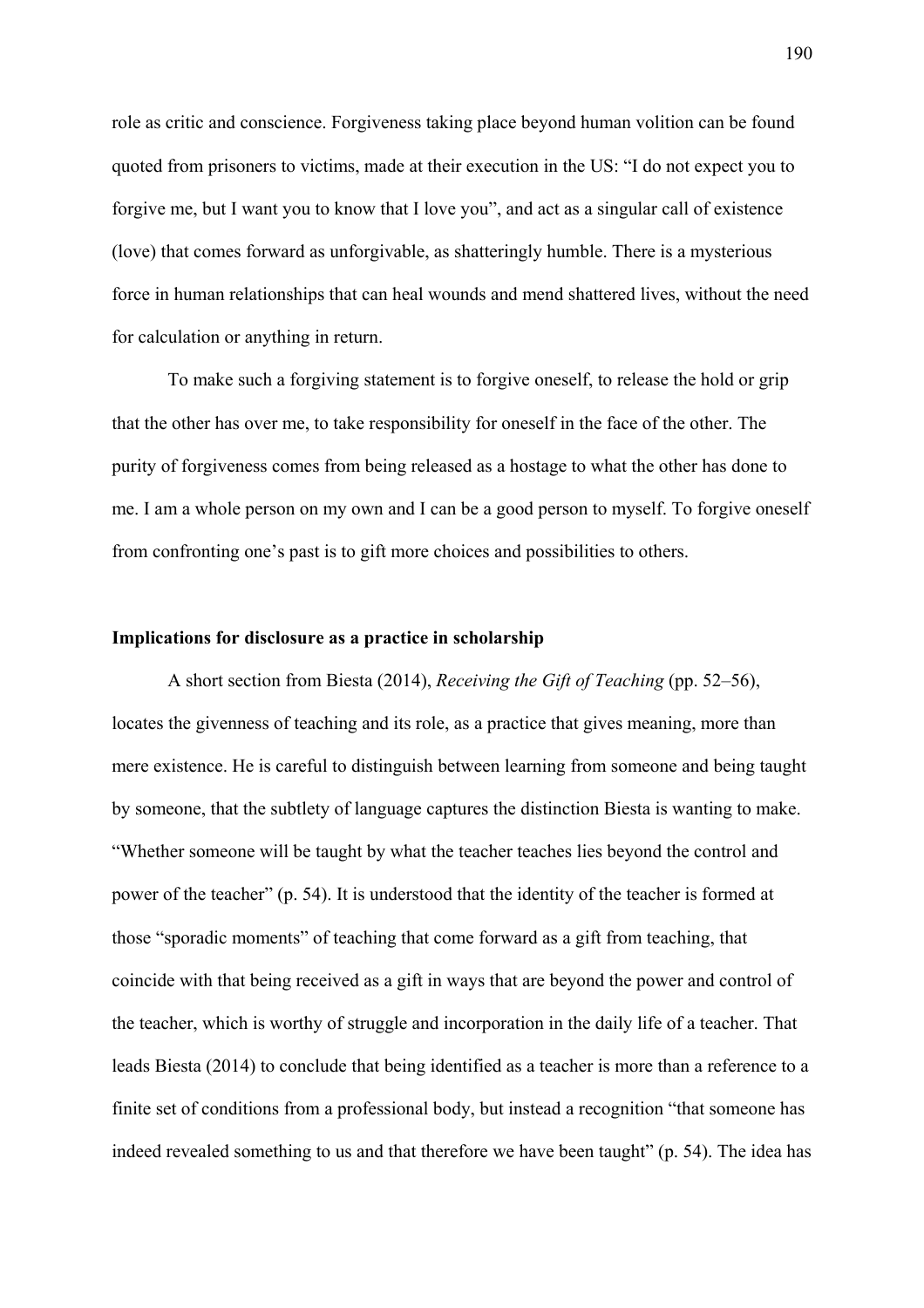role as critic and conscience. Forgiveness taking place beyond human volition can be found quoted from prisoners to victims, made at their execution in the US: "I do not expect you to forgive me, but I want you to know that I love you", and act as a singular call of existence (love) that comes forward as unforgivable, as shatteringly humble. There is a mysterious force in human relationships that can heal wounds and mend shattered lives, without the need for calculation or anything in return.

To make such a forgiving statement is to forgive oneself, to release the hold or grip that the other has over me, to take responsibility for oneself in the face of the other. The purity of forgiveness comes from being released as a hostage to what the other has done to me. I am a whole person on my own and I can be a good person to myself. To forgive oneself from confronting one's past is to gift more choices and possibilities to others.

**Implications for disclosure as a practice in scholarship**

A short section from Biesta (2014), *Receiving the Gift of Teaching* (pp. 52–56), locates the givenness of teaching and its role, as a practice that gives meaning, more than mere existence. He is careful to distinguish between learning from someone and being taught by someone, that the subtlety of language captures the distinction Biesta is wanting to make. "Whether someone will be taught by what the teacher teaches lies beyond the control and power of the teacher" (p. 54). It is understood that the identity of the teacher is formed at those "sporadic moments" of teaching that come forward as a gift from teaching, that coincide with that being received as a gift in ways that are beyond the power and control of the teacher, which is worthy of struggle and incorporation in the daily life of a teacher. That leads Biesta (2014) to conclude that being identified as a teacher is more than a reference to a finite set of conditions from a professional body, but instead a recognition "that someone has indeed revealed something to us and that therefore we have been taught" (p. 54). The idea has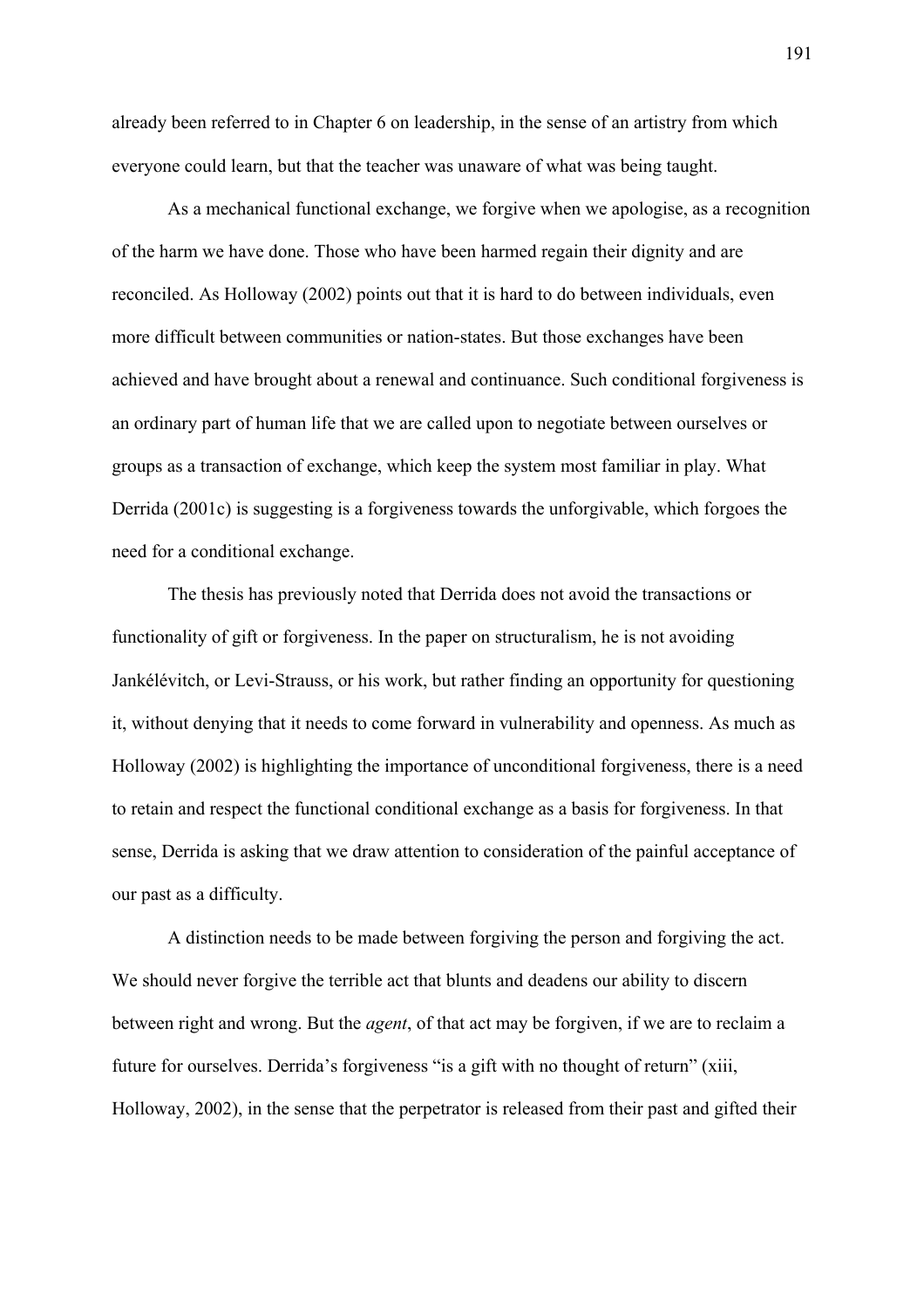already been referred to in Chapter 6 on leadership, in the sense of an artistry from which everyone could learn, but that the teacher was unaware of what was being taught.

As a mechanical functional exchange, we forgive when we apologise, as a recognition of the harm we have done. Those who have been harmed regain their dignity and are reconciled. As Holloway (2002) points out that it is hard to do between individuals, even more difficult between communities or nation-states. But those exchanges have been achieved and have brought about a renewal and continuance. Such conditional forgiveness is an ordinary part of human life that we are called upon to negotiate between ourselves or groups as a transaction of exchange, which keep the system most familiar in play. What Derrida (2001c) is suggesting is a forgiveness towards the unforgivable, which forgoes the need for a conditional exchange.

The thesis has previously noted that Derrida does not avoid the transactions or functionality of gift or forgiveness. In the paper on structuralism, he is not avoiding Jankélévitch, or Levi-Strauss, or his work, but rather finding an opportunity for questioning it, without denying that it needs to come forward in vulnerability and openness. As much as Holloway (2002) is highlighting the importance of unconditional forgiveness, there is a need to retain and respect the functional conditional exchange as a basis for forgiveness. In that sense, Derrida is asking that we draw attention to consideration of the painful acceptance of our past as a difficulty.

A distinction needs to be made between forgiving the person and forgiving the act. We should never forgive the terrible act that blunts and deadens our ability to discern between right and wrong. But the *agent*, of that act may be forgiven, if we are to reclaim a future for ourselves. Derrida's forgiveness "is a gift with no thought of return" (xiii, Holloway, 2002), in the sense that the perpetrator is released from their past and gifted their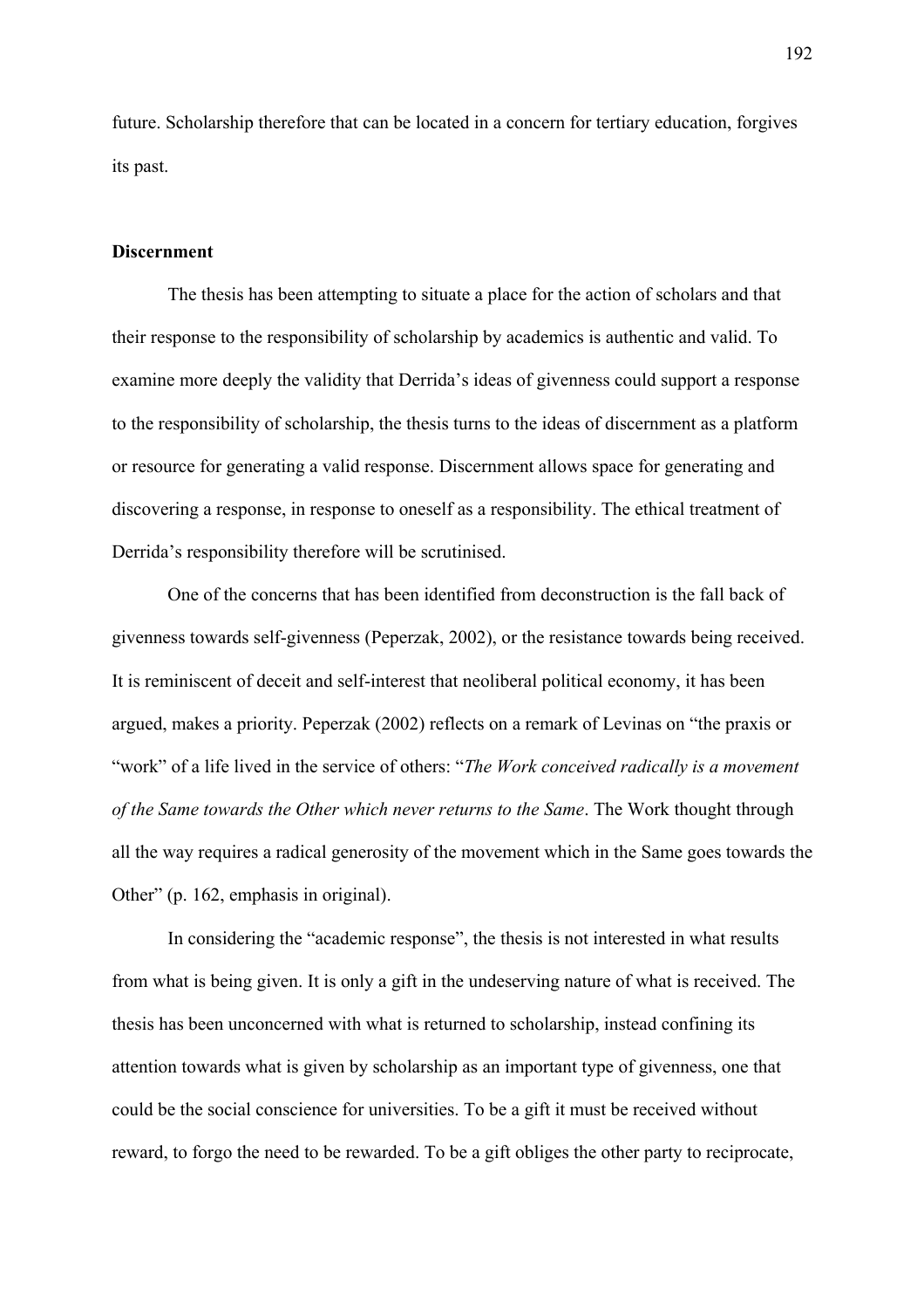future. Scholarship therefore that can be located in a concern for tertiary education, forgives its past.

**Discernment**

The thesis has been attempting to situate a place for the action of scholars and that their response to the responsibility of scholarship by academics is authentic and valid. To examine more deeply the validity that Derrida's ideas of givenness could support a response to the responsibility of scholarship, the thesis turns to the ideas of discernment as a platform or resource for generating a valid response. Discernment allows space for generating and discovering a response, in response to oneself as a responsibility. The ethical treatment of Derrida's responsibility therefore will be scrutinised.

One of the concerns that has been identified from deconstruction is the fall back of givenness towards self-givenness (Peperzak, 2002), or the resistance towards being received. It is reminiscent of deceit and self-interest that neoliberal political economy, it has been argued, makes a priority. Peperzak (2002) reflects on a remark of Levinas on "the praxis or "work" of a life lived in the service of others: "*The Work conceived radically is a movement of the Same towards the Other which never returns to the Same*. The Work thought through all the way requires a radical generosity of the movement which in the Same goes towards the Other" (p. 162, emphasis in original).

In considering the "academic response", the thesis is not interested in what results from what is being given. It is only a gift in the undeserving nature of what is received. The thesis has been unconcerned with what is returned to scholarship, instead confining its attention towards what is given by scholarship as an important type of givenness, one that could be the social conscience for universities. To be a gift it must be received without reward, to forgo the need to be rewarded. To be a gift obliges the other party to reciprocate,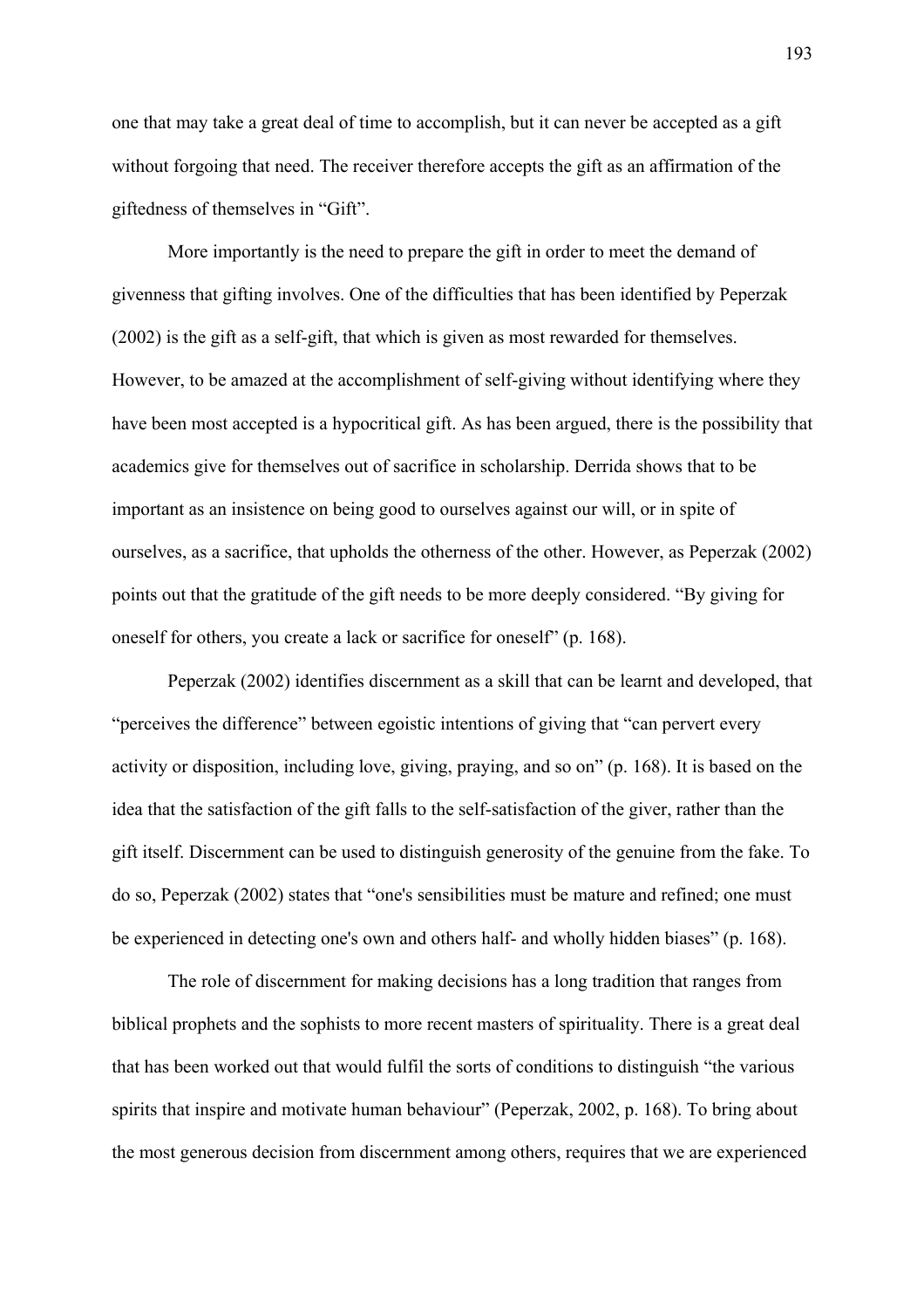one that may take a great deal of time to accomplish, but it can never be accepted as a gift without forgoing that need. The receiver therefore accepts the gift as an affirmation of the giftedness of themselves in “Gift”.

More importantly is the need to prepare the gift in order to meet the demand of givenness that gifting involves. One of the difficulties that has been identified by Peperzak (2002) is the gift as a self-gift, that which is given as most rewarded for themselves. However, to be amazed at the accomplishment of self-giving without identifying where they have been most accepted is a hypocritical gift. As has been argued, there is the possibility that academics give for themselves out of sacrifice in scholarship. Derrida shows that to be important as an insistence on being good to ourselves against our will, or in spite of ourselves, as a sacrifice, that upholds the otherness of the other. However, as Peperzak (2002) points out that the gratitude of the gift needs to be more deeply considered. “By giving for oneself for others, you create a lack or sacrifice for oneself” (p. 168).

Peperzak (2002) identifies discernment as a skill that can be learnt and developed, that “perceives the difference” between egoistic intentions of giving that “can pervert every activity or disposition, including love, giving, praying, and so on” (p. 168). It is based on the idea that the satisfaction of the gift falls to the self-satisfaction of the giver, rather than the gift itself. Discernment can be used to distinguish generosity of the genuine from the fake. To do so, Peperzak (2002) states that “one's sensibilities must be mature and refined; one must be experienced in detecting one's own and others half- and wholly hidden biases” (p. 168).

The role of discernment for making decisions has a long tradition that ranges from biblical prophets and the sophists to more recent masters of spirituality. There is a great deal that has been worked out that would fulfil the sorts of conditions to distinguish “the various spirits that inspire and motivate human behaviour” (Peperzak, 2002, p. 168). To bring about the most generous decision from discernment among others, requires that we are experienced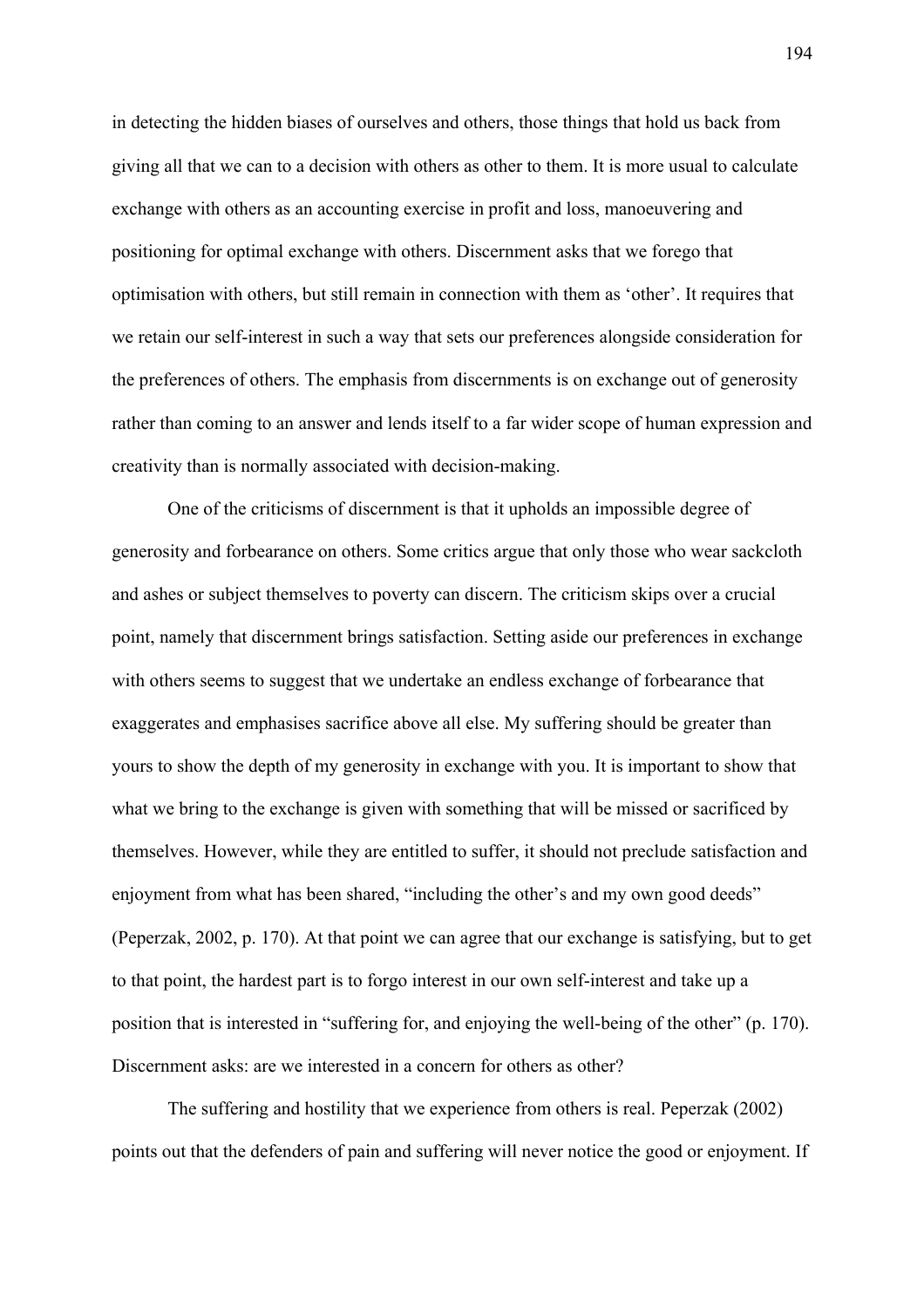in detecting the hidden biases of ourselves and others, those things that hold us back from giving all that we can to a decision with others as other to them. It is more usual to calculate exchange with others as an accounting exercise in profit and loss, manoeuvering and positioning for optimal exchange with others. Discernment asks that we forego that optimisation with others, but still remain in connection with them as 'other'. It requires that we retain our self-interest in such a way that sets our preferences alongside consideration for the preferences of others. The emphasis from discernments is on exchange out of generosity rather than coming to an answer and lends itself to a far wider scope of human expression and creativity than is normally associated with decision-making.

One of the criticisms of discernment is that it upholds an impossible degree of generosity and forbearance on others. Some critics argue that only those who wear sackcloth and ashes or subject themselves to poverty can discern. The criticism skips over a crucial point, namely that discernment brings satisfaction. Setting aside our preferences in exchange with others seems to suggest that we undertake an endless exchange of forbearance that exaggerates and emphasises sacrifice above all else. My suffering should be greater than yours to show the depth of my generosity in exchange with you. It is important to show that what we bring to the exchange is given with something that will be missed or sacrificed by themselves. However, while they are entitled to suffer, it should not preclude satisfaction and enjoyment from what has been shared, "including the other's and my own good deeds" (Peperzak, 2002, p. 170). At that point we can agree that our exchange is satisfying, but to get to that point, the hardest part is to forgo interest in our own self-interest and take up a position that is interested in "suffering for, and enjoying the well-being of the other" (p. 170). Discernment asks: are we interested in a concern for others as other?

The suffering and hostility that we experience from others is real. Peperzak (2002) points out that the defenders of pain and suffering will never notice the good or enjoyment. If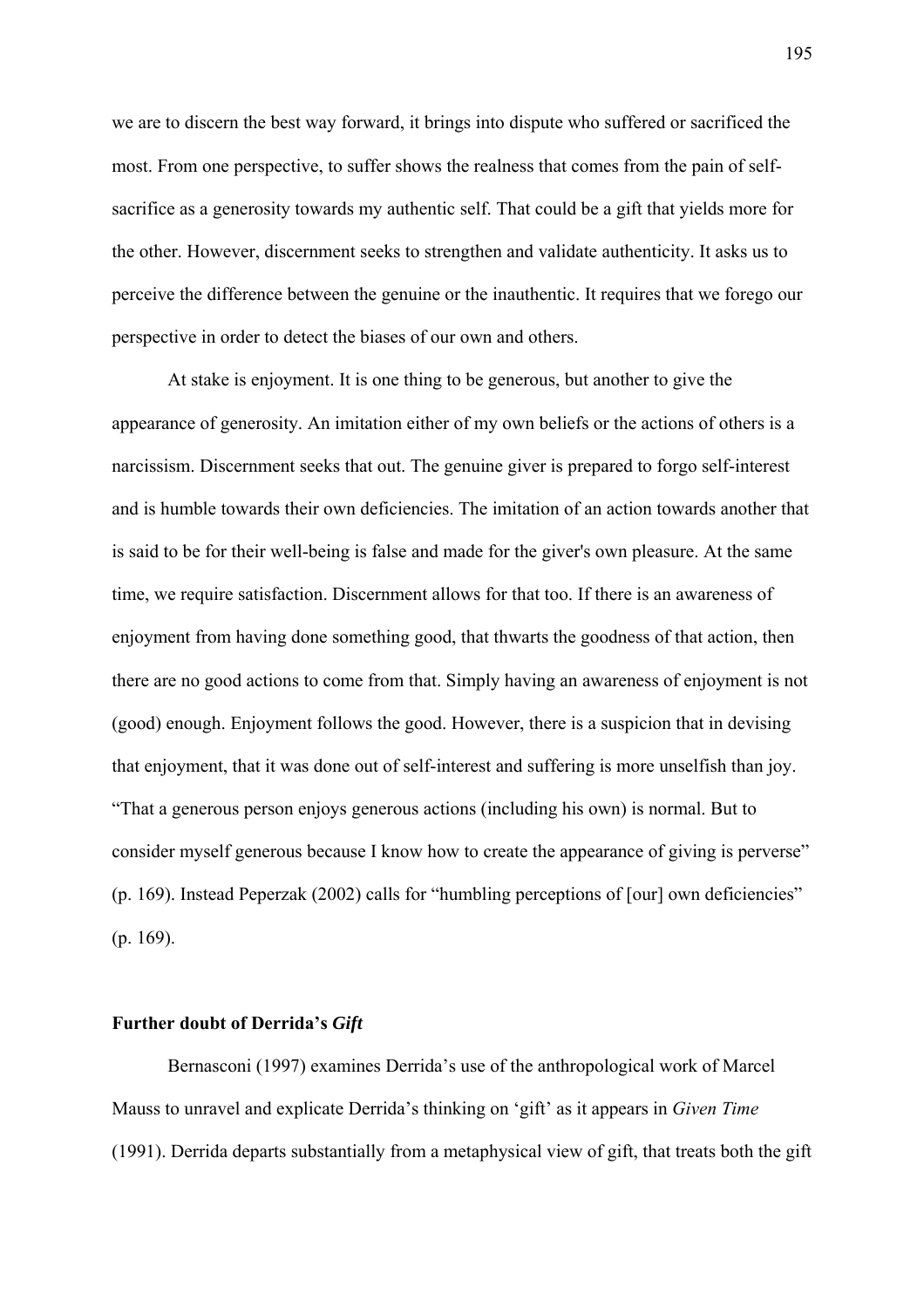we are to discern the best way forward, it brings into dispute who suffered or sacrificed the most. From one perspective, to suffer shows the realness that comes from the pain of self-sacrifice as a generosity towards my authentic self. That could be a gift that yields more for the other. However, discernment seeks to strengthen and validate authenticity. It asks us to perceive the difference between the genuine or the inauthentic. It requires that we forego our perspective in order to detect the biases of our own and others.

At stake is enjoyment. It is one thing to be generous, but another to give the appearance of generosity. An imitation either of my own beliefs or the actions of others is a narcissism. Discernment seeks that out. The genuine giver is prepared to forgo self-interest and is humble towards their own deficiencies. The imitation of an action towards another that is said to be for their well-being is false and made for the giver's own pleasure. At the same time, we require satisfaction. Discernment allows for that too. If there is an awareness of enjoyment from having done something good, that thwarts the goodness of that action, then there are no good actions to come from that. Simply having an awareness of enjoyment is not (good) enough. Enjoyment follows the good. However, there is a suspicion that in devising that enjoyment, that it was done out of self-interest and suffering is more unselfish than joy. "That a generous person enjoys generous actions (including his own) is normal. But to consider myself generous because I know how to create the appearance of giving is perverse" (p. 169). Instead Peperzak (2002) calls for "humbling perceptions of [our] own deficiencies" (p. 169).

### Further doubt of Derrida's *Gift*

Bernasconi (1997) examines Derrida's use of the anthropological work of Marcel Mauss to unravel and explicate Derrida's thinking on 'gift' as it appears in *Given Time* (1991). Derrida departs substantially from a metaphysical view of gift, that treats both the gift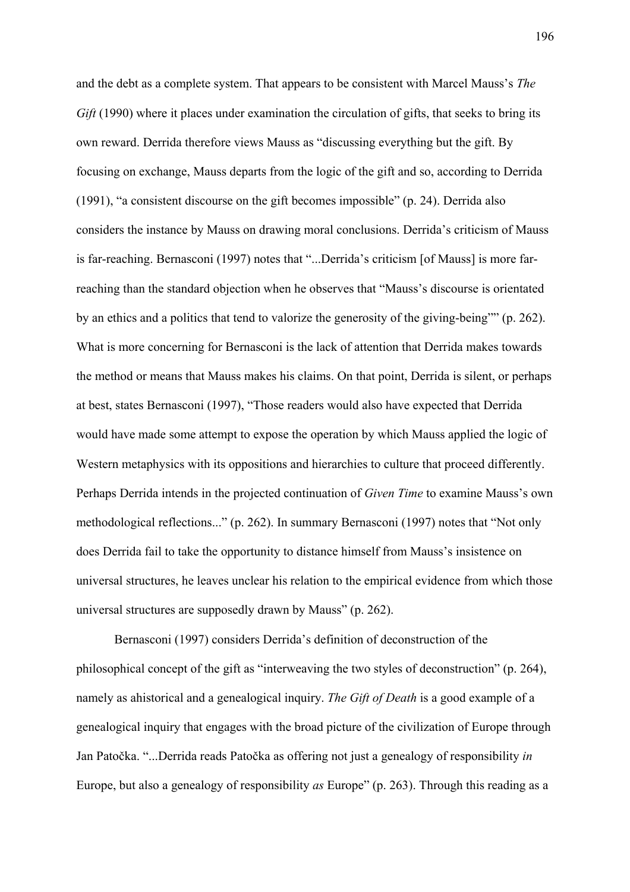and the debt as a complete system. That appears to be consistent with Marcel Mauss's *The Gift* (1990) where it places under examination the circulation of gifts, that seeks to bring its own reward. Derrida therefore views Mauss as "discussing everything but the gift. By focusing on exchange, Mauss departs from the logic of the gift and so, according to Derrida (1991), "a consistent discourse on the gift becomes impossible" (p. 24). Derrida also considers the instance by Mauss on drawing moral conclusions. Derrida's criticism of Mauss is far-reaching. Bernasconi (1997) notes that "...Derrida's criticism [of Mauss] is more far-reaching than the standard objection when he observes that "Mauss's discourse is orientated by an ethics and a politics that tend to valorize the generosity of the giving-being"" (p. 262). What is more concerning for Bernasconi is the lack of attention that Derrida makes towards the method or means that Mauss makes his claims. On that point, Derrida is silent, or perhaps at best, states Bernasconi (1997), "Those readers would also have expected that Derrida would have made some attempt to expose the operation by which Mauss applied the logic of Western metaphysics with its oppositions and hierarchies to culture that proceed differently. Perhaps Derrida intends in the projected continuation of *Given Time* to examine Mauss's own methodological reflections..." (p. 262). In summary Bernasconi (1997) notes that "Not only does Derrida fail to take the opportunity to distance himself from Mauss's insistence on universal structures, he leaves unclear his relation to the empirical evidence from which those universal structures are supposedly drawn by Mauss" (p. 262).

Bernasconi (1997) considers Derrida's definition of deconstruction of the philosophical concept of the gift as "interweaving the two styles of deconstruction" (p. 264), namely as ahistorical and a genealogical inquiry. *The Gift of Death* is a good example of a genealogical inquiry that engages with the broad picture of the civilization of Europe through Jan Patočka. "...Derrida reads Patočka as offering not just a genealogy of responsibility *in* Europe, but also a genealogy of responsibility *as* Europe" (p. 263). Through this reading as a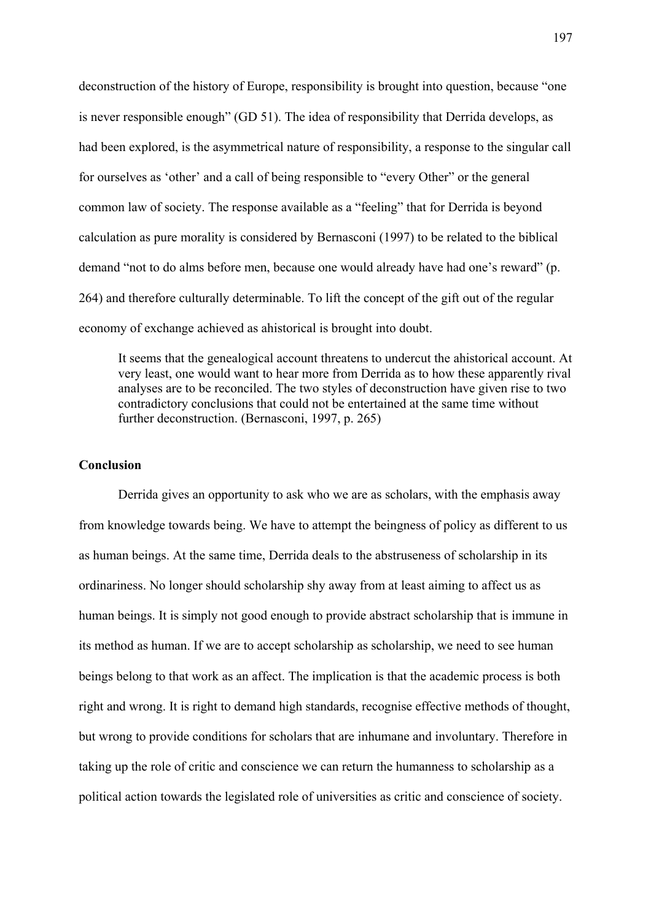deconstruction of the history of Europe, responsibility is brought into question, because "one is never responsible enough" (GD 51). The idea of responsibility that Derrida develops, as had been explored, is the asymmetrical nature of responsibility, a response to the singular call for ourselves as 'other' and a call of being responsible to "every Other" or the general common law of society. The response available as a "feeling" that for Derrida is beyond calculation as pure morality is considered by Bernasconi (1997) to be related to the biblical demand "not to do alms before men, because one would already have had one's reward" (p. 264) and therefore culturally determinable. To lift the concept of the gift out of the regular economy of exchange achieved as ahistorical is brought into doubt.

> It seems that the genealogical account threatens to undercut the ahistorical account. At very least, one would want to hear more from Derrida as to how these apparently rival analyses are to be reconciled. The two styles of deconstruction have given rise to two contradictory conclusions that could not be entertained at the same time without further deconstruction. (Bernasconi, 1997, p. 265)

## Conclusion

Derrida gives an opportunity to ask who we are as scholars, with the emphasis away from knowledge towards being. We have to attempt the beingness of policy as different to us as human beings. At the same time, Derrida deals to the abstruseness of scholarship in its ordinariness. No longer should scholarship shy away from at least aiming to affect us as human beings. It is simply not good enough to provide abstract scholarship that is immune in its method as human. If we are to accept scholarship as scholarship, we need to see human beings belong to that work as an affect. The implication is that the academic process is both right and wrong. It is right to demand high standards, recognise effective methods of thought, but wrong to provide conditions for scholars that are inhumane and involuntary. Therefore in taking up the role of critic and conscience we can return the humanness to scholarship as a political action towards the legislated role of universities as critic and conscience of society.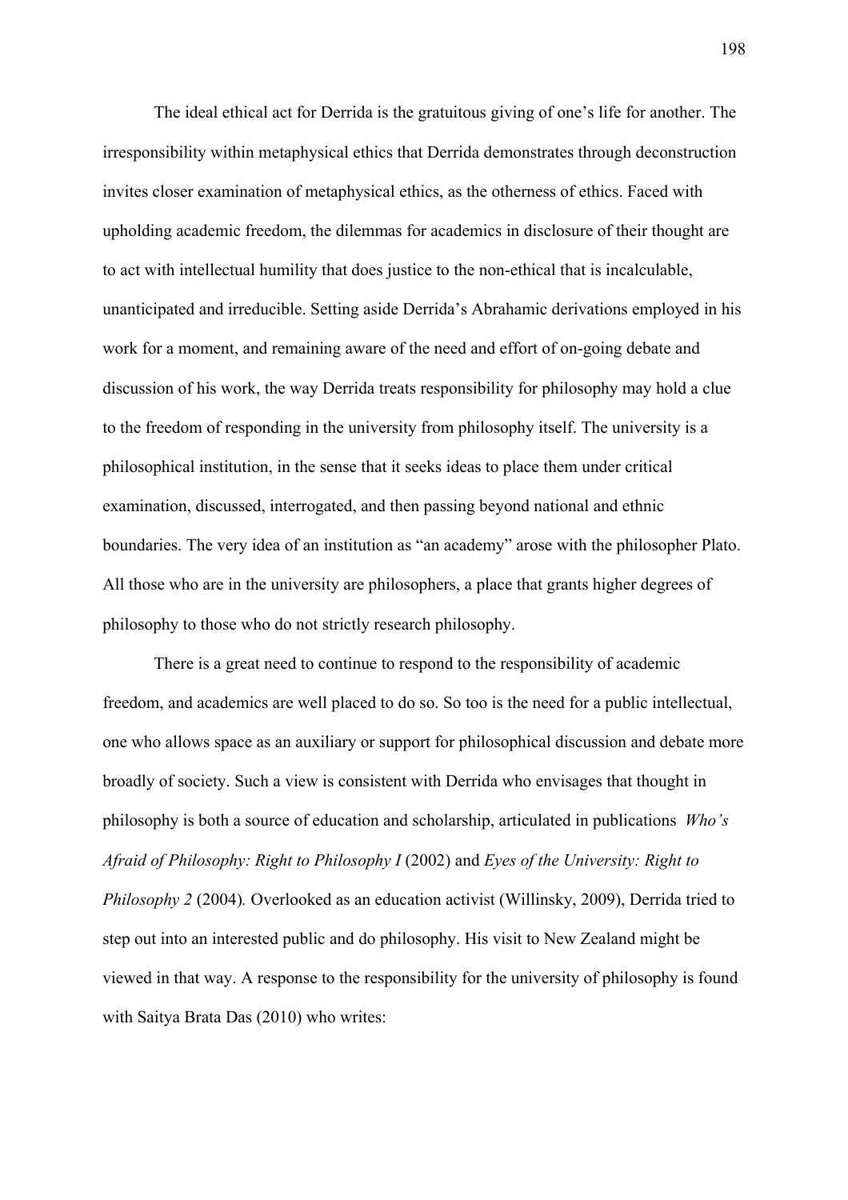The ideal ethical act for Derrida is the gratuitous giving of one's life for another. The irresponsibility within metaphysical ethics that Derrida demonstrates through deconstruction invites closer examination of metaphysical ethics, as the otherness of ethics. Faced with upholding academic freedom, the dilemmas for academics in disclosure of their thought are to act with intellectual humility that does justice to the non-ethical that is incalculable, unanticipated and irreducible. Setting aside Derrida's Abrahamic derivations employed in his work for a moment, and remaining aware of the need and effort of on-going debate and discussion of his work, the way Derrida treats responsibility for philosophy may hold a clue to the freedom of responding in the university from philosophy itself. The university is a philosophical institution, in the sense that it seeks ideas to place them under critical examination, discussed, interrogated, and then passing beyond national and ethnic boundaries. The very idea of an institution as "an academy" arose with the philosopher Plato. All those who are in the university are philosophers, a place that grants higher degrees of philosophy to those who do not strictly research philosophy.

There is a great need to continue to respond to the responsibility of academic freedom, and academics are well placed to do so. So too is the need for a public intellectual, one who allows space as an auxiliary or support for philosophical discussion and debate more broadly of society. Such a view is consistent with Derrida who envisages that thought in philosophy is both a source of education and scholarship, articulated in publications *Who's Afraid of Philosophy: Right to Philosophy I* (2002) and *Eyes of the University: Right to Philosophy 2* (2004). Overlooked as an education activist (Willinsky, 2009), Derrida tried to step out into an interested public and do philosophy. His visit to New Zealand might be viewed in that way. A response to the responsibility for the university of philosophy is found with Saitya Brata Das (2010) who writes: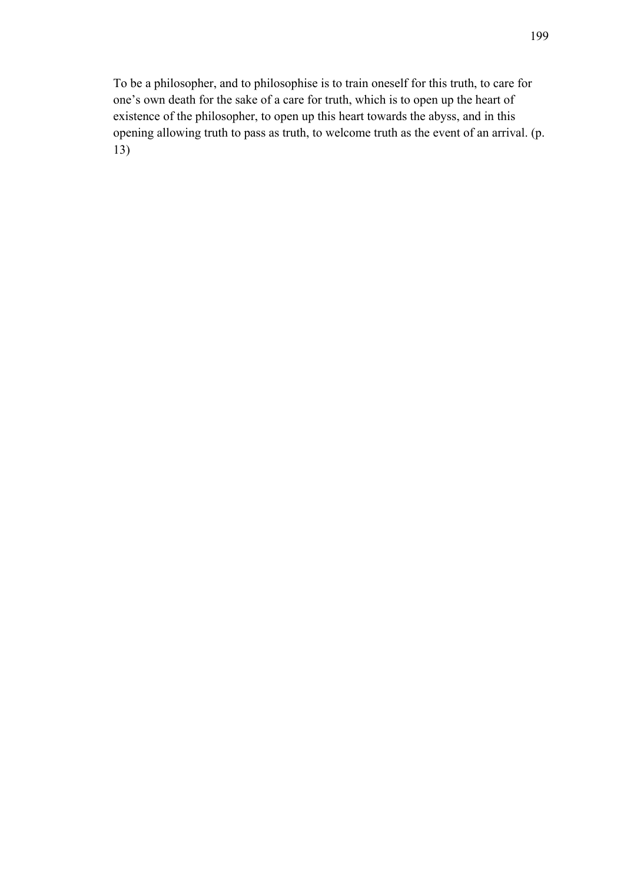To be a philosopher, and to philosophise is to train oneself for this truth, to care for one's own death for the sake of a care for truth, which is to open up the heart of existence of the philosopher, to open up this heart towards the abyss, and in this opening allowing truth to pass as truth, to welcome truth as the event of an arrival. (p. 13)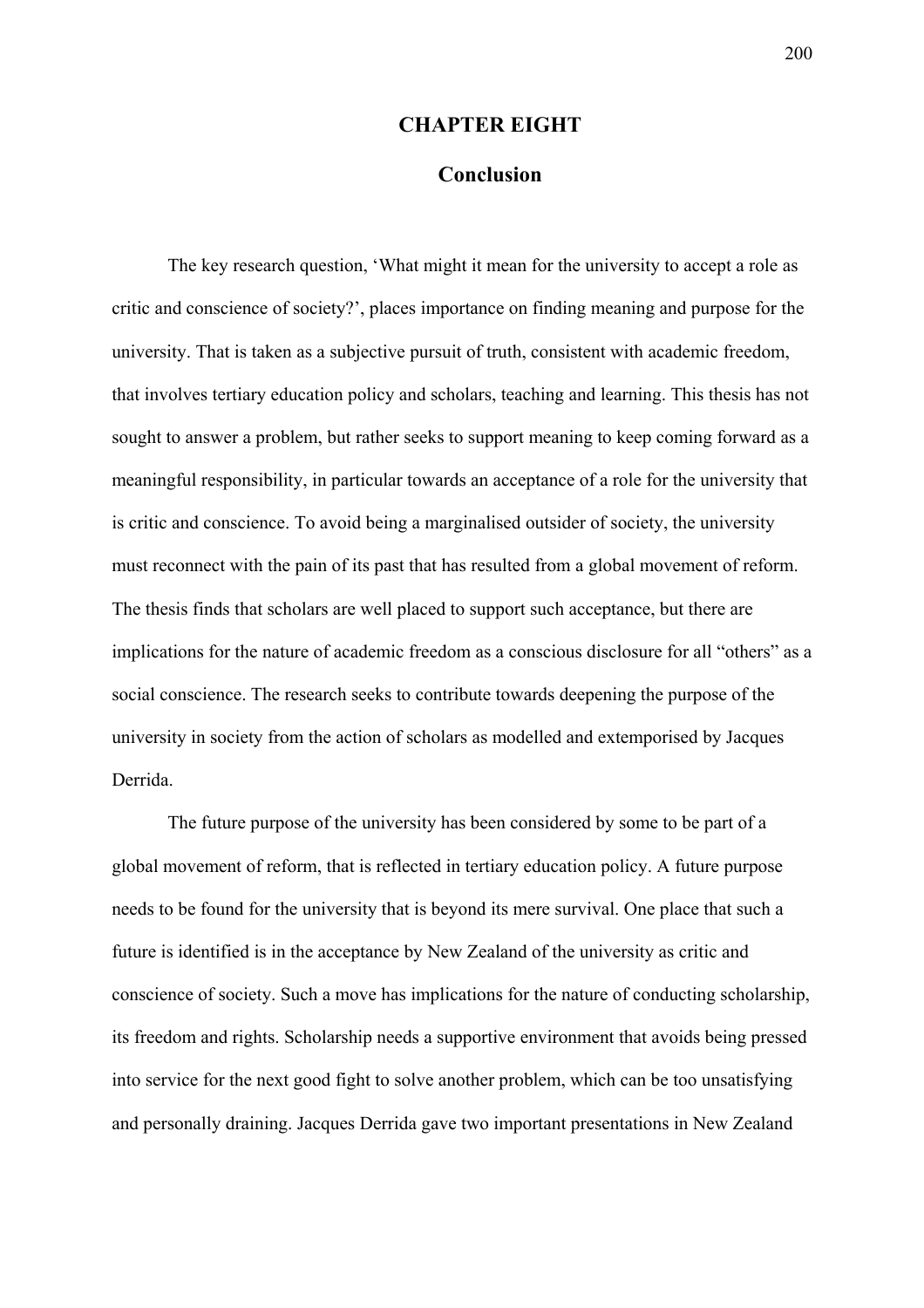# CHAPTER EIGHT

## Conclusion

The key research question, 'What might it mean for the university to accept a role as critic and conscience of society?', places importance on finding meaning and purpose for the university. That is taken as a subjective pursuit of truth, consistent with academic freedom, that involves tertiary education policy and scholars, teaching and learning. This thesis has not sought to answer a problem, but rather seeks to support meaning to keep coming forward as a meaningful responsibility, in particular towards an acceptance of a role for the university that is critic and conscience. To avoid being a marginalised outsider of society, the university must reconnect with the pain of its past that has resulted from a global movement of reform. The thesis finds that scholars are well placed to support such acceptance, but there are implications for the nature of academic freedom as a conscious disclosure for all "others" as a social conscience. The research seeks to contribute towards deepening the purpose of the university in society from the action of scholars as modelled and extemporised by Jacques Derrida.

The future purpose of the university has been considered by some to be part of a global movement of reform, that is reflected in tertiary education policy. A future purpose needs to be found for the university that is beyond its mere survival. One place that such a future is identified is in the acceptance by New Zealand of the university as critic and conscience of society. Such a move has implications for the nature of conducting scholarship, its freedom and rights. Scholarship needs a supportive environment that avoids being pressed into service for the next good fight to solve another problem, which can be too unsatisfying and personally draining. Jacques Derrida gave two important presentations in New Zealand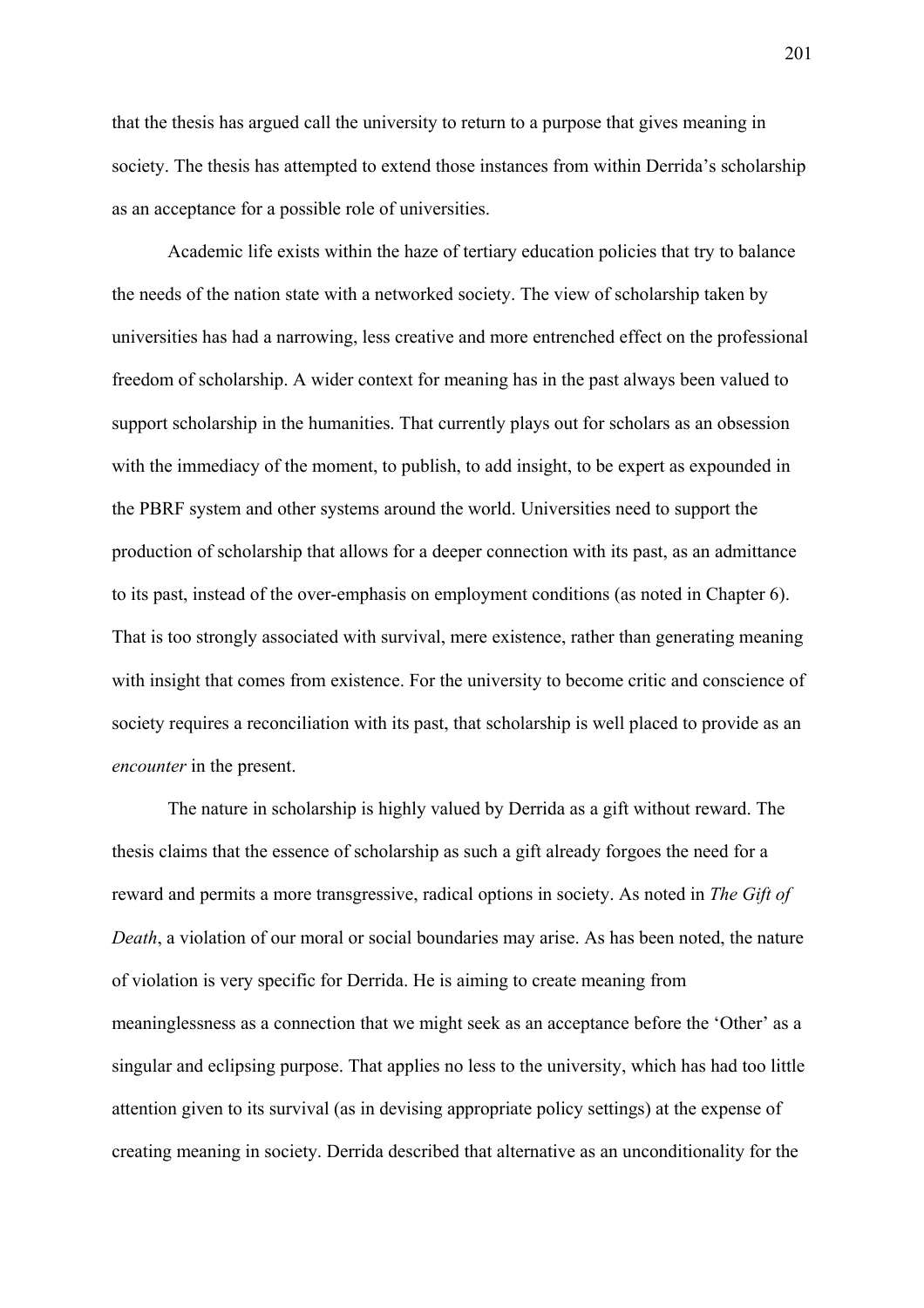that the thesis has argued call the university to return to a purpose that gives meaning in society. The thesis has attempted to extend those instances from within Derrida's scholarship as an acceptance for a possible role of universities.

Academic life exists within the haze of tertiary education policies that try to balance the needs of the nation state with a networked society. The view of scholarship taken by universities has had a narrowing, less creative and more entrenched effect on the professional freedom of scholarship. A wider context for meaning has in the past always been valued to support scholarship in the humanities. That currently plays out for scholars as an obsession with the immediacy of the moment, to publish, to add insight, to be expert as expounded in the PBRF system and other systems around the world. Universities need to support the production of scholarship that allows for a deeper connection with its past, as an admittance to its past, instead of the over-emphasis on employment conditions (as noted in Chapter 6). That is too strongly associated with survival, mere existence, rather than generating meaning with insight that comes from existence. For the university to become critic and conscience of society requires a reconciliation with its past, that scholarship is well placed to provide as an *encounter* in the present.

The nature in scholarship is highly valued by Derrida as a gift without reward. The thesis claims that the essence of scholarship as such a gift already forgoes the need for a reward and permits a more transgressive, radical options in society. As noted in *The Gift of Death*, a violation of our moral or social boundaries may arise. As has been noted, the nature of violation is very specific for Derrida. He is aiming to create meaning from meaninglessness as a connection that we might seek as an acceptance before the 'Other' as a singular and eclipsing purpose. That applies no less to the university, which has had too little attention given to its survival (as in devising appropriate policy settings) at the expense of creating meaning in society. Derrida described that alternative as an unconditionality for the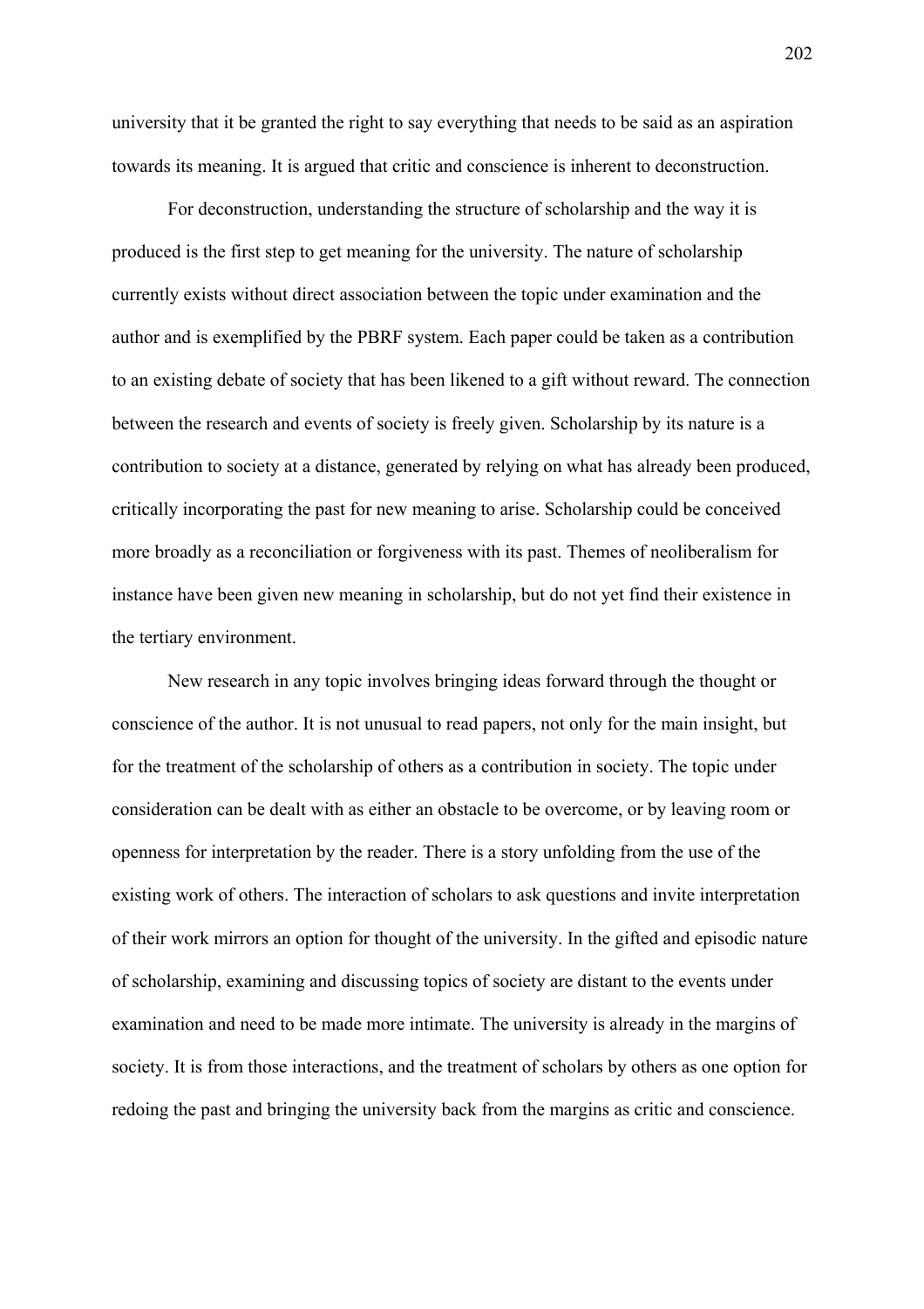university that it be granted the right to say everything that needs to be said as an aspiration towards its meaning. It is argued that critic and conscience is inherent to deconstruction.

For deconstruction, understanding the structure of scholarship and the way it is produced is the first step to get meaning for the university. The nature of scholarship currently exists without direct association between the topic under examination and the author and is exemplified by the PBRF system. Each paper could be taken as a contribution to an existing debate of society that has been likened to a gift without reward. The connection between the research and events of society is freely given. Scholarship by its nature is a contribution to society at a distance, generated by relying on what has already been produced, critically incorporating the past for new meaning to arise. Scholarship could be conceived more broadly as a reconciliation or forgiveness with its past. Themes of neoliberalism for instance have been given new meaning in scholarship, but do not yet find their existence in the tertiary environment.

New research in any topic involves bringing ideas forward through the thought or conscience of the author. It is not unusual to read papers, not only for the main insight, but for the treatment of the scholarship of others as a contribution in society. The topic under consideration can be dealt with as either an obstacle to be overcome, or by leaving room or openness for interpretation by the reader. There is a story unfolding from the use of the existing work of others. The interaction of scholars to ask questions and invite interpretation of their work mirrors an option for thought of the university. In the gifted and episodic nature of scholarship, examining and discussing topics of society are distant to the events under examination and need to be made more intimate. The university is already in the margins of society. It is from those interactions, and the treatment of scholars by others as one option for redoing the past and bringing the university back from the margins as critic and conscience.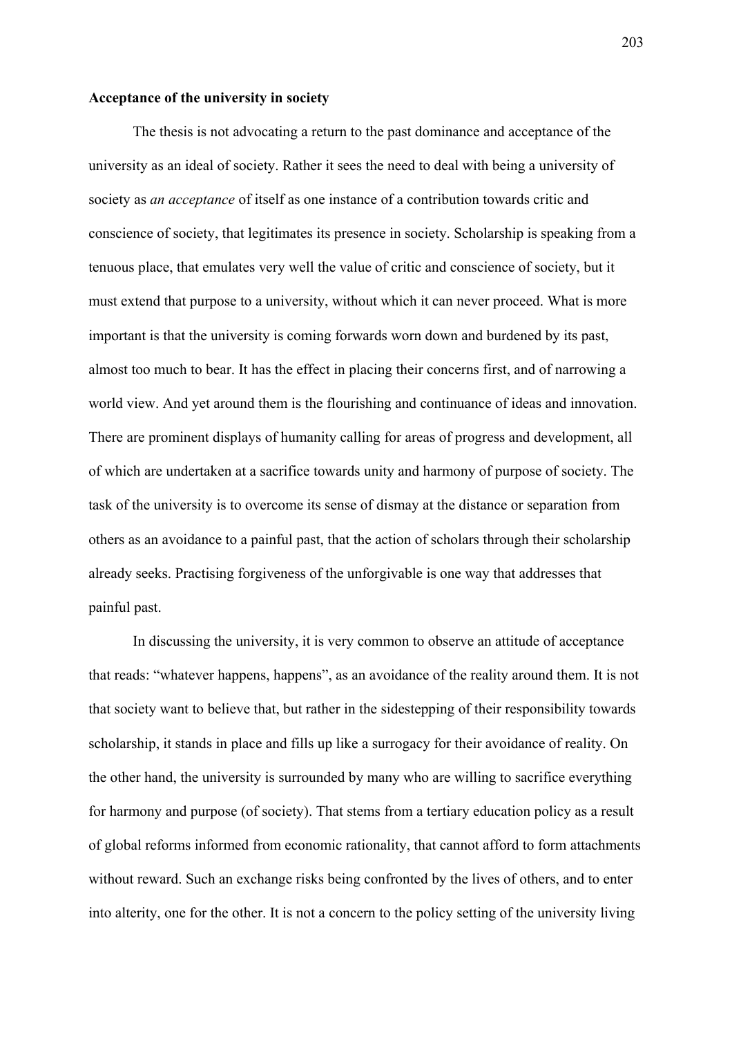**Acceptance of the university in society**

The thesis is not advocating a return to the past dominance and acceptance of the university as an ideal of society. Rather it sees the need to deal with being a university of society as *an acceptance* of itself as one instance of a contribution towards critic and conscience of society, that legitimates its presence in society. Scholarship is speaking from a tenuous place, that emulates very well the value of critic and conscience of society, but it must extend that purpose to a university, without which it can never proceed. What is more important is that the university is coming forwards worn down and burdened by its past, almost too much to bear. It has the effect in placing their concerns first, and of narrowing a world view. And yet around them is the flourishing and continuance of ideas and innovation. There are prominent displays of humanity calling for areas of progress and development, all of which are undertaken at a sacrifice towards unity and harmony of purpose of society. The task of the university is to overcome its sense of dismay at the distance or separation from others as an avoidance to a painful past, that the action of scholars through their scholarship already seeks. Practising forgiveness of the unforgivable is one way that addresses that painful past.

In discussing the university, it is very common to observe an attitude of acceptance that reads: "whatever happens, happens", as an avoidance of the reality around them. It is not that society want to believe that, but rather in the sidestepping of their responsibility towards scholarship, it stands in place and fills up like a surrogacy for their avoidance of reality. On the other hand, the university is surrounded by many who are willing to sacrifice everything for harmony and purpose (of society). That stems from a tertiary education policy as a result of global reforms informed from economic rationality, that cannot afford to form attachments without reward. Such an exchange risks being confronted by the lives of others, and to enter into alterity, one for the other. It is not a concern to the policy setting of the university living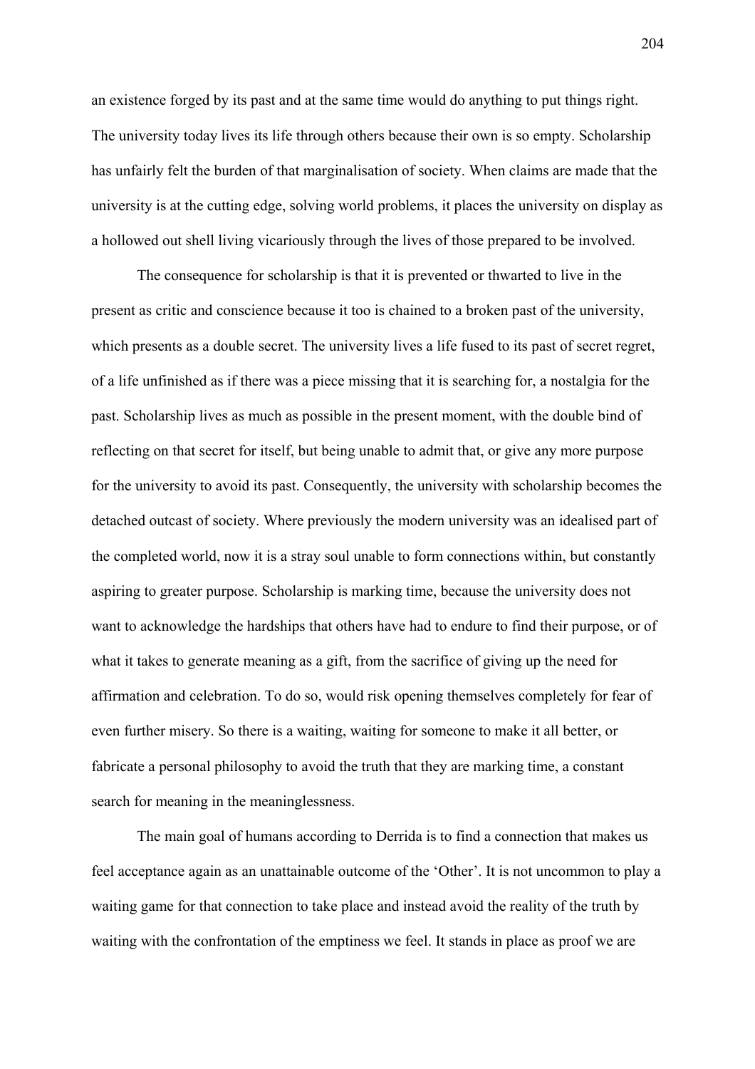an existence forged by its past and at the same time would do anything to put things right. The university today lives its life through others because their own is so empty. Scholarship has unfairly felt the burden of that marginalisation of society. When claims are made that the university is at the cutting edge, solving world problems, it places the university on display as a hollowed out shell living vicariously through the lives of those prepared to be involved.

The consequence for scholarship is that it is prevented or thwarted to live in the present as critic and conscience because it too is chained to a broken past of the university, which presents as a double secret. The university lives a life fused to its past of secret regret, of a life unfinished as if there was a piece missing that it is searching for, a nostalgia for the past. Scholarship lives as much as possible in the present moment, with the double bind of reflecting on that secret for itself, but being unable to admit that, or give any more purpose for the university to avoid its past. Consequently, the university with scholarship becomes the detached outcast of society. Where previously the modern university was an idealised part of the completed world, now it is a stray soul unable to form connections within, but constantly aspiring to greater purpose. Scholarship is marking time, because the university does not want to acknowledge the hardships that others have had to endure to find their purpose, or of what it takes to generate meaning as a gift, from the sacrifice of giving up the need for affirmation and celebration. To do so, would risk opening themselves completely for fear of even further misery. So there is a waiting, waiting for someone to make it all better, or fabricate a personal philosophy to avoid the truth that they are marking time, a constant search for meaning in the meaninglessness.

The main goal of humans according to Derrida is to find a connection that makes us feel acceptance again as an unattainable outcome of the 'Other'. It is not uncommon to play a waiting game for that connection to take place and instead avoid the reality of the truth by waiting with the confrontation of the emptiness we feel. It stands in place as proof we are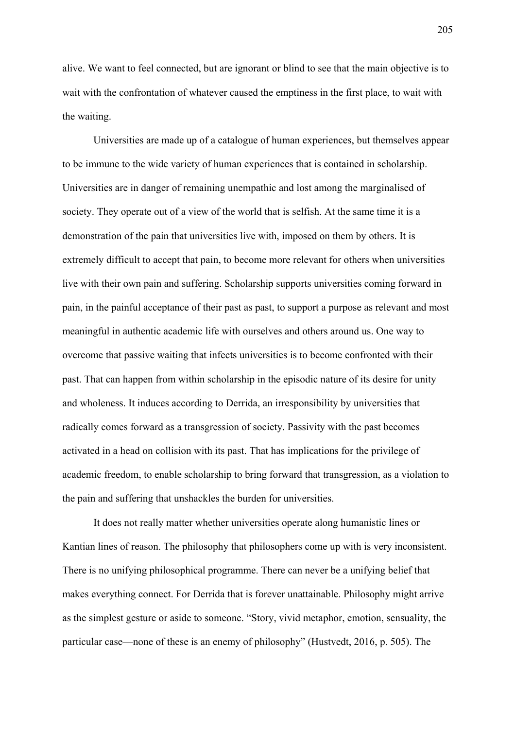alive. We want to feel connected, but are ignorant or blind to see that the main objective is to wait with the confrontation of whatever caused the emptiness in the first place, to wait with the waiting.

Universities are made up of a catalogue of human experiences, but themselves appear to be immune to the wide variety of human experiences that is contained in scholarship. Universities are in danger of remaining unempathic and lost among the marginalised of society. They operate out of a view of the world that is selfish. At the same time it is a demonstration of the pain that universities live with, imposed on them by others. It is extremely difficult to accept that pain, to become more relevant for others when universities live with their own pain and suffering. Scholarship supports universities coming forward in pain, in the painful acceptance of their past as past, to support a purpose as relevant and most meaningful in authentic academic life with ourselves and others around us. One way to overcome that passive waiting that infects universities is to become confronted with their past. That can happen from within scholarship in the episodic nature of its desire for unity and wholeness. It induces according to Derrida, an irresponsibility by universities that radically comes forward as a transgression of society. Passivity with the past becomes activated in a head on collision with its past. That has implications for the privilege of academic freedom, to enable scholarship to bring forward that transgression, as a violation to the pain and suffering that unshackles the burden for universities.

It does not really matter whether universities operate along humanistic lines or Kantian lines of reason. The philosophy that philosophers come up with is very inconsistent. There is no unifying philosophical programme. There can never be a unifying belief that makes everything connect. For Derrida that is forever unattainable. Philosophy might arrive as the simplest gesture or aside to someone. “Story, vivid metaphor, emotion, sensuality, the particular case—none of these is an enemy of philosophy” (Hustvedt, 2016, p. 505). The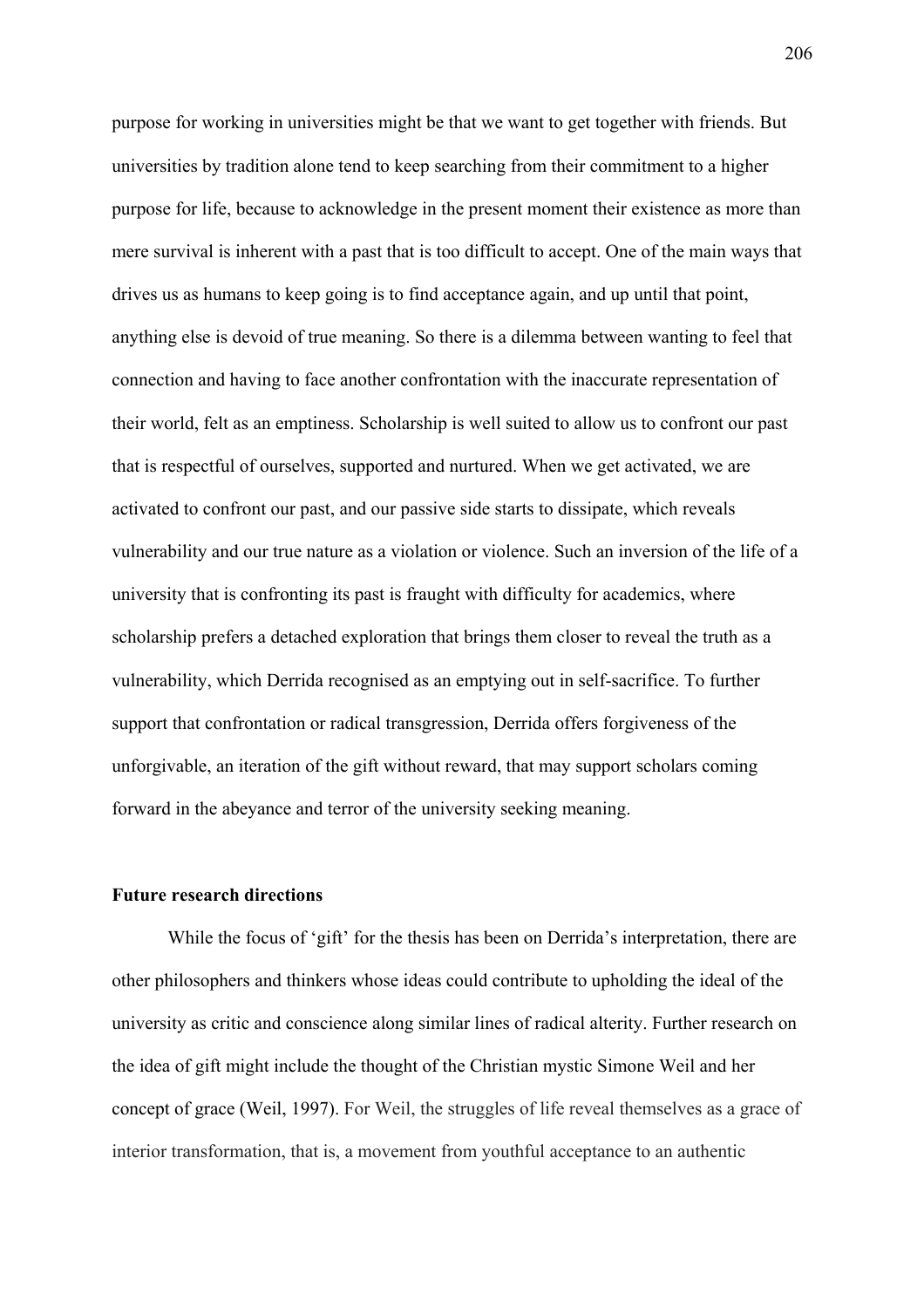purpose for working in universities might be that we want to get together with friends. But universities by tradition alone tend to keep searching from their commitment to a higher purpose for life, because to acknowledge in the present moment their existence as more than mere survival is inherent with a past that is too difficult to accept. One of the main ways that drives us as humans to keep going is to find acceptance again, and up until that point, anything else is devoid of true meaning. So there is a dilemma between wanting to feel that connection and having to face another confrontation with the inaccurate representation of their world, felt as an emptiness. Scholarship is well suited to allow us to confront our past that is respectful of ourselves, supported and nurtured. When we get activated, we are activated to confront our past, and our passive side starts to dissipate, which reveals vulnerability and our true nature as a violation or violence. Such an inversion of the life of a university that is confronting its past is fraught with difficulty for academics, where scholarship prefers a detached exploration that brings them closer to reveal the truth as a vulnerability, which Derrida recognised as an emptying out in self-sacrifice. To further support that confrontation or radical transgression, Derrida offers forgiveness of the unforgivable, an iteration of the gift without reward, that may support scholars coming forward in the abeyance and terror of the university seeking meaning.

**Future research directions**

While the focus of 'gift' for the thesis has been on Derrida's interpretation, there are other philosophers and thinkers whose ideas could contribute to upholding the ideal of the university as critic and conscience along similar lines of radical alterity. Further research on the idea of gift might include the thought of the Christian mystic Simone Weil and her concept of grace (Weil, 1997). For Weil, the struggles of life reveal themselves as a grace of interior transformation, that is, a movement from youthful acceptance to an authentic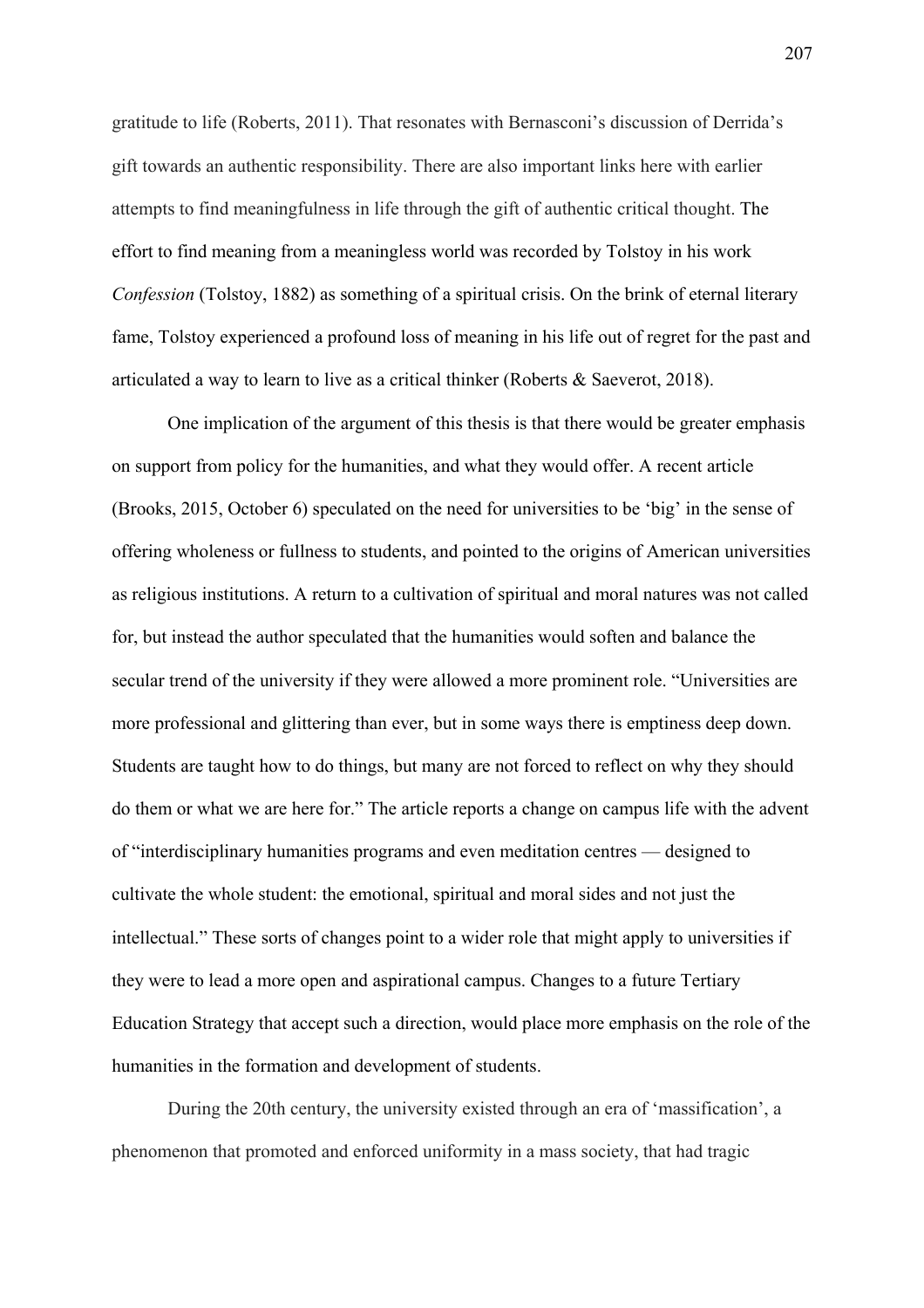gratitude to life (Roberts, 2011). That resonates with Bernasconi's discussion of Derrida's gift towards an authentic responsibility. There are also important links here with earlier attempts to find meaningfulness in life through the gift of authentic critical thought. The effort to find meaning from a meaningless world was recorded by Tolstoy in his work *Confession* (Tolstoy, 1882) as something of a spiritual crisis. On the brink of eternal literary fame, Tolstoy experienced a profound loss of meaning in his life out of regret for the past and articulated a way to learn to live as a critical thinker (Roberts & Saeverot, 2018).

One implication of the argument of this thesis is that there would be greater emphasis on support from policy for the humanities, and what they would offer. A recent article (Brooks, 2015, October 6) speculated on the need for universities to be 'big' in the sense of offering wholeness or fullness to students, and pointed to the origins of American universities as religious institutions. A return to a cultivation of spiritual and moral natures was not called for, but instead the author speculated that the humanities would soften and balance the secular trend of the university if they were allowed a more prominent role. "Universities are more professional and glittering than ever, but in some ways there is emptiness deep down. Students are taught how to do things, but many are not forced to reflect on why they should do them or what we are here for." The article reports a change on campus life with the advent of "interdisciplinary humanities programs and even meditation centres — designed to cultivate the whole student: the emotional, spiritual and moral sides and not just the intellectual." These sorts of changes point to a wider role that might apply to universities if they were to lead a more open and aspirational campus. Changes to a future Tertiary Education Strategy that accept such a direction, would place more emphasis on the role of the humanities in the formation and development of students.

During the 20th century, the university existed through an era of 'massification', a phenomenon that promoted and enforced uniformity in a mass society, that had tragic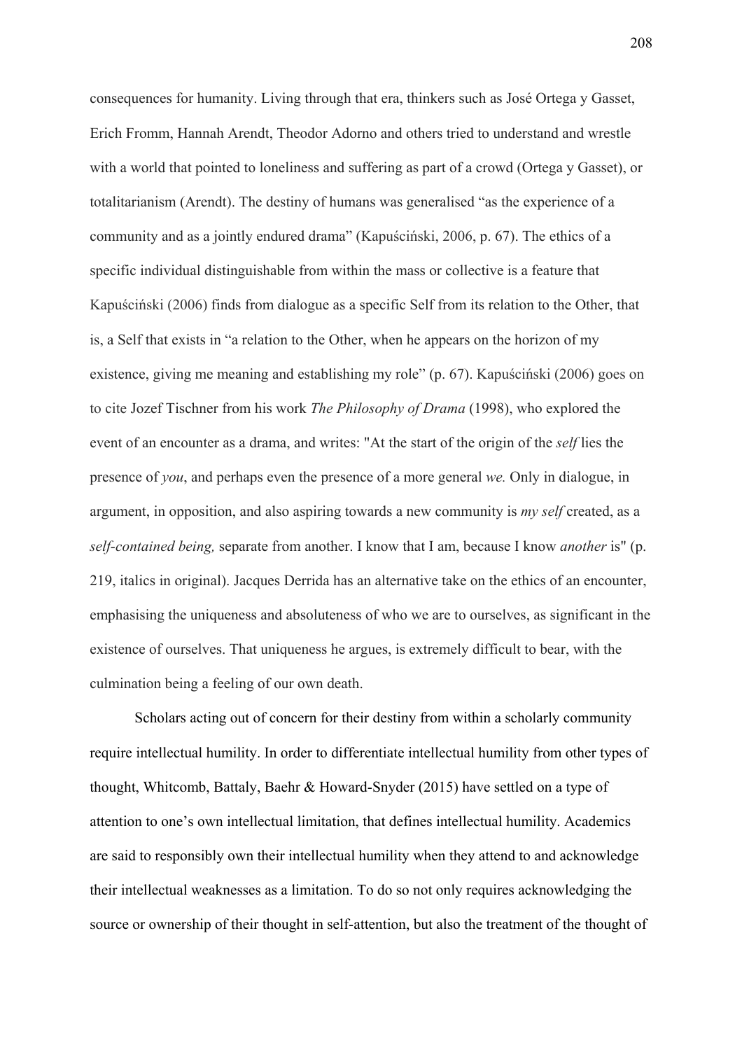consequences for humanity. Living through that era, thinkers such as José Ortega y Gasset, Erich Fromm, Hannah Arendt, Theodor Adorno and others tried to understand and wrestle with a world that pointed to loneliness and suffering as part of a crowd (Ortega y Gasset), or totalitarianism (Arendt). The destiny of humans was generalised "as the experience of a community and as a jointly endured drama" (Kapuściński, 2006, p. 67). The ethics of a specific individual distinguishable from within the mass or collective is a feature that Kapuściński (2006) finds from dialogue as a specific Self from its relation to the Other, that is, a Self that exists in "a relation to the Other, when he appears on the horizon of my existence, giving me meaning and establishing my role" (p. 67). Kapuściński (2006) goes on to cite Jozef Tischner from his work *The Philosophy of Drama* (1998), who explored the event of an encounter as a drama, and writes: "At the start of the origin of the *self* lies the presence of *you*, and perhaps even the presence of a more general *we.* Only in dialogue, in argument, in opposition, and also aspiring towards a new community is *my self* created, as a *self-contained being,* separate from another. I know that I am, because I know *another* is" (p. 219, italics in original). Jacques Derrida has an alternative take on the ethics of an encounter, emphasising the uniqueness and absoluteness of who we are to ourselves, as significant in the existence of ourselves. That uniqueness he argues, is extremely difficult to bear, with the culmination being a feeling of our own death.

Scholars acting out of concern for their destiny from within a scholarly community require intellectual humility. In order to differentiate intellectual humility from other types of thought, Whitcomb, Battaly, Baehr & Howard-Snyder (2015) have settled on a type of attention to one's own intellectual limitation, that defines intellectual humility. Academics are said to responsibly own their intellectual humility when they attend to and acknowledge their intellectual weaknesses as a limitation. To do so not only requires acknowledging the source or ownership of their thought in self-attention, but also the treatment of the thought of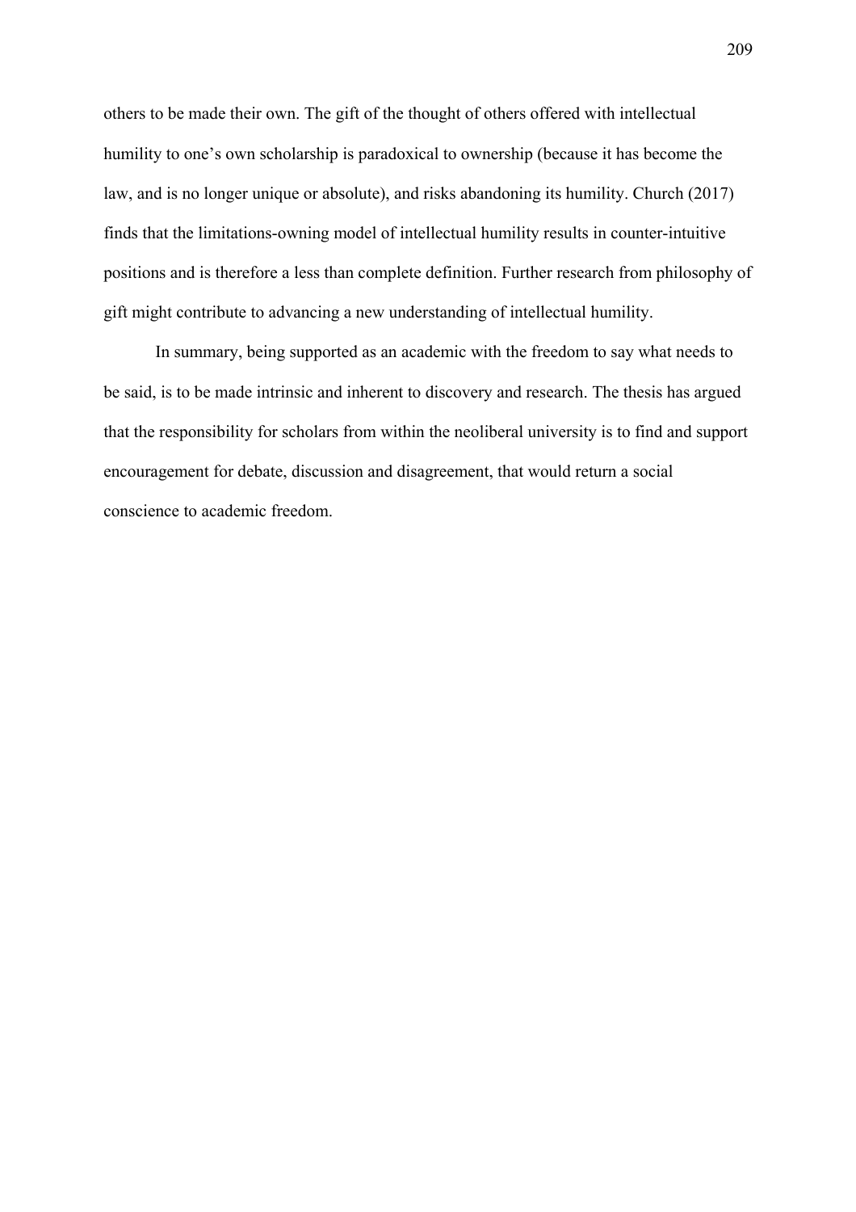others to be made their own. The gift of the thought of others offered with intellectual humility to one's own scholarship is paradoxical to ownership (because it has become the law, and is no longer unique or absolute), and risks abandoning its humility. Church (2017) finds that the limitations-owning model of intellectual humility results in counter-intuitive positions and is therefore a less than complete definition. Further research from philosophy of gift might contribute to advancing a new understanding of intellectual humility.

In summary, being supported as an academic with the freedom to say what needs to be said, is to be made intrinsic and inherent to discovery and research. The thesis has argued that the responsibility for scholars from within the neoliberal university is to find and support encouragement for debate, discussion and disagreement, that would return a social conscience to academic freedom.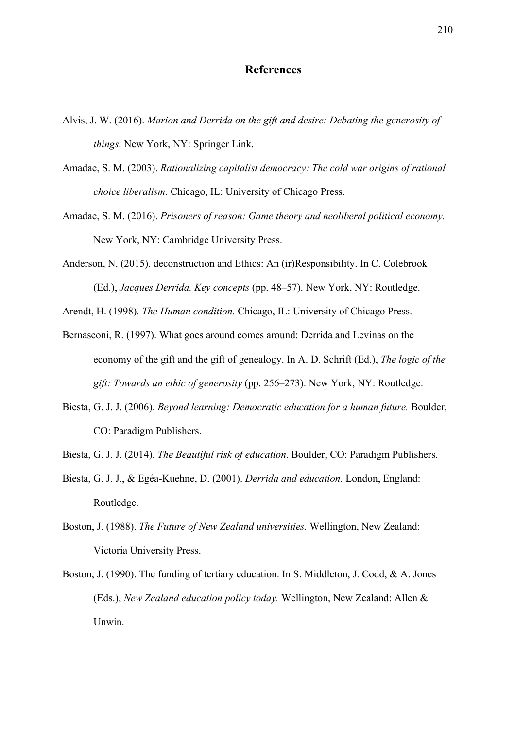## References

Alvis, J. W. (2016). *Marion and Derrida on the gift and desire: Debating the generosity of things.* New York, NY: Springer Link.

Amadae, S. M. (2003). *Rationalizing capitalist democracy: The cold war origins of rational choice liberalism.* Chicago, IL: University of Chicago Press.

Amadae, S. M. (2016). *Prisoners of reason: Game theory and neoliberal political economy.* New York, NY: Cambridge University Press.

Anderson, N. (2015). deconstruction and Ethics: An (ir)Responsibility. In C. Colebrook (Ed.), *Jacques Derrida. Key concepts* (pp. 48–57). New York, NY: Routledge.

Arendt, H. (1998). *The Human condition.* Chicago, IL: University of Chicago Press.

Bernasconi, R. (1997). What goes around comes around: Derrida and Levinas on the economy of the gift and the gift of genealogy. In A. D. Schrift (Ed.), *The logic of the gift: Towards an ethic of generosity* (pp. 256–273). New York, NY: Routledge.

Biesta, G. J. J. (2006). *Beyond learning: Democratic education for a human future.* Boulder, CO: Paradigm Publishers.

Biesta, G. J. J. (2014). *The Beautiful risk of education*. Boulder, CO: Paradigm Publishers.

Biesta, G. J. J., & Egéa-Kuehne, D. (2001). *Derrida and education.* London, England: Routledge.

Boston, J. (1988). *The Future of New Zealand universities.* Wellington, New Zealand: Victoria University Press.

Boston, J. (1990). The funding of tertiary education. In S. Middleton, J. Codd, & A. Jones (Eds.), *New Zealand education policy today.* Wellington, New Zealand: Allen & Unwin.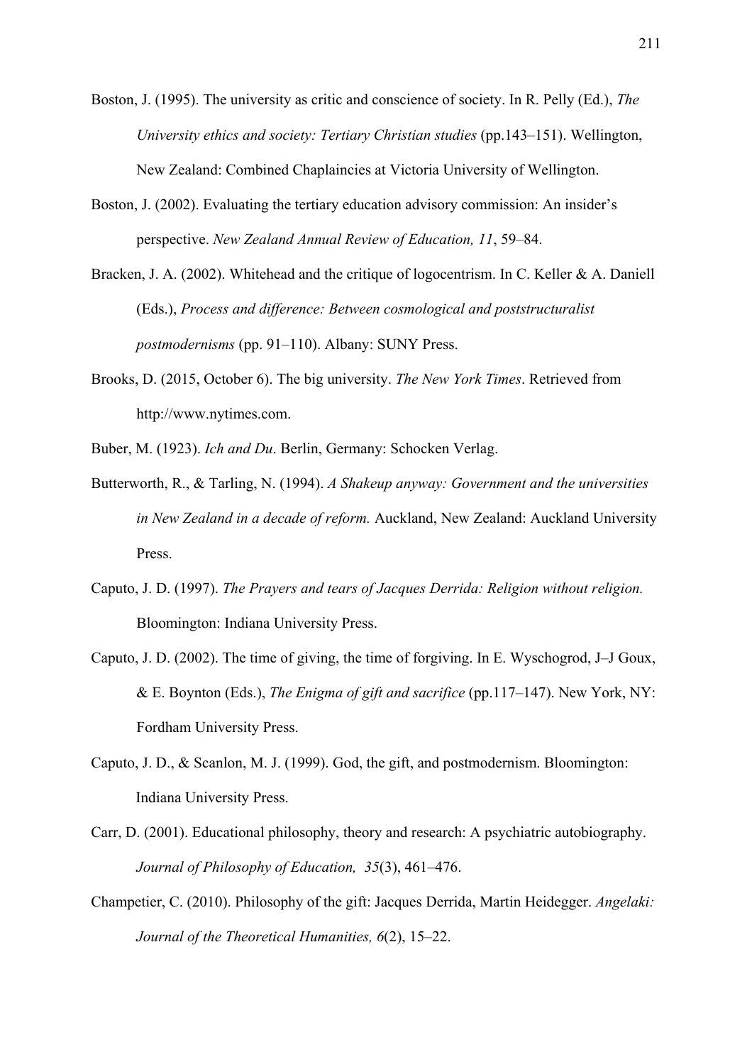Boston, J. (1995). The university as critic and conscience of society. In R. Pelly (Ed.), *The University ethics and society: Tertiary Christian studies* (pp.143–151). Wellington, New Zealand: Combined Chaplaincies at Victoria University of Wellington.

Boston, J. (2002). Evaluating the tertiary education advisory commission: An insider's perspective. *New Zealand Annual Review of Education, 11*, 59–84.

Bracken, J. A. (2002). Whitehead and the critique of logocentrism. In C. Keller & A. Daniell (Eds.), *Process and difference: Between cosmological and poststructuralist postmodernisms* (pp. 91–110). Albany: SUNY Press.

Brooks, D. (2015, October 6). The big university. *The New York Times*. Retrieved from http://www.nytimes.com.

Buber, M. (1923). *Ich and Du*. Berlin, Germany: Schocken Verlag.

Butterworth, R., & Tarling, N. (1994). *A Shakeup anyway: Government and the universities in New Zealand in a decade of reform.* Auckland, New Zealand: Auckland University Press.

Caputo, J. D. (1997). *The Prayers and tears of Jacques Derrida: Religion without religion.* Bloomington: Indiana University Press.

Caputo, J. D. (2002). The time of giving, the time of forgiving. In E. Wyschogrod, J–J Goux, & E. Boynton (Eds.), *The Enigma of gift and sacrifice* (pp.117–147). New York, NY: Fordham University Press.

Caputo, J. D., & Scanlon, M. J. (1999). God, the gift, and postmodernism. Bloomington: Indiana University Press.

Carr, D. (2001). Educational philosophy, theory and research: A psychiatric autobiography. *Journal of Philosophy of Education, 35*(3), 461–476.

Champetier, C. (2010). Philosophy of the gift: Jacques Derrida, Martin Heidegger. *Angelaki: Journal of the Theoretical Humanities, 6*(2), 15–22.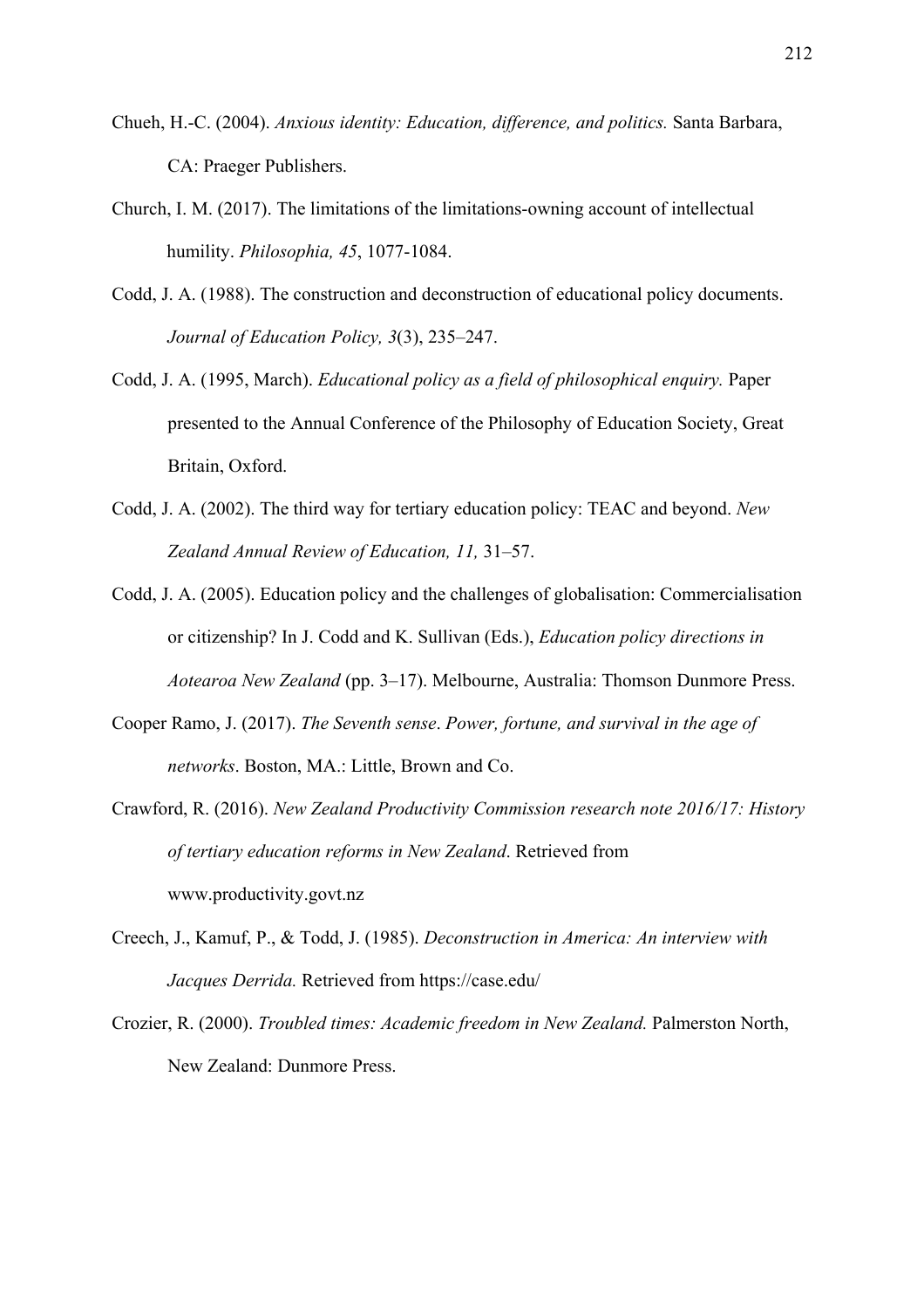Chueh, H.-C. (2004). *Anxious identity: Education, difference, and politics.* Santa Barbara, CA: Praeger Publishers.

Church, I. M. (2017). The limitations of the limitations-owning account of intellectual humility. *Philosophia, 45*, 1077-1084.

Codd, J. A. (1988). The construction and deconstruction of educational policy documents. *Journal of Education Policy, 3*(3), 235–247.

Codd, J. A. (1995, March). *Educational policy as a field of philosophical enquiry.* Paper presented to the Annual Conference of the Philosophy of Education Society, Great Britain, Oxford.

Codd, J. A. (2002). The third way for tertiary education policy: TEAC and beyond. *New Zealand Annual Review of Education, 11,* 31–57.

Codd, J. A. (2005). Education policy and the challenges of globalisation: Commercialisation or citizenship? In J. Codd and K. Sullivan (Eds.), *Education policy directions in Aotearoa New Zealand* (pp. 3–17). Melbourne, Australia: Thomson Dunmore Press.

Cooper Ramo, J. (2017). *The Seventh sense*. *Power, fortune, and survival in the age of networks*. Boston, MA.: Little, Brown and Co.

Crawford, R. (2016). *New Zealand Productivity Commission research note 2016/17: History of tertiary education reforms in New Zealand*. Retrieved from www.productivity.govt.nz

Creech, J., Kamuf, P., & Todd, J. (1985). *Deconstruction in America: An interview with Jacques Derrida.* Retrieved from https://case.edu/

Crozier, R. (2000). *Troubled times: Academic freedom in New Zealand.* Palmerston North, New Zealand: Dunmore Press.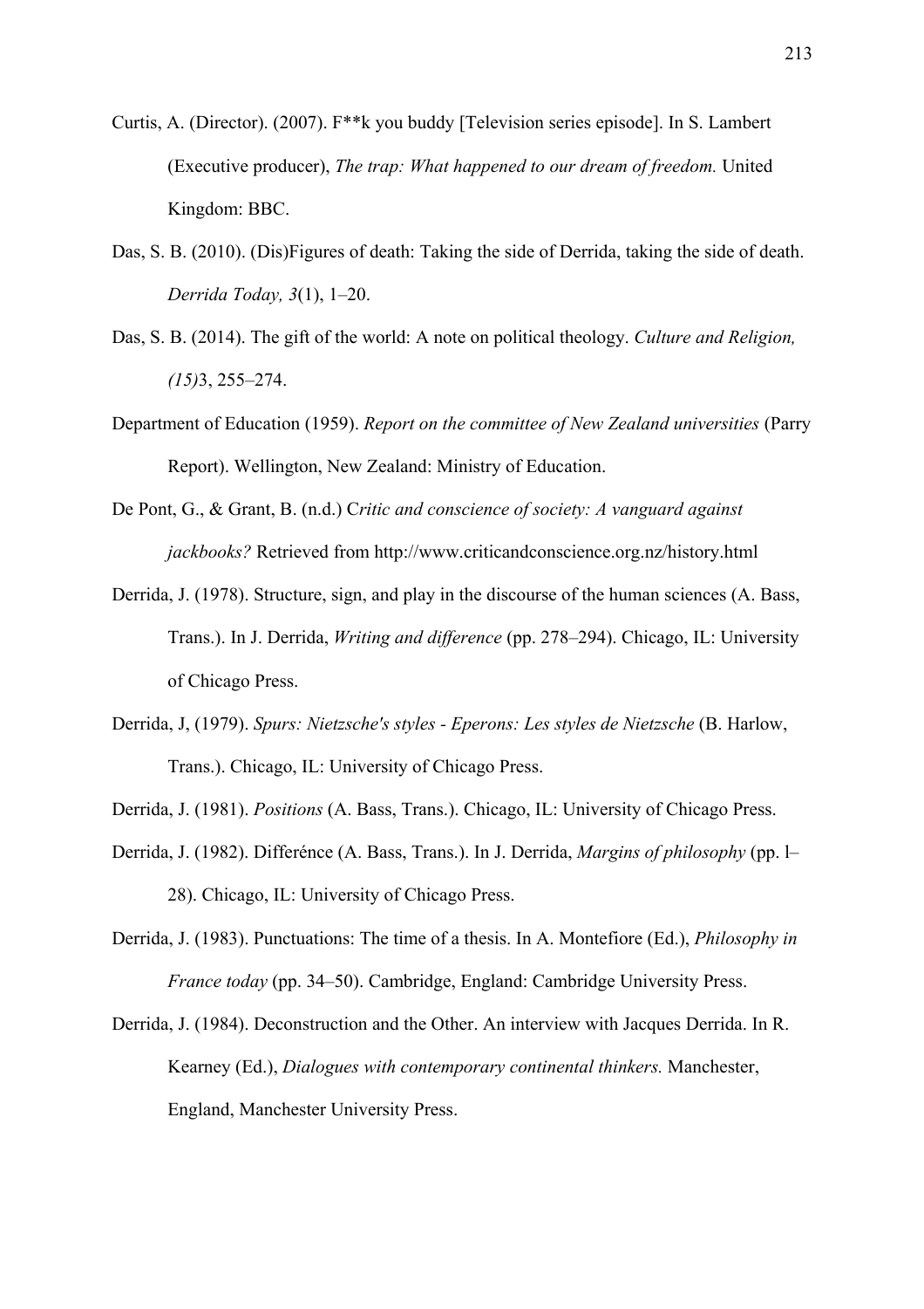Curtis, A. (Director). (2007). F**k you buddy [Television series episode]. In S. Lambert (Executive producer), *The trap: What happened to our dream of freedom.* United Kingdom: BBC.

Das, S. B. (2010). (Dis)Figures of death: Taking the side of Derrida, taking the side of death. *Derrida Today, 3*(1), 1–20.

Das, S. B. (2014). The gift of the world: A note on political theology. *Culture and Religion, (15)*3, 255–274.

Department of Education (1959). *Report on the committee of New Zealand universities* (Parry Report). Wellington, New Zealand: Ministry of Education.

De Pont, G., & Grant, B. (n.d.) C*ritic and conscience of society: A vanguard against jackbooks?* Retrieved from http://www.criticandconscience.org.nz/history.html

Derrida, J. (1978). Structure, sign, and play in the discourse of the human sciences (A. Bass, Trans.). In J. Derrida, *Writing and difference* (pp. 278–294). Chicago, IL: University of Chicago Press.

Derrida, J, (1979). *Spurs: Nietzsche's styles - Eperons: Les styles de Nietzsche* (B. Harlow, Trans.). Chicago, IL: University of Chicago Press.

Derrida, J. (1981). *Positions* (A. Bass, Trans.). Chicago, IL: University of Chicago Press.

Derrida, J. (1982). Differénce (A. Bass, Trans.). In J. Derrida, *Margins of philosophy* (pp. l–28). Chicago, IL: University of Chicago Press.

Derrida, J. (1983). Punctuations: The time of a thesis. In A. Montefiore (Ed.), *Philosophy in France today* (pp. 34–50). Cambridge, England: Cambridge University Press.

Derrida, J. (1984). Deconstruction and the Other. An interview with Jacques Derrida. In R. Kearney (Ed.), *Dialogues with contemporary continental thinkers.* Manchester, England, Manchester University Press.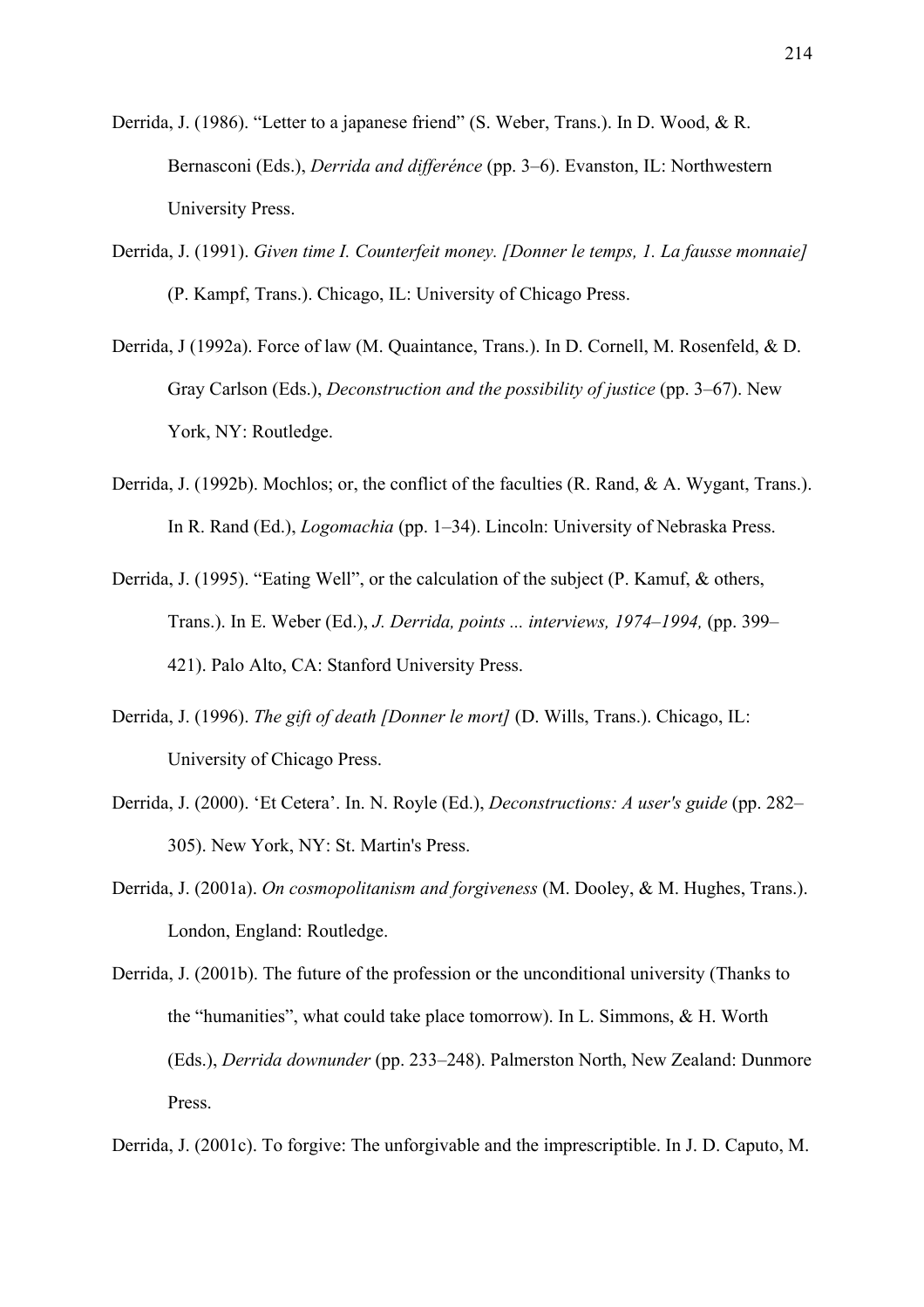Derrida, J. (1986). "Letter to a japanese friend" (S. Weber, Trans.). In D. Wood, & R. Bernasconi (Eds.), *Derrida and differénce* (pp. 3–6). Evanston, IL: Northwestern University Press.

Derrida, J. (1991). *Given time I. Counterfeit money. [Donner le temps, 1. La fausse monnaie]* (P. Kampf, Trans.). Chicago, IL: University of Chicago Press.

Derrida, J (1992a). Force of law (M. Quaintance, Trans.). In D. Cornell, M. Rosenfeld, & D. Gray Carlson (Eds.), *Deconstruction and the possibility of justice* (pp. 3–67). New York, NY: Routledge.

Derrida, J. (1992b). Mochlos; or, the conflict of the faculties (R. Rand, & A. Wygant, Trans.). In R. Rand (Ed.), *Logomachia* (pp. 1–34). Lincoln: University of Nebraska Press.

Derrida, J. (1995). "Eating Well", or the calculation of the subject (P. Kamuf, & others, Trans.). In E. Weber (Ed.), *J. Derrida, points ... interviews, 1974–1994,* (pp. 399–421). Palo Alto, CA: Stanford University Press.

Derrida, J. (1996). *The gift of death [Donner le mort]* (D. Wills, Trans.). Chicago, IL: University of Chicago Press.

Derrida, J. (2000). 'Et Cetera'. In. N. Royle (Ed.), *Deconstructions: A user's guide* (pp. 282–305). New York, NY: St. Martin's Press.

Derrida, J. (2001a). *On cosmopolitanism and forgiveness* (M. Dooley, & M. Hughes, Trans.). London, England: Routledge.

Derrida, J. (2001b). The future of the profession or the unconditional university (Thanks to the "humanities", what could take place tomorrow). In L. Simmons, & H. Worth (Eds.), *Derrida downunder* (pp. 233–248). Palmerston North, New Zealand: Dunmore Press.

Derrida, J. (2001c). To forgive: The unforgivable and the imprescriptible. In J. D. Caputo, M.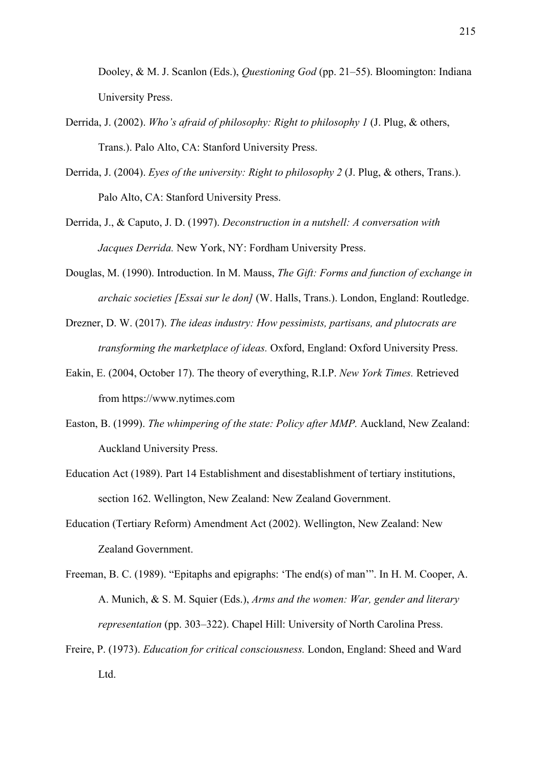Dooley, & M. J. Scanlon (Eds.), *Questioning God* (pp. 21–55). Bloomington: Indiana University Press.

Derrida, J. (2002). *Who's afraid of philosophy: Right to philosophy 1* (J. Plug, & others, Trans.). Palo Alto, CA: Stanford University Press.

Derrida, J. (2004). *Eyes of the university: Right to philosophy 2* (J. Plug, & others, Trans.). Palo Alto, CA: Stanford University Press.

Derrida, J., & Caputo, J. D. (1997). *Deconstruction in a nutshell: A conversation with Jacques Derrida.* New York, NY: Fordham University Press.

Douglas, M. (1990). Introduction. In M. Mauss, *The Gift: Forms and function of exchange in archaic societies [Essai sur le don]* (W. Halls, Trans.). London, England: Routledge.

Drezner, D. W. (2017). *The ideas industry: How pessimists, partisans, and plutocrats are transforming the marketplace of ideas.* Oxford, England: Oxford University Press.

Eakin, E. (2004, October 17). The theory of everything, R.I.P. *New York Times.* Retrieved from https://www.nytimes.com

Easton, B. (1999). *The whimpering of the state: Policy after MMP.* Auckland, New Zealand: Auckland University Press.

Education Act (1989). Part 14 Establishment and disestablishment of tertiary institutions, section 162. Wellington, New Zealand: New Zealand Government.

Education (Tertiary Reform) Amendment Act (2002). Wellington, New Zealand: New Zealand Government.

Freeman, B. C. (1989). "Epitaphs and epigraphs: 'The end(s) of man'". In H. M. Cooper, A. A. Munich, & S. M. Squier (Eds.), *Arms and the women: War, gender and literary representation* (pp. 303–322). Chapel Hill: University of North Carolina Press.

Freire, P. (1973). *Education for critical consciousness.* London, England: Sheed and Ward Ltd.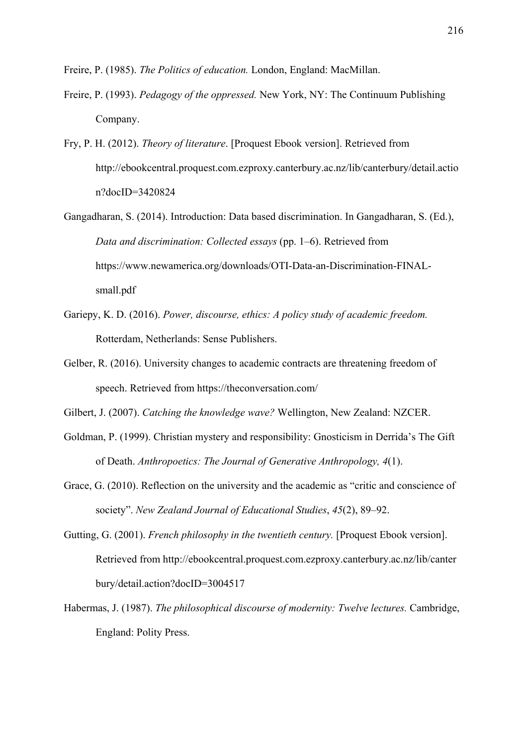Freire, P. (1985). *The Politics of education.* London, England: MacMillan.

Freire, P. (1993). *Pedagogy of the oppressed.* New York, NY: The Continuum Publishing Company.

Fry, P. H. (2012). *Theory of literature*. [Proquest Ebook version]. Retrieved from http://ebookcentral.proquest.com.ezproxy.canterbury.ac.nz/lib/canterbury/detail.action?docID=3420824

Gangadharan, S. (2014). Introduction: Data based discrimination. In Gangadharan, S. (Ed.), *Data and discrimination: Collected essays* (pp. 1–6). Retrieved from https://www.newamerica.org/downloads/OTI-Data-an-Discrimination-FINAL-small.pdf

Gariepy, K. D. (2016). *Power, discourse, ethics: A policy study of academic freedom.* Rotterdam, Netherlands: Sense Publishers.

Gelber, R. (2016). University changes to academic contracts are threatening freedom of speech. Retrieved from https://theconversation.com/

Gilbert, J. (2007). *Catching the knowledge wave?* Wellington, New Zealand: NZCER.

Goldman, P. (1999). Christian mystery and responsibility: Gnosticism in Derrida's The Gift of Death. *Anthropoetics: The Journal of Generative Anthropology, 4*(1).

Grace, G. (2010). Reflection on the university and the academic as "critic and conscience of society". *New Zealand Journal of Educational Studies*, *45*(2), 89–92.

Gutting, G. (2001). *French philosophy in the twentieth century.* [Proquest Ebook version]. Retrieved from http://ebookcentral.proquest.com.ezproxy.canterbury.ac.nz/lib/canterbury/detail.action?docID=3004517

Habermas, J. (1987). *The philosophical discourse of modernity: Twelve lectures.* Cambridge, England: Polity Press.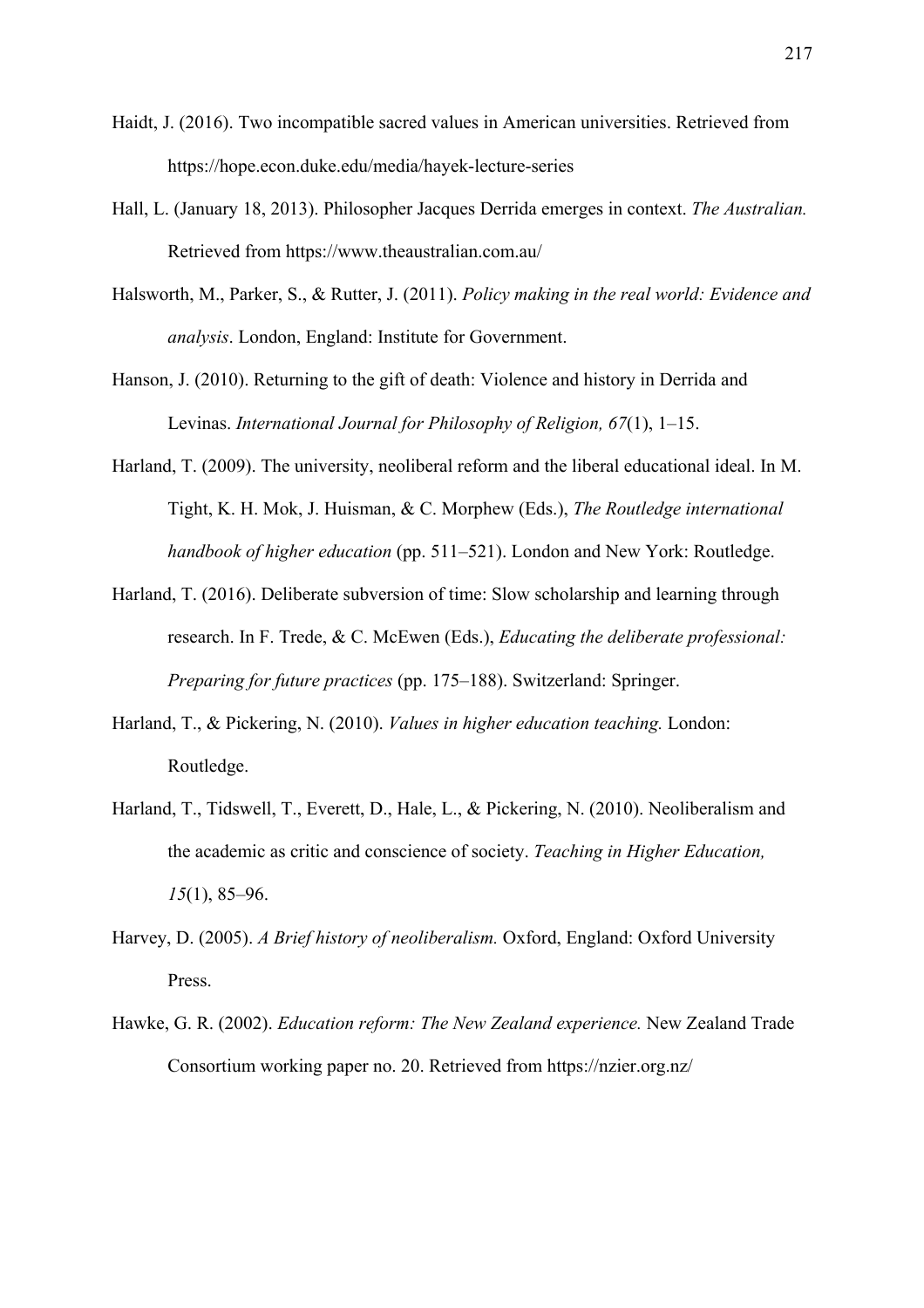Haidt, J. (2016). Two incompatible sacred values in American universities. Retrieved from https://hope.econ.duke.edu/media/hayek-lecture-series

Hall, L. (January 18, 2013). Philosopher Jacques Derrida emerges in context. *The Australian.* Retrieved from https://www.theaustralian.com.au/

Halsworth, M., Parker, S., & Rutter, J. (2011). *Policy making in the real world: Evidence and analysis*. London, England: Institute for Government.

Hanson, J. (2010). Returning to the gift of death: Violence and history in Derrida and Levinas. *International Journal for Philosophy of Religion, 67*(1), 1–15.

Harland, T. (2009). The university, neoliberal reform and the liberal educational ideal. In M. Tight, K. H. Mok, J. Huisman, & C. Morphew (Eds.), *The Routledge international handbook of higher education* (pp. 511–521). London and New York: Routledge.

Harland, T. (2016). Deliberate subversion of time: Slow scholarship and learning through research. In F. Trede, & C. McEwen (Eds.), *Educating the deliberate professional: Preparing for future practices* (pp. 175–188). Switzerland: Springer.

Harland, T., & Pickering, N. (2010). *Values in higher education teaching.* London: Routledge.

Harland, T., Tidswell, T., Everett, D., Hale, L., & Pickering, N. (2010). Neoliberalism and the academic as critic and conscience of society. *Teaching in Higher Education, 15*(1), 85–96.

Harvey, D. (2005). *A Brief history of neoliberalism.* Oxford, England: Oxford University Press.

Hawke, G. R. (2002). *Education reform: The New Zealand experience.* New Zealand Trade Consortium working paper no. 20. Retrieved from https://nzier.org.nz/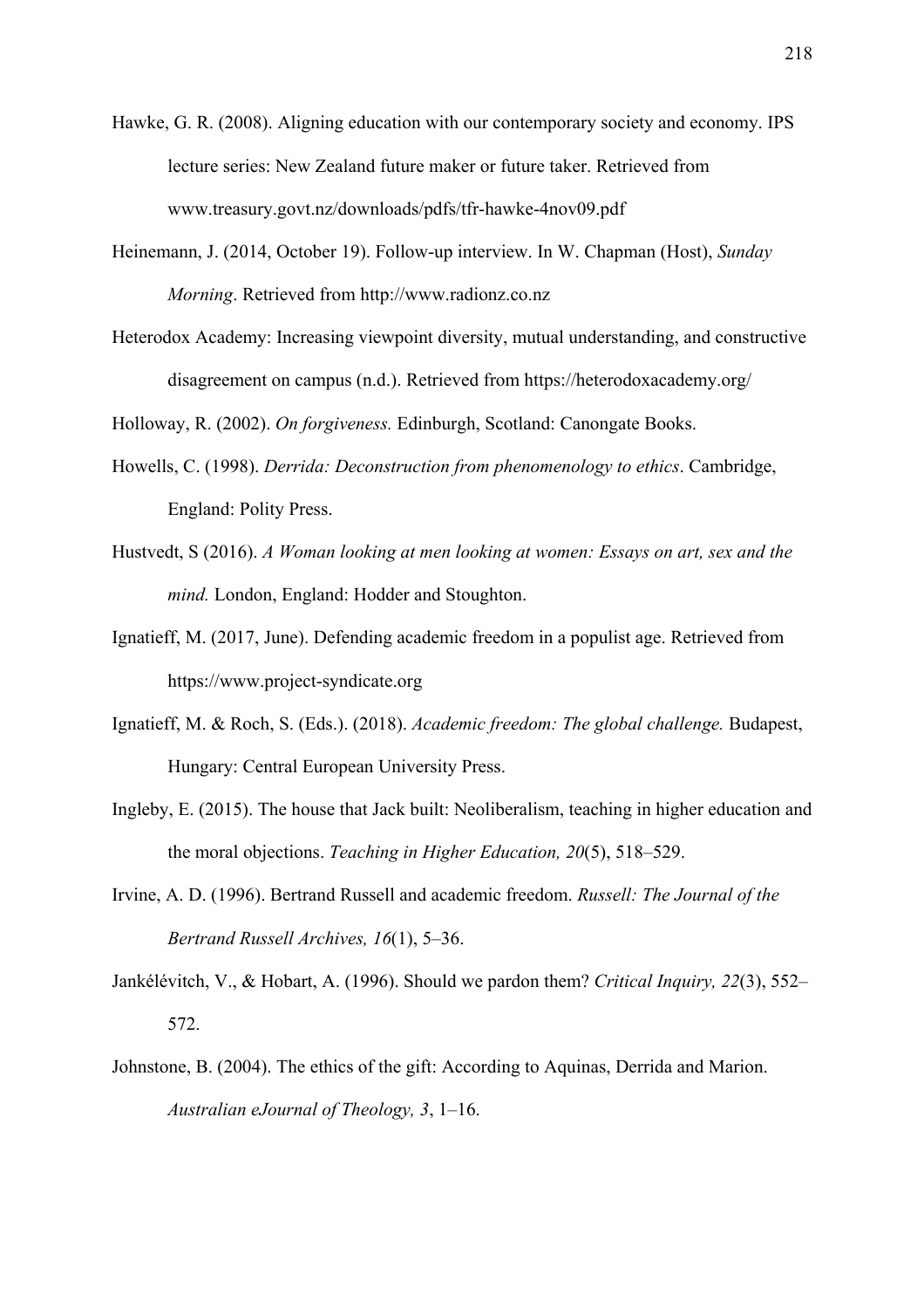Hawke, G. R. (2008). Aligning education with our contemporary society and economy. IPS lecture series: New Zealand future maker or future taker. Retrieved from www.treasury.govt.nz/downloads/pdfs/tfr-hawke-4nov09.pdf

Heinemann, J. (2014, October 19). Follow-up interview. In W. Chapman (Host), *Sunday Morning*. Retrieved from http://www.radionz.co.nz

Heterodox Academy: Increasing viewpoint diversity, mutual understanding, and constructive disagreement on campus (n.d.). Retrieved from https://heterodoxacademy.org/

Holloway, R. (2002). *On forgiveness.* Edinburgh, Scotland: Canongate Books.

Howells, C. (1998). *Derrida: Deconstruction from phenomenology to ethics*. Cambridge, England: Polity Press.

Hustvedt, S (2016). *A Woman looking at men looking at women: Essays on art, sex and the mind.* London, England: Hodder and Stoughton.

Ignatieff, M. (2017, June). Defending academic freedom in a populist age. Retrieved from https://www.project-syndicate.org

Ignatieff, M. & Roch, S. (Eds.). (2018). *Academic freedom: The global challenge.* Budapest, Hungary: Central European University Press.

Ingleby, E. (2015). The house that Jack built: Neoliberalism, teaching in higher education and the moral objections. *Teaching in Higher Education, 20*(5), 518–529.

Irvine, A. D. (1996). Bertrand Russell and academic freedom. *Russell: The Journal of the Bertrand Russell Archives, 16*(1), 5–36.

Jankélévitch, V., & Hobart, A. (1996). Should we pardon them? *Critical Inquiry, 22*(3), 552–572.

Johnstone, B. (2004). The ethics of the gift: According to Aquinas, Derrida and Marion. *Australian eJournal of Theology, 3*, 1–16.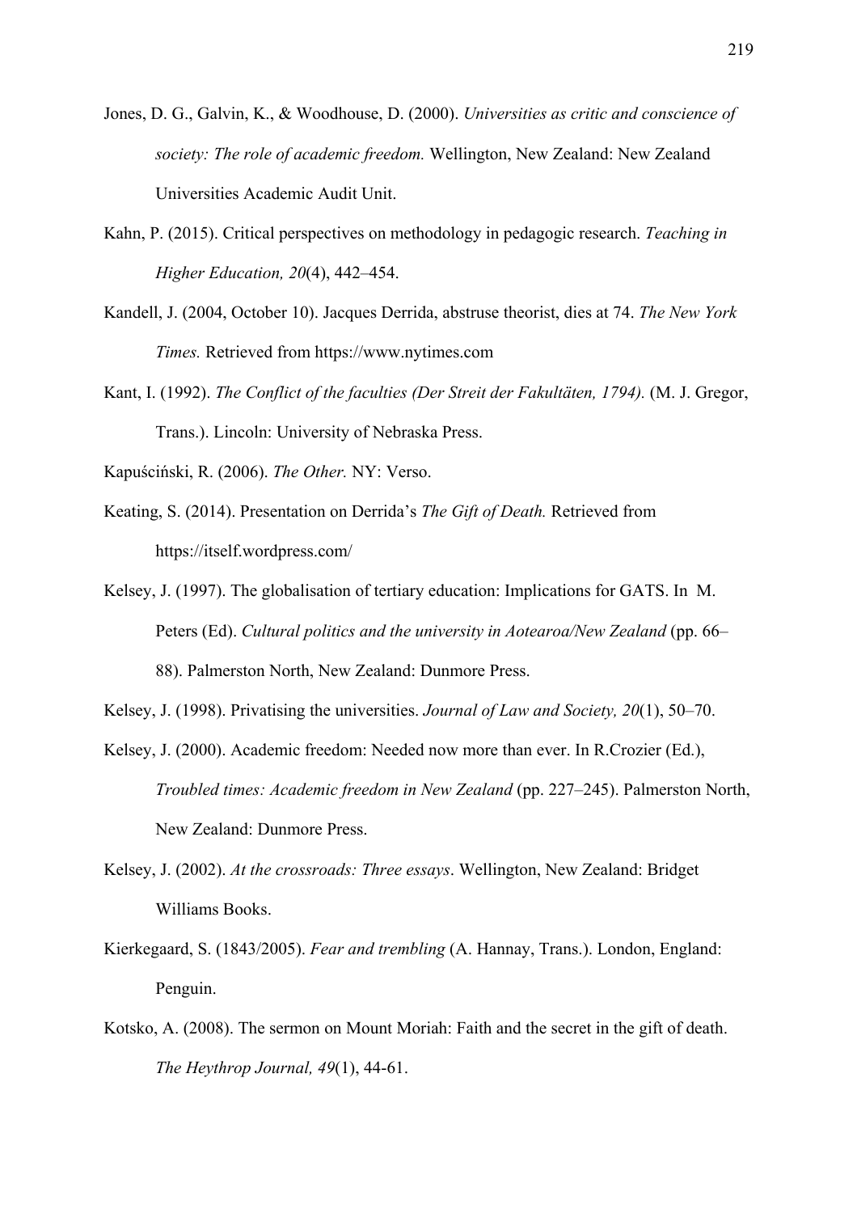Jones, D. G., Galvin, K., & Woodhouse, D. (2000). *Universities as critic and conscience of society: The role of academic freedom.* Wellington, New Zealand: New Zealand Universities Academic Audit Unit.

Kahn, P. (2015). Critical perspectives on methodology in pedagogic research. *Teaching in Higher Education, 20*(4), 442–454.

Kandell, J. (2004, October 10). Jacques Derrida, abstruse theorist, dies at 74. *The New York Times.* Retrieved from https://www.nytimes.com

Kant, I. (1992). *The Conflict of the faculties (Der Streit der Fakultäten, 1794).* (M. J. Gregor, Trans.). Lincoln: University of Nebraska Press.

Kapuściński, R. (2006). *The Other.* NY: Verso.

Keating, S. (2014). Presentation on Derrida's *The Gift of Death.* Retrieved from https://itself.wordpress.com/

Kelsey, J. (1997). The globalisation of tertiary education: Implications for GATS. In M. Peters (Ed). *Cultural politics and the university in Aotearoa/New Zealand* (pp. 66–88). Palmerston North, New Zealand: Dunmore Press.

Kelsey, J. (1998). Privatising the universities. *Journal of Law and Society, 20*(1), 50–70.

Kelsey, J. (2000). Academic freedom: Needed now more than ever. In R.Crozier (Ed.), *Troubled times: Academic freedom in New Zealand* (pp. 227–245). Palmerston North, New Zealand: Dunmore Press.

Kelsey, J. (2002). *At the crossroads: Three essays*. Wellington, New Zealand: Bridget Williams Books.

Kierkegaard, S. (1843/2005). *Fear and trembling* (A. Hannay, Trans.). London, England: Penguin.

Kotsko, A. (2008). The sermon on Mount Moriah: Faith and the secret in the gift of death. *The Heythrop Journal, 49*(1), 44-61.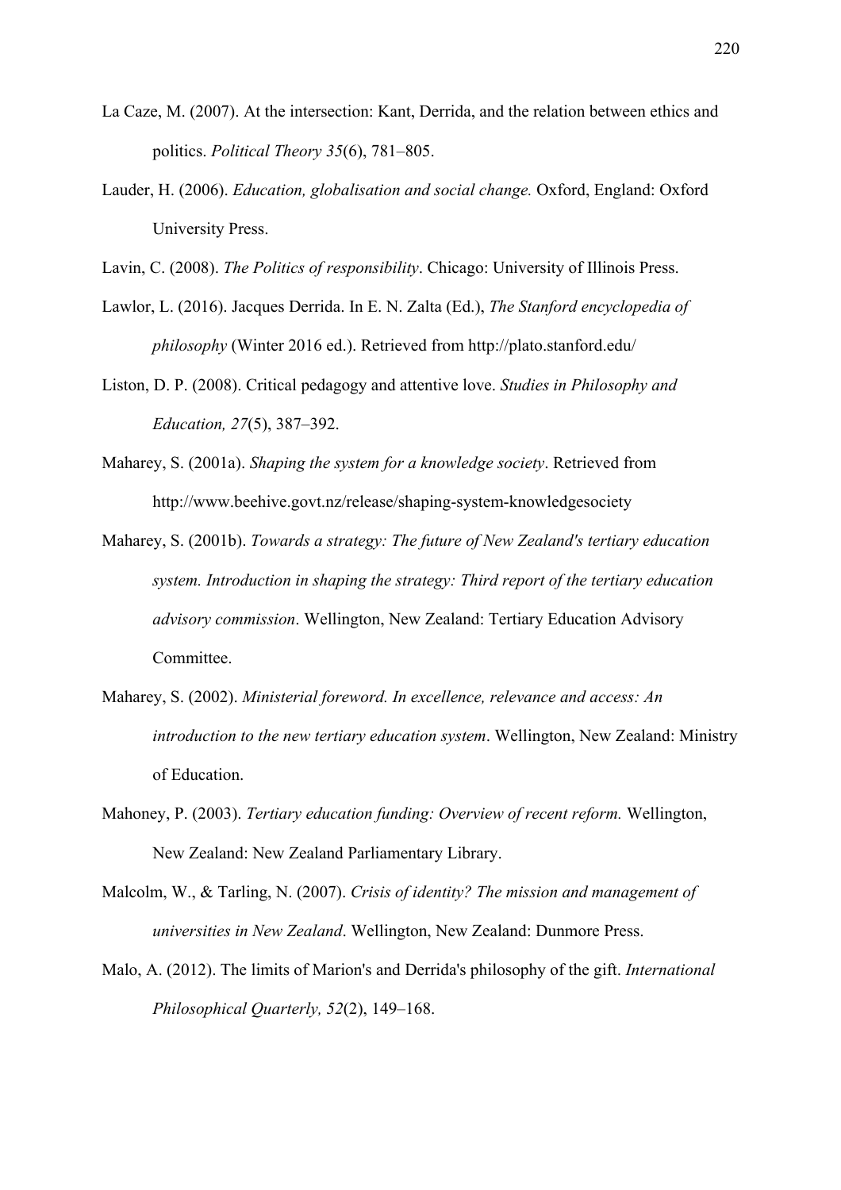La Caze, M. (2007). At the intersection: Kant, Derrida, and the relation between ethics and politics. *Political Theory 35*(6), 781–805.

Lauder, H. (2006). *Education, globalisation and social change.* Oxford, England: Oxford University Press.

Lavin, C. (2008). *The Politics of responsibility*. Chicago: University of Illinois Press.

Lawlor, L. (2016). Jacques Derrida. In E. N. Zalta (Ed.), *The Stanford encyclopedia of philosophy* (Winter 2016 ed.). Retrieved from http://plato.stanford.edu/

Liston, D. P. (2008). Critical pedagogy and attentive love. *Studies in Philosophy and Education, 27*(5), 387–392.

Maharey, S. (2001a). *Shaping the system for a knowledge society*. Retrieved from http://www.beehive.govt.nz/release/shaping-system-knowledgesociety

Maharey, S. (2001b). *Towards a strategy: The future of New Zealand's tertiary education system. Introduction in shaping the strategy: Third report of the tertiary education advisory commission*. Wellington, New Zealand: Tertiary Education Advisory Committee.

Maharey, S. (2002). *Ministerial foreword. In excellence, relevance and access: An introduction to the new tertiary education system*. Wellington, New Zealand: Ministry of Education.

Mahoney, P. (2003). *Tertiary education funding: Overview of recent reform.* Wellington, New Zealand: New Zealand Parliamentary Library.

Malcolm, W., & Tarling, N. (2007). *Crisis of identity? The mission and management of universities in New Zealand*. Wellington, New Zealand: Dunmore Press.

Malo, A. (2012). The limits of Marion's and Derrida's philosophy of the gift. *International Philosophical Quarterly, 52*(2), 149–168.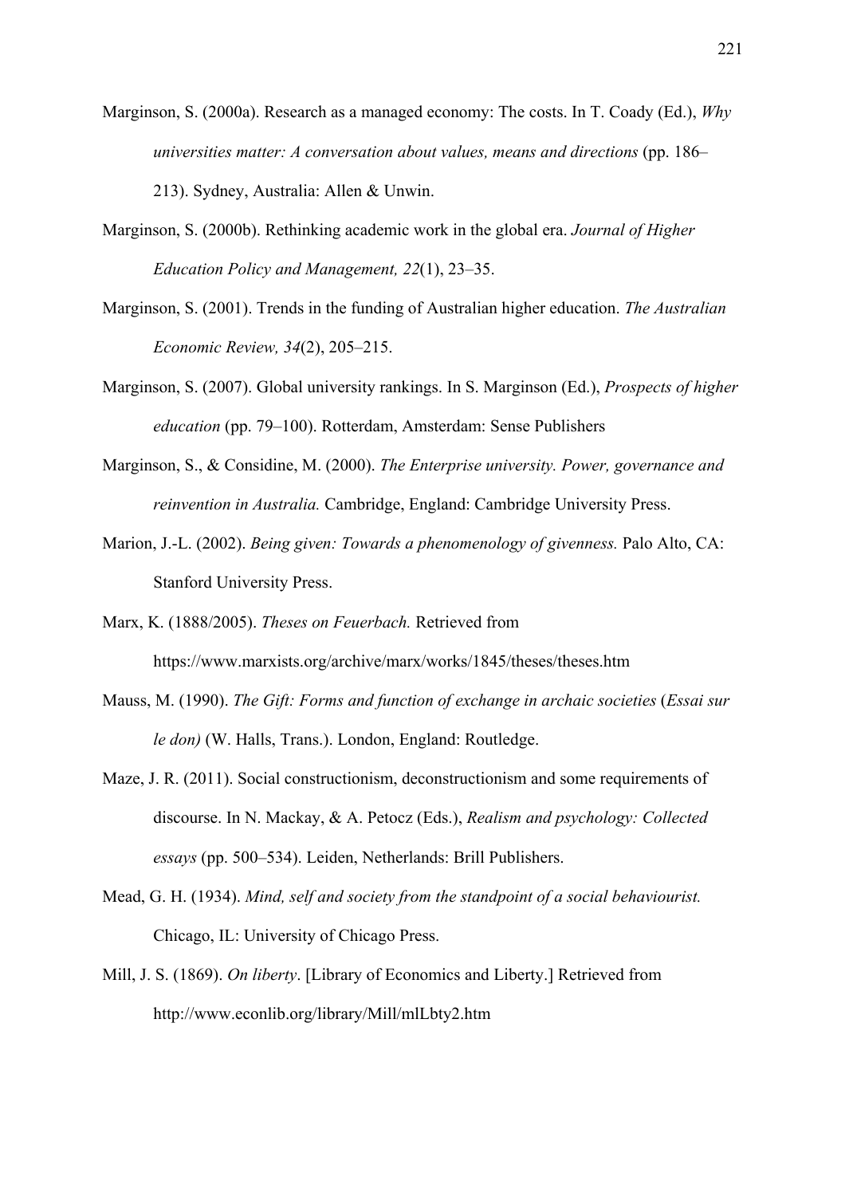Marginson, S. (2000a). Research as a managed economy: The costs. In T. Coady (Ed.), *Why universities matter: A conversation about values, means and directions* (pp. 186–213). Sydney, Australia: Allen & Unwin.

Marginson, S. (2000b). Rethinking academic work in the global era. *Journal of Higher Education Policy and Management, 22*(1), 23–35.

Marginson, S. (2001). Trends in the funding of Australian higher education. *The Australian Economic Review, 34*(2), 205–215.

Marginson, S. (2007). Global university rankings. In S. Marginson (Ed.), *Prospects of higher education* (pp. 79–100). Rotterdam, Amsterdam: Sense Publishers

Marginson, S., & Considine, M. (2000). *The Enterprise university. Power, governance and reinvention in Australia.* Cambridge, England: Cambridge University Press.

Marion, J.-L. (2002). *Being given: Towards a phenomenology of givenness.* Palo Alto, CA: Stanford University Press.

Marx, K. (1888/2005). *Theses on Feuerbach.* Retrieved from https://www.marxists.org/archive/marx/works/1845/theses/theses.htm

Mauss, M. (1990). *The Gift: Forms and function of exchange in archaic societies* (*Essai sur le don)* (W. Halls, Trans.). London, England: Routledge.

Maze, J. R. (2011). Social constructionism, deconstructionism and some requirements of discourse. In N. Mackay, & A. Petocz (Eds.), *Realism and psychology: Collected essays* (pp. 500–534). Leiden, Netherlands: Brill Publishers.

Mead, G. H. (1934). *Mind, self and society from the standpoint of a social behaviourist.* Chicago, IL: University of Chicago Press.

Mill, J. S. (1869). *On liberty*. [Library of Economics and Liberty.] Retrieved from http://www.econlib.org/library/Mill/mlLbty2.htm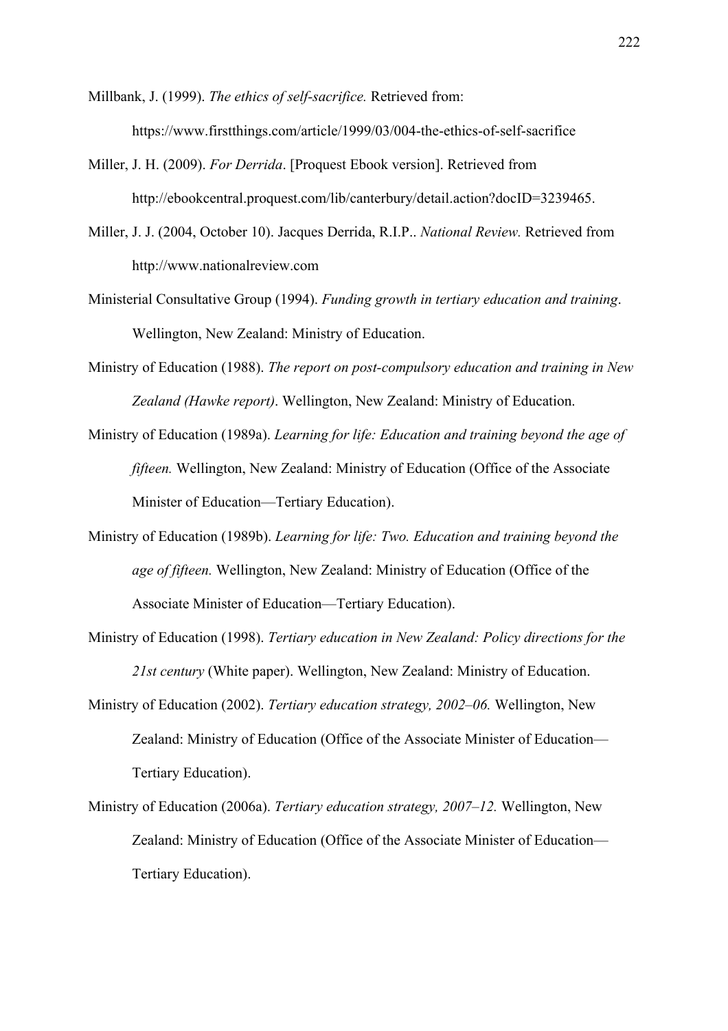Millbank, J. (1999). *The ethics of self-sacrifice.* Retrieved from: https://www.firstthings.com/article/1999/03/004-the-ethics-of-self-sacrifice

Miller, J. H. (2009). *For Derrida*. [Proquest Ebook version]. Retrieved from http://ebookcentral.proquest.com/lib/canterbury/detail.action?docID=3239465.

Miller, J. J. (2004, October 10). Jacques Derrida, R.I.P.. *National Review.* Retrieved from http://www.nationalreview.com

Ministerial Consultative Group (1994). *Funding growth in tertiary education and training*. Wellington, New Zealand: Ministry of Education.

Ministry of Education (1988). *The report on post-compulsory education and training in New Zealand (Hawke report)*. Wellington, New Zealand: Ministry of Education.

Ministry of Education (1989a). *Learning for life: Education and training beyond the age of fifteen.* Wellington, New Zealand: Ministry of Education (Office of the Associate Minister of Education—Tertiary Education).

Ministry of Education (1989b). *Learning for life: Two. Education and training beyond the age of fifteen.* Wellington, New Zealand: Ministry of Education (Office of the Associate Minister of Education—Tertiary Education).

Ministry of Education (1998). *Tertiary education in New Zealand: Policy directions for the 21st century* (White paper). Wellington, New Zealand: Ministry of Education.

Ministry of Education (2002). *Tertiary education strategy, 2002–06.* Wellington, New Zealand: Ministry of Education (Office of the Associate Minister of Education—Tertiary Education).

Ministry of Education (2006a). *Tertiary education strategy, 2007–12.* Wellington, New Zealand: Ministry of Education (Office of the Associate Minister of Education—Tertiary Education).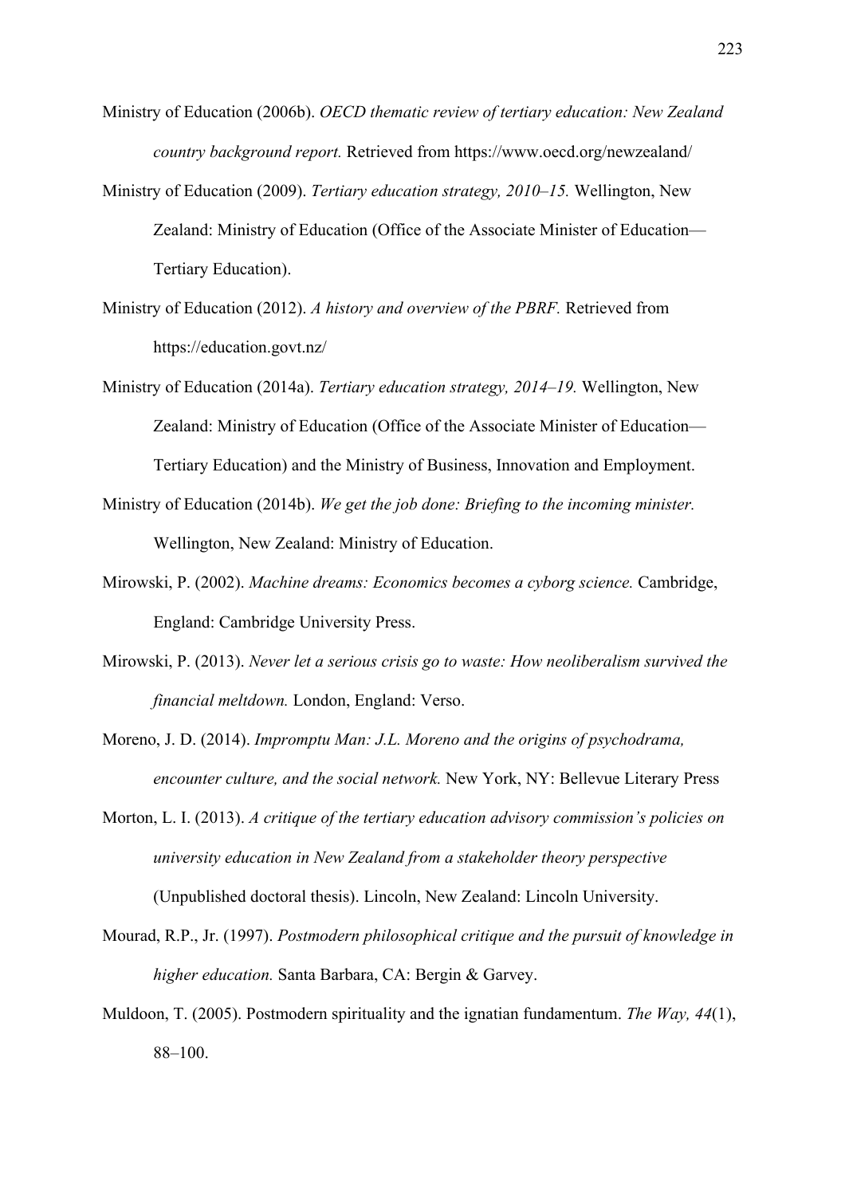Ministry of Education (2006b). *OECD thematic review of tertiary education: New Zealand country background report.* Retrieved from https://www.oecd.org/newzealand/

Ministry of Education (2009). *Tertiary education strategy, 2010–15.* Wellington, New Zealand: Ministry of Education (Office of the Associate Minister of Education—Tertiary Education).

Ministry of Education (2012). *A history and overview of the PBRF.* Retrieved from https://education.govt.nz/

Ministry of Education (2014a). *Tertiary education strategy, 2014–19.* Wellington, New Zealand: Ministry of Education (Office of the Associate Minister of Education—Tertiary Education) and the Ministry of Business, Innovation and Employment.

Ministry of Education (2014b). *We get the job done: Briefing to the incoming minister.* Wellington, New Zealand: Ministry of Education.

Mirowski, P. (2002). *Machine dreams: Economics becomes a cyborg science.* Cambridge, England: Cambridge University Press.

Mirowski, P. (2013). *Never let a serious crisis go to waste: How neoliberalism survived the financial meltdown.* London, England: Verso.

Moreno, J. D. (2014). *Impromptu Man: J.L. Moreno and the origins of psychodrama, encounter culture, and the social network.* New York, NY: Bellevue Literary Press

Morton, L. I. (2013). *A critique of the tertiary education advisory commission's policies on university education in New Zealand from a stakeholder theory perspective* (Unpublished doctoral thesis). Lincoln, New Zealand: Lincoln University.

Mourad, R.P., Jr. (1997). *Postmodern philosophical critique and the pursuit of knowledge in higher education.* Santa Barbara, CA: Bergin & Garvey.

Muldoon, T. (2005). Postmodern spirituality and the ignatian fundamentum. *The Way, 44*(1), 88–100.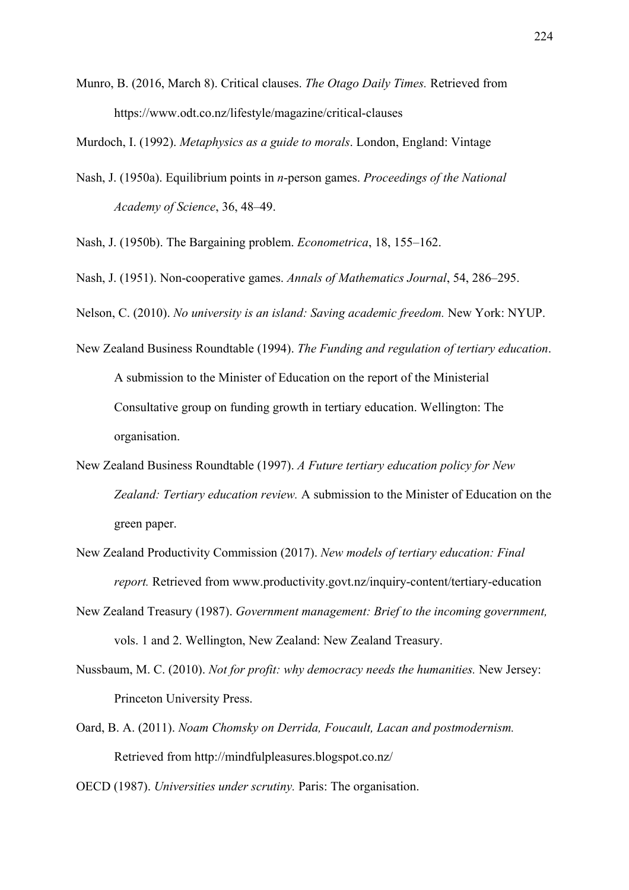Munro, B. (2016, March 8). Critical clauses. *The Otago Daily Times.* Retrieved from https://www.odt.co.nz/lifestyle/magazine/critical-clauses

Murdoch, I. (1992). *Metaphysics as a guide to morals*. London, England: Vintage

Nash, J. (1950a). Equilibrium points in *n*-person games. *Proceedings of the National Academy of Science*, 36, 48–49.

Nash, J. (1950b). The Bargaining problem. *Econometrica*, 18, 155–162.

Nash, J. (1951). Non-cooperative games. *Annals of Mathematics Journal*, 54, 286–295.

Nelson, C. (2010). *No university is an island: Saving academic freedom.* New York: NYUP.

New Zealand Business Roundtable (1994). *The Funding and regulation of tertiary education*. A submission to the Minister of Education on the report of the Ministerial Consultative group on funding growth in tertiary education. Wellington: The organisation.

New Zealand Business Roundtable (1997). *A Future tertiary education policy for New Zealand: Tertiary education review.* A submission to the Minister of Education on the green paper.

New Zealand Productivity Commission (2017). *New models of tertiary education: Final report.* Retrieved from www.productivity.govt.nz/inquiry-content/tertiary-education

New Zealand Treasury (1987). *Government management: Brief to the incoming government,* vols. 1 and 2. Wellington, New Zealand: New Zealand Treasury.

Nussbaum, M. C. (2010). *Not for profit: why democracy needs the humanities.* New Jersey: Princeton University Press.

Oard, B. A. (2011). *Noam Chomsky on Derrida, Foucault, Lacan and postmodernism.* Retrieved from http://mindfulpleasures.blogspot.co.nz/

OECD (1987). *Universities under scrutiny.* Paris: The organisation.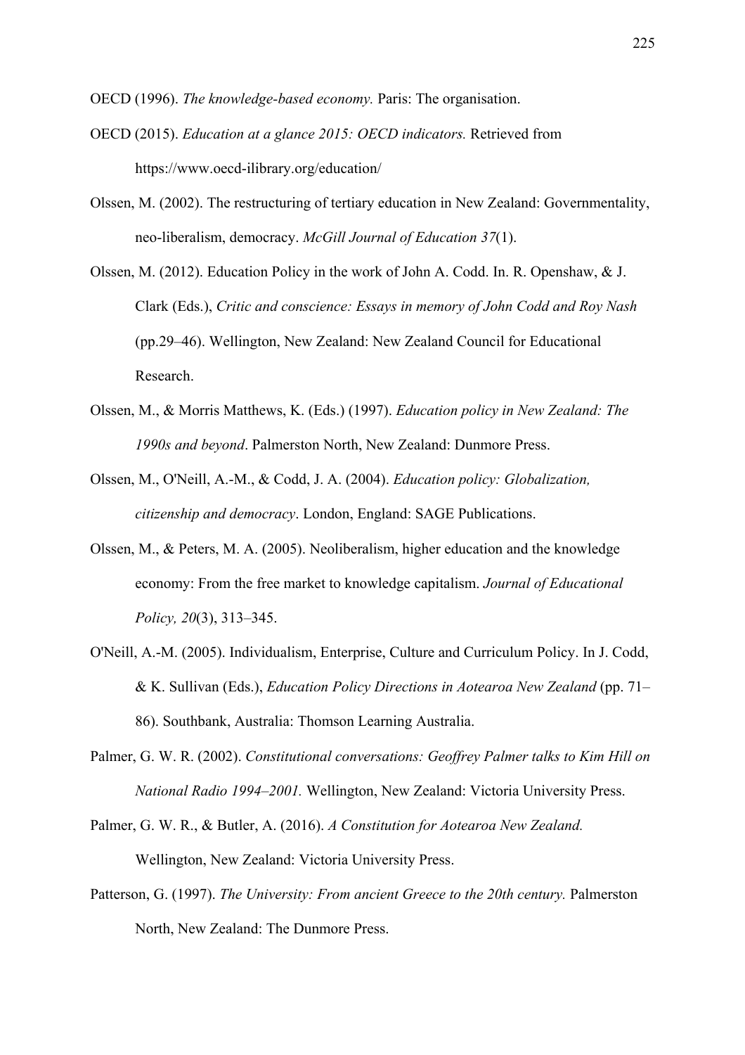OECD (1996). *The knowledge-based economy.* Paris: The organisation.

OECD (2015). *Education at a glance 2015: OECD indicators.* Retrieved from https://www.oecd-ilibrary.org/education/

Olssen, M. (2002). The restructuring of tertiary education in New Zealand: Governmentality, neo-liberalism, democracy. *McGill Journal of Education 37*(1).

Olssen, M. (2012). Education Policy in the work of John A. Codd. In. R. Openshaw, & J. Clark (Eds.), *Critic and conscience: Essays in memory of John Codd and Roy Nash* (pp.29–46). Wellington, New Zealand: New Zealand Council for Educational Research.

Olssen, M., & Morris Matthews, K. (Eds.) (1997). *Education policy in New Zealand: The 1990s and beyond*. Palmerston North, New Zealand: Dunmore Press.

Olssen, M., O'Neill, A.-M., & Codd, J. A. (2004). *Education policy: Globalization, citizenship and democracy*. London, England: SAGE Publications.

Olssen, M., & Peters, M. A. (2005). Neoliberalism, higher education and the knowledge economy: From the free market to knowledge capitalism. *Journal of Educational Policy, 20*(3), 313–345.

O'Neill, A.-M. (2005). Individualism, Enterprise, Culture and Curriculum Policy. In J. Codd, & K. Sullivan (Eds.), *Education Policy Directions in Aotearoa New Zealand* (pp. 71–86). Southbank, Australia: Thomson Learning Australia.

Palmer, G. W. R. (2002). *Constitutional conversations: Geoffrey Palmer talks to Kim Hill on National Radio 1994–2001.* Wellington, New Zealand: Victoria University Press.

Palmer, G. W. R., & Butler, A. (2016). *A Constitution for Aotearoa New Zealand.* Wellington, New Zealand: Victoria University Press.

Patterson, G. (1997). *The University: From ancient Greece to the 20th century.* Palmerston North, New Zealand: The Dunmore Press.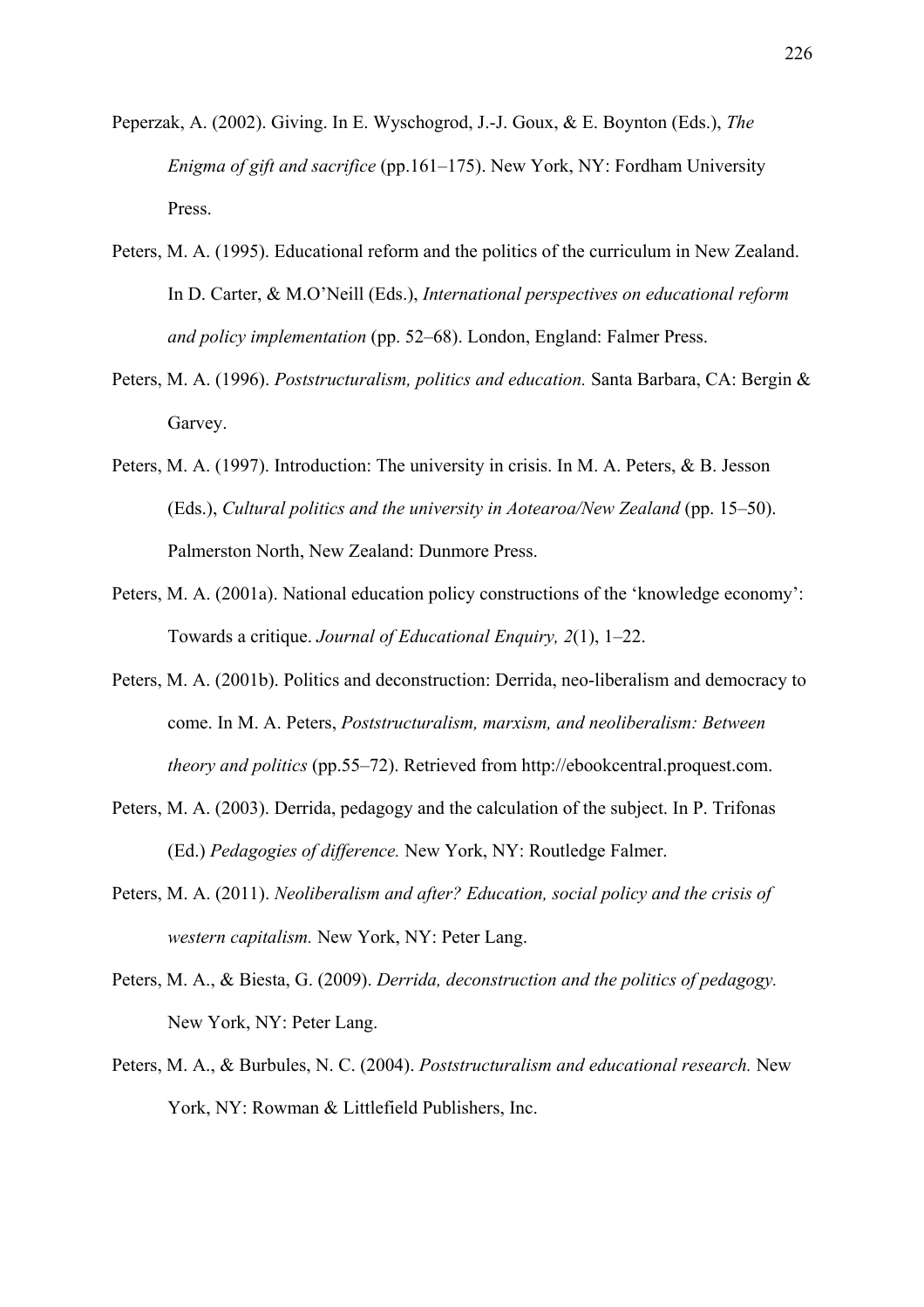Peperzak, A. (2002). Giving. In E. Wyschogrod, J.-J. Goux, & E. Boynton (Eds.), *The Enigma of gift and sacrifice* (pp.161–175). New York, NY: Fordham University Press.

Peters, M. A. (1995). Educational reform and the politics of the curriculum in New Zealand. In D. Carter, & M.O'Neill (Eds.), *International perspectives on educational reform and policy implementation* (pp. 52–68). London, England: Falmer Press.

Peters, M. A. (1996). *Poststructuralism, politics and education.* Santa Barbara, CA: Bergin & Garvey.

Peters, M. A. (1997). Introduction: The university in crisis. In M. A. Peters, & B. Jesson (Eds.), *Cultural politics and the university in Aotearoa/New Zealand* (pp. 15–50). Palmerston North, New Zealand: Dunmore Press.

Peters, M. A. (2001a). National education policy constructions of the 'knowledge economy': Towards a critique. *Journal of Educational Enquiry, 2*(1), 1–22.

Peters, M. A. (2001b). Politics and deconstruction: Derrida, neo-liberalism and democracy to come. In M. A. Peters, *Poststructuralism, marxism, and neoliberalism: Between theory and politics* (pp.55–72). Retrieved from http://ebookcentral.proquest.com.

Peters, M. A. (2003). Derrida, pedagogy and the calculation of the subject. In P. Trifonas (Ed.) *Pedagogies of difference.* New York, NY: Routledge Falmer.

Peters, M. A. (2011). *Neoliberalism and after? Education, social policy and the crisis of western capitalism.* New York, NY: Peter Lang.

Peters, M. A., & Biesta, G. (2009). *Derrida, deconstruction and the politics of pedagogy.* New York, NY: Peter Lang.

Peters, M. A., & Burbules, N. C. (2004). *Poststructuralism and educational research.* New York, NY: Rowman & Littlefield Publishers, Inc.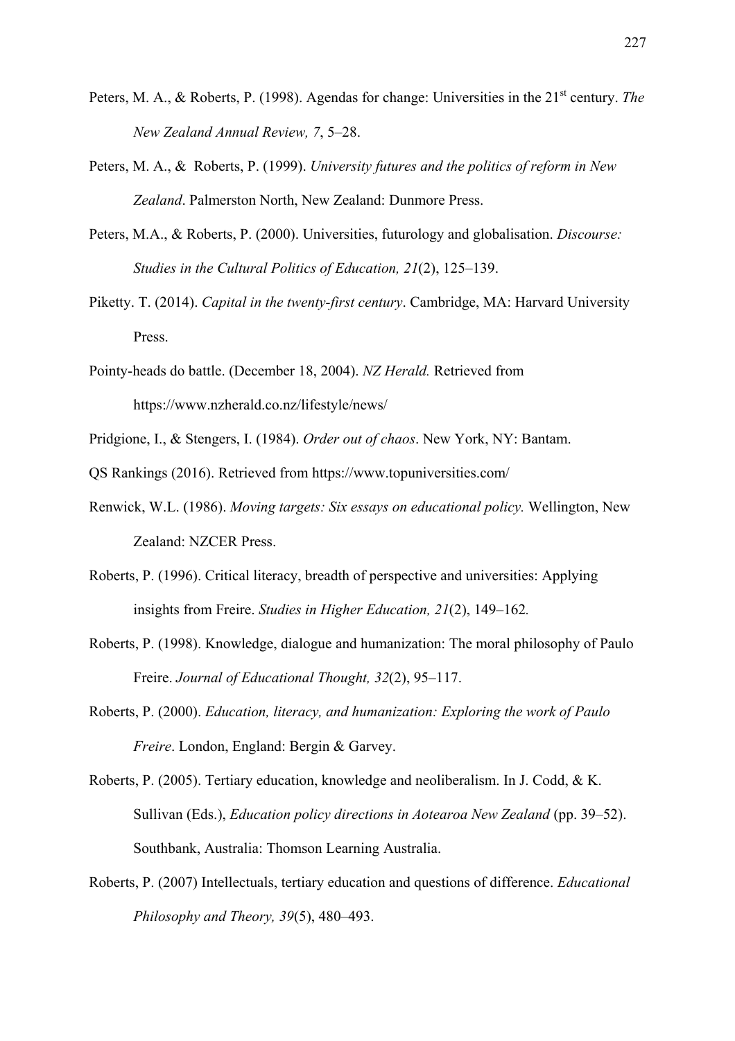Peters, M. A., & Roberts, P. (1998). Agendas for change: Universities in the 21st century. *The New Zealand Annual Review, 7*, 5–28.

Peters, M. A., &  Roberts, P. (1999). *University futures and the politics of reform in New Zealand*. Palmerston North, New Zealand: Dunmore Press.

Peters, M.A., & Roberts, P. (2000). Universities, futurology and globalisation. *Discourse: Studies in the Cultural Politics of Education, 21*(2), 125–139.

Piketty. T. (2014). *Capital in the twenty-first century*. Cambridge, MA: Harvard University Press.

Pointy-heads do battle. (December 18, 2004). *NZ Herald.* Retrieved from https://www.nzherald.co.nz/lifestyle/news/

Pridgione, I., & Stengers, I. (1984). *Order out of chaos*. New York, NY: Bantam.

QS Rankings (2016). Retrieved from https://www.topuniversities.com/

Renwick, W.L. (1986). *Moving targets: Six essays on educational policy.* Wellington, New Zealand: NZCER Press.

Roberts, P. (1996). Critical literacy, breadth of perspective and universities: Applying insights from Freire. *Studies in Higher Education, 21*(2), 149–162*.*

Roberts, P. (1998). Knowledge, dialogue and humanization: The moral philosophy of Paulo Freire. *Journal of Educational Thought, 32*(2), 95–117.

Roberts, P. (2000). *Education, literacy, and humanization: Exploring the work of Paulo Freire*. London, England: Bergin & Garvey.

Roberts, P. (2005). Tertiary education, knowledge and neoliberalism. In J. Codd, & K. Sullivan (Eds.), *Education policy directions in Aotearoa New Zealand* (pp. 39–52). Southbank, Australia: Thomson Learning Australia.

Roberts, P. (2007) Intellectuals, tertiary education and questions of difference. *Educational Philosophy and Theory, 39*(5), 480–493.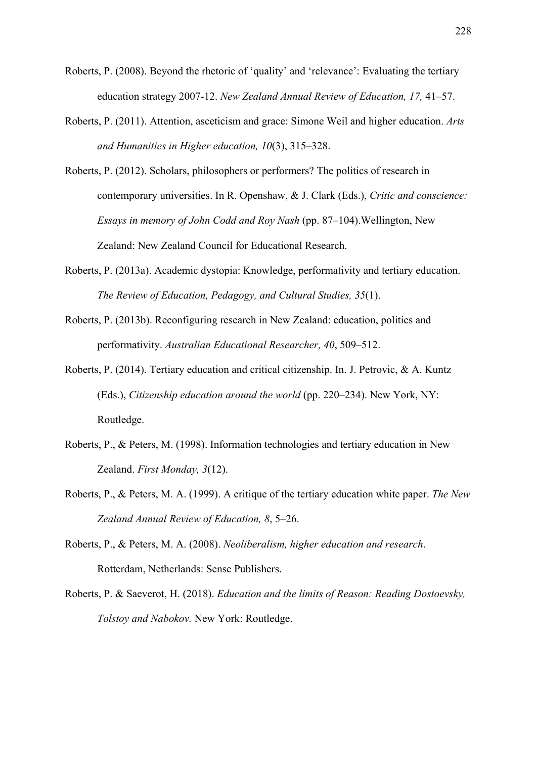Roberts, P. (2008). Beyond the rhetoric of 'quality' and 'relevance': Evaluating the tertiary education strategy 2007-12. *New Zealand Annual Review of Education, 17,* 41–57.

Roberts, P. (2011). Attention, asceticism and grace: Simone Weil and higher education. *Arts and Humanities in Higher education, 10*(3), 315–328.

Roberts, P. (2012). Scholars, philosophers or performers? The politics of research in contemporary universities. In R. Openshaw, & J. Clark (Eds.), *Critic and conscience: Essays in memory of John Codd and Roy Nash* (pp. 87–104).Wellington, New Zealand: New Zealand Council for Educational Research.

Roberts, P. (2013a). Academic dystopia: Knowledge, performativity and tertiary education. *The Review of Education, Pedagogy, and Cultural Studies, 35*(1).

Roberts, P. (2013b). Reconfiguring research in New Zealand: education, politics and performativity. *Australian Educational Researcher, 40*, 509–512.

Roberts, P. (2014). Tertiary education and critical citizenship. In. J. Petrovic, & A. Kuntz (Eds.), *Citizenship education around the world* (pp. 220–234). New York, NY: Routledge.

Roberts, P., & Peters, M. (1998). Information technologies and tertiary education in New Zealand. *First Monday, 3*(12).

Roberts, P., & Peters, M. A. (1999). A critique of the tertiary education white paper. *The New Zealand Annual Review of Education, 8*, 5–26.

Roberts, P., & Peters, M. A. (2008). *Neoliberalism, higher education and research*. Rotterdam, Netherlands: Sense Publishers.

Roberts, P. & Saeverot, H. (2018). *Education and the limits of Reason: Reading Dostoevsky, Tolstoy and Nabokov.* New York: Routledge.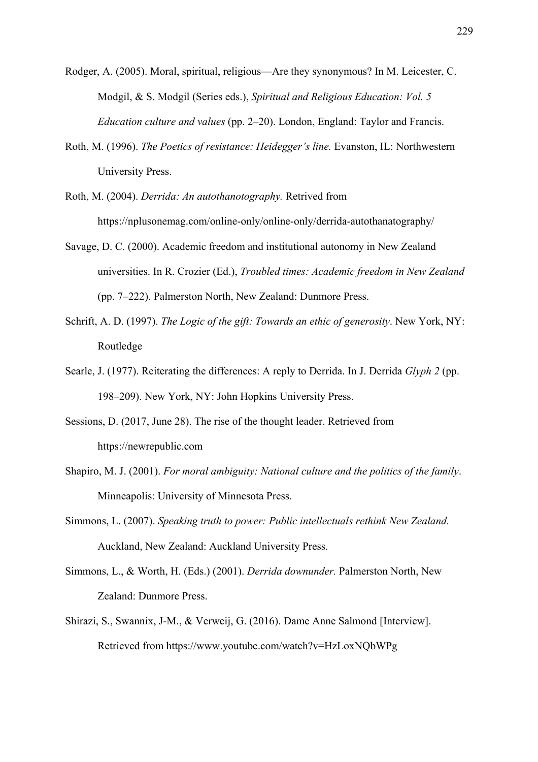Rodger, A. (2005). Moral, spiritual, religious—Are they synonymous? In M. Leicester, C. Modgil, & S. Modgil (Series eds.), *Spiritual and Religious Education: Vol. 5 Education culture and values* (pp. 2–20). London, England: Taylor and Francis.

Roth, M. (1996). *The Poetics of resistance: Heidegger's line.* Evanston, IL: Northwestern University Press.

Roth, M. (2004). *Derrida: An autothanotography.* Retrived from https://nplusonemag.com/online-only/online-only/derrida-autothanatography/

Savage, D. C. (2000). Academic freedom and institutional autonomy in New Zealand universities. In R. Crozier (Ed.), *Troubled times: Academic freedom in New Zealand* (pp. 7–222). Palmerston North, New Zealand: Dunmore Press.

Schrift, A. D. (1997). *The Logic of the gift: Towards an ethic of generosity*. New York, NY: Routledge

Searle, J. (1977). Reiterating the differences: A reply to Derrida. In J. Derrida *Glyph 2* (pp. 198–209). New York, NY: John Hopkins University Press.

Sessions, D. (2017, June 28). The rise of the thought leader. Retrieved from https://newrepublic.com

Shapiro, M. J. (2001). *For moral ambiguity: National culture and the politics of the family*. Minneapolis: University of Minnesota Press.

Simmons, L. (2007). *Speaking truth to power: Public intellectuals rethink New Zealand.* Auckland, New Zealand: Auckland University Press.

Simmons, L., & Worth, H. (Eds.) (2001). *Derrida downunder.* Palmerston North, New Zealand: Dunmore Press.

Shirazi, S., Swannix, J-M., & Verweij, G. (2016). Dame Anne Salmond [Interview]. Retrieved from https://www.youtube.com/watch?v=HzLoxNQbWPg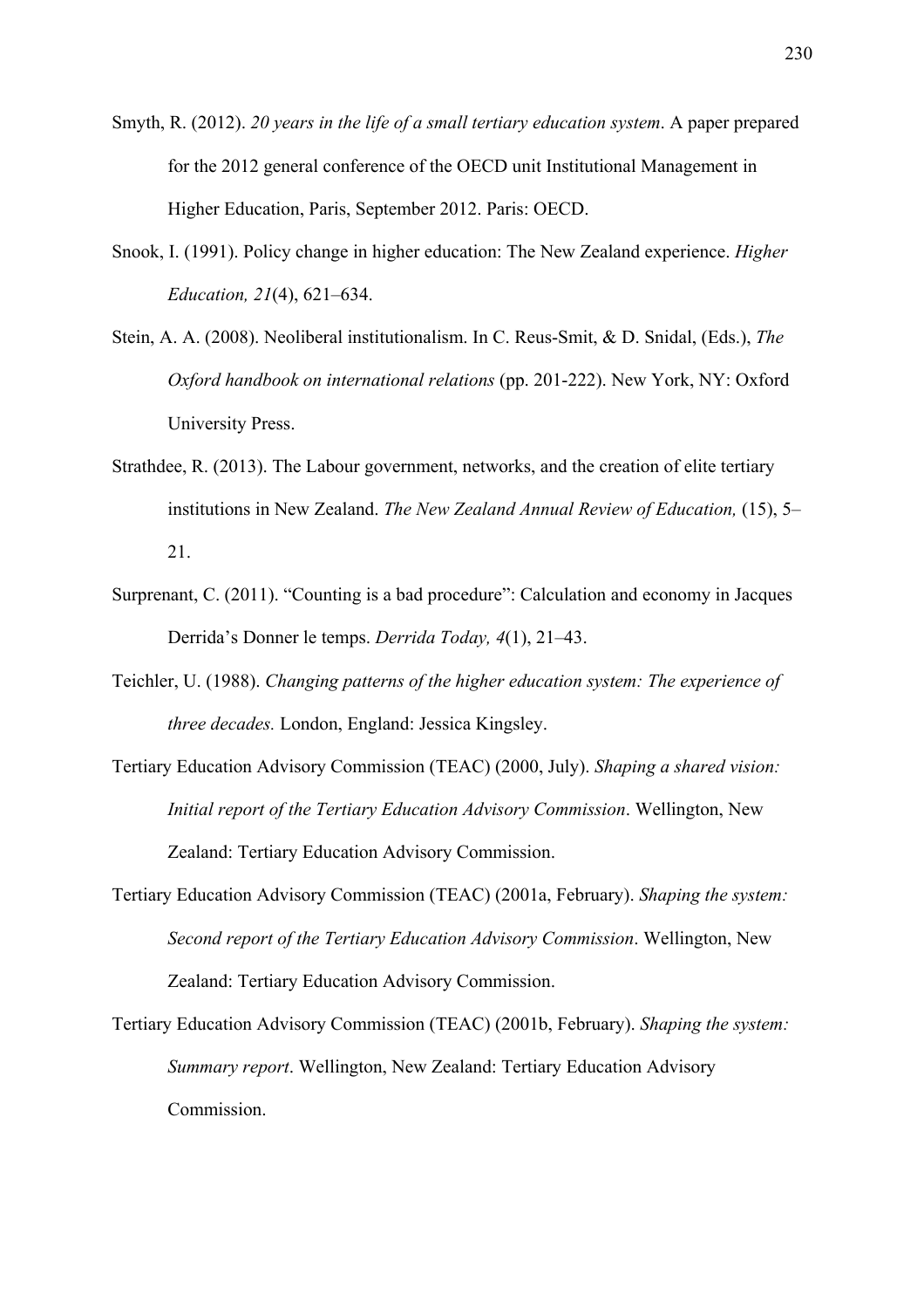Smyth, R. (2012). *20 years in the life of a small tertiary education system*. A paper prepared for the 2012 general conference of the OECD unit Institutional Management in Higher Education, Paris, September 2012. Paris: OECD.

Snook, I. (1991). Policy change in higher education: The New Zealand experience. *Higher Education, 21*(4), 621–634.

Stein, A. A. (2008). Neoliberal institutionalism. In C. Reus-Smit, & D. Snidal, (Eds.), *The Oxford handbook on international relations* (pp. 201-222). New York, NY: Oxford University Press.

Strathdee, R. (2013). The Labour government, networks, and the creation of elite tertiary institutions in New Zealand. *The New Zealand Annual Review of Education,* (15), 5–21.

Surprenant, C. (2011). "Counting is a bad procedure": Calculation and economy in Jacques Derrida's Donner le temps. *Derrida Today, 4*(1), 21–43.

Teichler, U. (1988). *Changing patterns of the higher education system: The experience of three decades.* London, England: Jessica Kingsley.

Tertiary Education Advisory Commission (TEAC) (2000, July). *Shaping a shared vision: Initial report of the Tertiary Education Advisory Commission*. Wellington, New Zealand: Tertiary Education Advisory Commission.

Tertiary Education Advisory Commission (TEAC) (2001a, February). *Shaping the system: Second report of the Tertiary Education Advisory Commission*. Wellington, New Zealand: Tertiary Education Advisory Commission.

Tertiary Education Advisory Commission (TEAC) (2001b, February). *Shaping the system: Summary report*. Wellington, New Zealand: Tertiary Education Advisory Commission.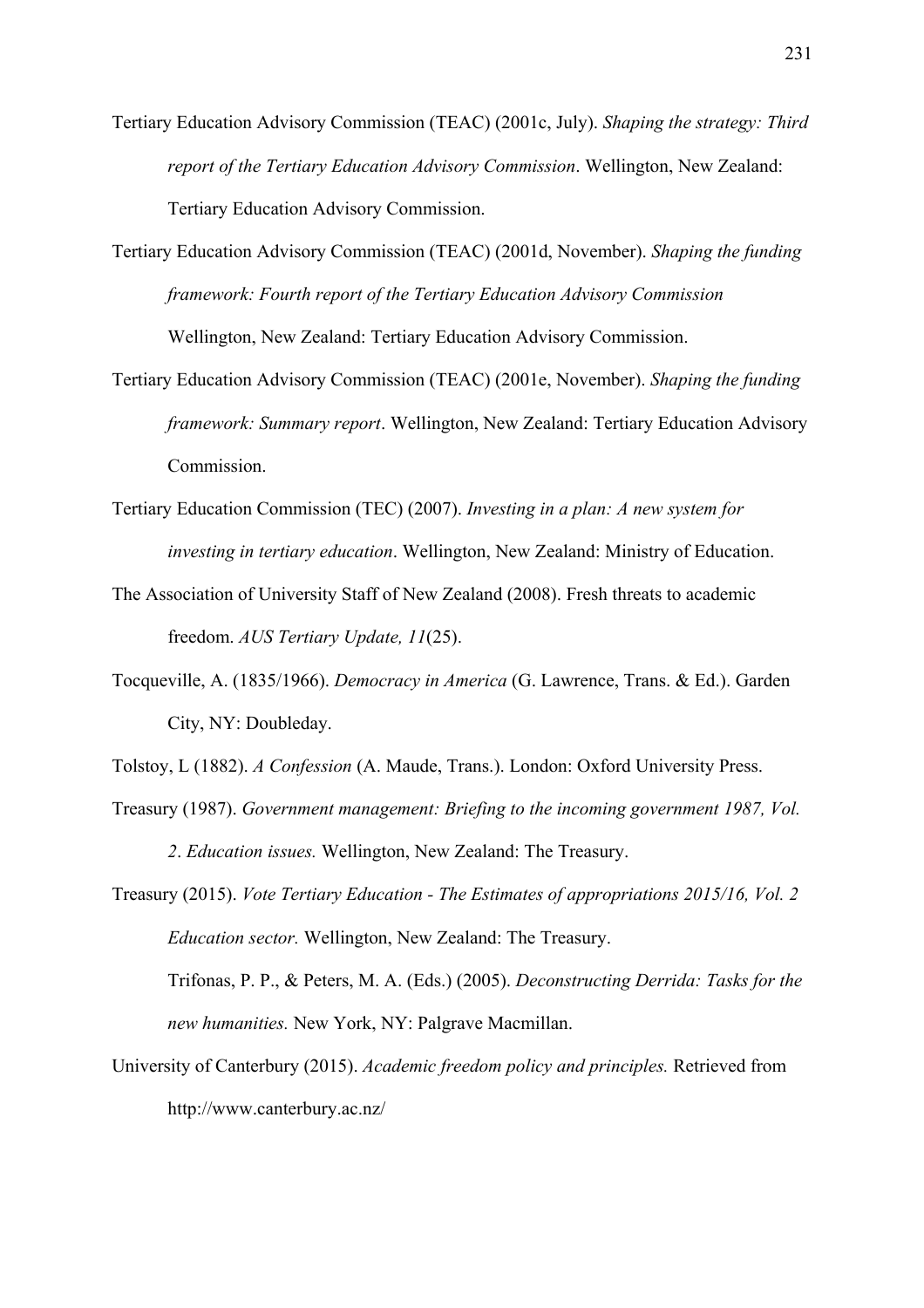Tertiary Education Advisory Commission (TEAC) (2001c, July). *Shaping the strategy: Third report of the Tertiary Education Advisory Commission*. Wellington, New Zealand: Tertiary Education Advisory Commission.

Tertiary Education Advisory Commission (TEAC) (2001d, November). *Shaping the funding framework: Fourth report of the Tertiary Education Advisory Commission* Wellington, New Zealand: Tertiary Education Advisory Commission.

Tertiary Education Advisory Commission (TEAC) (2001e, November). *Shaping the funding framework: Summary report*. Wellington, New Zealand: Tertiary Education Advisory Commission.

Tertiary Education Commission (TEC) (2007). *Investing in a plan: A new system for investing in tertiary education*. Wellington, New Zealand: Ministry of Education.

The Association of University Staff of New Zealand (2008). Fresh threats to academic freedom. *AUS Tertiary Update, 11*(25).

Tocqueville, A. (1835/1966). *Democracy in America* (G. Lawrence, Trans. & Ed.). Garden City, NY: Doubleday.

Tolstoy, L (1882). *A Confession* (A. Maude, Trans.). London: Oxford University Press.

Treasury (1987). *Government management: Briefing to the incoming government 1987, Vol. 2*. *Education issues.* Wellington, New Zealand: The Treasury.

Treasury (2015). *Vote Tertiary Education - The Estimates of appropriations 2015/16, Vol. 2 Education sector.* Wellington, New Zealand: The Treasury.

Trifonas, P. P., & Peters, M. A. (Eds.) (2005). *Deconstructing Derrida: Tasks for the new humanities.* New York, NY: Palgrave Macmillan.

University of Canterbury (2015). *Academic freedom policy and principles.* Retrieved from http://www.canterbury.ac.nz/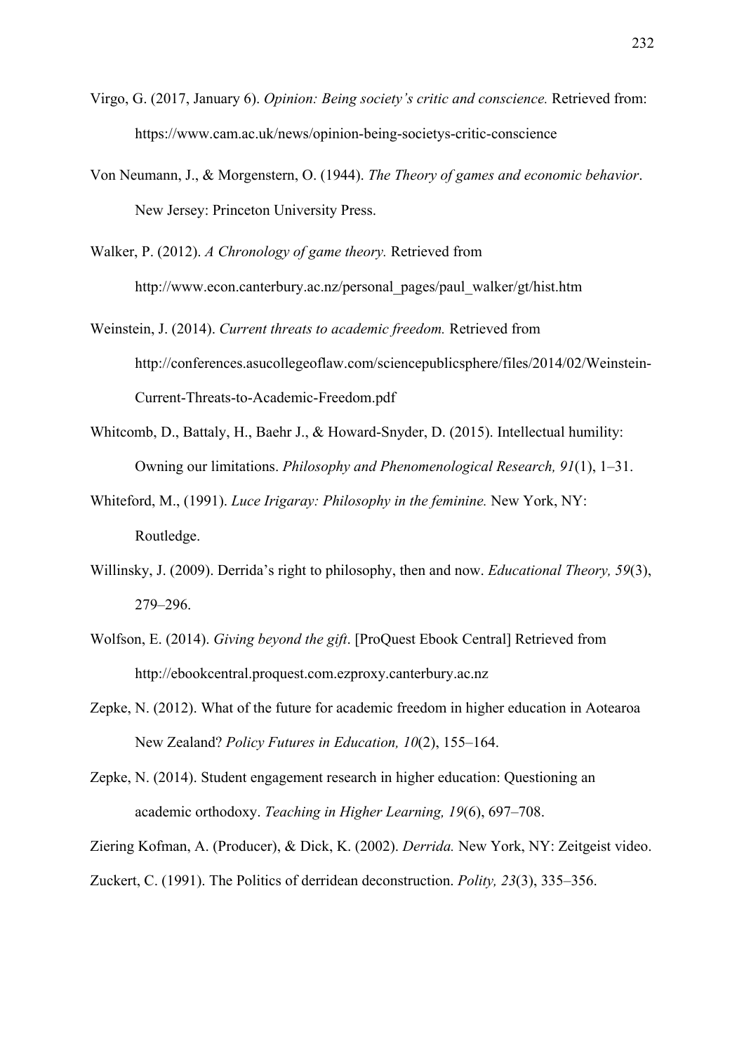Virgo, G. (2017, January 6). *Opinion: Being society's critic and conscience.* Retrieved from: https://www.cam.ac.uk/news/opinion-being-societys-critic-conscience

Von Neumann, J., & Morgenstern, O. (1944). *The Theory of games and economic behavior*. New Jersey: Princeton University Press.

Walker, P. (2012). *A Chronology of game theory.* Retrieved from http://www.econ.canterbury.ac.nz/personal_pages/paul_walker/gt/hist.htm

Weinstein, J. (2014). *Current threats to academic freedom.* Retrieved from http://conferences.asucollegeoflaw.com/sciencepublicsphere/files/2014/02/Weinstein-Current-Threats-to-Academic-Freedom.pdf

Whitcomb, D., Battaly, H., Baehr J., & Howard-Snyder, D. (2015). Intellectual humility: Owning our limitations. *Philosophy and Phenomenological Research, 91*(1), 1–31.

Whiteford, M., (1991). *Luce Irigaray: Philosophy in the feminine.* New York, NY: Routledge.

Willinsky, J. (2009). Derrida's right to philosophy, then and now. *Educational Theory, 59*(3), 279–296.

Wolfson, E. (2014). *Giving beyond the gift*. [ProQuest Ebook Central] Retrieved from http://ebookcentral.proquest.com.ezproxy.canterbury.ac.nz

Zepke, N. (2012). What of the future for academic freedom in higher education in Aotearoa New Zealand? *Policy Futures in Education, 10*(2), 155–164.

Zepke, N. (2014). Student engagement research in higher education: Questioning an academic orthodoxy. *Teaching in Higher Learning, 19*(6), 697–708.

Ziering Kofman, A. (Producer), & Dick, K. (2002). *Derrida.* New York, NY: Zeitgeist video.

Zuckert, C. (1991). The Politics of derridean deconstruction. *Polity, 23*(3), 335–356.